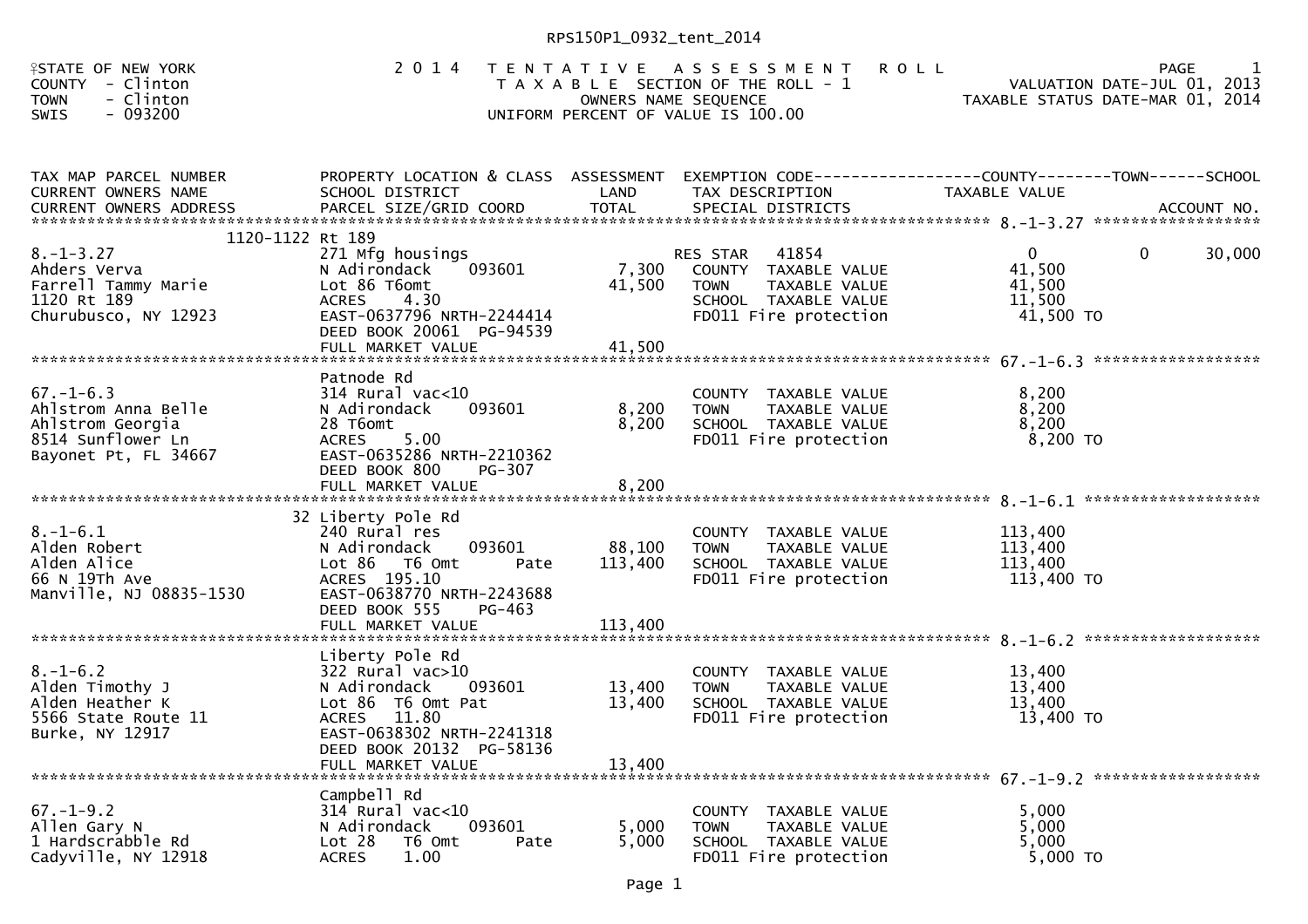RPS150P1_0932_tent_2014

STATE OF NEW YORK
COUNTY - Clinton
TOWN - Clinton
SWIS - 093200

# 2014 TENTATIVE ASSESSMENT ROLL

TAXABLE SECTION OF THE ROLL - 1
OWNERS NAME SEQUENCE
UNIFORM PERCENT OF VALUE IS 100.00

VALUATION DATE-JUL 01, 2013
TAXABLE STATUS DATE-MAR 01, 2014

| TAX MAP PARCEL NUMBER / CURRENT OWNERS NAME / CURRENT OWNERS ADDRESS | PROPERTY LOCATION & CLASS / SCHOOL DISTRICT / PARCEL SIZE/GRID COORD | ASSESSMENT LAND / TOTAL | EXEMPTION CODE / TAX DESCRIPTION / SPECIAL DISTRICTS | COUNTY TAXABLE VALUE | TOWN | SCHOOL / ACCOUNT NO. |
|---|---|---|---|---|---|---|
| **8.-1-3.27** | 1120-1122 Rt 189 | | | | | |
| 8.-1-3.27 | 271 Mfg housings | | RES STAR 41854 | 0 | 0 | 30,000 |
| Ahders Verva | N Adirondack 093601 | 7,300 | COUNTY TAXABLE VALUE | 41,500 | | |
| Farrell Tammy Marie | Lot 86 T6omt | 41,500 | TOWN TAXABLE VALUE | 41,500 | | |
| 1120 Rt 189 | ACRES 4.30 | | SCHOOL TAXABLE VALUE | 11,500 | | |
| Churubusco, NY 12923 | EAST-0637796 NRTH-2244414 | | FD011 Fire protection | 41,500 TO | | |
| | DEED BOOK 20061 PG-94539 | | | | | |
| | FULL MARKET VALUE | 41,500 | | | | |
| **67.-1-6.3** | Patnode Rd | | | | | |
| 67.-1-6.3 | 314 Rural vac<10 | | COUNTY TAXABLE VALUE | 8,200 | | |
| Ahlstrom Anna Belle | N Adirondack 093601 | 8,200 | TOWN TAXABLE VALUE | 8,200 | | |
| Ahlstrom Georgia | 28 T6omt | 8,200 | SCHOOL TAXABLE VALUE | 8,200 | | |
| 8514 Sunflower Ln | ACRES 5.00 | | FD011 Fire protection | 8,200 TO | | |
| Bayonet Pt, FL 34667 | EAST-0635286 NRTH-2210362 | | | | | |
| | DEED BOOK 800 PG-307 | | | | | |
| | FULL MARKET VALUE | 8,200 | | | | |
| **8.-1-6.1** | 32 Liberty Pole Rd | | | | | |
| 8.-1-6.1 | 240 Rural res | | COUNTY TAXABLE VALUE | 113,400 | | |
| Alden Robert | N Adirondack 093601 | 88,100 | TOWN TAXABLE VALUE | 113,400 | | |
| Alden Alice | Lot 86 T6 Omt Pate | 113,400 | SCHOOL TAXABLE VALUE | 113,400 | | |
| 66 N 19Th Ave | ACRES 195.10 | | FD011 Fire protection | 113,400 TO | | |
| Manville, NJ 08835-1530 | EAST-0638770 NRTH-2243688 | | | | | |
| | DEED BOOK 555 PG-463 | | | | | |
| | FULL MARKET VALUE | 113,400 | | | | |
| **8.-1-6.2** | Liberty Pole Rd | | | | | |
| 8.-1-6.2 | 322 Rural vac>10 | | COUNTY TAXABLE VALUE | 13,400 | | |
| Alden Timothy J | N Adirondack 093601 | 13,400 | TOWN TAXABLE VALUE | 13,400 | | |
| Alden Heather K | Lot 86 T6 Omt Pat | 13,400 | SCHOOL TAXABLE VALUE | 13,400 | | |
| 5566 State Route 11 | ACRES 11.80 | | FD011 Fire protection | 13,400 TO | | |
| Burke, NY 12917 | EAST-0638302 NRTH-2241318 | | | | | |
| | DEED BOOK 20132 PG-58136 | | | | | |
| | FULL MARKET VALUE | 13,400 | | | | |
| **67.-1-9.2** | Campbell Rd | | | | | |
| 67.-1-9.2 | 314 Rural vac<10 | | COUNTY TAXABLE VALUE | 5,000 | | |
| Allen Gary N | N Adirondack 093601 | 5,000 | TOWN TAXABLE VALUE | 5,000 | | |
| 1 Hardscrabble Rd | Lot 28 T6 Omt Pate | 5,000 | SCHOOL TAXABLE VALUE | 5,000 | | |
| Cadyville, NY 12918 | ACRES 1.00 | | FD011 Fire protection | 5,000 TO | | |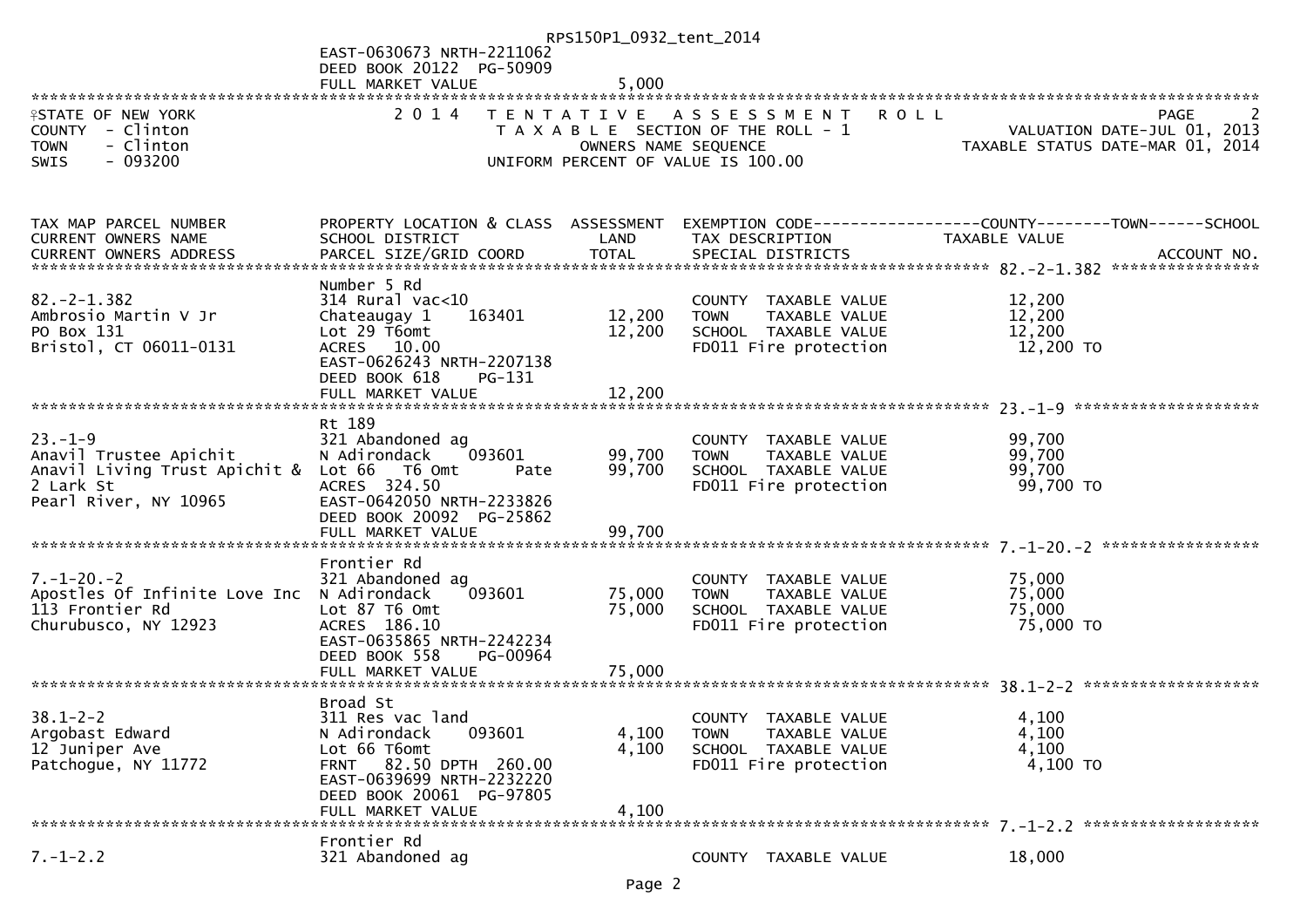RPS150P1_0932_tent_2014

EAST-0630673 NRTH-2211062
DEED BOOK 20122 PG-50909
FULL MARKET VALUE 5,000

STATE OF NEW YORK
COUNTY - Clinton
TOWN - Clinton
SWIS - 093200

## 2014 TENTATIVE ASSESSMENT ROLL

TAXABLE SECTION OF THE ROLL - 1
OWNERS NAME SEQUENCE
UNIFORM PERCENT OF VALUE IS 100.00

VALUATION DATE-JUL 01, 2013
TAXABLE STATUS DATE-MAR 01, 2014

| TAX MAP PARCEL NUMBER / CURRENT OWNERS NAME / CURRENT OWNERS ADDRESS | PROPERTY LOCATION & CLASS / SCHOOL DISTRICT / PARCEL SIZE/GRID COORD | ASSESSMENT LAND | ASSESSMENT TOTAL | EXEMPTION CODE / TAX DESCRIPTION / SPECIAL DISTRICTS | COUNTY--------TOWN------SCHOOL TAXABLE VALUE | ACCOUNT NO. |
|---|---|---|---|---|---|---|
| 82.-2-1.382 | Number 5 Rd | | | | | |
| Ambrosio Martin V Jr | 314 Rural vac<10 | | | COUNTY TAXABLE VALUE | 12,200 | |
| PO Box 131 | Chateaugay 1 163401 | 12,200 | | TOWN TAXABLE VALUE | 12,200 | |
| Bristol, CT 06011-0131 | Lot 29 T6omt | | 12,200 | SCHOOL TAXABLE VALUE | 12,200 | |
| | ACRES 10.00 | | | FD011 Fire protection | 12,200 TO | |
| | EAST-0626243 NRTH-2207138 | | | | | |
| | DEED BOOK 618 PG-131 | | | | | |
| | FULL MARKET VALUE | | 12,200 | | | |
| 23.-1-9 | Rt 189 | | | | | |
| Anavil Trustee Apichit | 321 Abandoned ag | | | COUNTY TAXABLE VALUE | 99,700 | |
| Anavil Living Trust Apichit & | N Adirondack 093601 | 99,700 | | TOWN TAXABLE VALUE | 99,700 | |
| 2 Lark St | Lot 66 T6 Omt Pate | | 99,700 | SCHOOL TAXABLE VALUE | 99,700 | |
| Pearl River, NY 10965 | ACRES 324.50 | | | FD011 Fire protection | 99,700 TO | |
| | EAST-0642050 NRTH-2233826 | | | | | |
| | DEED BOOK 20092 PG-25862 | | | | | |
| | FULL MARKET VALUE | | 99,700 | | | |
| 7.-1-20.-2 | Frontier Rd | | | | | |
| Apostles Of Infinite Love Inc | 321 Abandoned ag | | | COUNTY TAXABLE VALUE | 75,000 | |
| 113 Frontier Rd | N Adirondack 093601 | 75,000 | | TOWN TAXABLE VALUE | 75,000 | |
| Churubusco, NY 12923 | Lot 87 T6 Omt | | 75,000 | SCHOOL TAXABLE VALUE | 75,000 | |
| | ACRES 186.10 | | | FD011 Fire protection | 75,000 TO | |
| | EAST-0635865 NRTH-2242234 | | | | | |
| | DEED BOOK 558 PG-00964 | | | | | |
| | FULL MARKET VALUE | | 75,000 | | | |
| 38.1-2-2 | Broad St | | | | | |
| Argobast Edward | 311 Res vac land | | | COUNTY TAXABLE VALUE | 4,100 | |
| 12 Juniper Ave | N Adirondack 093601 | 4,100 | | TOWN TAXABLE VALUE | 4,100 | |
| Patchogue, NY 11772 | Lot 66 T6omt | | 4,100 | SCHOOL TAXABLE VALUE | 4,100 | |
| | FRNT 82.50 DPTH 260.00 | | | FD011 Fire protection | 4,100 TO | |
| | EAST-0639699 NRTH-2232220 | | | | | |
| | DEED BOOK 20061 PG-97805 | | | | | |
| | FULL MARKET VALUE | | 4,100 | | | |
| 7.-1-2.2 | Frontier Rd | | | | | |
| | 321 Abandoned ag | | | COUNTY TAXABLE VALUE | 18,000 | |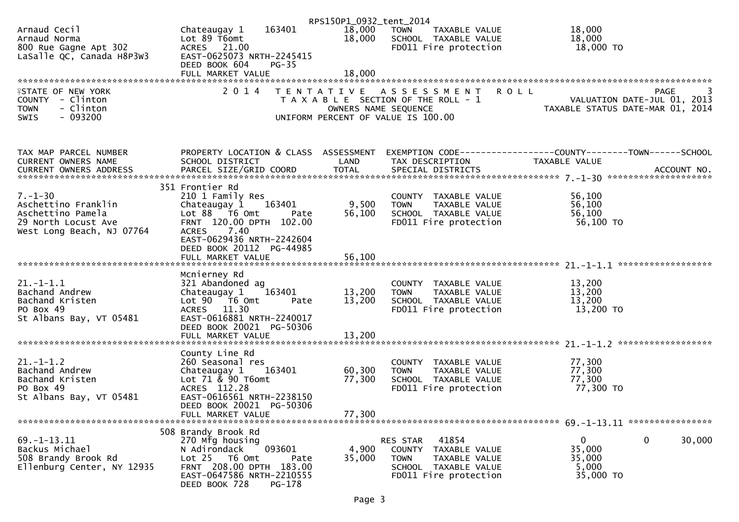RPS150P1_0932_tent_2014

| | | | | |
|---|---|---|---|---|
| Arnaud Cecil<br>Arnaud Norma<br>800 Rue Gagne Apt 302<br>LaSalle QC, Canada H8P3W3 | Chateaugay 1 163401<br>Lot 89 T6omt<br>ACRES 21.00<br>EAST-0625073 NRTH-2245415<br>DEED BOOK 604 PG-35<br>FULL MARKET VALUE | 18,000<br>18,000<br><br><br><br>18,000 | TOWN TAXABLE VALUE<br>SCHOOL TAXABLE VALUE<br>FD011 Fire protection | 18,000<br>18,000<br>18,000 TO |

STATE OF NEW YORK
COUNTY - Clinton
TOWN - Clinton
SWIS - 093200

2014 TENTATIVE ASSESSMENT ROLL
TAXABLE SECTION OF THE ROLL - 1
OWNERS NAME SEQUENCE
UNIFORM PERCENT OF VALUE IS 100.00

PAGE 3
VALUATION DATE-JUL 01, 2013
TAXABLE STATUS DATE-MAR 01, 2014

| TAX MAP PARCEL NUMBER<br>CURRENT OWNERS NAME<br>CURRENT OWNERS ADDRESS | PROPERTY LOCATION & CLASS<br>SCHOOL DISTRICT<br>PARCEL SIZE/GRID COORD | ASSESSMENT<br>LAND<br>TOTAL | EXEMPTION CODE<br>TAX DESCRIPTION<br>SPECIAL DISTRICTS | COUNTY<br>TAXABLE VALUE | TOWN | SCHOOL<br><br>ACCOUNT NO. |
|---|---|---|---|---|---|---|
| 7.-1-30<br>Aschettino Franklin<br>Aschettino Pamela<br>29 North Locust Ave<br>West Long Beach, NJ 07764 | 351 Frontier Rd<br>210 1 Family Res<br>Chateaugay 1 163401<br>Lot 88 T6 Omt Pate<br>FRNT 120.00 DPTH 102.00<br>ACRES 7.40<br>EAST-0629436 NRTH-2242604<br>DEED BOOK 20112 PG-44985<br>FULL MARKET VALUE | <br><br>9,500<br>56,100<br><br><br><br><br>56,100 | COUNTY TAXABLE VALUE<br>TOWN TAXABLE VALUE<br>SCHOOL TAXABLE VALUE<br>FD011 Fire protection | 56,100<br>56,100<br>56,100<br>56,100 TO | | |
| 21.-1-1.1<br>Bachand Andrew<br>Bachand Kristen<br>PO Box 49<br>St Albans Bay, VT 05481 | Mcnierney Rd<br>321 Abandoned ag<br>Chateaugay 1 163401<br>Lot 90 T6 Omt Pate<br>ACRES 11.30<br>EAST-0616881 NRTH-2240017<br>DEED BOOK 20021 PG-50306<br>FULL MARKET VALUE | <br><br>13,200<br>13,200<br><br><br><br>13,200 | COUNTY TAXABLE VALUE<br>TOWN TAXABLE VALUE<br>SCHOOL TAXABLE VALUE<br>FD011 Fire protection | 13,200<br>13,200<br>13,200<br>13,200 TO | | |
| 21.-1-1.2<br>Bachand Andrew<br>Bachand Kristen<br>PO Box 49<br>St Albans Bay, VT 05481 | County Line Rd<br>260 Seasonal res<br>Chateaugay 1 163401<br>Lot 71 & 90 T6omt<br>ACRES 112.28<br>EAST-0616561 NRTH-2238150<br>DEED BOOK 20021 PG-50306<br>FULL MARKET VALUE | <br><br>60,300<br>77,300<br><br><br><br>77,300 | COUNTY TAXABLE VALUE<br>TOWN TAXABLE VALUE<br>SCHOOL TAXABLE VALUE<br>FD011 Fire protection | 77,300<br>77,300<br>77,300<br>77,300 TO | | |
| 69.-1-13.11<br>Backus Michael<br>508 Brandy Brook Rd<br>Ellenburg Center, NY 12935 | 508 Brandy Brook Rd<br>270 Mfg housing<br>N Adirondack 093601<br>Lot 25 T6 Omt Pate<br>FRNT 208.00 DPTH 183.00<br>EAST-0647586 NRTH-2210555<br>DEED BOOK 728 PG-178 | <br><br>4,900<br>35,000 | RES STAR 41854<br>COUNTY TAXABLE VALUE<br>TOWN TAXABLE VALUE<br>SCHOOL TAXABLE VALUE<br>FD011 Fire protection | 0<br>35,000<br>35,000<br>5,000<br>35,000 TO | 0 | 30,000 |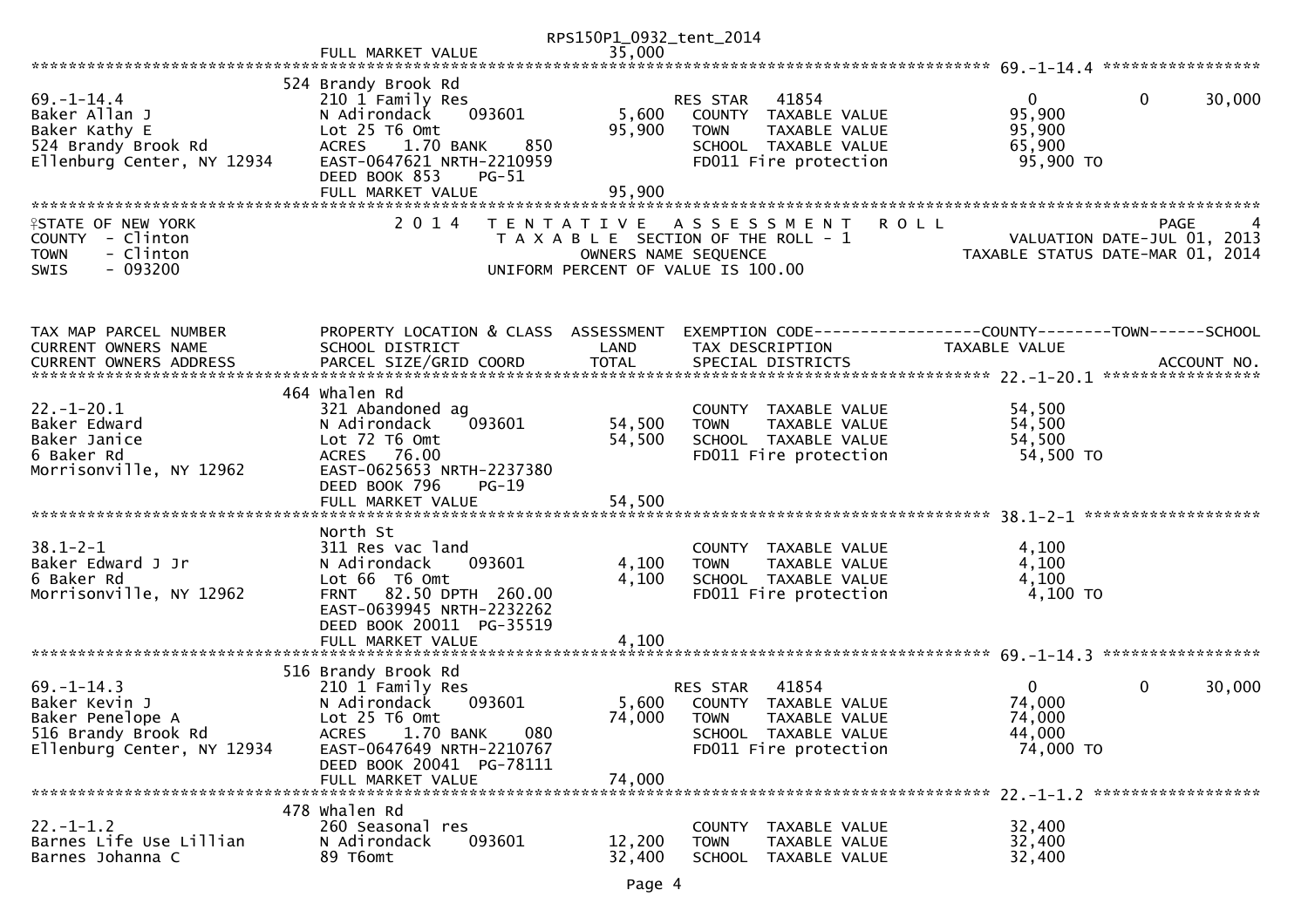RPS150P1_0932_tent_2014

```
                              FULL MARKET VALUE              35,000
******************************************************************************************************* 69.-1-14.4 *****************
                              524 Brandy Brook Rd
69.-1-14.4                    210 1 Family Res                        RES STAR   41854                    0            0       30,000
Baker Allan J                 N Adirondack     093601          5,600    COUNTY  TAXABLE VALUE           95,900
Baker Kathy E                 Lot 25 T6 Omt                   95,900    TOWN    TAXABLE VALUE           95,900
524 Brandy Brook Rd           ACRES     1.70 BANK     850               SCHOOL  TAXABLE VALUE           65,900
Ellenburg Center, NY 12934    EAST-0647621 NRTH-2210959                 FD011 Fire protection            95,900 TO
                              DEED BOOK 853     PG-51
                              FULL MARKET VALUE              95,900
*************************************************************************************************************************************
STATE OF NEW YORK                 2 0 1 4   T E N T A T I V E   A S S E S S M E N T   R O L L                          PAGE     4
COUNTY  - Clinton                           T A X A B L E  SECTION OF THE ROLL - 1                      VALUATION DATE-JUL 01, 2013
TOWN    - Clinton                                  OWNERS NAME SEQUENCE                           TAXABLE STATUS DATE-MAR 01, 2014
SWIS    - 093200                              UNIFORM PERCENT OF VALUE IS 100.00


TAX MAP PARCEL NUMBER         PROPERTY LOCATION & CLASS  ASSESSMENT  EXEMPTION CODE------------------COUNTY--------TOWN------SCHOOL
CURRENT OWNERS NAME           SCHOOL DISTRICT               LAND      TAX DESCRIPTION             TAXABLE VALUE
CURRENT OWNERS ADDRESS        PARCEL SIZE/GRID COORD        TOTAL     SPECIAL DISTRICTS                                   ACCOUNT NO.
******************************************************************************************************* 22.-1-20.1 *****************
                              464 Whalen Rd
22.-1-20.1                    321 Abandoned ag                          COUNTY  TAXABLE VALUE           54,500
Baker Edward                  N Adirondack     093601         54,500    TOWN    TAXABLE VALUE           54,500
Baker Janice                  Lot 72 T6 Omt                   54,500    SCHOOL  TAXABLE VALUE           54,500
6 Baker Rd                    ACRES    76.00                            FD011 Fire protection            54,500 TO
Morrisonville, NY 12962       EAST-0625653 NRTH-2237380
                              DEED BOOK 796     PG-19
                              FULL MARKET VALUE              54,500
******************************************************************************************************* 38.1-2-1 *******************
                              North St
38.1-2-1                      311 Res vac land                          COUNTY  TAXABLE VALUE            4,100
Baker Edward J Jr             N Adirondack     093601          4,100    TOWN    TAXABLE VALUE            4,100
6 Baker Rd                    Lot 66  T6 Omt                   4,100    SCHOOL  TAXABLE VALUE            4,100
Morrisonville, NY 12962       FRNT    82.50 DPTH 260.00                 FD011 Fire protection             4,100 TO
                              EAST-0639945 NRTH-2232262
                              DEED BOOK 20011  PG-35519
                              FULL MARKET VALUE               4,100
******************************************************************************************************* 69.-1-14.3 *****************
                              516 Brandy Brook Rd
69.-1-14.3                    210 1 Family Res                        RES STAR   41854                    0            0       30,000
Baker Kevin J                 N Adirondack     093601          5,600    COUNTY  TAXABLE VALUE           74,000
Baker Penelope A              Lot 25 T6 Omt                   74,000    TOWN    TAXABLE VALUE           74,000
516 Brandy Brook Rd           ACRES     1.70 BANK     080               SCHOOL  TAXABLE VALUE           44,000
Ellenburg Center, NY 12934    EAST-0647649 NRTH-2210767                 FD011 Fire protection            74,000 TO
                              DEED BOOK 20041  PG-78111
                              FULL MARKET VALUE              74,000
******************************************************************************************************* 22.-1-1.2 ******************
                              478 Whalen Rd
22.-1-1.2                     260 Seasonal res                          COUNTY  TAXABLE VALUE           32,400
Barnes Life Use Lillian       N Adirondack     093601         12,200    TOWN    TAXABLE VALUE           32,400
Barnes Johanna C              89 T6omt                        32,400    SCHOOL  TAXABLE VALUE           32,400
```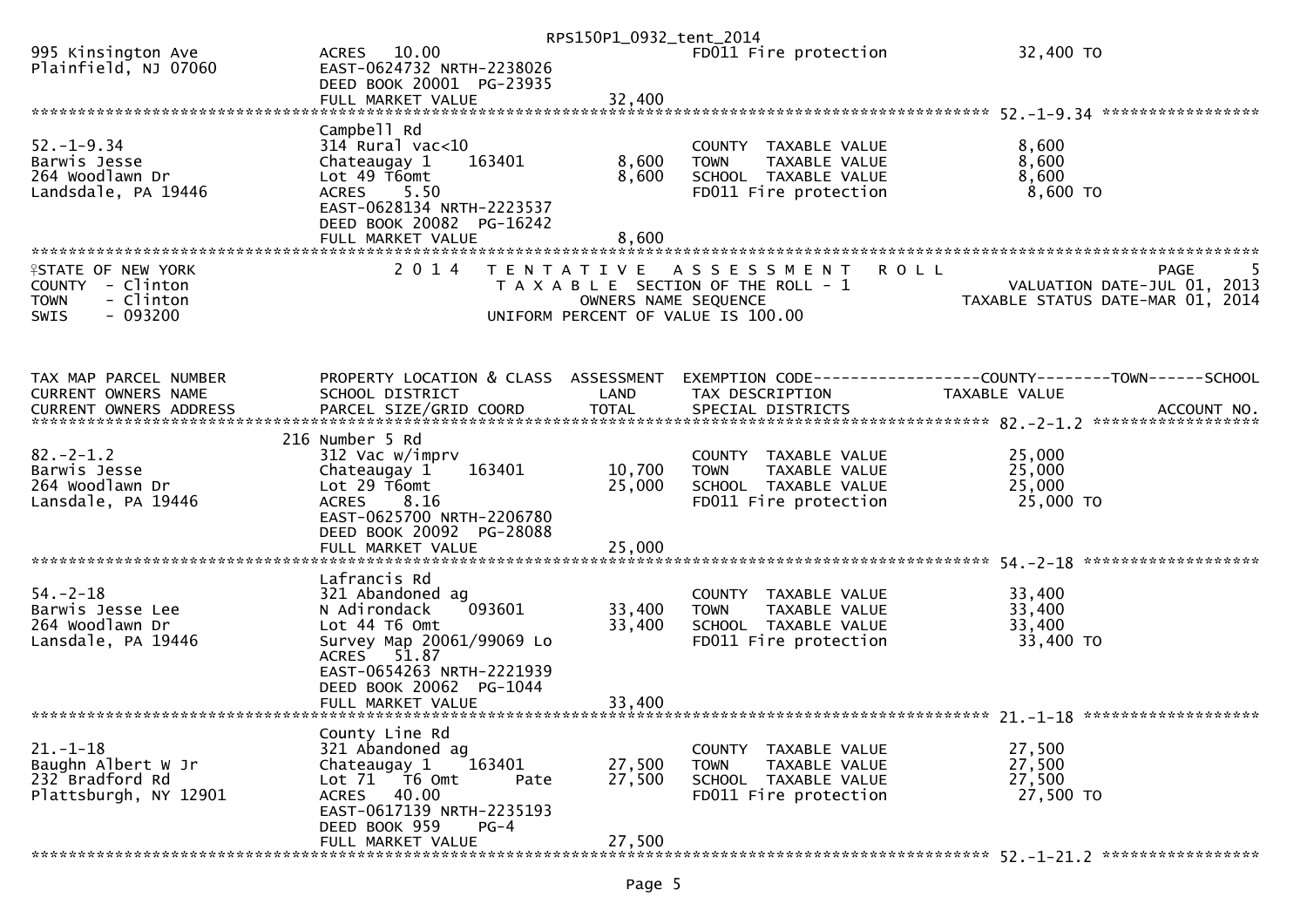| | | | | |
|---|---|---|---|---|
| 995 Kinsington Ave<br>Plainfield, NJ 07060 | ACRES 10.00<br>EAST-0624732 NRTH-2238026<br>DEED BOOK 20001 PG-23935<br>FULL MARKET VALUE | <br><br><br>32,400 | FD011 Fire protection | 32,400 TO |

**52.-1-9.34**

| | | | | |
|---|---|---|---|---|
| 52.-1-9.34<br>Barwis Jesse<br>264 Woodlawn Dr<br>Landsdale, PA 19446 | Campbell Rd<br>314 Rural vac<10<br>Chateaugay 1 163401<br>Lot 49 T6omt<br>ACRES 5.50<br>EAST-0628134 NRTH-2223537<br>DEED BOOK 20082 PG-16242<br>FULL MARKET VALUE | <br><br>8,600<br>8,600<br><br><br><br>8,600 | <br><br>COUNTY TAXABLE VALUE<br>TOWN TAXABLE VALUE<br>SCHOOL TAXABLE VALUE<br>FD011 Fire protection | <br><br>8,600<br>8,600<br>8,600<br>8,600 TO |

STATE OF NEW YORK
COUNTY - Clinton
TOWN - Clinton
SWIS - 093200

2014 TENTATIVE ASSESSMENT ROLL
TAXABLE SECTION OF THE ROLL - 1
OWNERS NAME SEQUENCE
UNIFORM PERCENT OF VALUE IS 100.00

PAGE 5
VALUATION DATE-JUL 01, 2013
TAXABLE STATUS DATE-MAR 01, 2014

| TAX MAP PARCEL NUMBER<br>CURRENT OWNERS NAME<br>CURRENT OWNERS ADDRESS | PROPERTY LOCATION & CLASS<br>SCHOOL DISTRICT<br>PARCEL SIZE/GRID COORD | ASSESSMENT<br>LAND<br>TOTAL | EXEMPTION CODE------------------COUNTY--------TOWN------SCHOOL<br>TAX DESCRIPTION<br>SPECIAL DISTRICTS | TAXABLE VALUE<br><br>ACCOUNT NO. |
|---|---|---|---|---|
| **82.-2-1.2** | | | | |
| 82.-2-1.2<br>Barwis Jesse<br>264 Woodlawn Dr<br>Lansdale, PA 19446 | 216 Number 5 Rd<br>312 Vac w/imprv<br>Chateaugay 1 163401<br>Lot 29 T6omt<br>ACRES 8.16<br>EAST-0625700 NRTH-2206780<br>DEED BOOK 20092 PG-28088<br>FULL MARKET VALUE | <br><br>10,700<br>25,000<br><br><br><br>25,000 | <br><br>COUNTY TAXABLE VALUE<br>TOWN TAXABLE VALUE<br>SCHOOL TAXABLE VALUE<br>FD011 Fire protection | <br><br>25,000<br>25,000<br>25,000<br>25,000 TO |
| **54.-2-18** | | | | |
| 54.-2-18<br>Barwis Jesse Lee<br>264 Woodlawn Dr<br>Lansdale, PA 19446 | Lafrancis Rd<br>321 Abandoned ag<br>N Adirondack 093601<br>Lot 44 T6 Omt<br>Survey Map 20061/99069 Lo<br>ACRES 51.87<br>EAST-0654263 NRTH-2221939<br>DEED BOOK 20062 PG-1044<br>FULL MARKET VALUE | <br><br>33,400<br>33,400<br><br><br><br><br>33,400 | <br><br>COUNTY TAXABLE VALUE<br>TOWN TAXABLE VALUE<br>SCHOOL TAXABLE VALUE<br>FD011 Fire protection | <br><br>33,400<br>33,400<br>33,400<br>33,400 TO |
| **21.-1-18** | | | | |
| 21.-1-18<br>Baughn Albert W Jr<br>232 Bradford Rd<br>Plattsburgh, NY 12901 | County Line Rd<br>321 Abandoned ag<br>Chateaugay 1 163401<br>Lot 71 T6 Omt Pate<br>ACRES 40.00<br>EAST-0617139 NRTH-2235193<br>DEED BOOK 959 PG-4<br>FULL MARKET VALUE | <br><br>27,500<br>27,500<br><br><br><br>27,500 | <br><br>COUNTY TAXABLE VALUE<br>TOWN TAXABLE VALUE<br>SCHOOL TAXABLE VALUE<br>FD011 Fire protection | <br><br>27,500<br>27,500<br>27,500<br>27,500 TO |
| **52.-1-21.2** | | | | |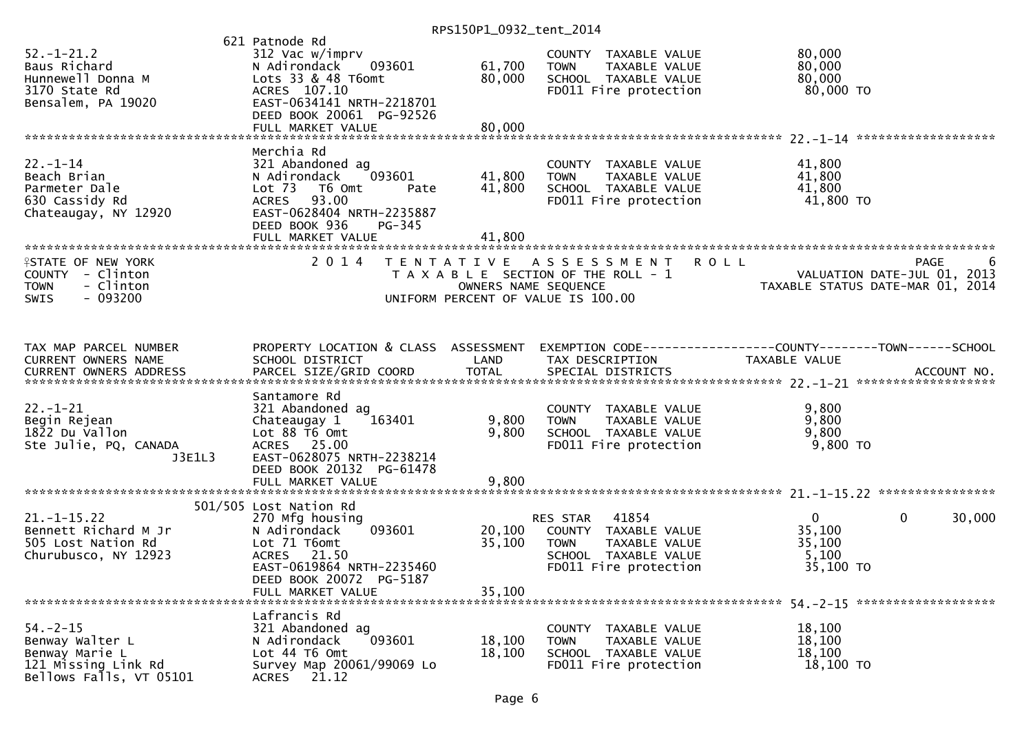```
                                                             621 Patnode Rd
52.-1-21.2                     312 Vac w/imprv                           COUNTY  TAXABLE VALUE             80,000
Baus Richard                   N Adirondack     093601        61,700     TOWN    TAXABLE VALUE             80,000
Hunnewell Donna M              Lots 33 & 48 T6omt             80,000     SCHOOL  TAXABLE VALUE             80,000
3170 State Rd                  ACRES 107.10                              FD011 Fire protection              80,000 TO
Bensalem, PA 19020             EAST-0634141 NRTH-2218701
                               DEED BOOK 20061  PG-92526
                               FULL MARKET VALUE              80,000
******************************************************************************************************* 22.-1-14 *******************
                               Merchia Rd
22.-1-14                       321 Abandoned ag                          COUNTY  TAXABLE VALUE             41,800
Beach Brian                    N Adirondack     093601        41,800     TOWN    TAXABLE VALUE             41,800
Parmeter Dale                  Lot 73   T6 Omt       Pate     41,800     SCHOOL  TAXABLE VALUE             41,800
630 Cassidy Rd                 ACRES  93.00                              FD011 Fire protection              41,800 TO
Chateaugay, NY 12920           EAST-0628404 NRTH-2235887
                               DEED BOOK 936    PG-345
                               FULL MARKET VALUE              41,800
************************************************************************************************************************************
STATE OF NEW YORK                2 0 1 4   T E N T A T I V E   A S S E S S M E N T   R O L L                             PAGE    6
COUNTY  - Clinton                          T A X A B L E  SECTION OF THE ROLL - 1                     VALUATION DATE-JUL 01, 2013
TOWN    - Clinton                                 OWNERS NAME SEQUENCE                          TAXABLE STATUS DATE-MAR 01, 2014
SWIS    - 093200                          UNIFORM PERCENT OF VALUE IS 100.00


TAX MAP PARCEL NUMBER          PROPERTY LOCATION & CLASS  ASSESSMENT  EXEMPTION CODE------------------COUNTY--------TOWN------SCHOOL
CURRENT OWNERS NAME            SCHOOL DISTRICT               LAND      TAX DESCRIPTION             TAXABLE VALUE
CURRENT OWNERS ADDRESS         PARCEL SIZE/GRID COORD        TOTAL     SPECIAL DISTRICTS                                   ACCOUNT NO.
******************************************************************************************************* 22.-1-21 *******************
                               Santamore Rd
22.-1-21                       321 Abandoned ag                          COUNTY  TAXABLE VALUE              9,800
Begin Rejean                   Chateaugay 1     163401         9,800     TOWN    TAXABLE VALUE              9,800
1822 Du Vallon                 Lot 88 T6 Omt                   9,800     SCHOOL  TAXABLE VALUE              9,800
Ste Julie, PQ, CANADA          ACRES  25.00                              FD011 Fire protection               9,800 TO
                    J3E1L3     EAST-0628075 NRTH-2238214
                               DEED BOOK 20132  PG-61478
                               FULL MARKET VALUE               9,800
******************************************************************************************************* 21.-1-15.22 ****************
                   501/505 Lost Nation Rd
21.-1-15.22                    270 Mfg housing                           RES STAR   41854                   0             0     30,000
Bennett Richard M Jr           N Adirondack     093601        20,100     COUNTY  TAXABLE VALUE             35,100
505 Lost Nation Rd             Lot 71 T6omt                   35,100     TOWN    TAXABLE VALUE             35,100
Churubusco, NY 12923           ACRES  21.50                              SCHOOL  TAXABLE VALUE              5,100
                               EAST-0619864 NRTH-2235460                 FD011 Fire protection              35,100 TO
                               DEED BOOK 20072  PG-5187
                               FULL MARKET VALUE              35,100
******************************************************************************************************* 54.-2-15 *******************
                               Lafrancis Rd
54.-2-15                       321 Abandoned ag                          COUNTY  TAXABLE VALUE             18,100
Benway Walter L                N Adirondack     093601        18,100     TOWN    TAXABLE VALUE             18,100
Benway Marie L                 Lot 44 T6 Omt                  18,100     SCHOOL  TAXABLE VALUE             18,100
121 Missing Link Rd            Survey Map 20061/99069 Lo                 FD011 Fire protection              18,100 TO
Bellows Falls, VT 05101        ACRES  21.12
```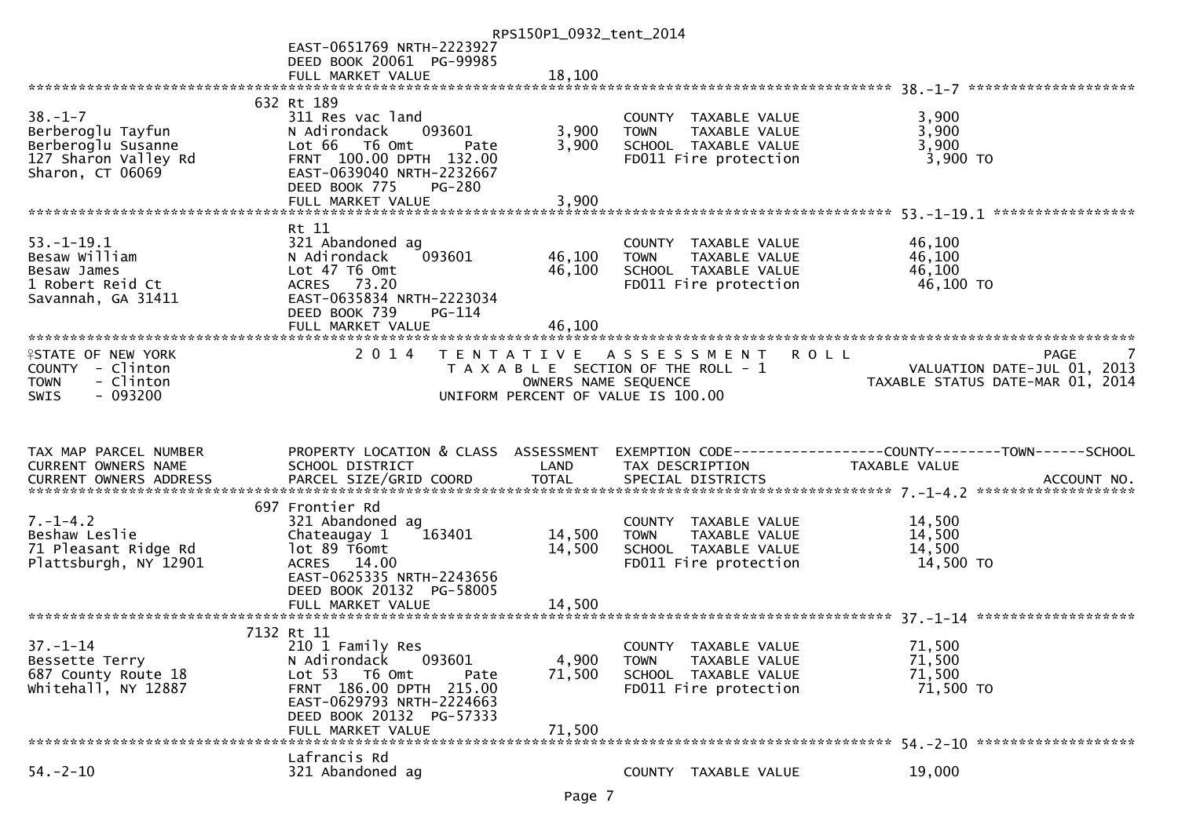EAST-0651769 NRTH-2223927
DEED BOOK 20061 PG-99985
FULL MARKET VALUE 18,100

**38.-1-7**

| | | | | |
|---|---|---|---|---|
| 38.-1-7 | 632 Rt 189 | | | |
| Berberoglu Tayfun | 311 Res vac land | | COUNTY TAXABLE VALUE | 3,900 |
| Berberoglu Susanne | N Adirondack 093601 | 3,900 | TOWN TAXABLE VALUE | 3,900 |
| 127 Sharon Valley Rd | Lot 66 T6 Omt Pate | 3,900 | SCHOOL TAXABLE VALUE | 3,900 |
| Sharon, CT 06069 | FRNT 100.00 DPTH 132.00 | | FD011 Fire protection | 3,900 TO |
| | EAST-0639040 NRTH-2232667 | | | |
| | DEED BOOK 775 PG-280 | | | |
| | FULL MARKET VALUE | 3,900 | | |

**53.-1-19.1**

| | | | | |
|---|---|---|---|---|
| 53.-1-19.1 | Rt 11 | | | |
| Besaw William | 321 Abandoned ag | | COUNTY TAXABLE VALUE | 46,100 |
| Besaw James | N Adirondack 093601 | 46,100 | TOWN TAXABLE VALUE | 46,100 |
| 1 Robert Reid Ct | Lot 47 T6 Omt | 46,100 | SCHOOL TAXABLE VALUE | 46,100 |
| Savannah, GA 31411 | ACRES 73.20 | | FD011 Fire protection | 46,100 TO |
| | EAST-0635834 NRTH-2223034 | | | |
| | DEED BOOK 739 PG-114 | | | |
| | FULL MARKET VALUE | 46,100 | | |

STATE OF NEW YORK
COUNTY - Clinton
TOWN - Clinton
SWIS - 093200

2014 TENTATIVE ASSESSMENT ROLL
TAXABLE SECTION OF THE ROLL - 1
OWNERS NAME SEQUENCE
UNIFORM PERCENT OF VALUE IS 100.00

PAGE 7
VALUATION DATE-JUL 01, 2013
TAXABLE STATUS DATE-MAR 01, 2014

| TAX MAP PARCEL NUMBER / CURRENT OWNERS NAME / CURRENT OWNERS ADDRESS | PROPERTY LOCATION & CLASS / SCHOOL DISTRICT / PARCEL SIZE/GRID COORD | ASSESSMENT LAND / TOTAL | EXEMPTION CODE / TAX DESCRIPTION / SPECIAL DISTRICTS | COUNTY--------TOWN------SCHOOL TAXABLE VALUE / ACCOUNT NO. |
|---|---|---|---|---|
| **7.-1-4.2** | 697 Frontier Rd | | | |
| 7.-1-4.2 | 321 Abandoned ag | | COUNTY TAXABLE VALUE | 14,500 |
| Beshaw Leslie | Chateaugay 1 163401 | 14,500 | TOWN TAXABLE VALUE | 14,500 |
| 71 Pleasant Ridge Rd | lot 89 T6omt | 14,500 | SCHOOL TAXABLE VALUE | 14,500 |
| Plattsburgh, NY 12901 | ACRES 14.00 | | FD011 Fire protection | 14,500 TO |
| | EAST-0625335 NRTH-2243656 | | | |
| | DEED BOOK 20132 PG-58005 | | | |
| | FULL MARKET VALUE | 14,500 | | |
| **37.-1-14** | 7132 Rt 11 | | | |
| 37.-1-14 | 210 1 Family Res | | COUNTY TAXABLE VALUE | 71,500 |
| Bessette Terry | N Adirondack 093601 | 4,900 | TOWN TAXABLE VALUE | 71,500 |
| 687 County Route 18 | Lot 53 T6 Omt Pate | 71,500 | SCHOOL TAXABLE VALUE | 71,500 |
| Whitehall, NY 12887 | FRNT 186.00 DPTH 215.00 | | FD011 Fire protection | 71,500 TO |
| | EAST-0629793 NRTH-2224663 | | | |
| | DEED BOOK 20132 PG-57333 | | | |
| | FULL MARKET VALUE | 71,500 | | |
| **54.-2-10** | Lafrancis Rd | | | |
| 54.-2-10 | 321 Abandoned ag | | COUNTY TAXABLE VALUE | 19,000 |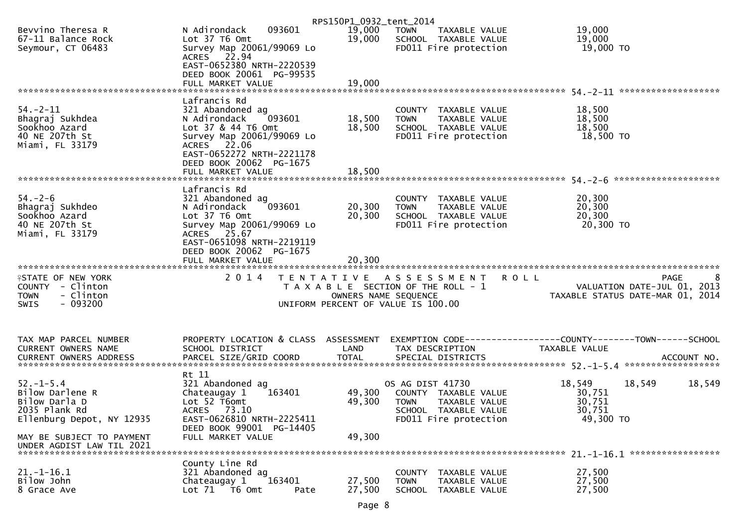RPS150P1_0932_tent_2014

```
Bevvino Theresa R            N Adirondack     093601        19,000   TOWN     TAXABLE VALUE            19,000
67-11 Balance Rock           Lot 37 T6 Omt                  19,000   SCHOOL   TAXABLE VALUE            19,000
Seymour, CT 06483            Survey Map 20061/99069 Lo               FD011 Fire protection              19,000 TO
                             ACRES   22.94
                             EAST-0652380 NRTH-2220539
                             DEED BOOK 20061  PG-99535
                             FULL MARKET VALUE              19,000
******************************************************************************************************* 54.-2-11 ******************
                             Lafrancis Rd
54.-2-11                     321 Abandoned ag                        COUNTY   TAXABLE VALUE            18,500
Bhagraj Sukhdea              N Adirondack     093601        18,500   TOWN     TAXABLE VALUE            18,500
Sookhoo Azard                Lot 37 & 44 T6 Omt             18,500   SCHOOL   TAXABLE VALUE            18,500
40 NE 207th St               Survey Map 20061/99069 Lo               FD011 Fire protection              18,500 TO
Miami, FL 33179              ACRES   22.06
                             EAST-0652272 NRTH-2221178
                             DEED BOOK 20062  PG-1675
                             FULL MARKET VALUE              18,500
******************************************************************************************************* 54.-2-6 *******************
                             Lafrancis Rd
54.-2-6                      321 Abandoned ag                        COUNTY   TAXABLE VALUE            20,300
Bhagraj Sukhdeo              N Adirondack     093601        20,300   TOWN     TAXABLE VALUE            20,300
Sookhoo Azard                Lot 37 T6 Omt                  20,300   SCHOOL   TAXABLE VALUE            20,300
40 NE 207th St               Survey Map 20061/99069 Lo               FD011 Fire protection              20,300 TO
Miami, FL 33179              ACRES   25.67
                             EAST-0651098 NRTH-2219119
                             DEED BOOK 20062  PG-1675
                             FULL MARKET VALUE              20,300
************************************************************************************************************************************
```

```
STATE OF NEW YORK              2 0 1 4   T E N T A T I V E   A S S E S S M E N T   R O L L                          PAGE     8
COUNTY  - Clinton                          T A X A B L E  SECTION OF THE ROLL - 1                    VALUATION DATE-JUL 01, 2013
TOWN    - Clinton                                  OWNERS NAME SEQUENCE                         TAXABLE STATUS DATE-MAR 01, 2014
SWIS    - 093200                              UNIFORM PERCENT OF VALUE IS 100.00

TAX MAP PARCEL NUMBER        PROPERTY LOCATION & CLASS  ASSESSMENT  EXEMPTION CODE------------------COUNTY--------TOWN------SCHOOL
CURRENT OWNERS NAME          SCHOOL DISTRICT               LAND     TAX DESCRIPTION              TAXABLE VALUE
CURRENT OWNERS ADDRESS       PARCEL SIZE/GRID COORD        TOTAL    SPECIAL DISTRICTS                                  ACCOUNT NO.
******************************************************************************************************* 52.-1-5.4 ******************
                             Rt 11
52.-1-5.4                    321 Abandoned ag                        OS AG DIST 41730             18,549     18,549     18,549
Bilow Darlene R              Chateaugay 1     163401        49,300   COUNTY   TAXABLE VALUE            30,751
Bilow Darla D                Lot 52 T6omt                   49,300   TOWN     TAXABLE VALUE            30,751
2035 Plank Rd                ACRES   73.10                           SCHOOL   TAXABLE VALUE            30,751
Ellenburg Depot, NY 12935    EAST-0626810 NRTH-2225411               FD011 Fire protection              49,300 TO
                             DEED BOOK 99001  PG-14405
MAY BE SUBJECT TO PAYMENT    FULL MARKET VALUE              49,300
UNDER AGDIST LAW TIL 2021
******************************************************************************************************* 21.-1-16.1 *****************
                             County Line Rd
21.-1-16.1                   321 Abandoned ag                        COUNTY   TAXABLE VALUE            27,500
Bilow John                   Chateaugay 1     163401        27,500   TOWN     TAXABLE VALUE            27,500
8 Grace Ave                  Lot 71   T6 Omt        Pate    27,500   SCHOOL   TAXABLE VALUE            27,500
```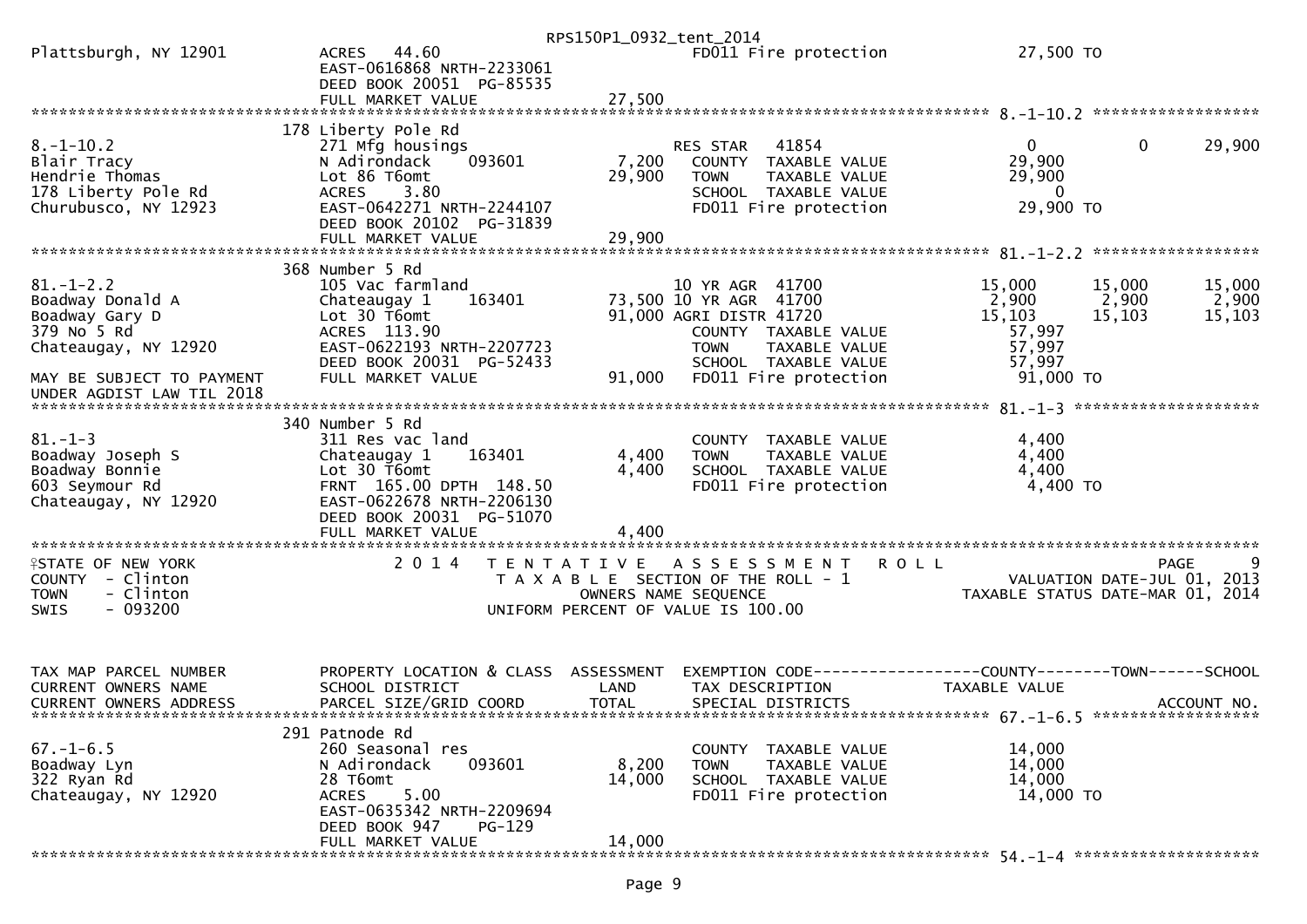| | | | | | | |
|---|---|---|---|---|---|---|
| Plattsburgh, NY 12901 | ACRES 44.60 | | FD011 Fire protection | 27,500 TO | | |
| | EAST-0616868 NRTH-2233061 | | | | | |
| | DEED BOOK 20051 PG-85535 | | | | | |
| | FULL MARKET VALUE | 27,500 | | | | |

******************** 8.-1-10.2 ********************

| | | | | | | |
|---|---|---|---|---|---|---|
| | 178 Liberty Pole Rd | | | | | |
| 8.-1-10.2 | 271 Mfg housings | | RES STAR 41854 | 0 | 0 | 29,900 |
| Blair Tracy | N Adirondack 093601 | 7,200 | COUNTY TAXABLE VALUE | 29,900 | | |
| Hendrie Thomas | Lot 86 T6omt | 29,900 | TOWN TAXABLE VALUE | 29,900 | | |
| 178 Liberty Pole Rd | ACRES 3.80 | | SCHOOL TAXABLE VALUE | 0 | | |
| Churubusco, NY 12923 | EAST-0642271 NRTH-2244107 | | FD011 Fire protection | 29,900 TO | | |
| | DEED BOOK 20102 PG-31839 | | | | | |
| | FULL MARKET VALUE | 29,900 | | | | |

******************** 81.-1-2.2 ********************

| | | | | | | |
|---|---|---|---|---|---|---|
| | 368 Number 5 Rd | | | | | |
| 81.-1-2.2 | 105 Vac farmland | | 10 YR AGR 41700 | 15,000 | 15,000 | 15,000 |
| Boadway Donald A | Chateaugay 1 163401 | 73,500 | 10 YR AGR 41700 | 2,900 | 2,900 | 2,900 |
| Boadway Gary D | Lot 30 T6omt | 91,000 | AGRI DISTR 41720 | 15,103 | 15,103 | 15,103 |
| 379 No 5 Rd | ACRES 113.90 | | COUNTY TAXABLE VALUE | 57,997 | | |
| Chateaugay, NY 12920 | EAST-0622193 NRTH-2207723 | | TOWN TAXABLE VALUE | 57,997 | | |
| | DEED BOOK 20031 PG-52433 | | SCHOOL TAXABLE VALUE | 57,997 | | |
| MAY BE SUBJECT TO PAYMENT | FULL MARKET VALUE | 91,000 | FD011 Fire protection | 91,000 TO | | |
| UNDER AGDIST LAW TIL 2018 | | | | | | |

******************** 81.-1-3 ********************

| | | | | | | |
|---|---|---|---|---|---|---|
| | 340 Number 5 Rd | | | | | |
| 81.-1-3 | 311 Res vac land | | COUNTY TAXABLE VALUE | 4,400 | | |
| Boadway Joseph S | Chateaugay 1 163401 | 4,400 | TOWN TAXABLE VALUE | 4,400 | | |
| Boadway Bonnie | Lot 30 T6omt | 4,400 | SCHOOL TAXABLE VALUE | 4,400 | | |
| 603 Seymour Rd | FRNT 165.00 DPTH 148.50 | | FD011 Fire protection | 4,400 TO | | |
| Chateaugay, NY 12920 | EAST-0622678 NRTH-2206130 | | | | | |
| | DEED BOOK 20031 PG-51070 | | | | | |
| | FULL MARKET VALUE | 4,400 | | | | |

STATE OF NEW YORK — 2014 TENTATIVE ASSESSMENT ROLL — PAGE 9
COUNTY - Clinton — TAXABLE SECTION OF THE ROLL - 1 — VALUATION DATE-JUL 01, 2013
TOWN - Clinton — OWNERS NAME SEQUENCE — TAXABLE STATUS DATE-MAR 01, 2014
SWIS - 093200 — UNIFORM PERCENT OF VALUE IS 100.00

| TAX MAP PARCEL NUMBER / CURRENT OWNERS NAME / CURRENT OWNERS ADDRESS | PROPERTY LOCATION & CLASS / SCHOOL DISTRICT / PARCEL SIZE/GRID COORD | ASSESSMENT LAND / TOTAL | EXEMPTION CODE / TAX DESCRIPTION / SPECIAL DISTRICTS | COUNTY / TAXABLE VALUE | TOWN | SCHOOL / ACCOUNT NO. |
|---|---|---|---|---|---|---|

******************** 67.-1-6.5 ********************

| | | | | | | |
|---|---|---|---|---|---|---|
| | 291 Patnode Rd | | | | | |
| 67.-1-6.5 | 260 Seasonal res | | COUNTY TAXABLE VALUE | 14,000 | | |
| Boadway Lyn | N Adirondack 093601 | 8,200 | TOWN TAXABLE VALUE | 14,000 | | |
| 322 Ryan Rd | 28 T6omt | 14,000 | SCHOOL TAXABLE VALUE | 14,000 | | |
| Chateaugay, NY 12920 | ACRES 5.00 | | FD011 Fire protection | 14,000 TO | | |
| | EAST-0635342 NRTH-2209694 | | | | | |
| | DEED BOOK 947 PG-129 | | | | | |
| | FULL MARKET VALUE | 14,000 | | | | |

******************** 54.-1-4 ********************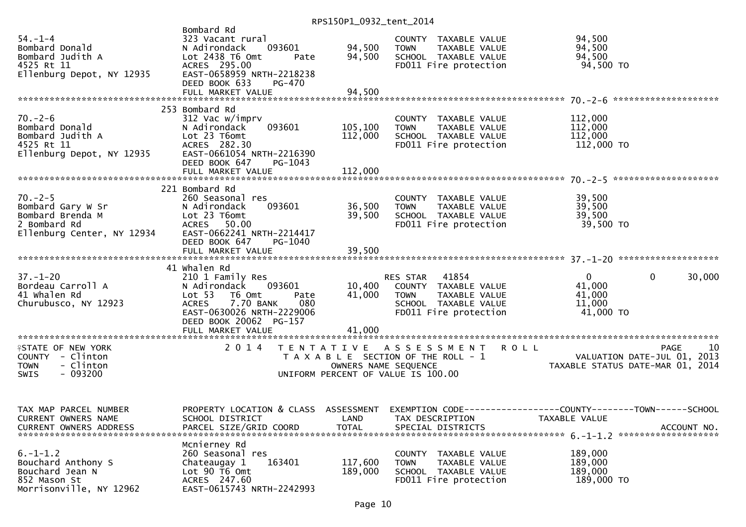Bombard Rd

| | | | | |
|---|---|---|---|---|
| 54.-1-4 | 323 Vacant rural | | COUNTY TAXABLE VALUE | 94,500 |
| Bombard Donald | N Adirondack 093601 | 94,500 | TOWN TAXABLE VALUE | 94,500 |
| Bombard Judith A | Lot 2438 T6 Omt Pate | 94,500 | SCHOOL TAXABLE VALUE | 94,500 |
| 4525 Rt 11 | ACRES 295.00 | | FD011 Fire protection | 94,500 TO |
| Ellenburg Depot, NY 12935 | EAST-0658959 NRTH-2218238 | | | |
| | DEED BOOK 633 PG-470 | | | |
| | FULL MARKET VALUE | 94,500 | | |

************************************************************ 70.-2-6 ********************

253 Bombard Rd

| | | | | |
|---|---|---|---|---|
| 70.-2-6 | 312 Vac w/imprv | | COUNTY TAXABLE VALUE | 112,000 |
| Bombard Donald | N Adirondack 093601 | 105,100 | TOWN TAXABLE VALUE | 112,000 |
| Bombard Judith A | Lot 23 T6omt | 112,000 | SCHOOL TAXABLE VALUE | 112,000 |
| 4525 Rt 11 | ACRES 282.30 | | FD011 Fire protection | 112,000 TO |
| Ellenburg Depot, NY 12935 | EAST-0661054 NRTH-2216390 | | | |
| | DEED BOOK 647 PG-1043 | | | |
| | FULL MARKET VALUE | 112,000 | | |

************************************************************ 70.-2-5 ********************

221 Bombard Rd

| | | | | |
|---|---|---|---|---|
| 70.-2-5 | 260 Seasonal res | | COUNTY TAXABLE VALUE | 39,500 |
| Bombard Gary W Sr | N Adirondack 093601 | 36,500 | TOWN TAXABLE VALUE | 39,500 |
| Bombard Brenda M | Lot 23 T6omt | 39,500 | SCHOOL TAXABLE VALUE | 39,500 |
| 2 Bombard Rd | ACRES 50.00 | | FD011 Fire protection | 39,500 TO |
| Ellenburg Center, NY 12934 | EAST-0662241 NRTH-2214417 | | | |
| | DEED BOOK 647 PG-1040 | | | |
| | FULL MARKET VALUE | 39,500 | | |

************************************************************ 37.-1-20 *******************

41 Whalen Rd

| | | | | | | |
|---|---|---|---|---|---|---|
| 37.-1-20 | 210 1 Family Res | | RES STAR 41854 | 0 | 0 | 30,000 |
| Bordeau Carroll A | N Adirondack 093601 | 10,400 | COUNTY TAXABLE VALUE | 41,000 | | |
| 41 Whalen Rd | Lot 53 T6 Omt Pate | 41,000 | TOWN TAXABLE VALUE | 41,000 | | |
| Churubusco, NY 12923 | ACRES 7.70 BANK 080 | | SCHOOL TAXABLE VALUE | 11,000 | | |
| | EAST-0630026 NRTH-2229006 | | FD011 Fire protection | 41,000 TO | | |
| | DEED BOOK 20062 PG-157 | | | | | |
| | FULL MARKET VALUE | 41,000 | | | | |

STATE OF NEW YORK — COUNTY - Clinton — TOWN - Clinton — SWIS - 093200

2014 TENTATIVE ASSESSMENT ROLL
TAXABLE SECTION OF THE ROLL - 1
OWNERS NAME SEQUENCE
UNIFORM PERCENT OF VALUE IS 100.00

PAGE 10
VALUATION DATE-JUL 01, 2013
TAXABLE STATUS DATE-MAR 01, 2014

| TAX MAP PARCEL NUMBER / CURRENT OWNERS NAME / CURRENT OWNERS ADDRESS | PROPERTY LOCATION & CLASS / SCHOOL DISTRICT / PARCEL SIZE/GRID COORD | ASSESSMENT LAND / TOTAL | EXEMPTION CODE / TAX DESCRIPTION / SPECIAL DISTRICTS | COUNTY--------TOWN------SCHOOL TAXABLE VALUE / ACCOUNT NO. |
|---|---|---|---|---|

************************************************************ 6.-1-1.2 *******************

Mcnierney Rd

| | | | | |
|---|---|---|---|---|
| 6.-1-1.2 | 260 Seasonal res | | COUNTY TAXABLE VALUE | 189,000 |
| Bouchard Anthony S | Chateaugay 1 163401 | 117,600 | TOWN TAXABLE VALUE | 189,000 |
| Bouchard Jean N | Lot 90 T6 Omt | 189,000 | SCHOOL TAXABLE VALUE | 189,000 |
| 852 Mason St | ACRES 247.60 | | FD011 Fire protection | 189,000 TO |
| Morrisonville, NY 12962 | EAST-0615743 NRTH-2242993 | | | |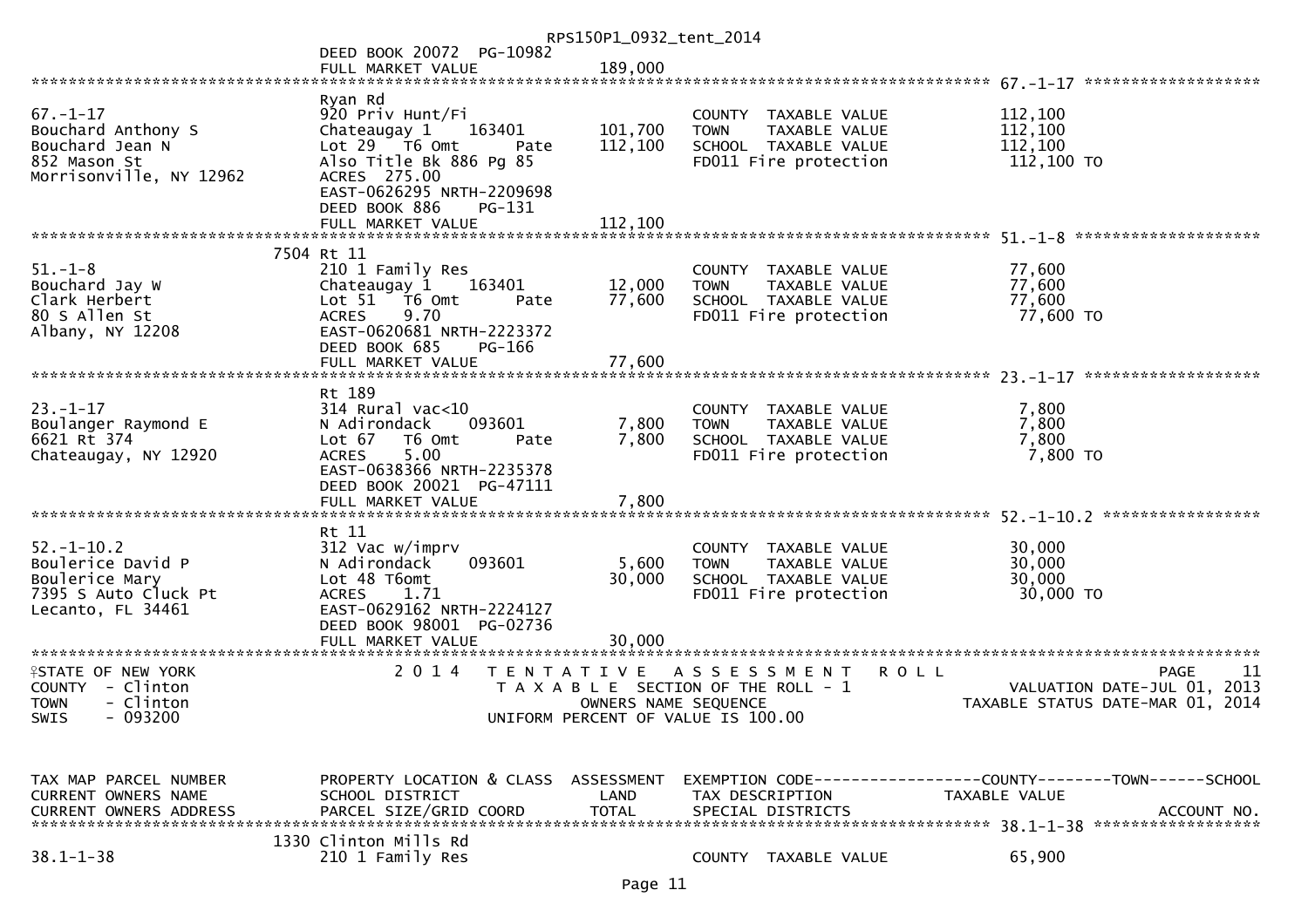DEED BOOK 20072 PG-10982
FULL MARKET VALUE 189,000

```
******************************************************************************************************* 67.-1-17 ******************
                              Ryan Rd
67.-1-17                      920 Priv Hunt/Fi                         COUNTY  TAXABLE VALUE            112,100
Bouchard Anthony S            Chateaugay 1     163401     101,700      TOWN    TAXABLE VALUE            112,100
Bouchard Jean N               Lot 29  T6 Omt       Pate   112,100      SCHOOL  TAXABLE VALUE            112,100
852 Mason St                  Also Title Bk 886 Pg 85                  FD011 Fire protection             112,100 TO
Morrisonville, NY 12962       ACRES  275.00
                              EAST-0626295 NRTH-2209698
                              DEED BOOK 886     PG-131
                              FULL MARKET VALUE           112,100
******************************************************************************************************* 51.-1-8 *******************
                         7504 Rt 11
51.-1-8                       210 1 Family Res                         COUNTY  TAXABLE VALUE             77,600
Bouchard Jay W                Chateaugay 1     163401      12,000      TOWN    TAXABLE VALUE             77,600
Clark Herbert                 Lot 51  T6 Omt       Pate    77,600      SCHOOL  TAXABLE VALUE             77,600
80 S Allen St                 ACRES    9.70                            FD011 Fire protection              77,600 TO
Albany, NY 12208              EAST-0620681 NRTH-2223372
                              DEED BOOK 685     PG-166
                              FULL MARKET VALUE            77,600
******************************************************************************************************* 23.-1-17 ******************
                              Rt 189
23.-1-17                      314 Rural vac<10                         COUNTY  TAXABLE VALUE              7,800
Boulanger Raymond E           N Adirondack     093601       7,800      TOWN    TAXABLE VALUE              7,800
6621 Rt 374                   Lot 67  T6 Omt       Pate     7,800      SCHOOL  TAXABLE VALUE              7,800
Chateaugay, NY 12920          ACRES    5.00                            FD011 Fire protection               7,800 TO
                              EAST-0638366 NRTH-2235378
                              DEED BOOK 20021 PG-47111
                              FULL MARKET VALUE             7,800
******************************************************************************************************* 52.-1-10.2 ****************
                              Rt 11
52.-1-10.2                    312 Vac w/imprv                          COUNTY  TAXABLE VALUE             30,000
Boulerice David P             N Adirondack     093601       5,600      TOWN    TAXABLE VALUE             30,000
Boulerice Mary                Lot 48 T6omt                 30,000      SCHOOL  TAXABLE VALUE             30,000
7395 S Auto Cluck Pt          ACRES    1.71                            FD011 Fire protection              30,000 TO
Lecanto, FL 34461             EAST-0629162 NRTH-2224127
                              DEED BOOK 98001 PG-02736
                              FULL MARKET VALUE            30,000
************************************************************************************************************************************
STATE OF NEW YORK                 2014  TENTATIVE ASSESSMENT ROLL                                            PAGE    11
COUNTY  - Clinton                       TAXABLE SECTION OF THE ROLL - 1                         VALUATION DATE-JUL 01, 2013
TOWN    - Clinton                           OWNERS NAME SEQUENCE                            TAXABLE STATUS DATE-MAR 01, 2014
SWIS    - 093200                    UNIFORM PERCENT OF VALUE IS 100.00

TAX MAP PARCEL NUMBER         PROPERTY LOCATION & CLASS  ASSESSMENT  EXEMPTION CODE------------------COUNTY--------TOWN------SCHOOL
CURRENT OWNERS NAME           SCHOOL DISTRICT               LAND      TAX DESCRIPTION              TAXABLE VALUE
CURRENT OWNERS ADDRESS        PARCEL SIZE/GRID COORD       TOTAL      SPECIAL DISTRICTS                                   ACCOUNT NO.
******************************************************************************************************* 38.1-1-38 *****************
                         1330 Clinton Mills Rd
38.1-1-38                     210 1 Family Res                         COUNTY  TAXABLE VALUE             65,900
```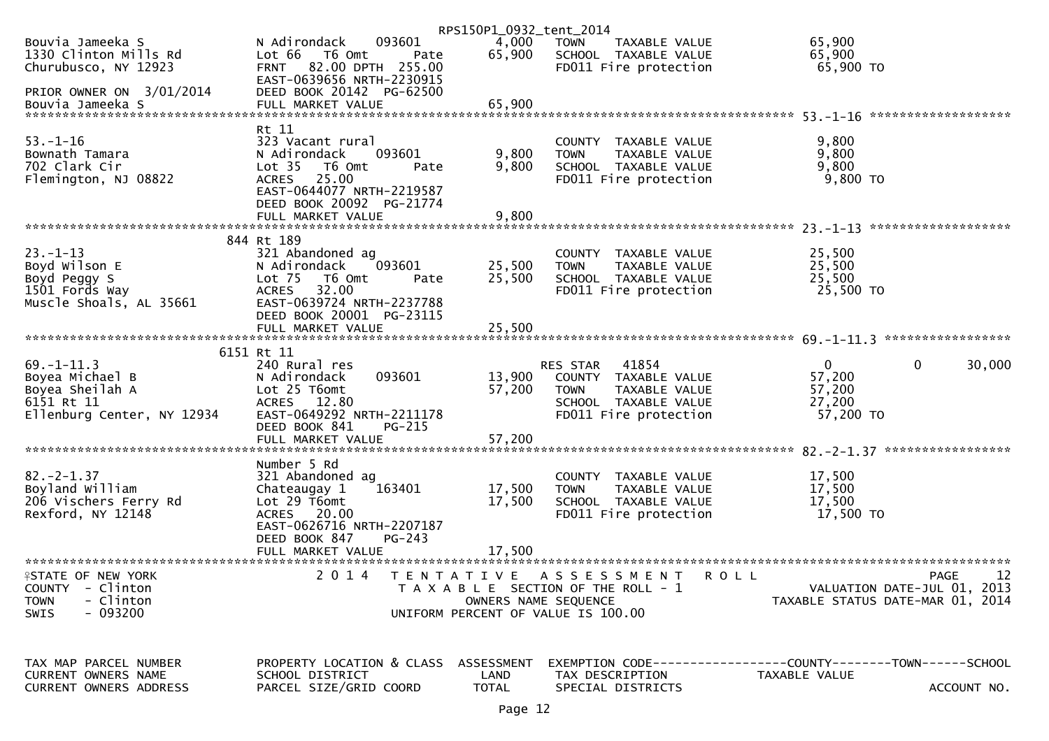RPS150P1_0932_tent_2014

| TAX MAP PARCEL NUMBER / CURRENT OWNERS NAME / CURRENT OWNERS ADDRESS | PROPERTY LOCATION & CLASS / SCHOOL DISTRICT / PARCEL SIZE/GRID COORD | ASSESSMENT LAND / TOTAL | EXEMPTION CODE / TAX DESCRIPTION / SPECIAL DISTRICTS | COUNTY TAXABLE VALUE | TOWN | SCHOOL |
|---|---|---|---|---|---|---|
| Bouvia Jameeka S | N Adirondack 093601 | 4,000 | TOWN TAXABLE VALUE | 65,900 | | |
| 1330 Clinton Mills Rd | Lot 66 T6 Omt Pate | 65,900 | SCHOOL TAXABLE VALUE | 65,900 | | |
| Churubusco, NY 12923 | FRNT 82.00 DPTH 255.00 | | FD011 Fire protection | 65,900 TO | | |
| | EAST-0639656 NRTH-2230915 | | | | | |
| PRIOR OWNER ON 3/01/2014 | DEED BOOK 20142 PG-62500 | | | | | |
| Bouvia Jameeka S | FULL MARKET VALUE | 65,900 | | | | |
| **53.-1-16** | | | | | | |
| | Rt 11 | | | | | |
| 53.-1-16 | 323 Vacant rural | | COUNTY TAXABLE VALUE | 9,800 | | |
| Bownath Tamara | N Adirondack 093601 | 9,800 | TOWN TAXABLE VALUE | 9,800 | | |
| 702 Clark Cir | Lot 35 T6 Omt Pate | 9,800 | SCHOOL TAXABLE VALUE | 9,800 | | |
| Flemington, NJ 08822 | ACRES 25.00 | | FD011 Fire protection | 9,800 TO | | |
| | EAST-0644077 NRTH-2219587 | | | | | |
| | DEED BOOK 20092 PG-21774 | | | | | |
| | FULL MARKET VALUE | 9,800 | | | | |
| **23.-1-13** | | | | | | |
| | 844 Rt 189 | | | | | |
| 23.-1-13 | 321 Abandoned ag | | COUNTY TAXABLE VALUE | 25,500 | | |
| Boyd Wilson E | N Adirondack 093601 | 25,500 | TOWN TAXABLE VALUE | 25,500 | | |
| Boyd Peggy S | Lot 75 T6 Omt Pate | 25,500 | SCHOOL TAXABLE VALUE | 25,500 | | |
| 1501 Fords Way | ACRES 32.00 | | FD011 Fire protection | 25,500 TO | | |
| Muscle Shoals, AL 35661 | EAST-0639724 NRTH-2237788 | | | | | |
| | DEED BOOK 20001 PG-23115 | | | | | |
| | FULL MARKET VALUE | 25,500 | | | | |
| **69.-1-11.3** | | | | | | |
| | 6151 Rt 11 | | | | | |
| 69.-1-11.3 | 240 Rural res | | RES STAR 41854 | 0 | 0 | 30,000 |
| Boyea Michael B | N Adirondack 093601 | 13,900 | COUNTY TAXABLE VALUE | 57,200 | | |
| Boyea Sheilah A | Lot 25 T6omt | 57,200 | TOWN TAXABLE VALUE | 57,200 | | |
| 6151 Rt 11 | ACRES 12.80 | | SCHOOL TAXABLE VALUE | 27,200 | | |
| Ellenburg Center, NY 12934 | EAST-0649292 NRTH-2211178 | | FD011 Fire protection | 57,200 TO | | |
| | DEED BOOK 841 PG-215 | | | | | |
| | FULL MARKET VALUE | 57,200 | | | | |
| **82.-2-1.37** | | | | | | |
| | Number 5 Rd | | | | | |
| 82.-2-1.37 | 321 Abandoned ag | | COUNTY TAXABLE VALUE | 17,500 | | |
| Boyland William | Chateaugay 1 163401 | 17,500 | TOWN TAXABLE VALUE | 17,500 | | |
| 206 Vischers Ferry Rd | Lot 29 T6omt | 17,500 | SCHOOL TAXABLE VALUE | 17,500 | | |
| Rexford, NY 12148 | ACRES 20.00 | | FD011 Fire protection | 17,500 TO | | |
| | EAST-0626716 NRTH-2207187 | | | | | |
| | DEED BOOK 847 PG-243 | | | | | |
| | FULL MARKET VALUE | 17,500 | | | | |

STATE OF NEW YORK
COUNTY - Clinton
TOWN - Clinton
SWIS - 093200

2014 TENTATIVE ASSESSMENT ROLL
TAXABLE SECTION OF THE ROLL - 1
OWNERS NAME SEQUENCE
UNIFORM PERCENT OF VALUE IS 100.00

PAGE 12
VALUATION DATE-JUL 01, 2013
TAXABLE STATUS DATE-MAR 01, 2014

| TAX MAP PARCEL NUMBER | PROPERTY LOCATION & CLASS | ASSESSMENT | EXEMPTION CODE------------------COUNTY--------TOWN------SCHOOL | |
|---|---|---|---|---|
| CURRENT OWNERS NAME | SCHOOL DISTRICT | LAND | TAX DESCRIPTION | TAXABLE VALUE |
| CURRENT OWNERS ADDRESS | PARCEL SIZE/GRID COORD | TOTAL | SPECIAL DISTRICTS | ACCOUNT NO. |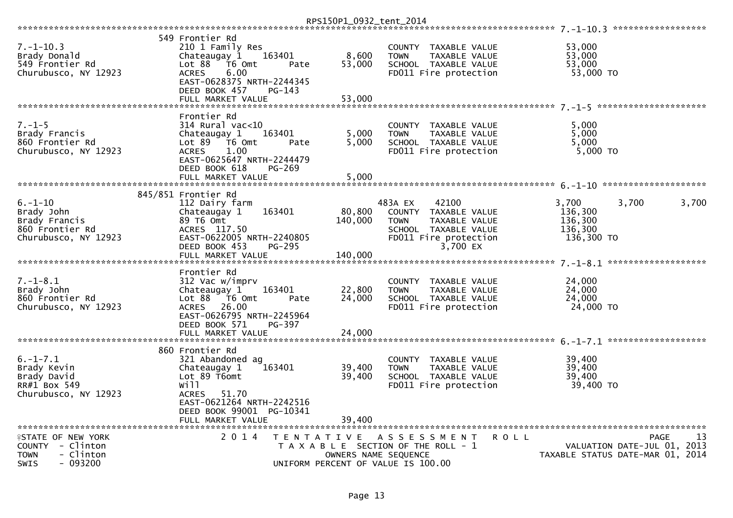RPS150P1_0932_tent_2014

************************************************************************************************************ 7.-1-10.3 ******************

```
                          549 Frontier Rd
7.-1-10.3                 210 1 Family Res                        COUNTY  TAXABLE VALUE           53,000
Brady Donald              Chateaugay 1     163401       8,600    TOWN    TAXABLE VALUE           53,000
549 Frontier Rd           Lot 88   T6 Omt       Pate    53,000    SCHOOL  TAXABLE VALUE           53,000
Churubusco, NY 12923      ACRES    6.00                           FD011 Fire protection            53,000 TO
                          EAST-0628375 NRTH-2244345
                          DEED BOOK 457     PG-143
                          FULL MARKET VALUE             53,000
************************************************************************************************************ 7.-1-5 ********************
                          Frontier Rd
7.-1-5                    314 Rural vac<10                        COUNTY  TAXABLE VALUE            5,000
Brady Francis             Chateaugay 1     163401       5,000    TOWN    TAXABLE VALUE            5,000
860 Frontier Rd           Lot 89   T6 Omt       Pate     5,000    SCHOOL  TAXABLE VALUE            5,000
Churubusco, NY 12923      ACRES    1.00                           FD011 Fire protection             5,000 TO
                          EAST-0625647 NRTH-2244479
                          DEED BOOK 618     PG-269
                          FULL MARKET VALUE              5,000
************************************************************************************************************ 6.-1-10 *******************
                          845/851 Frontier Rd
6.-1-10                   112 Dairy farm                          483A EX     42100              3,700       3,700       3,700
Brady John                Chateaugay 1     163401      80,800    COUNTY  TAXABLE VALUE          136,300
Brady Francis             89 T6 Omt                   140,000    TOWN    TAXABLE VALUE          136,300
860 Frontier Rd           ACRES  117.50                           SCHOOL  TAXABLE VALUE          136,300
Churubusco, NY 12923      EAST-0622005 NRTH-2240805               FD011 Fire protection           136,300 TO
                          DEED BOOK 453     PG-295                            3,700 EX
                          FULL MARKET VALUE            140,000
************************************************************************************************************ 7.-1-8.1 ******************
                          Frontier Rd
7.-1-8.1                  312 Vac w/imprv                         COUNTY  TAXABLE VALUE           24,000
Brady John                Chateaugay 1     163401      22,800    TOWN    TAXABLE VALUE           24,000
860 Frontier Rd           Lot 88   T6 Omt       Pate    24,000    SCHOOL  TAXABLE VALUE           24,000
Churubusco, NY 12923      ACRES   26.00                           FD011 Fire protection            24,000 TO
                          EAST-0626795 NRTH-2245964
                          DEED BOOK 571     PG-397
                          FULL MARKET VALUE             24,000
************************************************************************************************************ 6.-1-7.1 ******************
                          860 Frontier Rd
6.-1-7.1                  321 Abandoned ag                        COUNTY  TAXABLE VALUE           39,400
Brady Kevin               Chateaugay 1     163401      39,400    TOWN    TAXABLE VALUE           39,400
Brady David               Lot 89 T6omt                 39,400    SCHOOL  TAXABLE VALUE           39,400
RR#1 Box 549              Will                                    FD011 Fire protection            39,400 TO
Churubusco, NY 12923      ACRES   51.70
                          EAST-0621264 NRTH-2242516
                          DEED BOOK 99001   PG-10341
                          FULL MARKET VALUE             39,400
```

****************************************************************************************************************************************

STATE OF NEW YORK | 2 0 1 4 TENTATIVE ASSESSMENT ROLL | PAGE 13
COUNTY - Clinton | TAXABLE SECTION OF THE ROLL - 1 | VALUATION DATE-JUL 01, 2013
TOWN - Clinton | OWNERS NAME SEQUENCE | TAXABLE STATUS DATE-MAR 01, 2014
SWIS - 093200 | UNIFORM PERCENT OF VALUE IS 100.00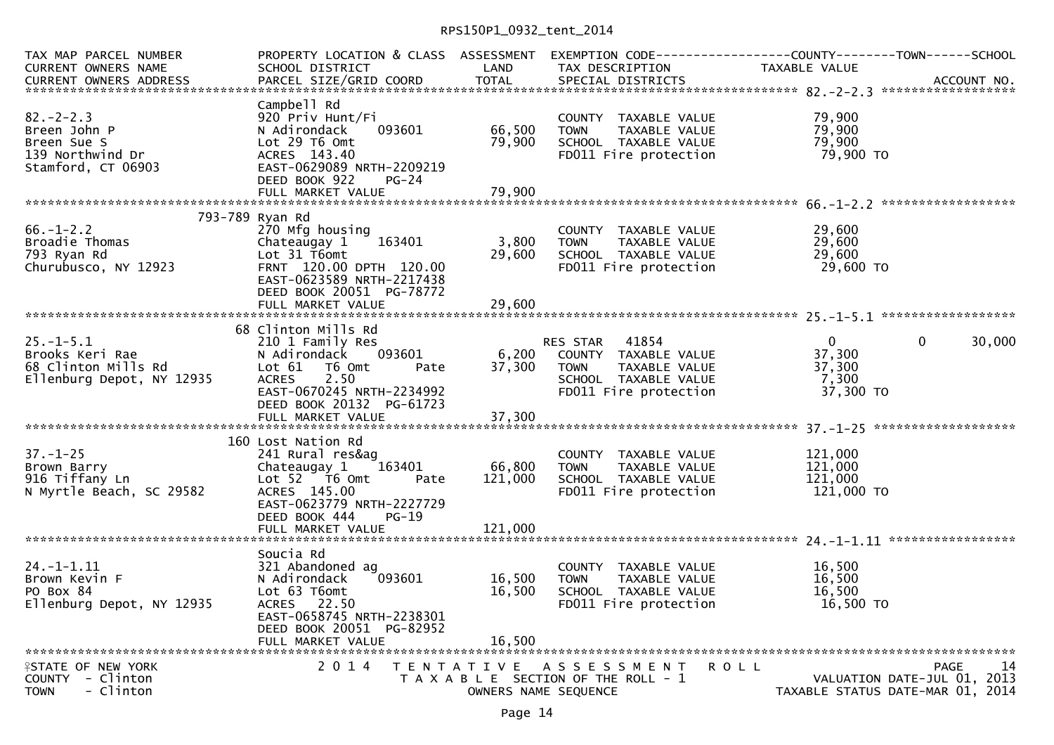RPS150P1_0932_tent_2014

| TAX MAP PARCEL NUMBER<br>CURRENT OWNERS NAME<br>CURRENT OWNERS ADDRESS | PROPERTY LOCATION & CLASS<br>SCHOOL DISTRICT<br>PARCEL SIZE/GRID COORD | ASSESSMENT<br>LAND<br>TOTAL | EXEMPTION CODE<br>TAX DESCRIPTION<br>SPECIAL DISTRICTS | COUNTY<br>TAXABLE VALUE | TOWN | SCHOOL<br>ACCOUNT NO. |
|---|---|---|---|---|---|---|
| **82.-2-2.3** | | | | | | |
| 82.-2-2.3 | Campbell Rd | | | | | |
| Breen John P | 920 Priv Hunt/Fi | | COUNTY TAXABLE VALUE | 79,900 | | |
| Breen Sue S | N Adirondack 093601 | 66,500 | TOWN TAXABLE VALUE | 79,900 | | |
| 139 Northwind Dr | Lot 29 T6 Omt | 79,900 | SCHOOL TAXABLE VALUE | 79,900 | | |
| Stamford, CT 06903 | ACRES 143.40 | | FD011 Fire protection | 79,900 TO | | |
| | EAST-0629089 NRTH-2209219 | | | | | |
| | DEED BOOK 922 PG-24 | | | | | |
| | FULL MARKET VALUE | 79,900 | | | | |
| **66.-1-2.2** | | | | | | |
| 66.-1-2.2 | 793-789 Ryan Rd | | | | | |
| Broadie Thomas | 270 Mfg housing | | COUNTY TAXABLE VALUE | 29,600 | | |
| 793 Ryan Rd | Chateaugay 1 163401 | 3,800 | TOWN TAXABLE VALUE | 29,600 | | |
| Churubusco, NY 12923 | Lot 31 T6omt | 29,600 | SCHOOL TAXABLE VALUE | 29,600 | | |
| | FRNT 120.00 DPTH 120.00 | | FD011 Fire protection | 29,600 TO | | |
| | EAST-0623589 NRTH-2217438 | | | | | |
| | DEED BOOK 20051 PG-78772 | | | | | |
| | FULL MARKET VALUE | 29,600 | | | | |
| **25.-1-5.1** | | | | | | |
| 25.-1-5.1 | 68 Clinton Mills Rd | | | | | |
| Brooks Keri Rae | 210 1 Family Res | | RES STAR 41854 | 0 | 0 | 30,000 |
| 68 Clinton Mills Rd | N Adirondack 093601 | 6,200 | COUNTY TAXABLE VALUE | 37,300 | | |
| Ellenburg Depot, NY 12935 | Lot 61 T6 Omt Pate | 37,300 | TOWN TAXABLE VALUE | 37,300 | | |
| | ACRES 2.50 | | SCHOOL TAXABLE VALUE | 7,300 | | |
| | EAST-0670245 NRTH-2234992 | | FD011 Fire protection | 37,300 TO | | |
| | DEED BOOK 20132 PG-61723 | | | | | |
| | FULL MARKET VALUE | 37,300 | | | | |
| **37.-1-25** | | | | | | |
| 37.-1-25 | 160 Lost Nation Rd | | | | | |
| Brown Barry | 241 Rural res&ag | | COUNTY TAXABLE VALUE | 121,000 | | |
| 916 Tiffany Ln | Chateaugay 1 163401 | 66,800 | TOWN TAXABLE VALUE | 121,000 | | |
| N Myrtle Beach, SC 29582 | Lot 52 T6 Omt Pate | 121,000 | SCHOOL TAXABLE VALUE | 121,000 | | |
| | ACRES 145.00 | | FD011 Fire protection | 121,000 TO | | |
| | EAST-0623779 NRTH-2227729 | | | | | |
| | DEED BOOK 444 PG-19 | | | | | |
| | FULL MARKET VALUE | 121,000 | | | | |
| **24.-1-1.11** | | | | | | |
| 24.-1-1.11 | Soucia Rd | | | | | |
| Brown Kevin F | 321 Abandoned ag | | COUNTY TAXABLE VALUE | 16,500 | | |
| PO Box 84 | N Adirondack 093601 | 16,500 | TOWN TAXABLE VALUE | 16,500 | | |
| Ellenburg Depot, NY 12935 | Lot 63 T6omt | 16,500 | SCHOOL TAXABLE VALUE | 16,500 | | |
| | ACRES 22.50 | | FD011 Fire protection | 16,500 TO | | |
| | EAST-0658745 NRTH-2238301 | | | | | |
| | DEED BOOK 20051 PG-82952 | | | | | |
| | FULL MARKET VALUE | 16,500 | | | | |

STATE OF NEW YORK
COUNTY - Clinton
TOWN - Clinton

2014 TENTATIVE ASSESSMENT ROLL
TAXABLE SECTION OF THE ROLL - 1
OWNERS NAME SEQUENCE

VALUATION DATE-JUL 01, 2013
TAXABLE STATUS DATE-MAR 01, 2014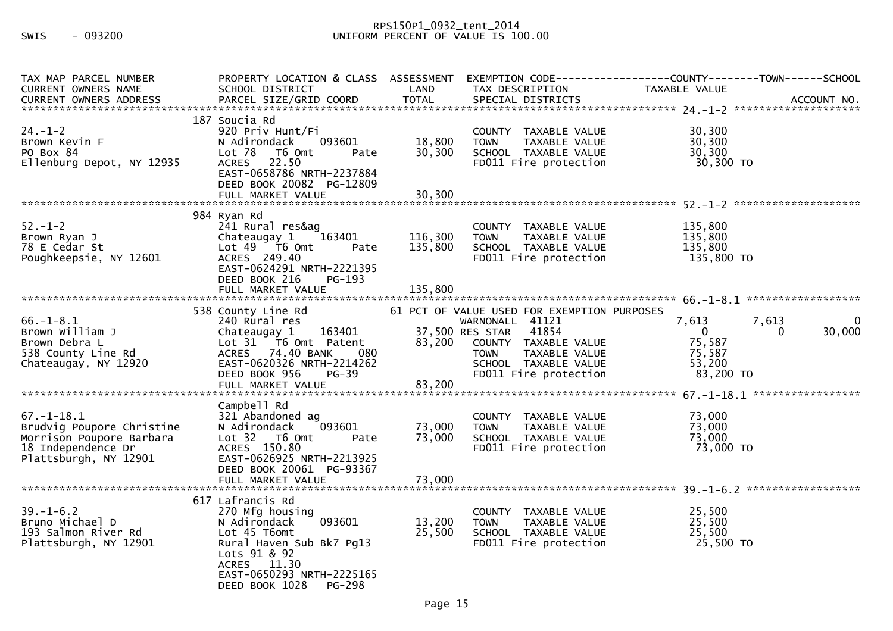SWIS - 093200

RPS150P1_0932_tent_2014
UNIFORM PERCENT OF VALUE IS 100.00

```
TAX MAP PARCEL NUMBER          PROPERTY LOCATION & CLASS  ASSESSMENT  EXEMPTION CODE------------------COUNTY--------TOWN------SCHOOL
CURRENT OWNERS NAME            SCHOOL DISTRICT               LAND      TAX DESCRIPTION           TAXABLE VALUE
CURRENT OWNERS ADDRESS         PARCEL SIZE/GRID COORD        TOTAL     SPECIAL DISTRICTS                                   ACCOUNT NO.
******************************************************************************************************* 24.-1-2 ********************
                               187 Soucia Rd
24.-1-2                        920 Priv Hunt/Fi                        COUNTY  TAXABLE VALUE          30,300
Brown Kevin F                  N Adirondack    093601       18,800     TOWN    TAXABLE VALUE          30,300
PO Box 84                      Lot 78  T6 Omt      Pate     30,300     SCHOOL  TAXABLE VALUE          30,300
Ellenburg Depot, NY 12935      ACRES  22.50                            FD011 Fire protection           30,300 TO
                               EAST-0658786 NRTH-2237884
                               DEED BOOK 20082  PG-12809
                               FULL MARKET VALUE            30,300
******************************************************************************************************* 52.-1-2 ********************
                               984 Ryan Rd
52.-1-2                        241 Rural res&ag                        COUNTY  TAXABLE VALUE         135,800
Brown Ryan J                   Chateaugay 1    163401      116,300     TOWN    TAXABLE VALUE         135,800
78 E Cedar St                  Lot 49  T6 Omt      Pate    135,800     SCHOOL  TAXABLE VALUE         135,800
Poughkeepsie, NY 12601         ACRES 249.40                            FD011 Fire protection          135,800 TO
                               EAST-0624291 NRTH-2221395
                               DEED BOOK 216    PG-193
                               FULL MARKET VALUE           135,800
******************************************************************************************************* 66.-1-8.1 ******************
                               538 County Line Rd               61 PCT OF VALUE USED FOR EXEMPTION PURPOSES
66.-1-8.1                      240 Rural res                           WARNONALL  41121              7,613         7,613            0
Brown William J                Chateaugay 1    163401       37,500 RES STAR   41854                  0             0        30,000
Brown Debra L                  Lot 31  T6 Omt  Patent       83,200     COUNTY  TAXABLE VALUE          75,587
538 County Line Rd             ACRES  74.40 BANK     080               TOWN    TAXABLE VALUE          75,587
Chateaugay, NY 12920           EAST-0620326 NRTH-2214262               SCHOOL  TAXABLE VALUE          53,200
                               DEED BOOK 956    PG-39                  FD011 Fire protection           83,200 TO
                               FULL MARKET VALUE            83,200
******************************************************************************************************* 67.-1-18.1 *****************
                               Campbell Rd
67.-1-18.1                     321 Abandoned ag                        COUNTY  TAXABLE VALUE          73,000
Brudvig Poupore Christine      N Adirondack    093601       73,000     TOWN    TAXABLE VALUE          73,000
Morrison Poupore Barbara       Lot 32  T6 Omt      Pate     73,000     SCHOOL  TAXABLE VALUE          73,000
18 Independence Dr             ACRES 150.80                            FD011 Fire protection           73,000 TO
Plattsburgh, NY 12901          EAST-0626925 NRTH-2213925
                               DEED BOOK 20061  PG-93367
                               FULL MARKET VALUE            73,000
******************************************************************************************************* 39.-1-6.2 ******************
                               617 Lafrancis Rd
39.-1-6.2                      270 Mfg housing                         COUNTY  TAXABLE VALUE          25,500
Bruno Michael D                N Adirondack    093601       13,200     TOWN    TAXABLE VALUE          25,500
193 Salmon River Rd            Lot 45 T6omt                 25,500     SCHOOL  TAXABLE VALUE          25,500
Plattsburgh, NY 12901          Rural Haven Sub Bk7 Pg13                FD011 Fire protection           25,500 TO
                               Lots 91 & 92
                               ACRES  11.30
                               EAST-0650293 NRTH-2225165
                               DEED BOOK 1028   PG-298
```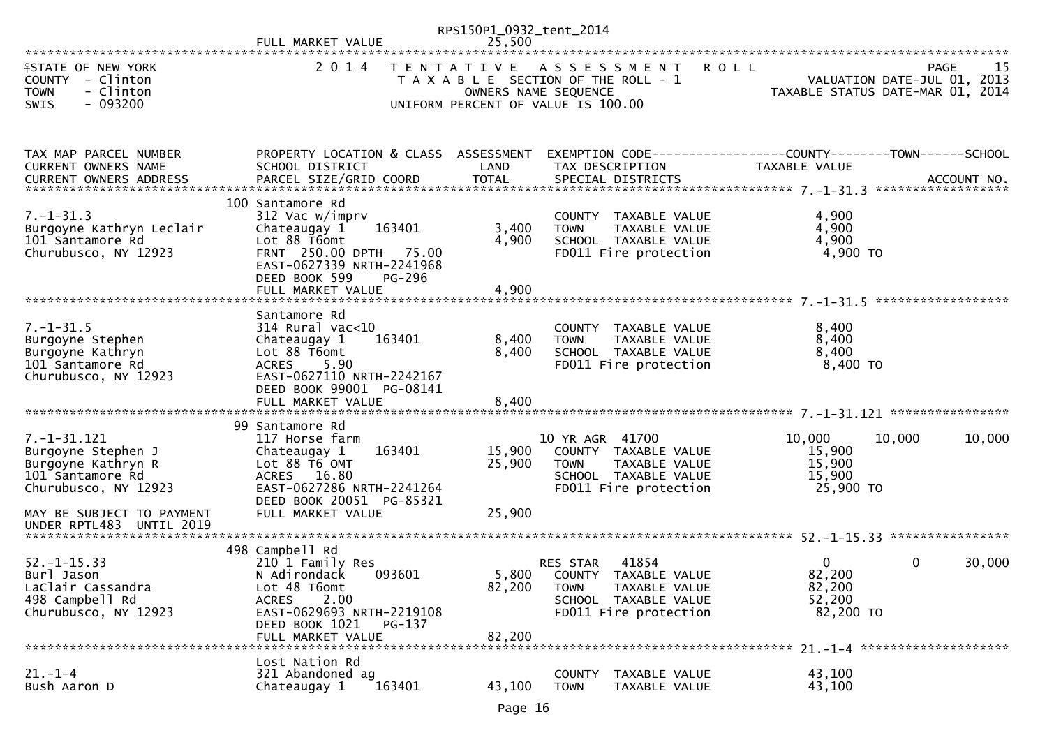RPS150P1_0932_tent_2014

FULL MARKET VALUE 25,500

STATE OF NEW YORK
COUNTY - Clinton
TOWN - Clinton
SWIS - 093200

2014 TENTATIVE ASSESSMENT ROLL
TAXABLE SECTION OF THE ROLL - 1
OWNERS NAME SEQUENCE
UNIFORM PERCENT OF VALUE IS 100.00

PAGE 15
VALUATION DATE-JUL 01, 2013
TAXABLE STATUS DATE-MAR 01, 2014

| TAX MAP PARCEL NUMBER / CURRENT OWNERS NAME / CURRENT OWNERS ADDRESS | PROPERTY LOCATION & CLASS / SCHOOL DISTRICT / PARCEL SIZE/GRID COORD | ASSESSMENT LAND / TOTAL | EXEMPTION CODE / TAX DESCRIPTION / SPECIAL DISTRICTS | COUNTY TAXABLE VALUE | TOWN | SCHOOL |
|---|---|---|---|---|---|---|
| **7.-1-31.3** | 100 Santamore Rd | | | | | |
| 7.-1-31.3 | 312 Vac w/imprv | | COUNTY TAXABLE VALUE | 4,900 | | |
| Burgoyne Kathryn Leclair | Chateaugay 1 163401 | 3,400 | TOWN TAXABLE VALUE | 4,900 | | |
| 101 Santamore Rd | Lot 88 T6omt | 4,900 | SCHOOL TAXABLE VALUE | 4,900 | | |
| Churubusco, NY 12923 | FRNT 250.00 DPTH 75.00 | | FD011 Fire protection | 4,900 TO | | |
| | EAST-0627339 NRTH-2241968 | | | | | |
| | DEED BOOK 599 PG-296 | | | | | |
| | FULL MARKET VALUE | 4,900 | | | | |
| **7.-1-31.5** | Santamore Rd | | | | | |
| 7.-1-31.5 | 314 Rural vac<10 | | COUNTY TAXABLE VALUE | 8,400 | | |
| Burgoyne Stephen | Chateaugay 1 163401 | 8,400 | TOWN TAXABLE VALUE | 8,400 | | |
| Burgoyne Kathryn | Lot 88 T6omt | 8,400 | SCHOOL TAXABLE VALUE | 8,400 | | |
| 101 Santamore Rd | ACRES 5.90 | | FD011 Fire protection | 8,400 TO | | |
| Churubusco, NY 12923 | EAST-0627110 NRTH-2242167 | | | | | |
| | DEED BOOK 99001 PG-08141 | | | | | |
| | FULL MARKET VALUE | 8,400 | | | | |
| **7.-1-31.121** | 99 Santamore Rd | | | | | |
| 7.-1-31.121 | 117 Horse farm | | 10 YR AGR 41700 | 10,000 | 10,000 | 10,000 |
| Burgoyne Stephen J | Chateaugay 1 163401 | 15,900 | COUNTY TAXABLE VALUE | 15,900 | | |
| Burgoyne Kathryn R | Lot 88 T6 OMT | 25,900 | TOWN TAXABLE VALUE | 15,900 | | |
| 101 Santamore Rd | ACRES 16.80 | | SCHOOL TAXABLE VALUE | 15,900 | | |
| Churubusco, NY 12923 | EAST-0627286 NRTH-2241264 | | FD011 Fire protection | 25,900 TO | | |
| | DEED BOOK 20051 PG-85321 | | | | | |
| MAY BE SUBJECT TO PAYMENT UNDER RPTL483 UNTIL 2019 | FULL MARKET VALUE | 25,900 | | | | |
| **52.-1-15.33** | 498 Campbell Rd | | | | | |
| 52.-1-15.33 | 210 1 Family Res | | RES STAR 41854 | 0 | 0 | 30,000 |
| Burl Jason | N Adirondack 093601 | 5,800 | COUNTY TAXABLE VALUE | 82,200 | | |
| LaClair Cassandra | Lot 48 T6omt | 82,200 | TOWN TAXABLE VALUE | 82,200 | | |
| 498 Campbell Rd | ACRES 2.00 | | SCHOOL TAXABLE VALUE | 52,200 | | |
| Churubusco, NY 12923 | EAST-0629693 NRTH-2219108 | | FD011 Fire protection | 82,200 TO | | |
| | DEED BOOK 1021 PG-137 | | | | | |
| | FULL MARKET VALUE | 82,200 | | | | |
| **21.-1-4** | Lost Nation Rd | | | | | |
| 21.-1-4 | 321 Abandoned ag | | COUNTY TAXABLE VALUE | 43,100 | | |
| Bush Aaron D | Chateaugay 1 163401 | 43,100 | TOWN TAXABLE VALUE | 43,100 | | |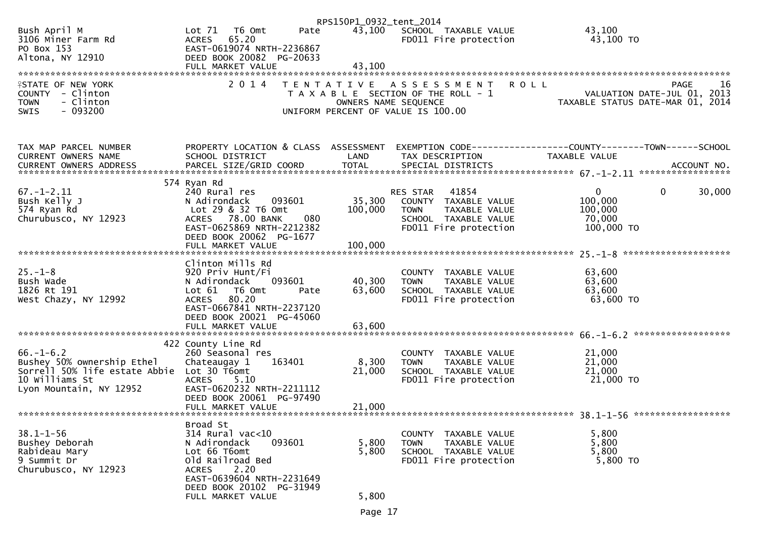Bush April M | Lot 71 T6 Omt Pate | 43,100 | SCHOOL TAXABLE VALUE | 43,100
3106 Miner Farm Rd | ACRES 65.20 | | FD011 Fire protection | 43,100 TO
PO Box 153 | EAST-0619074 NRTH-2236867
Altona, NY 12910 | DEED BOOK 20082 PG-20633
FULL MARKET VALUE 43,100

STATE OF NEW YORK — 2014 TENTATIVE ASSESSMENT ROLL — PAGE 16
COUNTY - Clinton — TAXABLE SECTION OF THE ROLL - 1 — VALUATION DATE-JUL 01, 2013
TOWN - Clinton — OWNERS NAME SEQUENCE — TAXABLE STATUS DATE-MAR 01, 2014
SWIS - 093200 — UNIFORM PERCENT OF VALUE IS 100.00

| TAX MAP PARCEL NUMBER / CURRENT OWNERS NAME / CURRENT OWNERS ADDRESS | PROPERTY LOCATION & CLASS / SCHOOL DISTRICT / PARCEL SIZE/GRID COORD | ASSESSMENT LAND | ASSESSMENT TOTAL | EXEMPTION CODE / TAX DESCRIPTION / SPECIAL DISTRICTS | COUNTY | TOWN | SCHOOL / TAXABLE VALUE / ACCOUNT NO. |
|---|---|---|---|---|---|---|---|
| 67.-1-2.11 | 574 Ryan Rd | | | | | | |
| | 240 Rural res | | | RES STAR 41854 | 0 | 0 | 30,000 |
| Bush Kelly J | N Adirondack 093601 | 35,300 | | COUNTY TAXABLE VALUE | 100,000 | | |
| 574 Ryan Rd | Lot 29 & 32 T6 Omt | | 100,000 | TOWN TAXABLE VALUE | 100,000 | | |
| Churubusco, NY 12923 | ACRES 78.00 BANK 080 | | | SCHOOL TAXABLE VALUE | 70,000 | | |
| | EAST-0625869 NRTH-2212382 | | | FD011 Fire protection | 100,000 TO | | |
| | DEED BOOK 20062 PG-1677 | | | | | | |
| | FULL MARKET VALUE | | 100,000 | | | | |
| 25.-1-8 | Clinton Mills Rd | | | | | | |
| | 920 Priv Hunt/Fi | | | COUNTY TAXABLE VALUE | 63,600 | | |
| Bush Wade | N Adirondack 093601 | 40,300 | | TOWN TAXABLE VALUE | 63,600 | | |
| 1826 Rt 191 | Lot 61 T6 Omt Pate | | 63,600 | SCHOOL TAXABLE VALUE | 63,600 | | |
| West Chazy, NY 12992 | ACRES 80.20 | | | FD011 Fire protection | 63,600 TO | | |
| | EAST-0667841 NRTH-2237120 | | | | | | |
| | DEED BOOK 20021 PG-45060 | | | | | | |
| | FULL MARKET VALUE | | 63,600 | | | | |
| 66.-1-6.2 | 422 County Line Rd | | | | | | |
| | 260 Seasonal res | | | COUNTY TAXABLE VALUE | 21,000 | | |
| Bushey 50% ownership Ethel | Chateaugay 1 163401 | 8,300 | | TOWN TAXABLE VALUE | 21,000 | | |
| Sorrell 50% life estate Abbie | Lot 30 T6omt | | 21,000 | SCHOOL TAXABLE VALUE | 21,000 | | |
| 10 Williams St | ACRES 5.10 | | | FD011 Fire protection | 21,000 TO | | |
| Lyon Mountain, NY 12952 | EAST-0620232 NRTH-2211112 | | | | | | |
| | DEED BOOK 20061 PG-97490 | | | | | | |
| | FULL MARKET VALUE | | 21,000 | | | | |
| 38.1-1-56 | Broad St | | | | | | |
| | 314 Rural vac<10 | | | COUNTY TAXABLE VALUE | 5,800 | | |
| Bushey Deborah | N Adirondack 093601 | 5,800 | | TOWN TAXABLE VALUE | 5,800 | | |
| Rabideau Mary | Lot 66 T6omt | | 5,800 | SCHOOL TAXABLE VALUE | 5,800 | | |
| 9 Summit Dr | Old Railroad Bed | | | FD011 Fire protection | 5,800 TO | | |
| Churubusco, NY 12923 | ACRES 2.20 | | | | | | |
| | EAST-0639604 NRTH-2231649 | | | | | | |
| | DEED BOOK 20102 PG-31949 | | | | | | |
| | FULL MARKET VALUE | | 5,800 | | | | |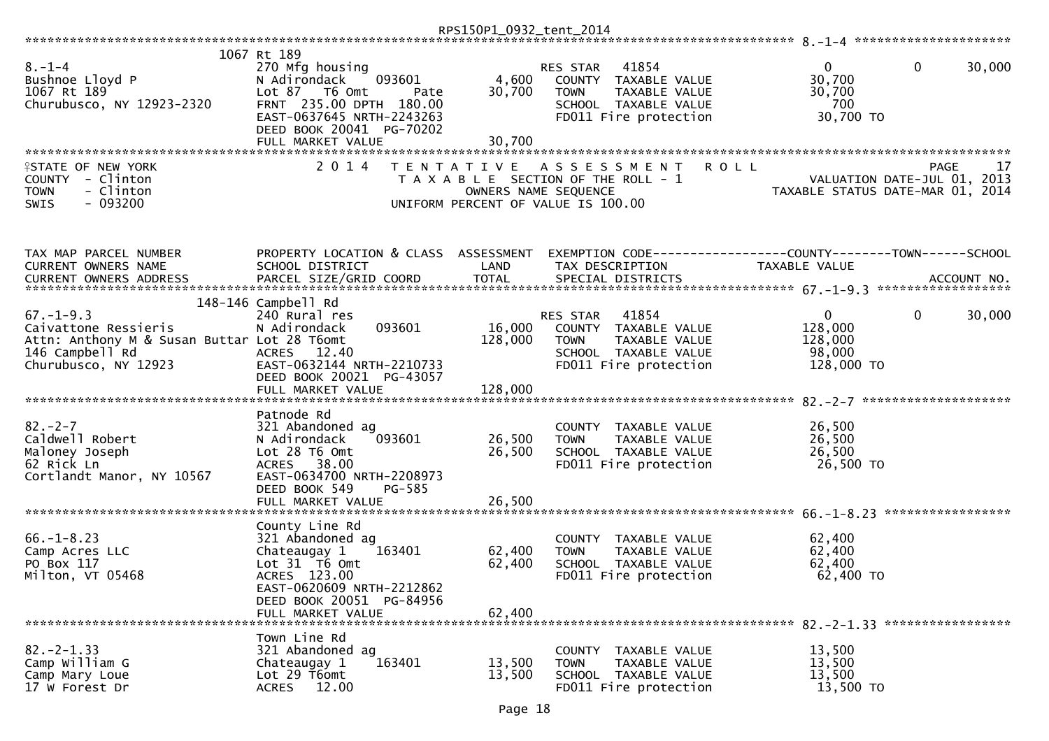RPS150P1_0932_tent_2014

**8.-1-4**

| | | | | |
|---|---|---|---|---|
| 8.-1-4 | 1067 Rt 189 | | | |
| Bushnoe Lloyd P | 270 Mfg housing | | RES STAR 41854 | 0 / 0 / 30,000 |
| 1067 Rt 189 | N Adirondack 093601 | 4,600 | COUNTY TAXABLE VALUE | 30,700 |
| Churubusco, NY 12923-2320 | Lot 87 T6 Omt Pate | 30,700 | TOWN TAXABLE VALUE | 30,700 |
| | FRNT 235.00 DPTH 180.00 | | SCHOOL TAXABLE VALUE | 700 |
| | EAST-0637645 NRTH-2243263 | | FD011 Fire protection | 30,700 TO |
| | DEED BOOK 20041 PG-70202 | | | |
| | FULL MARKET VALUE | 30,700 | | |

# STATE OF NEW YORK — 2014 TENTATIVE ASSESSMENT ROLL

COUNTY - Clinton
TOWN - Clinton
SWIS - 093200

TAXABLE SECTION OF THE ROLL - 1
OWNERS NAME SEQUENCE
UNIFORM PERCENT OF VALUE IS 100.00

PAGE 17
VALUATION DATE-JUL 01, 2013
TAXABLE STATUS DATE-MAR 01, 2014

| TAX MAP PARCEL NUMBER / CURRENT OWNERS NAME / CURRENT OWNERS ADDRESS | PROPERTY LOCATION & CLASS / SCHOOL DISTRICT / PARCEL SIZE/GRID COORD | ASSESSMENT LAND / TOTAL | EXEMPTION CODE / TAX DESCRIPTION / SPECIAL DISTRICTS | COUNTY / TOWN / SCHOOL TAXABLE VALUE / ACCOUNT NO. |
|---|---|---|---|---|
| **67.-1-9.3** | 148-146 Campbell Rd | | | |
| 67.-1-9.3 | 240 Rural res | | RES STAR 41854 | 0 / 0 / 30,000 |
| Caivattone Ressieris | N Adirondack 093601 | 16,000 | COUNTY TAXABLE VALUE | 128,000 |
| Attn: Anthony M & Susan Buttar | Lot 28 T6omt | 128,000 | TOWN TAXABLE VALUE | 128,000 |
| 146 Campbell Rd | ACRES 12.40 | | SCHOOL TAXABLE VALUE | 98,000 |
| Churubusco, NY 12923 | EAST-0632144 NRTH-2210733 | | FD011 Fire protection | 128,000 TO |
| | DEED BOOK 20021 PG-43057 | | | |
| | FULL MARKET VALUE | 128,000 | | |
| **82.-2-7** | Patnode Rd | | | |
| 82.-2-7 | 321 Abandoned ag | | COUNTY TAXABLE VALUE | 26,500 |
| Caldwell Robert | N Adirondack 093601 | 26,500 | TOWN TAXABLE VALUE | 26,500 |
| Maloney Joseph | Lot 28 T6 Omt | 26,500 | SCHOOL TAXABLE VALUE | 26,500 |
| 62 Rick Ln | ACRES 38.00 | | FD011 Fire protection | 26,500 TO |
| Cortlandt Manor, NY 10567 | EAST-0634700 NRTH-2208973 | | | |
| | DEED BOOK 549 PG-585 | | | |
| | FULL MARKET VALUE | 26,500 | | |
| **66.-1-8.23** | County Line Rd | | | |
| 66.-1-8.23 | 321 Abandoned ag | | COUNTY TAXABLE VALUE | 62,400 |
| Camp Acres LLC | Chateaugay 1 163401 | 62,400 | TOWN TAXABLE VALUE | 62,400 |
| PO Box 117 | Lot 31 T6 Omt | 62,400 | SCHOOL TAXABLE VALUE | 62,400 |
| Milton, VT 05468 | ACRES 123.00 | | FD011 Fire protection | 62,400 TO |
| | EAST-0620609 NRTH-2212862 | | | |
| | DEED BOOK 20051 PG-84956 | | | |
| | FULL MARKET VALUE | 62,400 | | |
| **82.-2-1.33** | Town Line Rd | | | |
| 82.-2-1.33 | 321 Abandoned ag | | COUNTY TAXABLE VALUE | 13,500 |
| Camp William G | Chateaugay 1 163401 | 13,500 | TOWN TAXABLE VALUE | 13,500 |
| Camp Mary Loue | Lot 29 T6omt | 13,500 | SCHOOL TAXABLE VALUE | 13,500 |
| 17 W Forest Dr | ACRES 12.00 | | FD011 Fire protection | 13,500 TO |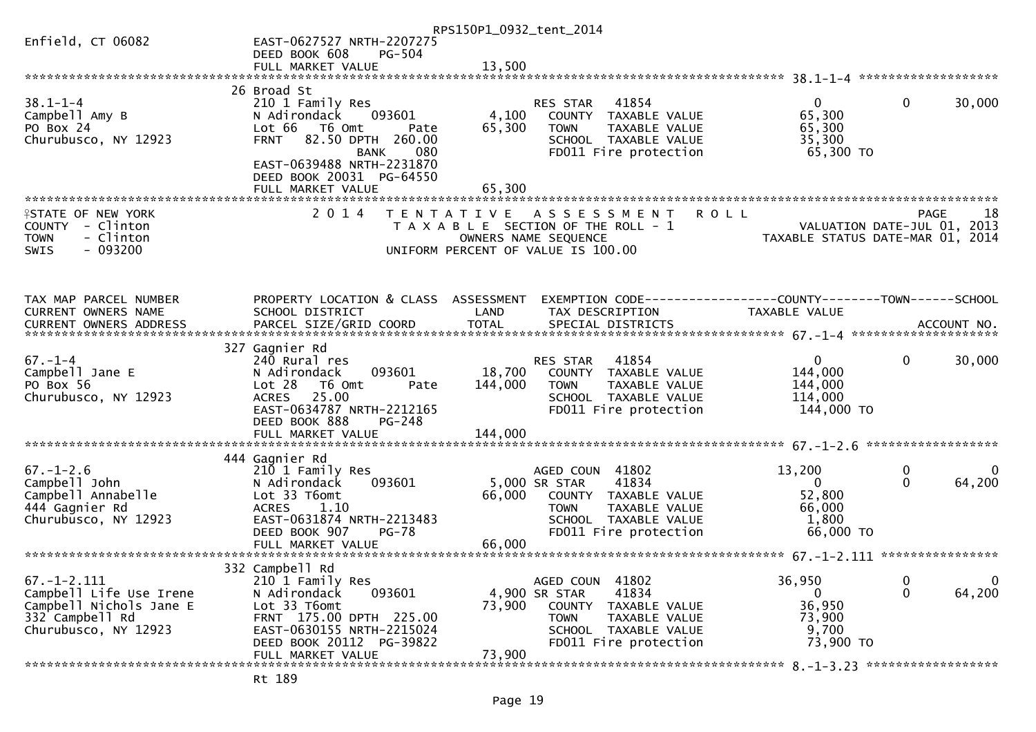RPS150P1_0932_tent_2014

Enfield, CT 06082 — EAST-0627527 NRTH-2207275, DEED BOOK 608 PG-504, FULL MARKET VALUE 13,500

| TAX MAP PARCEL NUMBER / CURRENT OWNERS NAME / CURRENT OWNERS ADDRESS | PROPERTY LOCATION & CLASS / SCHOOL DISTRICT / PARCEL SIZE/GRID COORD | ASSESSMENT LAND / TOTAL | EXEMPTION CODE / TAX DESCRIPTION / SPECIAL DISTRICTS | COUNTY TAXABLE VALUE | TOWN | SCHOOL |
|---|---|---|---|---|---|---|
| 38.1-1-4 | 26 Broad St | | | | | |
| Campbell Amy B | 210 1 Family Res | | RES STAR 41854 | 0 | 0 | 30,000 |
| PO Box 24 | N Adirondack 093601 | 4,100 | COUNTY TAXABLE VALUE | 65,300 | | |
| Churubusco, NY 12923 | Lot 66 T6 Omt Pate | 65,300 | TOWN TAXABLE VALUE | 65,300 | | |
| | FRNT 82.50 DPTH 260.00 | | SCHOOL TAXABLE VALUE | 35,300 | | |
| | BANK 080 | | FD011 Fire protection | 65,300 TO | | |
| | EAST-0639488 NRTH-2231870 | | | | | |
| | DEED BOOK 20031 PG-64550 | | | | | |
| | FULL MARKET VALUE | 65,300 | | | | |

STATE OF NEW YORK — COUNTY - Clinton — TOWN - Clinton — SWIS - 093200

2014 TENTATIVE ASSESSMENT ROLL — TAXABLE SECTION OF THE ROLL - 1 — OWNERS NAME SEQUENCE — UNIFORM PERCENT OF VALUE IS 100.00

PAGE 18 — VALUATION DATE-JUL 01, 2013 — TAXABLE STATUS DATE-MAR 01, 2014

| TAX MAP PARCEL NUMBER / CURRENT OWNERS NAME / CURRENT OWNERS ADDRESS | PROPERTY LOCATION & CLASS / SCHOOL DISTRICT / PARCEL SIZE/GRID COORD | ASSESSMENT LAND / TOTAL | EXEMPTION CODE / TAX DESCRIPTION / SPECIAL DISTRICTS | COUNTY TAXABLE VALUE | TOWN | SCHOOL / ACCOUNT NO. |
|---|---|---|---|---|---|---|
| 67.-1-4 | 327 Gagnier Rd | | | | | |
| Campbell Jane E | 240 Rural res | | RES STAR 41854 | 0 | 0 | 30,000 |
| PO Box 56 | N Adirondack 093601 | 18,700 | COUNTY TAXABLE VALUE | 144,000 | | |
| Churubusco, NY 12923 | Lot 28 T6 Omt Pate | 144,000 | TOWN TAXABLE VALUE | 144,000 | | |
| | ACRES 25.00 | | SCHOOL TAXABLE VALUE | 114,000 | | |
| | EAST-0634787 NRTH-2212165 | | FD011 Fire protection | 144,000 TO | | |
| | DEED BOOK 888 PG-248 | | | | | |
| | FULL MARKET VALUE | 144,000 | | | | |
| 67.-1-2.6 | 444 Gagnier Rd | | | | | |
| Campbell John | 210 1 Family Res | | AGED COUN 41802 | 13,200 | 0 | 0 |
| Campbell Annabelle | N Adirondack 093601 | 5,000 | SR STAR 41834 | 0 | 0 | 64,200 |
| 444 Gagnier Rd | Lot 33 T6omt | 66,000 | COUNTY TAXABLE VALUE | 52,800 | | |
| Churubusco, NY 12923 | ACRES 1.10 | | TOWN TAXABLE VALUE | 66,000 | | |
| | EAST-0631874 NRTH-2213483 | | SCHOOL TAXABLE VALUE | 1,800 | | |
| | DEED BOOK 907 PG-78 | | FD011 Fire protection | 66,000 TO | | |
| | FULL MARKET VALUE | 66,000 | | | | |
| 67.-1-2.111 | 332 Campbell Rd | | | | | |
| Campbell Life Use Irene | 210 1 Family Res | | AGED COUN 41802 | 36,950 | 0 | 0 |
| Campbell Nichols Jane E | N Adirondack 093601 | 4,900 | SR STAR 41834 | 0 | 0 | 64,200 |
| 332 Campbell Rd | Lot 33 T6omt | 73,900 | COUNTY TAXABLE VALUE | 36,950 | | |
| Churubusco, NY 12923 | FRNT 175.00 DPTH 225.00 | | TOWN TAXABLE VALUE | 73,900 | | |
| | EAST-0630155 NRTH-2215024 | | SCHOOL TAXABLE VALUE | 9,700 | | |
| | DEED BOOK 20112 PG-39822 | | FD011 Fire protection | 73,900 TO | | |
| | FULL MARKET VALUE | 73,900 | | | | |
| 8.-1-3.23 | Rt 189 | | | | | |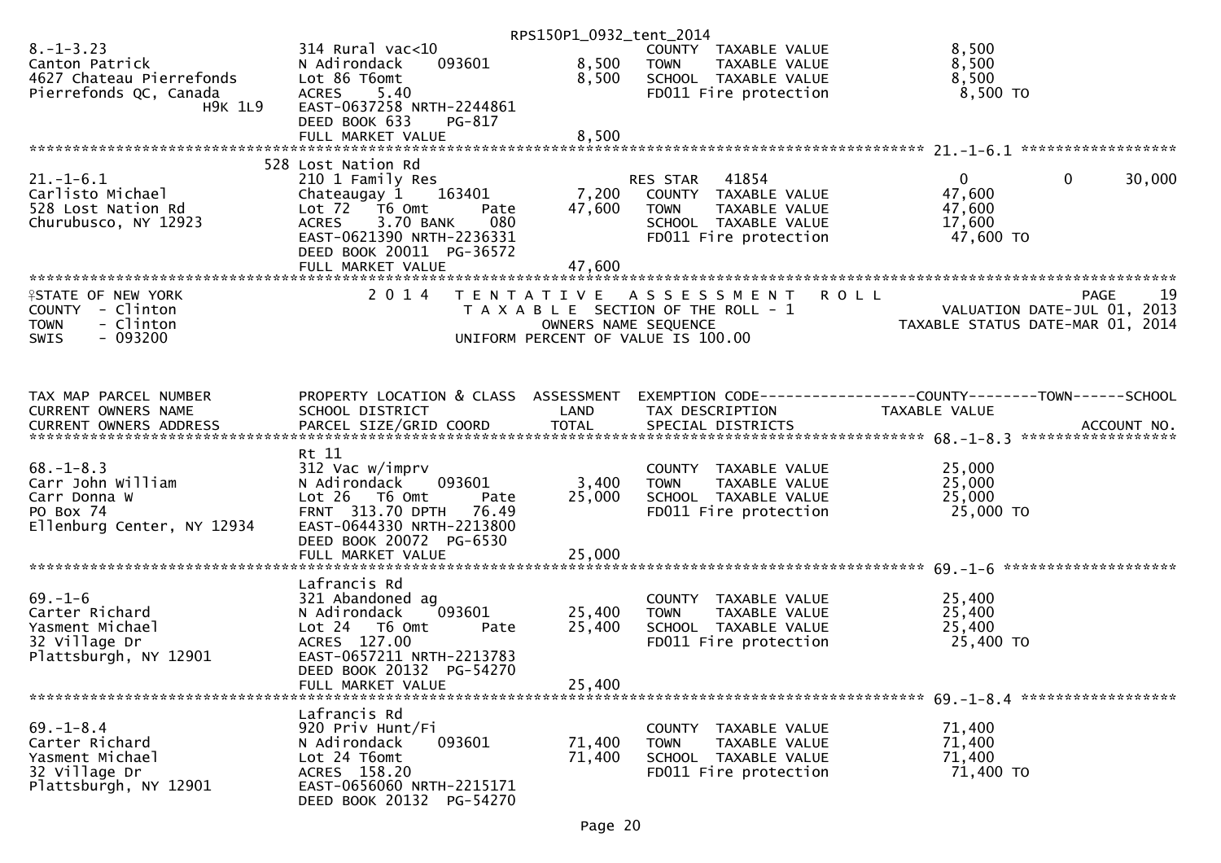RPS150P1_0932_tent_2014

| TAX MAP PARCEL NUMBER / CURRENT OWNERS NAME / CURRENT OWNERS ADDRESS | PROPERTY LOCATION & CLASS / SCHOOL DISTRICT / PARCEL SIZE/GRID COORD | ASSESSMENT LAND | TOTAL | EXEMPTION CODE / TAX DESCRIPTION / SPECIAL DISTRICTS | COUNTY TAXABLE VALUE | TOWN | SCHOOL |
|---|---|---|---|---|---|---|---|
| 8.-1-3.23 | 314 Rural vac<10 | | | COUNTY TAXABLE VALUE | 8,500 | | |
| Canton Patrick | N Adirondack 093601 | 8,500 | | TOWN TAXABLE VALUE | 8,500 | | |
| 4627 Chateau Pierrefonds | Lot 86 T6omt | | 8,500 | SCHOOL TAXABLE VALUE | 8,500 | | |
| Pierrefonds QC, Canada H9K 1L9 | ACRES 5.40 | | | FD011 Fire protection | 8,500 TO | | |
| | EAST-0637258 NRTH-2244861 | | | | | | |
| | DEED BOOK 633 PG-817 | | | | | | |
| | FULL MARKET VALUE | | 8,500 | | | | |
| **21.-1-6.1** | 528 Lost Nation Rd | | | | | | |
| 21.-1-6.1 | 210 1 Family Res | | | RES STAR 41854 | 0 | 0 | 30,000 |
| Carlisto Michael | Chateaugay 1 163401 | 7,200 | | COUNTY TAXABLE VALUE | 47,600 | | |
| 528 Lost Nation Rd | Lot 72 T6 Omt Pate | | 47,600 | TOWN TAXABLE VALUE | 47,600 | | |
| Churubusco, NY 12923 | ACRES 3.70 BANK 080 | | | SCHOOL TAXABLE VALUE | 17,600 | | |
| | EAST-0621390 NRTH-2236331 | | | FD011 Fire protection | 47,600 TO | | |
| | DEED BOOK 20011 PG-36572 | | | | | | |
| | FULL MARKET VALUE | | 47,600 | | | | |

STATE OF NEW YORK
COUNTY - Clinton
TOWN - Clinton
SWIS - 093200

2014 TENTATIVE ASSESSMENT ROLL
TAXABLE SECTION OF THE ROLL - 1
OWNERS NAME SEQUENCE
UNIFORM PERCENT OF VALUE IS 100.00

PAGE 19
VALUATION DATE-JUL 01, 2013
TAXABLE STATUS DATE-MAR 01, 2014

| TAX MAP PARCEL NUMBER / CURRENT OWNERS NAME / CURRENT OWNERS ADDRESS | PROPERTY LOCATION & CLASS / SCHOOL DISTRICT / PARCEL SIZE/GRID COORD | ASSESSMENT LAND | TOTAL | EXEMPTION CODE / TAX DESCRIPTION / SPECIAL DISTRICTS | COUNTY TAXABLE VALUE | TOWN | SCHOOL / ACCOUNT NO. |
|---|---|---|---|---|---|---|---|
| **68.-1-8.3** | Rt 11 | | | | | | |
| 68.-1-8.3 | 312 Vac w/imprv | | | COUNTY TAXABLE VALUE | 25,000 | | |
| Carr John William | N Adirondack 093601 | 3,400 | | TOWN TAXABLE VALUE | 25,000 | | |
| Carr Donna W | Lot 26 T6 Omt Pate | | 25,000 | SCHOOL TAXABLE VALUE | 25,000 | | |
| PO Box 74 | FRNT 313.70 DPTH 76.49 | | | FD011 Fire protection | 25,000 TO | | |
| Ellenburg Center, NY 12934 | EAST-0644330 NRTH-2213800 | | | | | | |
| | DEED BOOK 20072 PG-6530 | | | | | | |
| | FULL MARKET VALUE | | 25,000 | | | | |
| **69.-1-6** | Lafrancis Rd | | | | | | |
| 69.-1-6 | 321 Abandoned ag | | | COUNTY TAXABLE VALUE | 25,400 | | |
| Carter Richard | N Adirondack 093601 | 25,400 | | TOWN TAXABLE VALUE | 25,400 | | |
| Yasment Michael | Lot 24 T6 Omt Pate | | 25,400 | SCHOOL TAXABLE VALUE | 25,400 | | |
| 32 Village Dr | ACRES 127.00 | | | FD011 Fire protection | 25,400 TO | | |
| Plattsburgh, NY 12901 | EAST-0657211 NRTH-2213783 | | | | | | |
| | DEED BOOK 20132 PG-54270 | | | | | | |
| | FULL MARKET VALUE | | 25,400 | | | | |
| **69.-1-8.4** | Lafrancis Rd | | | | | | |
| 69.-1-8.4 | 920 Priv Hunt/Fi | | | COUNTY TAXABLE VALUE | 71,400 | | |
| Carter Richard | N Adirondack 093601 | 71,400 | | TOWN TAXABLE VALUE | 71,400 | | |
| Yasment Michael | Lot 24 T6omt | | 71,400 | SCHOOL TAXABLE VALUE | 71,400 | | |
| 32 Village Dr | ACRES 158.20 | | | FD011 Fire protection | 71,400 TO | | |
| Plattsburgh, NY 12901 | EAST-0656060 NRTH-2215171 | | | | | | |
| | DEED BOOK 20132 PG-54270 | | | | | | |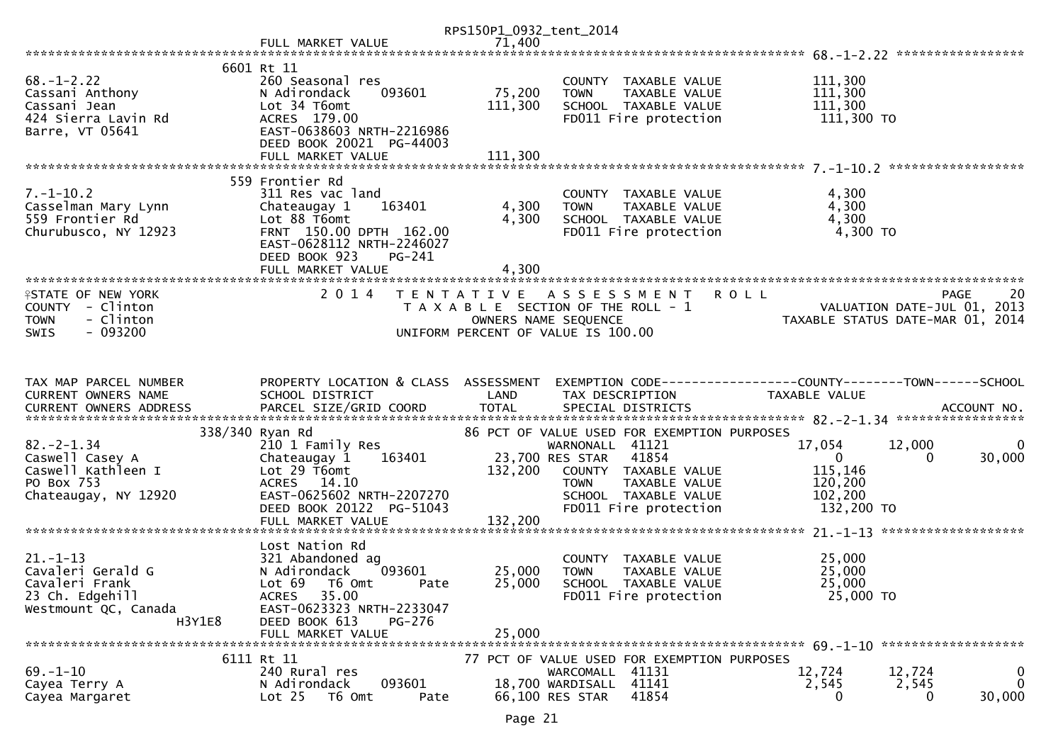RPS150P1_0932_tent_2014

FULL MARKET VALUE 71,400

******************************************************************************************************* 68.-1-2.22 *****************

```
                              6601 Rt 11
68.-1-2.22                    260 Seasonal res                          COUNTY  TAXABLE VALUE              111,300
Cassani Anthony               N Adirondack     093601       75,200     TOWN    TAXABLE VALUE              111,300
Cassani Jean                  Lot 34 T6omt                 111,300     SCHOOL  TAXABLE VALUE              111,300
424 Sierra Lavin Rd           ACRES  179.00                            FD011 Fire protection               111,300 TO
Barre, VT 05641               EAST-0638603 NRTH-2216986
                              DEED BOOK 20021  PG-44003
                              FULL MARKET VALUE            111,300
******************************************************************************************************* 7.-1-10.2 ******************
                              559 Frontier Rd
7.-1-10.2                     311 Res vac land                          COUNTY  TAXABLE VALUE                4,300
Casselman Mary Lynn           Chateaugay 1     163401        4,300     TOWN    TAXABLE VALUE                4,300
559 Frontier Rd               Lot 88 T6omt                   4,300     SCHOOL  TAXABLE VALUE                4,300
Churubusco, NY 12923          FRNT 150.00 DPTH 162.00                  FD011 Fire protection                 4,300 TO
                              EAST-0628112 NRTH-2246027
                              DEED BOOK 923    PG-241
                              FULL MARKET VALUE              4,300
************************************************************************************************************************************
```

STATE OF NEW YORK — 2014 TENTATIVE ASSESSMENT ROLL — PAGE 20
COUNTY - Clinton — TAXABLE SECTION OF THE ROLL - 1 — VALUATION DATE-JUL 01, 2013
TOWN - Clinton — OWNERS NAME SEQUENCE — TAXABLE STATUS DATE-MAR 01, 2014
SWIS - 093200 — UNIFORM PERCENT OF VALUE IS 100.00

```
TAX MAP PARCEL NUMBER         PROPERTY LOCATION & CLASS  ASSESSMENT  EXEMPTION CODE------------------COUNTY--------TOWN------SCHOOL
CURRENT OWNERS NAME           SCHOOL DISTRICT               LAND     TAX DESCRIPTION             TAXABLE VALUE
CURRENT OWNERS ADDRESS        PARCEL SIZE/GRID COORD        TOTAL    SPECIAL DISTRICTS                                    ACCOUNT NO.
******************************************************************************************************* 82.-2-1.34 *****************
                              338/340 Ryan Rd               86 PCT OF VALUE USED FOR EXEMPTION PURPOSES
82.-2-1.34                    210 1 Family Res                        WARNONALL  41121             17,054       12,000            0
Caswell Casey A               Chateaugay 1     163401       23,700 RES STAR    41854                   0            0       30,000
Caswell Kathleen I            Lot 29 T6omt                 132,200    COUNTY  TAXABLE VALUE           115,146
PO Box 753                    ACRES   14.10                           TOWN    TAXABLE VALUE           120,200
Chateaugay, NY 12920          EAST-0625602 NRTH-2207270               SCHOOL  TAXABLE VALUE           102,200
                              DEED BOOK 20122  PG-51043               FD011 Fire protection            132,200 TO
                              FULL MARKET VALUE            132,200
******************************************************************************************************* 21.-1-13 *******************
                              Lost Nation Rd
21.-1-13                      321 Abandoned ag                        COUNTY  TAXABLE VALUE            25,000
Cavaleri Gerald G             N Adirondack     093601       25,000    TOWN    TAXABLE VALUE            25,000
Cavaleri Frank                Lot 69   T6 Omt        Pate   25,000    SCHOOL  TAXABLE VALUE            25,000
23 Ch. Edgehill               ACRES   35.00                           FD011 Fire protection             25,000 TO
Westmount QC, Canada          EAST-0623323 NRTH-2233047
                 H3Y1E8       DEED BOOK 613    PG-276
                              FULL MARKET VALUE             25,000
******************************************************************************************************* 69.-1-10 *******************
                              6111 Rt 11                    77 PCT OF VALUE USED FOR EXEMPTION PURPOSES
69.-1-10                      240 Rural res                           WARCOMALL  41131             12,724       12,724            0
Cayea Terry A                 N Adirondack     093601       18,700 WARDISALL   41141              2,545        2,545            0
Cayea Margaret                Lot 25   T6 Omt        Pate   66,100 RES STAR    41854                   0            0       30,000
```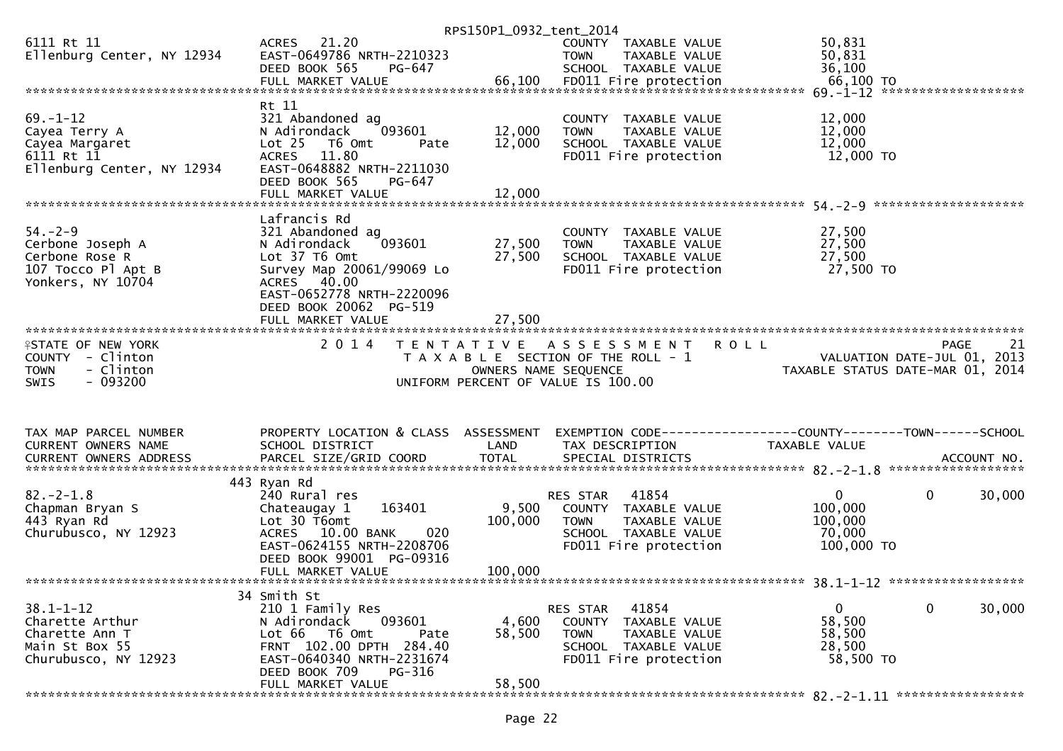RPS150P1_0932_tent_2014

| | | | | |
|---|---|---|---|---|
| 6111 Rt 11 | ACRES 21.20 | | COUNTY TAXABLE VALUE | 50,831 |
| Ellenburg Center, NY 12934 | EAST-0649786 NRTH-2210323 | | TOWN TAXABLE VALUE | 50,831 |
| | DEED BOOK 565 PG-647 | | SCHOOL TAXABLE VALUE | 36,100 |
| | FULL MARKET VALUE | 66,100 | FD011 Fire protection | 66,100 TO |

******************************************************************************************************* 69.-1-12 ********************

| | | | | |
|---|---|---|---|---|
| | Rt 11 | | | |
| 69.-1-12 | 321 Abandoned ag | | COUNTY TAXABLE VALUE | 12,000 |
| Cayea Terry A | N Adirondack 093601 | 12,000 | TOWN TAXABLE VALUE | 12,000 |
| Cayea Margaret | Lot 25 T6 Omt Pate | 12,000 | SCHOOL TAXABLE VALUE | 12,000 |
| 6111 Rt 11 | ACRES 11.80 | | FD011 Fire protection | 12,000 TO |
| Ellenburg Center, NY 12934 | EAST-0648882 NRTH-2211030 | | | |
| | DEED BOOK 565 PG-647 | | | |
| | FULL MARKET VALUE | 12,000 | | |

******************************************************************************************************* 54.-2-9 ********************

| | | | | |
|---|---|---|---|---|
| | Lafrancis Rd | | | |
| 54.-2-9 | 321 Abandoned ag | | COUNTY TAXABLE VALUE | 27,500 |
| Cerbone Joseph A | N Adirondack 093601 | 27,500 | TOWN TAXABLE VALUE | 27,500 |
| Cerbone Rose R | Lot 37 T6 Omt | 27,500 | SCHOOL TAXABLE VALUE | 27,500 |
| 107 Tocco Pl Apt B | Survey Map 20061/99069 Lo | | FD011 Fire protection | 27,500 TO |
| Yonkers, NY 10704 | ACRES 40.00 | | | |
| | EAST-0652778 NRTH-2220096 | | | |
| | DEED BOOK 20062 PG-519 | | | |
| | FULL MARKET VALUE | 27,500 | | |

*******************************************************************************************************************************************

STATE OF NEW YORK — 2 0 1 4 T E N T A T I V E A S S E S S M E N T R O L L — PAGE 21
COUNTY - Clinton — T A X A B L E SECTION OF THE ROLL - 1 — VALUATION DATE-JUL 01, 2013
TOWN - Clinton — OWNERS NAME SEQUENCE — TAXABLE STATUS DATE-MAR 01, 2014
SWIS - 093200 — UNIFORM PERCENT OF VALUE IS 100.00

| TAX MAP PARCEL NUMBER / CURRENT OWNERS NAME / CURRENT OWNERS ADDRESS | PROPERTY LOCATION & CLASS / SCHOOL DISTRICT / PARCEL SIZE/GRID COORD | ASSESSMENT LAND / TOTAL | EXEMPTION CODE / TAX DESCRIPTION / SPECIAL DISTRICTS | COUNTY / TAXABLE VALUE | TOWN | SCHOOL / ACCOUNT NO. |
|---|---|---|---|---|---|---|

******************************************************************************************************* 82.-2-1.8 ******************

| | | | | | | |
|---|---|---|---|---|---|---|
| | 443 Ryan Rd | | | | | |
| 82.-2-1.8 | 240 Rural res | | RES STAR 41854 | 0 | 0 | 30,000 |
| Chapman Bryan S | Chateaugay 1 163401 | 9,500 | COUNTY TAXABLE VALUE | 100,000 | | |
| 443 Ryan Rd | Lot 30 T6omt | 100,000 | TOWN TAXABLE VALUE | 100,000 | | |
| Churubusco, NY 12923 | ACRES 10.00 BANK 020 | | SCHOOL TAXABLE VALUE | 70,000 | | |
| | EAST-0624155 NRTH-2208706 | | FD011 Fire protection | 100,000 TO | | |
| | DEED BOOK 99001 PG-09316 | | | | | |
| | FULL MARKET VALUE | 100,000 | | | | |

******************************************************************************************************* 38.1-1-12 ******************

| | | | | | | |
|---|---|---|---|---|---|---|
| | 34 Smith St | | | | | |
| 38.1-1-12 | 210 1 Family Res | | RES STAR 41854 | 0 | 0 | 30,000 |
| Charette Arthur | N Adirondack 093601 | 4,600 | COUNTY TAXABLE VALUE | 58,500 | | |
| Charette Ann T | Lot 66 T6 Omt Pate | 58,500 | TOWN TAXABLE VALUE | 58,500 | | |
| Main St Box 55 | FRNT 102.00 DPTH 284.40 | | SCHOOL TAXABLE VALUE | 28,500 | | |
| Churubusco, NY 12923 | EAST-0640340 NRTH-2231674 | | FD011 Fire protection | 58,500 TO | | |
| | DEED BOOK 709 PG-316 | | | | | |
| | FULL MARKET VALUE | 58,500 | | | | |

******************************************************************************************************* 82.-2-1.11 *****************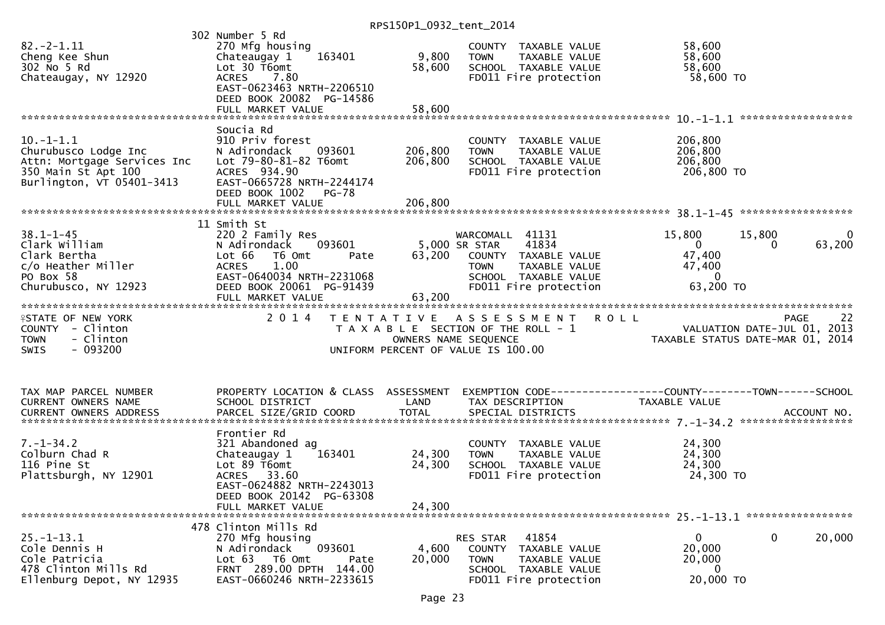302 Number 5 Rd

| | | | | |
|---|---|---|---|---|
| 82.-2-1.11 | 270 Mfg housing | | COUNTY TAXABLE VALUE | 58,600 |
| Cheng Kee Shun | Chateaugay 1 163401 | 9,800 | TOWN TAXABLE VALUE | 58,600 |
| 302 No 5 Rd | Lot 30 T6omt | 58,600 | SCHOOL TAXABLE VALUE | 58,600 |
| Chateaugay, NY 12920 | ACRES 7.80 | | FD011 Fire protection | 58,600 TO |
| | EAST-0623463 NRTH-2206510 | | | |
| | DEED BOOK 20082 PG-14586 | | | |
| | FULL MARKET VALUE | 58,600 | | |

******************************************************************************************************* 10.-1-1.1 *****************

Soucia Rd

| | | | | |
|---|---|---|---|---|
| 10.-1-1.1 | 910 Priv forest | | COUNTY TAXABLE VALUE | 206,800 |
| Churubusco Lodge Inc | N Adirondack 093601 | 206,800 | TOWN TAXABLE VALUE | 206,800 |
| Attn: Mortgage Services Inc | Lot 79-80-81-82 T6omt | 206,800 | SCHOOL TAXABLE VALUE | 206,800 |
| 350 Main St Apt 100 | ACRES 934.90 | | FD011 Fire protection | 206,800 TO |
| Burlington, VT 05401-3413 | EAST-0665728 NRTH-2244174 | | | |
| | DEED BOOK 1002 PG-78 | | | |
| | FULL MARKET VALUE | 206,800 | | |

******************************************************************************************************* 38.1-1-45 *****************

11 Smith St

| | | | | | | |
|---|---|---|---|---|---|---|
| 38.1-1-45 | 220 2 Family Res | | WARCOMALL 41131 | 15,800 | 15,800 | 0 |
| Clark William | N Adirondack 093601 | 5,000 | SR STAR 41834 | 0 | 0 | 63,200 |
| Clark Bertha | Lot 66 T6 Omt Pate | 63,200 | COUNTY TAXABLE VALUE | 47,400 | | |
| c/o Heather Miller | ACRES 1.00 | | TOWN TAXABLE VALUE | 47,400 | | |
| PO Box 58 | EAST-0640034 NRTH-2231068 | | SCHOOL TAXABLE VALUE | 0 | | |
| Churubusco, NY 12923 | DEED BOOK 20061 PG-91439 | | FD011 Fire protection | 63,200 TO | | |
| | FULL MARKET VALUE | 63,200 | | | | |

*******************************************************************************************************

STATE OF NEW YORK — 2014 TENTATIVE ASSESSMENT ROLL — PAGE 22
COUNTY - Clinton — TAXABLE SECTION OF THE ROLL - 1 — VALUATION DATE-JUL 01, 2013
TOWN - Clinton — OWNERS NAME SEQUENCE — TAXABLE STATUS DATE-MAR 01, 2014
SWIS - 093200 — UNIFORM PERCENT OF VALUE IS 100.00

| TAX MAP PARCEL NUMBER<br>CURRENT OWNERS NAME<br>CURRENT OWNERS ADDRESS | PROPERTY LOCATION & CLASS<br>SCHOOL DISTRICT<br>PARCEL SIZE/GRID COORD | ASSESSMENT<br>LAND<br>TOTAL | EXEMPTION CODE<br>TAX DESCRIPTION<br>SPECIAL DISTRICTS | COUNTY<br>TAXABLE VALUE | TOWN | SCHOOL<br>ACCOUNT NO. |
|---|---|---|---|---|---|---|

******************************************************************************************************* 7.-1-34.2 *****************

Frontier Rd

| | | | | |
|---|---|---|---|---|
| 7.-1-34.2 | 321 Abandoned ag | | COUNTY TAXABLE VALUE | 24,300 |
| Colburn Chad R | Chateaugay 1 163401 | 24,300 | TOWN TAXABLE VALUE | 24,300 |
| 116 Pine St | Lot 89 T6omt | 24,300 | SCHOOL TAXABLE VALUE | 24,300 |
| Plattsburgh, NY 12901 | ACRES 33.60 | | FD011 Fire protection | 24,300 TO |
| | EAST-0624882 NRTH-2243013 | | | |
| | DEED BOOK 20142 PG-63308 | | | |
| | FULL MARKET VALUE | 24,300 | | |

******************************************************************************************************* 25.-1-13.1 *****************

478 Clinton Mills Rd

| | | | | | | |
|---|---|---|---|---|---|---|
| 25.-1-13.1 | 270 Mfg housing | | RES STAR 41854 | 0 | 0 | 20,000 |
| Cole Dennis H | N Adirondack 093601 | 4,600 | COUNTY TAXABLE VALUE | 20,000 | | |
| Cole Patricia | Lot 63 T6 Omt Pate | 20,000 | TOWN TAXABLE VALUE | 20,000 | | |
| 478 Clinton Mills Rd | FRNT 289.00 DPTH 144.00 | | SCHOOL TAXABLE VALUE | 0 | | |
| Ellenburg Depot, NY 12935 | EAST-0660246 NRTH-2233615 | | FD011 Fire protection | 20,000 TO | | |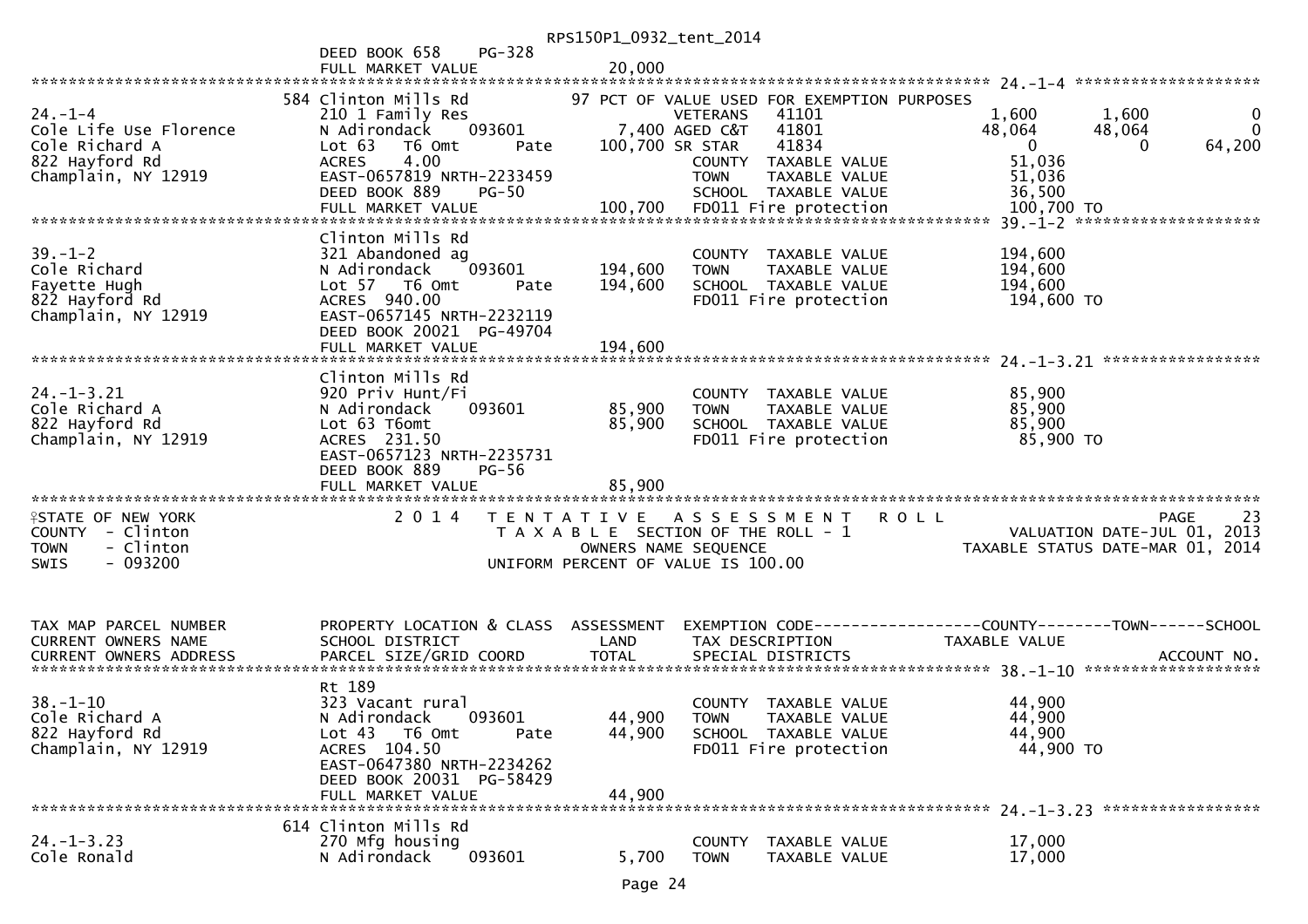RPS150P1_0932_tent_2014

```
                          DEED BOOK 658     PG-328
                          FULL MARKET VALUE              20,000
******************************************************************************************************* 24.-1-4 ********************
                       584 Clinton Mills Rd          97 PCT OF VALUE USED FOR EXEMPTION PURPOSES
24.-1-4                  210 1 Family Res                   VETERANS    41101                 1,600        1,600             0
Cole Life Use Florence   N Adirondack     093601       7,400 AGED C&T   41801                48,064       48,064             0
Cole Richard A           Lot 63   T6 Omt       Pate  100,700 SR STAR    41834                     0            0        64,200
822 Hayford Rd           ACRES    4.00                        COUNTY  TAXABLE VALUE          51,036
Champlain, NY 12919      EAST-0657819 NRTH-2233459            TOWN    TAXABLE VALUE          51,036
                         DEED BOOK 889    PG-50               SCHOOL  TAXABLE VALUE          36,500
                         FULL MARKET VALUE           100,700  FD011 Fire protection         100,700 TO
******************************************************************************************************* 39.-1-2 ********************
                         Clinton Mills Rd
39.-1-2                  321 Abandoned ag                     COUNTY  TAXABLE VALUE         194,600
Cole Richard             N Adirondack     093601     194,600  TOWN    TAXABLE VALUE         194,600
Fayette Hugh             Lot 57   T6 Omt       Pate  194,600  SCHOOL  TAXABLE VALUE         194,600
822 Hayford Rd           ACRES  940.00                        FD011 Fire protection         194,600 TO
Champlain, NY 12919      EAST-0657145 NRTH-2232119
                         DEED BOOK 20021 PG-49704
                         FULL MARKET VALUE           194,600
******************************************************************************************************* 24.-1-3.21 *****************
                         Clinton Mills Rd
24.-1-3.21               920 Priv Hunt/Fi                     COUNTY  TAXABLE VALUE          85,900
Cole Richard A           N Adirondack     093601      85,900  TOWN    TAXABLE VALUE          85,900
822 Hayford Rd           Lot 63 T6omt                 85,900  SCHOOL  TAXABLE VALUE          85,900
Champlain, NY 12919      ACRES  231.50                        FD011 Fire protection          85,900 TO
                         EAST-0657123 NRTH-2235731
                         DEED BOOK 889    PG-56
                         FULL MARKET VALUE            85,900
************************************************************************************************************************************
STATE OF NEW YORK               2 0 1 4   T E N T A T I V E   A S S E S S M E N T   R O L L                          PAGE     23
COUNTY  - Clinton                          T A X A B L E  SECTION OF THE ROLL - 1                 VALUATION DATE-JUL 01, 2013
TOWN    - Clinton                                 OWNERS NAME SEQUENCE                     TAXABLE STATUS DATE-MAR 01, 2014
SWIS    - 093200                          UNIFORM PERCENT OF VALUE IS 100.00


TAX MAP PARCEL NUMBER    PROPERTY LOCATION & CLASS  ASSESSMENT  EXEMPTION CODE------------------COUNTY--------TOWN------SCHOOL
CURRENT OWNERS NAME      SCHOOL DISTRICT               LAND     TAX DESCRIPTION            TAXABLE VALUE
CURRENT OWNERS ADDRESS   PARCEL SIZE/GRID COORD       TOTAL     SPECIAL DISTRICTS                                   ACCOUNT NO.
******************************************************************************************************* 38.-1-10 *******************
                         Rt 189
38.-1-10                 323 Vacant rural                     COUNTY  TAXABLE VALUE          44,900
Cole Richard A           N Adirondack     093601      44,900  TOWN    TAXABLE VALUE          44,900
822 Hayford Rd           Lot 43   T6 Omt       Pate   44,900  SCHOOL  TAXABLE VALUE          44,900
Champlain, NY 12919      ACRES  104.50                        FD011 Fire protection          44,900 TO
                         EAST-0647380 NRTH-2234262
                         DEED BOOK 20031 PG-58429
                         FULL MARKET VALUE            44,900
******************************************************************************************************* 24.-1-3.23 *****************
                       614 Clinton Mills Rd
24.-1-3.23               270 Mfg housing                      COUNTY  TAXABLE VALUE          17,000
Cole Ronald              N Adirondack     093601       5,700  TOWN    TAXABLE VALUE          17,000
```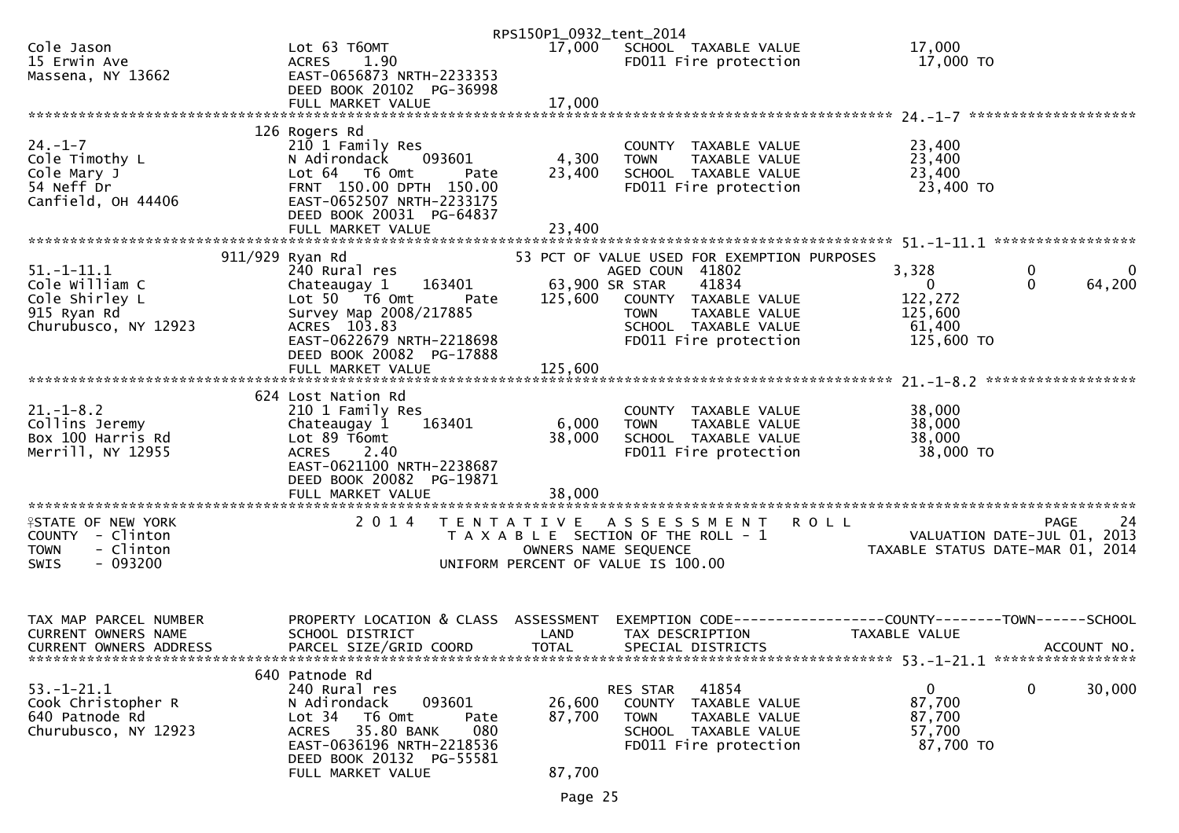RPS150P1_0932_tent_2014

```
Cole Jason                    Lot 63 T6OMT                     17,000   SCHOOL  TAXABLE VALUE            17,000
15 Erwin Ave                  ACRES    1.90                              FD011 Fire protection             17,000 TO
Massena, NY 13662             EAST-0656873 NRTH-2233353
                              DEED BOOK 20102  PG-36998
                              FULL MARKET VALUE                17,000
******************************************************************************************************* 24.-1-7 ********************
                         126 Rogers Rd
24.-1-7                       210 1 Family Res                          COUNTY  TAXABLE VALUE            23,400
Cole Timothy L                N Adirondack     093601           4,300   TOWN    TAXABLE VALUE            23,400
Cole Mary J                   Lot 64   T6 Omt         Pate     23,400   SCHOOL  TAXABLE VALUE            23,400
54 Neff Dr                    FRNT 150.00 DPTH 150.00                   FD011 Fire protection             23,400 TO
Canfield, OH 44406            EAST-0652507 NRTH-2233175
                              DEED BOOK 20031  PG-64837
                              FULL MARKET VALUE                23,400
******************************************************************************************************* 51.-1-11.1 *****************
                     911/929 Ryan Rd                           53 PCT OF VALUE USED FOR EXEMPTION PURPOSES
51.-1-11.1                    240 Rural res                             AGED COUN  41802                  3,328          0            0
Cole William C                Chateaugay 1     163401          63,900 SR STAR      41834                      0          0       64,200
Cole Shirley L                Lot 50   T6 Omt         Pate    125,600   COUNTY  TAXABLE VALUE           122,272
915 Ryan Rd                   Survey Map 2008/217885                    TOWN    TAXABLE VALUE           125,600
Churubusco, NY 12923          ACRES  103.83                             SCHOOL  TAXABLE VALUE            61,400
                              EAST-0622679 NRTH-2218698                 FD011 Fire protection            125,600 TO
                              DEED BOOK 20082  PG-17888
                              FULL MARKET VALUE               125,600
******************************************************************************************************* 21.-1-8.2 ******************
                         624 Lost Nation Rd
21.-1-8.2                     210 1 Family Res                          COUNTY  TAXABLE VALUE            38,000
Collins Jeremy                Chateaugay 1     163401           6,000   TOWN    TAXABLE VALUE            38,000
Box 100 Harris Rd             Lot 89 T6omt                     38,000   SCHOOL  TAXABLE VALUE            38,000
Merrill, NY 12955             ACRES    2.40                             FD011 Fire protection             38,000 TO
                              EAST-0621100 NRTH-2238687
                              DEED BOOK 20082  PG-19871
                              FULL MARKET VALUE                38,000
************************************************************************************************************************************
STATE OF NEW YORK                  2 0 1 4   T E N T A T I V E   A S S E S S M E N T   R O L L                        PAGE     24
COUNTY  - Clinton                            T A X A B L E  SECTION OF THE ROLL - 1                 VALUATION DATE-JUL 01, 2013
TOWN    - Clinton                                  OWNERS NAME SEQUENCE                       TAXABLE STATUS DATE-MAR 01, 2014
SWIS    - 093200                            UNIFORM PERCENT OF VALUE IS 100.00


TAX MAP PARCEL NUMBER         PROPERTY LOCATION & CLASS  ASSESSMENT  EXEMPTION CODE-----------------COUNTY--------TOWN------SCHOOL
CURRENT OWNERS NAME           SCHOOL DISTRICT               LAND     TAX DESCRIPTION              TAXABLE VALUE
CURRENT OWNERS ADDRESS        PARCEL SIZE/GRID COORD       TOTAL     SPECIAL DISTRICTS                                   ACCOUNT NO.
******************************************************************************************************* 53.-1-21.1 *****************
                         640 Patnode Rd
53.-1-21.1                    240 Rural res                             RES STAR   41854                      0          0       30,000
Cook Christopher R            N Adirondack     093601          26,600   COUNTY  TAXABLE VALUE            87,700
640 Patnode Rd                Lot 34   T6 Omt         Pate     87,700   TOWN    TAXABLE VALUE            87,700
Churubusco, NY 12923          ACRES   35.80 BANK     080                SCHOOL  TAXABLE VALUE            57,700
                              EAST-0636196 NRTH-2218536                 FD011 Fire protection             87,700 TO
                              DEED BOOK 20132  PG-55581
                              FULL MARKET VALUE                87,700
```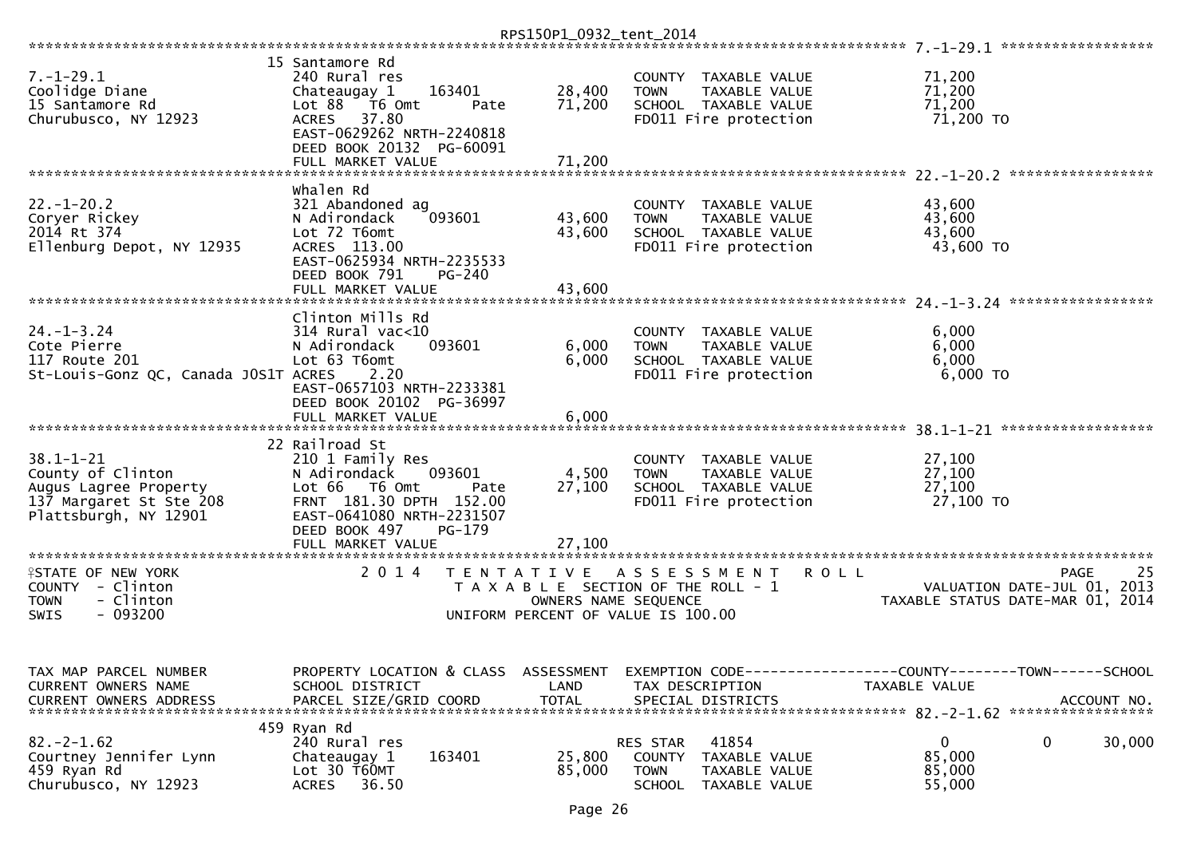```
                                                    RPS150P1_0932_tent_2014
********************************************************************************************************* 7.-1-29.1 ******************
                              15 Santamore Rd
7.-1-29.1                     240 Rural res                              COUNTY  TAXABLE VALUE              71,200
Coolidge Diane                Chateaugay 1     163401        28,400      TOWN    TAXABLE VALUE              71,200
15 Santamore Rd               Lot 88   T6 Omt        Pate    71,200      SCHOOL  TAXABLE VALUE              71,200
Churubusco, NY 12923          ACRES   37.80                              FD011 Fire protection               71,200 TO
                              EAST-0629262 NRTH-2240818
                              DEED BOOK 20132  PG-60091
                              FULL MARKET VALUE              71,200
********************************************************************************************************* 22.-1-20.2 *****************
                              Whalen Rd
22.-1-20.2                    321 Abandoned ag                           COUNTY  TAXABLE VALUE              43,600
Coryer Rickey                 N Adirondack     093601        43,600      TOWN    TAXABLE VALUE              43,600
2014 Rt 374                   Lot 72 T6omt                   43,600      SCHOOL  TAXABLE VALUE              43,600
Ellenburg Depot, NY 12935     ACRES  113.00                              FD011 Fire protection               43,600 TO
                              EAST-0625934 NRTH-2235533
                              DEED BOOK 791     PG-240
                              FULL MARKET VALUE              43,600
********************************************************************************************************* 24.-1-3.24 *****************
                              Clinton Mills Rd
24.-1-3.24                    314 Rural vac<10                           COUNTY  TAXABLE VALUE               6,000
Cote Pierre                   N Adirondack     093601         6,000      TOWN    TAXABLE VALUE               6,000
117 Route 201                 Lot 63 T6omt                    6,000      SCHOOL  TAXABLE VALUE               6,000
St-Louis-Gonz QC, Canada J0S1T ACRES    2.20                             FD011 Fire protection                6,000 TO
                              EAST-0657103 NRTH-2233381
                              DEED BOOK 20102  PG-36997
                              FULL MARKET VALUE               6,000
********************************************************************************************************* 38.1-1-21 ******************
                              22 Railroad St
38.1-1-21                     210 1 Family Res                           COUNTY  TAXABLE VALUE              27,100
County of Clinton             N Adirondack     093601         4,500      TOWN    TAXABLE VALUE              27,100
Augus Lagree Property         Lot 66   T6 Omt        Pate    27,100      SCHOOL  TAXABLE VALUE              27,100
137 Margaret St Ste 208       FRNT 181.30 DPTH 152.00                    FD011 Fire protection               27,100 TO
Plattsburgh, NY 12901         EAST-0641080 NRTH-2231507
                              DEED BOOK 497     PG-179
                              FULL MARKET VALUE              27,100
***************************************************************************************************************************************
STATE OF NEW YORK                2 0 1 4   T E N T A T I V E   A S S E S S M E N T   R O L L                              PAGE    25
COUNTY  - Clinton                         T A X A B L E SECTION OF THE ROLL - 1                       VALUATION DATE-JUL 01, 2013
TOWN    - Clinton                               OWNERS NAME SEQUENCE                           TAXABLE STATUS DATE-MAR 01, 2014
SWIS    - 093200                        UNIFORM PERCENT OF VALUE IS 100.00


TAX MAP PARCEL NUMBER         PROPERTY LOCATION & CLASS  ASSESSMENT  EXEMPTION CODE------------------COUNTY--------TOWN------SCHOOL
CURRENT OWNERS NAME           SCHOOL DISTRICT               LAND      TAX DESCRIPTION            TAXABLE VALUE
CURRENT OWNERS ADDRESS        PARCEL SIZE/GRID COORD        TOTAL     SPECIAL DISTRICTS                                 ACCOUNT NO.
********************************************************************************************************* 82.-2-1.62 *****************
                              459 Ryan Rd
82.-2-1.62                    240 Rural res                              RES STAR   41854                   0           0      30,000
Courtney Jennifer Lynn        Chateaugay 1     163401        25,800      COUNTY  TAXABLE VALUE              85,000
459 Ryan Rd                   Lot 30 T60MT                   85,000      TOWN    TAXABLE VALUE              85,000
Churubusco, NY 12923          ACRES   36.50                              SCHOOL  TAXABLE VALUE              55,000
```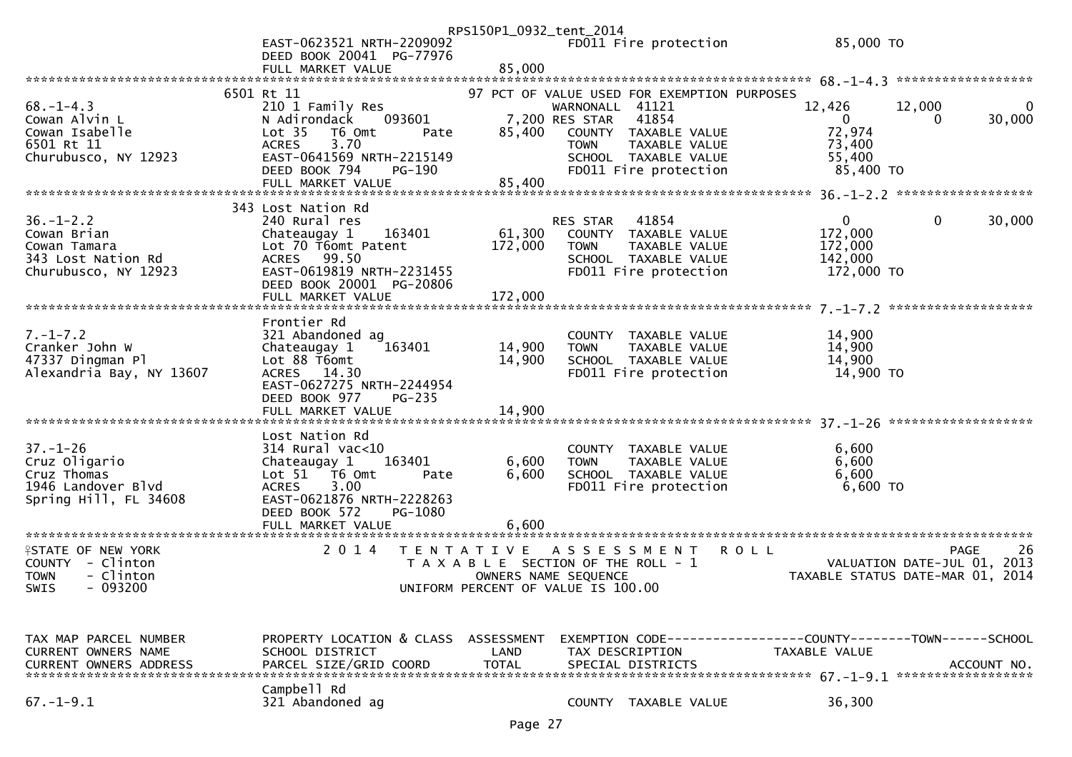```
                              EAST-0623521 NRTH-2209092                FD011 Fire protection          85,000 TO
                              DEED BOOK 20041  PG-77976
                              FULL MARKET VALUE              85,000
******************************************************************************************************* 68.-1-4.3 ******************
                              6501 Rt 11                       97 PCT OF VALUE USED FOR EXEMPTION PURPOSES
68.-1-4.3                     210 1 Family Res                     WARNONALL  41121              12,426      12,000           0
Cowan Alvin L                 N Adirondack     093601       7,200 RES STAR   41854                   0           0      30,000
Cowan Isabelle                Lot 35   T6 Omt       Pate   85,400   COUNTY  TAXABLE VALUE          72,974
6501 Rt 11                    ACRES    3.70                          TOWN    TAXABLE VALUE          73,400
Churubusco, NY 12923          EAST-0641569 NRTH-2215149              SCHOOL  TAXABLE VALUE          55,400
                              DEED BOOK 794    PG-190                FD011 Fire protection          85,400 TO
                              FULL MARKET VALUE              85,400
******************************************************************************************************* 36.-1-2.2 ******************
                              343 Lost Nation Rd
36.-1-2.2                     240 Rural res                         RES STAR   41854                   0           0      30,000
Cowan Brian                   Chateaugay 1     163401      61,300   COUNTY  TAXABLE VALUE         172,000
Cowan Tamara                  Lot 70 T6omt Patent         172,000   TOWN    TAXABLE VALUE         172,000
343 Lost Nation Rd            ACRES   99.50                          SCHOOL  TAXABLE VALUE         142,000
Churubusco, NY 12923          EAST-0619819 NRTH-2231455              FD011 Fire protection         172,000 TO
                              DEED BOOK 20001  PG-20806
                              FULL MARKET VALUE             172,000
******************************************************************************************************* 7.-1-7.2 *******************
                              Frontier Rd
7.-1-7.2                      321 Abandoned ag                      COUNTY  TAXABLE VALUE          14,900
Cranker John W                Chateaugay 1     163401      14,900   TOWN    TAXABLE VALUE          14,900
47337 Dingman Pl              Lot 88 T6omt                 14,900   SCHOOL  TAXABLE VALUE          14,900
Alexandria Bay, NY 13607      ACRES   14.30                          FD011 Fire protection          14,900 TO
                              EAST-0627275 NRTH-2244954
                              DEED BOOK 977    PG-235
                              FULL MARKET VALUE              14,900
******************************************************************************************************* 37.-1-26 *******************
                              Lost Nation Rd
37.-1-26                      314 Rural vac<10                      COUNTY  TAXABLE VALUE           6,600
Cruz Oligario                 Chateaugay 1     163401       6,600   TOWN    TAXABLE VALUE           6,600
Cruz Thomas                   Lot 51   T6 Omt       Pate    6,600   SCHOOL  TAXABLE VALUE           6,600
1946 Landover Blvd            ACRES    3.00                          FD011 Fire protection           6,600 TO
Spring Hill, FL 34608         EAST-0621876 NRTH-2228263
                              DEED BOOK 572    PG-1080
                              FULL MARKET VALUE               6,600
************************************************************************************************************************************
STATE OF NEW YORK               2014  TENTATIVE ASSESSMENT ROLL                                                     PAGE     26
COUNTY  - Clinton                      TAXABLE SECTION OF THE ROLL - 1                      VALUATION DATE-JUL 01, 2013
TOWN    - Clinton                          OWNERS NAME SEQUENCE                        TAXABLE STATUS DATE-MAR 01, 2014
SWIS    - 093200                    UNIFORM PERCENT OF VALUE IS 100.00


TAX MAP PARCEL NUMBER         PROPERTY LOCATION & CLASS  ASSESSMENT  EXEMPTION CODE------------------COUNTY--------TOWN------SCHOOL
CURRENT OWNERS NAME           SCHOOL DISTRICT               LAND      TAX DESCRIPTION            TAXABLE VALUE
CURRENT OWNERS ADDRESS        PARCEL SIZE/GRID COORD        TOTAL     SPECIAL DISTRICTS                                 ACCOUNT NO.
******************************************************************************************************* 67.-1-9.1 ******************
                              Campbell Rd
67.-1-9.1                     321 Abandoned ag                      COUNTY  TAXABLE VALUE          36,300
```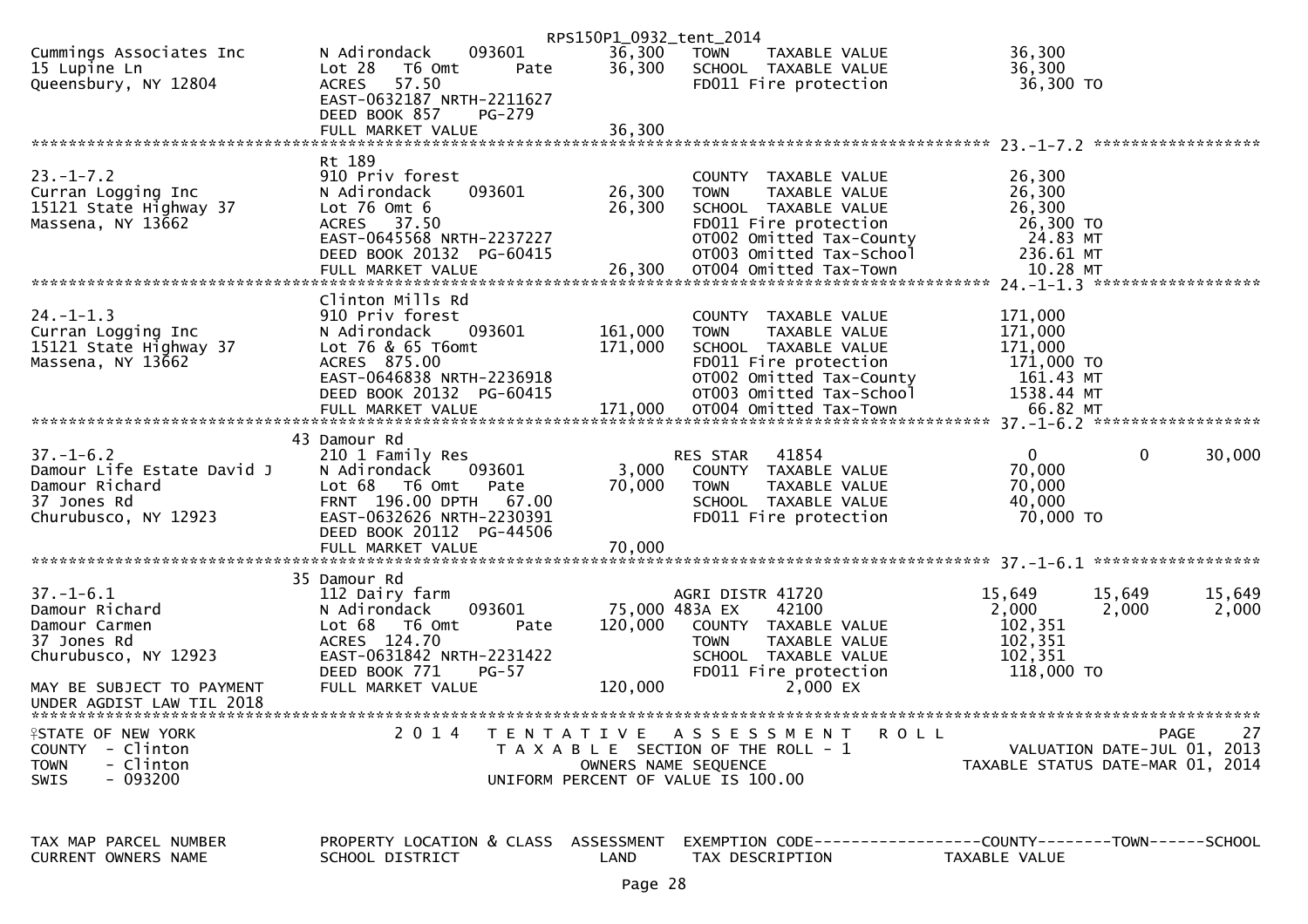RPS150P1_0932_tent_2014

```
Cummings Associates Inc       N Adirondack    093601        36,300   TOWN     TAXABLE VALUE               36,300
15 Lupine Ln                  Lot 28   T6 Omt     Pate      36,300   SCHOOL   TAXABLE VALUE               36,300
Queensbury, NY 12804          ACRES   57.50                          FD011 Fire protection                 36,300 TO
                              EAST-0632187 NRTH-2211627
                              DEED BOOK 857     PG-279
                              FULL MARKET VALUE             36,300
******************************************************************************************************* 23.-1-7.2 ******************
                              Rt 189
23.-1-7.2                     910 Priv forest                        COUNTY  TAXABLE VALUE               26,300
Curran Logging Inc            N Adirondack    093601        26,300   TOWN     TAXABLE VALUE               26,300
15121 State Highway 37        Lot 76 Omt 6                  26,300   SCHOOL   TAXABLE VALUE               26,300
Massena, NY 13662             ACRES   37.50                          FD011 Fire protection                 26,300 TO
                              EAST-0645568 NRTH-2237227              OT002 Omitted Tax-County               24.83 MT
                              DEED BOOK 20132  PG-60415              OT003 Omitted Tax-School              236.61 MT
                              FULL MARKET VALUE             26,300   OT004 Omitted Tax-Town                 10.28 MT
******************************************************************************************************* 24.-1-1.3 ******************
                              Clinton Mills Rd
24.-1-1.3                     910 Priv forest                        COUNTY  TAXABLE VALUE              171,000
Curran Logging Inc            N Adirondack    093601       161,000   TOWN     TAXABLE VALUE              171,000
15121 State Highway 37        Lot 76 & 65 T6omt            171,000   SCHOOL   TAXABLE VALUE              171,000
Massena, NY 13662             ACRES  875.00                          FD011 Fire protection                171,000 TO
                              EAST-0646838 NRTH-2236918              OT002 Omitted Tax-County              161.43 MT
                              DEED BOOK 20132  PG-60415              OT003 Omitted Tax-School             1538.44 MT
                              FULL MARKET VALUE            171,000   OT004 Omitted Tax-Town                 66.82 MT
******************************************************************************************************* 37.-1-6.2 ******************
                              43 Damour Rd
37.-1-6.2                     210 1 Family Res                       RES STAR   41854                       0            0       30,000
Damour Life Estate David J    N Adirondack    093601         3,000   COUNTY  TAXABLE VALUE               70,000
Damour Richard                Lot 68   T6 Omt     Pate      70,000   TOWN     TAXABLE VALUE               70,000
37 Jones Rd                   FRNT 196.00 DPTH   67.00               SCHOOL   TAXABLE VALUE               40,000
Churubusco, NY 12923          EAST-0632626 NRTH-2230391              FD011 Fire protection                 70,000 TO
                              DEED BOOK 20112  PG-44506
                              FULL MARKET VALUE             70,000
******************************************************************************************************* 37.-1-6.1 ******************
                              35 Damour Rd
37.-1-6.1                     112 Dairy farm                         AGRI DISTR 41720                  15,649       15,649       15,649
Damour Richard                N Adirondack    093601        75,000 483A EX    42100                   2,000        2,000        2,000
Damour Carmen                 Lot 68   T6 Omt     Pate     120,000   COUNTY  TAXABLE VALUE              102,351
37 Jones Rd                   ACRES  124.70                          TOWN     TAXABLE VALUE              102,351
Churubusco, NY 12923          EAST-0631842 NRTH-2231422              SCHOOL   TAXABLE VALUE              102,351
                              DEED BOOK 771     PG-57                FD011 Fire protection                118,000 TO
MAY BE SUBJECT TO PAYMENT     FULL MARKET VALUE            120,000              2,000 EX
UNDER AGDIST LAW TIL 2018
*************************************************************************************************************************************
```

STATE OF NEW YORK — 2014 TENTATIVE ASSESSMENT ROLL — PAGE 27
COUNTY - Clinton — TAXABLE SECTION OF THE ROLL - 1 — VALUATION DATE-JUL 01, 2013
TOWN - Clinton — OWNERS NAME SEQUENCE — TAXABLE STATUS DATE-MAR 01, 2014
SWIS - 093200 — UNIFORM PERCENT OF VALUE IS 100.00

| TAX MAP PARCEL NUMBER | PROPERTY LOCATION & CLASS | ASSESSMENT | EXEMPTION CODE------------------COUNTY--------TOWN------SCHOOL |
|---|---|---|---|
| CURRENT OWNERS NAME | SCHOOL DISTRICT | LAND | TAX DESCRIPTION TAXABLE VALUE |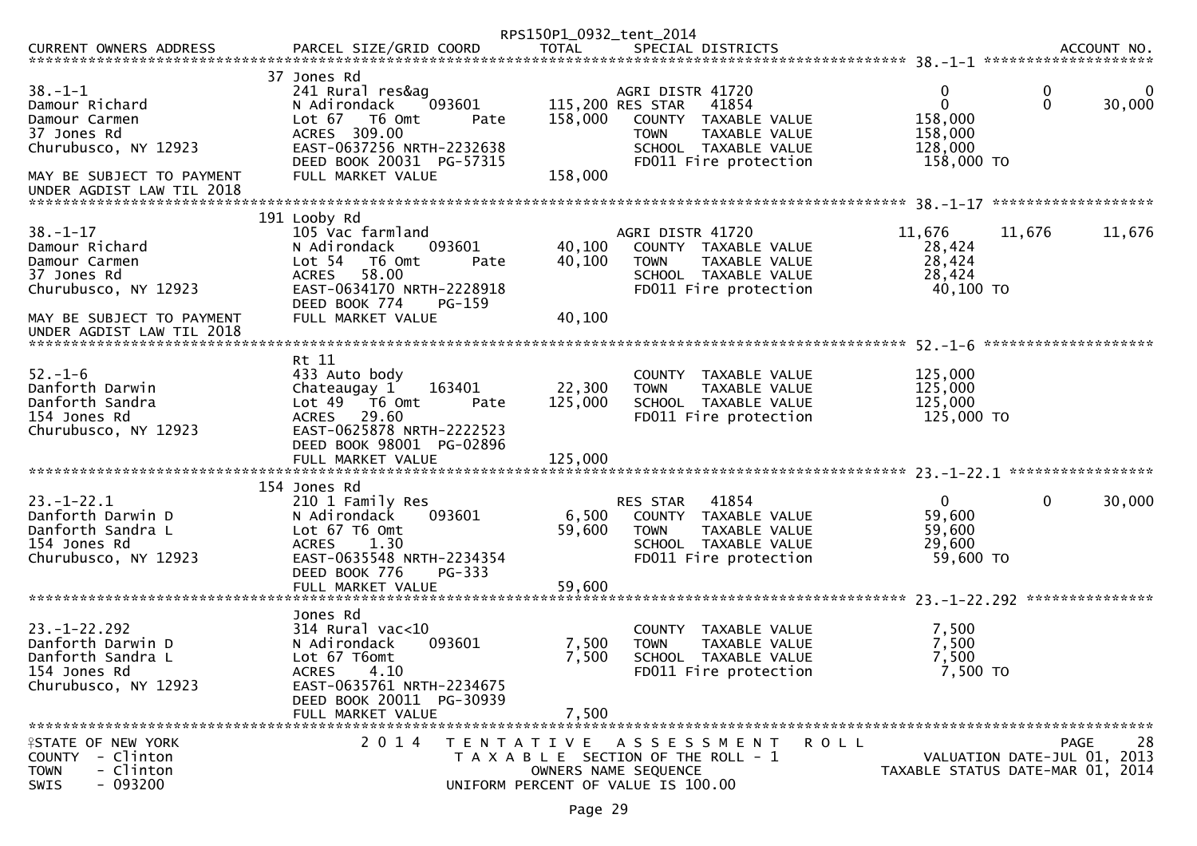RPS150P1_0932_tent_2014

| CURRENT OWNERS ADDRESS | PARCEL SIZE/GRID COORD | TOTAL | SPECIAL DISTRICTS | | | ACCOUNT NO. |
|---|---|---|---|---|---|---|
| **38.-1-1** | 37 Jones Rd | | | | | |
| 38.-1-1 | 241 Rural res&ag | | AGRI DISTR 41720 | 0 | 0 | 0 |
| Damour Richard | N Adirondack 093601 | 115,200 | RES STAR 41854 | 0 | 0 | 30,000 |
| Damour Carmen | Lot 67 T6 Omt Pate | 158,000 | COUNTY TAXABLE VALUE | 158,000 | | |
| 37 Jones Rd | ACRES 309.00 | | TOWN TAXABLE VALUE | 158,000 | | |
| Churubusco, NY 12923 | EAST-0637256 NRTH-2232638 | | SCHOOL TAXABLE VALUE | 128,000 | | |
| | DEED BOOK 20031 PG-57315 | | FD011 Fire protection | 158,000 TO | | |
| MAY BE SUBJECT TO PAYMENT UNDER AGDIST LAW TIL 2018 | FULL MARKET VALUE | 158,000 | | | | |
| **38.-1-17** | 191 Looby Rd | | | | | |
| 38.-1-17 | 105 Vac farmland | | AGRI DISTR 41720 | 11,676 | 11,676 | 11,676 |
| Damour Richard | N Adirondack 093601 | 40,100 | COUNTY TAXABLE VALUE | 28,424 | | |
| Damour Carmen | Lot 54 T6 Omt Pate | 40,100 | TOWN TAXABLE VALUE | 28,424 | | |
| 37 Jones Rd | ACRES 58.00 | | SCHOOL TAXABLE VALUE | 28,424 | | |
| Churubusco, NY 12923 | EAST-0634170 NRTH-2228918 | | FD011 Fire protection | 40,100 TO | | |
| | DEED BOOK 774 PG-159 | | | | | |
| MAY BE SUBJECT TO PAYMENT UNDER AGDIST LAW TIL 2018 | FULL MARKET VALUE | 40,100 | | | | |
| **52.-1-6** | Rt 11 | | | | | |
| 52.-1-6 | 433 Auto body | | COUNTY TAXABLE VALUE | 125,000 | | |
| Danforth Darwin | Chateaugay 1 163401 | 22,300 | TOWN TAXABLE VALUE | 125,000 | | |
| Danforth Sandra | Lot 49 T6 Omt Pate | 125,000 | SCHOOL TAXABLE VALUE | 125,000 | | |
| 154 Jones Rd | ACRES 29.60 | | FD011 Fire protection | 125,000 TO | | |
| Churubusco, NY 12923 | EAST-0625878 NRTH-2222523 | | | | | |
| | DEED BOOK 98001 PG-02896 | | | | | |
| | FULL MARKET VALUE | 125,000 | | | | |
| **23.-1-22.1** | 154 Jones Rd | | | | | |
| 23.-1-22.1 | 210 1 Family Res | | RES STAR 41854 | 0 | 0 | 30,000 |
| Danforth Darwin D | N Adirondack 093601 | 6,500 | COUNTY TAXABLE VALUE | 59,600 | | |
| Danforth Sandra L | Lot 67 T6 Omt | 59,600 | TOWN TAXABLE VALUE | 59,600 | | |
| 154 Jones Rd | ACRES 1.30 | | SCHOOL TAXABLE VALUE | 29,600 | | |
| Churubusco, NY 12923 | EAST-0635548 NRTH-2234354 | | FD011 Fire protection | 59,600 TO | | |
| | DEED BOOK 776 PG-333 | | | | | |
| | FULL MARKET VALUE | 59,600 | | | | |
| **23.-1-22.292** | Jones Rd | | | | | |
| 23.-1-22.292 | 314 Rural vac<10 | | COUNTY TAXABLE VALUE | 7,500 | | |
| Danforth Darwin D | N Adirondack 093601 | 7,500 | TOWN TAXABLE VALUE | 7,500 | | |
| Danforth Sandra L | Lot 67 T6omt | 7,500 | SCHOOL TAXABLE VALUE | 7,500 | | |
| 154 Jones Rd | ACRES 4.10 | | FD011 Fire protection | 7,500 TO | | |
| Churubusco, NY 12923 | EAST-0635761 NRTH-2234675 | | | | | |
| | DEED BOOK 20011 PG-30939 | | | | | |
| | FULL MARKET VALUE | 7,500 | | | | |

STATE OF NEW YORK
COUNTY - Clinton
TOWN - Clinton
SWIS - 093200

2 0 1 4 T E N T A T I V E A S S E S S M E N T R O L L
T A X A B L E SECTION OF THE ROLL - 1
OWNERS NAME SEQUENCE
UNIFORM PERCENT OF VALUE IS 100.00

PAGE 28
VALUATION DATE-JUL 01, 2013
TAXABLE STATUS DATE-MAR 01, 2014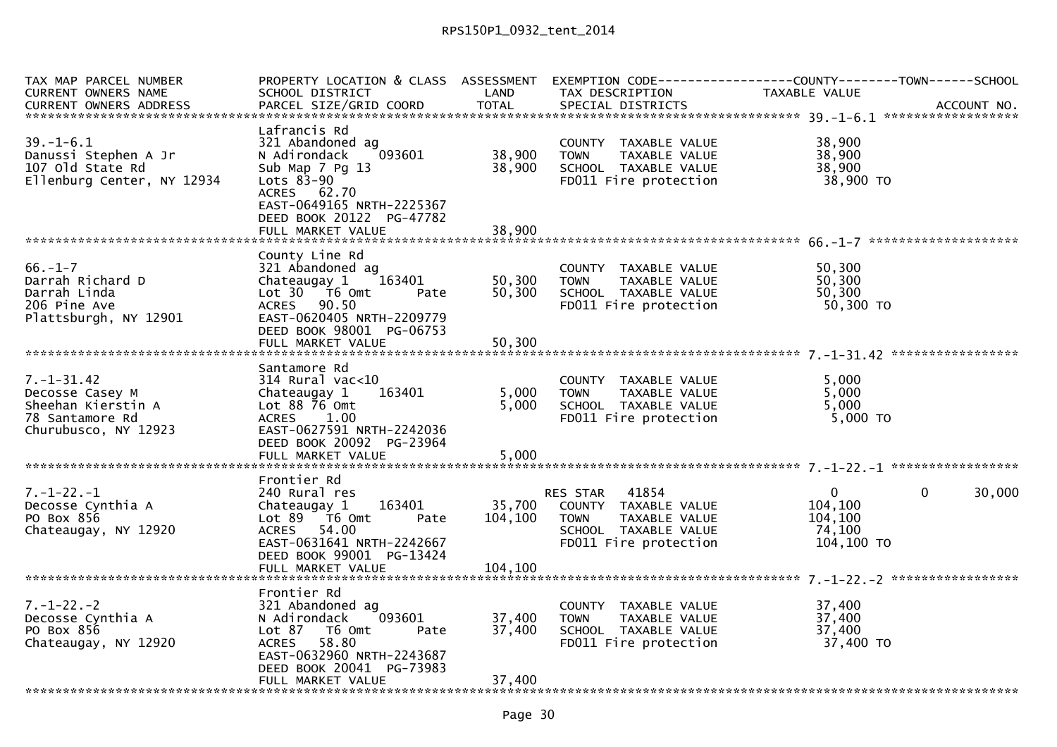RPS150P1_0932_tent_2014

| TAX MAP PARCEL NUMBER<br>CURRENT OWNERS NAME<br>CURRENT OWNERS ADDRESS | PROPERTY LOCATION & CLASS<br>SCHOOL DISTRICT<br>PARCEL SIZE/GRID COORD | ASSESSMENT<br>LAND<br>TOTAL | EXEMPTION CODE<br>TAX DESCRIPTION<br>SPECIAL DISTRICTS | COUNTY<br>TAXABLE VALUE | TOWN | SCHOOL<br><br>ACCOUNT NO. |
|---|---|---|---|---|---|---|
| **39.-1-6.1** | | | | | | |
| 39.-1-6.1<br>Danussi Stephen A Jr<br>107 Old State Rd<br>Ellenburg Center, NY 12934 | Lafrancis Rd<br>321 Abandoned ag<br>N Adirondack 093601<br>Sub Map 7 Pg 13<br>Lots 83-90<br>ACRES 62.70<br>EAST-0649165 NRTH-2225367<br>DEED BOOK 20122 PG-47782<br>FULL MARKET VALUE | <br><br>38,900<br>38,900<br><br><br><br><br>38,900 | <br><br>COUNTY TAXABLE VALUE<br>TOWN TAXABLE VALUE<br>SCHOOL TAXABLE VALUE<br>FD011 Fire protection | <br><br>38,900<br>38,900<br>38,900<br>38,900 TO | | |
| **66.-1-7** | | | | | | |
| 66.-1-7<br>Darrah Richard D<br>Darrah Linda<br>206 Pine Ave<br>Plattsburgh, NY 12901 | County Line Rd<br>321 Abandoned ag<br>Chateaugay 1 163401<br>Lot 30 T6 Omt Pate<br>ACRES 90.50<br>EAST-0620405 NRTH-2209779<br>DEED BOOK 98001 PG-06753<br>FULL MARKET VALUE | <br><br>50,300<br>50,300<br><br><br><br>50,300 | <br><br>COUNTY TAXABLE VALUE<br>TOWN TAXABLE VALUE<br>SCHOOL TAXABLE VALUE<br>FD011 Fire protection | <br><br>50,300<br>50,300<br>50,300<br>50,300 TO | | |
| **7.-1-31.42** | | | | | | |
| 7.-1-31.42<br>Decosse Casey M<br>Sheehan Kierstin A<br>78 Santamore Rd<br>Churubusco, NY 12923 | Santamore Rd<br>314 Rural vac<10<br>Chateaugay 1 163401<br>Lot 88 76 Omt<br>ACRES 1.00<br>EAST-0627591 NRTH-2242036<br>DEED BOOK 20092 PG-23964<br>FULL MARKET VALUE | <br><br>5,000<br>5,000<br><br><br><br>5,000 | <br><br>COUNTY TAXABLE VALUE<br>TOWN TAXABLE VALUE<br>SCHOOL TAXABLE VALUE<br>FD011 Fire protection | <br><br>5,000<br>5,000<br>5,000<br>5,000 TO | | |
| **7.-1-22.-1** | | | | | | |
| 7.-1-22.-1<br>Decosse Cynthia A<br>PO Box 856<br>Chateaugay, NY 12920 | Frontier Rd<br>240 Rural res<br>Chateaugay 1 163401<br>Lot 89 T6 Omt Pate<br>ACRES 54.00<br>EAST-0631641 NRTH-2242667<br>DEED BOOK 99001 PG-13424<br>FULL MARKET VALUE | <br><br>35,700<br>104,100<br><br><br><br>104,100 | <br>RES STAR 41854<br>COUNTY TAXABLE VALUE<br>TOWN TAXABLE VALUE<br>SCHOOL TAXABLE VALUE<br>FD011 Fire protection | <br>0<br>104,100<br>104,100<br>74,100<br>104,100 TO | <br>0 | <br>30,000 |
| **7.-1-22.-2** | | | | | | |
| 7.-1-22.-2<br>Decosse Cynthia A<br>PO Box 856<br>Chateaugay, NY 12920 | Frontier Rd<br>321 Abandoned ag<br>N Adirondack 093601<br>Lot 87 T6 Omt Pate<br>ACRES 58.80<br>EAST-0632960 NRTH-2243687<br>DEED BOOK 20041 PG-73983<br>FULL MARKET VALUE | <br><br>37,400<br>37,400<br><br><br><br>37,400 | <br><br>COUNTY TAXABLE VALUE<br>TOWN TAXABLE VALUE<br>SCHOOL TAXABLE VALUE<br>FD011 Fire protection | <br><br>37,400<br>37,400<br>37,400<br>37,400 TO | | |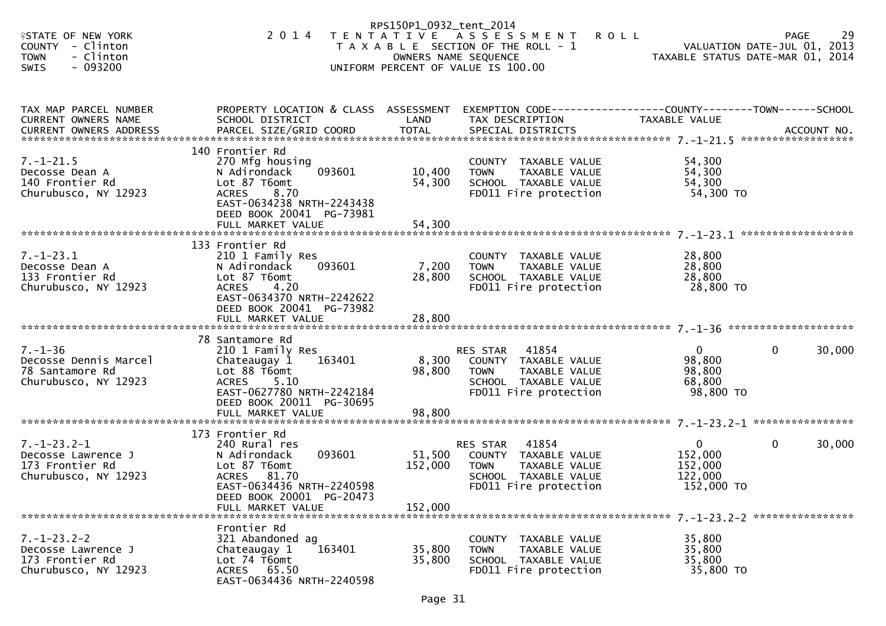RPS150P1_0932_tent_2014

STATE OF NEW YORK — 2014 TENTATIVE ASSESSMENT ROLL — PAGE 29
COUNTY - Clinton — TAXABLE SECTION OF THE ROLL - 1 — VALUATION DATE-JUL 01, 2013
TOWN - Clinton — OWNERS NAME SEQUENCE — TAXABLE STATUS DATE-MAR 01, 2014
SWIS - 093200 — UNIFORM PERCENT OF VALUE IS 100.00

| TAX MAP PARCEL NUMBER / CURRENT OWNERS NAME / CURRENT OWNERS ADDRESS | PROPERTY LOCATION & CLASS / SCHOOL DISTRICT / PARCEL SIZE/GRID COORD | ASSESSMENT LAND / TOTAL | EXEMPTION CODE / TAX DESCRIPTION / SPECIAL DISTRICTS | COUNTY TAXABLE VALUE | TOWN | SCHOOL |
|---|---|---|---|---|---|---|
| **7.-1-21.5** | 140 Frontier Rd | | | | | |
| 7.-1-21.5 | 270 Mfg housing | | COUNTY TAXABLE VALUE | 54,300 | | |
| Decosse Dean A | N Adirondack 093601 | 10,400 | TOWN TAXABLE VALUE | 54,300 | | |
| 140 Frontier Rd | Lot 87 T6omt | 54,300 | SCHOOL TAXABLE VALUE | 54,300 | | |
| Churubusco, NY 12923 | ACRES 8.70 | | FD011 Fire protection | 54,300 TO | | |
| | EAST-0634238 NRTH-2243438 | | | | | |
| | DEED BOOK 20041 PG-73981 | | | | | |
| | FULL MARKET VALUE | 54,300 | | | | |
| **7.-1-23.1** | 133 Frontier Rd | | | | | |
| 7.-1-23.1 | 210 1 Family Res | | COUNTY TAXABLE VALUE | 28,800 | | |
| Decosse Dean A | N Adirondack 093601 | 7,200 | TOWN TAXABLE VALUE | 28,800 | | |
| 133 Frontier Rd | Lot 87 T6omt | 28,800 | SCHOOL TAXABLE VALUE | 28,800 | | |
| Churubusco, NY 12923 | ACRES 4.20 | | FD011 Fire protection | 28,800 TO | | |
| | EAST-0634370 NRTH-2242622 | | | | | |
| | DEED BOOK 20041 PG-73982 | | | | | |
| | FULL MARKET VALUE | 28,800 | | | | |
| **7.-1-36** | 78 Santamore Rd | | | | | |
| 7.-1-36 | 210 1 Family Res | | RES STAR 41854 | 0 | 0 | 30,000 |
| Decosse Dennis Marcel | Chateaugay 1 163401 | 8,300 | COUNTY TAXABLE VALUE | 98,800 | | |
| 78 Santamore Rd | Lot 88 T6omt | 98,800 | TOWN TAXABLE VALUE | 98,800 | | |
| Churubusco, NY 12923 | ACRES 5.10 | | SCHOOL TAXABLE VALUE | 68,800 | | |
| | EAST-0627780 NRTH-2242184 | | FD011 Fire protection | 98,800 TO | | |
| | DEED BOOK 20011 PG-30695 | | | | | |
| | FULL MARKET VALUE | 98,800 | | | | |
| **7.-1-23.2-1** | 173 Frontier Rd | | | | | |
| 7.-1-23.2-1 | 240 Rural res | | RES STAR 41854 | 0 | 0 | 30,000 |
| Decosse Lawrence J | N Adirondack 093601 | 51,500 | COUNTY TAXABLE VALUE | 152,000 | | |
| 173 Frontier Rd | Lot 87 T6omt | 152,000 | TOWN TAXABLE VALUE | 152,000 | | |
| Churubusco, NY 12923 | ACRES 81.70 | | SCHOOL TAXABLE VALUE | 122,000 | | |
| | EAST-0634436 NRTH-2240598 | | FD011 Fire protection | 152,000 TO | | |
| | DEED BOOK 20001 PG-20473 | | | | | |
| | FULL MARKET VALUE | 152,000 | | | | |
| **7.-1-23.2-2** | Frontier Rd | | | | | |
| 7.-1-23.2-2 | 321 Abandoned ag | | COUNTY TAXABLE VALUE | 35,800 | | |
| Decosse Lawrence J | Chateaugay 1 163401 | 35,800 | TOWN TAXABLE VALUE | 35,800 | | |
| 173 Frontier Rd | Lot 74 T6omt | 35,800 | SCHOOL TAXABLE VALUE | 35,800 | | |
| Churubusco, NY 12923 | ACRES 65.50 | | FD011 Fire protection | 35,800 TO | | |
| | EAST-0634436 NRTH-2240598 | | | | | |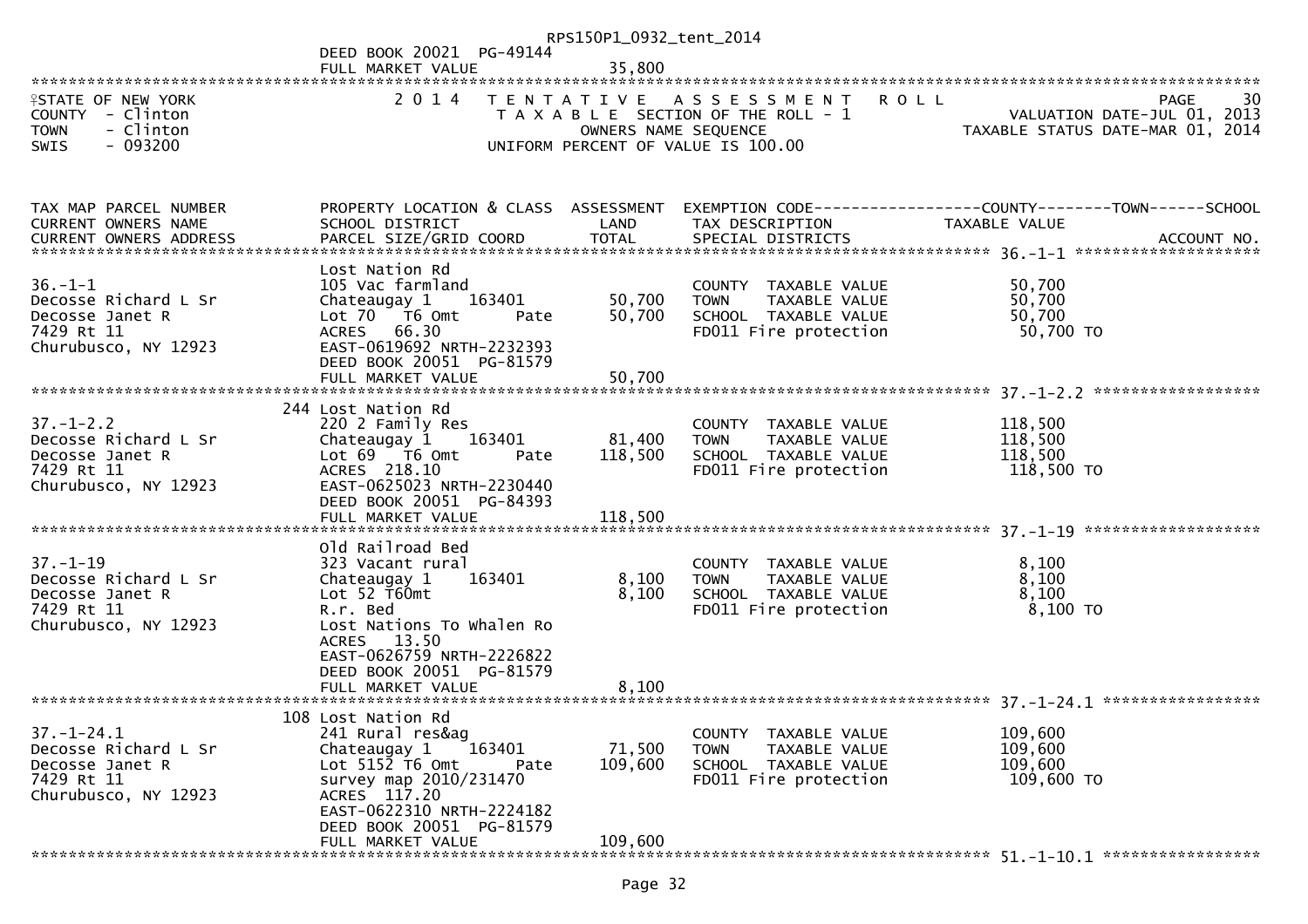RPS150P1_0932_tent_2014

DEED BOOK 20021 PG-49144
FULL MARKET VALUE 35,800

STATE OF NEW YORK
COUNTY - Clinton
TOWN - Clinton
SWIS - 093200

2014 TENTATIVE ASSESSMENT ROLL
TAXABLE SECTION OF THE ROLL - 1
OWNERS NAME SEQUENCE
UNIFORM PERCENT OF VALUE IS 100.00

PAGE 30
VALUATION DATE-JUL 01, 2013
TAXABLE STATUS DATE-MAR 01, 2014

| TAX MAP PARCEL NUMBER / CURRENT OWNERS NAME / CURRENT OWNERS ADDRESS | PROPERTY LOCATION & CLASS / SCHOOL DISTRICT / PARCEL SIZE/GRID COORD | ASSESSMENT LAND | TOTAL | EXEMPTION CODE / TAX DESCRIPTION / SPECIAL DISTRICTS | TAXABLE VALUE | ACCOUNT NO. |
|---|---|---|---|---|---|---|
| **36.-1-1** | Lost Nation Rd | | | | | |
| 36.-1-1 | 105 Vac farmland | | | COUNTY TAXABLE VALUE | 50,700 | |
| Decosse Richard L Sr | Chateaugay 1 163401 | 50,700 | | TOWN TAXABLE VALUE | 50,700 | |
| Decosse Janet R | Lot 70 T6 Omt Pate | | 50,700 | SCHOOL TAXABLE VALUE | 50,700 | |
| 7429 Rt 11 | ACRES 66.30 | | | FD011 Fire protection | 50,700 TO | |
| Churubusco, NY 12923 | EAST-0619692 NRTH-2232393 | | | | | |
| | DEED BOOK 20051 PG-81579 | | | | | |
| | FULL MARKET VALUE | | 50,700 | | | |
| **37.-1-2.2** | 244 Lost Nation Rd | | | | | |
| 37.-1-2.2 | 220 2 Family Res | | | COUNTY TAXABLE VALUE | 118,500 | |
| Decosse Richard L Sr | Chateaugay 1 163401 | 81,400 | | TOWN TAXABLE VALUE | 118,500 | |
| Decosse Janet R | Lot 69 T6 Omt Pate | | 118,500 | SCHOOL TAXABLE VALUE | 118,500 | |
| 7429 Rt 11 | ACRES 218.10 | | | FD011 Fire protection | 118,500 TO | |
| Churubusco, NY 12923 | EAST-0625023 NRTH-2230440 | | | | | |
| | DEED BOOK 20051 PG-84393 | | | | | |
| | FULL MARKET VALUE | | 118,500 | | | |
| **37.-1-19** | Old Railroad Bed | | | | | |
| 37.-1-19 | 323 Vacant rural | | | COUNTY TAXABLE VALUE | 8,100 | |
| Decosse Richard L Sr | Chateaugay 1 163401 | 8,100 | | TOWN TAXABLE VALUE | 8,100 | |
| Decosse Janet R | Lot 52 T60mt | | 8,100 | SCHOOL TAXABLE VALUE | 8,100 | |
| 7429 Rt 11 | R.r. Bed | | | FD011 Fire protection | 8,100 TO | |
| Churubusco, NY 12923 | Lost Nations To Whalen Ro | | | | | |
| | ACRES 13.50 | | | | | |
| | EAST-0626759 NRTH-2226822 | | | | | |
| | DEED BOOK 20051 PG-81579 | | | | | |
| | FULL MARKET VALUE | | 8,100 | | | |
| **37.-1-24.1** | 108 Lost Nation Rd | | | | | |
| 37.-1-24.1 | 241 Rural res&ag | | | COUNTY TAXABLE VALUE | 109,600 | |
| Decosse Richard L Sr | Chateaugay 1 163401 | 71,500 | | TOWN TAXABLE VALUE | 109,600 | |
| Decosse Janet R | Lot 5152 T6 Omt Pate | | 109,600 | SCHOOL TAXABLE VALUE | 109,600 | |
| 7429 Rt 11 | survey map 2010/231470 | | | FD011 Fire protection | 109,600 TO | |
| Churubusco, NY 12923 | ACRES 117.20 | | | | | |
| | EAST-0622310 NRTH-2224182 | | | | | |
| | DEED BOOK 20051 PG-81579 | | | | | |
| | FULL MARKET VALUE | | 109,600 | | | |

51.-1-10.1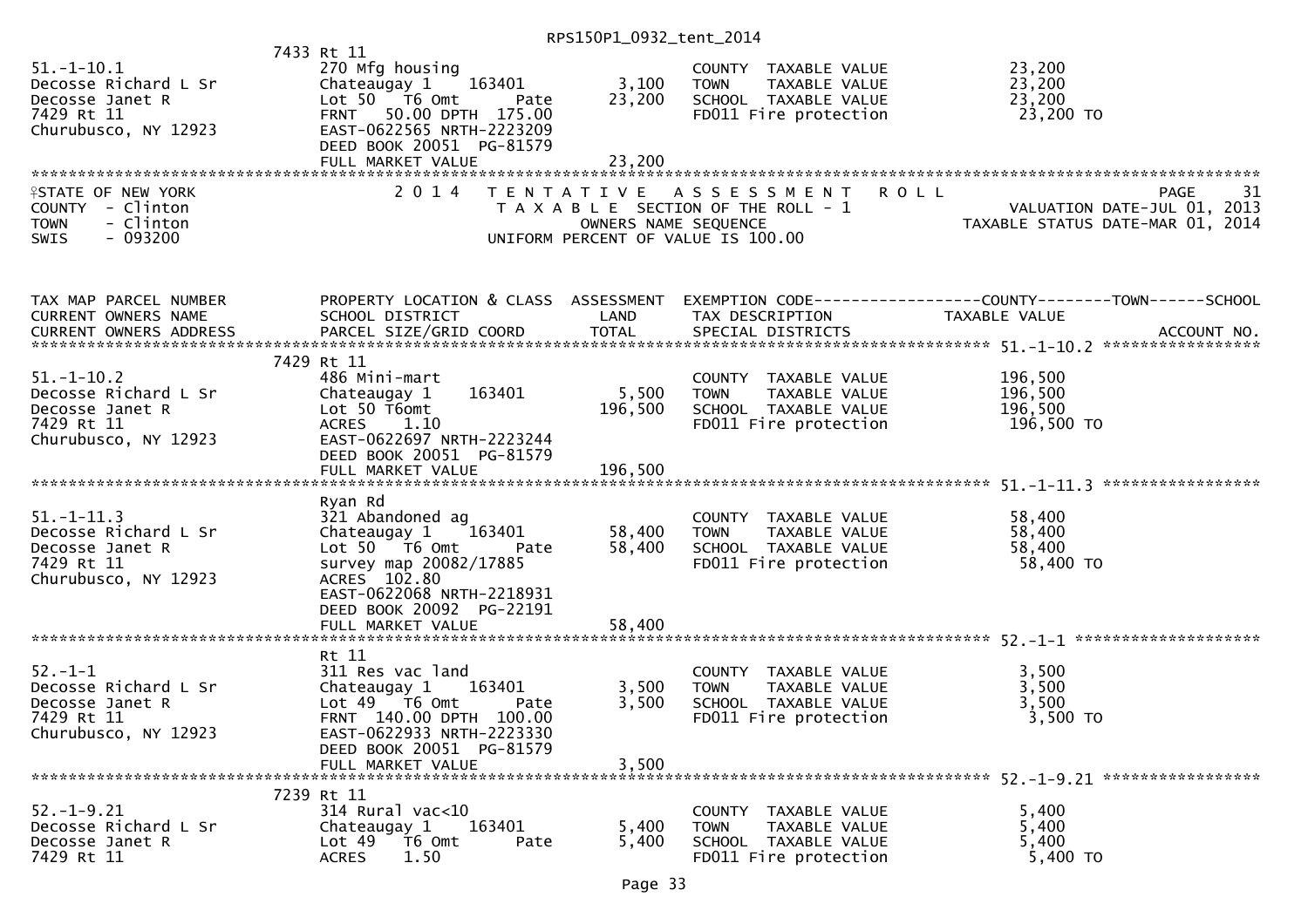RPS150P1_0932_tent_2014

```
                             7433 Rt 11
51.-1-10.1                   270 Mfg housing                            COUNTY  TAXABLE VALUE          23,200
Decosse Richard L Sr         Chateaugay 1    163401        3,100       TOWN    TAXABLE VALUE          23,200
Decosse Janet R              Lot 50  T6 Omt      Pate     23,200       SCHOOL  TAXABLE VALUE          23,200
7429 Rt 11                   FRNT   50.00 DPTH 175.00                  FD011 Fire protection           23,200 TO
Churubusco, NY 12923         EAST-0622565 NRTH-2223209
                             DEED BOOK 20051  PG-81579
                             FULL MARKET VALUE            23,200
******************************************************************************************************************************************
```

STATE OF NEW YORK — 2014 TENTATIVE ASSESSMENT ROLL — PAGE 31
COUNTY - Clinton — TAXABLE SECTION OF THE ROLL - 1 — VALUATION DATE-JUL 01, 2013
TOWN - Clinton — OWNERS NAME SEQUENCE — TAXABLE STATUS DATE-MAR 01, 2014
SWIS - 093200 — UNIFORM PERCENT OF VALUE IS 100.00

```
TAX MAP PARCEL NUMBER        PROPERTY LOCATION & CLASS  ASSESSMENT  EXEMPTION CODE------------------COUNTY--------TOWN------SCHOOL
CURRENT OWNERS NAME          SCHOOL DISTRICT               LAND     TAX DESCRIPTION              TAXABLE VALUE
CURRENT OWNERS ADDRESS       PARCEL SIZE/GRID COORD        TOTAL    SPECIAL DISTRICTS                                      ACCOUNT NO.
****************************************************************************************************** 51.-1-10.2 *****************
                             7429 Rt 11
51.-1-10.2                   486 Mini-mart                              COUNTY  TAXABLE VALUE         196,500
Decosse Richard L Sr         Chateaugay 1    163401        5,500       TOWN    TAXABLE VALUE         196,500
Decosse Janet R              Lot 50 T6omt                196,500       SCHOOL  TAXABLE VALUE         196,500
7429 Rt 11                   ACRES    1.10                             FD011 Fire protection          196,500 TO
Churubusco, NY 12923         EAST-0622697 NRTH-2223244
                             DEED BOOK 20051  PG-81579
                             FULL MARKET VALUE           196,500
****************************************************************************************************** 51.-1-11.3 *****************
                             Ryan Rd
51.-1-11.3                   321 Abandoned ag                           COUNTY  TAXABLE VALUE          58,400
Decosse Richard L Sr         Chateaugay 1    163401       58,400       TOWN    TAXABLE VALUE          58,400
Decosse Janet R              Lot 50  T6 Omt      Pate     58,400       SCHOOL  TAXABLE VALUE          58,400
7429 Rt 11                   survey map 20082/17885                    FD011 Fire protection           58,400 TO
Churubusco, NY 12923         ACRES  102.80
                             EAST-0622068 NRTH-2218931
                             DEED BOOK 20092  PG-22191
                             FULL MARKET VALUE            58,400
****************************************************************************************************** 52.-1-1 ********************
                             Rt 11
52.-1-1                      311 Res vac land                           COUNTY  TAXABLE VALUE           3,500
Decosse Richard L Sr         Chateaugay 1    163401        3,500       TOWN    TAXABLE VALUE           3,500
Decosse Janet R              Lot 49  T6 Omt      Pate      3,500       SCHOOL  TAXABLE VALUE           3,500
7429 Rt 11                   FRNT 140.00 DPTH 100.00                   FD011 Fire protection            3,500 TO
Churubusco, NY 12923         EAST-0622933 NRTH-2223330
                             DEED BOOK 20051  PG-81579
                             FULL MARKET VALUE             3,500
****************************************************************************************************** 52.-1-9.21 *****************
                             7239 Rt 11
52.-1-9.21                   314 Rural vac<10                           COUNTY  TAXABLE VALUE           5,400
Decosse Richard L Sr         Chateaugay 1    163401        5,400       TOWN    TAXABLE VALUE           5,400
Decosse Janet R              Lot 49  T6 Omt      Pate      5,400       SCHOOL  TAXABLE VALUE           5,400
7429 Rt 11                   ACRES    1.50                             FD011 Fire protection            5,400 TO
```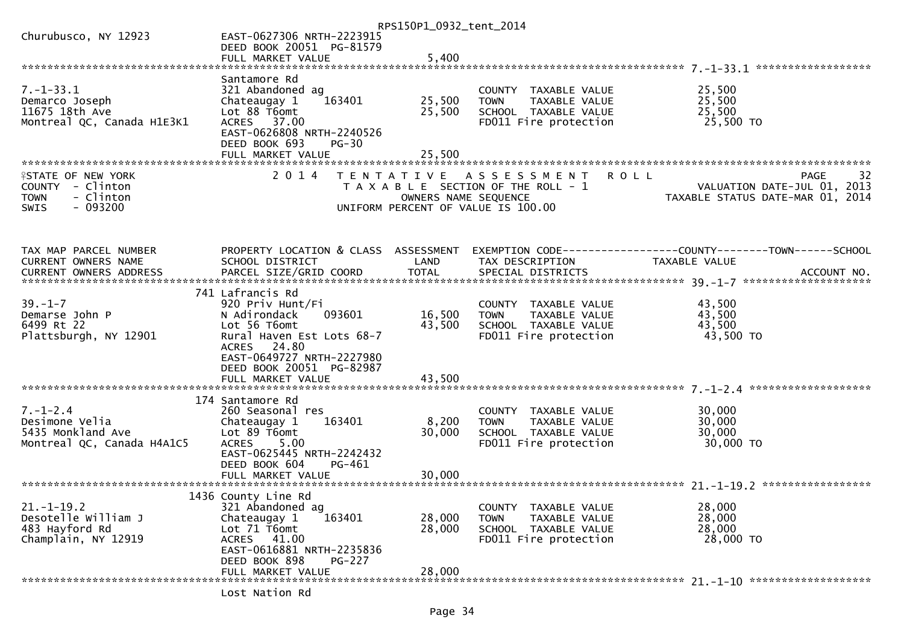Churubusco, NY 12923 — EAST-0627306 NRTH-2223915
DEED BOOK 20051 PG-81579
FULL MARKET VALUE 5,400

---

**7.-1-33.1**

| TAX MAP PARCEL NUMBER / OWNER | PROPERTY LOCATION & CLASS / SCHOOL DISTRICT / PARCEL SIZE | LAND | TOTAL | TAX DESCRIPTION | TAXABLE VALUE |
|---|---|---|---|---|---|
| 7.-1-33.1 | Santamore Rd | | | | |
| Demarco Joseph | 321 Abandoned ag | | | COUNTY TAXABLE VALUE | 25,500 |
| 11675 18th Ave | Chateaugay 1 163401 | 25,500 | | TOWN TAXABLE VALUE | 25,500 |
| Montreal QC, Canada H1E3K1 | Lot 88 T6omt | | 25,500 | SCHOOL TAXABLE VALUE | 25,500 |
| | ACRES 37.00 | | | FD011 Fire protection | 25,500 TO |
| | EAST-0626808 NRTH-2240526 | | | | |
| | DEED BOOK 693 PG-30 | | | | |
| | FULL MARKET VALUE | | 25,500 | | |

---

STATE OF NEW YORK
COUNTY - Clinton
TOWN - Clinton
SWIS - 093200

2014 TENTATIVE ASSESSMENT ROLL
TAXABLE SECTION OF THE ROLL - 1
OWNERS NAME SEQUENCE
UNIFORM PERCENT OF VALUE IS 100.00

PAGE 32
VALUATION DATE-JUL 01, 2013
TAXABLE STATUS DATE-MAR 01, 2014

| TAX MAP PARCEL NUMBER / CURRENT OWNERS NAME / CURRENT OWNERS ADDRESS | PROPERTY LOCATION & CLASS / SCHOOL DISTRICT / PARCEL SIZE/GRID COORD | ASSESSMENT LAND | TOTAL | EXEMPTION CODE / TAX DESCRIPTION / SPECIAL DISTRICTS | TAXABLE VALUE (COUNTY / TOWN / SCHOOL) | ACCOUNT NO. |
|---|---|---|---|---|---|---|
| **39.-1-7** | 741 Lafrancis Rd | | | | | |
| 39.-1-7 | 920 Priv Hunt/Fi | | | COUNTY TAXABLE VALUE | 43,500 | |
| Demarse John P | N Adirondack 093601 | 16,500 | | TOWN TAXABLE VALUE | 43,500 | |
| 6499 Rt 22 | Lot 56 T6omt | | 43,500 | SCHOOL TAXABLE VALUE | 43,500 | |
| Plattsburgh, NY 12901 | Rural Haven Est Lots 68-7 | | | FD011 Fire protection | 43,500 TO | |
| | ACRES 24.80 | | | | | |
| | EAST-0649727 NRTH-2227980 | | | | | |
| | DEED BOOK 20051 PG-82987 | | | | | |
| | FULL MARKET VALUE | | 43,500 | | | |
| **7.-1-2.4** | 174 Santamore Rd | | | | | |
| 7.-1-2.4 | 260 Seasonal res | | | COUNTY TAXABLE VALUE | 30,000 | |
| Desimone Velia | Chateaugay 1 163401 | 8,200 | | TOWN TAXABLE VALUE | 30,000 | |
| 5435 Monkland Ave | Lot 89 T6omt | | 30,000 | SCHOOL TAXABLE VALUE | 30,000 | |
| Montreal QC, Canada H4A1C5 | ACRES 5.00 | | | FD011 Fire protection | 30,000 TO | |
| | EAST-0625445 NRTH-2242432 | | | | | |
| | DEED BOOK 604 PG-461 | | | | | |
| | FULL MARKET VALUE | | 30,000 | | | |
| **21.-1-19.2** | 1436 County Line Rd | | | | | |
| 21.-1-19.2 | 321 Abandoned ag | | | COUNTY TAXABLE VALUE | 28,000 | |
| Desotelle William J | Chateaugay 1 163401 | 28,000 | | TOWN TAXABLE VALUE | 28,000 | |
| 483 Hayford Rd | Lot 71 T6omt | | 28,000 | SCHOOL TAXABLE VALUE | 28,000 | |
| Champlain, NY 12919 | ACRES 41.00 | | | FD011 Fire protection | 28,000 TO | |
| | EAST-0616881 NRTH-2235836 | | | | | |
| | DEED BOOK 898 PG-227 | | | | | |
| | FULL MARKET VALUE | | 28,000 | | | |
| **21.-1-10** | Lost Nation Rd | | | | | |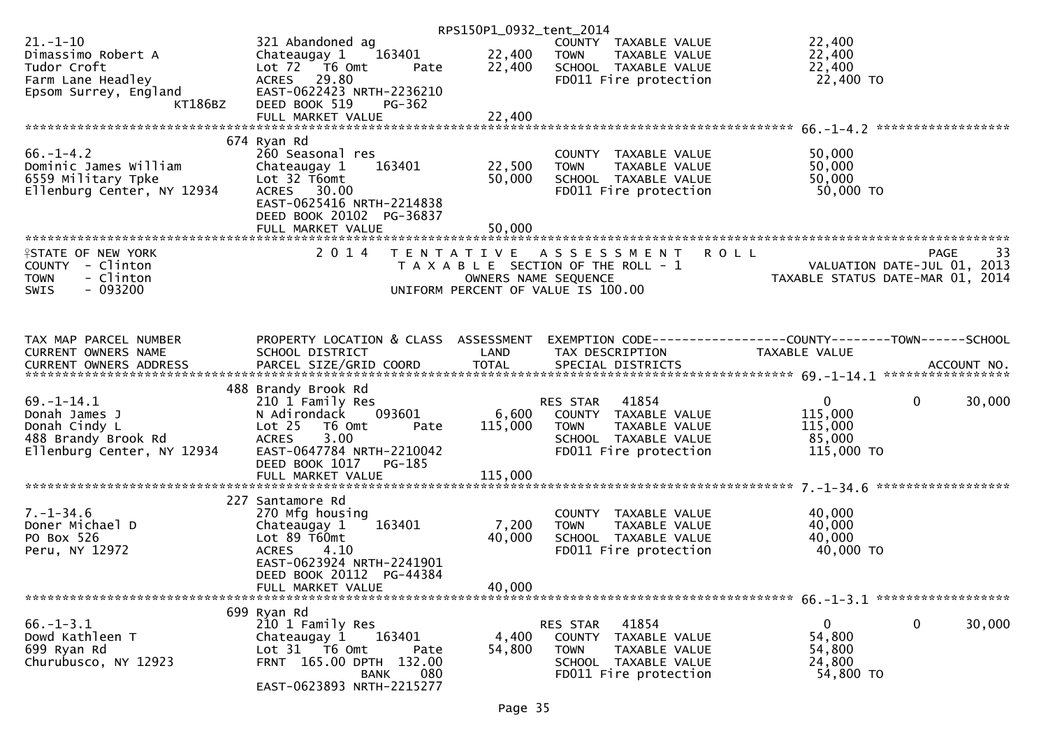RPS150P1_0932_tent_2014

```
21.-1-10                       321 Abandoned ag                        COUNTY  TAXABLE VALUE            22,400
Dimassimo Robert A             Chateaugay 1     163401        22,400   TOWN    TAXABLE VALUE            22,400
Tudor Croft                    Lot 72  T6 Omt         Pate    22,400   SCHOOL  TAXABLE VALUE            22,400
Farm Lane Headley              ACRES   29.80                           FD011 Fire protection             22,400 TO
Epsom Surrey, England          EAST-0622423 NRTH-2236210
                      KT186BZ  DEED BOOK 519    PG-362
                               FULL MARKET VALUE              22,400
******************************************************************************************************* 66.-1-4.2 ******************
                               674 Ryan Rd
66.-1-4.2                      260 Seasonal res                        COUNTY  TAXABLE VALUE            50,000
Dominic James William          Chateaugay 1     163401        22,500   TOWN    TAXABLE VALUE            50,000
6559 Military Tpke             Lot 32 T6omt                   50,000   SCHOOL  TAXABLE VALUE            50,000
Ellenburg Center, NY 12934     ACRES   30.00                           FD011 Fire protection             50,000 TO
                               EAST-0625416 NRTH-2214838
                               DEED BOOK 20102  PG-36837
                               FULL MARKET VALUE              50,000
************************************************************************************************************************************
STATE OF NEW YORK                2014  TENTATIVE ASSESSMENT ROLL                                                    PAGE     33
COUNTY  - Clinton                       TAXABLE SECTION OF THE ROLL - 1                          VALUATION DATE-JUL 01, 2013
TOWN    - Clinton                            OWNERS NAME SEQUENCE                            TAXABLE STATUS DATE-MAR 01, 2014
SWIS    - 093200                       UNIFORM PERCENT OF VALUE IS 100.00


TAX MAP PARCEL NUMBER          PROPERTY LOCATION & CLASS  ASSESSMENT  EXEMPTION CODE------------------COUNTY--------TOWN------SCHOOL
CURRENT OWNERS NAME            SCHOOL DISTRICT              LAND      TAX DESCRIPTION            TAXABLE VALUE
CURRENT OWNERS ADDRESS         PARCEL SIZE/GRID COORD       TOTAL     SPECIAL DISTRICTS                                     ACCOUNT NO.
******************************************************************************************************* 69.-1-14.1 *****************
                               488 Brandy Brook Rd
69.-1-14.1                     210 1 Family Res                        RES STAR    41854               0            0       30,000
Donah James J                  N Adirondack     093601         6,600   COUNTY  TAXABLE VALUE           115,000
Donah Cindy L                  Lot 25  T6 Omt         Pate   115,000   TOWN    TAXABLE VALUE           115,000
488 Brandy Brook Rd            ACRES    3.00                           SCHOOL  TAXABLE VALUE            85,000
Ellenburg Center, NY 12934     EAST-0647784 NRTH-2210042               FD011 Fire protection            115,000 TO
                               DEED BOOK 1017   PG-185
                               FULL MARKET VALUE             115,000
******************************************************************************************************* 7.-1-34.6 ******************
                               227 Santamore Rd
7.-1-34.6                      270 Mfg housing                         COUNTY  TAXABLE VALUE            40,000
Doner Michael D                Chateaugay 1     163401         7,200   TOWN    TAXABLE VALUE            40,000
PO Box 526                     Lot 89 T60mt                   40,000   SCHOOL  TAXABLE VALUE            40,000
Peru, NY 12972                 ACRES    4.10                           FD011 Fire protection             40,000 TO
                               EAST-0623924 NRTH-2241901
                               DEED BOOK 20112  PG-44384
                               FULL MARKET VALUE              40,000
******************************************************************************************************* 66.-1-3.1 ******************
                               699 Ryan Rd
66.-1-3.1                      210 1 Family Res                        RES STAR    41854               0            0       30,000
Dowd Kathleen T                Chateaugay 1     163401         4,400   COUNTY  TAXABLE VALUE            54,800
699 Ryan Rd                    Lot 31  T6 Omt         Pate    54,800   TOWN    TAXABLE VALUE            54,800
Churubusco, NY 12923           FRNT 165.00 DPTH 132.00                 SCHOOL  TAXABLE VALUE            24,800
                                              BANK     080             FD011 Fire protection             54,800 TO
                               EAST-0623893 NRTH-2215277
```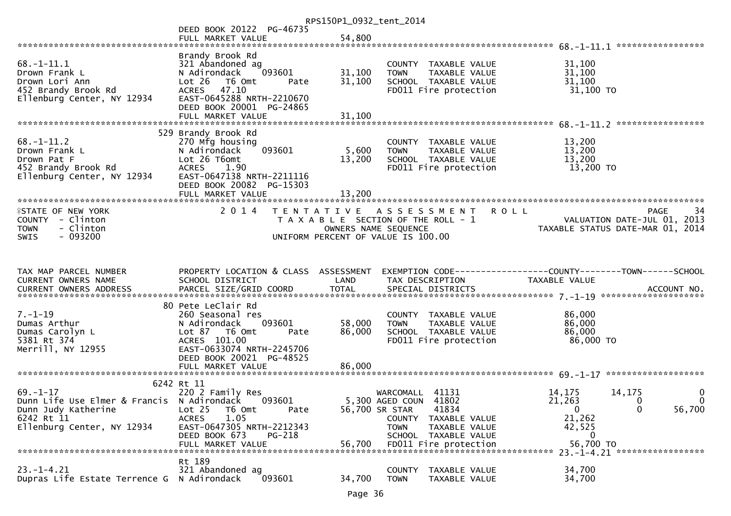DEED BOOK 20122 PG-46735
FULL MARKET VALUE 54,800

```
******************************************************************************************************* 68.-1-11.1 *****************
                               Brandy Brook Rd
68.-1-11.1                     321 Abandoned ag                          COUNTY  TAXABLE VALUE            31,100
Drown Frank L                  N Adirondack    093601        31,100      TOWN    TAXABLE VALUE            31,100
Drown Lori Ann                 Lot 26  T6 Omt        Pate    31,100      SCHOOL  TAXABLE VALUE            31,100
452 Brandy Brook Rd            ACRES   47.10                             FD011 Fire protection             31,100 TO
Ellenburg Center, NY 12934     EAST-0645288 NRTH-2210670
                               DEED BOOK 20001 PG-24865
                               FULL MARKET VALUE             31,100
******************************************************************************************************* 68.-1-11.2 *****************
                           529 Brandy Brook Rd
68.-1-11.2                     270 Mfg housing                           COUNTY  TAXABLE VALUE            13,200
Drown Frank L                  N Adirondack    093601         5,600      TOWN    TAXABLE VALUE            13,200
Drown Pat F                    Lot 26 T6omt                  13,200      SCHOOL  TAXABLE VALUE            13,200
452 Brandy Brook Rd            ACRES    1.90                             FD011 Fire protection             13,200 TO
Ellenburg Center, NY 12934     EAST-0647138 NRTH-2211116
                               DEED BOOK 20082 PG-15303
                               FULL MARKET VALUE             13,200
************************************************************************************************************************************
```

STATE OF NEW YORK — 2014 TENTATIVE ASSESSMENT ROLL — PAGE 34
COUNTY - Clinton — TAXABLE SECTION OF THE ROLL - 1 — VALUATION DATE-JUL 01, 2013
TOWN - Clinton — OWNERS NAME SEQUENCE — TAXABLE STATUS DATE-MAR 01, 2014
SWIS - 093200 — UNIFORM PERCENT OF VALUE IS 100.00

```
TAX MAP PARCEL NUMBER          PROPERTY LOCATION & CLASS  ASSESSMENT  EXEMPTION CODE------------------COUNTY--------TOWN------SCHOOL
CURRENT OWNERS NAME            SCHOOL DISTRICT               LAND      TAX DESCRIPTION            TAXABLE VALUE
CURRENT OWNERS ADDRESS         PARCEL SIZE/GRID COORD        TOTAL     SPECIAL DISTRICTS                                 ACCOUNT NO.
******************************************************************************************************* 7.-1-19 ********************
                            80 Pete LeClair Rd
7.-1-19                        260 Seasonal res                          COUNTY  TAXABLE VALUE            86,000
Dumas Arthur                   N Adirondack    093601        58,000      TOWN    TAXABLE VALUE            86,000
Dumas Carolyn L                Lot 87  T6 Omt        Pate    86,000      SCHOOL  TAXABLE VALUE            86,000
5381 Rt 374                    ACRES  101.00                             FD011 Fire protection             86,000 TO
Merrill, NY 12955              EAST-0633074 NRTH-2245706
                               DEED BOOK 20021 PG-48525
                               FULL MARKET VALUE             86,000
******************************************************************************************************* 69.-1-17 *******************
                          6242 Rt 11
69.-1-17                       220 2 Family Res                 WARCOMALL  41131             14,175      14,175           0
Dunn Life Use Elmer & Francis  N Adirondack    093601         5,300 AGED COUN  41802             21,263           0           0
Dunn Judy Katherine            Lot 25  T6 Omt        Pate    56,700 SR STAR    41834                  0           0      56,700
6242 Rt 11                     ACRES    1.05                             COUNTY  TAXABLE VALUE            21,262
Ellenburg Center, NY 12934     EAST-0647305 NRTH-2212343                 TOWN    TAXABLE VALUE            42,525
                               DEED BOOK 673    PG-218                   SCHOOL  TAXABLE VALUE                 0
                               FULL MARKET VALUE             56,700      FD011 Fire protection             56,700 TO
******************************************************************************************************* 23.-1-4.21 *****************
                               Rt 189
23.-1-4.21                     321 Abandoned ag                          COUNTY  TAXABLE VALUE            34,700
Dupras Life Estate Terrence G  N Adirondack    093601        34,700      TOWN    TAXABLE VALUE            34,700
```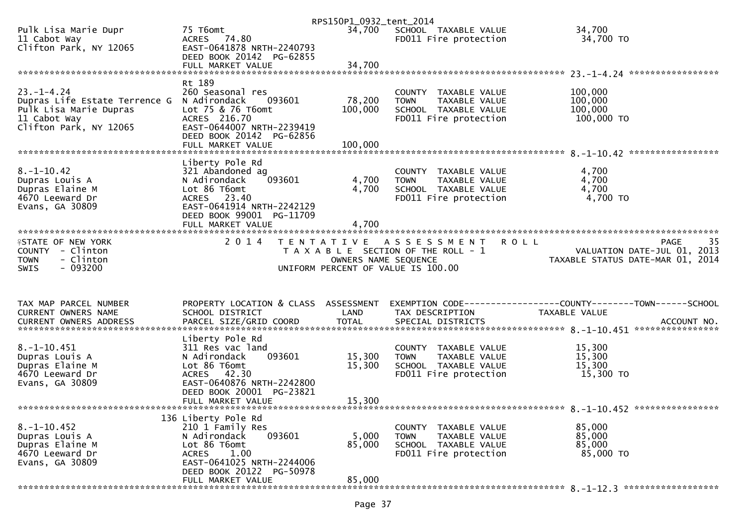Pulk Lisa Marie Dupr — 75 T6omt — 34,700 — SCHOOL TAXABLE VALUE 34,700
11 Cabot Way — ACRES 74.80 — FD011 Fire protection 34,700 TO
Clifton Park, NY 12065 — EAST-0641878 NRTH-2240793
DEED BOOK 20142 PG-62855
FULL MARKET VALUE 34,700

******** 23.-1-4.24 ********

| TAX MAP PARCEL NUMBER / CURRENT OWNERS NAME / CURRENT OWNERS ADDRESS | PROPERTY LOCATION & CLASS / SCHOOL DISTRICT / PARCEL SIZE/GRID COORD | ASSESSMENT LAND | TOTAL | TAX DESCRIPTION / SPECIAL DISTRICTS | TAXABLE VALUE |
|---|---|---|---|---|---|
| 23.-1-4.24 | Rt 189 | | | | |
| Dupras Life Estate Terrence G | 260 Seasonal res | | | COUNTY TAXABLE VALUE | 100,000 |
| Pulk Lisa Marie Dupras | N Adirondack 093601 | 78,200 | | TOWN TAXABLE VALUE | 100,000 |
| 11 Cabot Way | Lot 75 & 76 T6omt | | 100,000 | SCHOOL TAXABLE VALUE | 100,000 |
| Clifton Park, NY 12065 | ACRES 216.70 | | | FD011 Fire protection | 100,000 TO |
| | EAST-0644007 NRTH-2239419 | | | | |
| | DEED BOOK 20142 PG-62856 | | | | |
| | FULL MARKET VALUE | | 100,000 | | |
| 8.-1-10.42 | Liberty Pole Rd | | | | |
| Dupras Louis A | 321 Abandoned ag | | | COUNTY TAXABLE VALUE | 4,700 |
| Dupras Elaine M | N Adirondack 093601 | 4,700 | | TOWN TAXABLE VALUE | 4,700 |
| 4670 Leeward Dr | Lot 86 T6omt | | 4,700 | SCHOOL TAXABLE VALUE | 4,700 |
| Evans, GA 30809 | ACRES 23.40 | | | FD011 Fire protection | 4,700 TO |
| | EAST-0641914 NRTH-2242129 | | | | |
| | DEED BOOK 99001 PG-11709 | | | | |
| | FULL MARKET VALUE | | 4,700 | | |

STATE OF NEW YORK — COUNTY - Clinton — TOWN - Clinton — SWIS - 093200

2014 TENTATIVE ASSESSMENT ROLL — TAXABLE SECTION OF THE ROLL - 1 — OWNERS NAME SEQUENCE — UNIFORM PERCENT OF VALUE IS 100.00

PAGE 35 — VALUATION DATE-JUL 01, 2013 — TAXABLE STATUS DATE-MAR 01, 2014

| TAX MAP PARCEL NUMBER / CURRENT OWNERS NAME / CURRENT OWNERS ADDRESS | PROPERTY LOCATION & CLASS / SCHOOL DISTRICT / PARCEL SIZE/GRID COORD | ASSESSMENT LAND | TOTAL | EXEMPTION CODE / TAX DESCRIPTION / SPECIAL DISTRICTS | TAXABLE VALUE (COUNTY--TOWN--SCHOOL) / ACCOUNT NO. |
|---|---|---|---|---|---|
| 8.-1-10.451 | Liberty Pole Rd | | | | |
| Dupras Louis A | 311 Res vac land | | | COUNTY TAXABLE VALUE | 15,300 |
| Dupras Elaine M | N Adirondack 093601 | 15,300 | | TOWN TAXABLE VALUE | 15,300 |
| 4670 Leeward Dr | Lot 86 T6omt | | 15,300 | SCHOOL TAXABLE VALUE | 15,300 |
| Evans, GA 30809 | ACRES 42.30 | | | FD011 Fire protection | 15,300 TO |
| | EAST-0640876 NRTH-2242800 | | | | |
| | DEED BOOK 20001 PG-23821 | | | | |
| | FULL MARKET VALUE | | 15,300 | | |
| 8.-1-10.452 | 136 Liberty Pole Rd | | | | |
| Dupras Louis A | 210 1 Family Res | | | COUNTY TAXABLE VALUE | 85,000 |
| Dupras Elaine M | N Adirondack 093601 | 5,000 | | TOWN TAXABLE VALUE | 85,000 |
| 4670 Leeward Dr | Lot 86 T6omt | | 85,000 | SCHOOL TAXABLE VALUE | 85,000 |
| Evans, GA 30809 | ACRES 1.00 | | | FD011 Fire protection | 85,000 TO |
| | EAST-0641025 NRTH-2244006 | | | | |
| | DEED BOOK 20122 PG-50978 | | | | |
| | FULL MARKET VALUE | | 85,000 | | |

******** 8.-1-12.3 ********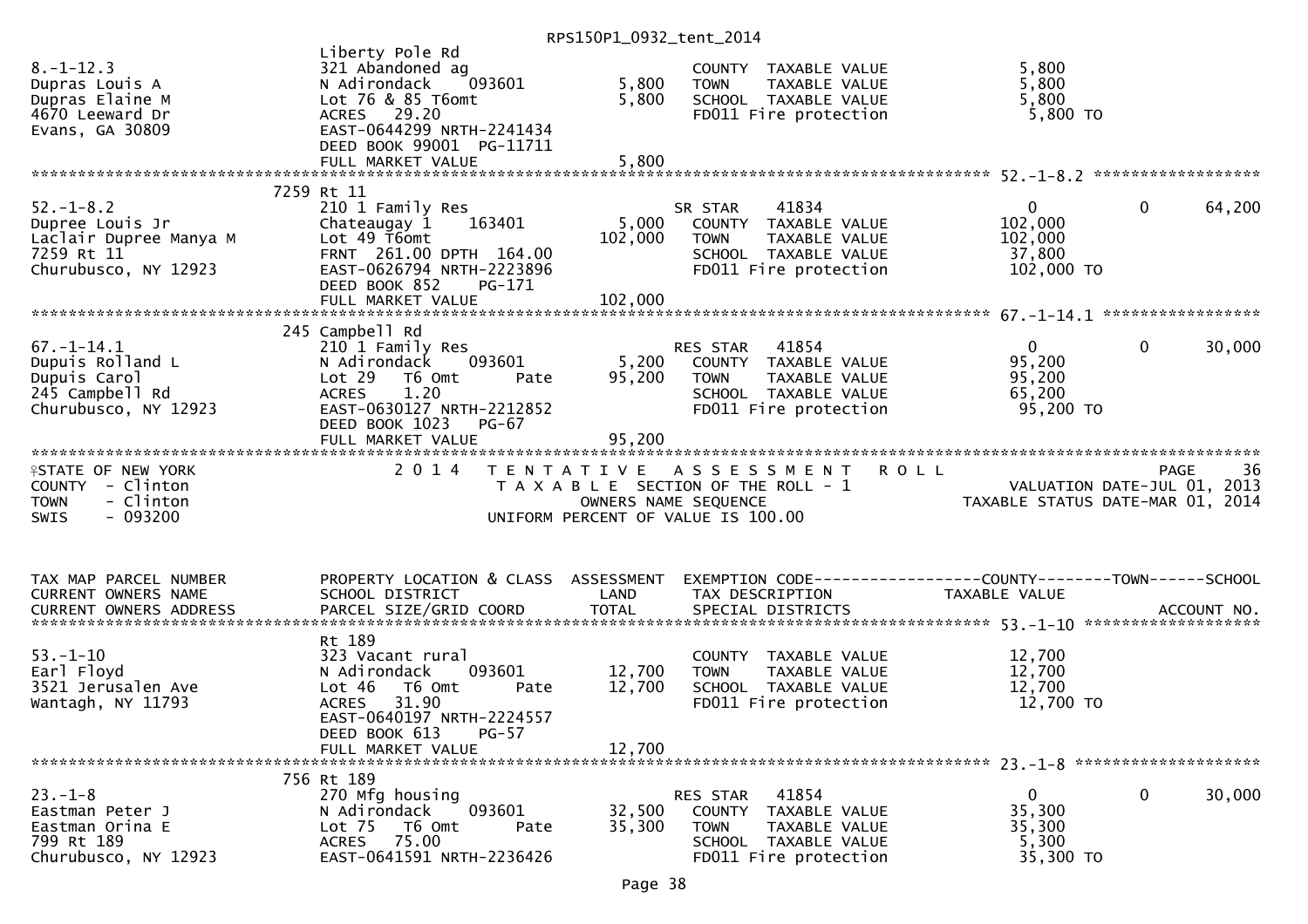RPS150P1_0932_tent_2014

| TAX MAP PARCEL NUMBER / CURRENT OWNERS NAME / CURRENT OWNERS ADDRESS | PROPERTY LOCATION & CLASS / SCHOOL DISTRICT / PARCEL SIZE/GRID COORD | ASSESSMENT LAND | TOTAL | EXEMPTION CODE / TAX DESCRIPTION / SPECIAL DISTRICTS | COUNTY TAXABLE VALUE | TOWN | SCHOOL |
|---|---|---|---|---|---|---|---|
| 8.-1-12.3 | Liberty Pole Rd | | | | | | |
| Dupras Louis A | 321 Abandoned ag | | | COUNTY TAXABLE VALUE | 5,800 | | |
| Dupras Elaine M | N Adirondack 093601 | 5,800 | | TOWN TAXABLE VALUE | 5,800 | | |
| 4670 Leeward Dr | Lot 76 & 85 T6omt | | 5,800 | SCHOOL TAXABLE VALUE | 5,800 | | |
| Evans, GA 30809 | ACRES 29.20 | | | FD011 Fire protection | 5,800 TO | | |
| | EAST-0644299 NRTH-2241434 | | | | | | |
| | DEED BOOK 99001 PG-11711 | | | | | | |
| | FULL MARKET VALUE | | 5,800 | | | | |
| 52.-1-8.2 | 7259 Rt 11 | | | | | | |
| Dupree Louis Jr | 210 1 Family Res | | | SR STAR 41834 | 0 | 0 | 64,200 |
| Laclair Dupree Manya M | Chateaugay 1 163401 | 5,000 | | COUNTY TAXABLE VALUE | 102,000 | | |
| 7259 Rt 11 | Lot 49 T6omt | | 102,000 | TOWN TAXABLE VALUE | 102,000 | | |
| Churubusco, NY 12923 | FRNT 261.00 DPTH 164.00 | | | SCHOOL TAXABLE VALUE | 37,800 | | |
| | EAST-0626794 NRTH-2223896 | | | FD011 Fire protection | 102,000 TO | | |
| | DEED BOOK 852 PG-171 | | | | | | |
| | FULL MARKET VALUE | | 102,000 | | | | |
| 67.-1-14.1 | 245 Campbell Rd | | | | | | |
| Dupuis Rolland L | 210 1 Family Res | | | RES STAR 41854 | 0 | 0 | 30,000 |
| Dupuis Carol | N Adirondack 093601 | 5,200 | | COUNTY TAXABLE VALUE | 95,200 | | |
| 245 Campbell Rd | Lot 29 T6 Omt Pate | | 95,200 | TOWN TAXABLE VALUE | 95,200 | | |
| Churubusco, NY 12923 | ACRES 1.20 | | | SCHOOL TAXABLE VALUE | 65,200 | | |
| | EAST-0630127 NRTH-2212852 | | | FD011 Fire protection | 95,200 TO | | |
| | DEED BOOK 1023 PG-67 | | | | | | |
| | FULL MARKET VALUE | | 95,200 | | | | |

STATE OF NEW YORK — COUNTY - Clinton — TOWN - Clinton — SWIS - 093200

2014 TENTATIVE ASSESSMENT ROLL
TAXABLE SECTION OF THE ROLL - 1
OWNERS NAME SEQUENCE
UNIFORM PERCENT OF VALUE IS 100.00

PAGE 36
VALUATION DATE-JUL 01, 2013
TAXABLE STATUS DATE-MAR 01, 2014

| TAX MAP PARCEL NUMBER / CURRENT OWNERS NAME / CURRENT OWNERS ADDRESS | PROPERTY LOCATION & CLASS / SCHOOL DISTRICT / PARCEL SIZE/GRID COORD | ASSESSMENT LAND | TOTAL | EXEMPTION CODE / TAX DESCRIPTION / SPECIAL DISTRICTS | COUNTY TAXABLE VALUE | TOWN | SCHOOL / ACCOUNT NO. |
|---|---|---|---|---|---|---|---|
| 53.-1-10 | Rt 189 | | | | | | |
| Earl Floyd | 323 Vacant rural | | | COUNTY TAXABLE VALUE | 12,700 | | |
| 3521 Jerusalen Ave | N Adirondack 093601 | 12,700 | | TOWN TAXABLE VALUE | 12,700 | | |
| Wantagh, NY 11793 | Lot 46 T6 Omt Pate | | 12,700 | SCHOOL TAXABLE VALUE | 12,700 | | |
| | ACRES 31.90 | | | FD011 Fire protection | 12,700 TO | | |
| | EAST-0640197 NRTH-2224557 | | | | | | |
| | DEED BOOK 613 PG-57 | | | | | | |
| | FULL MARKET VALUE | | 12,700 | | | | |
| 23.-1-8 | 756 Rt 189 | | | | | | |
| Eastman Peter J | 270 Mfg housing | | | RES STAR 41854 | 0 | 0 | 30,000 |
| Eastman Orina E | N Adirondack 093601 | 32,500 | | COUNTY TAXABLE VALUE | 35,300 | | |
| 799 Rt 189 | Lot 75 T6 Omt Pate | | 35,300 | TOWN TAXABLE VALUE | 35,300 | | |
| Churubusco, NY 12923 | ACRES 75.00 | | | SCHOOL TAXABLE VALUE | 5,300 | | |
| | EAST-0641591 NRTH-2236426 | | | FD011 Fire protection | 35,300 TO | | |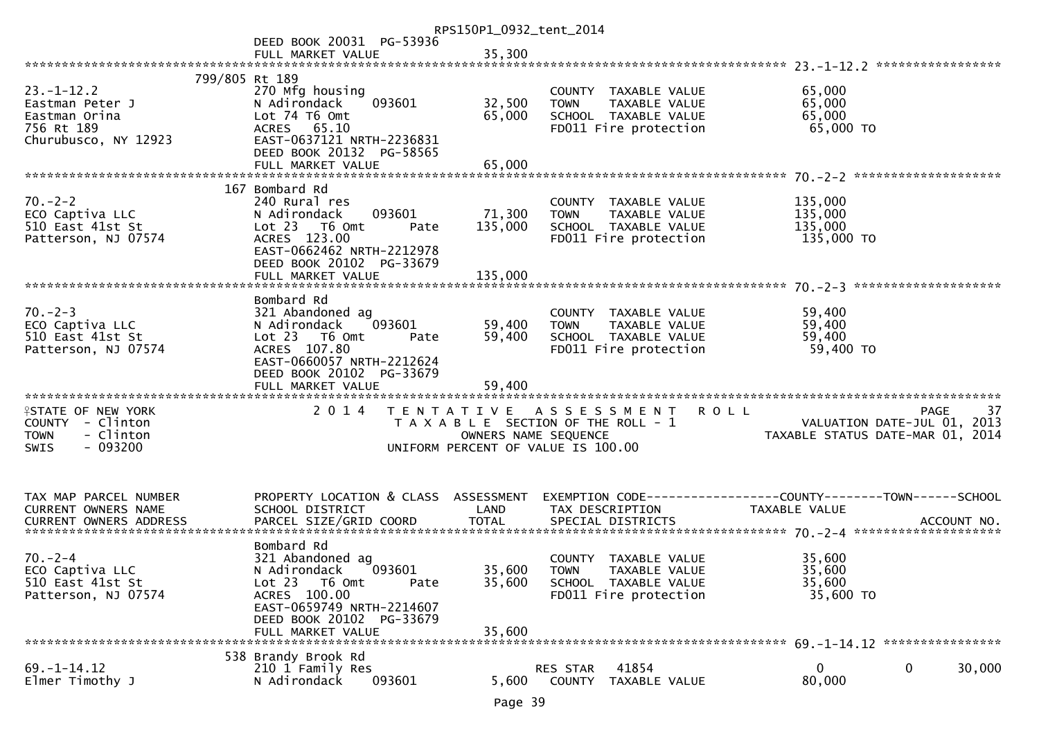```
                                                     RPS150P1_0932_tent_2014
                               DEED BOOK 20031  PG-53936
                               FULL MARKET VALUE              35,300
************************************************************************************************************ 23.-1-12.2 *****************
                         799/805 Rt 189
23.-1-12.2                     270 Mfg housing                             COUNTY  TAXABLE VALUE              65,000
Eastman Peter J                N Adirondack     093601       32,500        TOWN    TAXABLE VALUE              65,000
Eastman Orina                  Lot 74 T6 Omt                 65,000        SCHOOL  TAXABLE VALUE              65,000
756 Rt 189                     ACRES   65.10                               FD011 Fire protection               65,000 TO
Churubusco, NY 12923           EAST-0637121 NRTH-2236831
                               DEED BOOK 20132  PG-58565
                               FULL MARKET VALUE              65,000
************************************************************************************************************ 70.-2-2 ********************
                         167 Bombard Rd
70.-2-2                        240 Rural res                               COUNTY  TAXABLE VALUE             135,000
ECO Captiva LLC                N Adirondack     093601       71,300        TOWN    TAXABLE VALUE             135,000
510 East 41st St               Lot 23   T6 Omt        Pate  135,000        SCHOOL  TAXABLE VALUE             135,000
Patterson, NJ 07574            ACRES  123.00                               FD011 Fire protection              135,000 TO
                               EAST-0662462 NRTH-2212978
                               DEED BOOK 20102  PG-33679
                               FULL MARKET VALUE             135,000
************************************************************************************************************ 70.-2-3 ********************
                               Bombard Rd
70.-2-3                        321 Abandoned ag                            COUNTY  TAXABLE VALUE              59,400
ECO Captiva LLC                N Adirondack     093601       59,400        TOWN    TAXABLE VALUE              59,400
510 East 41st St               Lot 23   T6 Omt        Pate   59,400        SCHOOL  TAXABLE VALUE              59,400
Patterson, NJ 07574            ACRES  107.80                               FD011 Fire protection               59,400 TO
                               EAST-0660057 NRTH-2212624
                               DEED BOOK 20102  PG-33679
                               FULL MARKET VALUE              59,400
************************************************************************************************************************************************
STATE OF NEW YORK                2 0 1 4   T E N T A T I V E   A S S E S S M E N T   R O L L                                PAGE    37
COUNTY  - Clinton                            T A X A B L E  SECTION OF THE ROLL - 1                      VALUATION DATE-JUL 01, 2013
TOWN    - Clinton                               OWNERS NAME SEQUENCE                              TAXABLE STATUS DATE-MAR 01, 2014
SWIS    - 093200                            UNIFORM PERCENT OF VALUE IS 100.00


TAX MAP PARCEL NUMBER          PROPERTY LOCATION & CLASS  ASSESSMENT  EXEMPTION CODE------------------COUNTY--------TOWN------SCHOOL
CURRENT OWNERS NAME            SCHOOL DISTRICT               LAND      TAX DESCRIPTION             TAXABLE VALUE
CURRENT OWNERS ADDRESS         PARCEL SIZE/GRID COORD        TOTAL     SPECIAL DISTRICTS                                     ACCOUNT NO.
************************************************************************************************************ 70.-2-4 ********************
                               Bombard Rd
70.-2-4                        321 Abandoned ag                            COUNTY  TAXABLE VALUE              35,600
ECO Captiva LLC                N Adirondack     093601       35,600        TOWN    TAXABLE VALUE              35,600
510 East 41st St               Lot 23   T6 Omt        Pate   35,600        SCHOOL  TAXABLE VALUE              35,600
Patterson, NJ 07574            ACRES  100.00                               FD011 Fire protection               35,600 TO
                               EAST-0659749 NRTH-2214607
                               DEED BOOK 20102  PG-33679
                               FULL MARKET VALUE              35,600
************************************************************************************************************ 69.-1-14.12 ****************
                         538 Brandy Brook Rd
69.-1-14.12                    210 1 Family Res                     RES STAR    41854                   0            0        30,000
Elmer Timothy J                N Adirondack     093601        5,600        COUNTY  TAXABLE VALUE              80,000
```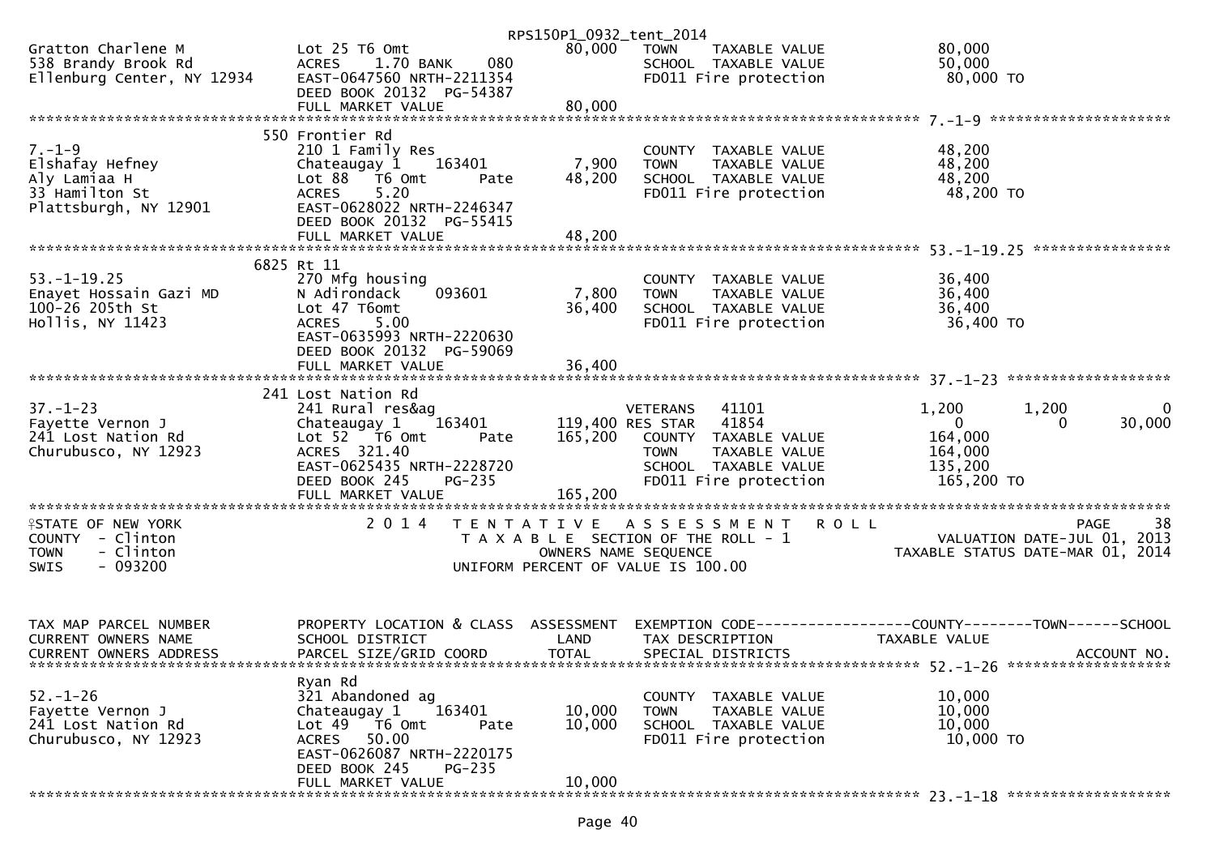```
                                                    RPS150P1_0932_tent_2014
Gratton Charlene M            Lot 25 T6 Omt                      80,000   TOWN     TAXABLE VALUE               80,000
538 Brandy Brook Rd           ACRES    1.70 BANK     080                  SCHOOL  TAXABLE VALUE               50,000
Ellenburg Center, NY 12934    EAST-0647560 NRTH-2211354                   FD011 Fire protection                 80,000 TO
                              DEED BOOK 20132  PG-54387
                              FULL MARKET VALUE                  80,000
******************************************************************************************************* 7.-1-9 *********************
                           550 Frontier Rd
7.-1-9                        210 1 Family Res                            COUNTY  TAXABLE VALUE               48,200
Elshafay Hefney               Chateaugay 1      163401           7,900    TOWN     TAXABLE VALUE               48,200
Aly Lamiaa H                  Lot 88   T6 Omt         Pate       48,200   SCHOOL  TAXABLE VALUE               48,200
33 Hamilton St                ACRES    5.20                               FD011 Fire protection                 48,200 TO
Plattsburgh, NY 12901         EAST-0628022 NRTH-2246347
                              DEED BOOK 20132  PG-55415
                              FULL MARKET VALUE                  48,200
******************************************************************************************************* 53.-1-19.25 ****************
                          6825 Rt 11
53.-1-19.25                   270 Mfg housing                             COUNTY  TAXABLE VALUE               36,400
Enayet Hossain Gazi MD        N Adirondack      093601           7,800    TOWN     TAXABLE VALUE               36,400
100-26 205th St               Lot 47 T6omt                       36,400   SCHOOL  TAXABLE VALUE               36,400
Hollis, NY 11423              ACRES    5.00                               FD011 Fire protection                 36,400 TO
                              EAST-0635993 NRTH-2220630
                              DEED BOOK 20132  PG-59069
                              FULL MARKET VALUE                  36,400
******************************************************************************************************* 37.-1-23 *******************
                           241 Lost Nation Rd
37.-1-23                      241 Rural res&ag                            VETERANS    41101           1,200       1,200           0
Fayette Vernon J              Chateaugay 1      163401        119,400 RES STAR    41854               0           0      30,000
241 Lost Nation Rd            Lot 52   T6 Omt         Pate      165,200   COUNTY  TAXABLE VALUE              164,000
Churubusco, NY 12923          ACRES  321.40                               TOWN     TAXABLE VALUE              164,000
                              EAST-0625435 NRTH-2228720                   SCHOOL  TAXABLE VALUE              135,200
                              DEED BOOK 245     PG-235                    FD011 Fire protection                165,200 TO
                              FULL MARKET VALUE                 165,200
************************************************************************************************************************************
STATE OF NEW YORK                2 0 1 4   T E N T A T I V E   A S S E S S M E N T   R O L L                          PAGE     38
COUNTY  - Clinton                          T A X A B L E  SECTION OF THE ROLL - 1                     VALUATION DATE-JUL 01, 2013
TOWN    - Clinton                                 OWNERS NAME SEQUENCE                          TAXABLE STATUS DATE-MAR 01, 2014
SWIS    - 093200                          UNIFORM PERCENT OF VALUE IS 100.00


TAX MAP PARCEL NUMBER         PROPERTY LOCATION & CLASS  ASSESSMENT  EXEMPTION CODE------------------COUNTY--------TOWN------SCHOOL
CURRENT OWNERS NAME           SCHOOL DISTRICT               LAND      TAX DESCRIPTION              TAXABLE VALUE
CURRENT OWNERS ADDRESS        PARCEL SIZE/GRID COORD        TOTAL     SPECIAL DISTRICTS                                    ACCOUNT NO.
******************************************************************************************************* 52.-1-26 *******************
                              Ryan Rd
52.-1-26                      321 Abandoned ag                            COUNTY  TAXABLE VALUE               10,000
Fayette Vernon J              Chateaugay 1      163401          10,000    TOWN     TAXABLE VALUE               10,000
241 Lost Nation Rd            Lot 49   T6 Omt         Pate      10,000    SCHOOL  TAXABLE VALUE               10,000
Churubusco, NY 12923          ACRES   50.00                               FD011 Fire protection                 10,000 TO
                              EAST-0626087 NRTH-2220175
                              DEED BOOK 245     PG-235
                              FULL MARKET VALUE                  10,000
******************************************************************************************************* 23.-1-18 *******************
```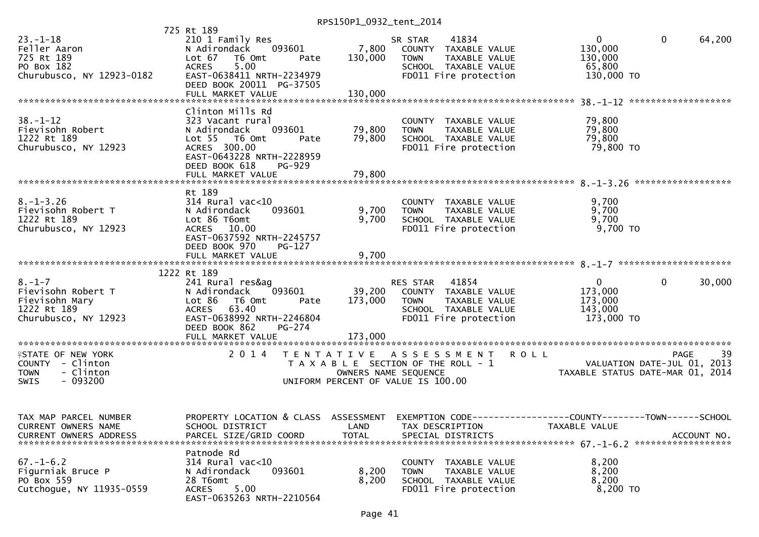725 Rt 189

| | | | | |
|---|---|---|---|---|
| 23.-1-18 | 210 1 Family Res | | SR STAR 41834 | 0 0 64,200 |
| Feller Aaron | N Adirondack 093601 | 7,800 | COUNTY TAXABLE VALUE | 130,000 |
| 725 Rt 189 | Lot 67 T6 Omt Pate | 130,000 | TOWN TAXABLE VALUE | 130,000 |
| PO Box 182 | ACRES 5.00 | | SCHOOL TAXABLE VALUE | 65,800 |
| Churubusco, NY 12923-0182 | EAST-0638411 NRTH-2234979 | | FD011 Fire protection | 130,000 TO |
| | DEED BOOK 20011 PG-37505 | | | |
| | FULL MARKET VALUE | 130,000 | | |

************************************************************************************************** 38.-1-12 ******************

Clinton Mills Rd

| | | | | |
|---|---|---|---|---|
| 38.-1-12 | 323 Vacant rural | | COUNTY TAXABLE VALUE | 79,800 |
| Fievisohn Robert | N Adirondack 093601 | 79,800 | TOWN TAXABLE VALUE | 79,800 |
| 1222 Rt 189 | Lot 55 T6 Omt Pate | 79,800 | SCHOOL TAXABLE VALUE | 79,800 |
| Churubusco, NY 12923 | ACRES 300.00 | | FD011 Fire protection | 79,800 TO |
| | EAST-0643228 NRTH-2228959 | | | |
| | DEED BOOK 618 PG-929 | | | |
| | FULL MARKET VALUE | 79,800 | | |

************************************************************************************************** 8.-1-3.26 ******************

Rt 189

| | | | | |
|---|---|---|---|---|
| 8.-1-3.26 | 314 Rural vac<10 | | COUNTY TAXABLE VALUE | 9,700 |
| Fievisohn Robert T | N Adirondack 093601 | 9,700 | TOWN TAXABLE VALUE | 9,700 |
| 1222 Rt 189 | Lot 86 T6omt | 9,700 | SCHOOL TAXABLE VALUE | 9,700 |
| Churubusco, NY 12923 | ACRES 10.00 | | FD011 Fire protection | 9,700 TO |
| | EAST-0637592 NRTH-2245757 | | | |
| | DEED BOOK 970 PG-127 | | | |
| | FULL MARKET VALUE | 9,700 | | |

************************************************************************************************** 8.-1-7 ********************

1222 Rt 189

| | | | | |
|---|---|---|---|---|
| 8.-1-7 | 241 Rural res&ag | | RES STAR 41854 | 0 0 30,000 |
| Fievisohn Robert T | N Adirondack 093601 | 39,200 | COUNTY TAXABLE VALUE | 173,000 |
| Fievisohn Mary | Lot 86 T6 Omt Pate | 173,000 | TOWN TAXABLE VALUE | 173,000 |
| 1222 Rt 189 | ACRES 63.40 | | SCHOOL TAXABLE VALUE | 143,000 |
| Churubusco, NY 12923 | EAST-0638992 NRTH-2246804 | | FD011 Fire protection | 173,000 TO |
| | DEED BOOK 862 PG-274 | | | |
| | FULL MARKET VALUE | 173,000 | | |

**************************************************************************************************

STATE OF NEW YORK — 2 0 1 4 T E N T A T I V E A S S E S S M E N T R O L L — PAGE 39
COUNTY - Clinton — T A X A B L E SECTION OF THE ROLL - 1 — VALUATION DATE-JUL 01, 2013
TOWN - Clinton — OWNERS NAME SEQUENCE — TAXABLE STATUS DATE-MAR 01, 2014
SWIS - 093200 — UNIFORM PERCENT OF VALUE IS 100.00

| TAX MAP PARCEL NUMBER / CURRENT OWNERS NAME / CURRENT OWNERS ADDRESS | PROPERTY LOCATION & CLASS / SCHOOL DISTRICT / PARCEL SIZE/GRID COORD | ASSESSMENT LAND / TOTAL | EXEMPTION CODE / TAX DESCRIPTION / SPECIAL DISTRICTS | COUNTY--------TOWN------SCHOOL / TAXABLE VALUE / ACCOUNT NO. |
|---|---|---|---|---|

************************************************************************************************** 67.-1-6.2 ******************

Patnode Rd

| | | | | |
|---|---|---|---|---|
| 67.-1-6.2 | 314 Rural vac<10 | | COUNTY TAXABLE VALUE | 8,200 |
| Figurniak Bruce P | N Adirondack 093601 | 8,200 | TOWN TAXABLE VALUE | 8,200 |
| PO Box 559 | 28 T6omt | 8,200 | SCHOOL TAXABLE VALUE | 8,200 |
| Cutchogue, NY 11935-0559 | ACRES 5.00 | | FD011 Fire protection | 8,200 TO |
| | EAST-0635263 NRTH-2210564 | | | |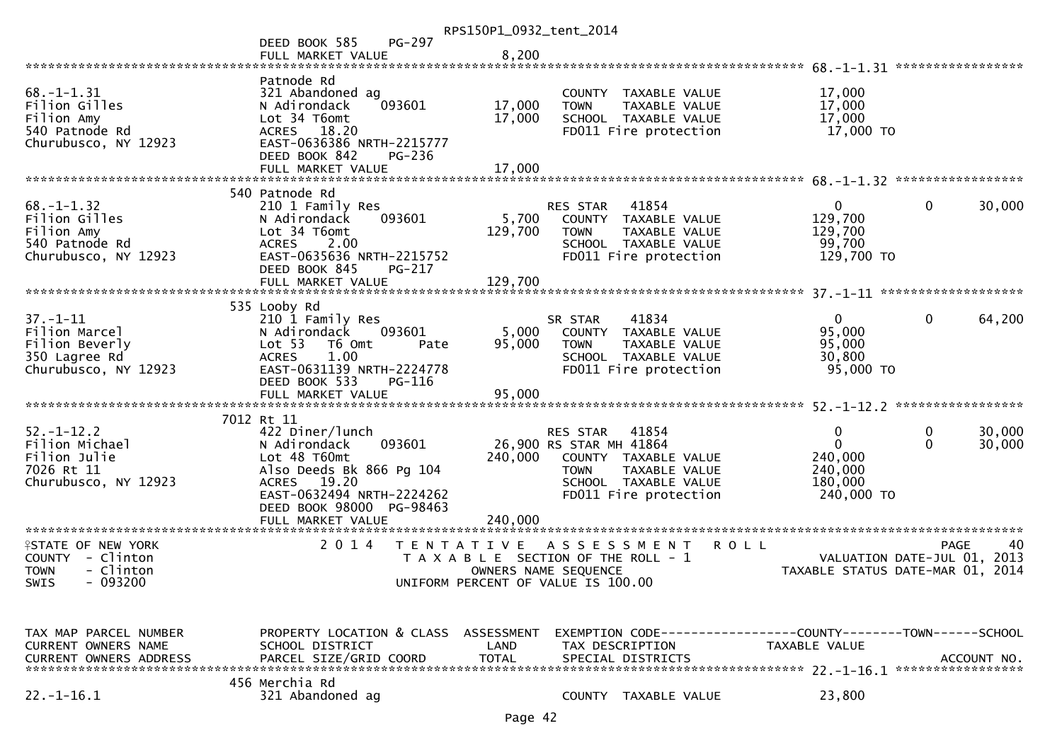```
                                                   RPS150P1_0932_tent_2014
                              DEED BOOK 585     PG-297
                              FULL MARKET VALUE              8,200
******************************************************************************************************* 68.-1-1.31 *****************
                              Patnode Rd
68.-1-1.31                    321 Abandoned ag                      COUNTY  TAXABLE VALUE             17,000
Filion Gilles                 N Adirondack     093601      17,000   TOWN    TAXABLE VALUE             17,000
Filion Amy                    Lot 34 T6omt                 17,000   SCHOOL  TAXABLE VALUE             17,000
540 Patnode Rd                ACRES   18.20                         FD011 Fire protection              17,000 TO
Churubusco, NY 12923          EAST-0636386 NRTH-2215777
                              DEED BOOK 842     PG-236
                              FULL MARKET VALUE             17,000
******************************************************************************************************* 68.-1-1.32 *****************
                            540 Patnode Rd
68.-1-1.32                    210 1 Family Res                      RES STAR   41854                      0            0       30,000
Filion Gilles                 N Adirondack     093601       5,700   COUNTY  TAXABLE VALUE            129,700
Filion Amy                    Lot 34 T6omt                129,700   TOWN    TAXABLE VALUE            129,700
540 Patnode Rd                ACRES    2.00                         SCHOOL  TAXABLE VALUE             99,700
Churubusco, NY 12923          EAST-0635636 NRTH-2215752             FD011 Fire protection             129,700 TO
                              DEED BOOK 845     PG-217
                              FULL MARKET VALUE            129,700
******************************************************************************************************* 37.-1-11 *******************
                            535 Looby Rd
37.-1-11                      210 1 Family Res                      SR STAR    41834                      0            0       64,200
Filion Marcel                 N Adirondack     093601       5,000   COUNTY  TAXABLE VALUE             95,000
Filion Beverly                Lot 53   T6 Omt        Pate  95,000   TOWN    TAXABLE VALUE             95,000
350 Lagree Rd                 ACRES    1.00                         SCHOOL  TAXABLE VALUE             30,800
Churubusco, NY 12923          EAST-0631139 NRTH-2224778             FD011 Fire protection              95,000 TO
                              DEED BOOK 533     PG-116
                              FULL MARKET VALUE             95,000
******************************************************************************************************* 52.-1-12.2 *****************
                           7012 Rt 11
52.-1-12.2                    422 Diner/lunch                       RES STAR   41854                      0            0       30,000
Filion Michael                N Adirondack     093601      26,900 RS STAR MH 41864                        0            0       30,000
Filion Julie                  Lot 48 T60mt                240,000   COUNTY  TAXABLE VALUE            240,000
7026 Rt 11                    Also Deeds Bk 866 Pg 104              TOWN    TAXABLE VALUE            240,000
Churubusco, NY 12923          ACRES   19.20                         SCHOOL  TAXABLE VALUE            180,000
                              EAST-0632494 NRTH-2224262             FD011 Fire protection             240,000 TO
                              DEED BOOK 98000 PG-98463
                              FULL MARKET VALUE            240,000
************************************************************************************************************************************
STATE OF NEW YORK                   2 0 1 4   T E N T A T I V E   A S S E S S M E N T   R O L L                           PAGE    40
COUNTY  - Clinton                             T A X A B L E  SECTION OF THE ROLL - 1                  VALUATION DATE-JUL 01, 2013
TOWN    - Clinton                                   OWNERS NAME SEQUENCE                        TAXABLE STATUS DATE-MAR 01, 2014
SWIS    - 093200                              UNIFORM PERCENT OF VALUE IS 100.00


TAX MAP PARCEL NUMBER         PROPERTY LOCATION & CLASS  ASSESSMENT  EXEMPTION CODE------------------COUNTY--------TOWN------SCHOOL
CURRENT OWNERS NAME           SCHOOL DISTRICT               LAND      TAX DESCRIPTION             TAXABLE VALUE
CURRENT OWNERS ADDRESS        PARCEL SIZE/GRID COORD        TOTAL     SPECIAL DISTRICTS                                   ACCOUNT NO.
******************************************************************************************************* 22.-1-16.1 *****************
                            456 Merchia Rd
22.-1-16.1                    321 Abandoned ag                      COUNTY  TAXABLE VALUE             23,800
```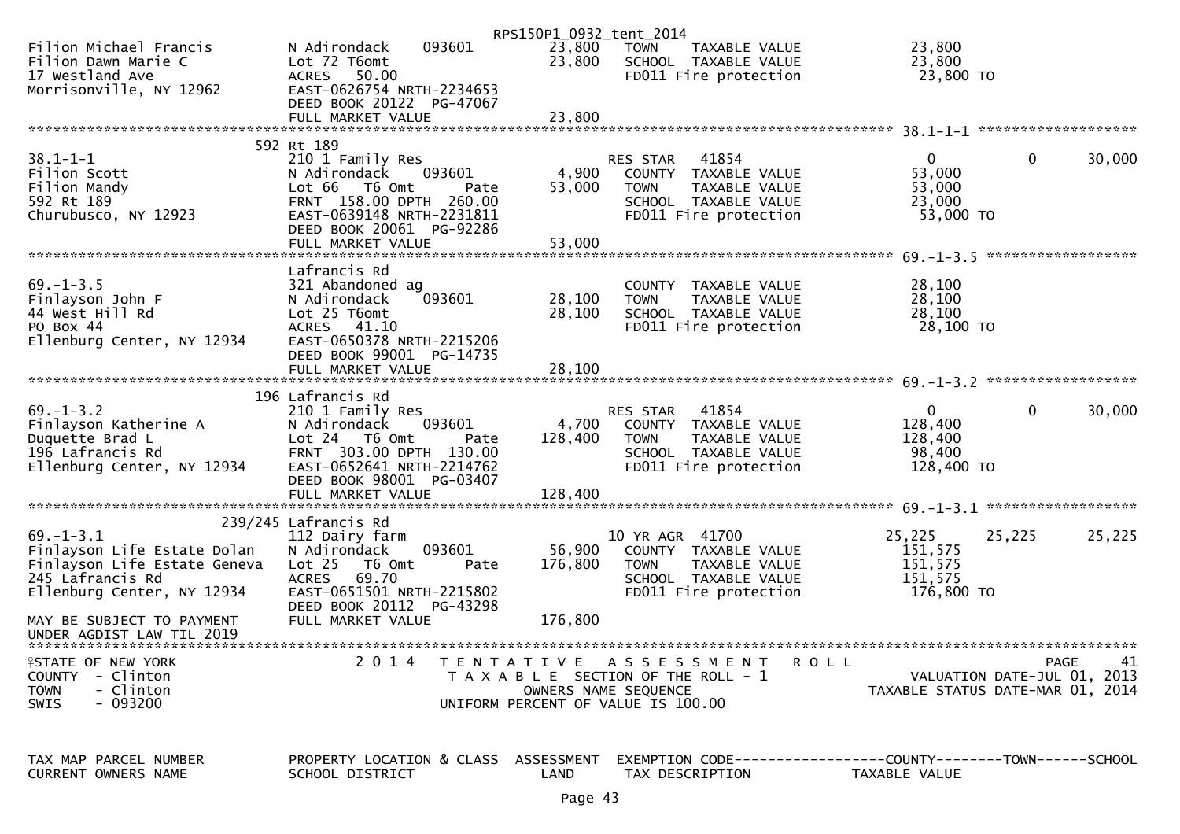RPS150P1_0932_tent_2014

```
Filion Michael Francis        N Adirondack     093601       23,800   TOWN     TAXABLE VALUE             23,800
Filion Dawn Marie C           Lot 72 T6omt                  23,800   SCHOOL  TAXABLE VALUE              23,800
17 Westland Ave               ACRES   50.00                          FD011 Fire protection              23,800 TO
Morrisonville, NY 12962       EAST-0626754 NRTH-2234653
                              DEED BOOK 20122  PG-47067
                              FULL MARKET VALUE             23,800
******************************************************************************************************* 38.1-1-1 ******************
                         592 Rt 189
38.1-1-1                      210 1 Family Res                      RES STAR    41854                   0            0       30,000
Filion Scott                  N Adirondack     093601        4,900   COUNTY  TAXABLE VALUE              53,000
Filion Mandy                  Lot 66   T6 Omt       Pate    53,000   TOWN     TAXABLE VALUE             53,000
592 Rt 189                    FRNT 158.00 DPTH 260.00                SCHOOL  TAXABLE VALUE              23,000
Churubusco, NY 12923          EAST-0639148 NRTH-2231811              FD011 Fire protection              53,000 TO
                              DEED BOOK 20061  PG-92286
                              FULL MARKET VALUE             53,000
******************************************************************************************************* 69.-1-3.5 *****************
                         Lafrancis Rd
69.-1-3.5                     321 Abandoned ag                       COUNTY  TAXABLE VALUE              28,100
Finlayson John F              N Adirondack     093601       28,100   TOWN     TAXABLE VALUE             28,100
44 West Hill Rd               Lot 25 T6omt                  28,100   SCHOOL  TAXABLE VALUE              28,100
PO Box 44                     ACRES   41.10                          FD011 Fire protection              28,100 TO
Ellenburg Center, NY 12934    EAST-0650378 NRTH-2215206
                              DEED BOOK 99001  PG-14735
                              FULL MARKET VALUE             28,100
******************************************************************************************************* 69.-1-3.2 *****************
                         196 Lafrancis Rd
69.-1-3.2                     210 1 Family Res                      RES STAR    41854                   0            0       30,000
Finlayson Katherine A         N Adirondack     093601        4,700   COUNTY  TAXABLE VALUE             128,400
Duquette Brad L               Lot 24   T6 Omt       Pate   128,400   TOWN     TAXABLE VALUE            128,400
196 Lafrancis Rd              FRNT 303.00 DPTH 130.00                SCHOOL  TAXABLE VALUE              98,400
Ellenburg Center, NY 12934    EAST-0652641 NRTH-2214762              FD011 Fire protection             128,400 TO
                              DEED BOOK 98001  PG-03407
                              FULL MARKET VALUE            128,400
******************************************************************************************************* 69.-1-3.1 *****************
                         239/245 Lafrancis Rd
69.-1-3.1                     112 Dairy farm                        10 YR AGR 41700                25,225       25,225       25,225
Finlayson Life Estate Dolan   N Adirondack     093601       56,900   COUNTY  TAXABLE VALUE             151,575
Finlayson Life Estate Geneva  Lot 25   T6 Omt       Pate   176,800   TOWN     TAXABLE VALUE            151,575
245 Lafrancis Rd              ACRES   69.70                          SCHOOL  TAXABLE VALUE             151,575
Ellenburg Center, NY 12934    EAST-0651501 NRTH-2215802              FD011 Fire protection             176,800 TO
                              DEED BOOK 20112  PG-43298
MAY BE SUBJECT TO PAYMENT     FULL MARKET VALUE            176,800
UNDER AGDIST LAW TIL 2019
************************************************************************************************************************************
STATE OF NEW YORK                 2 0 1 4   T E N T A T I V E   A S S E S S M E N T   R O L L                          PAGE     41
COUNTY  - Clinton                          T A X A B L E  SECTION OF THE ROLL - 1                   VALUATION DATE-JUL 01, 2013
TOWN    - Clinton                                OWNERS NAME SEQUENCE                          TAXABLE STATUS DATE-MAR 01, 2014
SWIS    - 093200                          UNIFORM PERCENT OF VALUE IS 100.00


TAX MAP PARCEL NUMBER         PROPERTY LOCATION & CLASS  ASSESSMENT  EXEMPTION CODE------------------COUNTY--------TOWN------SCHOOL
CURRENT OWNERS NAME           SCHOOL DISTRICT               LAND      TAX DESCRIPTION              TAXABLE VALUE
```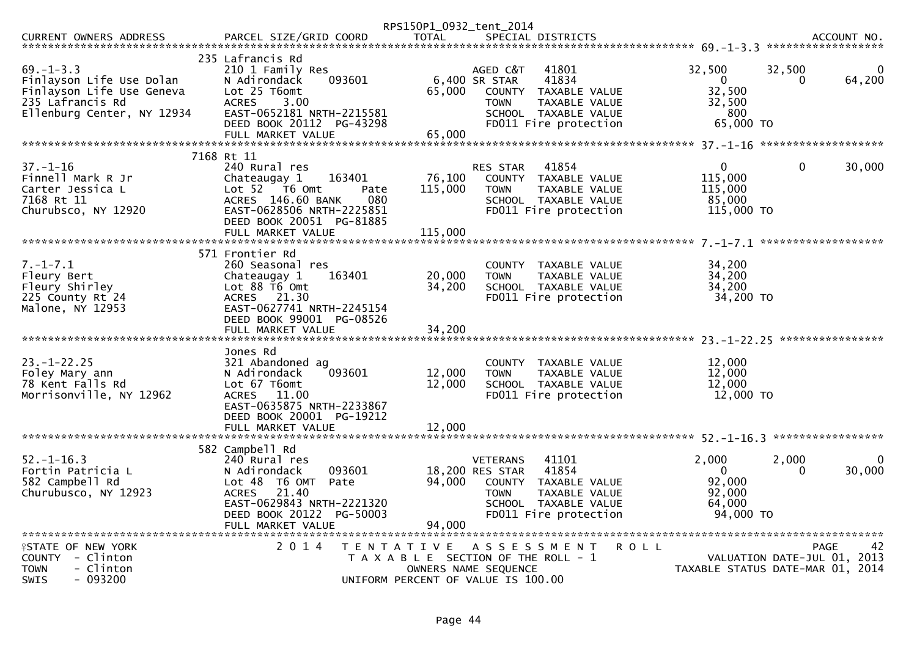RPS150P1_0932_tent_2014

| CURRENT OWNERS ADDRESS | PARCEL SIZE/GRID COORD | TOTAL | SPECIAL DISTRICTS | | | | ACCOUNT NO. |
|---|---|---|---|---|---|---|---|
| **69.-1-3.3** | | | | | | | |
| | 235 Lafrancis Rd | | | | | | |
| 69.-1-3.3 | 210 1 Family Res | | AGED C&T 41801 | 32,500 | 32,500 | 0 | |
| Finlayson Life Use Dolan | N Adirondack 093601 | 6,400 | SR STAR 41834 | 0 | 0 | 64,200 | |
| Finlayson Life Use Geneva | Lot 25 T6omt | 65,000 | COUNTY TAXABLE VALUE | 32,500 | | | |
| 235 Lafrancis Rd | ACRES 3.00 | | TOWN TAXABLE VALUE | 32,500 | | | |
| Ellenburg Center, NY 12934 | EAST-0652181 NRTH-2215581 | | SCHOOL TAXABLE VALUE | 800 | | | |
| | DEED BOOK 20112 PG-43298 | | FD011 Fire protection | 65,000 TO | | | |
| | FULL MARKET VALUE | 65,000 | | | | | |
| **37.-1-16** | | | | | | | |
| | 7168 Rt 11 | | | | | | |
| 37.-1-16 | 240 Rural res | | RES STAR 41854 | 0 | 0 | 30,000 | |
| Finnell Mark R Jr | Chateaugay 1 163401 | 76,100 | COUNTY TAXABLE VALUE | 115,000 | | | |
| Carter Jessica L | Lot 52 T6 Omt Pate | 115,000 | TOWN TAXABLE VALUE | 115,000 | | | |
| 7168 Rt 11 | ACRES 146.60 BANK 080 | | SCHOOL TAXABLE VALUE | 85,000 | | | |
| Churubsco, NY 12920 | EAST-0628506 NRTH-2225851 | | FD011 Fire protection | 115,000 TO | | | |
| | DEED BOOK 20051 PG-81885 | | | | | | |
| | FULL MARKET VALUE | 115,000 | | | | | |
| **7.-1-7.1** | | | | | | | |
| | 571 Frontier Rd | | | | | | |
| 7.-1-7.1 | 260 Seasonal res | | COUNTY TAXABLE VALUE | 34,200 | | | |
| Fleury Bert | Chateaugay 1 163401 | 20,000 | TOWN TAXABLE VALUE | 34,200 | | | |
| Fleury Shirley | Lot 88 T6 Omt | 34,200 | SCHOOL TAXABLE VALUE | 34,200 | | | |
| 225 County Rt 24 | ACRES 21.30 | | FD011 Fire protection | 34,200 TO | | | |
| Malone, NY 12953 | EAST-0627741 NRTH-2245154 | | | | | | |
| | DEED BOOK 99001 PG-08526 | | | | | | |
| | FULL MARKET VALUE | 34,200 | | | | | |
| **23.-1-22.25** | | | | | | | |
| | Jones Rd | | | | | | |
| 23.-1-22.25 | 321 Abandoned ag | | COUNTY TAXABLE VALUE | 12,000 | | | |
| Foley Mary ann | N Adirondack 093601 | 12,000 | TOWN TAXABLE VALUE | 12,000 | | | |
| 78 Kent Falls Rd | Lot 67 T6omt | 12,000 | SCHOOL TAXABLE VALUE | 12,000 | | | |
| Morrisonville, NY 12962 | ACRES 11.00 | | FD011 Fire protection | 12,000 TO | | | |
| | EAST-0635875 NRTH-2233867 | | | | | | |
| | DEED BOOK 20001 PG-19212 | | | | | | |
| | FULL MARKET VALUE | 12,000 | | | | | |
| **52.-1-16.3** | | | | | | | |
| | 582 Campbell Rd | | | | | | |
| 52.-1-16.3 | 240 Rural res | | VETERANS 41101 | 2,000 | 2,000 | 0 | |
| Fortin Patricia L | N Adirondack 093601 | 18,200 | RES STAR 41854 | 0 | 0 | 30,000 | |
| 582 Campbell Rd | Lot 48 T6 OMT Pate | 94,000 | COUNTY TAXABLE VALUE | 92,000 | | | |
| Churubusco, NY 12923 | ACRES 21.40 | | TOWN TAXABLE VALUE | 92,000 | | | |
| | EAST-0629843 NRTH-2221320 | | SCHOOL TAXABLE VALUE | 64,000 | | | |
| | DEED BOOK 20122 PG-50003 | | FD011 Fire protection | 94,000 TO | | | |
| | FULL MARKET VALUE | 94,000 | | | | | |

STATE OF NEW YORK
COUNTY - Clinton
TOWN - Clinton
SWIS - 093200

2014 TENTATIVE ASSESSMENT ROLL
TAXABLE SECTION OF THE ROLL - 1
OWNERS NAME SEQUENCE
UNIFORM PERCENT OF VALUE IS 100.00

PAGE 42
VALUATION DATE-JUL 01, 2013
TAXABLE STATUS DATE-MAR 01, 2014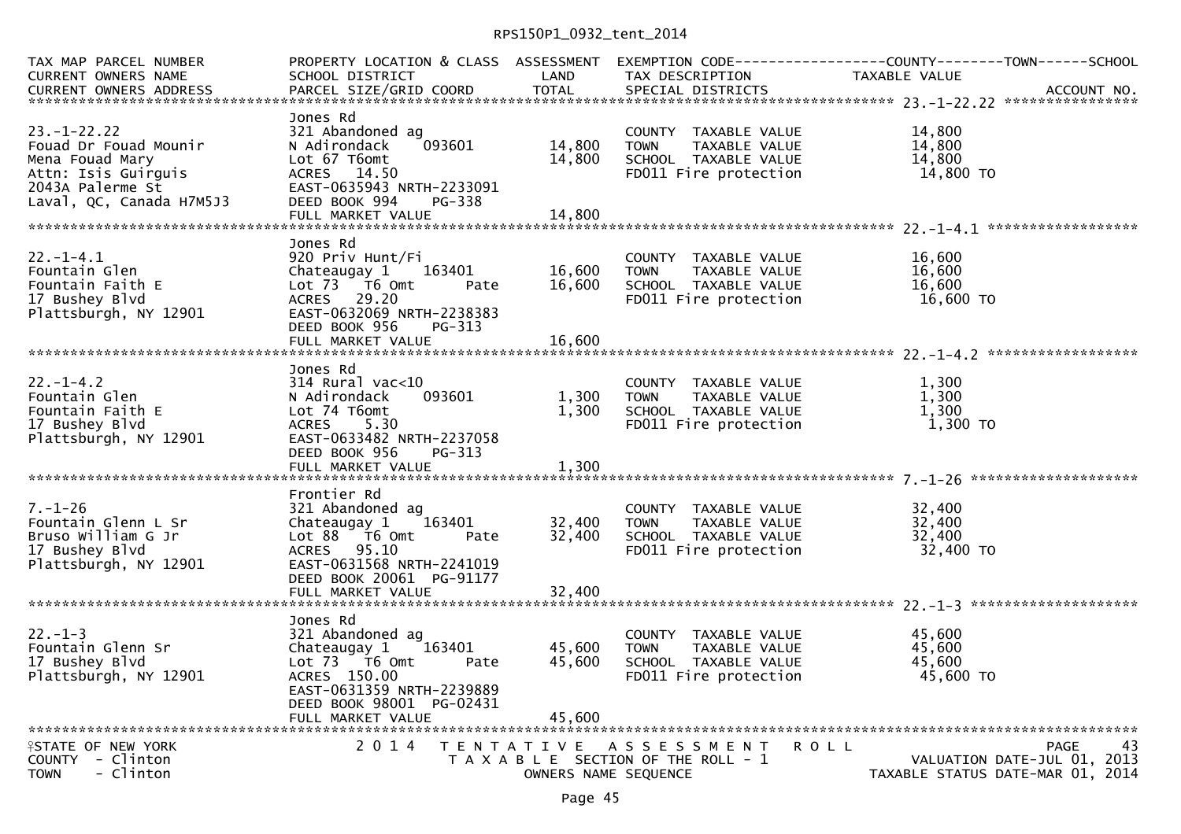RPS150P1_0932_tent_2014

| TAX MAP PARCEL NUMBER<br>CURRENT OWNERS NAME<br>CURRENT OWNERS ADDRESS | PROPERTY LOCATION & CLASS<br>SCHOOL DISTRICT<br>PARCEL SIZE/GRID COORD | ASSESSMENT<br>LAND<br>TOTAL | EXEMPTION CODE------------------COUNTY--------TOWN------SCHOOL<br>TAX DESCRIPTION<br>SPECIAL DISTRICTS | TAXABLE VALUE | ACCOUNT NO. |
|---|---|---|---|---|---|
| **23.-1-22.22** | | | | | |
| | Jones Rd | | | | |
| 23.-1-22.22 | 321 Abandoned ag | | COUNTY TAXABLE VALUE | 14,800 | |
| Fouad Dr Fouad Mounir | N Adirondack 093601 | 14,800 | TOWN TAXABLE VALUE | 14,800 | |
| Mena Fouad Mary | Lot 67 T6omt | 14,800 | SCHOOL TAXABLE VALUE | 14,800 | |
| Attn: Isis Guirguis | ACRES 14.50 | | FD011 Fire protection | 14,800 TO | |
| 2043A Palerme St | EAST-0635943 NRTH-2233091 | | | | |
| Laval, QC, Canada H7M5J3 | DEED BOOK 994 PG-338 | | | | |
| | FULL MARKET VALUE | 14,800 | | | |
| **22.-1-4.1** | | | | | |
| | Jones Rd | | | | |
| 22.-1-4.1 | 920 Priv Hunt/Fi | | COUNTY TAXABLE VALUE | 16,600 | |
| Fountain Glen | Chateaugay 1 163401 | 16,600 | TOWN TAXABLE VALUE | 16,600 | |
| Fountain Faith E | Lot 73 T6 Omt Pate | 16,600 | SCHOOL TAXABLE VALUE | 16,600 | |
| 17 Bushey Blvd | ACRES 29.20 | | FD011 Fire protection | 16,600 TO | |
| Plattsburgh, NY 12901 | EAST-0632069 NRTH-2238383 | | | | |
| | DEED BOOK 956 PG-313 | | | | |
| | FULL MARKET VALUE | 16,600 | | | |
| **22.-1-4.2** | | | | | |
| | Jones Rd | | | | |
| 22.-1-4.2 | 314 Rural vac<10 | | COUNTY TAXABLE VALUE | 1,300 | |
| Fountain Glen | N Adirondack 093601 | 1,300 | TOWN TAXABLE VALUE | 1,300 | |
| Fountain Faith E | Lot 74 T6omt | 1,300 | SCHOOL TAXABLE VALUE | 1,300 | |
| 17 Bushey Blvd | ACRES 5.30 | | FD011 Fire protection | 1,300 TO | |
| Plattsburgh, NY 12901 | EAST-0633482 NRTH-2237058 | | | | |
| | DEED BOOK 956 PG-313 | | | | |
| | FULL MARKET VALUE | 1,300 | | | |
| **7.-1-26** | | | | | |
| | Frontier Rd | | | | |
| 7.-1-26 | 321 Abandoned ag | | COUNTY TAXABLE VALUE | 32,400 | |
| Fountain Glenn L Sr | Chateaugay 1 163401 | 32,400 | TOWN TAXABLE VALUE | 32,400 | |
| Bruso William G Jr | Lot 88 T6 Omt Pate | 32,400 | SCHOOL TAXABLE VALUE | 32,400 | |
| 17 Bushey Blvd | ACRES 95.10 | | FD011 Fire protection | 32,400 TO | |
| Plattsburgh, NY 12901 | EAST-0631568 NRTH-2241019 | | | | |
| | DEED BOOK 20061 PG-91177 | | | | |
| | FULL MARKET VALUE | 32,400 | | | |
| **22.-1-3** | | | | | |
| | Jones Rd | | | | |
| 22.-1-3 | 321 Abandoned ag | | COUNTY TAXABLE VALUE | 45,600 | |
| Fountain Glenn Sr | Chateaugay 1 163401 | 45,600 | TOWN TAXABLE VALUE | 45,600 | |
| 17 Bushey Blvd | Lot 73 T6 Omt Pate | 45,600 | SCHOOL TAXABLE VALUE | 45,600 | |
| Plattsburgh, NY 12901 | ACRES 150.00 | | FD011 Fire protection | 45,600 TO | |
| | EAST-0631359 NRTH-2239889 | | | | |
| | DEED BOOK 98001 PG-02431 | | | | |
| | FULL MARKET VALUE | 45,600 | | | |

STATE OF NEW YORK
COUNTY - Clinton
TOWN - Clinton

2014 TENTATIVE ASSESSMENT ROLL
TAXABLE SECTION OF THE ROLL - 1
OWNERS NAME SEQUENCE

PAGE 43
VALUATION DATE-JUL 01, 2013
TAXABLE STATUS DATE-MAR 01, 2014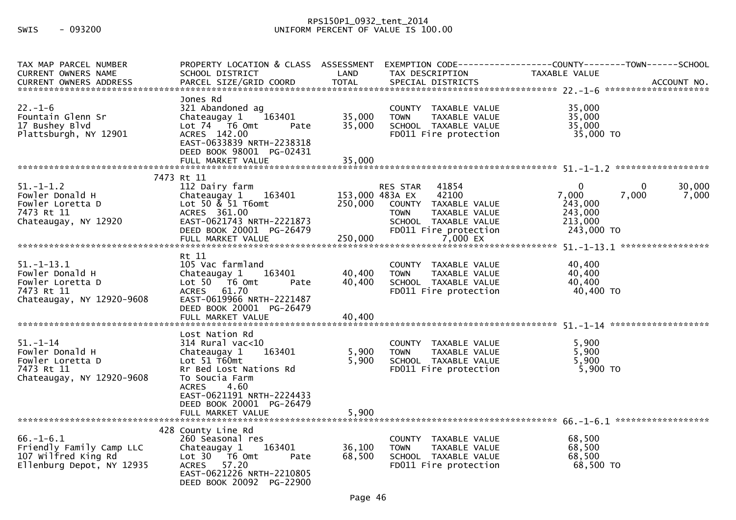SWIS - 093200

RPS150P1_0932_tent_2014
UNIFORM PERCENT OF VALUE IS 100.00

```
TAX MAP PARCEL NUMBER          PROPERTY LOCATION & CLASS  ASSESSMENT  EXEMPTION CODE------------------COUNTY--------TOWN------SCHOOL
CURRENT OWNERS NAME            SCHOOL DISTRICT               LAND      TAX DESCRIPTION              TAXABLE VALUE
CURRENT OWNERS ADDRESS         PARCEL SIZE/GRID COORD        TOTAL     SPECIAL DISTRICTS                                          ACCOUNT NO.
****************************************************************************************************** 22.-1-6 ********************
                               Jones Rd
22.-1-6                        321 Abandoned ag                        COUNTY  TAXABLE VALUE             35,000
Fountain Glenn Sr              Chateaugay 1    163401      35,000      TOWN    TAXABLE VALUE             35,000
17 Bushey Blvd                 Lot 74  T6 Omt       Pate   35,000      SCHOOL  TAXABLE VALUE             35,000
Plattsburgh, NY 12901          ACRES 142.00                            FD011 Fire protection              35,000 TO
                               EAST-0633839 NRTH-2238318
                               DEED BOOK 98001  PG-02431
                               FULL MARKET VALUE           35,000
****************************************************************************************************** 51.-1-1.2 ******************
                          7473 Rt 11
51.-1-1.2                      112 Dairy farm                          RES STAR    41854                  0            0        30,000
Fowler Donald H                Chateaugay 1    163401     153,000 483A EX      42100              7,000        7,000         7,000
Fowler Loretta D               Lot 50 & 51 T6omt          250,000      COUNTY  TAXABLE VALUE            243,000
7473 Rt 11                     ACRES 361.00                            TOWN    TAXABLE VALUE            243,000
Chateaugay, NY 12920           EAST-0621743 NRTH-2221873               SCHOOL  TAXABLE VALUE            213,000
                               DEED BOOK 20001  PG-26479               FD011 Fire protection             243,000 TO
                               FULL MARKET VALUE          250,000                7,000 EX
****************************************************************************************************** 51.-1-13.1 *****************
                               Rt 11
51.-1-13.1                     105 Vac farmland                        COUNTY  TAXABLE VALUE             40,400
Fowler Donald H                Chateaugay 1    163401      40,400      TOWN    TAXABLE VALUE             40,400
Fowler Loretta D               Lot 50  T6 Omt       Pate   40,400      SCHOOL  TAXABLE VALUE             40,400
7473 Rt 11                     ACRES  61.70                            FD011 Fire protection              40,400 TO
Chateaugay, NY 12920-9608      EAST-0619966 NRTH-2221487
                               DEED BOOK 20001  PG-26479
                               FULL MARKET VALUE           40,400
****************************************************************************************************** 51.-1-14 *******************
                               Lost Nation Rd
51.-1-14                       314 Rural vac<10                        COUNTY  TAXABLE VALUE              5,900
Fowler Donald H                Chateaugay 1    163401       5,900      TOWN    TAXABLE VALUE              5,900
Fowler Loretta D               Lot 51 T60mt                 5,900      SCHOOL  TAXABLE VALUE              5,900
7473 Rt 11                     Rr Bed Lost Nations Rd                  FD011 Fire protection               5,900 TO
Chateaugay, NY 12920-9608      To Soucia Farm
                               ACRES    4.60
                               EAST-0621191 NRTH-2224433
                               DEED BOOK 20001  PG-26479
                               FULL MARKET VALUE            5,900
****************************************************************************************************** 66.-1-6.1 ******************
                           428 County Line Rd
66.-1-6.1                      260 Seasonal res                        COUNTY  TAXABLE VALUE             68,500
Friendly Family Camp LLC       Chateaugay 1    163401      36,100      TOWN    TAXABLE VALUE             68,500
107 Wilfred King Rd            Lot 30  T6 Omt       Pate   68,500      SCHOOL  TAXABLE VALUE             68,500
Ellenburg Depot, NY 12935      ACRES  57.20                            FD011 Fire protection              68,500 TO
                               EAST-0621226 NRTH-2210805
                               DEED BOOK 20092  PG-22900
```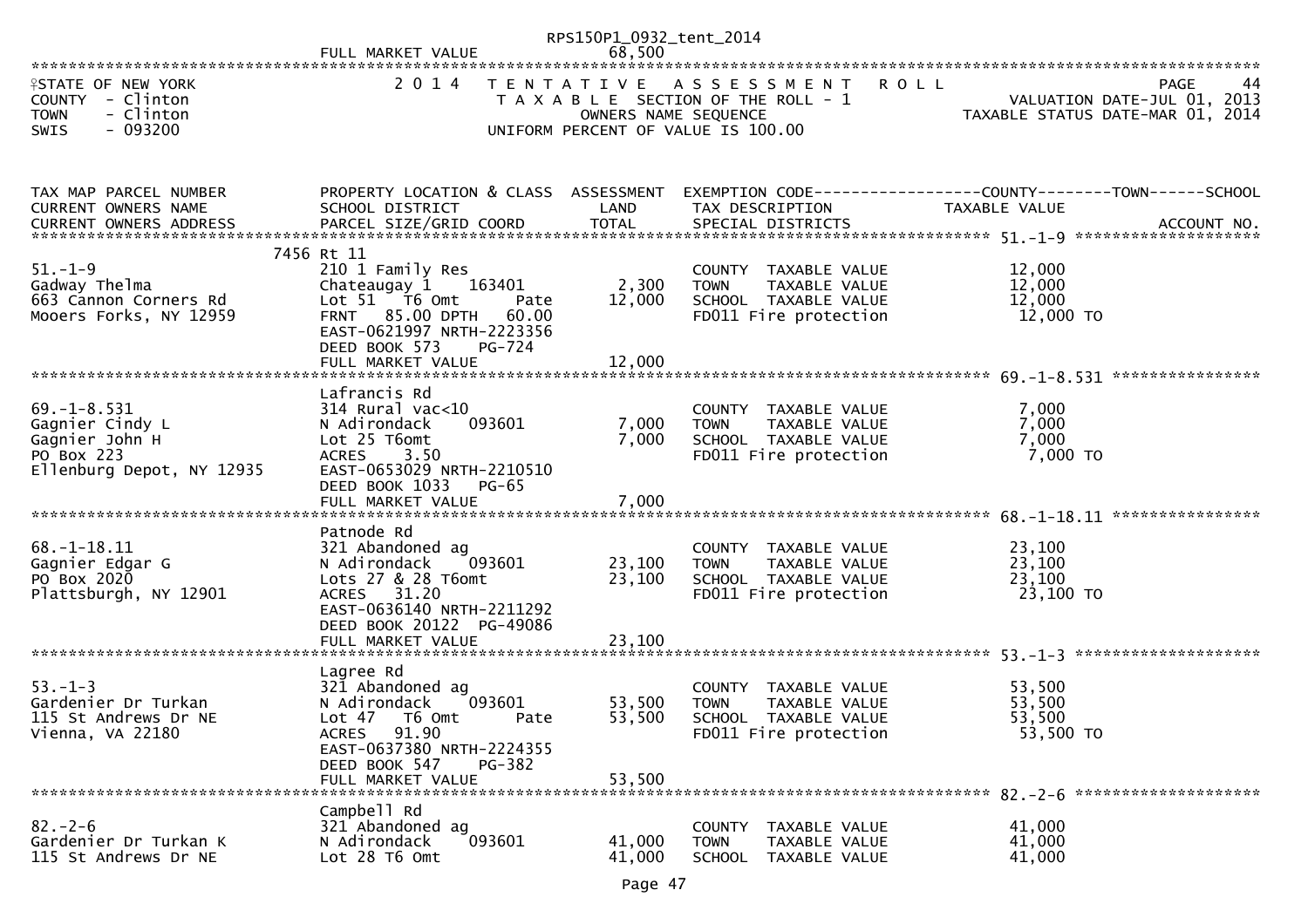FULL MARKET VALUE 68,500

STATE OF NEW YORK
COUNTY - Clinton
TOWN - Clinton
SWIS - 093200

2014 TENTATIVE ASSESSMENT ROLL
TAXABLE SECTION OF THE ROLL - 1
OWNERS NAME SEQUENCE
UNIFORM PERCENT OF VALUE IS 100.00

PAGE 44
VALUATION DATE-JUL 01, 2013
TAXABLE STATUS DATE-MAR 01, 2014

| TAX MAP PARCEL NUMBER / CURRENT OWNERS NAME / CURRENT OWNERS ADDRESS | PROPERTY LOCATION & CLASS / SCHOOL DISTRICT / PARCEL SIZE/GRID COORD | ASSESSMENT LAND | TOTAL | EXEMPTION CODE / TAX DESCRIPTION / SPECIAL DISTRICTS | TAXABLE VALUE (COUNTY--TOWN--SCHOOL) | ACCOUNT NO. |
|---|---|---|---|---|---|---|
| **51.-1-9** | 7456 Rt 11 | | | | | |
| 51.-1-9 | 210 1 Family Res | | | COUNTY TAXABLE VALUE | 12,000 | |
| Gadway Thelma | Chateaugay 1 163401 | 2,300 | | TOWN TAXABLE VALUE | 12,000 | |
| 663 Cannon Corners Rd | Lot 51 T6 Omt Pate | | 12,000 | SCHOOL TAXABLE VALUE | 12,000 | |
| Mooers Forks, NY 12959 | FRNT 85.00 DPTH 60.00 | | | FD011 Fire protection | 12,000 TO | |
| | EAST-0621997 NRTH-2223356 | | | | | |
| | DEED BOOK 573 PG-724 | | | | | |
| | FULL MARKET VALUE | | 12,000 | | | |
| **69.-1-8.531** | Lafrancis Rd | | | | | |
| 69.-1-8.531 | 314 Rural vac<10 | | | COUNTY TAXABLE VALUE | 7,000 | |
| Gagnier Cindy L | N Adirondack 093601 | 7,000 | | TOWN TAXABLE VALUE | 7,000 | |
| Gagnier John H | Lot 25 T6omt | | 7,000 | SCHOOL TAXABLE VALUE | 7,000 | |
| PO Box 223 | ACRES 3.50 | | | FD011 Fire protection | 7,000 TO | |
| Ellenburg Depot, NY 12935 | EAST-0653029 NRTH-2210510 | | | | | |
| | DEED BOOK 1033 PG-65 | | | | | |
| | FULL MARKET VALUE | | 7,000 | | | |
| **68.-1-18.11** | Patnode Rd | | | | | |
| 68.-1-18.11 | 321 Abandoned ag | | | COUNTY TAXABLE VALUE | 23,100 | |
| Gagnier Edgar G | N Adirondack 093601 | 23,100 | | TOWN TAXABLE VALUE | 23,100 | |
| PO Box 2020 | Lots 27 & 28 T6omt | | 23,100 | SCHOOL TAXABLE VALUE | 23,100 | |
| Plattsburgh, NY 12901 | ACRES 31.20 | | | FD011 Fire protection | 23,100 TO | |
| | EAST-0636140 NRTH-2211292 | | | | | |
| | DEED BOOK 20122 PG-49086 | | | | | |
| | FULL MARKET VALUE | | 23,100 | | | |
| **53.-1-3** | Lagree Rd | | | | | |
| 53.-1-3 | 321 Abandoned ag | | | COUNTY TAXABLE VALUE | 53,500 | |
| Gardenier Dr Turkan | N Adirondack 093601 | 53,500 | | TOWN TAXABLE VALUE | 53,500 | |
| 115 St Andrews Dr NE | Lot 47 T6 Omt Pate | | 53,500 | SCHOOL TAXABLE VALUE | 53,500 | |
| Vienna, VA 22180 | ACRES 91.90 | | | FD011 Fire protection | 53,500 TO | |
| | EAST-0637380 NRTH-2224355 | | | | | |
| | DEED BOOK 547 PG-382 | | | | | |
| | FULL MARKET VALUE | | 53,500 | | | |
| **82.-2-6** | Campbell Rd | | | | | |
| 82.-2-6 | 321 Abandoned ag | | | COUNTY TAXABLE VALUE | 41,000 | |
| Gardenier Dr Turkan K | N Adirondack 093601 | 41,000 | | TOWN TAXABLE VALUE | 41,000 | |
| 115 St Andrews Dr NE | Lot 28 T6 Omt | | 41,000 | SCHOOL TAXABLE VALUE | 41,000 | |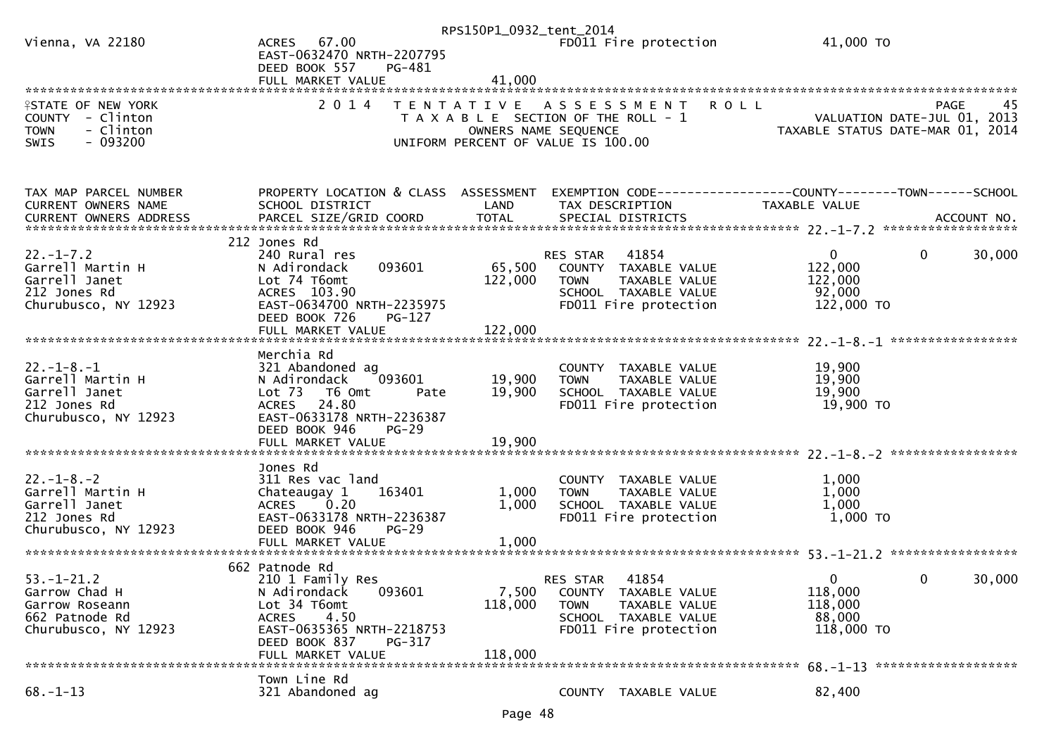Vienna, VA 22180 — ACRES 67.00 — FD011 Fire protection — 41,000 TO
EAST-0632470 NRTH-2207795
DEED BOOK 557 PG-481
FULL MARKET VALUE 41,000

STATE OF NEW YORK
COUNTY - Clinton
TOWN - Clinton
SWIS - 093200

2014 TENTATIVE ASSESSMENT ROLL
TAXABLE SECTION OF THE ROLL - 1
OWNERS NAME SEQUENCE
UNIFORM PERCENT OF VALUE IS 100.00

PAGE 45
VALUATION DATE-JUL 01, 2013
TAXABLE STATUS DATE-MAR 01, 2014

| TAX MAP PARCEL NUMBER / CURRENT OWNERS NAME / CURRENT OWNERS ADDRESS | PROPERTY LOCATION & CLASS / SCHOOL DISTRICT / PARCEL SIZE/GRID COORD | ASSESSMENT LAND / TOTAL | EXEMPTION CODE / TAX DESCRIPTION / SPECIAL DISTRICTS | COUNTY / TAXABLE VALUE | TOWN | SCHOOL / ACCOUNT NO. |
|---|---|---|---|---|---|---|
| 22.-1-7.2 | 212 Jones Rd | | | | | |
| 22.-1-7.2 | 240 Rural res | | RES STAR 41854 | 0 | 0 | 30,000 |
| Garrell Martin H | N Adirondack 093601 | 65,500 | COUNTY TAXABLE VALUE | 122,000 | | |
| Garrell Janet | Lot 74 T6omt | 122,000 | TOWN TAXABLE VALUE | 122,000 | | |
| 212 Jones Rd | ACRES 103.90 | | SCHOOL TAXABLE VALUE | 92,000 | | |
| Churubusco, NY 12923 | EAST-0634700 NRTH-2235975 | | FD011 Fire protection | 122,000 TO | | |
| | DEED BOOK 726 PG-127 | | | | | |
| | FULL MARKET VALUE | 122,000 | | | | |
| 22.-1-8.-1 | Merchia Rd | | | | | |
| 22.-1-8.-1 | 321 Abandoned ag | | COUNTY TAXABLE VALUE | 19,900 | | |
| Garrell Martin H | N Adirondack 093601 | 19,900 | TOWN TAXABLE VALUE | 19,900 | | |
| Garrell Janet | Lot 73 T6 Omt Pate | 19,900 | SCHOOL TAXABLE VALUE | 19,900 | | |
| 212 Jones Rd | ACRES 24.80 | | FD011 Fire protection | 19,900 TO | | |
| Churubusco, NY 12923 | EAST-0633178 NRTH-2236387 | | | | | |
| | DEED BOOK 946 PG-29 | | | | | |
| | FULL MARKET VALUE | 19,900 | | | | |
| 22.-1-8.-2 | Jones Rd | | | | | |
| 22.-1-8.-2 | 311 Res vac land | | COUNTY TAXABLE VALUE | 1,000 | | |
| Garrell Martin H | Chateaugay 1 163401 | 1,000 | TOWN TAXABLE VALUE | 1,000 | | |
| Garrell Janet | ACRES 0.20 | 1,000 | SCHOOL TAXABLE VALUE | 1,000 | | |
| 212 Jones Rd | EAST-0633178 NRTH-2236387 | | FD011 Fire protection | 1,000 TO | | |
| Churubusco, NY 12923 | DEED BOOK 946 PG-29 | | | | | |
| | FULL MARKET VALUE | 1,000 | | | | |
| 53.-1-21.2 | 662 Patnode Rd | | | | | |
| 53.-1-21.2 | 210 1 Family Res | | RES STAR 41854 | 0 | 0 | 30,000 |
| Garrow Chad H | N Adirondack 093601 | 7,500 | COUNTY TAXABLE VALUE | 118,000 | | |
| Garrow Roseann | Lot 34 T6omt | 118,000 | TOWN TAXABLE VALUE | 118,000 | | |
| 662 Patnode Rd | ACRES 4.50 | | SCHOOL TAXABLE VALUE | 88,000 | | |
| Churubusco, NY 12923 | EAST-0635365 NRTH-2218753 | | FD011 Fire protection | 118,000 TO | | |
| | DEED BOOK 837 PG-317 | | | | | |
| | FULL MARKET VALUE | 118,000 | | | | |
| 68.-1-13 | Town Line Rd | | | | | |
| 68.-1-13 | 321 Abandoned ag | | COUNTY TAXABLE VALUE | 82,400 | | |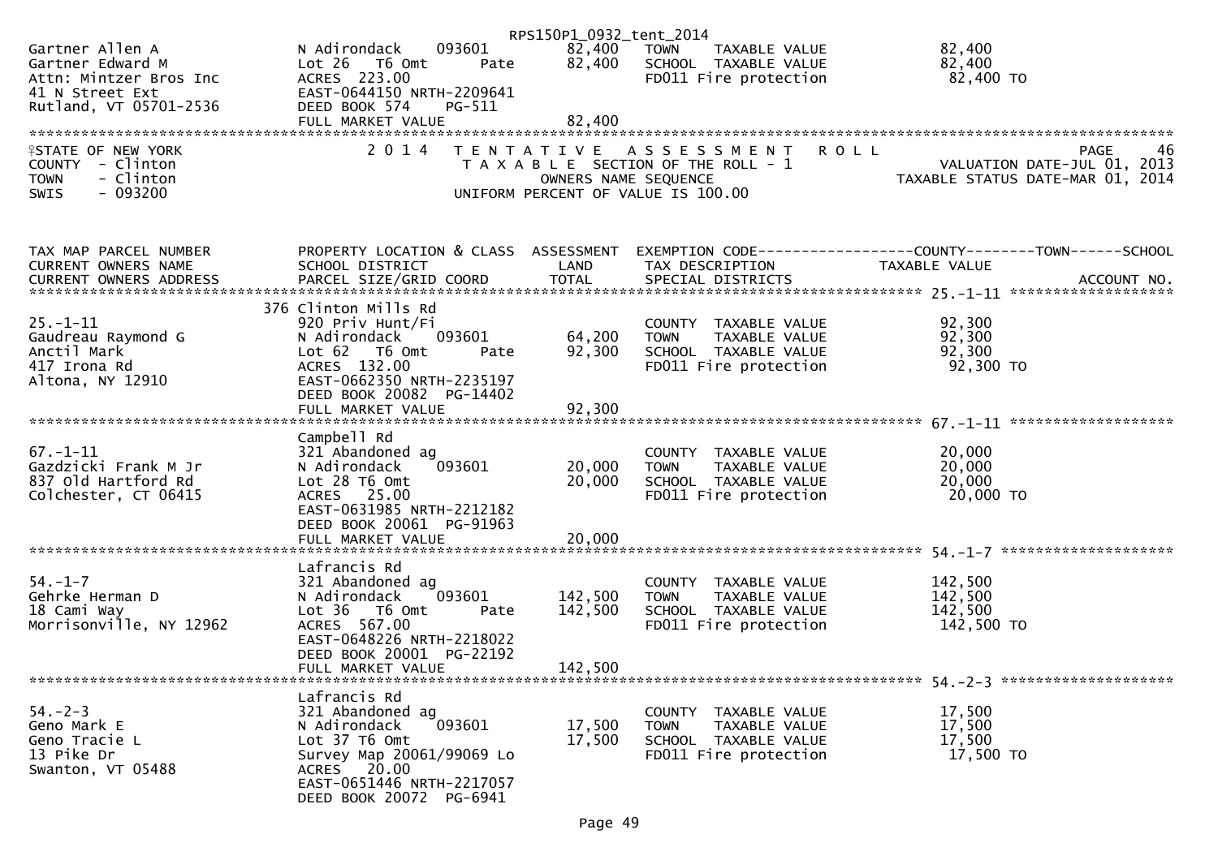RPS150P1_0932_tent_2014

| | | | | |
|---|---|---|---|---|
| Gartner Allen A | N Adirondack 093601 | 82,400 | TOWN TAXABLE VALUE | 82,400 |
| Gartner Edward M | Lot 26 T6 Omt Pate | 82,400 | SCHOOL TAXABLE VALUE | 82,400 |
| Attn: Mintzer Bros Inc | ACRES 223.00 | | FD011 Fire protection | 82,400 TO |
| 41 N Street Ext | EAST-0644150 NRTH-2209641 | | | |
| Rutland, VT 05701-2536 | DEED BOOK 574 PG-511 | | | |
| | FULL MARKET VALUE | 82,400 | | |

STATE OF NEW YORK
COUNTY - Clinton
TOWN - Clinton
SWIS - 093200

2 0 1 4 T E N T A T I V E A S S E S S M E N T R O L L
T A X A B L E SECTION OF THE ROLL - 1
OWNERS NAME SEQUENCE
UNIFORM PERCENT OF VALUE IS 100.00

PAGE 46
VALUATION DATE-JUL 01, 2013
TAXABLE STATUS DATE-MAR 01, 2014

| TAX MAP PARCEL NUMBER / CURRENT OWNERS NAME / CURRENT OWNERS ADDRESS | PROPERTY LOCATION & CLASS / SCHOOL DISTRICT / PARCEL SIZE/GRID COORD | ASSESSMENT LAND / TOTAL | EXEMPTION CODE / TAX DESCRIPTION / SPECIAL DISTRICTS | COUNTY--------TOWN------SCHOOL TAXABLE VALUE / ACCOUNT NO. |
|---|---|---|---|---|
| **25.-1-11** | 376 Clinton Mills Rd | | | |
| 25.-1-11 | 920 Priv Hunt/Fi | | COUNTY TAXABLE VALUE | 92,300 |
| Gaudreau Raymond G | N Adirondack 093601 | 64,200 | TOWN TAXABLE VALUE | 92,300 |
| Anctil Mark | Lot 62 T6 Omt Pate | 92,300 | SCHOOL TAXABLE VALUE | 92,300 |
| 417 Irona Rd | ACRES 132.00 | | FD011 Fire protection | 92,300 TO |
| Altona, NY 12910 | EAST-0662350 NRTH-2235197 | | | |
| | DEED BOOK 20082 PG-14402 | | | |
| | FULL MARKET VALUE | 92,300 | | |
| **67.-1-11** | Campbell Rd | | | |
| 67.-1-11 | 321 Abandoned ag | | COUNTY TAXABLE VALUE | 20,000 |
| Gazdzicki Frank M Jr | N Adirondack 093601 | 20,000 | TOWN TAXABLE VALUE | 20,000 |
| 837 Old Hartford Rd | Lot 28 T6 Omt | 20,000 | SCHOOL TAXABLE VALUE | 20,000 |
| Colchester, CT 06415 | ACRES 25.00 | | FD011 Fire protection | 20,000 TO |
| | EAST-0631985 NRTH-2212182 | | | |
| | DEED BOOK 20061 PG-91963 | | | |
| | FULL MARKET VALUE | 20,000 | | |
| **54.-1-7** | Lafrancis Rd | | | |
| 54.-1-7 | 321 Abandoned ag | | COUNTY TAXABLE VALUE | 142,500 |
| Gehrke Herman D | N Adirondack 093601 | 142,500 | TOWN TAXABLE VALUE | 142,500 |
| 18 Cami Way | Lot 36 T6 Omt Pate | 142,500 | SCHOOL TAXABLE VALUE | 142,500 |
| Morrisonville, NY 12962 | ACRES 567.00 | | FD011 Fire protection | 142,500 TO |
| | EAST-0648226 NRTH-2218022 | | | |
| | DEED BOOK 20001 PG-22192 | | | |
| | FULL MARKET VALUE | 142,500 | | |
| **54.-2-3** | Lafrancis Rd | | | |
| 54.-2-3 | 321 Abandoned ag | | COUNTY TAXABLE VALUE | 17,500 |
| Geno Mark E | N Adirondack 093601 | 17,500 | TOWN TAXABLE VALUE | 17,500 |
| Geno Tracie L | Lot 37 T6 Omt | 17,500 | SCHOOL TAXABLE VALUE | 17,500 |
| 13 Pike Dr | Survey Map 20061/99069 Lo | | FD011 Fire protection | 17,500 TO |
| Swanton, VT 05488 | ACRES 20.00 | | | |
| | EAST-0651446 NRTH-2217057 | | | |
| | DEED BOOK 20072 PG-6941 | | | |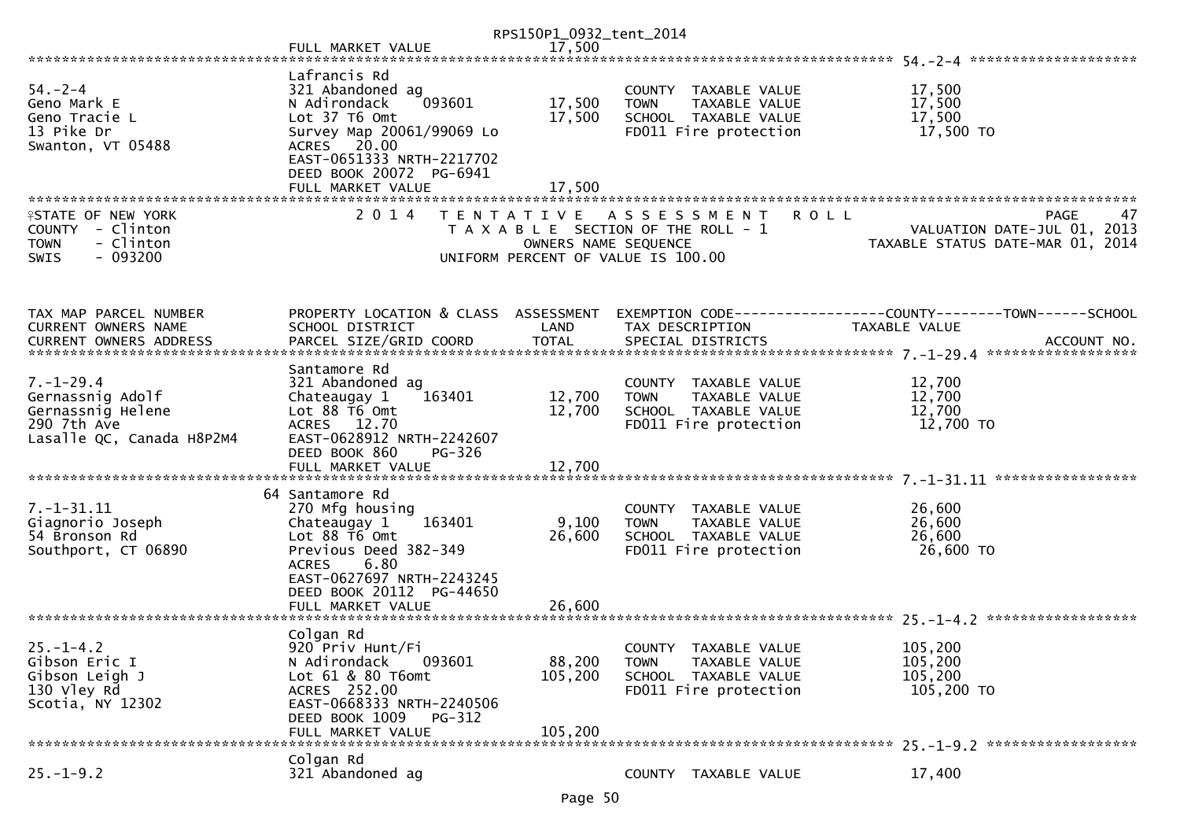FULL MARKET VALUE 17,500

******************************************************************************************************* 54.-2-4 ********************

| | | | | |
|---|---|---|---|---|
| 54.-2-4 | Lafrancis Rd<br>321 Abandoned ag | | COUNTY TAXABLE VALUE | 17,500 |
| Geno Mark E | N Adirondack 093601 | 17,500 | TOWN TAXABLE VALUE | 17,500 |
| Geno Tracie L | Lot 37 T6 Omt | 17,500 | SCHOOL TAXABLE VALUE | 17,500 |
| 13 Pike Dr | Survey Map 20061/99069 Lo | | FD011 Fire protection | 17,500 TO |
| Swanton, VT 05488 | ACRES 20.00<br>EAST-0651333 NRTH-2217702<br>DEED BOOK 20072 PG-6941<br>FULL MARKET VALUE | 17,500 | | |

STATE OF NEW YORK — 2014 TENTATIVE ASSESSMENT ROLL — PAGE 47
COUNTY - Clinton — TAXABLE SECTION OF THE ROLL - 1 — VALUATION DATE-JUL 01, 2013
TOWN - Clinton — OWNERS NAME SEQUENCE — TAXABLE STATUS DATE-MAR 01, 2014
SWIS - 093200 — UNIFORM PERCENT OF VALUE IS 100.00

| TAX MAP PARCEL NUMBER<br>CURRENT OWNERS NAME<br>CURRENT OWNERS ADDRESS | PROPERTY LOCATION & CLASS<br>SCHOOL DISTRICT<br>PARCEL SIZE/GRID COORD | ASSESSMENT<br>LAND<br>TOTAL | EXEMPTION CODE-----COUNTY-----TOWN-----SCHOOL<br>TAX DESCRIPTION<br>SPECIAL DISTRICTS | TAXABLE VALUE<br>ACCOUNT NO. |
|---|---|---|---|---|
| 7.-1-29.4 | Santamore Rd<br>321 Abandoned ag | | COUNTY TAXABLE VALUE | 12,700 |
| Gernassnig Adolf | Chateaugay 1 163401 | 12,700 | TOWN TAXABLE VALUE | 12,700 |
| Gernassnig Helene | Lot 88 T6 Omt | 12,700 | SCHOOL TAXABLE VALUE | 12,700 |
| 290 7th Ave | ACRES 12.70 | | FD011 Fire protection | 12,700 TO |
| Lasalle QC, Canada H8P2M4 | EAST-0628912 NRTH-2242607<br>DEED BOOK 860 PG-326<br>FULL MARKET VALUE | 12,700 | | |
| 7.-1-31.11 | 64 Santamore Rd<br>270 Mfg housing | | COUNTY TAXABLE VALUE | 26,600 |
| Giagnorio Joseph | Chateaugay 1 163401 | 9,100 | TOWN TAXABLE VALUE | 26,600 |
| 54 Bronson Rd | Lot 88 T6 Omt | 26,600 | SCHOOL TAXABLE VALUE | 26,600 |
| Southport, CT 06890 | Previous Deed 382-349<br>ACRES 6.80<br>EAST-0627697 NRTH-2243245<br>DEED BOOK 20112 PG-44650<br>FULL MARKET VALUE | 26,600 | FD011 Fire protection | 26,600 TO |
| 25.-1-4.2 | Colgan Rd<br>920 Priv Hunt/Fi | | COUNTY TAXABLE VALUE | 105,200 |
| Gibson Eric I | N Adirondack 093601 | 88,200 | TOWN TAXABLE VALUE | 105,200 |
| Gibson Leigh J | Lot 61 & 80 T6omt | 105,200 | SCHOOL TAXABLE VALUE | 105,200 |
| 130 Vley Rd | ACRES 252.00 | | FD011 Fire protection | 105,200 TO |
| Scotia, NY 12302 | EAST-0668333 NRTH-2240506<br>DEED BOOK 1009 PG-312<br>FULL MARKET VALUE | 105,200 | | |
| 25.-1-9.2 | Colgan Rd<br>321 Abandoned ag | | COUNTY TAXABLE VALUE | 17,400 |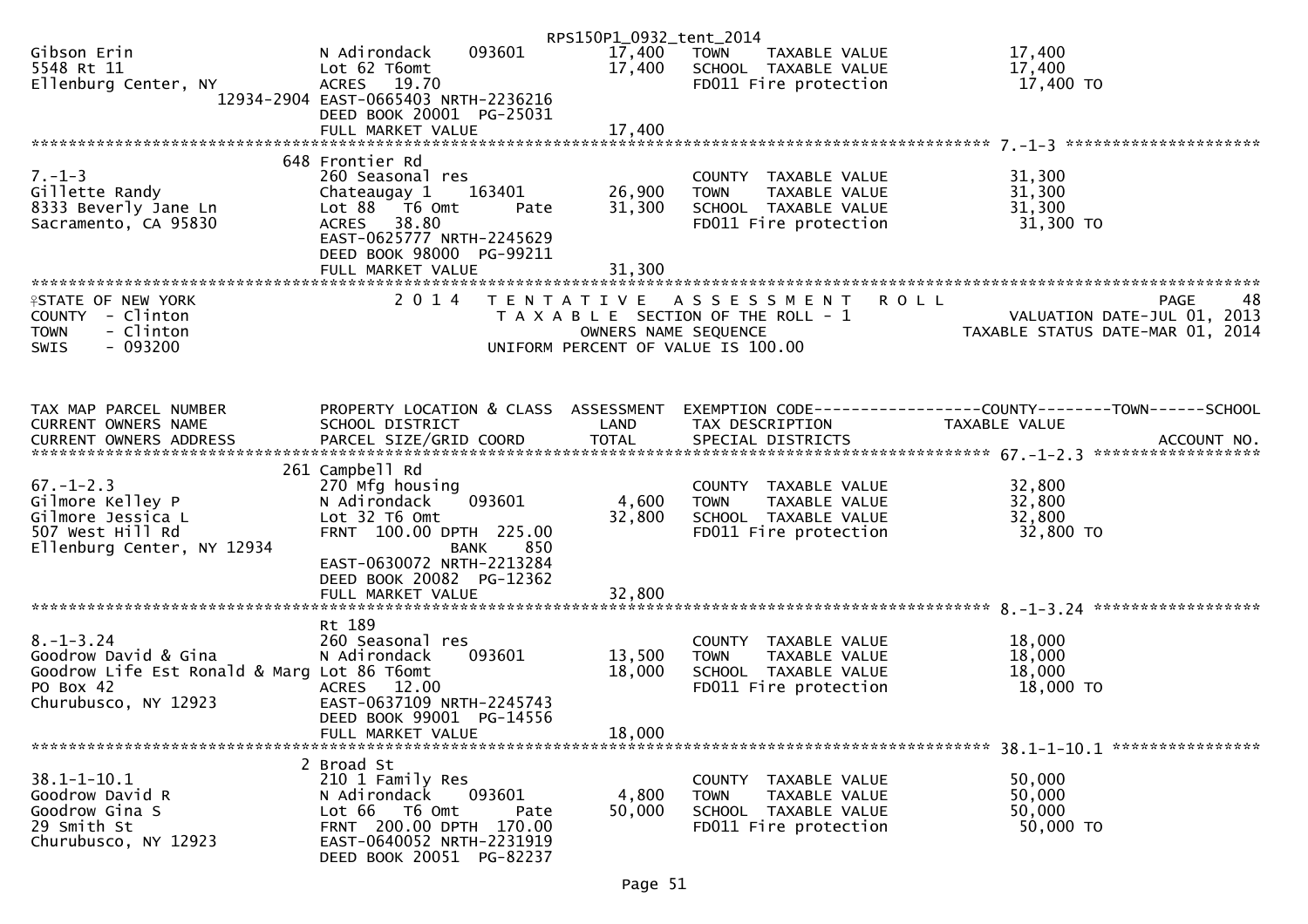RPS150P1_0932_tent_2014

| | | | | |
|---|---|---|---|---|
| Gibson Erin<br>5548 Rt 11<br>Ellenburg Center, NY 12934-2904 | N Adirondack 093601<br>Lot 62 T6omt<br>ACRES 19.70<br>EAST-0665403 NRTH-2236216<br>DEED BOOK 20001 PG-25031<br>FULL MARKET VALUE | 17,400<br>17,400<br><br><br><br>17,400 | TOWN TAXABLE VALUE<br>SCHOOL TAXABLE VALUE<br>FD011 Fire protection | 17,400<br>17,400<br>17,400 TO |

******* 7.-1-3 *******

| | | | | |
|---|---|---|---|---|
| 7.-1-3<br>Gillette Randy<br>8333 Beverly Jane Ln<br>Sacramento, CA 95830 | 648 Frontier Rd<br>260 Seasonal res<br>Chateaugay 1 163401<br>Lot 88 T6 Omt Pate<br>ACRES 38.80<br>EAST-0625777 NRTH-2245629<br>DEED BOOK 98000 PG-99211<br>FULL MARKET VALUE | <br><br>26,900<br>31,300<br><br><br><br>31,300 | COUNTY TAXABLE VALUE<br>TOWN TAXABLE VALUE<br>SCHOOL TAXABLE VALUE<br>FD011 Fire protection | 31,300<br>31,300<br>31,300<br>31,300 TO |

STATE OF NEW YORK — COUNTY - Clinton — TOWN - Clinton — SWIS - 093200

2014 TENTATIVE ASSESSMENT ROLL — TAXABLE SECTION OF THE ROLL - 1 — OWNERS NAME SEQUENCE — UNIFORM PERCENT OF VALUE IS 100.00

PAGE 48 — VALUATION DATE-JUL 01, 2013 — TAXABLE STATUS DATE-MAR 01, 2014

| TAX MAP PARCEL NUMBER<br>CURRENT OWNERS NAME<br>CURRENT OWNERS ADDRESS | PROPERTY LOCATION & CLASS<br>SCHOOL DISTRICT<br>PARCEL SIZE/GRID COORD | ASSESSMENT<br>LAND<br>TOTAL | EXEMPTION CODE-----COUNTY-----TOWN-----SCHOOL<br>TAX DESCRIPTION<br>SPECIAL DISTRICTS | TAXABLE VALUE<br><br>ACCOUNT NO. |
|---|---|---|---|---|
| ******* 67.-1-2.3 ******* | | | | |
| 67.-1-2.3<br>Gilmore Kelley P<br>Gilmore Jessica L<br>507 West Hill Rd<br>Ellenburg Center, NY 12934 | 261 Campbell Rd<br>270 Mfg housing<br>N Adirondack 093601<br>Lot 32 T6 Omt<br>FRNT 100.00 DPTH 225.00<br>BANK 850<br>EAST-0630072 NRTH-2213284<br>DEED BOOK 20082 PG-12362<br>FULL MARKET VALUE | <br><br>4,600<br>32,800<br><br><br><br><br>32,800 | COUNTY TAXABLE VALUE<br>TOWN TAXABLE VALUE<br>SCHOOL TAXABLE VALUE<br>FD011 Fire protection | 32,800<br>32,800<br>32,800<br>32,800 TO |
| ******* 8.-1-3.24 ******* | | | | |
| 8.-1-3.24<br>Goodrow David & Gina<br>Goodrow Life Est Ronald & Marg<br>PO Box 42<br>Churubusco, NY 12923 | Rt 189<br>260 Seasonal res<br>N Adirondack 093601<br>Lot 86 T6omt<br>ACRES 12.00<br>EAST-0637109 NRTH-2245743<br>DEED BOOK 99001 PG-14556<br>FULL MARKET VALUE | <br><br>13,500<br>18,000<br><br><br><br>18,000 | COUNTY TAXABLE VALUE<br>TOWN TAXABLE VALUE<br>SCHOOL TAXABLE VALUE<br>FD011 Fire protection | 18,000<br>18,000<br>18,000<br>18,000 TO |
| ******* 38.1-1-10.1 ******* | | | | |
| 38.1-1-10.1<br>Goodrow David R<br>Goodrow Gina S<br>29 Smith St<br>Churubusco, NY 12923 | 2 Broad St<br>210 1 Family Res<br>N Adirondack 093601<br>Lot 66 T6 Omt Pate<br>FRNT 200.00 DPTH 170.00<br>EAST-0640052 NRTH-2231919<br>DEED BOOK 20051 PG-82237 | <br><br>4,800<br>50,000 | COUNTY TAXABLE VALUE<br>TOWN TAXABLE VALUE<br>SCHOOL TAXABLE VALUE<br>FD011 Fire protection | 50,000<br>50,000<br>50,000<br>50,000 TO |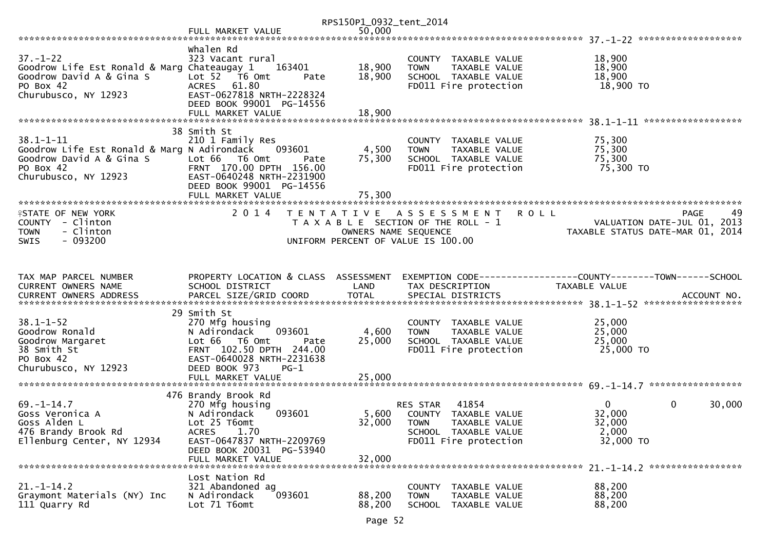| | FULL MARKET VALUE | 50,000 | | |
|---|---|---|---|---|

**37.-1-22**

| | | | | |
|---|---|---|---|---|
| | Whalen Rd | | | |
| 37.-1-22 | 323 Vacant rural | | COUNTY TAXABLE VALUE | 18,900 |
| Goodrow Life Est Ronald & Marg | Chateaugay 1 163401 | 18,900 | TOWN TAXABLE VALUE | 18,900 |
| Goodrow David A & Gina S | Lot 52 T6 Omt Pate | 18,900 | SCHOOL TAXABLE VALUE | 18,900 |
| PO Box 42 | ACRES 61.80 | | FD011 Fire protection | 18,900 TO |
| Churubusco, NY 12923 | EAST-0627818 NRTH-2228324 | | | |
| | DEED BOOK 99001 PG-14556 | | | |
| | FULL MARKET VALUE | 18,900 | | |

**38.1-1-11**

| | | | | |
|---|---|---|---|---|
| | 38 Smith St | | | |
| 38.1-1-11 | 210 1 Family Res | | COUNTY TAXABLE VALUE | 75,300 |
| Goodrow Life Est Ronald & Marg | N Adirondack 093601 | 4,500 | TOWN TAXABLE VALUE | 75,300 |
| Goodrow David A & Gina S | Lot 66 T6 Omt Pate | 75,300 | SCHOOL TAXABLE VALUE | 75,300 |
| PO Box 42 | FRNT 170.00 DPTH 156.00 | | FD011 Fire protection | 75,300 TO |
| Churubusco, NY 12923 | EAST-0640248 NRTH-2231900 | | | |
| | DEED BOOK 99001 PG-14556 | | | |
| | FULL MARKET VALUE | 75,300 | | |

STATE OF NEW YORK — 2014 TENTATIVE ASSESSMENT ROLL — PAGE 49
COUNTY - Clinton — TAXABLE SECTION OF THE ROLL - 1 — VALUATION DATE-JUL 01, 2013
TOWN - Clinton — OWNERS NAME SEQUENCE — TAXABLE STATUS DATE-MAR 01, 2014
SWIS - 093200 — UNIFORM PERCENT OF VALUE IS 100.00

| TAX MAP PARCEL NUMBER / CURRENT OWNERS NAME / CURRENT OWNERS ADDRESS | PROPERTY LOCATION & CLASS / SCHOOL DISTRICT / PARCEL SIZE/GRID COORD | ASSESSMENT LAND / TOTAL | EXEMPTION CODE / TAX DESCRIPTION / SPECIAL DISTRICTS | COUNTY / TAXABLE VALUE | TOWN | SCHOOL / ACCOUNT NO. |
|---|---|---|---|---|---|---|
| **38.1-1-52** | | | | | | |
| | 29 Smith St | | | | | |
| 38.1-1-52 | 270 Mfg housing | | COUNTY TAXABLE VALUE | 25,000 | | |
| Goodrow Ronald | N Adirondack 093601 | 4,600 | TOWN TAXABLE VALUE | 25,000 | | |
| Goodrow Margaret | Lot 66 T6 Omt Pate | 25,000 | SCHOOL TAXABLE VALUE | 25,000 | | |
| 38 Smith St | FRNT 102.50 DPTH 244.00 | | FD011 Fire protection | 25,000 TO | | |
| PO Box 42 | EAST-0640028 NRTH-2231638 | | | | | |
| Churubusco, NY 12923 | DEED BOOK 973 PG-1 | | | | | |
| | FULL MARKET VALUE | 25,000 | | | | |
| **69.-1-14.7** | | | | | | |
| | 476 Brandy Brook Rd | | | | | |
| 69.-1-14.7 | 270 Mfg housing | | RES STAR 41854 | 0 | 0 | 30,000 |
| Goss Veronica A | N Adirondack 093601 | 5,600 | COUNTY TAXABLE VALUE | 32,000 | | |
| Goss Alden L | Lot 25 T6omt | 32,000 | TOWN TAXABLE VALUE | 32,000 | | |
| 476 Brandy Brook Rd | ACRES 1.70 | | SCHOOL TAXABLE VALUE | 2,000 | | |
| Ellenburg Center, NY 12934 | EAST-0647837 NRTH-2209769 | | FD011 Fire protection | 32,000 TO | | |
| | DEED BOOK 20031 PG-53940 | | | | | |
| | FULL MARKET VALUE | 32,000 | | | | |
| **21.-1-14.2** | | | | | | |
| | Lost Nation Rd | | | | | |
| 21.-1-14.2 | 321 Abandoned ag | | COUNTY TAXABLE VALUE | 88,200 | | |
| Graymont Materials (NY) Inc | N Adirondack 093601 | 88,200 | TOWN TAXABLE VALUE | 88,200 | | |
| 111 Quarry Rd | Lot 71 T6omt | 88,200 | SCHOOL TAXABLE VALUE | 88,200 | | |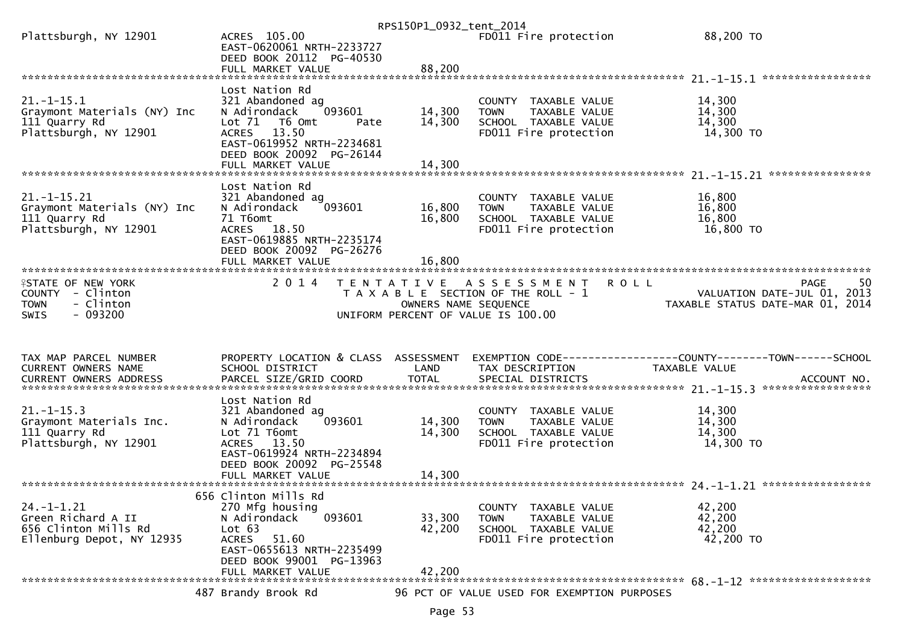```
Plattsburgh, NY 12901          ACRES 105.00                              FD011 Fire protection              88,200 TO
                               EAST-0620061 NRTH-2233727
                               DEED BOOK 20112  PG-40530
                               FULL MARKET VALUE              88,200
******************************************************************************************************* 21.-1-15.1 *****************
                               Lost Nation Rd
21.-1-15.1                     321 Abandoned ag                          COUNTY  TAXABLE VALUE             14,300
Graymont Materials (NY) Inc    N Adirondack     093601      14,300       TOWN    TAXABLE VALUE             14,300
111 Quarry Rd                  Lot 71  T6 Omt        Pate   14,300       SCHOOL  TAXABLE VALUE             14,300
Plattsburgh, NY 12901          ACRES  13.50                              FD011 Fire protection              14,300 TO
                               EAST-0619952 NRTH-2234681
                               DEED BOOK 20092  PG-26144
                               FULL MARKET VALUE              14,300
******************************************************************************************************* 21.-1-15.21 ****************
                               Lost Nation Rd
21.-1-15.21                    321 Abandoned ag                          COUNTY  TAXABLE VALUE             16,800
Graymont Materials (NY) Inc    N Adirondack     093601      16,800       TOWN    TAXABLE VALUE             16,800
111 Quarry Rd                  71 T6omt                     16,800       SCHOOL  TAXABLE VALUE             16,800
Plattsburgh, NY 12901          ACRES  18.50                              FD011 Fire protection              16,800 TO
                               EAST-0619885 NRTH-2235174
                               DEED BOOK 20092  PG-26276
                               FULL MARKET VALUE              16,800
************************************************************************************************************************************
STATE OF NEW YORK                 2 0 1 4   T E N T A T I V E   A S S E S S M E N T   R O L L                          PAGE     50
COUNTY  - Clinton                            T A X A B L E  SECTION OF THE ROLL - 1                 VALUATION DATE-JUL 01, 2013
TOWN    - Clinton                                   OWNERS NAME SEQUENCE                       TAXABLE STATUS DATE-MAR 01, 2014
SWIS    - 093200                             UNIFORM PERCENT OF VALUE IS 100.00


TAX MAP PARCEL NUMBER          PROPERTY LOCATION & CLASS  ASSESSMENT  EXEMPTION CODE------------------COUNTY--------TOWN------SCHOOL
CURRENT OWNERS NAME            SCHOOL DISTRICT               LAND     TAX DESCRIPTION             TAXABLE VALUE
CURRENT OWNERS ADDRESS         PARCEL SIZE/GRID COORD        TOTAL    SPECIAL DISTRICTS                                  ACCOUNT NO.
******************************************************************************************************* 21.-1-15.3 *****************
                               Lost Nation Rd
21.-1-15.3                     321 Abandoned ag                          COUNTY  TAXABLE VALUE             14,300
Graymont Materials Inc.        N Adirondack     093601      14,300       TOWN    TAXABLE VALUE             14,300
111 Quarry Rd                  Lot 71 T6omt                 14,300       SCHOOL  TAXABLE VALUE             14,300
Plattsburgh, NY 12901          ACRES  13.50                              FD011 Fire protection              14,300 TO
                               EAST-0619924 NRTH-2234894
                               DEED BOOK 20092  PG-25548
                               FULL MARKET VALUE              14,300
******************************************************************************************************* 24.-1-1.21 *****************
                           656 Clinton Mills Rd
24.-1-1.21                     270 Mfg housing                           COUNTY  TAXABLE VALUE             42,200
Green Richard A II             N Adirondack     093601      33,300       TOWN    TAXABLE VALUE             42,200
656 Clinton Mills Rd           Lot 63                       42,200       SCHOOL  TAXABLE VALUE             42,200
Ellenburg Depot, NY 12935      ACRES  51.60                              FD011 Fire protection              42,200 TO
                               EAST-0655613 NRTH-2235499
                               DEED BOOK 99001  PG-13963
                               FULL MARKET VALUE              42,200
******************************************************************************************************* 68.-1-12 *******************
                           487 Brandy Brook Rd          96 PCT OF VALUE USED FOR EXEMPTION PURPOSES
```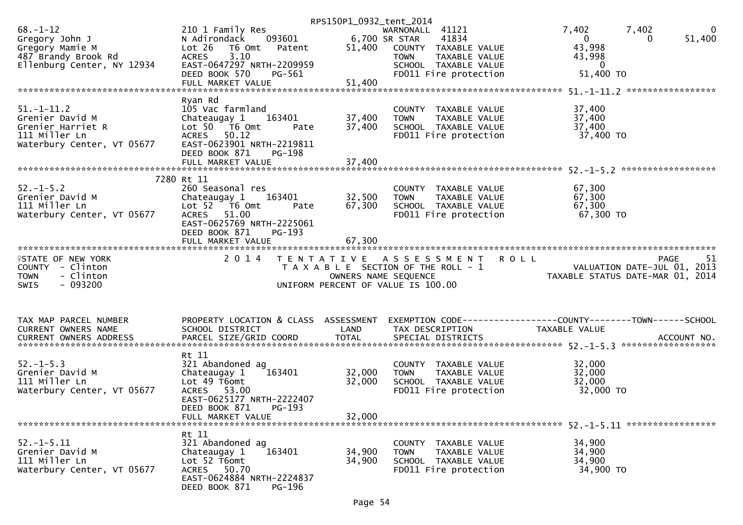```
68.-1-12                     210 1 Family Res                       WARNONALL  41121               7,402          7,402              0
Gregory John J               N Adirondack    093601           6,700 SR STAR    41834                   0              0         51,400
Gregory Mamie M              Lot 26   T6 Omt    Patent       51,400   COUNTY  TAXABLE VALUE          43,998
487 Brandy Brook Rd          ACRES    3.10                             TOWN    TAXABLE VALUE          43,998
Ellenburg Center, NY 12934   EAST-0647297 NRTH-2209959                 SCHOOL  TAXABLE VALUE               0
                             DEED BOOK 570    PG-561                   FD011 Fire protection          51,400 TO
                             FULL MARKET VALUE               51,400
******************************************************************************************************* 51.-1-11.2 *****************
                             Ryan Rd
51.-1-11.2                   105 Vac farmland                         COUNTY  TAXABLE VALUE          37,400
Grenier David M              Chateaugay 1    163401          37,400   TOWN    TAXABLE VALUE          37,400
Grenier Harriet R            Lot 50   T6 Omt      Pate       37,400   SCHOOL  TAXABLE VALUE          37,400
111 Miller Ln                ACRES   50.12                             FD011 Fire protection          37,400 TO
Waterbury Center, VT 05677   EAST-0623901 NRTH-2219811
                             DEED BOOK 871    PG-198
                             FULL MARKET VALUE               37,400
******************************************************************************************************* 52.-1-5.2 ******************
                        7280 Rt 11
52.-1-5.2                    260 Seasonal res                         COUNTY  TAXABLE VALUE          67,300
Grenier David M              Chateaugay 1    163401          32,500   TOWN    TAXABLE VALUE          67,300
111 Miller Ln                Lot 52   T6 Omt      Pate       67,300   SCHOOL  TAXABLE VALUE          67,300
Waterbury Center, VT 05677   ACRES   51.00                             FD011 Fire protection          67,300 TO
                             EAST-0625769 NRTH-2225061
                             DEED BOOK 871    PG-193
                             FULL MARKET VALUE               67,300
************************************************************************************************************************************
STATE OF NEW YORK                  2 0 1 4   T E N T A T I V E   A S S E S S M E N T   R O L L                          PAGE    51
COUNTY  - Clinton                             T A X A B L E  SECTION OF THE ROLL - 1                   VALUATION DATE-JUL 01, 2013
TOWN    - Clinton                                  OWNERS NAME SEQUENCE                          TAXABLE STATUS DATE-MAR 01, 2014
SWIS    - 093200                              UNIFORM PERCENT OF VALUE IS 100.00


TAX MAP PARCEL NUMBER        PROPERTY LOCATION & CLASS  ASSESSMENT  EXEMPTION CODE------------------COUNTY--------TOWN------SCHOOL
CURRENT OWNERS NAME          SCHOOL DISTRICT               LAND      TAX DESCRIPTION             TAXABLE VALUE
CURRENT OWNERS ADDRESS       PARCEL SIZE/GRID COORD       TOTAL      SPECIAL DISTRICTS                                  ACCOUNT NO.
******************************************************************************************************* 52.-1-5.3 ******************
                             Rt 11
52.-1-5.3                    321 Abandoned ag                         COUNTY  TAXABLE VALUE          32,000
Grenier David M              Chateaugay 1    163401          32,000   TOWN    TAXABLE VALUE          32,000
111 Miller Ln                Lot 49 T6omt                    32,000   SCHOOL  TAXABLE VALUE          32,000
Waterbury Center, VT 05677   ACRES   53.00                             FD011 Fire protection          32,000 TO
                             EAST-0625177 NRTH-2222407
                             DEED BOOK 871    PG-193
                             FULL MARKET VALUE               32,000
******************************************************************************************************* 52.-1-5.11 *****************
                             Rt 11
52.-1-5.11                   321 Abandoned ag                         COUNTY  TAXABLE VALUE          34,900
Grenier David M              Chateaugay 1    163401          34,900   TOWN    TAXABLE VALUE          34,900
111 Miller Ln                Lot 52 T6omt                    34,900   SCHOOL  TAXABLE VALUE          34,900
Waterbury Center, VT 05677   ACRES   50.70                             FD011 Fire protection          34,900 TO
                             EAST-0624884 NRTH-2224837
                             DEED BOOK 871    PG-196
```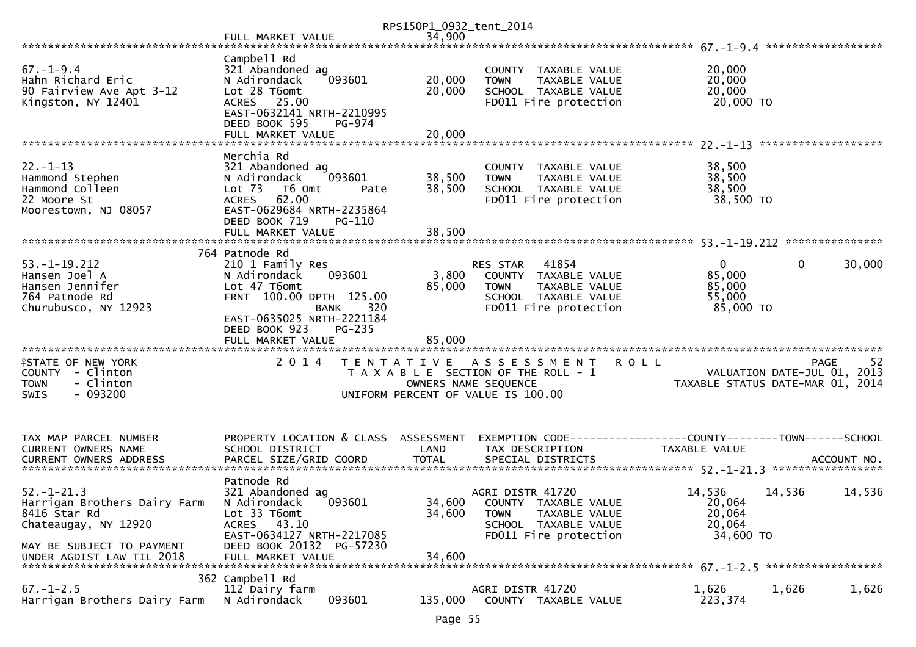FULL MARKET VALUE 34,900

******************************************************************************************************* 67.-1-9.4 ******************

| Parcel / Owner | Property Location & Class / School District / Parcel Size | Land | Total | Exemption / Tax Description | Taxable Value |
|---|---|---|---|---|---|
| 67.-1-9.4 | Campbell Rd | | | | |
| Hahn Richard Eric | 321 Abandoned ag | | | COUNTY TAXABLE VALUE | 20,000 |
| 90 Fairview Ave Apt 3-12 | N Adirondack 093601 | 20,000 | | TOWN TAXABLE VALUE | 20,000 |
| Kingston, NY 12401 | Lot 28 T6omt | | 20,000 | SCHOOL TAXABLE VALUE | 20,000 |
| | ACRES 25.00 | | | FD011 Fire protection | 20,000 TO |
| | EAST-0632141 NRTH-2210995 | | | | |
| | DEED BOOK 595 PG-974 | | | | |
| | FULL MARKET VALUE | | 20,000 | | |

******************************************************************************************************* 22.-1-13 *******************

| Parcel / Owner | Property Location & Class / School District / Parcel Size | Land | Total | Exemption / Tax Description | Taxable Value |
|---|---|---|---|---|---|
| 22.-1-13 | Merchia Rd | | | | |
| Hammond Stephen | 321 Abandoned ag | | | COUNTY TAXABLE VALUE | 38,500 |
| Hammond Colleen | N Adirondack 093601 | 38,500 | | TOWN TAXABLE VALUE | 38,500 |
| 22 Moore St | Lot 73 T6 Omt Pate | | 38,500 | SCHOOL TAXABLE VALUE | 38,500 |
| Moorestown, NJ 08057 | ACRES 62.00 | | | FD011 Fire protection | 38,500 TO |
| | EAST-0629684 NRTH-2235864 | | | | |
| | DEED BOOK 719 PG-110 | | | | |
| | FULL MARKET VALUE | | 38,500 | | |

******************************************************************************************************* 53.-1-19.212 ***************

| Parcel / Owner | Property Location & Class / School District / Parcel Size | Land | Total | Exemption / Tax Description | County | Town | School |
|---|---|---|---|---|---|---|---|
| 53.-1-19.212 | 764 Patnode Rd | | | | | | |
| Hansen Joel A | 210 1 Family Res | | | RES STAR 41854 | 0 | 0 | 30,000 |
| Hansen Jennifer | N Adirondack 093601 | 3,800 | | COUNTY TAXABLE VALUE | 85,000 | | |
| 764 Patnode Rd | Lot 47 T6omt | | 85,000 | TOWN TAXABLE VALUE | 85,000 | | |
| Churubusco, NY 12923 | FRNT 100.00 DPTH 125.00 | | | SCHOOL TAXABLE VALUE | 55,000 | | |
| | BANK 320 | | | FD011 Fire protection | 85,000 TO | | |
| | EAST-0635025 NRTH-2221184 | | | | | | |
| | DEED BOOK 923 PG-235 | | | | | | |
| | FULL MARKET VALUE | | 85,000 | | | | |

*******************************************************************************************************************************************

STATE OF NEW YORK — 2014 TENTATIVE ASSESSMENT ROLL — PAGE 52
COUNTY - Clinton — TAXABLE SECTION OF THE ROLL - 1 — VALUATION DATE-JUL 01, 2013
TOWN - Clinton — OWNERS NAME SEQUENCE — TAXABLE STATUS DATE-MAR 01, 2014
SWIS - 093200 — UNIFORM PERCENT OF VALUE IS 100.00

| TAX MAP PARCEL NUMBER / CURRENT OWNERS NAME / CURRENT OWNERS ADDRESS | PROPERTY LOCATION & CLASS / SCHOOL DISTRICT / PARCEL SIZE/GRID COORD | ASSESSMENT LAND | TOTAL | EXEMPTION CODE / TAX DESCRIPTION / SPECIAL DISTRICTS | COUNTY / TAXABLE VALUE | TOWN | SCHOOL / ACCOUNT NO. |
|---|---|---|---|---|---|---|---|
| ******* 52.-1-21.3 ******* | | | | | | | |
| 52.-1-21.3 | Patnode Rd | | | | | | |
| Harrigan Brothers Dairy Farm | 321 Abandoned ag | | | AGRI DISTR 41720 | 14,536 | 14,536 | 14,536 |
| 8416 Star Rd | N Adirondack 093601 | 34,600 | | COUNTY TAXABLE VALUE | 20,064 | | |
| Chateaugay, NY 12920 | Lot 33 T6omt | | 34,600 | TOWN TAXABLE VALUE | 20,064 | | |
| | ACRES 43.10 | | | SCHOOL TAXABLE VALUE | 20,064 | | |
| | EAST-0634127 NRTH-2217085 | | | FD011 Fire protection | 34,600 TO | | |
| MAY BE SUBJECT TO PAYMENT | DEED BOOK 20132 PG-57230 | | | | | | |
| UNDER AGDIST LAW TIL 2018 | FULL MARKET VALUE | | 34,600 | | | | |
| ******* 67.-1-2.5 ******* | | | | | | | |
| 67.-1-2.5 | 362 Campbell Rd | | | | | | |
| | 112 Dairy farm | | | AGRI DISTR 41720 | 1,626 | 1,626 | 1,626 |
| Harrigan Brothers Dairy Farm | N Adirondack 093601 | 135,000 | | COUNTY TAXABLE VALUE | 223,374 | | |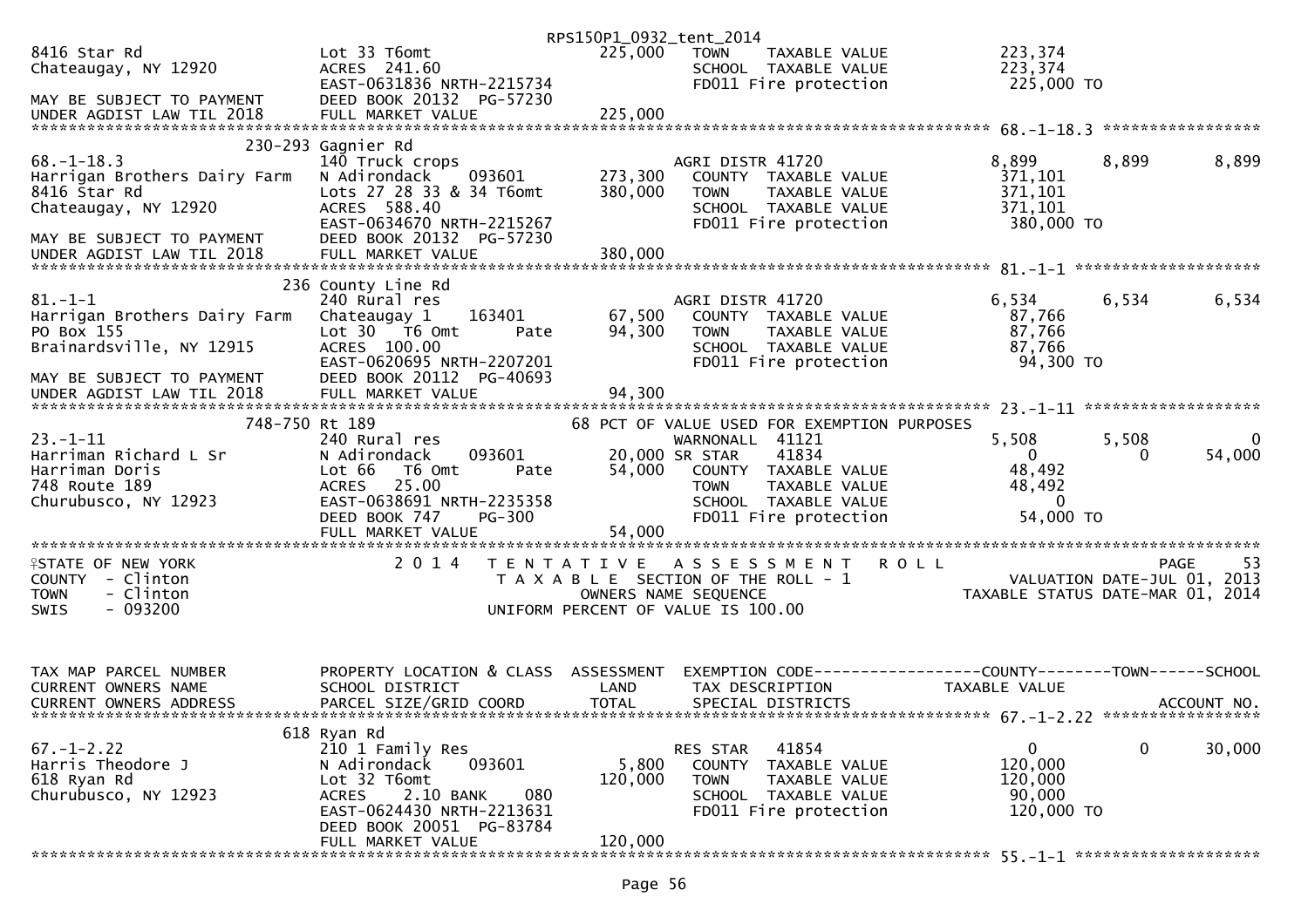```
                                                      RPS150P1_0932_tent_2014
8416 Star Rd                   Lot 33 T6omt                    225,000   TOWN     TAXABLE VALUE              223,374
Chateaugay, NY 12920           ACRES 241.60                              SCHOOL   TAXABLE VALUE              223,374
                               EAST-0631836 NRTH-2215734                 FD011 Fire protection               225,000 TO
MAY BE SUBJECT TO PAYMENT      DEED BOOK 20132  PG-57230
UNDER AGDIST LAW TIL 2018      FULL MARKET VALUE               225,000
******************************************************************************************************* 68.-1-18.3 *****************
                   230-293 Gagnier Rd
68.-1-18.3                     140 Truck crops                            AGRI DISTR 41720                 8,899      8,899      8,899
Harrigan Brothers Dairy Farm   N Adirondack     093601        273,300    COUNTY  TAXABLE VALUE             371,101
8416 Star Rd                   Lots 27 28 33 & 34 T6omt       380,000    TOWN     TAXABLE VALUE             371,101
Chateaugay, NY 12920           ACRES 588.40                              SCHOOL   TAXABLE VALUE             371,101
                               EAST-0634670 NRTH-2215267                 FD011 Fire protection               380,000 TO
MAY BE SUBJECT TO PAYMENT      DEED BOOK 20132  PG-57230
UNDER AGDIST LAW TIL 2018      FULL MARKET VALUE               380,000
******************************************************************************************************* 81.-1-1 *******************
                   236 County Line Rd
81.-1-1                        240 Rural res                              AGRI DISTR 41720                 6,534      6,534      6,534
Harrigan Brothers Dairy Farm   Chateaugay 1     163401         67,500    COUNTY  TAXABLE VALUE              87,766
PO Box 155                     Lot 30  T6 Omt        Pate      94,300    TOWN     TAXABLE VALUE              87,766
Brainardsville, NY 12915       ACRES 100.00                              SCHOOL   TAXABLE VALUE              87,766
                               EAST-0620695 NRTH-2207201                 FD011 Fire protection                94,300 TO
MAY BE SUBJECT TO PAYMENT      DEED BOOK 20112  PG-40693
UNDER AGDIST LAW TIL 2018      FULL MARKET VALUE                94,300
******************************************************************************************************* 23.-1-11 ******************
               748-750 Rt 189                                  68 PCT OF VALUE USED FOR EXEMPTION PURPOSES
23.-1-11                       240 Rural res                              WARNONALL  41121                 5,508      5,508          0
Harriman Richard L Sr          N Adirondack     093601         20,000 SR STAR    41834                         0          0     54,000
Harriman Doris                 Lot 66  T6 Omt        Pate      54,000    COUNTY  TAXABLE VALUE              48,492
748 Route 189                  ACRES  25.00                              TOWN     TAXABLE VALUE              48,492
Churubusco, NY 12923           EAST-0638691 NRTH-2235358                 SCHOOL   TAXABLE VALUE                   0
                               DEED BOOK 747    PG-300                   FD011 Fire protection                54,000 TO
                               FULL MARKET VALUE                54,000
************************************************************************************************************************************
STATE OF NEW YORK                2 0 1 4   T E N T A T I V E   A S S E S S M E N T   R O L L                         PAGE    53
COUNTY  - Clinton                          T A X A B L E  SECTION OF THE ROLL - 1                  VALUATION DATE-JUL 01, 2013
TOWN    - Clinton                                 OWNERS NAME SEQUENCE                        TAXABLE STATUS DATE-MAR 01, 2014
SWIS    - 093200                          UNIFORM PERCENT OF VALUE IS 100.00

TAX MAP PARCEL NUMBER          PROPERTY LOCATION & CLASS  ASSESSMENT  EXEMPTION CODE------------------COUNTY--------TOWN------SCHOOL
CURRENT OWNERS NAME            SCHOOL DISTRICT               LAND      TAX DESCRIPTION            TAXABLE VALUE
CURRENT OWNERS ADDRESS         PARCEL SIZE/GRID COORD        TOTAL     SPECIAL DISTRICTS                                ACCOUNT NO.
******************************************************************************************************* 67.-1-2.22 *****************
                   618 Ryan Rd
67.-1-2.22                     210 1 Family Res                           RES STAR   41854                      0          0     30,000
Harris Theodore J              N Adirondack     093601          5,800    COUNTY  TAXABLE VALUE             120,000
618 Ryan Rd                    Lot 32 T6omt                   120,000    TOWN     TAXABLE VALUE             120,000
Churubusco, NY 12923           ACRES    2.10 BANK     080                SCHOOL   TAXABLE VALUE              90,000
                               EAST-0624430 NRTH-2213631                 FD011 Fire protection               120,000 TO
                               DEED BOOK 20051  PG-83784
                               FULL MARKET VALUE               120,000
******************************************************************************************************* 55.-1-1 *******************
```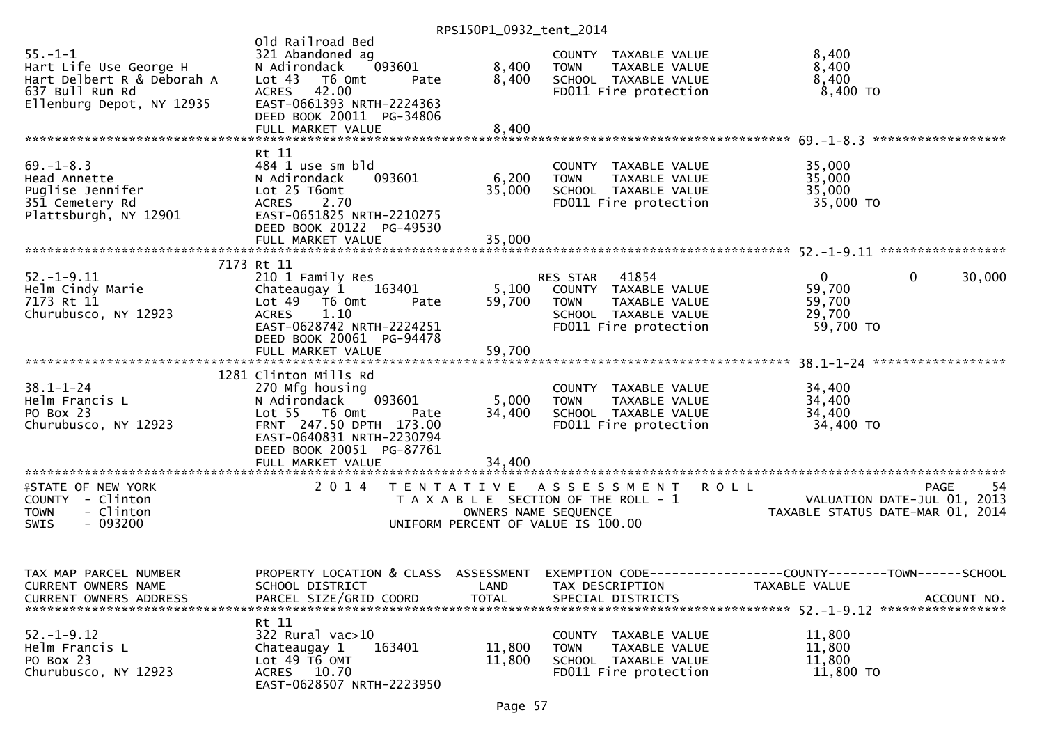RPS150P1_0932_tent_2014

```
                                Old Railroad Bed
55.-1-1                         321 Abandoned ag                          COUNTY  TAXABLE VALUE              8,400
Hart Life Use George H          N Adirondack    093601          8,400     TOWN    TAXABLE VALUE              8,400
Hart Delbert R & Deborah A      Lot 43  T6 Omt        Pate      8,400     SCHOOL  TAXABLE VALUE              8,400
637 Bull Run Rd                 ACRES   42.00                             FD011 Fire protection               8,400 TO
Ellenburg Depot, NY 12935       EAST-0661393 NRTH-2224363
                                DEED BOOK 20011  PG-34806
                                FULL MARKET VALUE               8,400
******************************************************************************************************* 69.-1-8.3 *****************
                                Rt 11
69.-1-8.3                       484 1 use sm bld                          COUNTY  TAXABLE VALUE             35,000
Head Annette                    N Adirondack    093601          6,200     TOWN    TAXABLE VALUE             35,000
Puglise Jennifer                Lot 25 T6omt                   35,000     SCHOOL  TAXABLE VALUE             35,000
351 Cemetery Rd                 ACRES    2.70                             FD011 Fire protection              35,000 TO
Plattsburgh, NY 12901           EAST-0651825 NRTH-2210275
                                DEED BOOK 20122  PG-49530
                                FULL MARKET VALUE              35,000
******************************************************************************************************* 52.-1-9.11 ****************
                           7173 Rt 11
52.-1-9.11                      210 1 Family Res                          RES STAR    41854                  0             0      30,000
Helm Cindy Marie                Chateaugay 1    163401          5,100     COUNTY  TAXABLE VALUE             59,700
7173 Rt 11                      Lot 49  T6 Omt        Pate     59,700     TOWN    TAXABLE VALUE             59,700
Churubusco, NY 12923            ACRES    1.10                             SCHOOL  TAXABLE VALUE             29,700
                                EAST-0628742 NRTH-2224251                 FD011 Fire protection              59,700 TO
                                DEED BOOK 20061  PG-94478
                                FULL MARKET VALUE              59,700
******************************************************************************************************* 38.1-1-24 *****************
                           1281 Clinton Mills Rd
38.1-1-24                       270 Mfg housing                           COUNTY  TAXABLE VALUE             34,400
Helm Francis L                  N Adirondack    093601          5,000     TOWN    TAXABLE VALUE             34,400
PO Box 23                       Lot 55  T6 Omt        Pate     34,400     SCHOOL  TAXABLE VALUE             34,400
Churubusco, NY 12923            FRNT 247.50 DPTH 173.00                   FD011 Fire protection              34,400 TO
                                EAST-0640831 NRTH-2230794
                                DEED BOOK 20051  PG-87761
                                FULL MARKET VALUE              34,400
************************************************************************************************************************************
STATE OF NEW YORK                2 0 1 4   T E N T A T I V E   A S S E S S M E N T   R O L L                              PAGE    54
COUNTY  - Clinton                          T A X A B L E  SECTION OF THE ROLL - 1                          VALUATION DATE-JUL 01, 2013
TOWN    - Clinton                                  OWNERS NAME SEQUENCE                               TAXABLE STATUS DATE-MAR 01, 2014
SWIS    - 093200                             UNIFORM PERCENT OF VALUE IS 100.00


TAX MAP PARCEL NUMBER           PROPERTY LOCATION & CLASS  ASSESSMENT  EXEMPTION CODE------------------COUNTY--------TOWN------SCHOOL
CURRENT OWNERS NAME             SCHOOL DISTRICT               LAND      TAX DESCRIPTION             TAXABLE VALUE
CURRENT OWNERS ADDRESS          PARCEL SIZE/GRID COORD        TOTAL     SPECIAL DISTRICTS                                ACCOUNT NO.
******************************************************************************************************* 52.-1-9.12 ****************
                                Rt 11
52.-1-9.12                      322 Rural vac>10                          COUNTY  TAXABLE VALUE             11,800
Helm Francis L                  Chateaugay 1    163401         11,800     TOWN    TAXABLE VALUE             11,800
PO Box 23                       Lot 49 T6 OMT                  11,800     SCHOOL  TAXABLE VALUE             11,800
Churubusco, NY 12923            ACRES   10.70                             FD011 Fire protection              11,800 TO
                                EAST-0628507 NRTH-2223950
```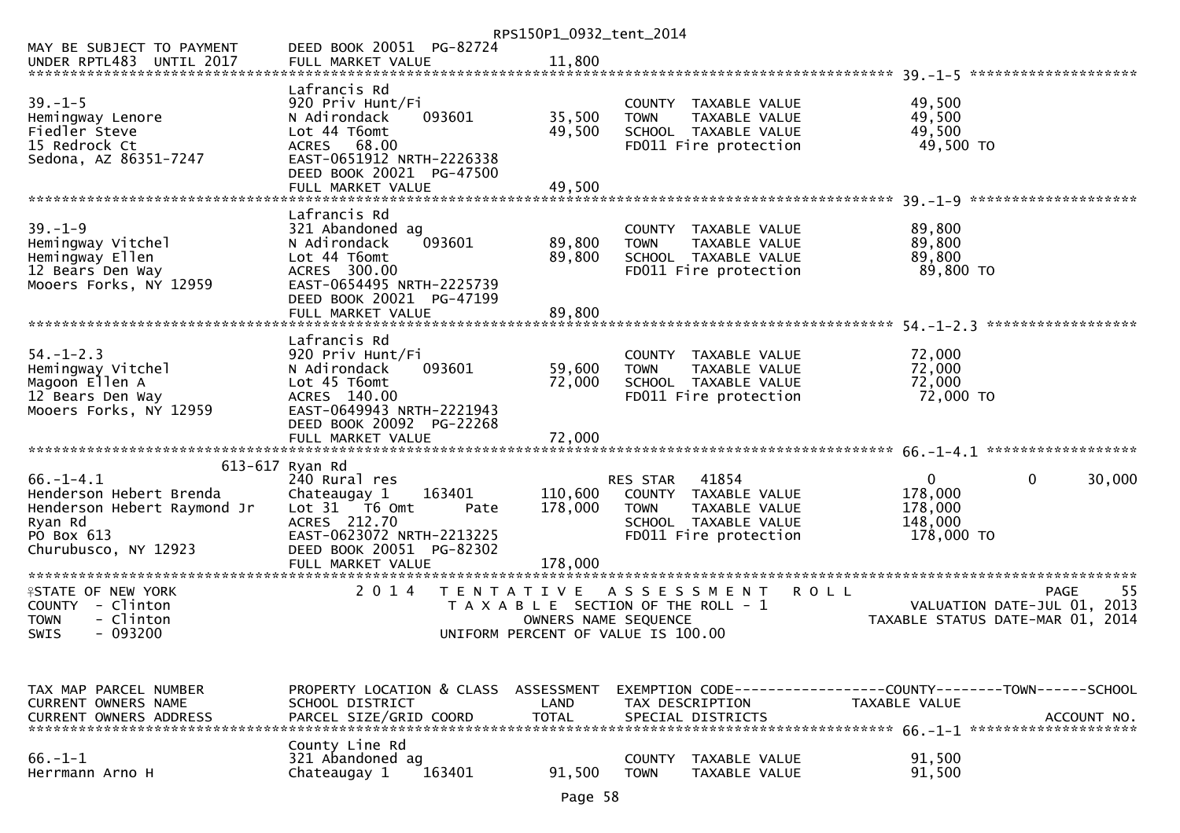RPS150P1_0932_tent_2014

```
MAY BE SUBJECT TO PAYMENT     DEED BOOK 20051  PG-82724
UNDER RPTL483  UNTIL 2017     FULL MARKET VALUE              11,800
******************************************************************************************************* 39.-1-5 ********************
                              Lafrancis Rd
39.-1-5                       920 Priv Hunt/Fi                          COUNTY  TAXABLE VALUE             49,500
Hemingway Lenore              N Adirondack     093601       35,500      TOWN    TAXABLE VALUE             49,500
Fiedler Steve                 Lot 44 T6omt                  49,500      SCHOOL  TAXABLE VALUE             49,500
15 Redrock Ct                 ACRES   68.00                             FD011 Fire protection              49,500 TO
Sedona, AZ 86351-7247         EAST-0651912 NRTH-2226338
                              DEED BOOK 20021  PG-47500
                              FULL MARKET VALUE              49,500
******************************************************************************************************* 39.-1-9 ********************
                              Lafrancis Rd
39.-1-9                       321 Abandoned ag                          COUNTY  TAXABLE VALUE             89,800
Hemingway Vitchel             N Adirondack     093601       89,800      TOWN    TAXABLE VALUE             89,800
Hemingway Ellen               Lot 44 T6omt                  89,800      SCHOOL  TAXABLE VALUE             89,800
12 Bears Den Way              ACRES  300.00                             FD011 Fire protection              89,800 TO
Mooers Forks, NY 12959        EAST-0654495 NRTH-2225739
                              DEED BOOK 20021  PG-47199
                              FULL MARKET VALUE              89,800
******************************************************************************************************* 54.-1-2.3 ******************
                              Lafrancis Rd
54.-1-2.3                     920 Priv Hunt/Fi                          COUNTY  TAXABLE VALUE             72,000
Hemingway Vitchel             N Adirondack     093601       59,600      TOWN    TAXABLE VALUE             72,000
Magoon Ellen A                Lot 45 T6omt                  72,000      SCHOOL  TAXABLE VALUE             72,000
12 Bears Den Way              ACRES  140.00                             FD011 Fire protection              72,000 TO
Mooers Forks, NY 12959        EAST-0649943 NRTH-2221943
                              DEED BOOK 20092  PG-22268
                              FULL MARKET VALUE              72,000
******************************************************************************************************* 66.-1-4.1 ******************
                       613-617 Ryan Rd
66.-1-4.1                     240 Rural res                             RES STAR   41854                   0             0        30,000
Henderson Hebert Brenda       Chateaugay 1     163401      110,600      COUNTY  TAXABLE VALUE            178,000
Henderson Hebert Raymond Jr   Lot 31   T6 Omt        Pate  178,000      TOWN    TAXABLE VALUE            178,000
Ryan Rd                       ACRES  212.70                             SCHOOL  TAXABLE VALUE            148,000
PO Box 613                    EAST-0623072 NRTH-2213225                 FD011 Fire protection             178,000 TO
Churubusco, NY 12923          DEED BOOK 20051  PG-82302
                              FULL MARKET VALUE             178,000
************************************************************************************************************************************
STATE OF NEW YORK                2 0 1 4   T E N T A T I V E   A S S E S S M E N T   R O L L                              PAGE     55
COUNTY  - Clinton                          T A X A B L E  SECTION OF THE ROLL - 1                      VALUATION DATE-JUL 01, 2013
TOWN    - Clinton                                   OWNERS NAME SEQUENCE                         TAXABLE STATUS DATE-MAR 01, 2014
SWIS    - 093200                           UNIFORM PERCENT OF VALUE IS 100.00


TAX MAP PARCEL NUMBER         PROPERTY LOCATION & CLASS  ASSESSMENT  EXEMPTION CODE------------------COUNTY--------TOWN------SCHOOL
CURRENT OWNERS NAME           SCHOOL DISTRICT               LAND      TAX DESCRIPTION             TAXABLE VALUE
CURRENT OWNERS ADDRESS        PARCEL SIZE/GRID COORD        TOTAL     SPECIAL DISTRICTS                                  ACCOUNT NO.
******************************************************************************************************* 66.-1-1 ********************
                              County Line Rd
66.-1-1                       321 Abandoned ag                          COUNTY  TAXABLE VALUE             91,500
Herrmann Arno H               Chateaugay 1     163401       91,500      TOWN    TAXABLE VALUE             91,500
```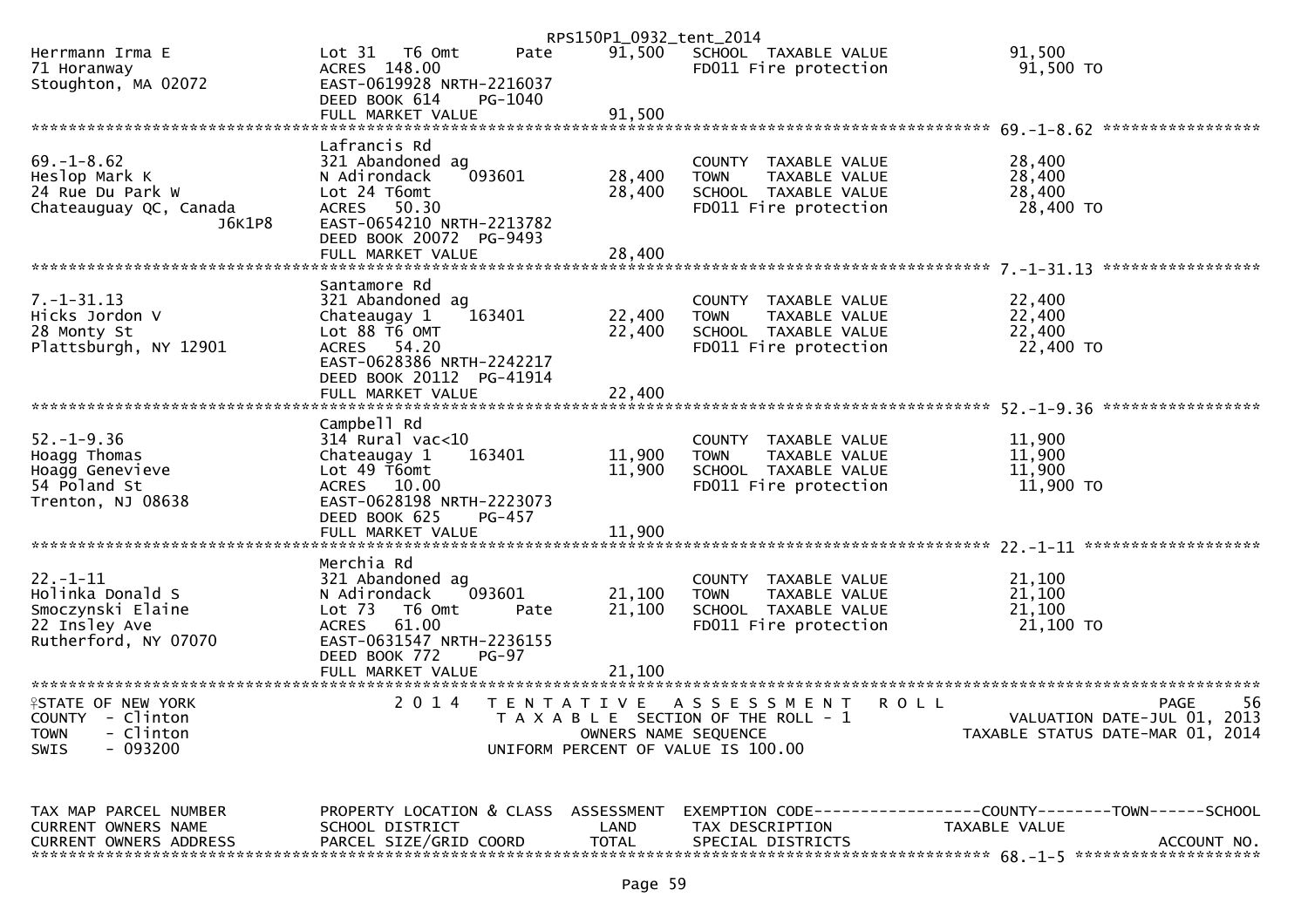RPS150P1_0932_tent_2014

```
Herrmann Irma E              Lot 31   T6 Omt        Pate      91,500   SCHOOL  TAXABLE VALUE              91,500
71 Horanway                  ACRES 148.00                                FD011 Fire protection               91,500 TO
Stoughton, MA 02072          EAST-0619928 NRTH-2216037
                             DEED BOOK 614     PG-1040
                             FULL MARKET VALUE                 91,500
******************************************************************************************************* 69.-1-8.62 *****************
                             Lafrancis Rd
69.-1-8.62                   321 Abandoned ag                            COUNTY  TAXABLE VALUE              28,400
Heslop Mark K                N Adirondack     093601          28,400    TOWN    TAXABLE VALUE              28,400
24 Rue Du Park W             Lot 24 T6omt                     28,400    SCHOOL  TAXABLE VALUE              28,400
Chateauguay QC, Canada       ACRES  50.30                                FD011 Fire protection               28,400 TO
                   J6K1P8    EAST-0654210 NRTH-2213782
                             DEED BOOK 20072  PG-9493
                             FULL MARKET VALUE                 28,400
******************************************************************************************************* 7.-1-31.13 *****************
                             Santamore Rd
7.-1-31.13                   321 Abandoned ag                            COUNTY  TAXABLE VALUE              22,400
Hicks Jordon V               Chateaugay 1     163401          22,400    TOWN    TAXABLE VALUE              22,400
28 Monty St                  Lot 88 T6 OMT                    22,400    SCHOOL  TAXABLE VALUE              22,400
Plattsburgh, NY 12901        ACRES  54.20                                FD011 Fire protection               22,400 TO
                             EAST-0628386 NRTH-2242217
                             DEED BOOK 20112  PG-41914
                             FULL MARKET VALUE                 22,400
******************************************************************************************************* 52.-1-9.36 *****************
                             Campbell Rd
52.-1-9.36                   314 Rural vac<10                            COUNTY  TAXABLE VALUE              11,900
Hoagg Thomas                 Chateaugay 1     163401          11,900    TOWN    TAXABLE VALUE              11,900
Hoagg Genevieve              Lot 49 T6omt                     11,900    SCHOOL  TAXABLE VALUE              11,900
54 Poland St                 ACRES  10.00                                FD011 Fire protection               11,900 TO
Trenton, NJ 08638            EAST-0628198 NRTH-2223073
                             DEED BOOK 625     PG-457
                             FULL MARKET VALUE                 11,900
******************************************************************************************************* 22.-1-11 *******************
                             Merchia Rd
22.-1-11                     321 Abandoned ag                            COUNTY  TAXABLE VALUE              21,100
Holinka Donald S             N Adirondack     093601          21,100    TOWN    TAXABLE VALUE              21,100
Smoczynski Elaine            Lot 73   T6 Omt        Pate      21,100    SCHOOL  TAXABLE VALUE              21,100
22 Insley Ave                ACRES  61.00                                FD011 Fire protection               21,100 TO
Rutherford, NY 07070         EAST-0631547 NRTH-2236155
                             DEED BOOK 772     PG-97
                             FULL MARKET VALUE                 21,100
************************************************************************************************************************************
STATE OF NEW YORK                2 0 1 4   T E N T A T I V E   A S S E S S M E N T   R O L L                           PAGE    56
COUNTY  - Clinton                          T A X A B L E  SECTION OF THE ROLL - 1                        VALUATION DATE-JUL 01, 2013
TOWN    - Clinton                                 OWNERS NAME SEQUENCE                              TAXABLE STATUS DATE-MAR 01, 2014
SWIS    - 093200                           UNIFORM PERCENT OF VALUE IS 100.00


TAX MAP PARCEL NUMBER        PROPERTY LOCATION & CLASS  ASSESSMENT  EXEMPTION CODE------------------COUNTY--------TOWN------SCHOOL
CURRENT OWNERS NAME          SCHOOL DISTRICT               LAND      TAX DESCRIPTION              TAXABLE VALUE
CURRENT OWNERS ADDRESS       PARCEL SIZE/GRID COORD       TOTAL      SPECIAL DISTRICTS                                     ACCOUNT NO.
******************************************************************************************************* 68.-1-5 ********************
```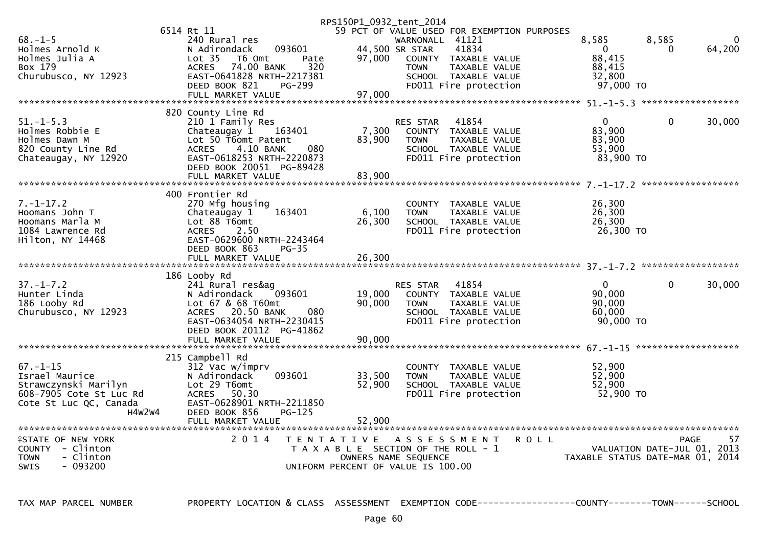RPS150P1_0932_tent_2014

```
                           6514 Rt 11                                 59 PCT OF VALUE USED FOR EXEMPTION PURPOSES
68.-1-5                        240 Rural res                              WARNONALL  41121                   8,585       8,585           0
Holmes Arnold K                N Adirondack    093601          44,500 SR STAR     41834                       0           0        64,200
Holmes Julia A                 Lot 35  T6 Omt          Pate    97,000    COUNTY  TAXABLE VALUE            88,415
Box 179                        ACRES  74.00 BANK       320               TOWN    TAXABLE VALUE            88,415
Churubusco, NY 12923           EAST-0641828 NRTH-2217381                 SCHOOL  TAXABLE VALUE            32,800
                               DEED BOOK 821     PG-299                  FD011 Fire protection              97,000 TO
                               FULL MARKET VALUE               97,000
******************************************************************************************************* 51.-1-5.3 *****************
                           820 County Line Rd
51.-1-5.3                      210 1 Family Res                          RES STAR    41854                     0           0        30,000
Holmes Robbie E                Chateaugay 1    163401           7,300    COUNTY  TAXABLE VALUE            83,900
Holmes Dawn M                  Lot 50 T6omt Patent             83,900    TOWN    TAXABLE VALUE            83,900
820 County Line Rd             ACRES    4.10 BANK      080               SCHOOL  TAXABLE VALUE            53,900
Chateaugay, NY 12920           EAST-0618253 NRTH-2220873                 FD011 Fire protection              83,900 TO
                               DEED BOOK 20051 PG-89428
                               FULL MARKET VALUE               83,900
******************************************************************************************************* 7.-1-17.2 *****************
                           400 Frontier Rd
7.-1-17.2                      270 Mfg housing                           COUNTY  TAXABLE VALUE            26,300
Hoomans John T                 Chateaugay 1    163401           6,100    TOWN    TAXABLE VALUE            26,300
Hoomans Marla M                Lot 88 T6omt                    26,300    SCHOOL  TAXABLE VALUE            26,300
1084 Lawrence Rd               ACRES    2.50                             FD011 Fire protection              26,300 TO
Hilton, NY 14468               EAST-0629600 NRTH-2243464
                               DEED BOOK 863     PG-35
                               FULL MARKET VALUE               26,300
******************************************************************************************************* 37.-1-7.2 *****************
                           186 Looby Rd
37.-1-7.2                      241 Rural res&ag                          RES STAR    41854                     0           0        30,000
Hunter Linda                   N Adirondack    093601          19,000    COUNTY  TAXABLE VALUE            90,000
186 Looby Rd                   Lot 67 & 68 T60mt               90,000    TOWN    TAXABLE VALUE            90,000
Churubusco, NY 12923           ACRES  20.50 BANK       080               SCHOOL  TAXABLE VALUE            60,000
                               EAST-0634054 NRTH-2230415                 FD011 Fire protection              90,000 TO
                               DEED BOOK 20112 PG-41862
                               FULL MARKET VALUE               90,000
******************************************************************************************************* 67.-1-15 ******************
                           215 Campbell Rd
67.-1-15                       312 Vac w/imprv                           COUNTY  TAXABLE VALUE            52,900
Israel Maurice                 N Adirondack    093601          33,500    TOWN    TAXABLE VALUE            52,900
Strawczynski Marilyn           Lot 29 T6omt                    52,900    SCHOOL  TAXABLE VALUE            52,900
608-7905 Cote St Luc Rd        ACRES  50.30                              FD011 Fire protection              52,900 TO
Cote St Luc QC, Canada         EAST-0628901 NRTH-2211850
                  H4W2W4       DEED BOOK 856     PG-125
                               FULL MARKET VALUE               52,900
************************************************************************************************************************************
STATE OF NEW YORK                  2 0 1 4   T E N T A T I V E   A S S E S S M E N T   R O L L                             PAGE    57
COUNTY  - Clinton                            T A X A B L E  SECTION OF THE ROLL - 1                        VALUATION DATE-JUL 01, 2013
TOWN    - Clinton                                  OWNERS NAME SEQUENCE                              TAXABLE STATUS DATE-MAR 01, 2014
SWIS    - 093200                           UNIFORM PERCENT OF VALUE IS 100.00


TAX MAP PARCEL NUMBER          PROPERTY LOCATION & CLASS  ASSESSMENT  EXEMPTION CODE------------------COUNTY--------TOWN------SCHOOL
```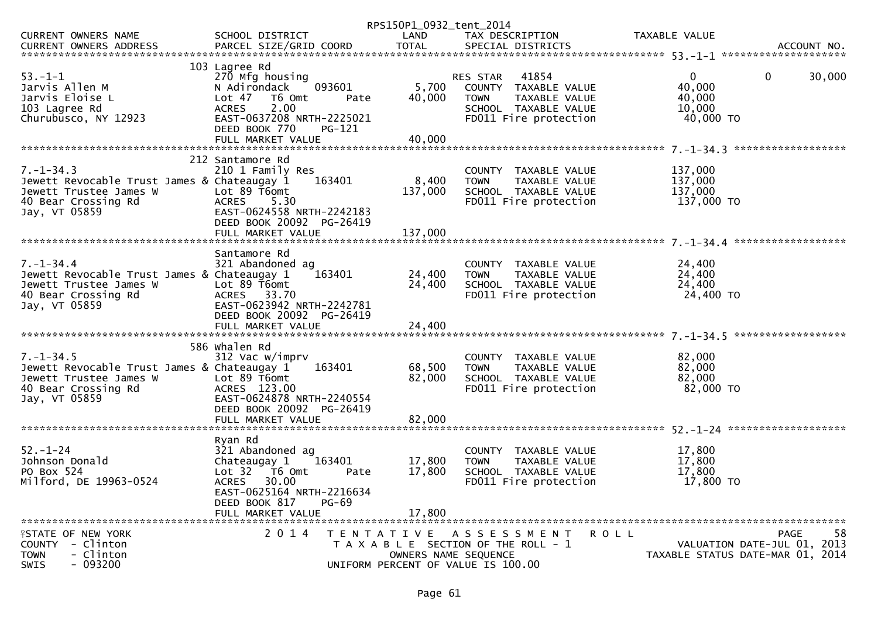RPS150P1_0932_tent_2014

| CURRENT OWNERS NAME / CURRENT OWNERS ADDRESS | SCHOOL DISTRICT / PARCEL SIZE/GRID COORD | LAND / TOTAL | TAX DESCRIPTION / SPECIAL DISTRICTS | TAXABLE VALUE | | ACCOUNT NO. |
|---|---|---|---|---|---|---|
| **53.-1-1** | 103 Lagree Rd | | | | | |
| 53.-1-1 | 270 Mfg housing | | RES STAR 41854 | 0 | 0 | 30,000 |
| Jarvis Allen M | N Adirondack 093601 | 5,700 | COUNTY TAXABLE VALUE | 40,000 | | |
| Jarvis Eloise L | Lot 47 T6 Omt Pate | 40,000 | TOWN TAXABLE VALUE | 40,000 | | |
| 103 Lagree Rd | ACRES 2.00 | | SCHOOL TAXABLE VALUE | 10,000 | | |
| Churubusco, NY 12923 | EAST-0637208 NRTH-2225021 | | FD011 Fire protection | 40,000 TO | | |
| | DEED BOOK 770 PG-121 | | | | | |
| | FULL MARKET VALUE | 40,000 | | | | |
| **7.-1-34.3** | 212 Santamore Rd | | | | | |
| 7.-1-34.3 | 210 1 Family Res | | COUNTY TAXABLE VALUE | 137,000 | | |
| Jewett Revocable Trust James & | Chateaugay 1 163401 | 8,400 | TOWN TAXABLE VALUE | 137,000 | | |
| Jewett Trustee James W | Lot 89 T6omt | 137,000 | SCHOOL TAXABLE VALUE | 137,000 | | |
| 40 Bear Crossing Rd | ACRES 5.30 | | FD011 Fire protection | 137,000 TO | | |
| Jay, VT 05859 | EAST-0624558 NRTH-2242183 | | | | | |
| | DEED BOOK 20092 PG-26419 | | | | | |
| | FULL MARKET VALUE | 137,000 | | | | |
| **7.-1-34.4** | Santamore Rd | | | | | |
| 7.-1-34.4 | 321 Abandoned ag | | COUNTY TAXABLE VALUE | 24,400 | | |
| Jewett Revocable Trust James & | Chateaugay 1 163401 | 24,400 | TOWN TAXABLE VALUE | 24,400 | | |
| Jewett Trustee James W | Lot 89 T6omt | 24,400 | SCHOOL TAXABLE VALUE | 24,400 | | |
| 40 Bear Crossing Rd | ACRES 33.70 | | FD011 Fire protection | 24,400 TO | | |
| Jay, VT 05859 | EAST-0623942 NRTH-2242781 | | | | | |
| | DEED BOOK 20092 PG-26419 | | | | | |
| | FULL MARKET VALUE | 24,400 | | | | |
| **7.-1-34.5** | 586 Whalen Rd | | | | | |
| 7.-1-34.5 | 312 Vac w/imprv | | COUNTY TAXABLE VALUE | 82,000 | | |
| Jewett Revocable Trust James & | Chateaugay 1 163401 | 68,500 | TOWN TAXABLE VALUE | 82,000 | | |
| Jewett Trustee James W | Lot 89 T6omt | 82,000 | SCHOOL TAXABLE VALUE | 82,000 | | |
| 40 Bear Crossing Rd | ACRES 123.00 | | FD011 Fire protection | 82,000 TO | | |
| Jay, VT 05859 | EAST-0624878 NRTH-2240554 | | | | | |
| | DEED BOOK 20092 PG-26419 | | | | | |
| | FULL MARKET VALUE | 82,000 | | | | |
| **52.-1-24** | Ryan Rd | | | | | |
| 52.-1-24 | 321 Abandoned ag | | COUNTY TAXABLE VALUE | 17,800 | | |
| Johnson Donald | Chateaugay 1 163401 | 17,800 | TOWN TAXABLE VALUE | 17,800 | | |
| PO Box 524 | Lot 32 T6 Omt Pate | 17,800 | SCHOOL TAXABLE VALUE | 17,800 | | |
| Milford, DE 19963-0524 | ACRES 30.00 | | FD011 Fire protection | 17,800 TO | | |
| | EAST-0625164 NRTH-2216634 | | | | | |
| | DEED BOOK 817 PG-69 | | | | | |
| | FULL MARKET VALUE | 17,800 | | | | |

STATE OF NEW YORK
COUNTY - Clinton
TOWN - Clinton
SWIS - 093200

2014 TENTATIVE ASSESSMENT ROLL
TAXABLE SECTION OF THE ROLL - 1
OWNERS NAME SEQUENCE
UNIFORM PERCENT OF VALUE IS 100.00

PAGE 58
VALUATION DATE-JUL 01, 2013
TAXABLE STATUS DATE-MAR 01, 2014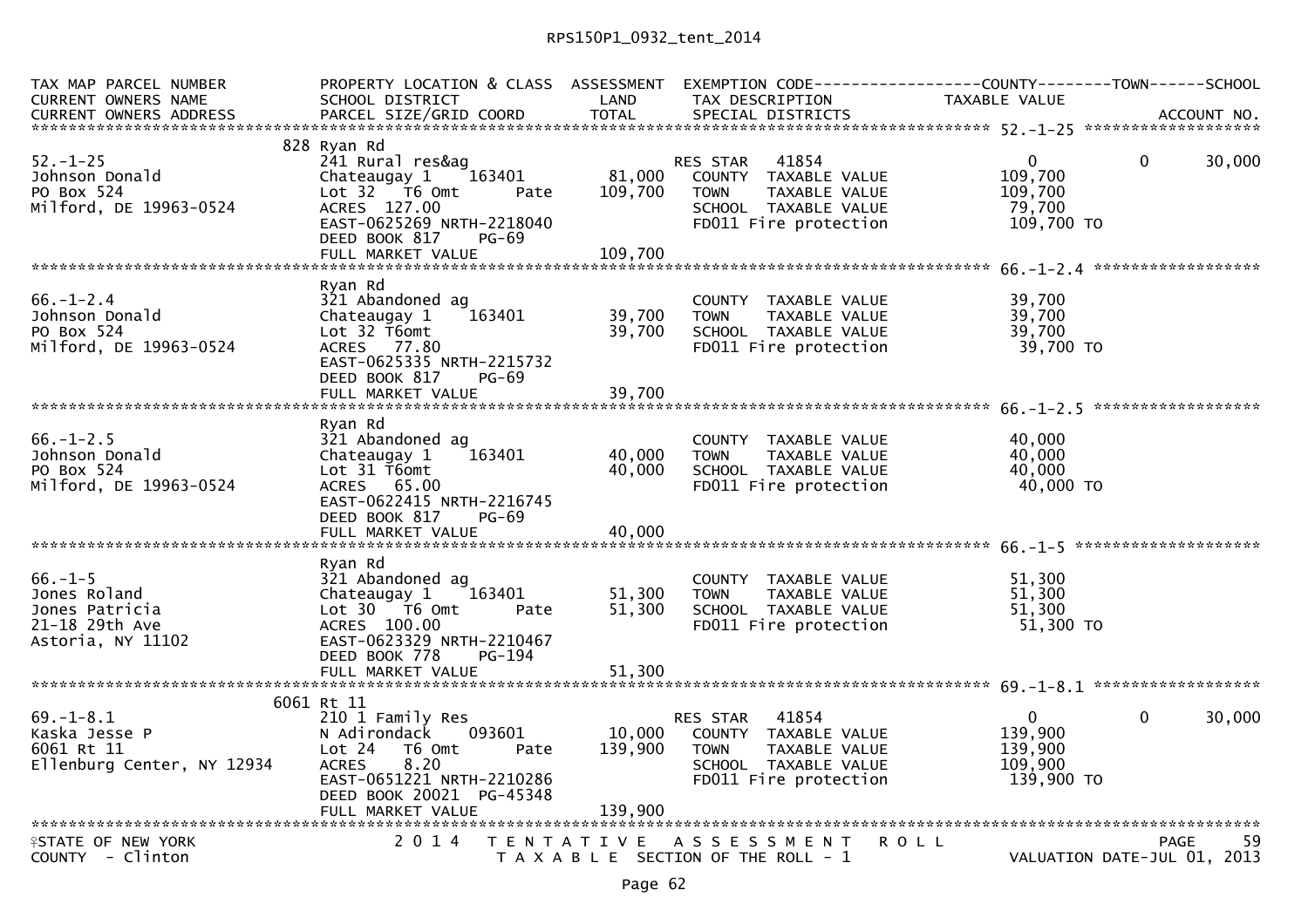RPS150P1_0932_tent_2014

```
TAX MAP PARCEL NUMBER          PROPERTY LOCATION & CLASS  ASSESSMENT  EXEMPTION CODE------------------COUNTY--------TOWN------SCHOOL
CURRENT OWNERS NAME            SCHOOL DISTRICT               LAND      TAX DESCRIPTION            TAXABLE VALUE
CURRENT OWNERS ADDRESS         PARCEL SIZE/GRID COORD        TOTAL     SPECIAL DISTRICTS                                     ACCOUNT NO.
******************************************************************************************************* 52.-1-25 ********************
                               828 Ryan Rd
52.-1-25                       241 Rural res&ag                         RES STAR   41854                 0             0       30,000
Johnson Donald                 Chateaugay 1    163401        81,000     COUNTY  TAXABLE VALUE          109,700
PO Box 524                     Lot 32   T6 Omt       Pate   109,700     TOWN    TAXABLE VALUE          109,700
Milford, DE 19963-0524         ACRES  127.00                            SCHOOL  TAXABLE VALUE           79,700
                               EAST-0625269 NRTH-2218040                FD011 Fire protection          109,700 TO
                               DEED BOOK 817     PG-69
                               FULL MARKET VALUE            109,700
******************************************************************************************************* 66.-1-2.4 ******************
                               Ryan Rd
66.-1-2.4                      321 Abandoned ag                         COUNTY  TAXABLE VALUE           39,700
Johnson Donald                 Chateaugay 1    163401        39,700     TOWN    TAXABLE VALUE           39,700
PO Box 524                     Lot 32 T6omt                  39,700     SCHOOL  TAXABLE VALUE           39,700
Milford, DE 19963-0524         ACRES   77.80                            FD011 Fire protection           39,700 TO
                               EAST-0625335 NRTH-2215732
                               DEED BOOK 817     PG-69
                               FULL MARKET VALUE             39,700
******************************************************************************************************* 66.-1-2.5 ******************
                               Ryan Rd
66.-1-2.5                      321 Abandoned ag                         COUNTY  TAXABLE VALUE           40,000
Johnson Donald                 Chateaugay 1    163401        40,000     TOWN    TAXABLE VALUE           40,000
PO Box 524                     Lot 31 T6omt                  40,000     SCHOOL  TAXABLE VALUE           40,000
Milford, DE 19963-0524         ACRES   65.00                            FD011 Fire protection           40,000 TO
                               EAST-0622415 NRTH-2216745
                               DEED BOOK 817     PG-69
                               FULL MARKET VALUE             40,000
******************************************************************************************************* 66.-1-5 ********************
                               Ryan Rd
66.-1-5                        321 Abandoned ag                         COUNTY  TAXABLE VALUE           51,300
Jones Roland                   Chateaugay 1    163401        51,300     TOWN    TAXABLE VALUE           51,300
Jones Patricia                 Lot 30   T6 Omt       Pate    51,300     SCHOOL  TAXABLE VALUE           51,300
21-18 29th Ave                 ACRES  100.00                            FD011 Fire protection           51,300 TO
Astoria, NY 11102              EAST-0623329 NRTH-2210467
                               DEED BOOK 778     PG-194
                               FULL MARKET VALUE             51,300
******************************************************************************************************* 69.-1-8.1 ******************
                               6061 Rt 11
69.-1-8.1                      210 1 Family Res                         RES STAR   41854                 0             0       30,000
Kaska Jesse P                  N Adirondack    093601        10,000     COUNTY  TAXABLE VALUE          139,900
6061 Rt 11                     Lot 24   T6 Omt       Pate   139,900     TOWN    TAXABLE VALUE          139,900
Ellenburg Center, NY 12934     ACRES    8.20                            SCHOOL  TAXABLE VALUE          109,900
                               EAST-0651221 NRTH-2210286                FD011 Fire protection          139,900 TO
                               DEED BOOK 20021  PG-45348
                               FULL MARKET VALUE            139,900
************************************************************************************************************************************
STATE OF NEW YORK                  2 0 1 4   T E N T A T I V E   A S S E S S M E N T   R O L L                              PAGE    59
COUNTY  - Clinton                            T A X A B L E  SECTION OF THE ROLL - 1                        VALUATION DATE-JUL 01, 2013
```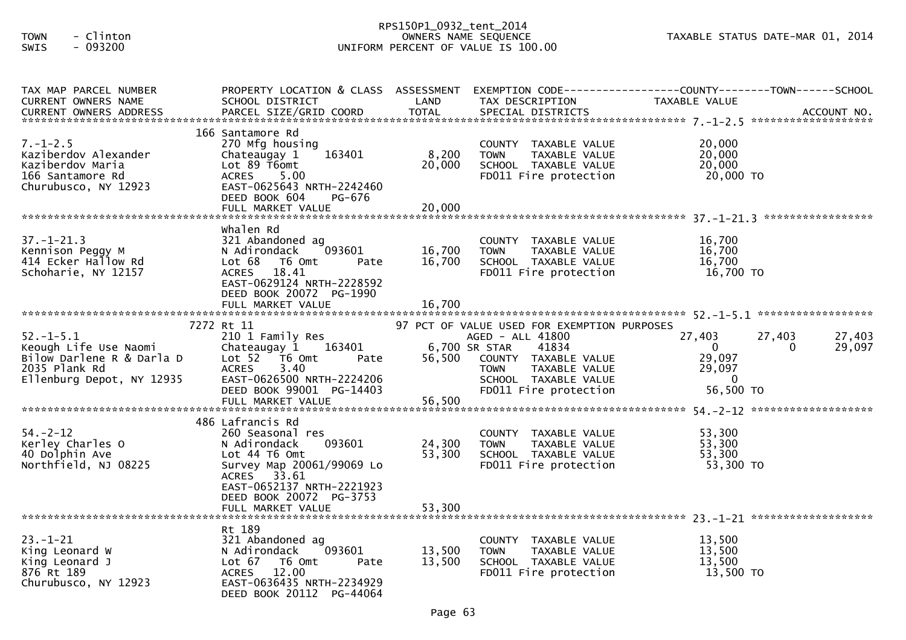TOWN - Clinton
SWIS - 093200

RPS150P1_0932_tent_2014
OWNERS NAME SEQUENCE
UNIFORM PERCENT OF VALUE IS 100.00

TAXABLE STATUS DATE-MAR 01, 2014

| TAX MAP PARCEL NUMBER / CURRENT OWNERS NAME / CURRENT OWNERS ADDRESS | PROPERTY LOCATION & CLASS / SCHOOL DISTRICT / PARCEL SIZE/GRID COORD | ASSESSMENT LAND / TOTAL | EXEMPTION CODE / TAX DESCRIPTION / SPECIAL DISTRICTS | COUNTY TAXABLE VALUE | TOWN | SCHOOL |
|---|---|---|---|---|---|---|
| **7.-1-2.5** | 166 Santamore Rd | | | | | |
| 7.-1-2.5 | 270 Mfg housing | | COUNTY TAXABLE VALUE | 20,000 | | |
| Kaziberdov Alexander | Chateaugay 1 163401 | 8,200 | TOWN TAXABLE VALUE | 20,000 | | |
| Kaziberdov Maria | Lot 89 T6omt | 20,000 | SCHOOL TAXABLE VALUE | 20,000 | | |
| 166 Santamore Rd | ACRES 5.00 | | FD011 Fire protection | 20,000 TO | | |
| Churubusco, NY 12923 | EAST-0625643 NRTH-2242460 | | | | | |
| | DEED BOOK 604 PG-676 | | | | | |
| | FULL MARKET VALUE | 20,000 | | | | |
| **37.-1-21.3** | Whalen Rd | | | | | |
| 37.-1-21.3 | 321 Abandoned ag | | COUNTY TAXABLE VALUE | 16,700 | | |
| Kennison Peggy M | N Adirondack 093601 | 16,700 | TOWN TAXABLE VALUE | 16,700 | | |
| 414 Ecker Hallow Rd | Lot 68 T6 Omt Pate | 16,700 | SCHOOL TAXABLE VALUE | 16,700 | | |
| Schoharie, NY 12157 | ACRES 18.41 | | FD011 Fire protection | 16,700 TO | | |
| | EAST-0629124 NRTH-2228592 | | | | | |
| | DEED BOOK 20072 PG-1990 | | | | | |
| | FULL MARKET VALUE | 16,700 | | | | |
| **52.-1-5.1** | 7272 Rt 11 | | 97 PCT OF VALUE USED FOR EXEMPTION PURPOSES | | | |
| 52.-1-5.1 | 210 1 Family Res | | AGED - ALL 41800 | 27,403 | 27,403 | 27,403 |
| Keough Life Use Naomi | Chateaugay 1 163401 | 6,700 | SR STAR 41834 | 0 | 0 | 29,097 |
| Bilow Darlene R & Darla D | Lot 52 T6 Omt Pate | 56,500 | COUNTY TAXABLE VALUE | 29,097 | | |
| 2035 Plank Rd | ACRES 3.40 | | TOWN TAXABLE VALUE | 29,097 | | |
| Ellenburg Depot, NY 12935 | EAST-0626500 NRTH-2224206 | | SCHOOL TAXABLE VALUE | 0 | | |
| | DEED BOOK 99001 PG-14403 | | FD011 Fire protection | 56,500 TO | | |
| | FULL MARKET VALUE | 56,500 | | | | |
| **54.-2-12** | 486 Lafrancis Rd | | | | | |
| 54.-2-12 | 260 Seasonal res | | COUNTY TAXABLE VALUE | 53,300 | | |
| Kerley Charles O | N Adirondack 093601 | 24,300 | TOWN TAXABLE VALUE | 53,300 | | |
| 40 Dolphin Ave | Lot 44 T6 Omt | 53,300 | SCHOOL TAXABLE VALUE | 53,300 | | |
| Northfield, NJ 08225 | Survey Map 20061/99069 Lo | | FD011 Fire protection | 53,300 TO | | |
| | ACRES 33.61 | | | | | |
| | EAST-0652137 NRTH-2221923 | | | | | |
| | DEED BOOK 20072 PG-3753 | | | | | |
| | FULL MARKET VALUE | 53,300 | | | | |
| **23.-1-21** | Rt 189 | | | | | |
| 23.-1-21 | 321 Abandoned ag | | COUNTY TAXABLE VALUE | 13,500 | | |
| King Leonard W | N Adirondack 093601 | 13,500 | TOWN TAXABLE VALUE | 13,500 | | |
| King Leonard J | Lot 67 T6 Omt Pate | 13,500 | SCHOOL TAXABLE VALUE | 13,500 | | |
| 876 Rt 189 | ACRES 12.00 | | FD011 Fire protection | 13,500 TO | | |
| Churubusco, NY 12923 | EAST-0636435 NRTH-2234929 | | | | | |
| | DEED BOOK 20112 PG-44064 | | | | | |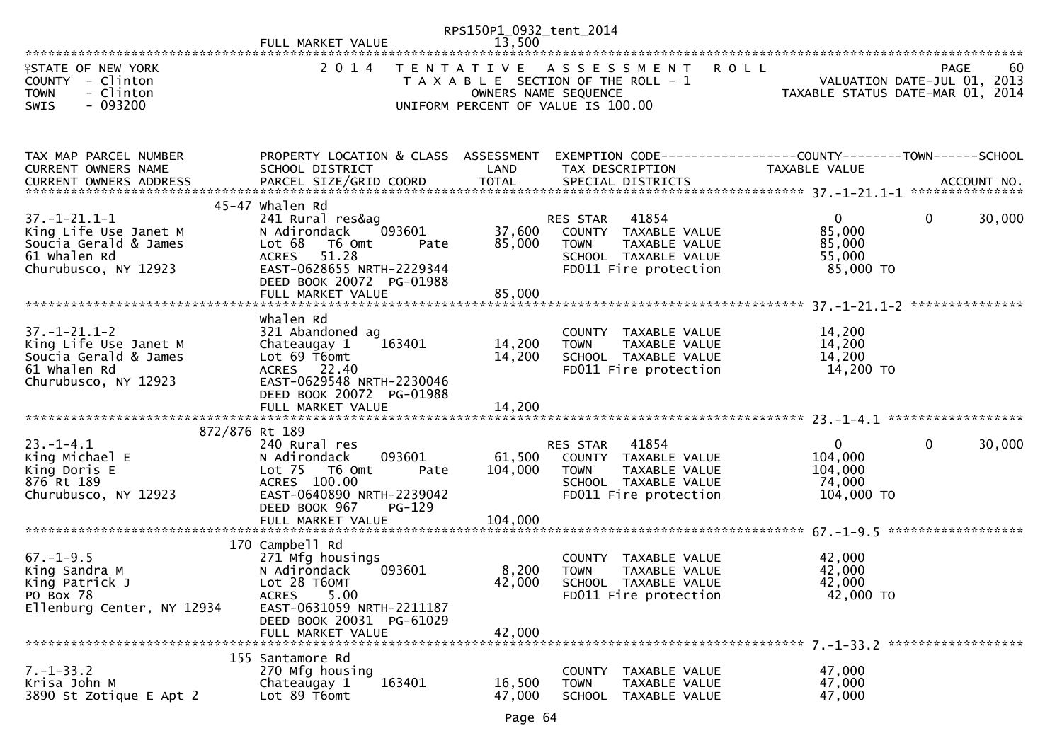FULL MARKET VALUE 13,500

STATE OF NEW YORK
COUNTY - Clinton
TOWN - Clinton
SWIS - 093200

2014 TENTATIVE ASSESSMENT ROLL
TAXABLE SECTION OF THE ROLL - 1
OWNERS NAME SEQUENCE
UNIFORM PERCENT OF VALUE IS 100.00

PAGE 60
VALUATION DATE-JUL 01, 2013
TAXABLE STATUS DATE-MAR 01, 2014

| TAX MAP PARCEL NUMBER / CURRENT OWNERS NAME / CURRENT OWNERS ADDRESS | PROPERTY LOCATION & CLASS / SCHOOL DISTRICT / PARCEL SIZE/GRID COORD | ASSESSMENT LAND / TOTAL | EXEMPTION CODE / TAX DESCRIPTION / SPECIAL DISTRICTS | COUNTY | TOWN | SCHOOL TAXABLE VALUE / ACCOUNT NO. |
|---|---|---|---|---|---|---|
| **37.-1-21.1-1** | 45-47 Whalen Rd | | | | | |
| 37.-1-21.1-1 | 241 Rural res&ag | | RES STAR 41854 | 0 | 0 | 30,000 |
| King Life Use Janet M | N Adirondack 093601 | 37,600 | COUNTY TAXABLE VALUE | 85,000 | | |
| Soucia Gerald & James | Lot 68 T6 Omt Pate | 85,000 | TOWN TAXABLE VALUE | 85,000 | | |
| 61 Whalen Rd | ACRES 51.28 | | SCHOOL TAXABLE VALUE | 55,000 | | |
| Churubusco, NY 12923 | EAST-0628655 NRTH-2229344 | | FD011 Fire protection | 85,000 TO | | |
| | DEED BOOK 20072 PG-01988 | | | | | |
| | FULL MARKET VALUE | 85,000 | | | | |
| **37.-1-21.1-2** | Whalen Rd | | | | | |
| 37.-1-21.1-2 | 321 Abandoned ag | | COUNTY TAXABLE VALUE | 14,200 | | |
| King Life Use Janet M | Chateaugay 1 163401 | 14,200 | TOWN TAXABLE VALUE | 14,200 | | |
| Soucia Gerald & James | Lot 69 T6omt | 14,200 | SCHOOL TAXABLE VALUE | 14,200 | | |
| 61 Whalen Rd | ACRES 22.40 | | FD011 Fire protection | 14,200 TO | | |
| Churubusco, NY 12923 | EAST-0629548 NRTH-2230046 | | | | | |
| | DEED BOOK 20072 PG-01988 | | | | | |
| | FULL MARKET VALUE | 14,200 | | | | |
| **23.-1-4.1** | 872/876 Rt 189 | | | | | |
| 23.-1-4.1 | 240 Rural res | | RES STAR 41854 | 0 | 0 | 30,000 |
| King Michael E | N Adirondack 093601 | 61,500 | COUNTY TAXABLE VALUE | 104,000 | | |
| King Doris E | Lot 75 T6 Omt Pate | 104,000 | TOWN TAXABLE VALUE | 104,000 | | |
| 876 Rt 189 | ACRES 100.00 | | SCHOOL TAXABLE VALUE | 74,000 | | |
| Churubusco, NY 12923 | EAST-0640890 NRTH-2239042 | | FD011 Fire protection | 104,000 TO | | |
| | DEED BOOK 967 PG-129 | | | | | |
| | FULL MARKET VALUE | 104,000 | | | | |
| **67.-1-9.5** | 170 Campbell Rd | | | | | |
| 67.-1-9.5 | 271 Mfg housings | | COUNTY TAXABLE VALUE | 42,000 | | |
| King Sandra M | N Adirondack 093601 | 8,200 | TOWN TAXABLE VALUE | 42,000 | | |
| King Patrick J | Lot 28 T6OMT | 42,000 | SCHOOL TAXABLE VALUE | 42,000 | | |
| PO Box 78 | ACRES 5.00 | | FD011 Fire protection | 42,000 TO | | |
| Ellenburg Center, NY 12934 | EAST-0631059 NRTH-2211187 | | | | | |
| | DEED BOOK 20031 PG-61029 | | | | | |
| | FULL MARKET VALUE | 42,000 | | | | |
| **7.-1-33.2** | 155 Santamore Rd | | | | | |
| 7.-1-33.2 | 270 Mfg housing | | COUNTY TAXABLE VALUE | 47,000 | | |
| Krisa John M | Chateaugay 1 163401 | 16,500 | TOWN TAXABLE VALUE | 47,000 | | |
| 3890 St Zotique E Apt 2 | Lot 89 T6omt | 47,000 | SCHOOL TAXABLE VALUE | 47,000 | | |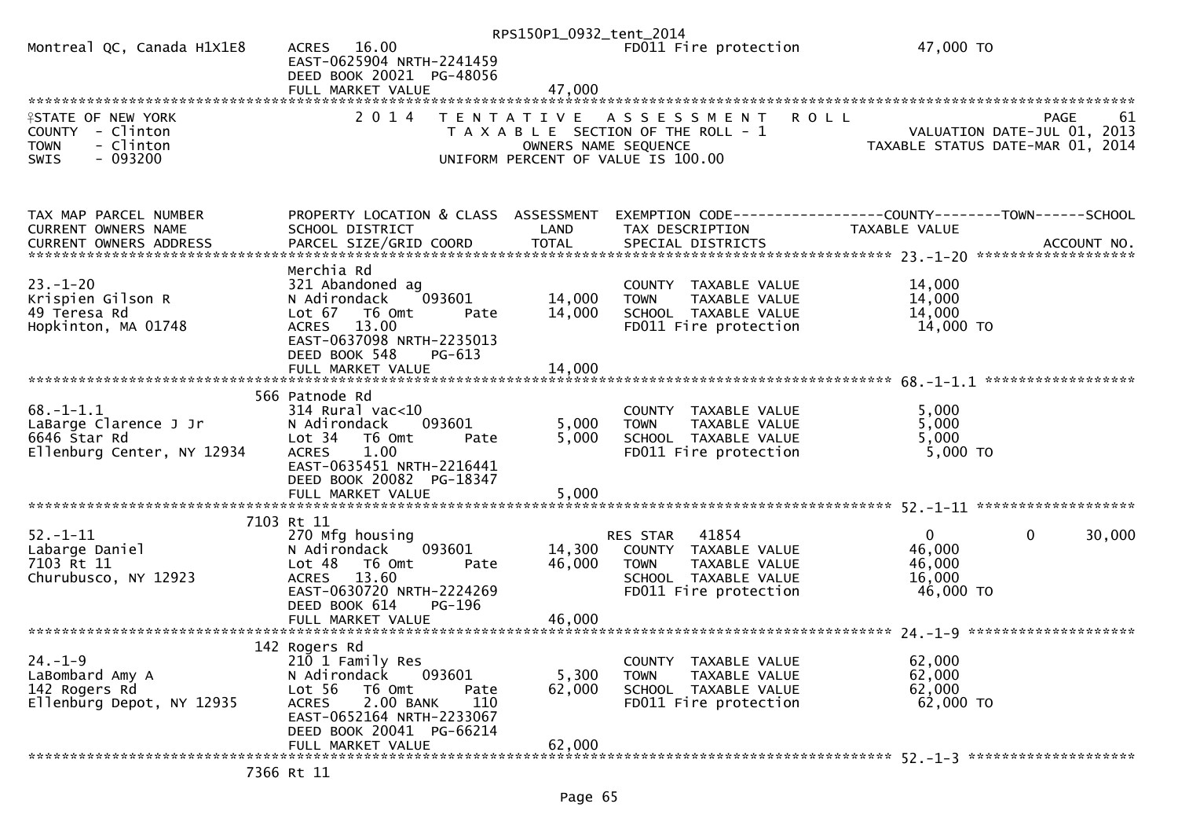Montreal QC, Canada H1X1E8 | ACRES 16.00 | FD011 Fire protection | 47,000 TO
EAST-0625904 NRTH-2241459
DEED BOOK 20021 PG-48056
FULL MARKET VALUE 47,000

STATE OF NEW YORK
COUNTY - Clinton
TOWN - Clinton
SWIS - 093200

2014 TENTATIVE ASSESSMENT ROLL
TAXABLE SECTION OF THE ROLL - 1
OWNERS NAME SEQUENCE
UNIFORM PERCENT OF VALUE IS 100.00

PAGE 61
VALUATION DATE-JUL 01, 2013
TAXABLE STATUS DATE-MAR 01, 2014

| TAX MAP PARCEL NUMBER / CURRENT OWNERS NAME / CURRENT OWNERS ADDRESS | PROPERTY LOCATION & CLASS / SCHOOL DISTRICT / PARCEL SIZE/GRID COORD | ASSESSMENT LAND | TOTAL | EXEMPTION CODE / TAX DESCRIPTION / SPECIAL DISTRICTS | COUNTY TAXABLE VALUE | TOWN | SCHOOL / ACCOUNT NO. |
|---|---|---|---|---|---|---|---|
| **23.-1-20** | Merchia Rd | | | | | | |
| 23.-1-20 | 321 Abandoned ag | | | COUNTY TAXABLE VALUE | 14,000 | | |
| Krispien Gilson R | N Adirondack 093601 | 14,000 | | TOWN TAXABLE VALUE | 14,000 | | |
| 49 Teresa Rd | Lot 67 T6 Omt Pate | | 14,000 | SCHOOL TAXABLE VALUE | 14,000 | | |
| Hopkinton, MA 01748 | ACRES 13.00 | | | FD011 Fire protection | 14,000 TO | | |
| | EAST-0637098 NRTH-2235013 | | | | | | |
| | DEED BOOK 548 PG-613 | | | | | | |
| | FULL MARKET VALUE | | 14,000 | | | | |
| **68.-1-1.1** | 566 Patnode Rd | | | | | | |
| 68.-1-1.1 | 314 Rural vac<10 | | | COUNTY TAXABLE VALUE | 5,000 | | |
| LaBarge Clarence J Jr | N Adirondack 093601 | 5,000 | | TOWN TAXABLE VALUE | 5,000 | | |
| 6646 Star Rd | Lot 34 T6 Omt Pate | | 5,000 | SCHOOL TAXABLE VALUE | 5,000 | | |
| Ellenburg Center, NY 12934 | ACRES 1.00 | | | FD011 Fire protection | 5,000 TO | | |
| | EAST-0635451 NRTH-2216441 | | | | | | |
| | DEED BOOK 20082 PG-18347 | | | | | | |
| | FULL MARKET VALUE | | 5,000 | | | | |
| **52.-1-11** | 7103 Rt 11 | | | | | | |
| 52.-1-11 | 270 Mfg housing | | | RES STAR 41854 | 0 | 0 | 30,000 |
| Labarge Daniel | N Adirondack 093601 | 14,300 | | COUNTY TAXABLE VALUE | 46,000 | | |
| 7103 Rt 11 | Lot 48 T6 Omt Pate | | 46,000 | TOWN TAXABLE VALUE | 46,000 | | |
| Churubusco, NY 12923 | ACRES 13.60 | | | SCHOOL TAXABLE VALUE | 16,000 | | |
| | EAST-0630720 NRTH-2224269 | | | FD011 Fire protection | 46,000 TO | | |
| | DEED BOOK 614 PG-196 | | | | | | |
| | FULL MARKET VALUE | | 46,000 | | | | |
| **24.-1-9** | 142 Rogers Rd | | | | | | |
| 24.-1-9 | 210 1 Family Res | | | COUNTY TAXABLE VALUE | 62,000 | | |
| LaBombard Amy A | N Adirondack 093601 | 5,300 | | TOWN TAXABLE VALUE | 62,000 | | |
| 142 Rogers Rd | Lot 56 T6 Omt Pate | | 62,000 | SCHOOL TAXABLE VALUE | 62,000 | | |
| Ellenburg Depot, NY 12935 | ACRES 2.00 BANK 110 | | | FD011 Fire protection | 62,000 TO | | |
| | EAST-0652164 NRTH-2233067 | | | | | | |
| | DEED BOOK 20041 PG-66214 | | | | | | |
| | FULL MARKET VALUE | | 62,000 | | | | |
| **52.-1-3** | 7366 Rt 11 | | | | | | |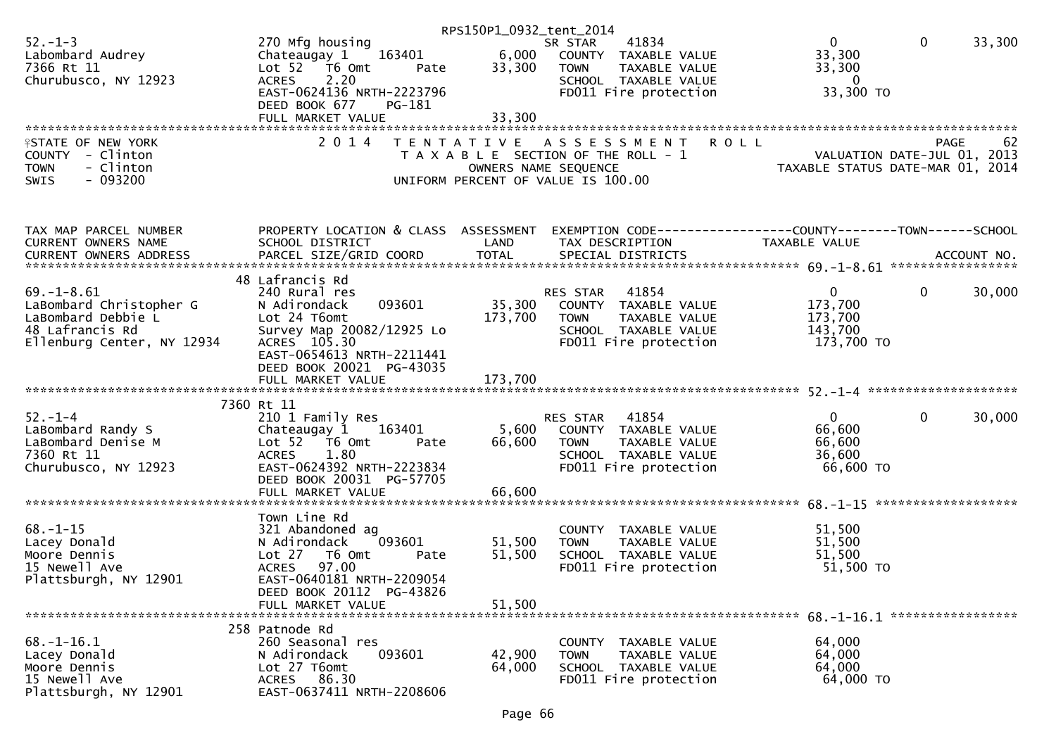RPS150P1_0932_tent_2014

```
52.-1-3                     270 Mfg housing                        SR STAR      41834                 0            0       33,300
Labombard Audrey            Chateaugay 1     163401        6,000   COUNTY  TAXABLE VALUE         33,300
7366 Rt 11                  Lot 52   T6 Omt        Pate   33,300   TOWN    TAXABLE VALUE         33,300
Churubusco, NY 12923        ACRES    2.20                          SCHOOL  TAXABLE VALUE              0
                            EAST-0624136 NRTH-2223796              FD011 Fire protection         33,300 TO
                            DEED BOOK 677    PG-181
                            FULL MARKET VALUE             33,300
```

```
STATE OF NEW YORK              2 0 1 4   T E N T A T I V E   A S S E S S M E N T   R O L L                          PAGE    62
COUNTY  - Clinton                        T A X A B L E  SECTION OF THE ROLL - 1                    VALUATION DATE-JUL 01, 2013
TOWN    - Clinton                               OWNERS NAME SEQUENCE                          TAXABLE STATUS DATE-MAR 01, 2014
SWIS    - 093200                          UNIFORM PERCENT OF VALUE IS 100.00
```

```
TAX MAP PARCEL NUMBER         PROPERTY LOCATION & CLASS  ASSESSMENT  EXEMPTION CODE------------------COUNTY--------TOWN------SCHOOL
CURRENT OWNERS NAME           SCHOOL DISTRICT               LAND      TAX DESCRIPTION               TAXABLE VALUE
CURRENT OWNERS ADDRESS        PARCEL SIZE/GRID COORD        TOTAL     SPECIAL DISTRICTS                                 ACCOUNT NO.
****************************************************************************************** 69.-1-8.61 *****************
                            48 Lafrancis Rd
69.-1-8.61                  240 Rural res                          RES STAR     41854                 0            0       30,000
LaBombard Christopher G     N Adirondack     093601       35,300   COUNTY  TAXABLE VALUE        173,700
LaBombard Debbie L          Lot 24 T6omt                 173,700   TOWN    TAXABLE VALUE        173,700
48 Lafrancis Rd             Survey Map 20082/12925 Lo              SCHOOL  TAXABLE VALUE        143,700
Ellenburg Center, NY 12934  ACRES  105.30                          FD011 Fire protection        173,700 TO
                            EAST-0654613 NRTH-2211441
                            DEED BOOK 20021  PG-43035
                            FULL MARKET VALUE            173,700
****************************************************************************************** 52.-1-4 ********************
                          7360 Rt 11
52.-1-4                     210 1 Family Res                       RES STAR     41854                 0            0       30,000
LaBombard Randy S           Chateaugay 1     163401        5,600   COUNTY  TAXABLE VALUE         66,600
LaBombard Denise M          Lot 52   T6 Omt        Pate   66,600   TOWN    TAXABLE VALUE         66,600
7360 Rt 11                  ACRES    1.80                          SCHOOL  TAXABLE VALUE         36,600
Churubusco, NY 12923        EAST-0624392 NRTH-2223834              FD011 Fire protection         66,600 TO
                            DEED BOOK 20031  PG-57705
                            FULL MARKET VALUE             66,600
****************************************************************************************** 68.-1-15 *******************
                            Town Line Rd
68.-1-15                    321 Abandoned ag                       COUNTY  TAXABLE VALUE         51,500
Lacey Donald                N Adirondack     093601       51,500   TOWN    TAXABLE VALUE         51,500
Moore Dennis                Lot 27   T6 Omt        Pate   51,500   SCHOOL  TAXABLE VALUE         51,500
15 Newell Ave               ACRES   97.00                          FD011 Fire protection         51,500 TO
Plattsburgh, NY 12901       EAST-0640181 NRTH-2209054
                            DEED BOOK 20112  PG-43826
                            FULL MARKET VALUE             51,500
****************************************************************************************** 68.-1-16.1 *****************
                            258 Patnode Rd
68.-1-16.1                  260 Seasonal res                       COUNTY  TAXABLE VALUE         64,000
Lacey Donald                N Adirondack     093601       42,900   TOWN    TAXABLE VALUE         64,000
Moore Dennis                Lot 27 T6omt                  64,000   SCHOOL  TAXABLE VALUE         64,000
15 Newell Ave               ACRES   86.30                          FD011 Fire protection         64,000 TO
Plattsburgh, NY 12901       EAST-0637411 NRTH-2208606
```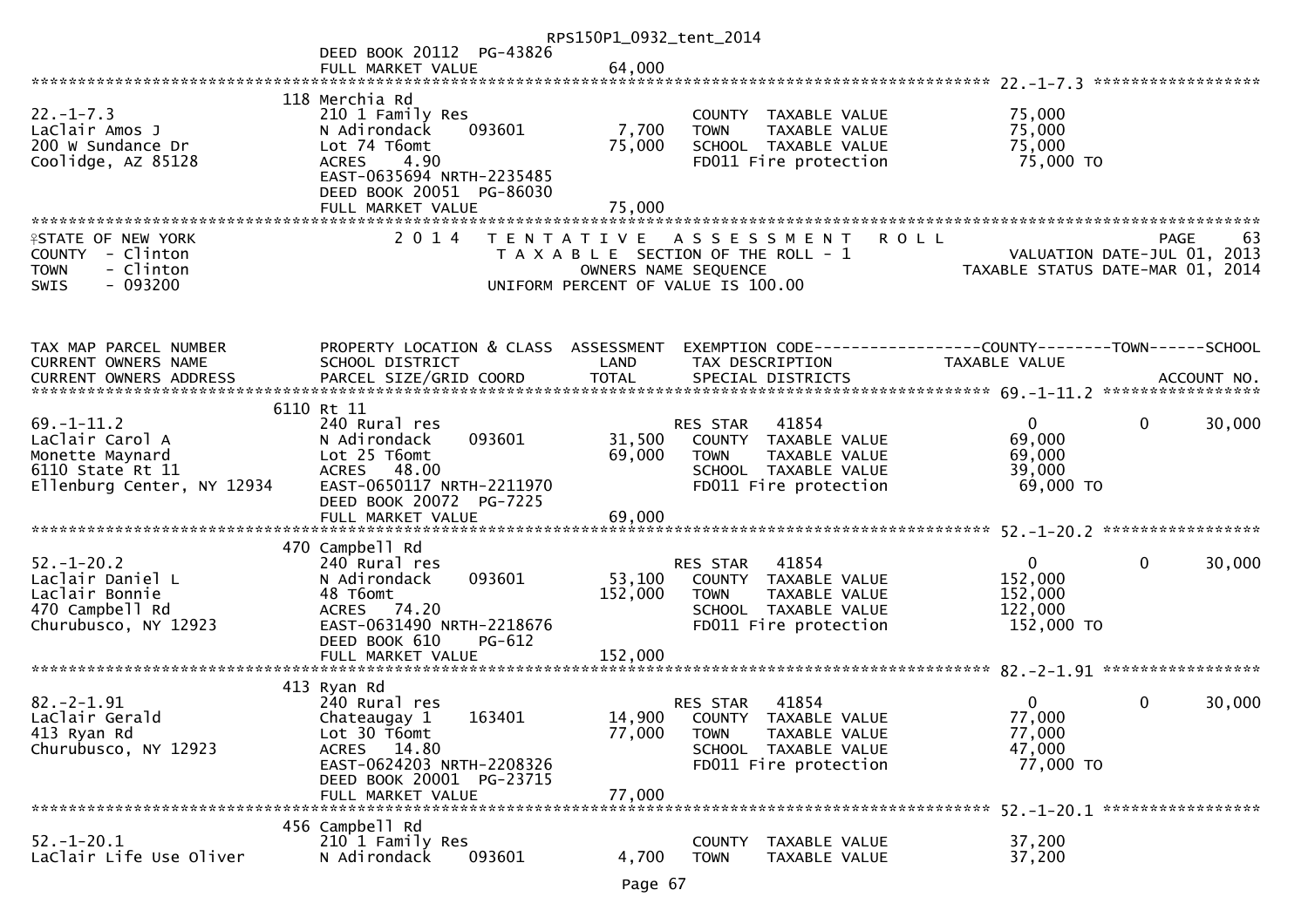DEED BOOK 20112 PG-43826
FULL MARKET VALUE 64,000

******** 22.-1-7.3 ********

| | | | | |
|---|---|---|---|---|
| 22.-1-7.3 | 118 Merchia Rd | | | |
| LaClair Amos J | 210 1 Family Res | | COUNTY TAXABLE VALUE | 75,000 |
| 200 W Sundance Dr | N Adirondack 093601 | 7,700 | TOWN TAXABLE VALUE | 75,000 |
| Coolidge, AZ 85128 | Lot 74 T6omt | 75,000 | SCHOOL TAXABLE VALUE | 75,000 |
| | ACRES 4.90 | | FD011 Fire protection | 75,000 TO |
| | EAST-0635694 NRTH-2235485 | | | |
| | DEED BOOK 20051 PG-86030 | | | |
| | FULL MARKET VALUE | 75,000 | | |

STATE OF NEW YORK — 2014 TENTATIVE ASSESSMENT ROLL — PAGE 63
COUNTY - Clinton — TAXABLE SECTION OF THE ROLL - 1 — VALUATION DATE-JUL 01, 2013
TOWN - Clinton — OWNERS NAME SEQUENCE — TAXABLE STATUS DATE-MAR 01, 2014
SWIS - 093200 — UNIFORM PERCENT OF VALUE IS 100.00

| TAX MAP PARCEL NUMBER / CURRENT OWNERS NAME / CURRENT OWNERS ADDRESS | PROPERTY LOCATION & CLASS / SCHOOL DISTRICT / PARCEL SIZE/GRID COORD | ASSESSMENT LAND / TOTAL | EXEMPTION CODE / TAX DESCRIPTION / SPECIAL DISTRICTS | COUNTY TAXABLE VALUE | TOWN | SCHOOL / ACCOUNT NO. |
|---|---|---|---|---|---|---|
| **69.-1-11.2** | 6110 Rt 11 | | | | | |
| 69.-1-11.2 | 240 Rural res | | RES STAR 41854 | 0 | 0 | 30,000 |
| LaClair Carol A | N Adirondack 093601 | 31,500 | COUNTY TAXABLE VALUE | 69,000 | | |
| Monette Maynard | Lot 25 T6omt | 69,000 | TOWN TAXABLE VALUE | 69,000 | | |
| 6110 State Rt 11 | ACRES 48.00 | | SCHOOL TAXABLE VALUE | 39,000 | | |
| Ellenburg Center, NY 12934 | EAST-0650117 NRTH-2211970 | | FD011 Fire protection | 69,000 TO | | |
| | DEED BOOK 20072 PG-7225 | | | | | |
| | FULL MARKET VALUE | 69,000 | | | | |
| **52.-1-20.2** | 470 Campbell Rd | | | | | |
| 52.-1-20.2 | 240 Rural res | | RES STAR 41854 | 0 | 0 | 30,000 |
| Laclair Daniel L | N Adirondack 093601 | 53,100 | COUNTY TAXABLE VALUE | 152,000 | | |
| Laclair Bonnie | 48 T6omt | 152,000 | TOWN TAXABLE VALUE | 152,000 | | |
| 470 Campbell Rd | ACRES 74.20 | | SCHOOL TAXABLE VALUE | 122,000 | | |
| Churubusco, NY 12923 | EAST-0631490 NRTH-2218676 | | FD011 Fire protection | 152,000 TO | | |
| | DEED BOOK 610 PG-612 | | | | | |
| | FULL MARKET VALUE | 152,000 | | | | |
| **82.-2-1.91** | 413 Ryan Rd | | | | | |
| 82.-2-1.91 | 240 Rural res | | RES STAR 41854 | 0 | 0 | 30,000 |
| LaClair Gerald | Chateaugay 1 163401 | 14,900 | COUNTY TAXABLE VALUE | 77,000 | | |
| 413 Ryan Rd | Lot 30 T6omt | 77,000 | TOWN TAXABLE VALUE | 77,000 | | |
| Churubusco, NY 12923 | ACRES 14.80 | | SCHOOL TAXABLE VALUE | 47,000 | | |
| | EAST-0624203 NRTH-2208326 | | FD011 Fire protection | 77,000 TO | | |
| | DEED BOOK 20001 PG-23715 | | | | | |
| | FULL MARKET VALUE | 77,000 | | | | |
| **52.-1-20.1** | 456 Campbell Rd | | | | | |
| 52.-1-20.1 | 210 1 Family Res | | COUNTY TAXABLE VALUE | 37,200 | | |
| LaClair Life Use Oliver | N Adirondack 093601 | 4,700 | TOWN TAXABLE VALUE | 37,200 | | |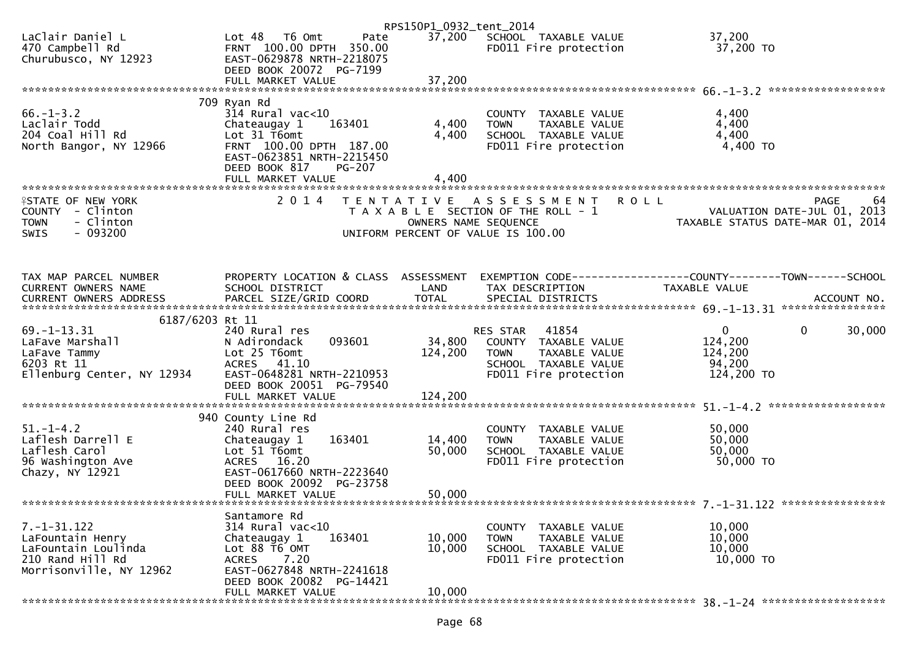LaClair Daniel L | Lot 48 T6 Omt Pate | 37,200 | SCHOOL TAXABLE VALUE | 37,200
470 Campbell Rd | FRNT 100.00 DPTH 350.00 | | FD011 Fire protection | 37,200 TO
Churubusco, NY 12923 | EAST-0629878 NRTH-2218075
DEED BOOK 20072 PG-7199
FULL MARKET VALUE 37,200

```
******************************************************************************************************* 66.-1-3.2 ******************
                              709 Ryan Rd
66.-1-3.2                     314 Rural vac<10                            COUNTY  TAXABLE VALUE              4,400
Laclair Todd                  Chateaugay 1     163401       4,400   TOWN    TAXABLE VALUE              4,400
204 Coal Hill Rd              Lot 31 T6omt                          4,400   SCHOOL  TAXABLE VALUE              4,400
North Bangor, NY 12966        FRNT 100.00 DPTH 187.00                      FD011 Fire protection               4,400 TO
                              EAST-0623851 NRTH-2215450
                              DEED BOOK 817     PG-207
                              FULL MARKET VALUE              4,400
```

STATE OF NEW YORK — 2014 TENTATIVE ASSESSMENT ROLL — PAGE 64
COUNTY - Clinton — TAXABLE SECTION OF THE ROLL - 1 — VALUATION DATE-JUL 01, 2013
TOWN - Clinton — OWNERS NAME SEQUENCE — TAXABLE STATUS DATE-MAR 01, 2014
SWIS - 093200 — UNIFORM PERCENT OF VALUE IS 100.00

| TAX MAP PARCEL NUMBER / CURRENT OWNERS NAME / CURRENT OWNERS ADDRESS | PROPERTY LOCATION & CLASS / SCHOOL DISTRICT / PARCEL SIZE/GRID COORD | ASSESSMENT LAND | TOTAL | EXEMPTION CODE / TAX DESCRIPTION / SPECIAL DISTRICTS | COUNTY TAXABLE VALUE | TOWN | SCHOOL |
|---|---|---|---|---|---|---|---|
| **69.-1-13.31** | 6187/6203 Rt 11 | | | | | | |
| 69.-1-13.31 | 240 Rural res | | | RES STAR 41854 | 0 | 0 | 30,000 |
| LaFave Marshall | N Adirondack 093601 | 34,800 | | COUNTY TAXABLE VALUE | 124,200 | | |
| LaFave Tammy | Lot 25 T6omt | | 124,200 | TOWN TAXABLE VALUE | 124,200 | | |
| 6203 Rt 11 | ACRES 41.10 | | | SCHOOL TAXABLE VALUE | 94,200 | | |
| Ellenburg Center, NY 12934 | EAST-0648281 NRTH-2210953 | | | FD011 Fire protection | 124,200 TO | | |
| | DEED BOOK 20051 PG-79540 | | | | | | |
| | FULL MARKET VALUE | | 124,200 | | | | |
| **51.-1-4.2** | 940 County Line Rd | | | | | | |
| 51.-1-4.2 | 240 Rural res | | | COUNTY TAXABLE VALUE | 50,000 | | |
| Laflesh Darrell E | Chateaugay 1 163401 | 14,400 | | TOWN TAXABLE VALUE | 50,000 | | |
| Laflesh Carol | Lot 51 T6omt | | 50,000 | SCHOOL TAXABLE VALUE | 50,000 | | |
| 96 Washington Ave | ACRES 16.20 | | | FD011 Fire protection | 50,000 TO | | |
| Chazy, NY 12921 | EAST-0617660 NRTH-2223640 | | | | | | |
| | DEED BOOK 20092 PG-23758 | | | | | | |
| | FULL MARKET VALUE | | 50,000 | | | | |
| **7.-1-31.122** | Santamore Rd | | | | | | |
| 7.-1-31.122 | 314 Rural vac<10 | | | COUNTY TAXABLE VALUE | 10,000 | | |
| LaFountain Henry | Chateaugay 1 163401 | 10,000 | | TOWN TAXABLE VALUE | 10,000 | | |
| LaFountain Loulinda | Lot 88 T6 OMT | | 10,000 | SCHOOL TAXABLE VALUE | 10,000 | | |
| 210 Rand Hill Rd | ACRES 7.20 | | | FD011 Fire protection | 10,000 TO | | |
| Morrisonville, NY 12962 | EAST-0627848 NRTH-2241618 | | | | | | |
| | DEED BOOK 20082 PG-14421 | | | | | | |
| | FULL MARKET VALUE | | 10,000 | | | | |

******************************************************************************************************* 38.-1-24 *******************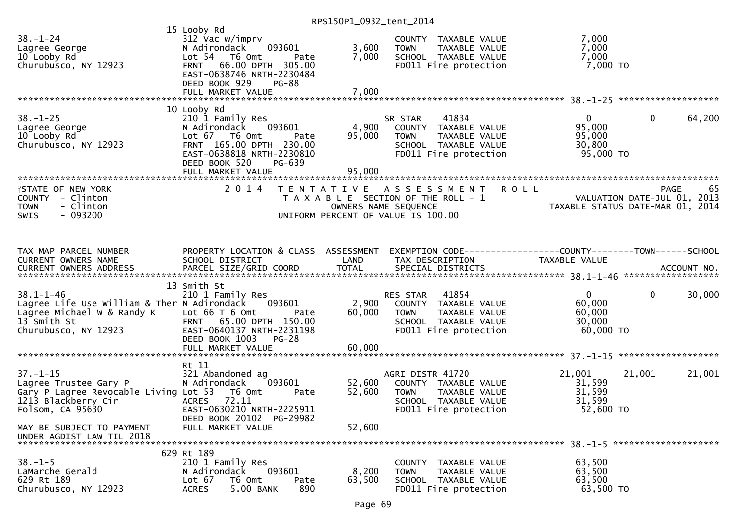```
                                                      RPS150P1_0932_tent_2014
                              15 Looby Rd
38.-1-24                      312 Vac w/imprv                        COUNTY  TAXABLE VALUE             7,000
Lagree George                 N Adirondack    093601        3,600    TOWN    TAXABLE VALUE             7,000
10 Looby Rd                   Lot 54   T6 Omt       Pate    7,000    SCHOOL  TAXABLE VALUE             7,000
Churubusco, NY 12923          FRNT   66.00 DPTH 305.00               FD011 Fire protection              7,000 TO
                              EAST-0638746 NRTH-2230484
                              DEED BOOK 929     PG-88
                              FULL MARKET VALUE             7,000
******************************************************************************************************* 38.-1-25 ******************
                              10 Looby Rd
38.-1-25                      210 1 Family Res                       SR STAR     41834                    0          0       64,200
Lagree George                 N Adirondack    093601        4,900    COUNTY  TAXABLE VALUE            95,000
10 Looby Rd                   Lot 67   T6 Omt       Pate   95,000    TOWN    TAXABLE VALUE            95,000
Churubusco, NY 12923          FRNT 165.00 DPTH 230.00                SCHOOL  TAXABLE VALUE            30,800
                              EAST-0638818 NRTH-2230810              FD011 Fire protection             95,000 TO
                              DEED BOOK 520     PG-639
                              FULL MARKET VALUE            95,000
************************************************************************************************************************************
STATE OF NEW YORK                   2 0 1 4   T E N T A T I V E   A S S E S S M E N T   R O L L                          PAGE    65
COUNTY  - Clinton                              T A X A B L E  SECTION OF THE ROLL - 1                    VALUATION DATE-JUL 01, 2013
TOWN    - Clinton                                   OWNERS NAME SEQUENCE                            TAXABLE STATUS DATE-MAR 01, 2014
SWIS    - 093200                               UNIFORM PERCENT OF VALUE IS 100.00



TAX MAP PARCEL NUMBER          PROPERTY LOCATION & CLASS  ASSESSMENT  EXEMPTION CODE------------------COUNTY--------TOWN------SCHOOL
CURRENT OWNERS NAME            SCHOOL DISTRICT               LAND      TAX DESCRIPTION               TAXABLE VALUE
CURRENT OWNERS ADDRESS         PARCEL SIZE/GRID COORD        TOTAL     SPECIAL DISTRICTS                                    ACCOUNT NO.
******************************************************************************************************* 38.1-1-46 ******************
                              13 Smith St
38.1-1-46                     210 1 Family Res                       RES STAR    41854                    0          0       30,000
Lagree Life Use William & Ther N Adirondack    093601       2,900    COUNTY  TAXABLE VALUE            60,000
Lagree Michael W & Randy K    Lot 66 T 6 Omt        Pate   60,000    TOWN    TAXABLE VALUE            60,000
13 Smith St                   FRNT   65.00 DPTH 150.00               SCHOOL  TAXABLE VALUE            30,000
Churubusco, NY 12923          EAST-0640137 NRTH-2231198              FD011 Fire protection             60,000 TO
                              DEED BOOK 1003    PG-28
                              FULL MARKET VALUE            60,000
******************************************************************************************************* 37.-1-15 ******************
                              Rt 11
37.-1-15                      321 Abandoned ag                       AGRI DISTR 41720                21,001     21,001       21,001
Lagree Trustee Gary P         N Adirondack    093601       52,600    COUNTY  TAXABLE VALUE            31,599
Gary P Lagree Revocable Living Lot 53   T6 Omt      Pate   52,600    TOWN    TAXABLE VALUE            31,599
1213 Blackberry Cir           ACRES   72.11                          SCHOOL  TAXABLE VALUE            31,599
Folsom, CA 95630              EAST-0630210 NRTH-2225911              FD011 Fire protection             52,600 TO
                              DEED BOOK 20102 PG-29982
MAY BE SUBJECT TO PAYMENT     FULL MARKET VALUE            52,600
UNDER AGDIST LAW TIL 2018
******************************************************************************************************* 38.-1-5 *******************
                              629 Rt 189
38.-1-5                       210 1 Family Res                       COUNTY  TAXABLE VALUE            63,500
LaMarche Gerald               N Adirondack    093601        8,200    TOWN    TAXABLE VALUE            63,500
629 Rt 189                    Lot 67   T6 Omt       Pate   63,500    SCHOOL  TAXABLE VALUE            63,500
Churubusco, NY 12923          ACRES    5.00 BANK     890             FD011 Fire protection             63,500 TO
```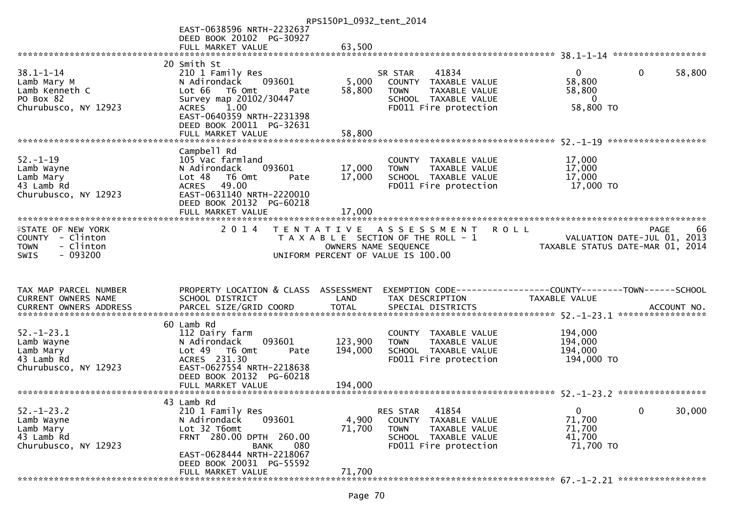RPS150P1_0932_tent_2014

```
                              EAST-0638596 NRTH-2232637
                              DEED BOOK 20102  PG-30927
                              FULL MARKET VALUE              63,500
******************************************************************************************************* 38.1-1-14 ******************
                            20 Smith St
38.1-1-14                   210 1 Family Res                     SR STAR      41834                0          0      58,800
Lamb Mary M                 N Adirondack    093601        5,000   COUNTY  TAXABLE VALUE          58,800
Lamb Kenneth C              Lot 66   T6 Omt        Pate  58,800   TOWN    TAXABLE VALUE          58,800
PO Box 82                   Survey map 20102/30447               SCHOOL  TAXABLE VALUE               0
Churubusco, NY 12923        ACRES    1.00                        FD011 Fire protection           58,800 TO
                            EAST-0640359 NRTH-2231398
                            DEED BOOK 20011  PG-32631
                            FULL MARKET VALUE              58,800
******************************************************************************************************* 52.-1-19 *******************
                            Campbell Rd
52.-1-19                    105 Vac farmland                     COUNTY  TAXABLE VALUE          17,000
Lamb Wayne                  N Adirondack    093601       17,000   TOWN    TAXABLE VALUE          17,000
Lamb Mary                   Lot 48   T6 Omt        Pate  17,000   SCHOOL  TAXABLE VALUE          17,000
43 Lamb Rd                  ACRES   49.00                        FD011 Fire protection           17,000 TO
Churubusco, NY 12923        EAST-0631140 NRTH-2220010
                            DEED BOOK 20132  PG-60218
                            FULL MARKET VALUE              17,000
************************************************************************************************************************************
STATE OF NEW YORK                2014  TENTATIVE ASSESSMENT ROLL                                        PAGE    66
COUNTY  - Clinton                      TAXABLE SECTION OF THE ROLL - 1                       VALUATION DATE-JUL 01, 2013
TOWN    - Clinton                          OWNERS NAME SEQUENCE                         TAXABLE STATUS DATE-MAR 01, 2014
SWIS    - 093200                      UNIFORM PERCENT OF VALUE IS 100.00


TAX MAP PARCEL NUMBER       PROPERTY LOCATION & CLASS  ASSESSMENT  EXEMPTION CODE------------------COUNTY--------TOWN------SCHOOL
CURRENT OWNERS NAME         SCHOOL DISTRICT               LAND      TAX DESCRIPTION              TAXABLE VALUE
CURRENT OWNERS ADDRESS      PARCEL SIZE/GRID COORD        TOTAL     SPECIAL DISTRICTS                                    ACCOUNT NO.
******************************************************************************************************* 52.-1-23.1 *****************
                            60 Lamb Rd
52.-1-23.1                  112 Dairy farm                       COUNTY  TAXABLE VALUE         194,000
Lamb Wayne                  N Adirondack    093601      123,900   TOWN    TAXABLE VALUE         194,000
Lamb Mary                   Lot 49   T6 Omt        Pate 194,000   SCHOOL  TAXABLE VALUE         194,000
43 Lamb Rd                  ACRES  231.30                        FD011 Fire protection          194,000 TO
Churubusco, NY 12923        EAST-0627554 NRTH-2218638
                            DEED BOOK 20132  PG-60218
                            FULL MARKET VALUE             194,000
******************************************************************************************************* 52.-1-23.2 *****************
                            43 Lamb Rd
52.-1-23.2                  210 1 Family Res                     RES STAR     41854                0          0      30,000
Lamb Wayne                  N Adirondack    093601        4,900   COUNTY  TAXABLE VALUE          71,700
Lamb Mary                   Lot 32 T6omt                 71,700   TOWN    TAXABLE VALUE          71,700
43 Lamb Rd                  FRNT  280.00 DPTH  260.00            SCHOOL  TAXABLE VALUE          41,700
Churubusco, NY 12923                        BANK    080          FD011 Fire protection           71,700 TO
                            EAST-0628444 NRTH-2218067
                            DEED BOOK 20031  PG-55592
                            FULL MARKET VALUE              71,700
******************************************************************************************************* 67.-1-2.21 *****************
```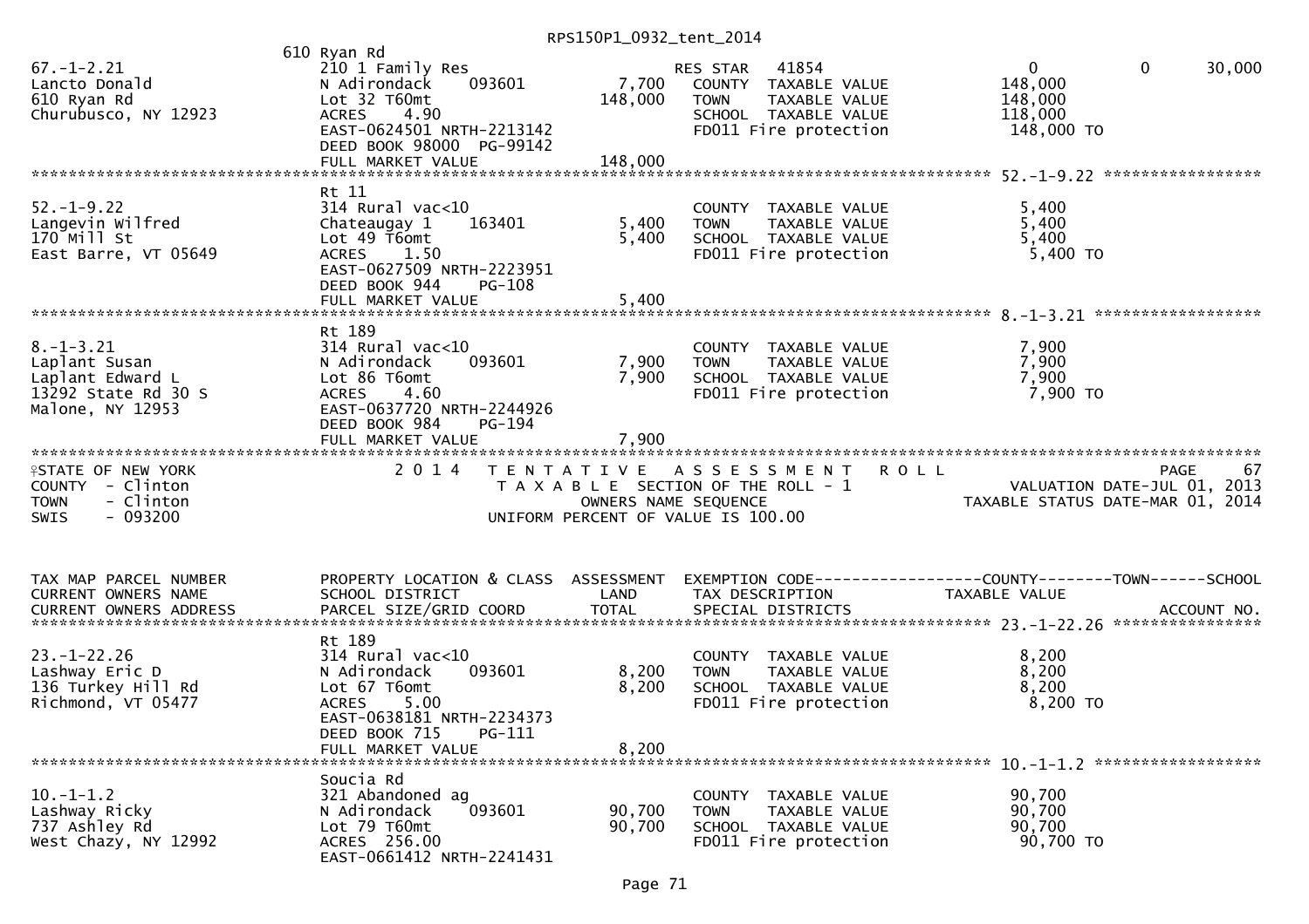610 Ryan Rd

| | | | | |
|---|---|---|---|---|
| 67.-1-2.21 | 210 1 Family Res | | RES STAR 41854 | 0 0 30,000 |
| Lancto Donald | N Adirondack 093601 | 7,700 | COUNTY TAXABLE VALUE | 148,000 |
| 610 Ryan Rd | Lot 32 T60mt | 148,000 | TOWN TAXABLE VALUE | 148,000 |
| Churubusco, NY 12923 | ACRES 4.90 | | SCHOOL TAXABLE VALUE | 118,000 |
| | EAST-0624501 NRTH-2213142 | | FD011 Fire protection | 148,000 TO |
| | DEED BOOK 98000 PG-99142 | | | |
| | FULL MARKET VALUE | 148,000 | | |

************************************************************************************** 52.-1-9.22 *****************

Rt 11

| | | | | |
|---|---|---|---|---|
| 52.-1-9.22 | 314 Rural vac<10 | | COUNTY TAXABLE VALUE | 5,400 |
| Langevin Wilfred | Chateaugay 1 163401 | 5,400 | TOWN TAXABLE VALUE | 5,400 |
| 170 Mill St | Lot 49 T6omt | 5,400 | SCHOOL TAXABLE VALUE | 5,400 |
| East Barre, VT 05649 | ACRES 1.50 | | FD011 Fire protection | 5,400 TO |
| | EAST-0627509 NRTH-2223951 | | | |
| | DEED BOOK 944 PG-108 | | | |
| | FULL MARKET VALUE | 5,400 | | |

************************************************************************************** 8.-1-3.21 ******************

Rt 189

| | | | | |
|---|---|---|---|---|
| 8.-1-3.21 | 314 Rural vac<10 | | COUNTY TAXABLE VALUE | 7,900 |
| Laplant Susan | N Adirondack 093601 | 7,900 | TOWN TAXABLE VALUE | 7,900 |
| Laplant Edward L | Lot 86 T6omt | 7,900 | SCHOOL TAXABLE VALUE | 7,900 |
| 13292 State Rd 30 S | ACRES 4.60 | | FD011 Fire protection | 7,900 TO |
| Malone, NY 12953 | EAST-0637720 NRTH-2244926 | | | |
| | DEED BOOK 984 PG-194 | | | |
| | FULL MARKET VALUE | 7,900 | | |

STATE OF NEW YORK — COUNTY - Clinton — TOWN - Clinton — SWIS - 093200

2014 TENTATIVE ASSESSMENT ROLL — TAXABLE SECTION OF THE ROLL - 1 — OWNERS NAME SEQUENCE — UNIFORM PERCENT OF VALUE IS 100.00

PAGE 67 — VALUATION DATE-JUL 01, 2013 — TAXABLE STATUS DATE-MAR 01, 2014

| TAX MAP PARCEL NUMBER / CURRENT OWNERS NAME / CURRENT OWNERS ADDRESS | PROPERTY LOCATION & CLASS / SCHOOL DISTRICT / PARCEL SIZE/GRID COORD | ASSESSMENT LAND / TOTAL | EXEMPTION CODE / TAX DESCRIPTION / SPECIAL DISTRICTS | COUNTY--------TOWN------SCHOOL / TAXABLE VALUE / ACCOUNT NO. |
|---|---|---|---|---|

************************************************************************************** 23.-1-22.26 ****************

Rt 189

| | | | | |
|---|---|---|---|---|
| 23.-1-22.26 | 314 Rural vac<10 | | COUNTY TAXABLE VALUE | 8,200 |
| Lashway Eric D | N Adirondack 093601 | 8,200 | TOWN TAXABLE VALUE | 8,200 |
| 136 Turkey Hill Rd | Lot 67 T6omt | 8,200 | SCHOOL TAXABLE VALUE | 8,200 |
| Richmond, VT 05477 | ACRES 5.00 | | FD011 Fire protection | 8,200 TO |
| | EAST-0638181 NRTH-2234373 | | | |
| | DEED BOOK 715 PG-111 | | | |
| | FULL MARKET VALUE | 8,200 | | |

************************************************************************************** 10.-1-1.2 ******************

Soucia Rd

| | | | | |
|---|---|---|---|---|
| 10.-1-1.2 | 321 Abandoned ag | | COUNTY TAXABLE VALUE | 90,700 |
| Lashway Ricky | N Adirondack 093601 | 90,700 | TOWN TAXABLE VALUE | 90,700 |
| 737 Ashley Rd | Lot 79 T60mt | 90,700 | SCHOOL TAXABLE VALUE | 90,700 |
| West Chazy, NY 12992 | ACRES 256.00 | | FD011 Fire protection | 90,700 TO |
| | EAST-0661412 NRTH-2241431 | | | |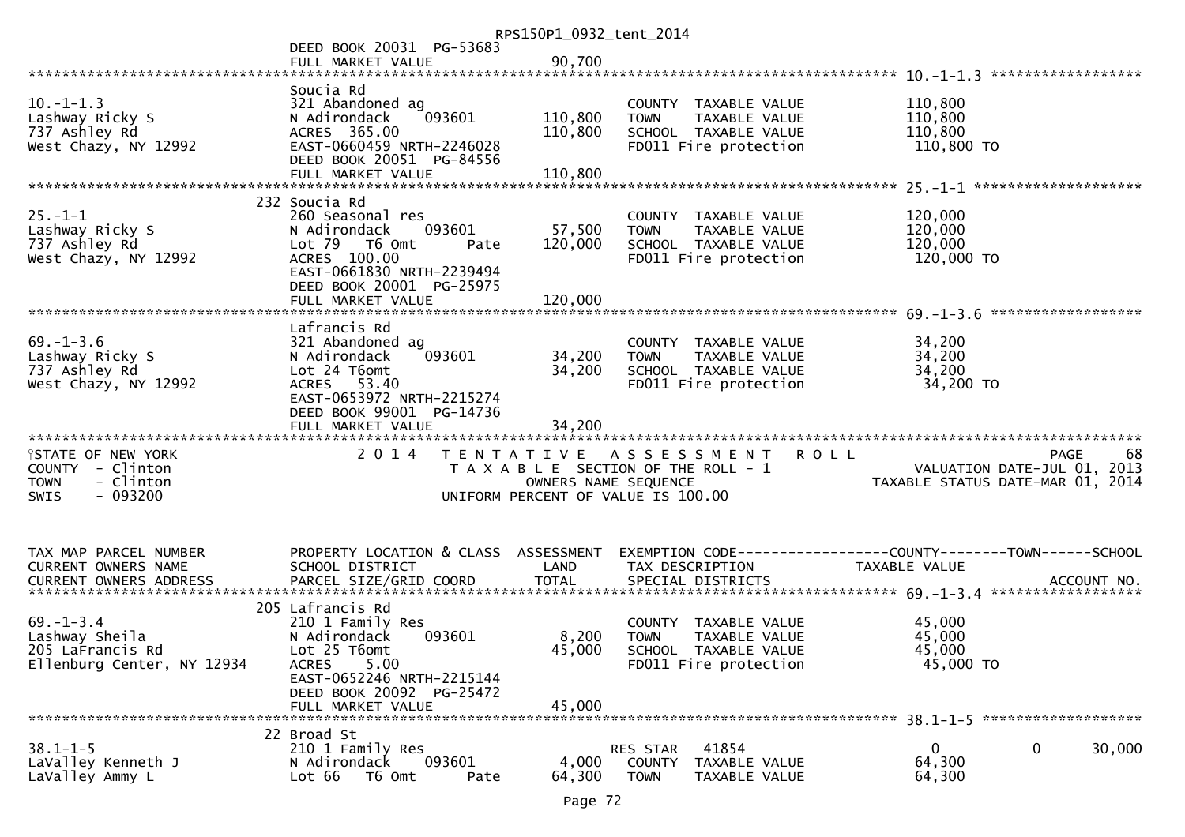```
                                                      RPS150P1_0932_tent_2014
                              DEED BOOK 20031  PG-53683
                              FULL MARKET VALUE              90,700
******************************************************************************************************* 10.-1-1.3 ******************
                              Soucia Rd
10.-1-1.3                     321 Abandoned ag                         COUNTY  TAXABLE VALUE           110,800
Lashway Ricky S               N Adirondack     093601      110,800     TOWN    TAXABLE VALUE           110,800
737 Ashley Rd                 ACRES  365.00                110,800     SCHOOL  TAXABLE VALUE           110,800
West Chazy, NY 12992          EAST-0660459 NRTH-2246028                FD011 Fire protection            110,800 TO
                              DEED BOOK 20051  PG-84556
                              FULL MARKET VALUE            110,800
******************************************************************************************************* 25.-1-1 ********************
                          232 Soucia Rd
25.-1-1                       260 Seasonal res                         COUNTY  TAXABLE VALUE           120,000
Lashway Ricky S               N Adirondack     093601       57,500     TOWN    TAXABLE VALUE           120,000
737 Ashley Rd                 Lot 79   T6 Omt        Pate  120,000     SCHOOL  TAXABLE VALUE           120,000
West Chazy, NY 12992          ACRES  100.00                            FD011 Fire protection            120,000 TO
                              EAST-0661830 NRTH-2239494
                              DEED BOOK 20001  PG-25975
                              FULL MARKET VALUE            120,000
******************************************************************************************************* 69.-1-3.6 ******************
                              Lafrancis Rd
69.-1-3.6                     321 Abandoned ag                         COUNTY  TAXABLE VALUE            34,200
Lashway Ricky S               N Adirondack     093601       34,200     TOWN    TAXABLE VALUE            34,200
737 Ashley Rd                 Lot 24 T6omt                  34,200     SCHOOL  TAXABLE VALUE            34,200
West Chazy, NY 12992          ACRES   53.40                            FD011 Fire protection             34,200 TO
                              EAST-0653972 NRTH-2215274
                              DEED BOOK 99001  PG-14736
                              FULL MARKET VALUE             34,200
************************************************************************************************************************************
STATE OF NEW YORK                  2 0 1 4   T E N T A T I V E   A S S E S S M E N T   R O L L                           PAGE     68
COUNTY  - Clinton                            T A X A B L E  SECTION OF THE ROLL - 1                    VALUATION DATE-JUL 01, 2013
TOWN    - Clinton                                  OWNERS NAME SEQUENCE                           TAXABLE STATUS DATE-MAR 01, 2014
SWIS    - 093200                           UNIFORM PERCENT OF VALUE IS 100.00


TAX MAP PARCEL NUMBER          PROPERTY LOCATION & CLASS  ASSESSMENT  EXEMPTION CODE------------------COUNTY--------TOWN------SCHOOL
CURRENT OWNERS NAME            SCHOOL DISTRICT               LAND      TAX DESCRIPTION            TAXABLE VALUE
CURRENT OWNERS ADDRESS         PARCEL SIZE/GRID COORD        TOTAL     SPECIAL DISTRICTS                                    ACCOUNT NO.
******************************************************************************************************* 69.-1-3.4 ******************
                          205 Lafrancis Rd
69.-1-3.4                     210 1 Family Res                         COUNTY  TAXABLE VALUE            45,000
Lashway Sheila                N Adirondack     093601        8,200     TOWN    TAXABLE VALUE            45,000
205 LaFrancis Rd              Lot 25 T6omt                  45,000     SCHOOL  TAXABLE VALUE            45,000
Ellenburg Center, NY 12934    ACRES    5.00                            FD011 Fire protection             45,000 TO
                              EAST-0652246 NRTH-2215144
                              DEED BOOK 20092  PG-25472
                              FULL MARKET VALUE             45,000
******************************************************************************************************* 38.1-1-5 *******************
                          22 Broad St
38.1-1-5                      210 1 Family Res                         RES STAR    41854                 0            0       30,000
LaValley Kenneth J            N Adirondack     093601        4,000     COUNTY  TAXABLE VALUE            64,300
LaValley Ammy L               Lot 66   T6 Omt        Pate   64,300     TOWN    TAXABLE VALUE            64,300
```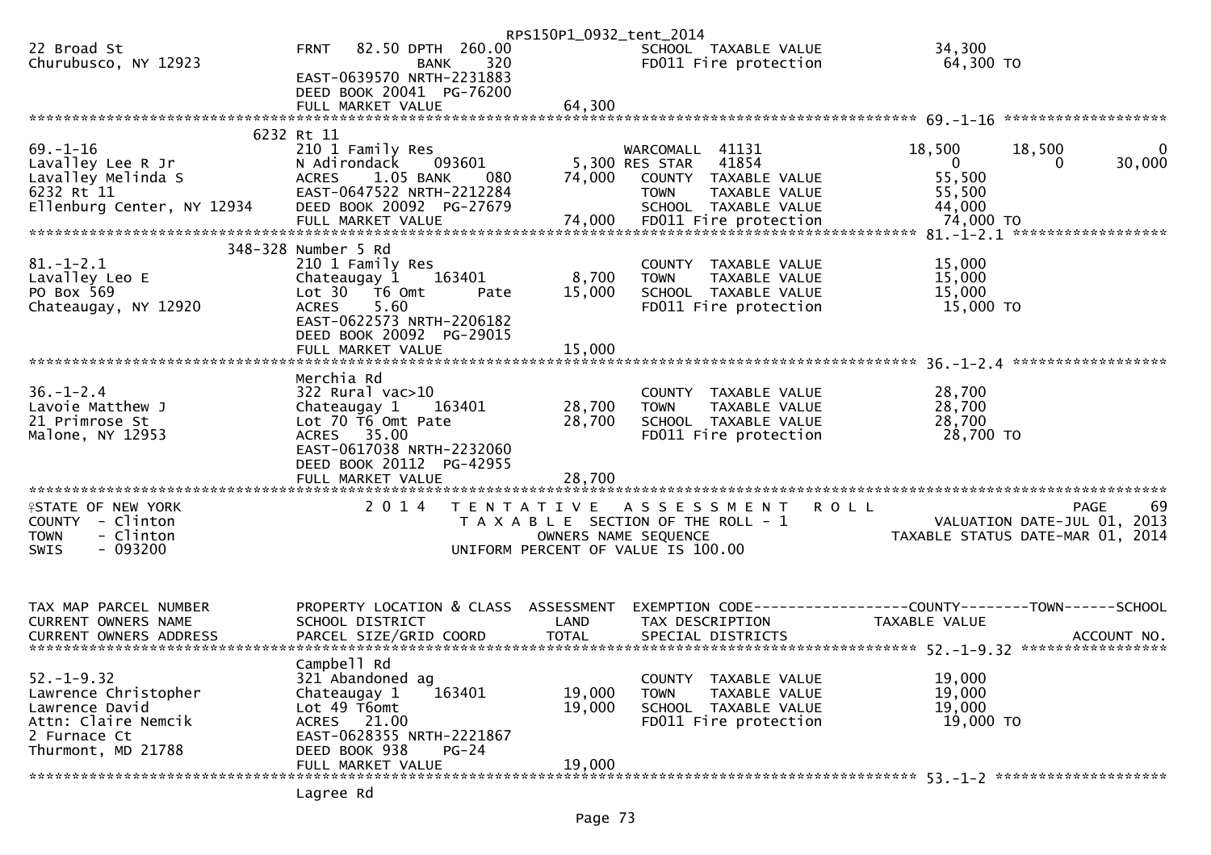```
                                                   RPS150P1_0932_tent_2014
22 Broad St                     FRNT   82.50 DPTH  260.00              SCHOOL  TAXABLE VALUE              34,300
Churubusco, NY 12923                          BANK     320              FD011 Fire protection              64,300 TO
                                EAST-0639570 NRTH-2231883
                                DEED BOOK 20041  PG-76200
                                FULL MARKET VALUE              64,300
******************************************************************************************************* 69.-1-16 ******************
                        6232 Rt 11
69.-1-16                        210 1 Family Res                        WARCOMALL  41131             18,500        18,500             0
Lavalley Lee R Jr               N Adirondack     093601          5,300 RES STAR    41854                  0             0        30,000
Lavalley Melinda S              ACRES    1.05 BANK     080      74,000   COUNTY  TAXABLE VALUE              55,500
6232 Rt 11                      EAST-0647522 NRTH-2212284                TOWN    TAXABLE VALUE              55,500
Ellenburg Center, NY 12934      DEED BOOK 20092  PG-27679                SCHOOL  TAXABLE VALUE              44,000
                                FULL MARKET VALUE              74,000    FD011 Fire protection              74,000 TO
******************************************************************************************************* 81.-1-2.1 *****************
                        348-328 Number 5 Rd
81.-1-2.1                       210 1 Family Res                         COUNTY  TAXABLE VALUE              15,000
Lavalley Leo E                  Chateaugay 1     163401          8,700   TOWN    TAXABLE VALUE              15,000
PO Box 569                      Lot 30   T6 Omt       Pate      15,000   SCHOOL  TAXABLE VALUE              15,000
Chateaugay, NY 12920            ACRES    5.60                            FD011 Fire protection              15,000 TO
                                EAST-0622573 NRTH-2206182
                                DEED BOOK 20092  PG-29015
                                FULL MARKET VALUE              15,000
******************************************************************************************************* 36.-1-2.4 *****************
                                Merchia Rd
36.-1-2.4                       322 Rural vac>10                         COUNTY  TAXABLE VALUE              28,700
Lavoie Matthew J                Chateaugay 1     163401         28,700   TOWN    TAXABLE VALUE              28,700
21 Primrose St                  Lot 70 T6 Omt Pate              28,700   SCHOOL  TAXABLE VALUE              28,700
Malone, NY 12953                ACRES   35.00                            FD011 Fire protection              28,700 TO
                                EAST-0617038 NRTH-2232060
                                DEED BOOK 20112  PG-42955
                                FULL MARKET VALUE              28,700
************************************************************************************************************************************
STATE OF NEW YORK                  2 0 1 4   T E N T A T I V E   A S S E S S M E N T   R O L L                            PAGE      69
COUNTY  - Clinton                              T A X A B L E  SECTION OF THE ROLL - 1                  VALUATION DATE-JUL 01, 2013
TOWN    - Clinton                                  OWNERS NAME SEQUENCE                          TAXABLE STATUS DATE-MAR 01, 2014
SWIS    - 093200                            UNIFORM PERCENT OF VALUE IS 100.00


TAX MAP PARCEL NUMBER           PROPERTY LOCATION & CLASS  ASSESSMENT  EXEMPTION CODE------------------COUNTY--------TOWN------SCHOOL
CURRENT OWNERS NAME             SCHOOL DISTRICT               LAND      TAX DESCRIPTION             TAXABLE VALUE
CURRENT OWNERS ADDRESS          PARCEL SIZE/GRID COORD        TOTAL     SPECIAL DISTRICTS                                  ACCOUNT NO.
******************************************************************************************************* 52.-1-9.32 ****************
                                Campbell Rd
52.-1-9.32                      321 Abandoned ag                         COUNTY  TAXABLE VALUE              19,000
Lawrence Christopher            Chateaugay 1     163401         19,000   TOWN    TAXABLE VALUE              19,000
Lawrence David                  Lot 49 T6omt                    19,000   SCHOOL  TAXABLE VALUE              19,000
Attn: Claire Nemcik             ACRES   21.00                            FD011 Fire protection              19,000 TO
2 Furnace Ct                    EAST-0628355 NRTH-2221867
Thurmont, MD 21788              DEED BOOK 938     PG-24
                                FULL MARKET VALUE              19,000
******************************************************************************************************* 53.-1-2 *******************
                                Lagree Rd
```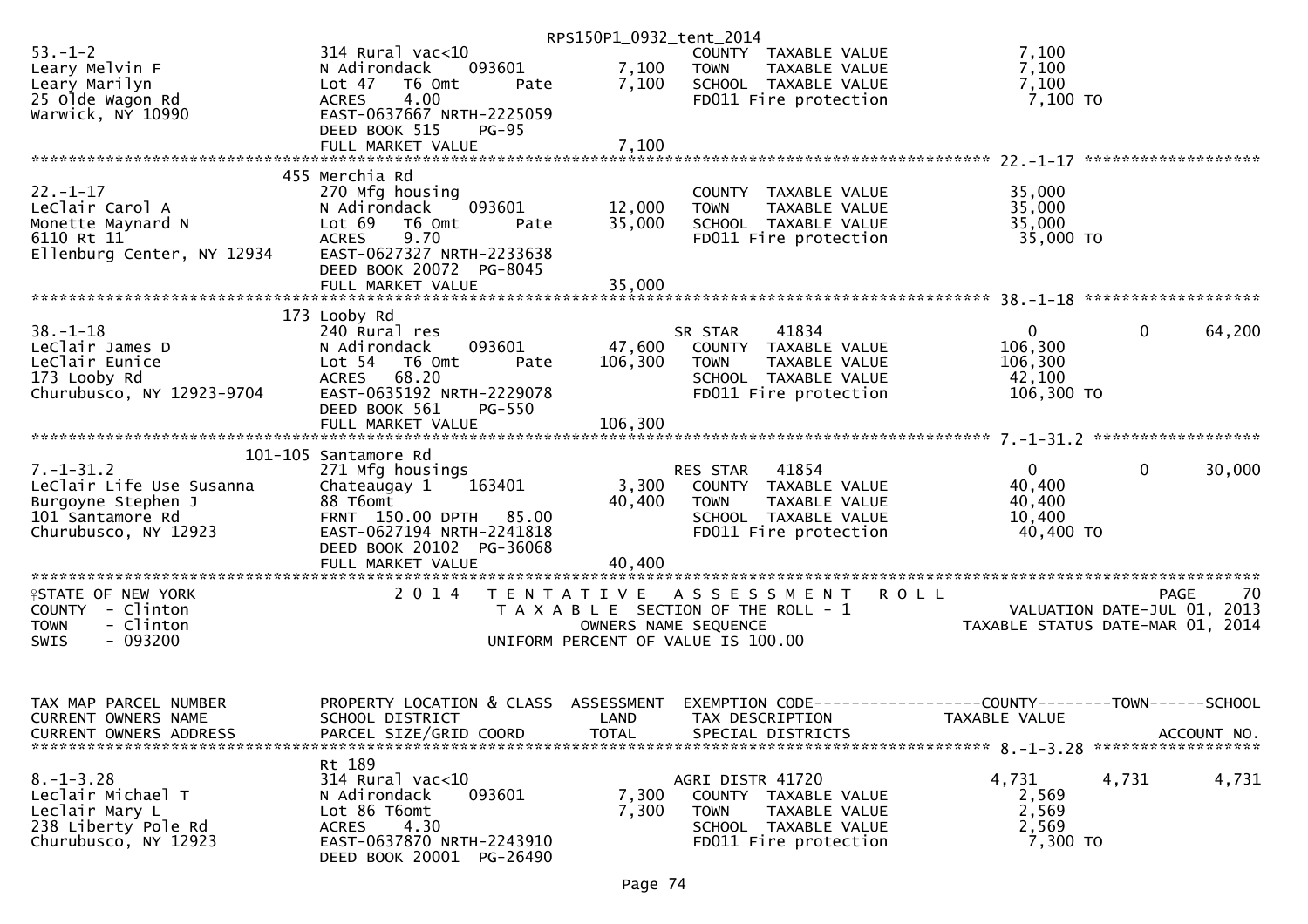RPS150P1_0932_tent_2014

```
53.-1-2                        314 Rural vac<10                          COUNTY  TAXABLE VALUE              7,100
Leary Melvin F                 N Adirondack     093601        7,100     TOWN    TAXABLE VALUE              7,100
Leary Marilyn                  Lot 47   T6 Omt      Pate       7,100     SCHOOL  TAXABLE VALUE              7,100
25 Olde Wagon Rd               ACRES    4.00                             FD011 Fire protection              7,100 TO
Warwick, NY 10990              EAST-0637667 NRTH-2225059
                               DEED BOOK 515    PG-95
                               FULL MARKET VALUE              7,100
******************************************************************************************************* 22.-1-17 ******************
                               455 Merchia Rd
22.-1-17                       270 Mfg housing                           COUNTY  TAXABLE VALUE             35,000
LeClair Carol A                N Adirondack     093601       12,000     TOWN    TAXABLE VALUE             35,000
Monette Maynard N              Lot 69   T6 Omt      Pate      35,000     SCHOOL  TAXABLE VALUE             35,000
6110 Rt 11                     ACRES    9.70                             FD011 Fire protection             35,000 TO
Ellenburg Center, NY 12934     EAST-0627327 NRTH-2233638
                               DEED BOOK 20072  PG-8045
                               FULL MARKET VALUE             35,000
******************************************************************************************************* 38.-1-18 ******************
                               173 Looby Rd
38.-1-18                       240 Rural res                             SR STAR      41834                  0            0      64,200
LeClair James D                N Adirondack     093601       47,600     COUNTY  TAXABLE VALUE            106,300
LeClair Eunice                 Lot 54   T6 Omt      Pate     106,300     TOWN    TAXABLE VALUE            106,300
173 Looby Rd                   ACRES   68.20                             SCHOOL  TAXABLE VALUE             42,100
Churubusco, NY 12923-9704      EAST-0635192 NRTH-2229078                FD011 Fire protection            106,300 TO
                               DEED BOOK 561    PG-550
                               FULL MARKET VALUE            106,300
******************************************************************************************************* 7.-1-31.2 *****************
                               101-105 Santamore Rd
7.-1-31.2                      271 Mfg housings                          RES STAR     41854                  0            0      30,000
LeClair Life Use Susanna       Chateaugay 1     163401        3,300     COUNTY  TAXABLE VALUE             40,400
Burgoyne Stephen J             88 T6omt                      40,400     TOWN    TAXABLE VALUE             40,400
101 Santamore Rd               FRNT 150.00 DPTH  85.00                  SCHOOL  TAXABLE VALUE             10,400
Churubusco, NY 12923           EAST-0627194 NRTH-2241818                FD011 Fire protection             40,400 TO
                               DEED BOOK 20102  PG-36068
                               FULL MARKET VALUE             40,400
************************************************************************************************************************************
STATE OF NEW YORK                  2 0 1 4   T E N T A T I V E   A S S E S S M E N T   R O L L                            PAGE    70
COUNTY  - Clinton                          T A X A B L E  SECTION OF THE ROLL - 1                   VALUATION DATE-JUL 01, 2013
TOWN    - Clinton                                 OWNERS NAME SEQUENCE                          TAXABLE STATUS DATE-MAR 01, 2014
SWIS    - 093200                           UNIFORM PERCENT OF VALUE IS 100.00


TAX MAP PARCEL NUMBER          PROPERTY LOCATION & CLASS  ASSESSMENT  EXEMPTION CODE------------------COUNTY--------TOWN------SCHOOL
CURRENT OWNERS NAME            SCHOOL DISTRICT               LAND      TAX DESCRIPTION              TAXABLE VALUE
CURRENT OWNERS ADDRESS         PARCEL SIZE/GRID COORD        TOTAL     SPECIAL DISTRICTS                                 ACCOUNT NO.
******************************************************************************************************* 8.-1-3.28 *****************
                               Rt 189
8.-1-3.28                      314 Rural vac<10                          AGRI DISTR 41720               4,731        4,731        4,731
Leclair Michael T              N Adirondack     093601        7,300     COUNTY  TAXABLE VALUE              2,569
Leclair Mary L                 Lot 86 T6omt                   7,300     TOWN    TAXABLE VALUE              2,569
238 Liberty Pole Rd            ACRES    4.30                             SCHOOL  TAXABLE VALUE              2,569
Churubusco, NY 12923           EAST-0637870 NRTH-2243910                FD011 Fire protection              7,300 TO
                               DEED BOOK 20001  PG-26490
```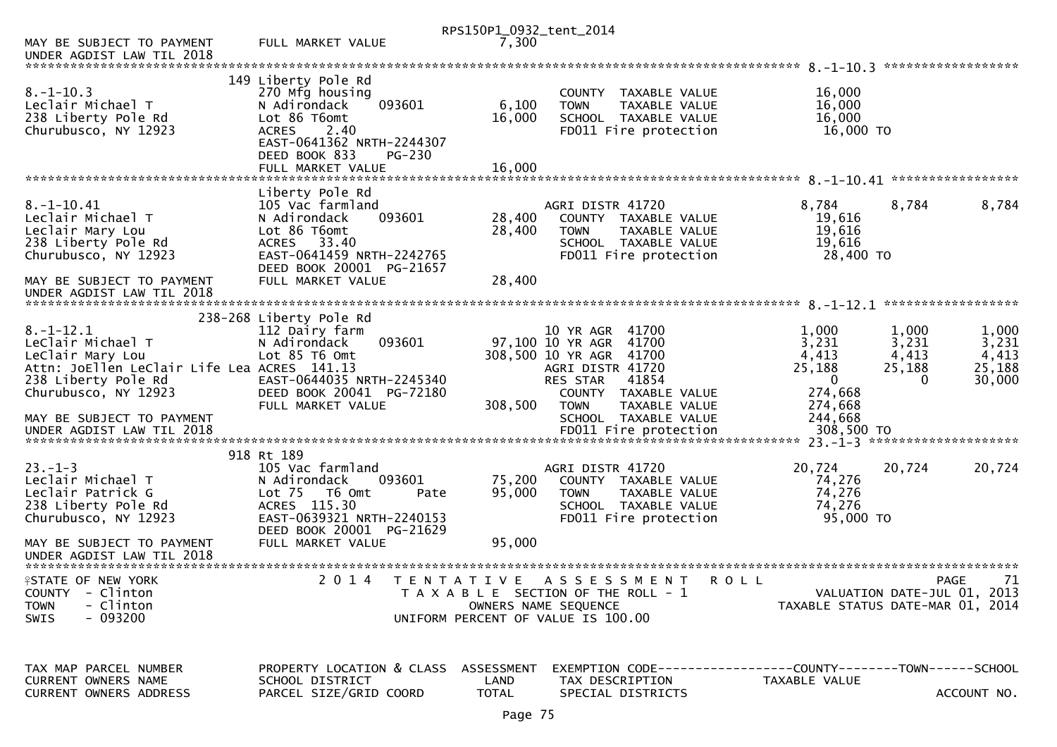```
                                                    RPS150P1_0932_tent_2014
MAY BE SUBJECT TO PAYMENT      FULL MARKET VALUE               7,300
UNDER AGDIST LAW TIL 2018
******************************************************************************************************* 8.-1-10.3 ******************
                               149 Liberty Pole Rd
8.-1-10.3                      270 Mfg housing                        COUNTY  TAXABLE VALUE             16,000
Leclair Michael T              N Adirondack      093601       6,100   TOWN    TAXABLE VALUE             16,000
238 Liberty Pole Rd            Lot 86 T6omt                  16,000   SCHOOL  TAXABLE VALUE             16,000
Churubusco, NY 12923           ACRES    2.40                          FD011 Fire protection              16,000 TO
                               EAST-0641362 NRTH-2244307
                               DEED BOOK 833      PG-230
                               FULL MARKET VALUE             16,000
******************************************************************************************************* 8.-1-10.41 *****************
                               Liberty Pole Rd
8.-1-10.41                     105 Vac farmland                       AGRI DISTR 41720                 8,784       8,784       8,784
Leclair Michael T              N Adirondack      093601      28,400   COUNTY  TAXABLE VALUE             19,616
Leclair Mary Lou               Lot 86 T6omt                  28,400   TOWN    TAXABLE VALUE             19,616
238 Liberty Pole Rd            ACRES   33.40                          SCHOOL  TAXABLE VALUE             19,616
Churubusco, NY 12923           EAST-0641459 NRTH-2242765              FD011 Fire protection              28,400 TO
                               DEED BOOK 20001  PG-21657
MAY BE SUBJECT TO PAYMENT      FULL MARKET VALUE             28,400
UNDER AGDIST LAW TIL 2018
******************************************************************************************************* 8.-1-12.1 ******************
                               238-268 Liberty Pole Rd
8.-1-12.1                      112 Dairy farm                         10 YR AGR  41700                 1,000       1,000       1,000
LeClair Michael T              N Adirondack      093601      97,100 10 YR AGR  41700                   3,231       3,231       3,231
LeClair Mary Lou               Lot 85 T6 Omt                308,500 10 YR AGR  41700                   4,413       4,413       4,413
Attn: JoEllen LeClair Life Lea ACRES  141.13                          AGRI DISTR 41720                25,188      25,188      25,188
238 Liberty Pole Rd            EAST-0644035 NRTH-2245340              RES STAR    41854                    0           0      30,000
Churubusco, NY 12923           DEED BOOK 20041  PG-72180              COUNTY  TAXABLE VALUE            274,668
                               FULL MARKET VALUE            308,500   TOWN    TAXABLE VALUE            274,668
MAY BE SUBJECT TO PAYMENT                                             SCHOOL  TAXABLE VALUE            244,668
UNDER AGDIST LAW TIL 2018                                             FD011 Fire protection             308,500 TO
******************************************************************************************************* 23.-1-3 ********************
                               918 Rt 189
23.-1-3                        105 Vac farmland                       AGRI DISTR 41720                20,724      20,724      20,724
Leclair Michael T              N Adirondack      093601      75,200   COUNTY  TAXABLE VALUE             74,276
Leclair Patrick G              Lot 75   T6 Omt        Pate   95,000   TOWN    TAXABLE VALUE             74,276
238 Liberty Pole Rd            ACRES  115.30                          SCHOOL  TAXABLE VALUE             74,276
Churubusco, NY 12923           EAST-0639321 NRTH-2240153              FD011 Fire protection              95,000 TO
                               DEED BOOK 20001  PG-21629
MAY BE SUBJECT TO PAYMENT      FULL MARKET VALUE             95,000
UNDER AGDIST LAW TIL 2018
************************************************************************************************************************************
STATE OF NEW YORK                    2 0 1 4   T E N T A T I V E   A S S E S S M E N T   R O L L                         PAGE    71
COUNTY  - Clinton                              T A X A B L E  SECTION OF THE ROLL - 1                  VALUATION DATE-JUL 01, 2013
TOWN    - Clinton                                   OWNERS NAME SEQUENCE                          TAXABLE STATUS DATE-MAR 01, 2014
SWIS    - 093200                               UNIFORM PERCENT OF VALUE IS 100.00


TAX MAP PARCEL NUMBER          PROPERTY LOCATION & CLASS  ASSESSMENT  EXEMPTION CODE------------------COUNTY--------TOWN------SCHOOL
CURRENT OWNERS NAME            SCHOOL DISTRICT               LAND     TAX DESCRIPTION                 TAXABLE VALUE
CURRENT OWNERS ADDRESS         PARCEL SIZE/GRID COORD        TOTAL    SPECIAL DISTRICTS                                   ACCOUNT NO.
```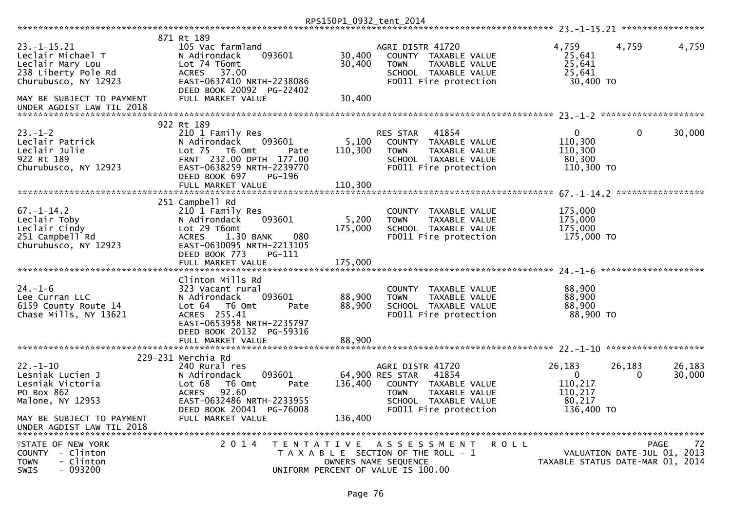```
********************************************************************************************************* 23.-1-15.21 *****************
                          871 Rt 189
23.-1-15.21               105 Vac farmland                     AGRI DISTR 41720                4,759       4,759        4,759
Leclair Michael T         N Adirondack      093601     30,400   COUNTY  TAXABLE VALUE           25,641
Leclair Mary Lou          Lot 74 T6omt                 30,400   TOWN    TAXABLE VALUE           25,641
238 Liberty Pole Rd       ACRES   37.00                         SCHOOL  TAXABLE VALUE           25,641
Churubusco, NY 12923      EAST-0637410 NRTH-2238086             FD011 Fire protection            30,400 TO
                          DEED BOOK 20092  PG-22402
MAY BE SUBJECT TO PAYMENT FULL MARKET VALUE            30,400
UNDER AGDIST LAW TIL 2018
********************************************************************************************************* 23.-1-2 ********************
                          922 Rt 189
23.-1-2                   210 1 Family Res                     RES STAR   41854                    0           0       30,000
Leclair Patrick           N Adirondack      093601      5,100   COUNTY  TAXABLE VALUE          110,300
Leclair Julie             Lot 75   T6 Omt       Pate  110,300   TOWN    TAXABLE VALUE          110,300
922 Rt 189                FRNT 232.00 DPTH 177.00               SCHOOL  TAXABLE VALUE           80,300
Churubusco, NY 12923      EAST-0638259 NRTH-2239770             FD011 Fire protection           110,300 TO
                          DEED BOOK 697     PG-196
                          FULL MARKET VALUE           110,300
********************************************************************************************************* 67.-1-14.2 *****************
                          251 Campbell Rd
67.-1-14.2                210 1 Family Res                      COUNTY  TAXABLE VALUE          175,000
Leclair Toby              N Adirondack      093601      5,200   TOWN    TAXABLE VALUE          175,000
Leclair Cindy             Lot 29 T6omt                175,000   SCHOOL  TAXABLE VALUE          175,000
251 Campbell Rd           ACRES    1.30 BANK    080             FD011 Fire protection           175,000 TO
Churubusco, NY 12923      EAST-0630095 NRTH-2213105
                          DEED BOOK 773     PG-111
                          FULL MARKET VALUE           175,000
********************************************************************************************************* 24.-1-6 ********************
                          Clinton Mills Rd
24.-1-6                   323 Vacant rural                      COUNTY  TAXABLE VALUE           88,900
Lee Curran LLC            N Adirondack      093601     88,900   TOWN    TAXABLE VALUE           88,900
6159 County Route 14      Lot 64   T6 Omt       Pate   88,900   SCHOOL  TAXABLE VALUE           88,900
Chase Mills, NY 13621     ACRES  255.41                         FD011 Fire protection            88,900 TO
                          EAST-0653958 NRTH-2235797
                          DEED BOOK 20132  PG-59316
                          FULL MARKET VALUE            88,900
********************************************************************************************************* 22.-1-10 *******************
                          229-231 Merchia Rd
22.-1-10                  240 Rural res                        AGRI DISTR 41720               26,183      26,183       26,183
Lesniak Lucien J          N Adirondack      093601     64,900 RES STAR   41854                    0           0       30,000
Lesniak Victoria          Lot 68   T6 Omt       Pate  136,400   COUNTY  TAXABLE VALUE          110,217
PO Box 862                ACRES   92.60                         TOWN    TAXABLE VALUE          110,217
Malone, NY 12953          EAST-0632486 NRTH-2233955             SCHOOL  TAXABLE VALUE           80,217
                          DEED BOOK 20041  PG-76008             FD011 Fire protection           136,400 TO
MAY BE SUBJECT TO PAYMENT FULL MARKET VALUE           136,400
UNDER AGDIST LAW TIL 2018
*******************************************************************************************************************************************
STATE OF NEW YORK                2 0 1 4   T E N T A T I V E   A S S E S S M E N T   R O L L                              PAGE    72
COUNTY  - Clinton                            T A X A B L E  SECTION OF THE ROLL - 1                   VALUATION DATE-JUL 01, 2013
TOWN    - Clinton                                   OWNERS NAME SEQUENCE                          TAXABLE STATUS DATE-MAR 01, 2014
SWIS    - 093200                            UNIFORM PERCENT OF VALUE IS 100.00
```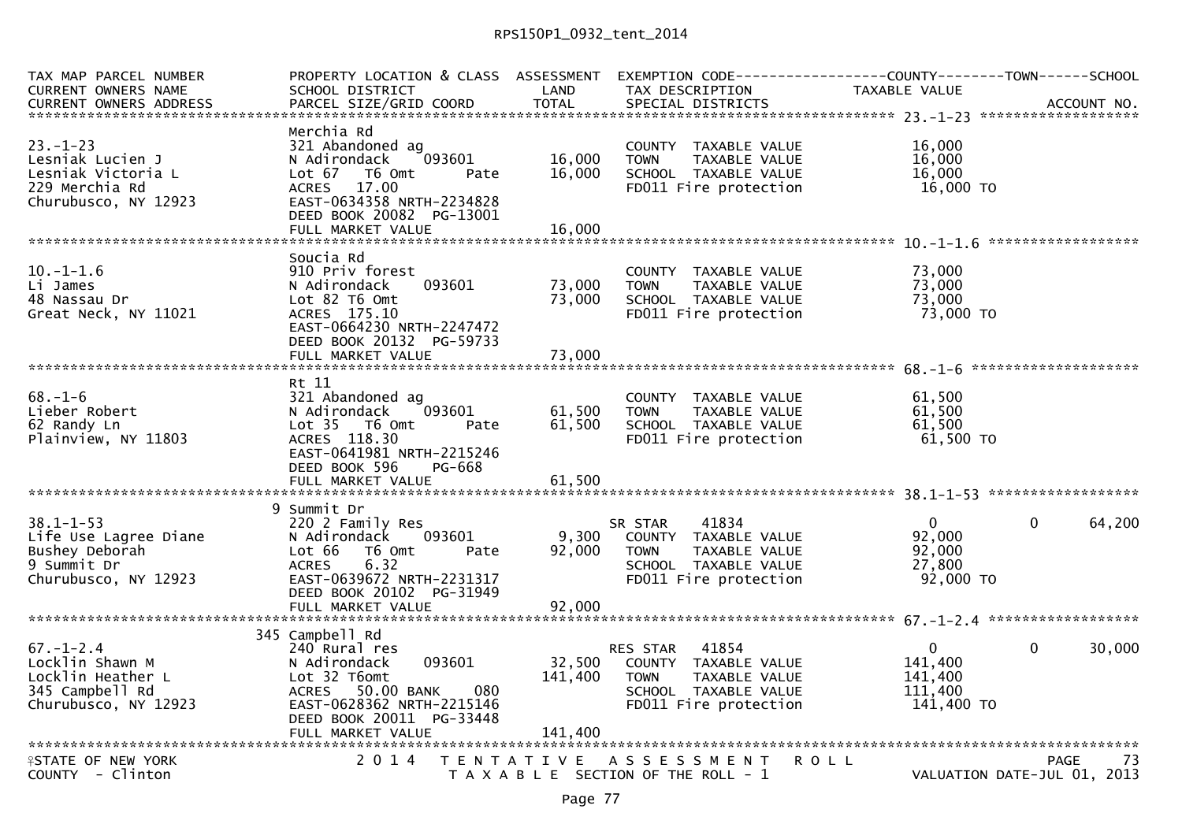| TAX MAP PARCEL NUMBER<br>CURRENT OWNERS NAME<br>CURRENT OWNERS ADDRESS | PROPERTY LOCATION & CLASS<br>SCHOOL DISTRICT<br>PARCEL SIZE/GRID COORD | ASSESSMENT<br>LAND<br>TOTAL | EXEMPTION CODE<br>TAX DESCRIPTION<br>SPECIAL DISTRICTS | COUNTY<br>TAXABLE VALUE | TOWN | SCHOOL<br>ACCOUNT NO. |
|---|---|---|---|---|---|---|
| **23.-1-23** | | | | | | |
| 23.-1-23 | Merchia Rd | | | | | |
| Lesniak Lucien J | 321 Abandoned ag | | COUNTY TAXABLE VALUE | 16,000 | | |
| Lesniak Victoria L | N Adirondack 093601 | 16,000 | TOWN TAXABLE VALUE | 16,000 | | |
| 229 Merchia Rd | Lot 67 T6 Omt Pate | 16,000 | SCHOOL TAXABLE VALUE | 16,000 | | |
| Churubusco, NY 12923 | ACRES 17.00 | | FD011 Fire protection | 16,000 TO | | |
| | EAST-0634358 NRTH-2234828 | | | | | |
| | DEED BOOK 20082 PG-13001 | | | | | |
| | FULL MARKET VALUE | 16,000 | | | | |
| **10.-1-1.6** | | | | | | |
| 10.-1-1.6 | Soucia Rd | | | | | |
| Li James | 910 Priv forest | | COUNTY TAXABLE VALUE | 73,000 | | |
| 48 Nassau Dr | N Adirondack 093601 | 73,000 | TOWN TAXABLE VALUE | 73,000 | | |
| Great Neck, NY 11021 | Lot 82 T6 Omt | 73,000 | SCHOOL TAXABLE VALUE | 73,000 | | |
| | ACRES 175.10 | | FD011 Fire protection | 73,000 TO | | |
| | EAST-0664230 NRTH-2247472 | | | | | |
| | DEED BOOK 20132 PG-59733 | | | | | |
| | FULL MARKET VALUE | 73,000 | | | | |
| **68.-1-6** | | | | | | |
| 68.-1-6 | Rt 11 | | | | | |
| Lieber Robert | 321 Abandoned ag | | COUNTY TAXABLE VALUE | 61,500 | | |
| 62 Randy Ln | N Adirondack 093601 | 61,500 | TOWN TAXABLE VALUE | 61,500 | | |
| Plainview, NY 11803 | Lot 35 T6 Omt Pate | 61,500 | SCHOOL TAXABLE VALUE | 61,500 | | |
| | ACRES 118.30 | | FD011 Fire protection | 61,500 TO | | |
| | EAST-0641981 NRTH-2215246 | | | | | |
| | DEED BOOK 596 PG-668 | | | | | |
| | FULL MARKET VALUE | 61,500 | | | | |
| **38.1-1-53** | | | | | | |
| 38.1-1-53 | 9 Summit Dr | | | | | |
| Life Use Lagree Diane | 220 2 Family Res | | SR STAR 41834 | 0 | 0 | 64,200 |
| Bushey Deborah | N Adirondack 093601 | 9,300 | COUNTY TAXABLE VALUE | 92,000 | | |
| 9 Summit Dr | Lot 66 T6 Omt Pate | 92,000 | TOWN TAXABLE VALUE | 92,000 | | |
| Churubusco, NY 12923 | ACRES 6.32 | | SCHOOL TAXABLE VALUE | 27,800 | | |
| | EAST-0639672 NRTH-2231317 | | FD011 Fire protection | 92,000 TO | | |
| | DEED BOOK 20102 PG-31949 | | | | | |
| | FULL MARKET VALUE | 92,000 | | | | |
| **67.-1-2.4** | | | | | | |
| 67.-1-2.4 | 345 Campbell Rd | | | | | |
| Locklin Shawn M | 240 Rural res | | RES STAR 41854 | 0 | 0 | 30,000 |
| Locklin Heather L | N Adirondack 093601 | 32,500 | COUNTY TAXABLE VALUE | 141,400 | | |
| 345 Campbell Rd | Lot 32 T6omt | 141,400 | TOWN TAXABLE VALUE | 141,400 | | |
| Churubusco, NY 12923 | ACRES 50.00 BANK 080 | | SCHOOL TAXABLE VALUE | 111,400 | | |
| | EAST-0628362 NRTH-2215146 | | FD011 Fire protection | 141,400 TO | | |
| | DEED BOOK 20011 PG-33448 | | | | | |
| | FULL MARKET VALUE | 141,400 | | | | |

STATE OF NEW YORK — 2014 TENTATIVE ASSESSMENT ROLL — PAGE 73
COUNTY - Clinton — TAXABLE SECTION OF THE ROLL - 1 — VALUATION DATE-JUL 01, 2013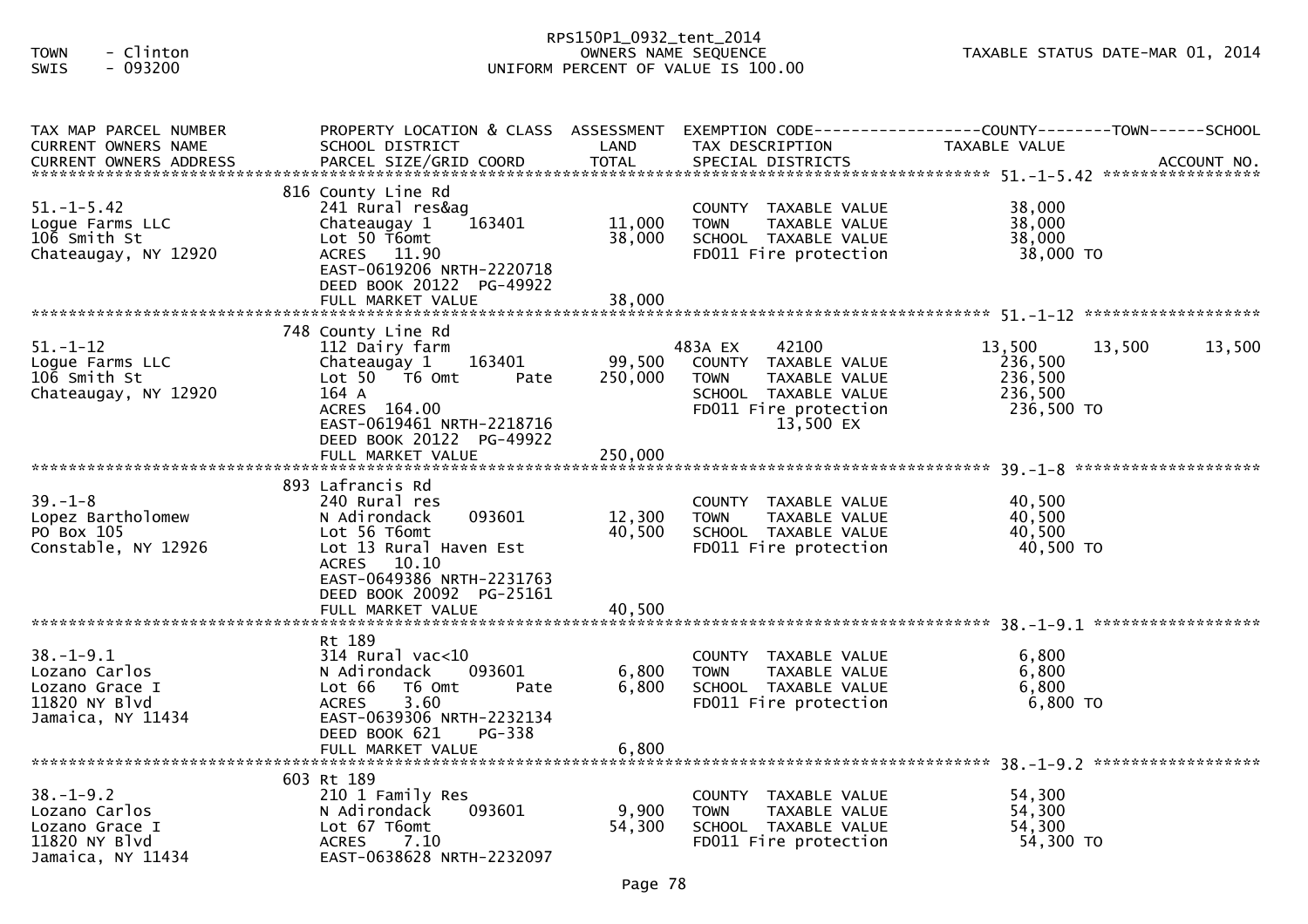TOWN - Clinton
SWIS - 093200

RPS150P1_0932_tent_2014
OWNERS NAME SEQUENCE
UNIFORM PERCENT OF VALUE IS 100.00

TAXABLE STATUS DATE-MAR 01, 2014

| TAX MAP PARCEL NUMBER / CURRENT OWNERS NAME / CURRENT OWNERS ADDRESS | PROPERTY LOCATION & CLASS / SCHOOL DISTRICT / PARCEL SIZE/GRID COORD | ASSESSMENT LAND / TOTAL | EXEMPTION CODE / TAX DESCRIPTION / SPECIAL DISTRICTS | COUNTY TAXABLE VALUE | TOWN | SCHOOL |
|---|---|---|---|---|---|---|
| **51.-1-5.42** | 816 County Line Rd | | | | | |
| 51.-1-5.42 | 241 Rural res&ag | | COUNTY TAXABLE VALUE | 38,000 | | |
| Logue Farms LLC | Chateaugay 1 163401 | 11,000 | TOWN TAXABLE VALUE | 38,000 | | |
| 106 Smith St | Lot 50 T6omt | 38,000 | SCHOOL TAXABLE VALUE | 38,000 | | |
| Chateaugay, NY 12920 | ACRES 11.90 | | FD011 Fire protection | 38,000 TO | | |
| | EAST-0619206 NRTH-2220718 | | | | | |
| | DEED BOOK 20122 PG-49922 | | | | | |
| | FULL MARKET VALUE | 38,000 | | | | |
| **51.-1-12** | 748 County Line Rd | | | | | |
| 51.-1-12 | 112 Dairy farm | | 483A EX 42100 | 13,500 | 13,500 | 13,500 |
| Logue Farms LLC | Chateaugay 1 163401 | 99,500 | COUNTY TAXABLE VALUE | 236,500 | | |
| 106 Smith St | Lot 50 T6 Omt Pate | 250,000 | TOWN TAXABLE VALUE | 236,500 | | |
| Chateaugay, NY 12920 | 164 A | | SCHOOL TAXABLE VALUE | 236,500 | | |
| | ACRES 164.00 | | FD011 Fire protection | 236,500 TO | | |
| | EAST-0619461 NRTH-2218716 | | 13,500 EX | | | |
| | DEED BOOK 20122 PG-49922 | | | | | |
| | FULL MARKET VALUE | 250,000 | | | | |
| **39.-1-8** | 893 Lafrancis Rd | | | | | |
| 39.-1-8 | 240 Rural res | | COUNTY TAXABLE VALUE | 40,500 | | |
| Lopez Bartholomew | N Adirondack 093601 | 12,300 | TOWN TAXABLE VALUE | 40,500 | | |
| PO Box 105 | Lot 56 T6omt | 40,500 | SCHOOL TAXABLE VALUE | 40,500 | | |
| Constable, NY 12926 | Lot 13 Rural Haven Est | | FD011 Fire protection | 40,500 TO | | |
| | ACRES 10.10 | | | | | |
| | EAST-0649386 NRTH-2231763 | | | | | |
| | DEED BOOK 20092 PG-25161 | | | | | |
| | FULL MARKET VALUE | 40,500 | | | | |
| **38.-1-9.1** | Rt 189 | | | | | |
| 38.-1-9.1 | 314 Rural vac<10 | | COUNTY TAXABLE VALUE | 6,800 | | |
| Lozano Carlos | N Adirondack 093601 | 6,800 | TOWN TAXABLE VALUE | 6,800 | | |
| Lozano Grace I | Lot 66 T6 Omt Pate | 6,800 | SCHOOL TAXABLE VALUE | 6,800 | | |
| 11820 NY Blvd | ACRES 3.60 | | FD011 Fire protection | 6,800 TO | | |
| Jamaica, NY 11434 | EAST-0639306 NRTH-2232134 | | | | | |
| | DEED BOOK 621 PG-338 | | | | | |
| | FULL MARKET VALUE | 6,800 | | | | |
| **38.-1-9.2** | 603 Rt 189 | | | | | |
| 38.-1-9.2 | 210 1 Family Res | | COUNTY TAXABLE VALUE | 54,300 | | |
| Lozano Carlos | N Adirondack 093601 | 9,900 | TOWN TAXABLE VALUE | 54,300 | | |
| Lozano Grace I | Lot 67 T6omt | 54,300 | SCHOOL TAXABLE VALUE | 54,300 | | |
| 11820 NY Blvd | ACRES 7.10 | | FD011 Fire protection | 54,300 TO | | |
| Jamaica, NY 11434 | EAST-0638628 NRTH-2232097 | | | | | |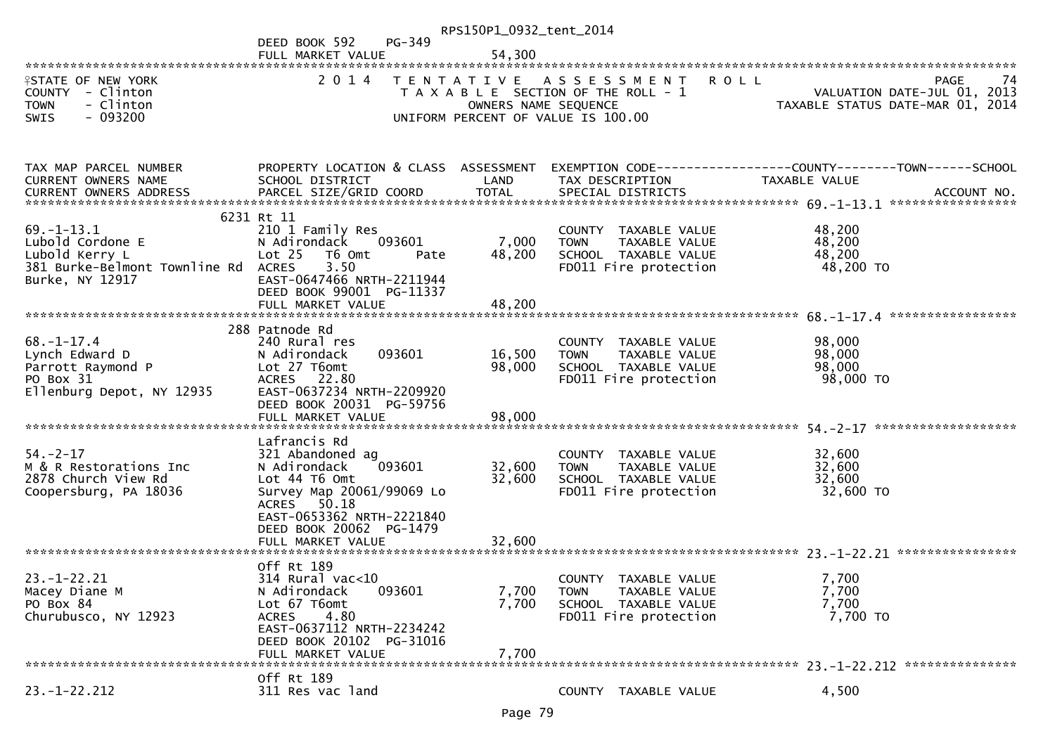DEED BOOK 592 PG-349
FULL MARKET VALUE 54,300

STATE OF NEW YORK — 2014 TENTATIVE ASSESSMENT ROLL — PAGE 74
COUNTY - Clinton — TAXABLE SECTION OF THE ROLL - 1 — VALUATION DATE-JUL 01, 2013
TOWN - Clinton — OWNERS NAME SEQUENCE — TAXABLE STATUS DATE-MAR 01, 2014
SWIS - 093200 — UNIFORM PERCENT OF VALUE IS 100.00

| TAX MAP PARCEL NUMBER / CURRENT OWNERS NAME / CURRENT OWNERS ADDRESS | PROPERTY LOCATION & CLASS / SCHOOL DISTRICT / PARCEL SIZE/GRID COORD | ASSESSMENT LAND | TOTAL | EXEMPTION CODE / TAX DESCRIPTION / SPECIAL DISTRICTS | COUNTY--------TOWN------SCHOOL TAXABLE VALUE | ACCOUNT NO. |
|---|---|---|---|---|---|---|
| **69.-1-13.1** | 6231 Rt 11 | | | | | |
| 69.-1-13.1 | 210 1 Family Res | | | COUNTY TAXABLE VALUE | 48,200 | |
| Lubold Cordone E | N Adirondack 093601 | 7,000 | | TOWN TAXABLE VALUE | 48,200 | |
| Lubold Kerry L | Lot 25 T6 Omt Pate | | 48,200 | SCHOOL TAXABLE VALUE | 48,200 | |
| 381 Burke-Belmont Townline Rd | ACRES 3.50 | | | FD011 Fire protection | 48,200 TO | |
| Burke, NY 12917 | EAST-0647466 NRTH-2211944 | | | | | |
| | DEED BOOK 99001 PG-11337 | | | | | |
| | FULL MARKET VALUE | | 48,200 | | | |
| **68.-1-17.4** | 288 Patnode Rd | | | | | |
| 68.-1-17.4 | 240 Rural res | | | COUNTY TAXABLE VALUE | 98,000 | |
| Lynch Edward D | N Adirondack 093601 | 16,500 | | TOWN TAXABLE VALUE | 98,000 | |
| Parrott Raymond P | Lot 27 T6omt | | 98,000 | SCHOOL TAXABLE VALUE | 98,000 | |
| PO Box 31 | ACRES 22.80 | | | FD011 Fire protection | 98,000 TO | |
| Ellenburg Depot, NY 12935 | EAST-0637234 NRTH-2209920 | | | | | |
| | DEED BOOK 20031 PG-59756 | | | | | |
| | FULL MARKET VALUE | | 98,000 | | | |
| **54.-2-17** | Lafrancis Rd | | | | | |
| 54.-2-17 | 321 Abandoned ag | | | COUNTY TAXABLE VALUE | 32,600 | |
| M & R Restorations Inc | N Adirondack 093601 | 32,600 | | TOWN TAXABLE VALUE | 32,600 | |
| 2878 Church View Rd | Lot 44 T6 Omt | | 32,600 | SCHOOL TAXABLE VALUE | 32,600 | |
| Coopersburg, PA 18036 | Survey Map 20061/99069 Lo | | | FD011 Fire protection | 32,600 TO | |
| | ACRES 50.18 | | | | | |
| | EAST-0653362 NRTH-2221840 | | | | | |
| | DEED BOOK 20062 PG-1479 | | | | | |
| | FULL MARKET VALUE | | 32,600 | | | |
| **23.-1-22.21** | Off Rt 189 | | | | | |
| 23.-1-22.21 | 314 Rural vac<10 | | | COUNTY TAXABLE VALUE | 7,700 | |
| Macey Diane M | N Adirondack 093601 | 7,700 | | TOWN TAXABLE VALUE | 7,700 | |
| PO Box 84 | Lot 67 T6omt | | 7,700 | SCHOOL TAXABLE VALUE | 7,700 | |
| Churubusco, NY 12923 | ACRES 4.80 | | | FD011 Fire protection | 7,700 TO | |
| | EAST-0637112 NRTH-2234242 | | | | | |
| | DEED BOOK 20102 PG-31016 | | | | | |
| | FULL MARKET VALUE | | 7,700 | | | |
| **23.-1-22.212** | Off Rt 189 | | | | | |
| 23.-1-22.212 | 311 Res vac land | | | COUNTY TAXABLE VALUE | 4,500 | |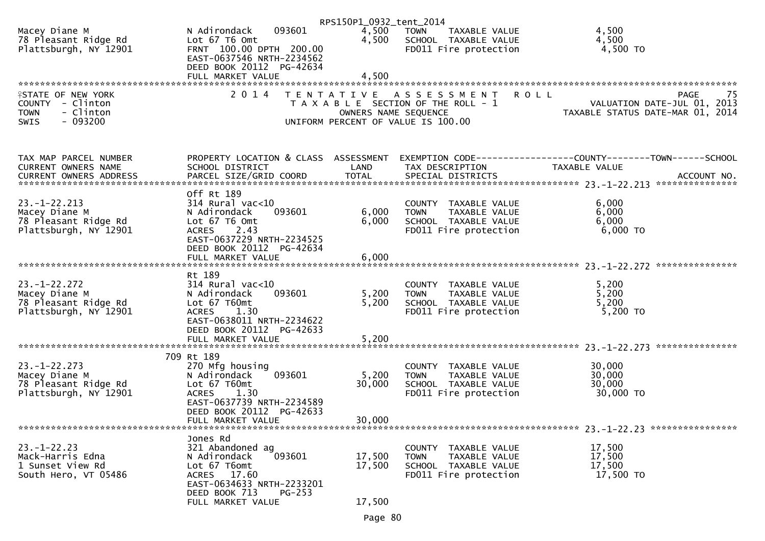Macey Diane M | N Adirondack 093601 | 4,500 | TOWN TAXABLE VALUE | 4,500
78 Pleasant Ridge Rd | Lot 67 T6 Omt | 4,500 | SCHOOL TAXABLE VALUE | 4,500
Plattsburgh, NY 12901 | FRNT 100.00 DPTH 200.00 | | FD011 Fire protection | 4,500 TO
EAST-0637546 NRTH-2234562
DEED BOOK 20112 PG-42634
FULL MARKET VALUE 4,500

## STATE OF NEW YORK — 2014 TENTATIVE ASSESSMENT ROLL

COUNTY - Clinton | TAXABLE SECTION OF THE ROLL - 1 | VALUATION DATE-JUL 01, 2013
TOWN - Clinton | OWNERS NAME SEQUENCE | TAXABLE STATUS DATE-MAR 01, 2014
SWIS - 093200 | UNIFORM PERCENT OF VALUE IS 100.00

PAGE 75

| TAX MAP PARCEL NUMBER / CURRENT OWNERS NAME / CURRENT OWNERS ADDRESS | PROPERTY LOCATION & CLASS / SCHOOL DISTRICT / PARCEL SIZE/GRID COORD | ASSESSMENT LAND / TOTAL | EXEMPTION CODE / TAX DESCRIPTION / SPECIAL DISTRICTS | COUNTY--------TOWN------SCHOOL TAXABLE VALUE | ACCOUNT NO. |
|---|---|---|---|---|---|
| **23.-1-22.213** | Off Rt 189 | | | | |
| 23.-1-22.213 | 314 Rural vac<10 | | COUNTY TAXABLE VALUE | 6,000 | |
| Macey Diane M | N Adirondack 093601 | 6,000 | TOWN TAXABLE VALUE | 6,000 | |
| 78 Pleasant Ridge Rd | Lot 67 T6 Omt | 6,000 | SCHOOL TAXABLE VALUE | 6,000 | |
| Plattsburgh, NY 12901 | ACRES 2.43 | | FD011 Fire protection | 6,000 TO | |
| | EAST-0637229 NRTH-2234525 | | | | |
| | DEED BOOK 20112 PG-42634 | | | | |
| | FULL MARKET VALUE | 6,000 | | | |
| **23.-1-22.272** | Rt 189 | | | | |
| 23.-1-22.272 | 314 Rural vac<10 | | COUNTY TAXABLE VALUE | 5,200 | |
| Macey Diane M | N Adirondack 093601 | 5,200 | TOWN TAXABLE VALUE | 5,200 | |
| 78 Pleasant Ridge Rd | Lot 67 T60mt | 5,200 | SCHOOL TAXABLE VALUE | 5,200 | |
| Plattsburgh, NY 12901 | ACRES 1.30 | | FD011 Fire protection | 5,200 TO | |
| | EAST-0638011 NRTH-2234622 | | | | |
| | DEED BOOK 20112 PG-42633 | | | | |
| | FULL MARKET VALUE | 5,200 | | | |
| **23.-1-22.273** | 709 Rt 189 | | | | |
| 23.-1-22.273 | 270 Mfg housing | | COUNTY TAXABLE VALUE | 30,000 | |
| Macey Diane M | N Adirondack 093601 | 5,200 | TOWN TAXABLE VALUE | 30,000 | |
| 78 Pleasant Ridge Rd | Lot 67 T60mt | 30,000 | SCHOOL TAXABLE VALUE | 30,000 | |
| Plattsburgh, NY 12901 | ACRES 1.30 | | FD011 Fire protection | 30,000 TO | |
| | EAST-0637739 NRTH-2234589 | | | | |
| | DEED BOOK 20112 PG-42633 | | | | |
| | FULL MARKET VALUE | 30,000 | | | |
| **23.-1-22.23** | Jones Rd | | | | |
| 23.-1-22.23 | 321 Abandoned ag | | COUNTY TAXABLE VALUE | 17,500 | |
| Mack-Harris Edna | N Adirondack 093601 | 17,500 | TOWN TAXABLE VALUE | 17,500 | |
| 1 Sunset View Rd | Lot 67 T6omt | 17,500 | SCHOOL TAXABLE VALUE | 17,500 | |
| South Hero, VT 05486 | ACRES 17.60 | | FD011 Fire protection | 17,500 TO | |
| | EAST-0634633 NRTH-2233201 | | | | |
| | DEED BOOK 713 PG-253 | | | | |
| | FULL MARKET VALUE | 17,500 | | | |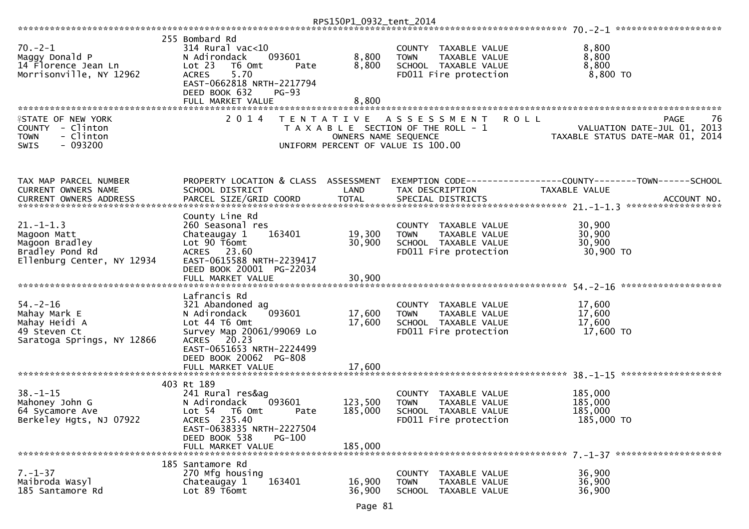| | | | | |
|---|---|---|---|---|
| | 255 Bombard Rd | | | |
| 70.-2-1 | 314 Rural vac<10 | | COUNTY TAXABLE VALUE | 8,800 |
| Maggy Donald P | N Adirondack 093601 | 8,800 | TOWN TAXABLE VALUE | 8,800 |
| 14 Florence Jean Ln | Lot 23 T6 Omt Pate | 8,800 | SCHOOL TAXABLE VALUE | 8,800 |
| Morrisonville, NY 12962 | ACRES 5.70 | | FD011 Fire protection | 8,800 TO |
| | EAST-0662818 NRTH-2217794 | | | |
| | DEED BOOK 632 PG-93 | | | |
| | FULL MARKET VALUE | 8,800 | | |

STATE OF NEW YORK — COUNTY - Clinton — TOWN - Clinton — SWIS - 093200

2014 TENTATIVE ASSESSMENT ROLL — PAGE 76

TAXABLE SECTION OF THE ROLL - 1 — VALUATION DATE-JUL 01, 2013

OWNERS NAME SEQUENCE — TAXABLE STATUS DATE-MAR 01, 2014

UNIFORM PERCENT OF VALUE IS 100.00

| TAX MAP PARCEL NUMBER / CURRENT OWNERS NAME / CURRENT OWNERS ADDRESS | PROPERTY LOCATION & CLASS / SCHOOL DISTRICT / PARCEL SIZE/GRID COORD | ASSESSMENT LAND / TOTAL | EXEMPTION CODE / TAX DESCRIPTION / SPECIAL DISTRICTS | COUNTY--------TOWN------SCHOOL TAXABLE VALUE / ACCOUNT NO. |
|---|---|---|---|---|
| | County Line Rd | | | |
| 21.-1-1.3 | 260 Seasonal res | | COUNTY TAXABLE VALUE | 30,900 |
| Magoon Matt | Chateaugay 1 163401 | 19,300 | TOWN TAXABLE VALUE | 30,900 |
| Magoon Bradley | Lot 90 T6omt | 30,900 | SCHOOL TAXABLE VALUE | 30,900 |
| Bradley Pond Rd | ACRES 23.60 | | FD011 Fire protection | 30,900 TO |
| Ellenburg Center, NY 12934 | EAST-0615588 NRTH-2239417 | | | |
| | DEED BOOK 20001 PG-22034 | | | |
| | FULL MARKET VALUE | 30,900 | | |
| | Lafrancis Rd | | | |
| 54.-2-16 | 321 Abandoned ag | | COUNTY TAXABLE VALUE | 17,600 |
| Mahay Mark E | N Adirondack 093601 | 17,600 | TOWN TAXABLE VALUE | 17,600 |
| Mahay Heidi A | Lot 44 T6 Omt | 17,600 | SCHOOL TAXABLE VALUE | 17,600 |
| 49 Steven Ct | Survey Map 20061/99069 Lo | | FD011 Fire protection | 17,600 TO |
| Saratoga Springs, NY 12866 | ACRES 20.23 | | | |
| | EAST-0651653 NRTH-2224499 | | | |
| | DEED BOOK 20062 PG-808 | | | |
| | FULL MARKET VALUE | 17,600 | | |
| | 403 Rt 189 | | | |
| 38.-1-15 | 241 Rural res&ag | | COUNTY TAXABLE VALUE | 185,000 |
| Mahoney John G | N Adirondack 093601 | 123,500 | TOWN TAXABLE VALUE | 185,000 |
| 64 Sycamore Ave | Lot 54 T6 Omt Pate | 185,000 | SCHOOL TAXABLE VALUE | 185,000 |
| Berkeley Hgts, NJ 07922 | ACRES 235.40 | | FD011 Fire protection | 185,000 TO |
| | EAST-0638335 NRTH-2227504 | | | |
| | DEED BOOK 538 PG-100 | | | |
| | FULL MARKET VALUE | 185,000 | | |
| | 185 Santamore Rd | | | |
| 7.-1-37 | 270 Mfg housing | | COUNTY TAXABLE VALUE | 36,900 |
| Maibroda Wasyl | Chateaugay 1 163401 | 16,900 | TOWN TAXABLE VALUE | 36,900 |
| 185 Santamore Rd | Lot 89 T6omt | 36,900 | SCHOOL TAXABLE VALUE | 36,900 |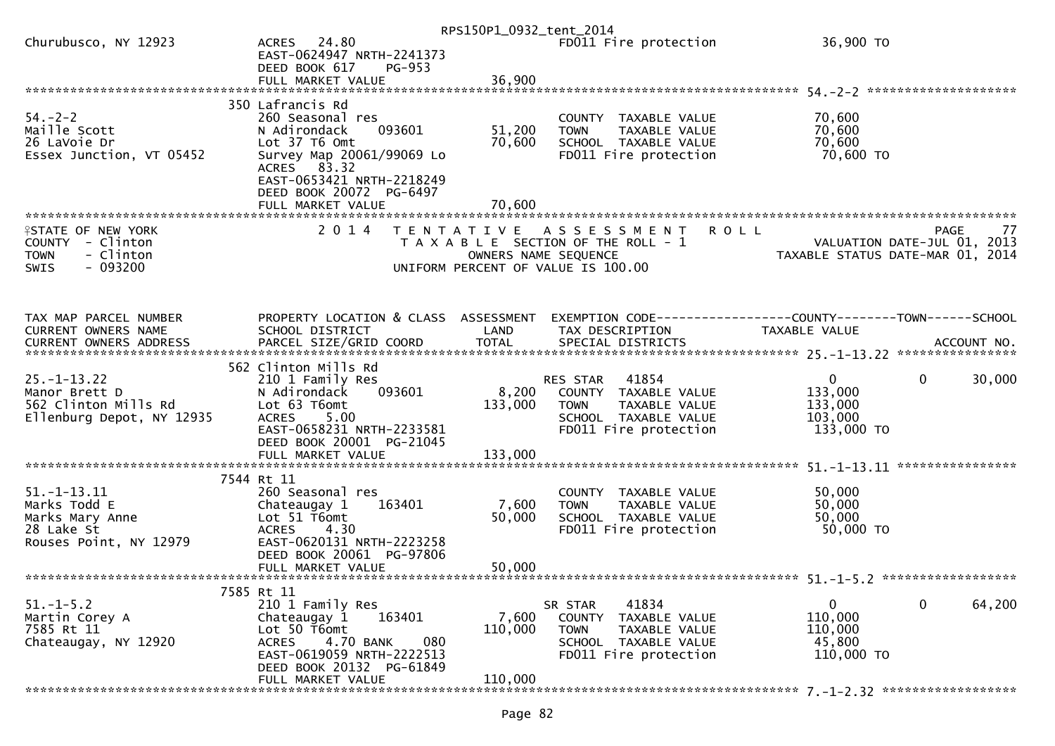RPS150P1_0932_tent_2014

```
Churubusco, NY 12923          ACRES   24.80                             FD011 Fire protection            36,900 TO
                              EAST-0624947 NRTH-2241373
                              DEED BOOK 617    PG-953
                              FULL MARKET VALUE              36,900
******************************************************************************************************* 54.-2-2 ********************
                           350 Lafrancis Rd
54.-2-2                       260 Seasonal res                          COUNTY  TAXABLE VALUE             70,600
Maille Scott                  N Adirondack     093601        51,200     TOWN    TAXABLE VALUE             70,600
26 LaVoie Dr                  Lot 37 T6 Omt                  70,600     SCHOOL  TAXABLE VALUE             70,600
Essex Junction, VT 05452      Survey Map 20061/99069 Lo                 FD011 Fire protection             70,600 TO
                              ACRES   83.32
                              EAST-0653421 NRTH-2218249
                              DEED BOOK 20072  PG-6497
                              FULL MARKET VALUE              70,600
************************************************************************************************************************************
STATE OF NEW YORK              2 0 1 4   T E N T A T I V E   A S S E S S M E N T   R O L L                              PAGE     77
COUNTY  - Clinton                        T A X A B L E  SECTION OF THE ROLL - 1                   VALUATION DATE-JUL 01, 2013
TOWN    - Clinton                               OWNERS NAME SEQUENCE                         TAXABLE STATUS DATE-MAR 01, 2014
SWIS    - 093200                          UNIFORM PERCENT OF VALUE IS 100.00


TAX MAP PARCEL NUMBER         PROPERTY LOCATION & CLASS  ASSESSMENT  EXEMPTION CODE------------------COUNTY--------TOWN------SCHOOL
CURRENT OWNERS NAME           SCHOOL DISTRICT               LAND      TAX DESCRIPTION             TAXABLE VALUE
CURRENT OWNERS ADDRESS        PARCEL SIZE/GRID COORD        TOTAL     SPECIAL DISTRICTS                                   ACCOUNT NO.
******************************************************************************************************* 25.-1-13.22 ****************
                           562 Clinton Mills Rd
25.-1-13.22                   210 1 Family Res                          RES STAR   41854                  0           0       30,000
Manor Brett D                 N Adirondack     093601         8,200     COUNTY  TAXABLE VALUE           133,000
562 Clinton Mills Rd          Lot 63 T6omt                  133,000     TOWN    TAXABLE VALUE           133,000
Ellenburg Depot, NY 12935     ACRES    5.00                             SCHOOL  TAXABLE VALUE           103,000
                              EAST-0658231 NRTH-2233581                 FD011 Fire protection           133,000 TO
                              DEED BOOK 20001  PG-21045
                              FULL MARKET VALUE             133,000
******************************************************************************************************* 51.-1-13.11 ****************
                          7544 Rt 11
51.-1-13.11                   260 Seasonal res                          COUNTY  TAXABLE VALUE            50,000
Marks Todd E                  Chateaugay 1     163401         7,600     TOWN    TAXABLE VALUE            50,000
Marks Mary Anne               Lot 51 T6omt                   50,000     SCHOOL  TAXABLE VALUE            50,000
28 Lake St                    ACRES    4.30                             FD011 Fire protection            50,000 TO
Rouses Point, NY 12979        EAST-0620131 NRTH-2223258
                              DEED BOOK 20061  PG-97806
                              FULL MARKET VALUE              50,000
******************************************************************************************************* 51.-1-5.2 ******************
                          7585 Rt 11
51.-1-5.2                     210 1 Family Res                          SR STAR    41834                  0           0       64,200
Martin Corey A                Chateaugay 1     163401         7,600     COUNTY  TAXABLE VALUE           110,000
7585 Rt 11                    Lot 50 T6omt                  110,000     TOWN    TAXABLE VALUE           110,000
Chateaugay, NY 12920          ACRES    4.70 BANK     080                SCHOOL  TAXABLE VALUE            45,800
                              EAST-0619059 NRTH-2222513                 FD011 Fire protection           110,000 TO
                              DEED BOOK 20132  PG-61849
                              FULL MARKET VALUE             110,000
******************************************************************************************************* 7.-1-2.32 ******************
```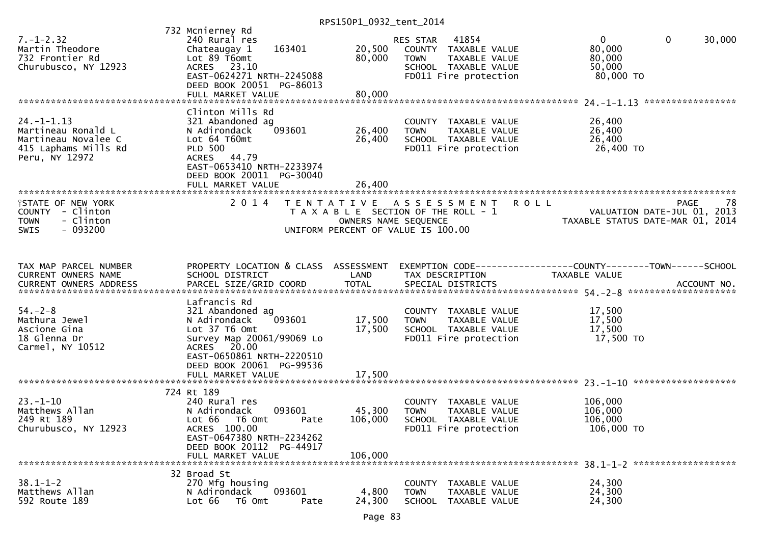RPS150P1_0932_tent_2014

```
                              732 Mcnierney Rd
7.-1-2.32                     240 Rural res                          RES STAR   41854                        0            0       30,000
Martin Theodore               Chateaugay 1      163401      20,500   COUNTY  TAXABLE VALUE                80,000
732 Frontier Rd               Lot 89 T6omt                  80,000   TOWN    TAXABLE VALUE                80,000
Churubusco, NY 12923          ACRES   23.10                          SCHOOL  TAXABLE VALUE                50,000
                              EAST-0624271 NRTH-2245088              FD011 Fire protection                 80,000 TO
                              DEED BOOK 20051  PG-86013
                              FULL MARKET VALUE             80,000
******************************************************************************************************* 24.-1-1.13 *****************
                              Clinton Mills Rd
24.-1-1.13                    321 Abandoned ag                       COUNTY  TAXABLE VALUE                26,400
Martineau Ronald L            N Adirondack      093601      26,400   TOWN    TAXABLE VALUE                26,400
Martineau Novalee C           Lot 64 T60mt                  26,400   SCHOOL  TAXABLE VALUE                26,400
415 Laphams Mills Rd          PLD 500                                FD011 Fire protection                 26,400 TO
Peru, NY 12972                ACRES   44.79
                              EAST-0653410 NRTH-2233974
                              DEED BOOK 20011  PG-30040
                              FULL MARKET VALUE             26,400
************************************************************************************************************************************
STATE OF NEW YORK                   2 0 1 4   T E N T A T I V E   A S S E S S M E N T   R O L L                              PAGE    78
COUNTY  - Clinton                             T A X A B L E  SECTION OF THE ROLL - 1                      VALUATION DATE-JUL 01, 2013
TOWN    - Clinton                                   OWNERS NAME SEQUENCE                           TAXABLE STATUS DATE-MAR 01, 2014
SWIS    - 093200                             UNIFORM PERCENT OF VALUE IS 100.00


TAX MAP PARCEL NUMBER         PROPERTY LOCATION & CLASS  ASSESSMENT  EXEMPTION CODE------------------COUNTY--------TOWN------SCHOOL
CURRENT OWNERS NAME           SCHOOL DISTRICT               LAND      TAX DESCRIPTION             TAXABLE VALUE
CURRENT OWNERS ADDRESS        PARCEL SIZE/GRID COORD        TOTAL     SPECIAL DISTRICTS                                  ACCOUNT NO.
******************************************************************************************************* 54.-2-8 ********************
                              Lafrancis Rd
54.-2-8                       321 Abandoned ag                       COUNTY  TAXABLE VALUE                17,500
Mathura Jewel                 N Adirondack      093601      17,500   TOWN    TAXABLE VALUE                17,500
Ascione Gina                  Lot 37 T6 Omt                 17,500   SCHOOL  TAXABLE VALUE                17,500
18 Glenna Dr                  Survey Map 20061/99069 Lo              FD011 Fire protection                 17,500 TO
Carmel, NY 10512              ACRES   20.00
                              EAST-0650861 NRTH-2220510
                              DEED BOOK 20061  PG-99536
                              FULL MARKET VALUE             17,500
******************************************************************************************************* 23.-1-10 *******************
                              724 Rt 189
23.-1-10                      240 Rural res                          COUNTY  TAXABLE VALUE               106,000
Matthews Allan                N Adirondack      093601      45,300   TOWN    TAXABLE VALUE               106,000
249 Rt 189                    Lot 66   T6 Omt        Pate  106,000   SCHOOL  TAXABLE VALUE               106,000
Churubusco, NY 12923          ACRES  100.00                          FD011 Fire protection                106,000 TO
                              EAST-0647380 NRTH-2234262
                              DEED BOOK 20112  PG-44917
                              FULL MARKET VALUE            106,000
******************************************************************************************************* 38.1-1-2 *******************
                              32 Broad St
38.1-1-2                      270 Mfg housing                        COUNTY  TAXABLE VALUE                24,300
Matthews Allan                N Adirondack      093601       4,800   TOWN    TAXABLE VALUE                24,300
592 Route 189                 Lot 66   T6 Omt        Pate   24,300   SCHOOL  TAXABLE VALUE                24,300
```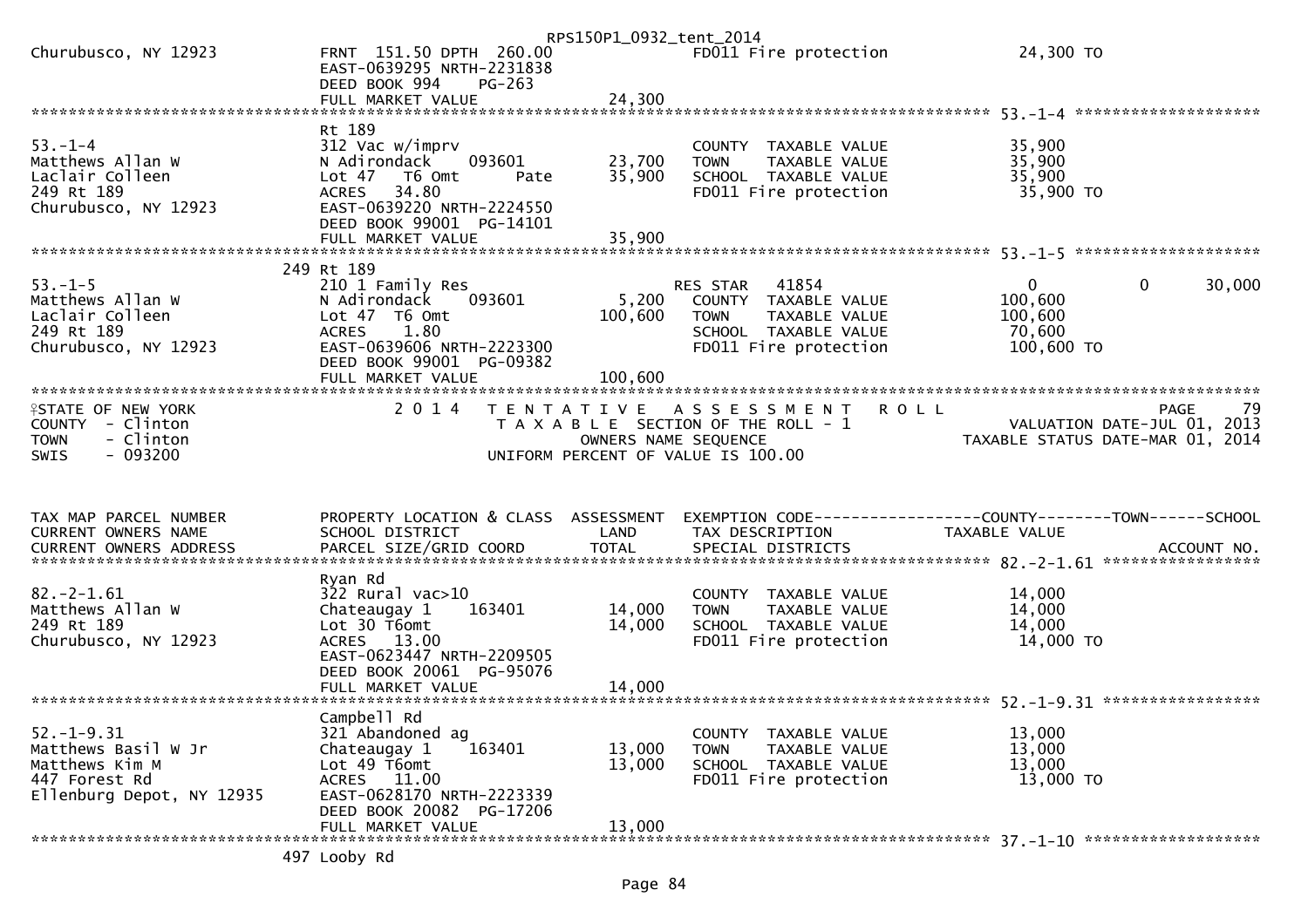```
Churubusco, NY 12923          FRNT 151.50 DPTH 260.00              FD011 Fire protection              24,300 TO
                              EAST-0639295 NRTH-2231838
                              DEED BOOK 994     PG-263
                              FULL MARKET VALUE              24,300
******************************************************************************************************* 53.-1-4 ********************
                              Rt 189
53.-1-4                       312 Vac w/imprv                      COUNTY  TAXABLE VALUE              35,900
Matthews Allan W              N Adirondack      093601     23,700   TOWN    TAXABLE VALUE              35,900
Laclair Colleen               Lot 47  T6 Omt        Pate   35,900   SCHOOL  TAXABLE VALUE              35,900
249 Rt 189                    ACRES  34.80                         FD011 Fire protection              35,900 TO
Churubusco, NY 12923          EAST-0639220 NRTH-2224550
                              DEED BOOK 99001  PG-14101
                              FULL MARKET VALUE              35,900
******************************************************************************************************* 53.-1-5 ********************
                          249 Rt 189
53.-1-5                       210 1 Family Res                     RES STAR   41854               0             0        30,000
Matthews Allan W              N Adirondack      093601      5,200   COUNTY  TAXABLE VALUE             100,600
Laclair Colleen               Lot 47  T6 Omt              100,600   TOWN    TAXABLE VALUE             100,600
249 Rt 189                    ACRES   1.80                         SCHOOL  TAXABLE VALUE              70,600
Churubusco, NY 12923          EAST-0639606 NRTH-2223300            FD011 Fire protection             100,600 TO
                              DEED BOOK 99001  PG-09382
                              FULL MARKET VALUE             100,600
************************************************************************************************************************************
STATE OF NEW YORK                     2 0 1 4   T E N T A T I V E   A S S E S S M E N T   R O L L                          PAGE    79
COUNTY  - Clinton                           T A X A B L E  SECTION OF THE ROLL - 1                     VALUATION DATE-JUL 01, 2013
TOWN    - Clinton                                 OWNERS NAME SEQUENCE                         TAXABLE STATUS DATE-MAR 01, 2014
SWIS    - 093200                          UNIFORM PERCENT OF VALUE IS 100.00


TAX MAP PARCEL NUMBER         PROPERTY LOCATION & CLASS  ASSESSMENT  EXEMPTION CODE------------------COUNTY--------TOWN------SCHOOL
CURRENT OWNERS NAME           SCHOOL DISTRICT               LAND      TAX DESCRIPTION              TAXABLE VALUE
CURRENT OWNERS ADDRESS        PARCEL SIZE/GRID COORD        TOTAL     SPECIAL DISTRICTS                                  ACCOUNT NO.
******************************************************************************************************* 82.-2-1.61 *****************
                              Ryan Rd
82.-2-1.61                    322 Rural vac>10                     COUNTY  TAXABLE VALUE              14,000
Matthews Allan W              Chateaugay 1      163401     14,000   TOWN    TAXABLE VALUE              14,000
249 Rt 189                    Lot 30 T6omt                 14,000   SCHOOL  TAXABLE VALUE              14,000
Churubusco, NY 12923          ACRES  13.00                         FD011 Fire protection              14,000 TO
                              EAST-0623447 NRTH-2209505
                              DEED BOOK 20061  PG-95076
                              FULL MARKET VALUE              14,000
******************************************************************************************************* 52.-1-9.31 *****************
                              Campbell Rd
52.-1-9.31                    321 Abandoned ag                     COUNTY  TAXABLE VALUE              13,000
Matthews Basil W Jr           Chateaugay 1      163401     13,000   TOWN    TAXABLE VALUE              13,000
Matthews Kim M                Lot 49 T6omt                 13,000   SCHOOL  TAXABLE VALUE              13,000
447 Forest Rd                 ACRES  11.00                         FD011 Fire protection              13,000 TO
Ellenburg Depot, NY 12935     EAST-0628170 NRTH-2223339
                              DEED BOOK 20082  PG-17206
                              FULL MARKET VALUE              13,000
******************************************************************************************************* 37.-1-10 *******************
                          497 Looby Rd
```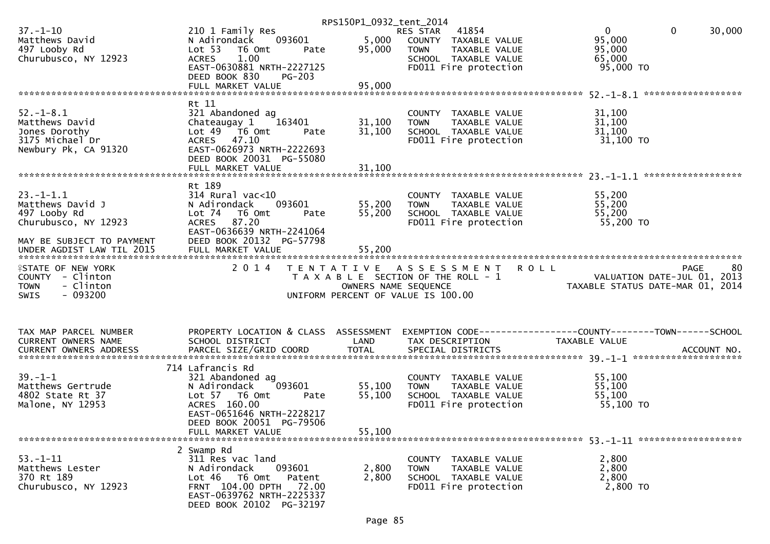```
37.-1-10                       210 1 Family Res                        RES STAR    41854              0             0        30,000
Matthews David                 N Adirondack     093601        5,000    COUNTY  TAXABLE VALUE           95,000
497 Looby Rd                   Lot 53   T6 Omt        Pate    95,000    TOWN    TAXABLE VALUE           95,000
Churubusco, NY 12923           ACRES     1.00                          SCHOOL  TAXABLE VALUE           65,000
                               EAST-0630881 NRTH-2227125               FD011 Fire protection            95,000 TO
                               DEED BOOK 830    PG-203
                               FULL MARKET VALUE              95,000
******************************************************************************************************* 52.-1-8.1 ******************
                               Rt 11
52.-1-8.1                      321 Abandoned ag                        COUNTY  TAXABLE VALUE           31,100
Matthews David                 Chateaugay 1     163401       31,100    TOWN    TAXABLE VALUE           31,100
Jones Dorothy                  Lot 49   T6 Omt        Pate    31,100    SCHOOL  TAXABLE VALUE           31,100
3175 Michael Dr                ACRES    47.10                          FD011 Fire protection            31,100 TO
Newbury Pk, CA 91320           EAST-0626973 NRTH-2222693
                               DEED BOOK 20031  PG-55080
                               FULL MARKET VALUE              31,100
******************************************************************************************************* 23.-1-1.1 ******************
                               Rt 189
23.-1-1.1                      314 Rural vac<10                        COUNTY  TAXABLE VALUE           55,200
Matthews David J               N Adirondack     093601       55,200    TOWN    TAXABLE VALUE           55,200
497 Looby Rd                   Lot 74   T6 Omt        Pate    55,200    SCHOOL  TAXABLE VALUE           55,200
Churubusco, NY 12923           ACRES    87.20                          FD011 Fire protection            55,200 TO
                               EAST-0636639 NRTH-2241064
MAY BE SUBJECT TO PAYMENT      DEED BOOK 20132  PG-57798
UNDER AGDIST LAW TIL 2015      FULL MARKET VALUE              55,200
************************************************************************************************************************************
STATE OF NEW YORK                  2 0 1 4   T E N T A T I V E   A S S E S S M E N T   R O L L                              PAGE     80
COUNTY  - Clinton                            T A X A B L E  SECTION OF THE ROLL - 1                      VALUATION DATE-JUL 01, 2013
TOWN    - Clinton                                   OWNERS NAME SEQUENCE                            TAXABLE STATUS DATE-MAR 01, 2014
SWIS    - 093200                              UNIFORM PERCENT OF VALUE IS 100.00


TAX MAP PARCEL NUMBER          PROPERTY LOCATION & CLASS  ASSESSMENT  EXEMPTION CODE------------------COUNTY--------TOWN------SCHOOL
CURRENT OWNERS NAME            SCHOOL DISTRICT               LAND      TAX DESCRIPTION              TAXABLE VALUE
CURRENT OWNERS ADDRESS         PARCEL SIZE/GRID COORD        TOTAL     SPECIAL DISTRICTS                                  ACCOUNT NO.
******************************************************************************************************* 39.-1-1 ********************
                             714 Lafrancis Rd
39.-1-1                        321 Abandoned ag                        COUNTY  TAXABLE VALUE           55,100
Matthews Gertrude              N Adirondack     093601       55,100    TOWN    TAXABLE VALUE           55,100
4802 State Rt 37               Lot 57   T6 Omt        Pate    55,100    SCHOOL  TAXABLE VALUE           55,100
Malone, NY 12953               ACRES   160.00                          FD011 Fire protection            55,100 TO
                               EAST-0651646 NRTH-2228217
                               DEED BOOK 20051  PG-79506
                               FULL MARKET VALUE              55,100
******************************************************************************************************* 53.-1-11 *******************
                             2 Swamp Rd
53.-1-11                       311 Res vac land                        COUNTY  TAXABLE VALUE            2,800
Matthews Lester                N Adirondack     093601        2,800    TOWN    TAXABLE VALUE            2,800
370 Rt 189                     Lot 46   T6 Omt    Patent      2,800    SCHOOL  TAXABLE VALUE            2,800
Churubusco, NY 12923           FRNT 104.00 DPTH  72.00                 FD011 Fire protection             2,800 TO
                               EAST-0639762 NRTH-2225337
                               DEED BOOK 20102  PG-32197
```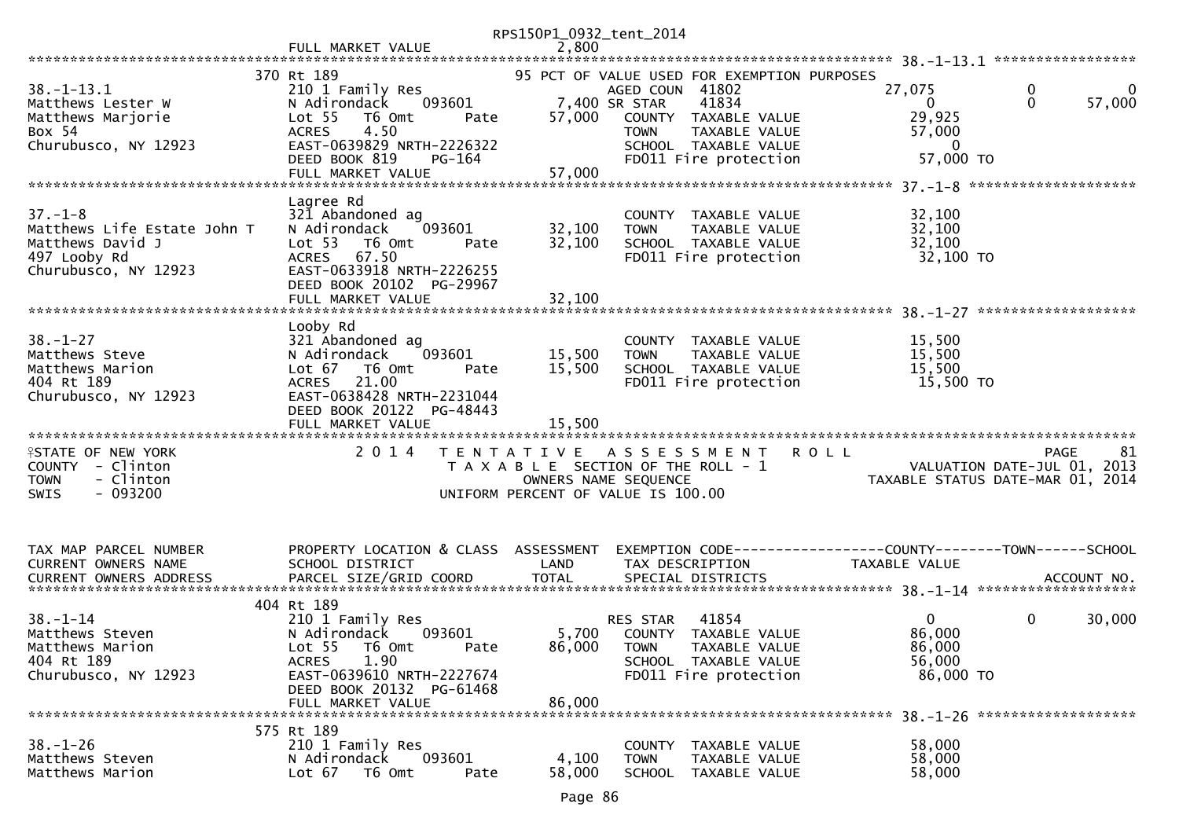```
                                                          RPS150P1_0932_tent_2014
                                    FULL MARKET VALUE                2,800
******************************************************************************************************* 38.-1-13.1 *****************
                                 370 Rt 189                         95 PCT OF VALUE USED FOR EXEMPTION PURPOSES
38.-1-13.1                       210 1 Family Res                      AGED COUN  41802                 27,075           0            0
Matthews Lester W                N Adirondack    093601          7,400 SR STAR    41834                      0           0       57,000
Matthews Marjorie                Lot 55   T6 Omt        Pate    57,000  COUNTY  TAXABLE VALUE           29,925
Box 54                           ACRES    4.50                          TOWN    TAXABLE VALUE           57,000
Churubusco, NY 12923             EAST-0639829 NRTH-2226322              SCHOOL  TAXABLE VALUE                0
                                 DEED BOOK 819    PG-164                FD011 Fire protection           57,000 TO
                                 FULL MARKET VALUE              57,000
******************************************************************************************************* 37.-1-8 ********************
                                 Lagree Rd
37.-1-8                          321 Abandoned ag                       COUNTY  TAXABLE VALUE           32,100
Matthews Life Estate John T      N Adirondack    093601         32,100  TOWN    TAXABLE VALUE           32,100
Matthews David J                 Lot 53   T6 Omt        Pate    32,100  SCHOOL  TAXABLE VALUE           32,100
497 Looby Rd                     ACRES   67.50                          FD011 Fire protection           32,100 TO
Churubusco, NY 12923             EAST-0633918 NRTH-2226255
                                 DEED BOOK 20102 PG-29967
                                 FULL MARKET VALUE              32,100
******************************************************************************************************* 38.-1-27 *******************
                                 Looby Rd
38.-1-27                         321 Abandoned ag                       COUNTY  TAXABLE VALUE           15,500
Matthews Steve                   N Adirondack    093601         15,500  TOWN    TAXABLE VALUE           15,500
Matthews Marion                  Lot 67   T6 Omt        Pate    15,500  SCHOOL  TAXABLE VALUE           15,500
404 Rt 189                       ACRES   21.00                          FD011 Fire protection           15,500 TO
Churubusco, NY 12923             EAST-0638428 NRTH-2231044
                                 DEED BOOK 20122 PG-48443
                                 FULL MARKET VALUE              15,500
************************************************************************************************************************************
STATE OF NEW YORK                 2014  TENTATIVE ASSESSMENT ROLL                                                        PAGE    81
COUNTY  - Clinton                        TAXABLE SECTION OF THE ROLL - 1                          VALUATION DATE-JUL 01, 2013
TOWN    - Clinton                            OWNERS NAME SEQUENCE                           TAXABLE STATUS DATE-MAR 01, 2014
SWIS    - 093200                     UNIFORM PERCENT OF VALUE IS 100.00


TAX MAP PARCEL NUMBER            PROPERTY LOCATION & CLASS  ASSESSMENT  EXEMPTION CODE------------------COUNTY--------TOWN------SCHOOL
CURRENT OWNERS NAME              SCHOOL DISTRICT                 LAND   TAX DESCRIPTION              TAXABLE VALUE
CURRENT OWNERS ADDRESS           PARCEL SIZE/GRID COORD         TOTAL   SPECIAL DISTRICTS                                  ACCOUNT NO.
******************************************************************************************************* 38.-1-14 *******************
                                 404 Rt 189
38.-1-14                         210 1 Family Res                       RES STAR   41854                     0           0       30,000
Matthews Steven                  N Adirondack    093601          5,700  COUNTY  TAXABLE VALUE           86,000
Matthews Marion                  Lot 55   T6 Omt        Pate    86,000  TOWN    TAXABLE VALUE           86,000
404 Rt 189                       ACRES    1.90                          SCHOOL  TAXABLE VALUE           56,000
Churubusco, NY 12923             EAST-0639610 NRTH-2227674              FD011 Fire protection           86,000 TO
                                 DEED BOOK 20132 PG-61468
                                 FULL MARKET VALUE              86,000
******************************************************************************************************* 38.-1-26 *******************
                                 575 Rt 189
38.-1-26                         210 1 Family Res                       COUNTY  TAXABLE VALUE           58,000
Matthews Steven                  N Adirondack    093601          4,100  TOWN    TAXABLE VALUE           58,000
Matthews Marion                  Lot 67   T6 Omt        Pate    58,000  SCHOOL  TAXABLE VALUE           58,000
```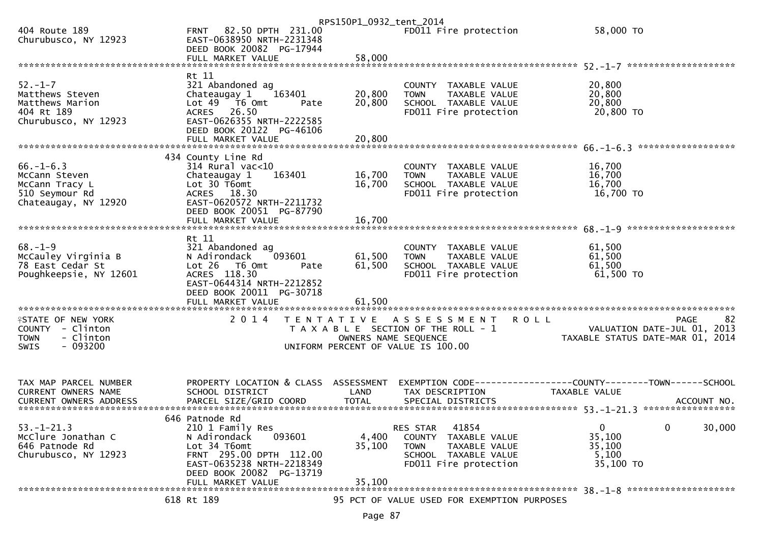RPS150P1_0932_tent_2014

```
404 Route 189                  FRNT   82.50 DPTH  231.00                FD011 Fire protection          58,000 TO
Churubusco, NY 12923           EAST-0638950 NRTH-2231348
                               DEED BOOK 20082  PG-17944
                               FULL MARKET VALUE              58,000
******************************************************************************************************* 52.-1-7 ********************
                               Rt 11
52.-1-7                        321 Abandoned ag                         COUNTY  TAXABLE VALUE           20,800
Matthews Steven                Chateaugay 1     163401       20,800     TOWN    TAXABLE VALUE           20,800
Matthews Marion                Lot 49  T6 Omt        Pate    20,800     SCHOOL  TAXABLE VALUE           20,800
404 Rt 189                     ACRES   26.50                            FD011 Fire protection          20,800 TO
Churubusco, NY 12923           EAST-0626355 NRTH-2222585
                               DEED BOOK 20122  PG-46106
                               FULL MARKET VALUE              20,800
******************************************************************************************************* 66.-1-6.3 ******************
                           434 County Line Rd
66.-1-6.3                      314 Rural vac<10                         COUNTY  TAXABLE VALUE           16,700
McCann Steven                  Chateaugay 1     163401       16,700     TOWN    TAXABLE VALUE           16,700
McCann Tracy L                 Lot 30 T6omt                  16,700     SCHOOL  TAXABLE VALUE           16,700
510 Seymour Rd                 ACRES   18.30                            FD011 Fire protection          16,700 TO
Chateaugay, NY 12920           EAST-0620572 NRTH-2211732
                               DEED BOOK 20051  PG-87790
                               FULL MARKET VALUE              16,700
******************************************************************************************************* 68.-1-9 ********************
                               Rt 11
68.-1-9                        321 Abandoned ag                         COUNTY  TAXABLE VALUE           61,500
McCauley Virginia B            N Adirondack     093601       61,500     TOWN    TAXABLE VALUE           61,500
78 East Cedar St               Lot 26  T6 Omt        Pate    61,500     SCHOOL  TAXABLE VALUE           61,500
Poughkeepsie, NY 12601         ACRES  118.30                            FD011 Fire protection          61,500 TO
                               EAST-0644314 NRTH-2212852
                               DEED BOOK 20011  PG-30718
                               FULL MARKET VALUE              61,500
************************************************************************************************************************************
STATE OF NEW YORK                    2 0 1 4   T E N T A T I V E   A S S E S S M E N T   R O L L                         PAGE    82
COUNTY  - Clinton                            T A X A B L E  SECTION OF THE ROLL - 1                   VALUATION DATE-JUL 01, 2013
TOWN    - Clinton                                  OWNERS NAME SEQUENCE                          TAXABLE STATUS DATE-MAR 01, 2014
SWIS    - 093200                             UNIFORM PERCENT OF VALUE IS 100.00


TAX MAP PARCEL NUMBER          PROPERTY LOCATION & CLASS  ASSESSMENT  EXEMPTION CODE------------------COUNTY--------TOWN------SCHOOL
CURRENT OWNERS NAME            SCHOOL DISTRICT               LAND     TAX DESCRIPTION              TAXABLE VALUE
CURRENT OWNERS ADDRESS         PARCEL SIZE/GRID COORD        TOTAL    SPECIAL DISTRICTS                                  ACCOUNT NO.
******************************************************************************************************* 53.-1-21.3 *****************
                           646 Patnode Rd
53.-1-21.3                     210 1 Family Res                         RES STAR   41854                   0             0      30,000
McClure Jonathan C             N Adirondack     093601        4,400     COUNTY  TAXABLE VALUE           35,100
646 Patnode Rd                 Lot 34 T6omt                  35,100     TOWN    TAXABLE VALUE           35,100
Churubusco, NY 12923           FRNT  295.00 DPTH  112.00                SCHOOL  TAXABLE VALUE            5,100
                               EAST-0635238 NRTH-2218349                FD011 Fire protection          35,100 TO
                               DEED BOOK 20082  PG-13719
                               FULL MARKET VALUE              35,100
******************************************************************************************************* 38.-1-8 ********************
                           618 Rt 189                      95 PCT OF VALUE USED FOR EXEMPTION PURPOSES
```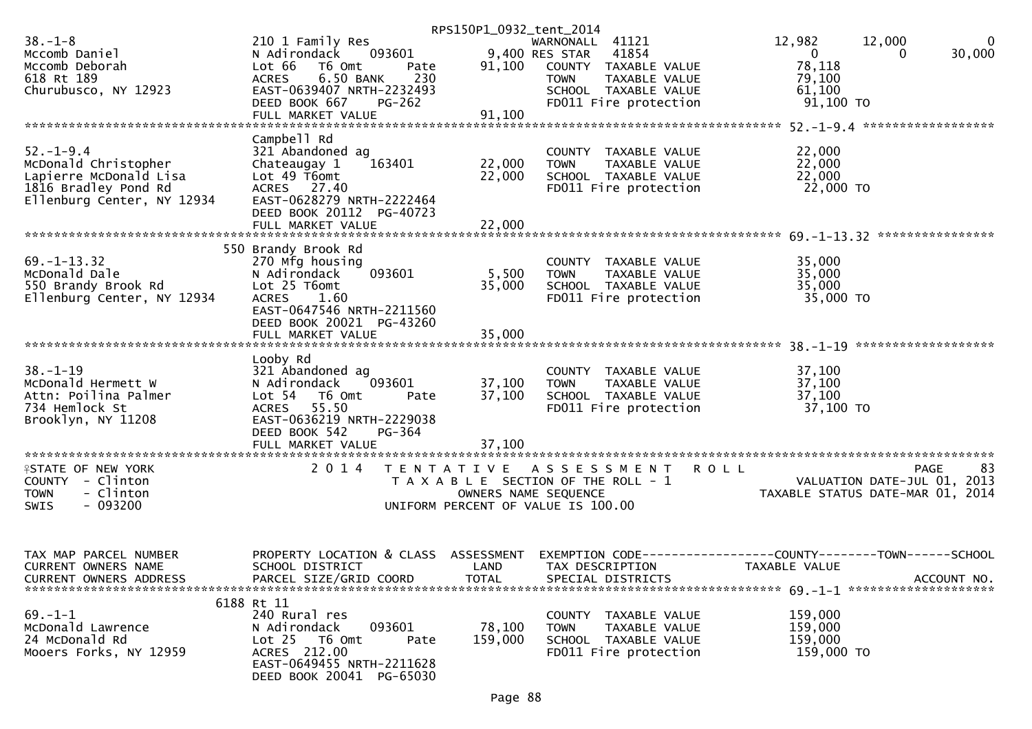RPS150P1_0932_tent_2014

```
38.-1-8                     210 1 Family Res                        WARNONALL  41121             12,982      12,000           0
Mccomb Daniel               N Adirondack     093601         9,400 RES STAR   41854                  0           0      30,000
Mccomb Deborah              Lot 66   T6 Omt        Pate    91,100    COUNTY  TAXABLE VALUE          78,118
618 Rt 189                  ACRES    6.50 BANK     230               TOWN    TAXABLE VALUE          79,100
Churubusco, NY 12923        EAST-0639407 NRTH-2232493                SCHOOL  TAXABLE VALUE          61,100
                            DEED BOOK 667    PG-262                  FD011 Fire protection          91,100 TO
                            FULL MARKET VALUE              91,100
******************************************************************************************************* 52.-1-9.4 *****************
                            Campbell Rd
52.-1-9.4                   321 Abandoned ag                         COUNTY  TAXABLE VALUE          22,000
McDonald Christopher        Chateaugay 1     163401        22,000    TOWN    TAXABLE VALUE          22,000
Lapierre McDonald Lisa      Lot 49 T6omt                   22,000    SCHOOL  TAXABLE VALUE          22,000
1816 Bradley Pond Rd        ACRES   27.40                            FD011 Fire protection          22,000 TO
Ellenburg Center, NY 12934  EAST-0628279 NRTH-2222464
                            DEED BOOK 20112  PG-40723
                            FULL MARKET VALUE              22,000
******************************************************************************************************* 69.-1-13.32 ***************
                            550 Brandy Brook Rd
69.-1-13.32                 270 Mfg housing                          COUNTY  TAXABLE VALUE          35,000
McDonald Dale               N Adirondack     093601         5,500    TOWN    TAXABLE VALUE          35,000
550 Brandy Brook Rd         Lot 25 T6omt                   35,000    SCHOOL  TAXABLE VALUE          35,000
Ellenburg Center, NY 12934  ACRES    1.60                            FD011 Fire protection          35,000 TO
                            EAST-0647546 NRTH-2211560
                            DEED BOOK 20021  PG-43260
                            FULL MARKET VALUE              35,000
******************************************************************************************************* 38.-1-19 ******************
                            Looby Rd
38.-1-19                    321 Abandoned ag                         COUNTY  TAXABLE VALUE          37,100
McDonald Hermett W          N Adirondack     093601        37,100    TOWN    TAXABLE VALUE          37,100
Attn: Poilina Palmer        Lot 54   T6 Omt        Pate    37,100    SCHOOL  TAXABLE VALUE          37,100
734 Hemlock St              ACRES   55.50                            FD011 Fire protection          37,100 TO
Brooklyn, NY 11208          EAST-0636219 NRTH-2229038
                            DEED BOOK 542    PG-364
                            FULL MARKET VALUE              37,100
************************************************************************************************************************************
STATE OF NEW YORK                  2 0 1 4   T E N T A T I V E   A S S E S S M E N T   R O L L                          PAGE    83
COUNTY  - Clinton                        T A X A B L E  SECTION OF THE ROLL - 1                    VALUATION DATE-JUL 01, 2013
TOWN    - Clinton                             OWNERS NAME SEQUENCE                            TAXABLE STATUS DATE-MAR 01, 2014
SWIS    - 093200                       UNIFORM PERCENT OF VALUE IS 100.00


TAX MAP PARCEL NUMBER       PROPERTY LOCATION & CLASS  ASSESSMENT  EXEMPTION CODE------------------COUNTY--------TOWN------SCHOOL
CURRENT OWNERS NAME         SCHOOL DISTRICT               LAND     TAX DESCRIPTION               TAXABLE VALUE
CURRENT OWNERS ADDRESS      PARCEL SIZE/GRID COORD        TOTAL    SPECIAL DISTRICTS                                   ACCOUNT NO.
******************************************************************************************************* 69.-1-1 *******************
                            6188 Rt 11
69.-1-1                     240 Rural res                            COUNTY  TAXABLE VALUE         159,000
McDonald Lawrence           N Adirondack     093601        78,100    TOWN    TAXABLE VALUE         159,000
24 McDonald Rd              Lot 25   T6 Omt        Pate   159,000    SCHOOL  TAXABLE VALUE         159,000
Mooers Forks, NY 12959      ACRES  212.00                            FD011 Fire protection         159,000 TO
                            EAST-0649455 NRTH-2211628
                            DEED BOOK 20041  PG-65030
```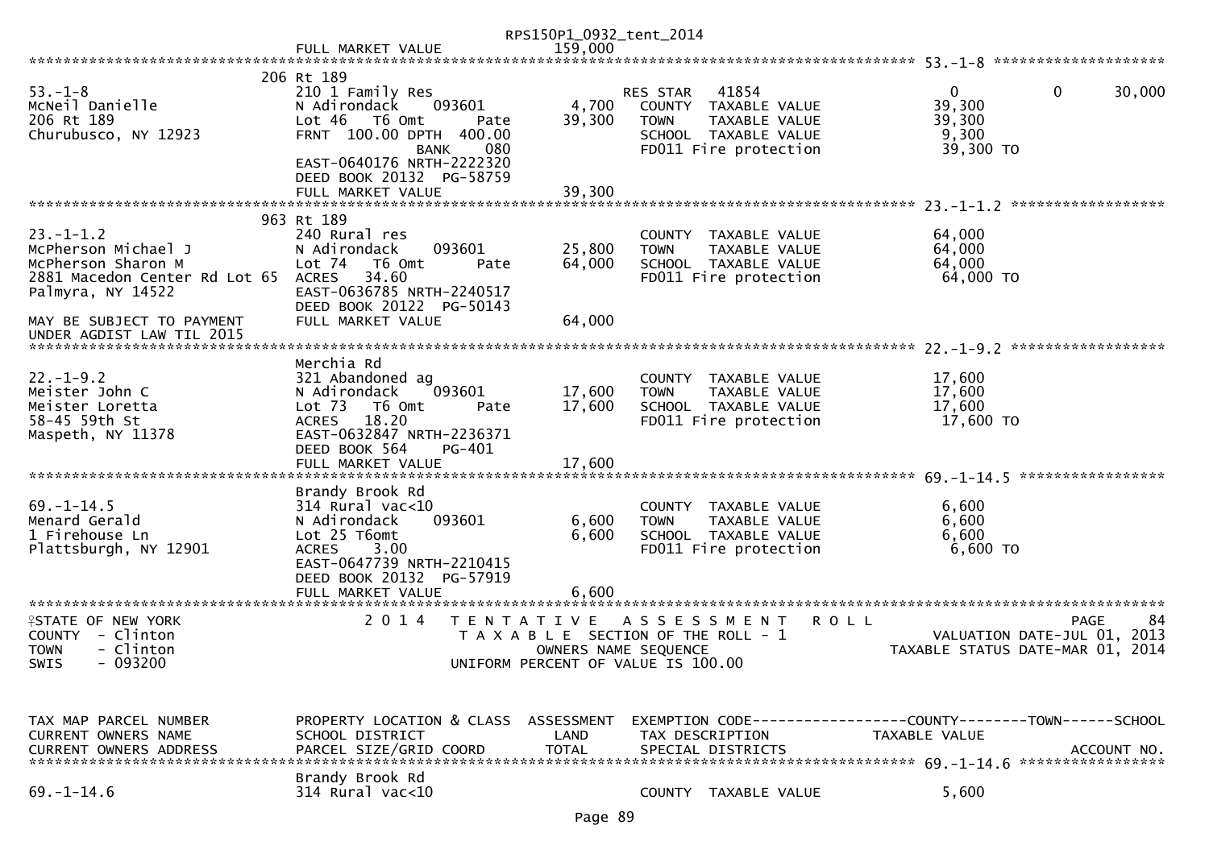RPS150P1_0932_tent_2014

FULL MARKET VALUE 159,000

**53.-1-8**

| | | | | | |
|---|---|---|---|---|---|
| 53.-1-8 | 206 Rt 189 | | RES STAR 41854 | 0 | 0 30,000 |
| McNeil Danielle | 210 1 Family Res | | COUNTY TAXABLE VALUE | 39,300 | |
| 206 Rt 189 | N Adirondack 093601 | 4,700 | TOWN TAXABLE VALUE | 39,300 | |
| Churubusco, NY 12923 | Lot 46 T6 Omt Pate | 39,300 | SCHOOL TAXABLE VALUE | 9,300 | |
| | FRNT 100.00 DPTH 400.00 BANK 080 | | FD011 Fire protection | 39,300 TO | |
| | EAST-0640176 NRTH-2222320 | | | | |
| | DEED BOOK 20132 PG-58759 | | | | |
| | FULL MARKET VALUE | 39,300 | | | |

**23.-1-1.2**

| | | | | |
|---|---|---|---|---|
| 23.-1-1.2 | 963 Rt 189 | | COUNTY TAXABLE VALUE | 64,000 |
| McPherson Michael J | 240 Rural res | | TOWN TAXABLE VALUE | 64,000 |
| McPherson Sharon M | N Adirondack 093601 | 25,800 | SCHOOL TAXABLE VALUE | 64,000 |
| 2881 Macedon Center Rd Lot 65 | Lot 74 T6 Omt Pate | 64,000 | FD011 Fire protection | 64,000 TO |
| Palmyra, NY 14522 | ACRES 34.60 | | | |
| | EAST-0636785 NRTH-2240517 | | | |
| | DEED BOOK 20122 PG-50143 | | | |
| MAY BE SUBJECT TO PAYMENT UNDER AGDIST LAW TIL 2015 | FULL MARKET VALUE | 64,000 | | |

**22.-1-9.2**

| | | | | |
|---|---|---|---|---|
| 22.-1-9.2 | Merchia Rd | | COUNTY TAXABLE VALUE | 17,600 |
| Meister John C | 321 Abandoned ag | | TOWN TAXABLE VALUE | 17,600 |
| Meister Loretta | N Adirondack 093601 | 17,600 | SCHOOL TAXABLE VALUE | 17,600 |
| 58-45 59th St | Lot 73 T6 Omt Pate | 17,600 | FD011 Fire protection | 17,600 TO |
| Maspeth, NY 11378 | ACRES 18.20 | | | |
| | EAST-0632847 NRTH-2236371 | | | |
| | DEED BOOK 564 PG-401 | | | |
| | FULL MARKET VALUE | 17,600 | | |

**69.-1-14.5**

| | | | | |
|---|---|---|---|---|
| 69.-1-14.5 | Brandy Brook Rd | | COUNTY TAXABLE VALUE | 6,600 |
| Menard Gerald | 314 Rural vac<10 | | TOWN TAXABLE VALUE | 6,600 |
| 1 Firehouse Ln | N Adirondack 093601 | 6,600 | SCHOOL TAXABLE VALUE | 6,600 |
| Plattsburgh, NY 12901 | Lot 25 T6omt | 6,600 | FD011 Fire protection | 6,600 TO |
| | ACRES 3.00 | | | |
| | EAST-0647739 NRTH-2210415 | | | |
| | DEED BOOK 20132 PG-57919 | | | |
| | FULL MARKET VALUE | 6,600 | | |

STATE OF NEW YORK
COUNTY - Clinton
TOWN - Clinton
SWIS - 093200

2014 TENTATIVE ASSESSMENT ROLL
TAXABLE SECTION OF THE ROLL - 1
OWNERS NAME SEQUENCE
UNIFORM PERCENT OF VALUE IS 100.00

PAGE 84
VALUATION DATE-JUL 01, 2013
TAXABLE STATUS DATE-MAR 01, 2014

| TAX MAP PARCEL NUMBER / CURRENT OWNERS NAME / CURRENT OWNERS ADDRESS | PROPERTY LOCATION & CLASS / SCHOOL DISTRICT / PARCEL SIZE/GRID COORD | ASSESSMENT LAND / TOTAL | EXEMPTION CODE / TAX DESCRIPTION / SPECIAL DISTRICTS | COUNTY--------TOWN------SCHOOL TAXABLE VALUE / ACCOUNT NO. |
|---|---|---|---|---|
| 69.-1-14.6 | Brandy Brook Rd | | | |
| | 314 Rural vac<10 | | COUNTY TAXABLE VALUE | 5,600 |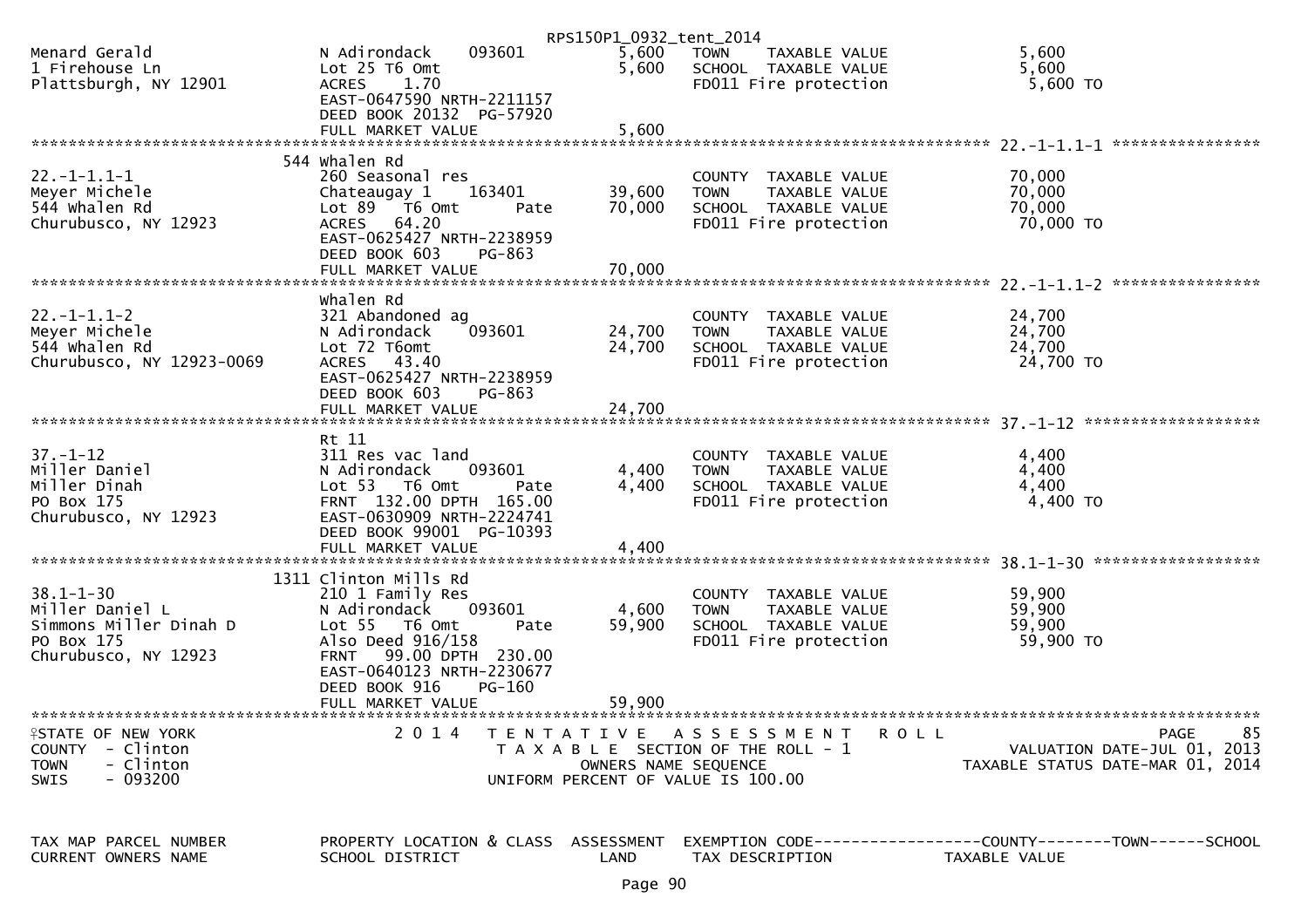RPS150P1_0932_tent_2014

```
Menard Gerald                 N Adirondack     093601         5,600   TOWN     TAXABLE VALUE               5,600
1 Firehouse Ln                Lot 25 T6 Omt                   5,600   SCHOOL  TAXABLE VALUE               5,600
Plattsburgh, NY 12901         ACRES    1.70                           FD011 Fire protection                5,600 TO
                              EAST-0647590 NRTH-2211157
                              DEED BOOK 20132  PG-57920
                              FULL MARKET VALUE               5,600
******************************************************************************************************* 22.-1-1.1-1 ****************
                           544 Whalen Rd
22.-1-1.1-1                   260 Seasonal res                        COUNTY  TAXABLE VALUE              70,000
Meyer Michele                 Chateaugay 1    163401         39,600   TOWN     TAXABLE VALUE              70,000
544 Whalen Rd                 Lot 89   T6 Omt       Pate     70,000   SCHOOL  TAXABLE VALUE              70,000
Churubusco, NY 12923          ACRES   64.20                           FD011 Fire protection               70,000 TO
                              EAST-0625427 NRTH-2238959
                              DEED BOOK 603     PG-863
                              FULL MARKET VALUE              70,000
******************************************************************************************************* 22.-1-1.1-2 ****************
                              Whalen Rd
22.-1-1.1-2                   321 Abandoned ag                        COUNTY  TAXABLE VALUE              24,700
Meyer Michele                 N Adirondack     093601        24,700   TOWN     TAXABLE VALUE              24,700
544 Whalen Rd                 Lot 72 T6omt                   24,700   SCHOOL  TAXABLE VALUE              24,700
Churubusco, NY 12923-0069     ACRES   43.40                           FD011 Fire protection               24,700 TO
                              EAST-0625427 NRTH-2238959
                              DEED BOOK 603     PG-863
                              FULL MARKET VALUE              24,700
******************************************************************************************************* 37.-1-12 *******************
                              Rt 11
37.-1-12                      311 Res vac land                        COUNTY  TAXABLE VALUE               4,400
Miller Daniel                 N Adirondack     093601         4,400   TOWN     TAXABLE VALUE               4,400
Miller Dinah                  Lot 53   T6 Omt       Pate      4,400   SCHOOL  TAXABLE VALUE               4,400
PO Box 175                    FRNT 132.00 DPTH 165.00                 FD011 Fire protection                4,400 TO
Churubusco, NY 12923          EAST-0630909 NRTH-2224741
                              DEED BOOK 99001  PG-10393
                              FULL MARKET VALUE               4,400
******************************************************************************************************* 38.1-1-30 ******************
                          1311 Clinton Mills Rd
38.1-1-30                     210 1 Family Res                        COUNTY  TAXABLE VALUE              59,900
Miller Daniel L               N Adirondack     093601         4,600   TOWN     TAXABLE VALUE              59,900
Simmons Miller Dinah D        Lot 55   T6 Omt       Pate     59,900   SCHOOL  TAXABLE VALUE              59,900
PO Box 175                    Also Deed 916/158                       FD011 Fire protection               59,900 TO
Churubusco, NY 12923          FRNT   99.00 DPTH 230.00
                              EAST-0640123 NRTH-2230677
                              DEED BOOK 916     PG-160
                              FULL MARKET VALUE              59,900
************************************************************************************************************************************
STATE OF NEW YORK                 2 0 1 4   T E N T A T I V E   A S S E S S M E N T   R O L L                          PAGE    85
COUNTY  - Clinton                           T A X A B L E  SECTION OF THE ROLL - 1                    VALUATION DATE-JUL 01, 2013
TOWN    - Clinton                                   OWNERS NAME SEQUENCE                          TAXABLE STATUS DATE-MAR 01, 2014
SWIS    - 093200                             UNIFORM PERCENT OF VALUE IS 100.00


TAX MAP PARCEL NUMBER         PROPERTY LOCATION & CLASS  ASSESSMENT  EXEMPTION CODE------------------COUNTY--------TOWN------SCHOOL
CURRENT OWNERS NAME           SCHOOL DISTRICT               LAND      TAX DESCRIPTION            TAXABLE VALUE
```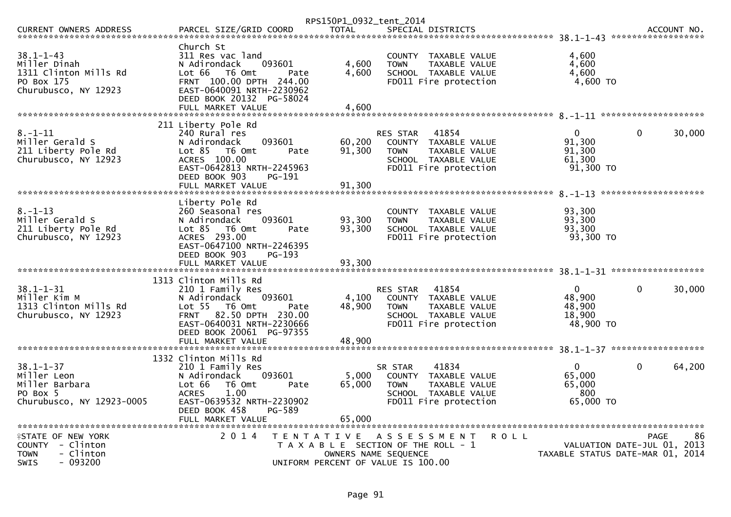| CURRENT OWNERS ADDRESS | PARCEL SIZE/GRID COORD | TOTAL | SPECIAL DISTRICTS | | | ACCOUNT NO. |
|---|---|---|---|---|---|---|
| **38.1-1-43** | Church St | | | | | |
| 38.1-1-43 | 311 Res vac land | | COUNTY TAXABLE VALUE | 4,600 | | |
| Miller Dinah | N Adirondack 093601 | 4,600 | TOWN TAXABLE VALUE | 4,600 | | |
| 1311 Clinton Mills Rd | Lot 66 T6 Omt Pate | 4,600 | SCHOOL TAXABLE VALUE | 4,600 | | |
| PO Box 175 | FRNT 100.00 DPTH 244.00 | | FD011 Fire protection | 4,600 TO | | |
| Churubusco, NY 12923 | EAST-0640091 NRTH-2230962 | | | | | |
| | DEED BOOK 20132 PG-58024 | | | | | |
| | FULL MARKET VALUE | 4,600 | | | | |
| **8.-1-11** | 211 Liberty Pole Rd | | | | | |
| 8.-1-11 | 240 Rural res | | RES STAR 41854 | 0 | 0 | 30,000 |
| Miller Gerald S | N Adirondack 093601 | 60,200 | COUNTY TAXABLE VALUE | 91,300 | | |
| 211 Liberty Pole Rd | Lot 85 T6 Omt Pate | 91,300 | TOWN TAXABLE VALUE | 91,300 | | |
| Churubusco, NY 12923 | ACRES 100.00 | | SCHOOL TAXABLE VALUE | 61,300 | | |
| | EAST-0642813 NRTH-2245963 | | FD011 Fire protection | 91,300 TO | | |
| | DEED BOOK 903 PG-191 | | | | | |
| | FULL MARKET VALUE | 91,300 | | | | |
| **8.-1-13** | Liberty Pole Rd | | | | | |
| 8.-1-13 | 260 Seasonal res | | COUNTY TAXABLE VALUE | 93,300 | | |
| Miller Gerald S | N Adirondack 093601 | 93,300 | TOWN TAXABLE VALUE | 93,300 | | |
| 211 Liberty Pole Rd | Lot 85 T6 Omt Pate | 93,300 | SCHOOL TAXABLE VALUE | 93,300 | | |
| Churubusco, NY 12923 | ACRES 293.00 | | FD011 Fire protection | 93,300 TO | | |
| | EAST-0647100 NRTH-2246395 | | | | | |
| | DEED BOOK 903 PG-193 | | | | | |
| | FULL MARKET VALUE | 93,300 | | | | |
| **38.1-1-31** | 1313 Clinton Mills Rd | | | | | |
| 38.1-1-31 | 210 1 Family Res | | RES STAR 41854 | 0 | 0 | 30,000 |
| Miller Kim M | N Adirondack 093601 | 4,100 | COUNTY TAXABLE VALUE | 48,900 | | |
| 1313 Clinton Mills Rd | Lot 55 T6 Omt Pate | 48,900 | TOWN TAXABLE VALUE | 48,900 | | |
| Churubusco, NY 12923 | FRNT 82.50 DPTH 230.00 | | SCHOOL TAXABLE VALUE | 18,900 | | |
| | EAST-0640031 NRTH-2230666 | | FD011 Fire protection | 48,900 TO | | |
| | DEED BOOK 20061 PG-97355 | | | | | |
| | FULL MARKET VALUE | 48,900 | | | | |
| **38.1-1-37** | 1332 Clinton Mills Rd | | | | | |
| 38.1-1-37 | 210 1 Family Res | | SR STAR 41834 | 0 | 0 | 64,200 |
| Miller Leon | N Adirondack 093601 | 5,000 | COUNTY TAXABLE VALUE | 65,000 | | |
| Miller Barbara | Lot 66 T6 Omt Pate | 65,000 | TOWN TAXABLE VALUE | 65,000 | | |
| PO Box 5 | ACRES 1.00 | | SCHOOL TAXABLE VALUE | 800 | | |
| Churubusco, NY 12923-0005 | EAST-0639532 NRTH-2230902 | | FD011 Fire protection | 65,000 TO | | |
| | DEED BOOK 458 PG-589 | | | | | |
| | FULL MARKET VALUE | 65,000 | | | | |

STATE OF NEW YORK
COUNTY - Clinton
TOWN - Clinton
SWIS - 093200

2014 TENTATIVE ASSESSMENT ROLL
TAXABLE SECTION OF THE ROLL - 1
OWNERS NAME SEQUENCE
UNIFORM PERCENT OF VALUE IS 100.00

VALUATION DATE-JUL 01, 2013
TAXABLE STATUS DATE-MAR 01, 2014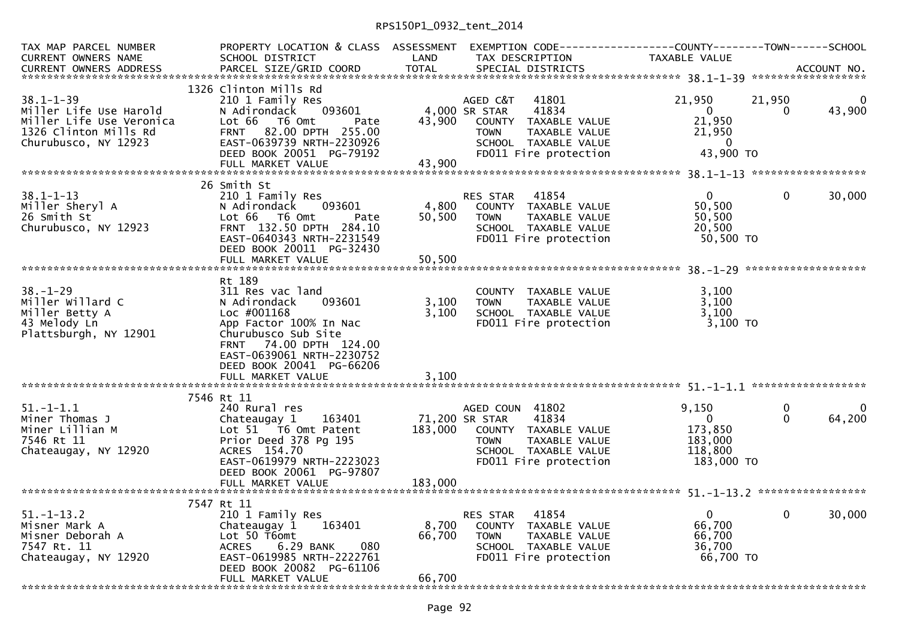RPS150P1_0932_tent_2014

| TAX MAP PARCEL NUMBER<br>CURRENT OWNERS NAME<br>CURRENT OWNERS ADDRESS | PROPERTY LOCATION & CLASS<br>SCHOOL DISTRICT<br>PARCEL SIZE/GRID COORD | ASSESSMENT<br>LAND<br>TOTAL | EXEMPTION CODE<br>TAX DESCRIPTION<br>SPECIAL DISTRICTS | COUNTY<br>TAXABLE VALUE | TOWN | SCHOOL<br>ACCOUNT NO. |
|---|---|---|---|---|---|---|
| **38.1-1-39** | | | | | | |
| | 1326 Clinton Mills Rd | | | | | |
| 38.1-1-39 | 210 1 Family Res | | AGED C&T 41801 | 21,950 | 21,950 | 0 |
| Miller Life Use Harold | N Adirondack 093601 | 4,000 | SR STAR 41834 | 0 | 0 | 43,900 |
| Miller Life Use Veronica | Lot 66 T6 Omt Pate | 43,900 | COUNTY TAXABLE VALUE | 21,950 | | |
| 1326 Clinton Mills Rd | FRNT 82.00 DPTH 255.00 | | TOWN TAXABLE VALUE | 21,950 | | |
| Churubusco, NY 12923 | EAST-0639739 NRTH-2230926 | | SCHOOL TAXABLE VALUE | 0 | | |
| | DEED BOOK 20051 PG-79192 | | FD011 Fire protection | 43,900 TO | | |
| | FULL MARKET VALUE | 43,900 | | | | |
| **38.1-1-13** | | | | | | |
| | 26 Smith St | | | | | |
| 38.1-1-13 | 210 1 Family Res | | RES STAR 41854 | 0 | 0 | 30,000 |
| Miller Sheryl A | N Adirondack 093601 | 4,800 | COUNTY TAXABLE VALUE | 50,500 | | |
| 26 Smith St | Lot 66 T6 Omt Pate | 50,500 | TOWN TAXABLE VALUE | 50,500 | | |
| Churubusco, NY 12923 | FRNT 132.50 DPTH 284.10 | | SCHOOL TAXABLE VALUE | 20,500 | | |
| | EAST-0640343 NRTH-2231549 | | FD011 Fire protection | 50,500 TO | | |
| | DEED BOOK 20011 PG-32430 | | | | | |
| | FULL MARKET VALUE | 50,500 | | | | |
| **38.-1-29** | | | | | | |
| | Rt 189 | | | | | |
| 38.-1-29 | 311 Res vac land | | COUNTY TAXABLE VALUE | 3,100 | | |
| Miller Willard C | N Adirondack 093601 | 3,100 | TOWN TAXABLE VALUE | 3,100 | | |
| Miller Betty A | Loc #001168 | 3,100 | SCHOOL TAXABLE VALUE | 3,100 | | |
| 43 Melody Ln | App Factor 100% In Nac | | FD011 Fire protection | 3,100 TO | | |
| Plattsburgh, NY 12901 | Churubusco Sub Site | | | | | |
| | FRNT 74.00 DPTH 124.00 | | | | | |
| | EAST-0639061 NRTH-2230752 | | | | | |
| | DEED BOOK 20041 PG-66206 | | | | | |
| | FULL MARKET VALUE | 3,100 | | | | |
| **51.-1-1.1** | | | | | | |
| | 7546 Rt 11 | | | | | |
| 51.-1-1.1 | 240 Rural res | | AGED COUN 41802 | 9,150 | 0 | 0 |
| Miner Thomas J | Chateaugay 1 163401 | 71,200 | SR STAR 41834 | 0 | 0 | 64,200 |
| Miner Lillian M | Lot 51 T6 Omt Patent | 183,000 | COUNTY TAXABLE VALUE | 173,850 | | |
| 7546 Rt 11 | Prior Deed 378 Pg 195 | | TOWN TAXABLE VALUE | 183,000 | | |
| Chateaugay, NY 12920 | ACRES 154.70 | | SCHOOL TAXABLE VALUE | 118,800 | | |
| | EAST-0619979 NRTH-2223023 | | FD011 Fire protection | 183,000 TO | | |
| | DEED BOOK 20061 PG-97807 | | | | | |
| | FULL MARKET VALUE | 183,000 | | | | |
| **51.-1-13.2** | | | | | | |
| | 7547 Rt 11 | | | | | |
| 51.-1-13.2 | 210 1 Family Res | | RES STAR 41854 | 0 | 0 | 30,000 |
| Misner Mark A | Chateaugay 1 163401 | 8,700 | COUNTY TAXABLE VALUE | 66,700 | | |
| Misner Deborah A | Lot 50 T6omt | 66,700 | TOWN TAXABLE VALUE | 66,700 | | |
| 7547 Rt. 11 | ACRES 6.29 BANK 080 | | SCHOOL TAXABLE VALUE | 36,700 | | |
| Chateaugay, NY 12920 | EAST-0619985 NRTH-2222761 | | FD011 Fire protection | 66,700 TO | | |
| | DEED BOOK 20082 PG-61106 | | | | | |
| | FULL MARKET VALUE | 66,700 | | | | |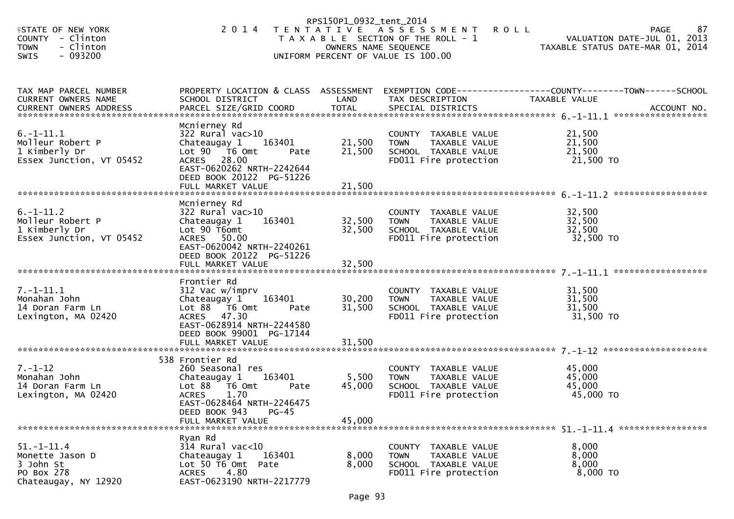RPS150P1_0932_tent_2014

STATE OF NEW YORK — 2014 TENTATIVE ASSESSMENT ROLL
COUNTY - Clinton — TAXABLE SECTION OF THE ROLL - 1 — VALUATION DATE-JUL 01, 2013
TOWN - Clinton — OWNERS NAME SEQUENCE — TAXABLE STATUS DATE-MAR 01, 2014
SWIS - 093200 — UNIFORM PERCENT OF VALUE IS 100.00

PAGE 87

| TAX MAP PARCEL NUMBER / CURRENT OWNERS NAME / CURRENT OWNERS ADDRESS | PROPERTY LOCATION & CLASS / SCHOOL DISTRICT / PARCEL SIZE/GRID COORD | ASSESSMENT LAND | TOTAL | EXEMPTION CODE / TAX DESCRIPTION / SPECIAL DISTRICTS | COUNTY--------TOWN------SCHOOL TAXABLE VALUE | ACCOUNT NO. |
|---|---|---|---|---|---|---|
| **6.-1-11.1** | Mcnierney Rd | | | | | |
| 6.-1-11.1 | 322 Rural vac>10 | | | COUNTY TAXABLE VALUE | 21,500 | |
| Molleur Robert P | Chateaugay 1 163401 | 21,500 | | TOWN TAXABLE VALUE | 21,500 | |
| 1 Kimberly Dr | Lot 90 T6 Omt Pate | | 21,500 | SCHOOL TAXABLE VALUE | 21,500 | |
| Essex Junction, VT 05452 | ACRES 28.00 | | | FD011 Fire protection | 21,500 TO | |
| | EAST-0620262 NRTH-2242644 | | | | | |
| | DEED BOOK 20122 PG-51226 | | | | | |
| | FULL MARKET VALUE | | 21,500 | | | |
| **6.-1-11.2** | Mcnierney Rd | | | | | |
| 6.-1-11.2 | 322 Rural vac>10 | | | COUNTY TAXABLE VALUE | 32,500 | |
| Molleur Robert P | Chateaugay 1 163401 | 32,500 | | TOWN TAXABLE VALUE | 32,500 | |
| 1 Kimberly Dr | Lot 90 T6omt | | 32,500 | SCHOOL TAXABLE VALUE | 32,500 | |
| Essex Junction, VT 05452 | ACRES 50.00 | | | FD011 Fire protection | 32,500 TO | |
| | EAST-0620042 NRTH-2240261 | | | | | |
| | DEED BOOK 20122 PG-51226 | | | | | |
| | FULL MARKET VALUE | | 32,500 | | | |
| **7.-1-11.1** | Frontier Rd | | | | | |
| 7.-1-11.1 | 312 Vac w/imprv | | | COUNTY TAXABLE VALUE | 31,500 | |
| Monahan John | Chateaugay 1 163401 | 30,200 | | TOWN TAXABLE VALUE | 31,500 | |
| 14 Doran Farm Ln | Lot 88 T6 Omt Pate | | 31,500 | SCHOOL TAXABLE VALUE | 31,500 | |
| Lexington, MA 02420 | ACRES 47.30 | | | FD011 Fire protection | 31,500 TO | |
| | EAST-0628914 NRTH-2244580 | | | | | |
| | DEED BOOK 99001 PG-17144 | | | | | |
| | FULL MARKET VALUE | | 31,500 | | | |
| **7.-1-12** | 538 Frontier Rd | | | | | |
| 7.-1-12 | 260 Seasonal res | | | COUNTY TAXABLE VALUE | 45,000 | |
| Monahan John | Chateaugay 1 163401 | 5,500 | | TOWN TAXABLE VALUE | 45,000 | |
| 14 Doran Farm Ln | Lot 88 T6 Omt Pate | | 45,000 | SCHOOL TAXABLE VALUE | 45,000 | |
| Lexington, MA 02420 | ACRES 1.70 | | | FD011 Fire protection | 45,000 TO | |
| | EAST-0628464 NRTH-2246475 | | | | | |
| | DEED BOOK 943 PG-45 | | | | | |
| | FULL MARKET VALUE | | 45,000 | | | |
| **51.-1-11.4** | Ryan Rd | | | | | |
| 51.-1-11.4 | 314 Rural vac<10 | | | COUNTY TAXABLE VALUE | 8,000 | |
| Monette Jason D | Chateaugay 1 163401 | 8,000 | | TOWN TAXABLE VALUE | 8,000 | |
| 3 John St | Lot 50 T6 Omt Pate | | 8,000 | SCHOOL TAXABLE VALUE | 8,000 | |
| PO Box 278 | ACRES 4.80 | | | FD011 Fire protection | 8,000 TO | |
| Chateaugay, NY 12920 | EAST-0623190 NRTH-2217779 | | | | | |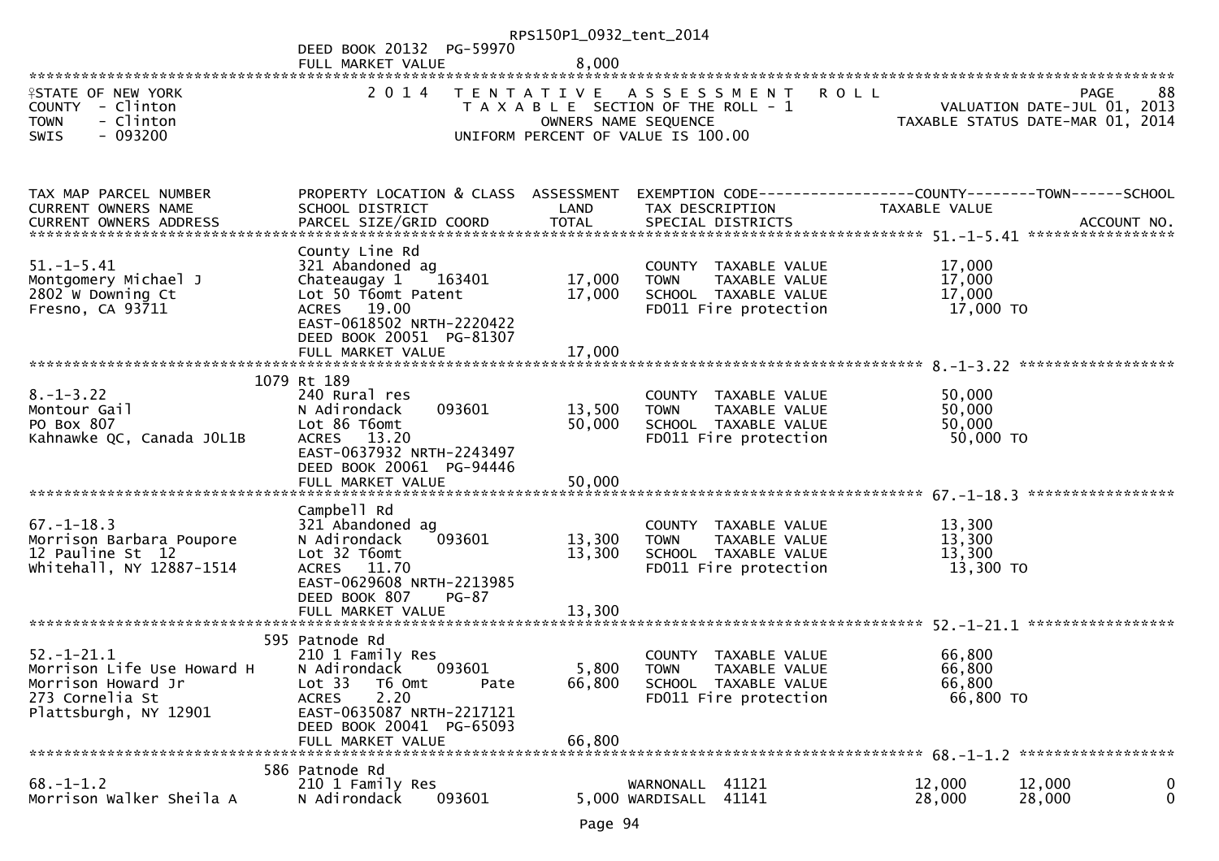DEED BOOK 20132 PG-59970
FULL MARKET VALUE 8,000

STATE OF NEW YORK
COUNTY - Clinton
TOWN - Clinton
SWIS - 093200

2014 TENTATIVE ASSESSMENT ROLL
TAXABLE SECTION OF THE ROLL - 1
OWNERS NAME SEQUENCE
UNIFORM PERCENT OF VALUE IS 100.00

PAGE 88
VALUATION DATE-JUL 01, 2013
TAXABLE STATUS DATE-MAR 01, 2014

| TAX MAP PARCEL NUMBER / CURRENT OWNERS NAME / CURRENT OWNERS ADDRESS | PROPERTY LOCATION & CLASS / SCHOOL DISTRICT / PARCEL SIZE/GRID COORD | ASSESSMENT LAND / TOTAL | EXEMPTION CODE / TAX DESCRIPTION / SPECIAL DISTRICTS | COUNTY TAXABLE VALUE | TOWN | SCHOOL / ACCOUNT NO. |
|---|---|---|---|---|---|---|
| **51.-1-5.41** | County Line Rd | | | | | |
| 51.-1-5.41 | 321 Abandoned ag | | COUNTY TAXABLE VALUE | 17,000 | | |
| Montgomery Michael J | Chateaugay 1 163401 | 17,000 | TOWN TAXABLE VALUE | 17,000 | | |
| 2802 W Downing Ct | Lot 50 T6omt Patent | 17,000 | SCHOOL TAXABLE VALUE | 17,000 | | |
| Fresno, CA 93711 | ACRES 19.00 | | FD011 Fire protection | 17,000 TO | | |
| | EAST-0618502 NRTH-2220422 | | | | | |
| | DEED BOOK 20051 PG-81307 | | | | | |
| | FULL MARKET VALUE | 17,000 | | | | |
| **8.-1-3.22** | 1079 Rt 189 | | | | | |
| 8.-1-3.22 | 240 Rural res | | COUNTY TAXABLE VALUE | 50,000 | | |
| Montour Gail | N Adirondack 093601 | 13,500 | TOWN TAXABLE VALUE | 50,000 | | |
| PO Box 807 | Lot 86 T6omt | 50,000 | SCHOOL TAXABLE VALUE | 50,000 | | |
| Kahnawke QC, Canada J0L1B | ACRES 13.20 | | FD011 Fire protection | 50,000 TO | | |
| | EAST-0637932 NRTH-2243497 | | | | | |
| | DEED BOOK 20061 PG-94446 | | | | | |
| | FULL MARKET VALUE | 50,000 | | | | |
| **67.-1-18.3** | Campbell Rd | | | | | |
| 67.-1-18.3 | 321 Abandoned ag | | COUNTY TAXABLE VALUE | 13,300 | | |
| Morrison Barbara Poupore | N Adirondack 093601 | 13,300 | TOWN TAXABLE VALUE | 13,300 | | |
| 12 Pauline St 12 | Lot 32 T6omt | 13,300 | SCHOOL TAXABLE VALUE | 13,300 | | |
| Whitehall, NY 12887-1514 | ACRES 11.70 | | FD011 Fire protection | 13,300 TO | | |
| | EAST-0629608 NRTH-2213985 | | | | | |
| | DEED BOOK 807 PG-87 | | | | | |
| | FULL MARKET VALUE | 13,300 | | | | |
| **52.-1-21.1** | 595 Patnode Rd | | | | | |
| 52.-1-21.1 | 210 1 Family Res | | COUNTY TAXABLE VALUE | 66,800 | | |
| Morrison Life Use Howard H | N Adirondack 093601 | 5,800 | TOWN TAXABLE VALUE | 66,800 | | |
| Morrison Howard Jr | Lot 33 T6 Omt Pate | 66,800 | SCHOOL TAXABLE VALUE | 66,800 | | |
| 273 Cornelia St | ACRES 2.20 | | FD011 Fire protection | 66,800 TO | | |
| Plattsburgh, NY 12901 | EAST-0635087 NRTH-2217121 | | | | | |
| | DEED BOOK 20041 PG-65093 | | | | | |
| | FULL MARKET VALUE | 66,800 | | | | |
| **68.-1-1.2** | 586 Patnode Rd | | | | | |
| 68.-1-1.2 | 210 1 Family Res | | WARNONALL 41121 | 12,000 | 12,000 | 0 |
| Morrison Walker Sheila A | N Adirondack 093601 | 5,000 | WARDISALL 41141 | 28,000 | 28,000 | 0 |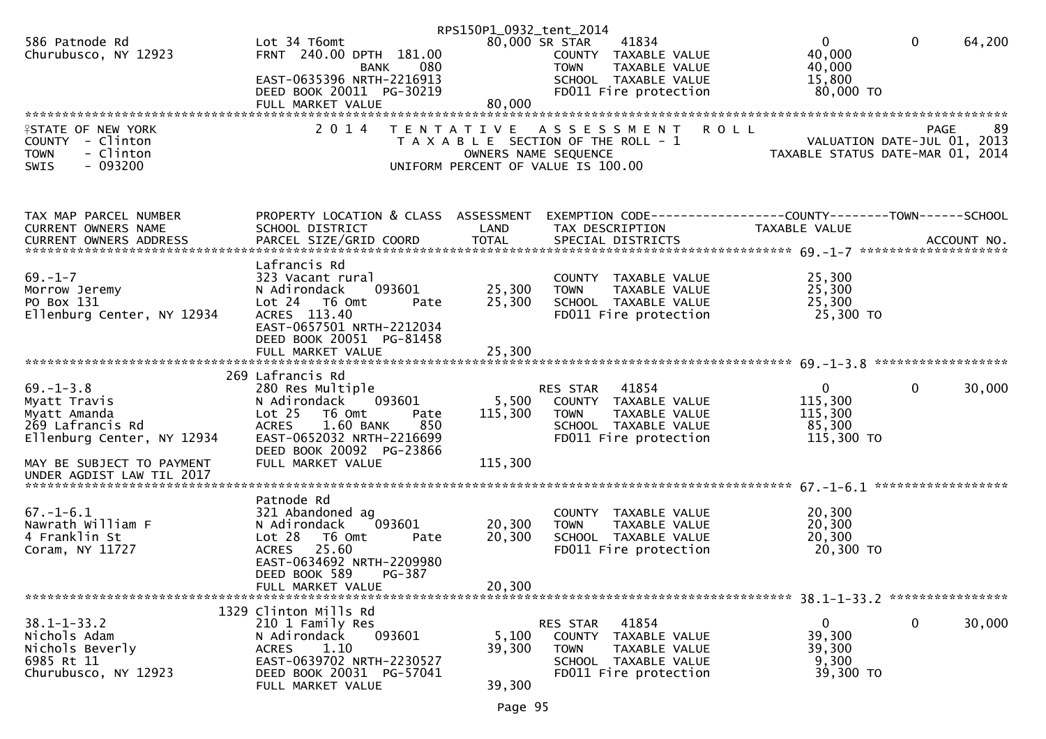RPS150P1_0932_tent_2014

| | | | | | | |
|---|---|---|---|---|---|---|
| 586 Patnode Rd | Lot 34 T6omt | 80,000 | SR STAR 41834 | 0 | 0 | 64,200 |
| Churubusco, NY 12923 | FRNT 240.00 DPTH 181.00 | | COUNTY TAXABLE VALUE | 40,000 | | |
| | BANK 080 | | TOWN TAXABLE VALUE | 40,000 | | |
| | EAST-0635396 NRTH-2216913 | | SCHOOL TAXABLE VALUE | 15,800 | | |
| | DEED BOOK 20011 PG-30219 | | FD011 Fire protection | 80,000 TO | | |
| | FULL MARKET VALUE | 80,000 | | | | |

STATE OF NEW YORK
COUNTY - Clinton
TOWN - Clinton
SWIS - 093200

2014 TENTATIVE ASSESSMENT ROLL
TAXABLE SECTION OF THE ROLL - 1
OWNERS NAME SEQUENCE
UNIFORM PERCENT OF VALUE IS 100.00

PAGE 89
VALUATION DATE-JUL 01, 2013
TAXABLE STATUS DATE-MAR 01, 2014

| TAX MAP PARCEL NUMBER / CURRENT OWNERS NAME / CURRENT OWNERS ADDRESS | PROPERTY LOCATION & CLASS / SCHOOL DISTRICT / PARCEL SIZE/GRID COORD | ASSESSMENT LAND / TOTAL | EXEMPTION CODE / TAX DESCRIPTION / SPECIAL DISTRICTS | COUNTY TAXABLE VALUE | TOWN | SCHOOL / ACCOUNT NO. |
|---|---|---|---|---|---|---|
| **69.-1-7** | Lafrancis Rd | | | | | |
| 69.-1-7 | 323 Vacant rural | | COUNTY TAXABLE VALUE | 25,300 | | |
| Morrow Jeremy | N Adirondack 093601 | 25,300 | TOWN TAXABLE VALUE | 25,300 | | |
| PO Box 131 | Lot 24 T6 Omt Pate | 25,300 | SCHOOL TAXABLE VALUE | 25,300 | | |
| Ellenburg Center, NY 12934 | ACRES 113.40 | | FD011 Fire protection | 25,300 TO | | |
| | EAST-0657501 NRTH-2212034 | | | | | |
| | DEED BOOK 20051 PG-81458 | | | | | |
| | FULL MARKET VALUE | 25,300 | | | | |
| **69.-1-3.8** | 269 Lafrancis Rd | | | | | |
| 69.-1-3.8 | 280 Res Multiple | | RES STAR 41854 | 0 | 0 | 30,000 |
| Myatt Travis | N Adirondack 093601 | 5,500 | COUNTY TAXABLE VALUE | 115,300 | | |
| Myatt Amanda | Lot 25 T6 Omt Pate | 115,300 | TOWN TAXABLE VALUE | 115,300 | | |
| 269 Lafrancis Rd | ACRES 1.60 BANK 850 | | SCHOOL TAXABLE VALUE | 85,300 | | |
| Ellenburg Center, NY 12934 | EAST-0652032 NRTH-2216699 | | FD011 Fire protection | 115,300 TO | | |
| | DEED BOOK 20092 PG-23866 | | | | | |
| MAY BE SUBJECT TO PAYMENT | FULL MARKET VALUE | 115,300 | | | | |
| UNDER AGDIST LAW TIL 2017 | | | | | | |
| **67.-1-6.1** | Patnode Rd | | | | | |
| 67.-1-6.1 | 321 Abandoned ag | | COUNTY TAXABLE VALUE | 20,300 | | |
| Nawrath William F | N Adirondack 093601 | 20,300 | TOWN TAXABLE VALUE | 20,300 | | |
| 4 Franklin St | Lot 28 T6 Omt Pate | 20,300 | SCHOOL TAXABLE VALUE | 20,300 | | |
| Coram, NY 11727 | ACRES 25.60 | | FD011 Fire protection | 20,300 TO | | |
| | EAST-0634692 NRTH-2209980 | | | | | |
| | DEED BOOK 589 PG-387 | | | | | |
| | FULL MARKET VALUE | 20,300 | | | | |
| **38.1-1-33.2** | 1329 Clinton Mills Rd | | | | | |
| 38.1-1-33.2 | 210 1 Family Res | | RES STAR 41854 | 0 | 0 | 30,000 |
| Nichols Adam | N Adirondack 093601 | 5,100 | COUNTY TAXABLE VALUE | 39,300 | | |
| Nichols Beverly | ACRES 1.10 | 39,300 | TOWN TAXABLE VALUE | 39,300 | | |
| 6985 Rt 11 | EAST-0639702 NRTH-2230527 | | SCHOOL TAXABLE VALUE | 9,300 | | |
| Churubusco, NY 12923 | DEED BOOK 20031 PG-57041 | | FD011 Fire protection | 39,300 TO | | |
| | FULL MARKET VALUE | 39,300 | | | | |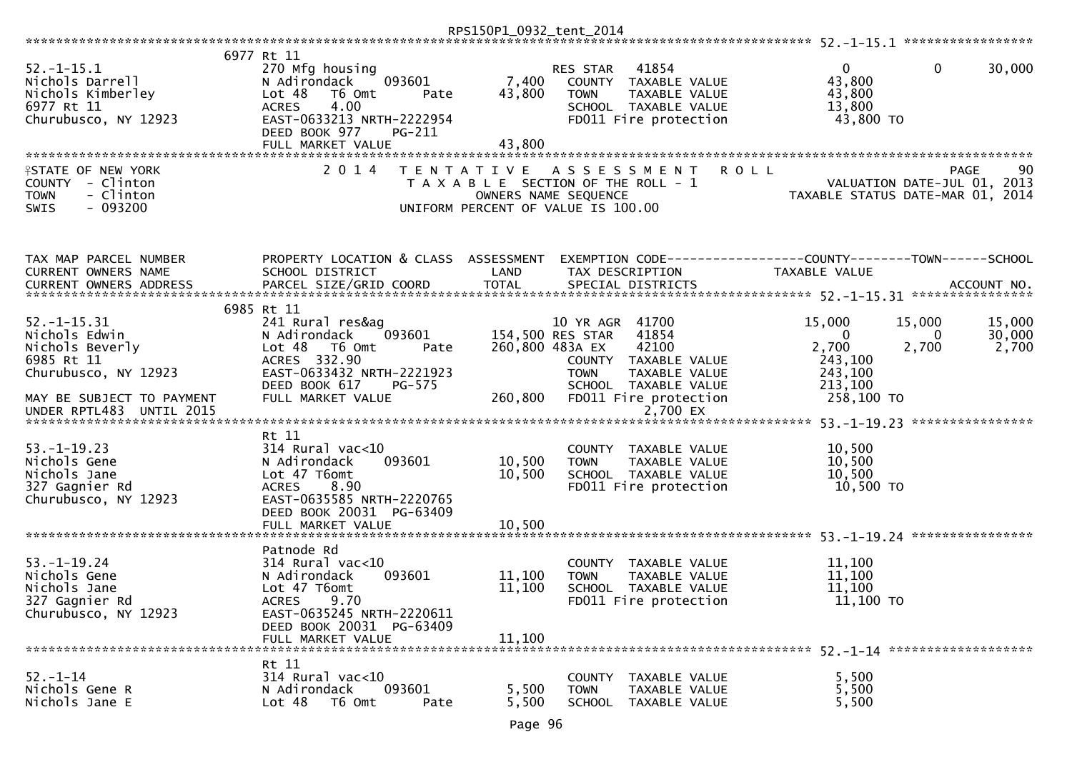```
******************************************************************************************************* 52.-1-15.1 *****************
                    6977 Rt 11
52.-1-15.1                       270 Mfg housing                         RES STAR   41854                   0           0      30,000
Nichols Darrell                  N Adirondack     093601        7,400    COUNTY  TAXABLE VALUE          43,800
Nichols Kimberley                Lot 48   T6 Omt         Pate   43,800    TOWN    TAXABLE VALUE          43,800
6977 Rt 11                       ACRES     4.00                           SCHOOL  TAXABLE VALUE          13,800
Churubusco, NY 12923             EAST-0633213 NRTH-2222954                FD011 Fire protection           43,800 TO
                                 DEED BOOK 977     PG-211
                                 FULL MARKET VALUE               43,800
************************************************************************************************************************************
STATE OF NEW YORK                2 0 1 4   T E N T A T I V E   A S S E S S M E N T   R O L L                                PAGE    90
COUNTY  - Clinton                          T A X A B L E  SECTION OF THE ROLL - 1                      VALUATION DATE-JUL 01, 2013
TOWN    - Clinton                                    OWNERS NAME SEQUENCE                        TAXABLE STATUS DATE-MAR 01, 2014
SWIS    - 093200                              UNIFORM PERCENT OF VALUE IS 100.00


TAX MAP PARCEL NUMBER            PROPERTY LOCATION & CLASS  ASSESSMENT  EXEMPTION CODE------------------COUNTY--------TOWN------SCHOOL
CURRENT OWNERS NAME              SCHOOL DISTRICT               LAND      TAX DESCRIPTION              TAXABLE VALUE
CURRENT OWNERS ADDRESS           PARCEL SIZE/GRID COORD        TOTAL     SPECIAL DISTRICTS                                 ACCOUNT NO.
******************************************************************************************************* 52.-1-15.31 ****************
                    6985 Rt 11
52.-1-15.31                      241 Rural res&ag                       10 YR AGR  41700               15,000       15,000      15,000
Nichols Edwin                    N Adirondack     093601      154,500 RES STAR   41854                   0            0       30,000
Nichols Beverly                  Lot 48   T6 Omt         Pate  260,800 483A EX    42100                2,700        2,700       2,700
6985 Rt 11                       ACRES  332.90                           COUNTY  TAXABLE VALUE         243,100
Churubusco, NY 12923             EAST-0633432 NRTH-2221923               TOWN    TAXABLE VALUE         243,100
                                 DEED BOOK 617     PG-575                 SCHOOL  TAXABLE VALUE         213,100
MAY BE SUBJECT TO PAYMENT        FULL MARKET VALUE              260,800   FD011 Fire protection          258,100 TO
UNDER RPTL483  UNTIL 2015                                                          2,700 EX
******************************************************************************************************* 53.-1-19.23 ****************
                    Rt 11
53.-1-19.23                      314 Rural vac<10                         COUNTY  TAXABLE VALUE          10,500
Nichols Gene                     N Adirondack     093601       10,500    TOWN    TAXABLE VALUE          10,500
Nichols Jane                     Lot 47 T6omt                  10,500    SCHOOL  TAXABLE VALUE          10,500
327 Gagnier Rd                   ACRES     8.90                           FD011 Fire protection           10,500 TO
Churubusco, NY 12923             EAST-0635585 NRTH-2220765
                                 DEED BOOK 20031  PG-63409
                                 FULL MARKET VALUE               10,500
******************************************************************************************************* 53.-1-19.24 ****************
                    Patnode Rd
53.-1-19.24                      314 Rural vac<10                         COUNTY  TAXABLE VALUE          11,100
Nichols Gene                     N Adirondack     093601       11,100    TOWN    TAXABLE VALUE          11,100
Nichols Jane                     Lot 47 T6omt                  11,100    SCHOOL  TAXABLE VALUE          11,100
327 Gagnier Rd                   ACRES     9.70                           FD011 Fire protection           11,100 TO
Churubusco, NY 12923             EAST-0635245 NRTH-2220611
                                 DEED BOOK 20031  PG-63409
                                 FULL MARKET VALUE               11,100
******************************************************************************************************* 52.-1-14 *******************
                    Rt 11
52.-1-14                         314 Rural vac<10                         COUNTY  TAXABLE VALUE           5,500
Nichols Gene R                   N Adirondack     093601        5,500    TOWN    TAXABLE VALUE           5,500
Nichols Jane E                   Lot 48   T6 Omt         Pate    5,500    SCHOOL  TAXABLE VALUE           5,500
```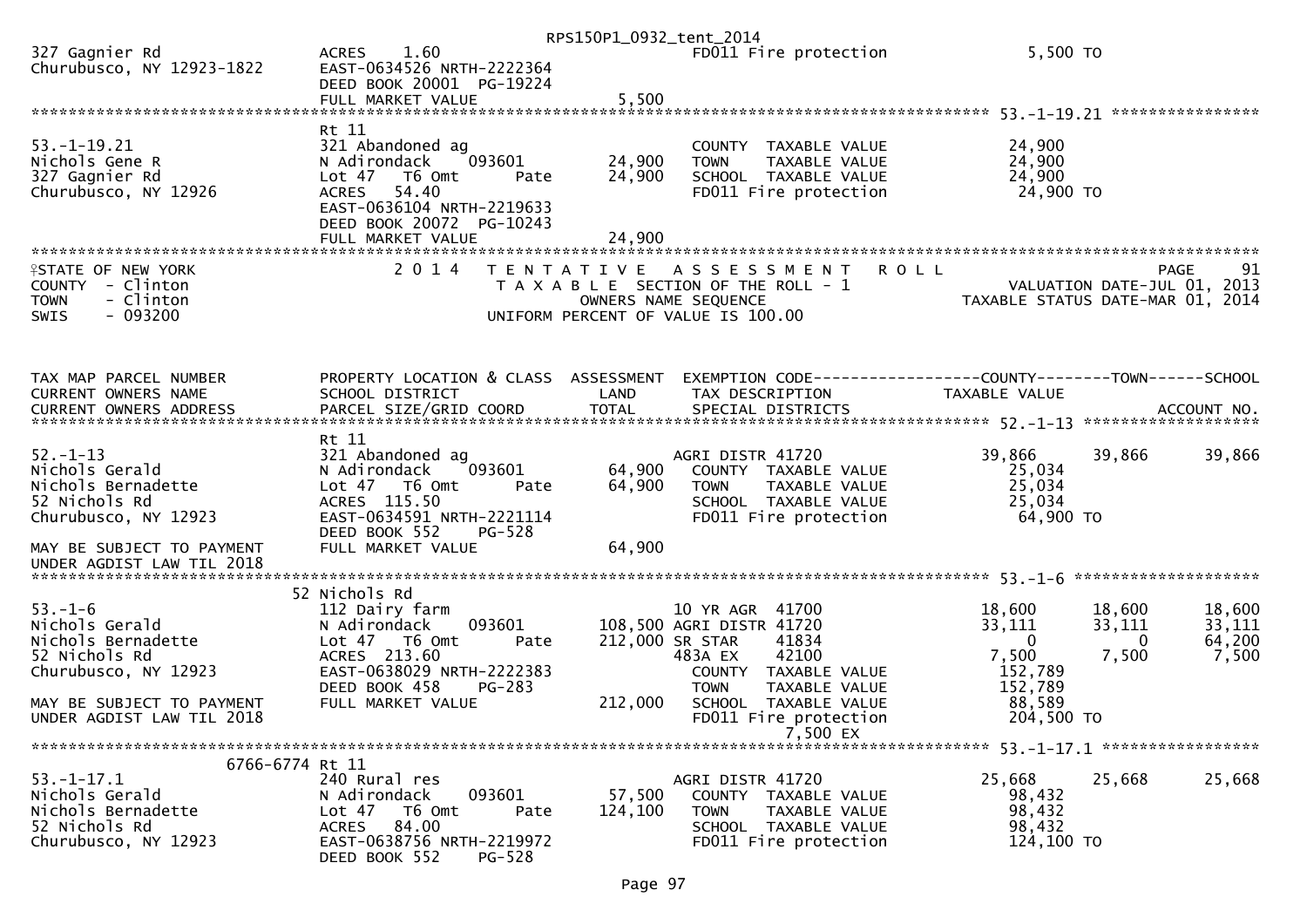```
327 Gagnier Rd                   ACRES     1.60                         FD011 Fire protection              5,500 TO
Churubusco, NY 12923-1822        EAST-0634526 NRTH-2222364
                                 DEED BOOK 20001  PG-19224
                                 FULL MARKET VALUE                5,500
******************************************************************************************************* 53.-1-19.21 ****************
                                 Rt 11
53.-1-19.21                      321 Abandoned ag                       COUNTY  TAXABLE VALUE             24,900
Nichols Gene R                   N Adirondack     093601       24,900   TOWN    TAXABLE VALUE             24,900
327 Gagnier Rd                   Lot 47   T6 Omt      Pate     24,900   SCHOOL  TAXABLE VALUE             24,900
Churubusco, NY 12926             ACRES    54.40                         FD011 Fire protection             24,900 TO
                                 EAST-0636104 NRTH-2219633
                                 DEED BOOK 20072  PG-10243
                                 FULL MARKET VALUE               24,900
************************************************************************************************************************************
```

STATE OF NEW YORK — 2014 TENTATIVE ASSESSMENT ROLL — PAGE 91
COUNTY - Clinton — TAXABLE SECTION OF THE ROLL - 1 — VALUATION DATE-JUL 01, 2013
TOWN - Clinton — OWNERS NAME SEQUENCE — TAXABLE STATUS DATE-MAR 01, 2014
SWIS - 093200 — UNIFORM PERCENT OF VALUE IS 100.00

```
TAX MAP PARCEL NUMBER            PROPERTY LOCATION & CLASS  ASSESSMENT  EXEMPTION CODE------------------COUNTY--------TOWN------SCHOOL
CURRENT OWNERS NAME              SCHOOL DISTRICT               LAND      TAX DESCRIPTION            TAXABLE VALUE
CURRENT OWNERS ADDRESS           PARCEL SIZE/GRID COORD        TOTAL     SPECIAL DISTRICTS                                 ACCOUNT NO.
******************************************************************************************************* 52.-1-13 *******************
                                 Rt 11
52.-1-13                         321 Abandoned ag                       AGRI DISTR 41720             39,866       39,866       39,866
Nichols Gerald                   N Adirondack     093601       64,900     COUNTY  TAXABLE VALUE           25,034
Nichols Bernadette               Lot 47   T6 Omt      Pate     64,900     TOWN    TAXABLE VALUE           25,034
52 Nichols Rd                    ACRES   115.50                           SCHOOL  TAXABLE VALUE           25,034
Churubusco, NY 12923             EAST-0634591 NRTH-2221114                FD011 Fire protection           64,900 TO
                                 DEED BOOK 552     PG-528
MAY BE SUBJECT TO PAYMENT        FULL MARKET VALUE               64,900
UNDER AGDIST LAW TIL 2018
******************************************************************************************************* 53.-1-6 ********************
                              52 Nichols Rd
53.-1-6                          112 Dairy farm                         10 YR AGR  41700              18,600       18,600       18,600
Nichols Gerald                   N Adirondack     093601      108,500 AGRI DISTR 41720              33,111       33,111       33,111
Nichols Bernadette               Lot 47   T6 Omt      Pate    212,000 SR STAR     41834                  0            0       64,200
52 Nichols Rd                    ACRES   213.60                        483A EX     42100               7,500        7,500        7,500
Churubusco, NY 12923             EAST-0638029 NRTH-2222383               COUNTY  TAXABLE VALUE          152,789
                                 DEED BOOK 458     PG-283                TOWN    TAXABLE VALUE          152,789
MAY BE SUBJECT TO PAYMENT        FULL MARKET VALUE              212,000   SCHOOL  TAXABLE VALUE           88,589
UNDER AGDIST LAW TIL 2018                                                FD011 Fire protection          204,500 TO
                                                                              7,500 EX
******************************************************************************************************* 53.-1-17.1 *****************
                        6766-6774 Rt 11
53.-1-17.1                       240 Rural res                          AGRI DISTR 41720              25,668       25,668       25,668
Nichols Gerald                   N Adirondack     093601       57,500     COUNTY  TAXABLE VALUE           98,432
Nichols Bernadette               Lot 47   T6 Omt      Pate    124,100     TOWN    TAXABLE VALUE           98,432
52 Nichols Rd                    ACRES    84.00                           SCHOOL  TAXABLE VALUE           98,432
Churubusco, NY 12923             EAST-0638756 NRTH-2219972                FD011 Fire protection          124,100 TO
                                 DEED BOOK 552     PG-528
```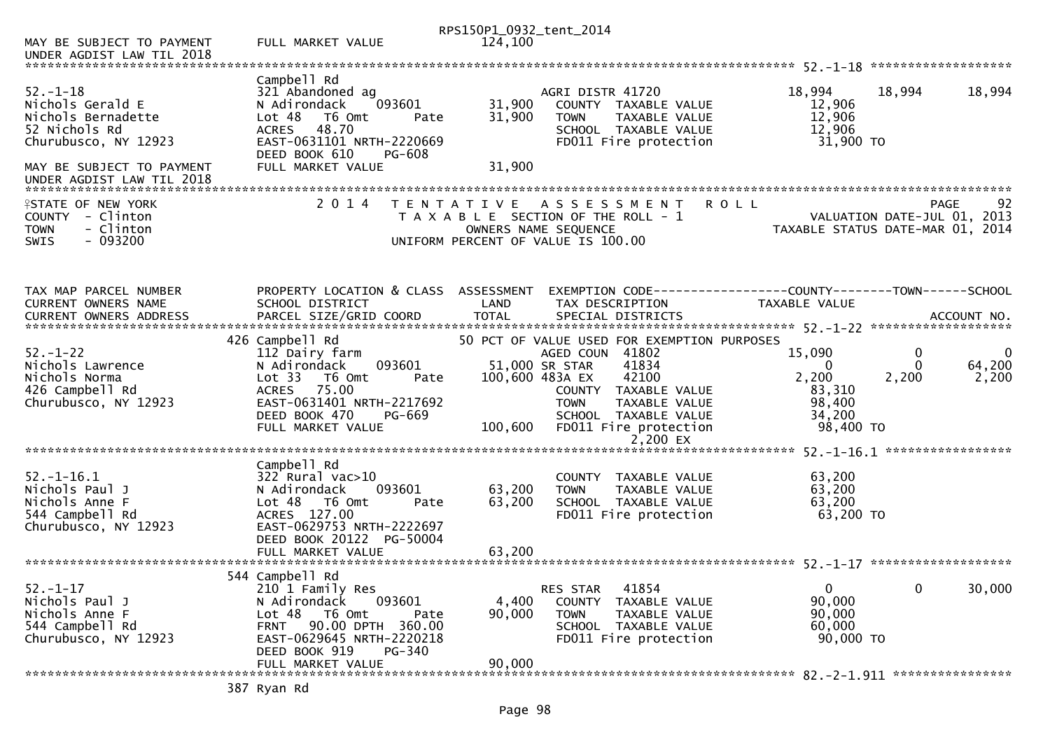```
MAY BE SUBJECT TO PAYMENT     FULL MARKET VALUE              124,100
UNDER AGDIST LAW TIL 2018
******************************************************************************************************* 52.-1-18 *******************
                              Campbell Rd
52.-1-18                      321 Abandoned ag                     AGRI DISTR 41720              18,994     18,994     18,994
Nichols Gerald E              N Adirondack     093601       31,900    COUNTY  TAXABLE VALUE          12,906
Nichols Bernadette            Lot 48   T6 Omt      Pate     31,900    TOWN    TAXABLE VALUE          12,906
52 Nichols Rd                 ACRES   48.70                           SCHOOL  TAXABLE VALUE          12,906
Churubusco, NY 12923          EAST-0631101 NRTH-2220669               FD011 Fire protection           31,900 TO
                              DEED BOOK 610    PG-608
MAY BE SUBJECT TO PAYMENT     FULL MARKET VALUE               31,900
UNDER AGDIST LAW TIL 2018
************************************************************************************************************************************
STATE OF NEW YORK             2 0 1 4   T E N T A T I V E   A S S E S S M E N T   R O L L                              PAGE      92
COUNTY  - Clinton                        T A X A B L E  SECTION OF THE ROLL - 1                 VALUATION DATE-JUL 01, 2013
TOWN    - Clinton                             OWNERS NAME SEQUENCE                        TAXABLE STATUS DATE-MAR 01, 2014
SWIS    - 093200                        UNIFORM PERCENT OF VALUE IS 100.00



TAX MAP PARCEL NUMBER         PROPERTY LOCATION & CLASS  ASSESSMENT  EXEMPTION CODE------------------COUNTY--------TOWN------SCHOOL
CURRENT OWNERS NAME           SCHOOL DISTRICT               LAND      TAX DESCRIPTION              TAXABLE VALUE
CURRENT OWNERS ADDRESS        PARCEL SIZE/GRID COORD        TOTAL     SPECIAL DISTRICTS                                  ACCOUNT NO.
******************************************************************************************************* 52.-1-22 *******************
                              426 Campbell Rd                 50 PCT OF VALUE USED FOR EXEMPTION PURPOSES
52.-1-22                      112 Dairy farm                       AGED COUN  41802               15,090          0          0
Nichols Lawrence              N Adirondack     093601       51,000 SR STAR    41834                    0          0     64,200
Nichols Norma                 Lot 33   T6 Omt      Pate    100,600 483A EX    42100                2,200      2,200      2,200
426 Campbell Rd               ACRES   75.00                           COUNTY  TAXABLE VALUE          83,310
Churubusco, NY 12923          EAST-0631401 NRTH-2217692               TOWN    TAXABLE VALUE          98,400
                              DEED BOOK 470    PG-669                 SCHOOL  TAXABLE VALUE          34,200
                              FULL MARKET VALUE              100,600  FD011 Fire protection           98,400 TO
                                                                              2,200 EX
******************************************************************************************************* 52.-1-16.1 *****************
                              Campbell Rd
52.-1-16.1                    322 Rural vac>10                        COUNTY  TAXABLE VALUE          63,200
Nichols Paul J                N Adirondack     093601       63,200    TOWN    TAXABLE VALUE          63,200
Nichols Anne F                Lot 48   T6 Omt      Pate     63,200    SCHOOL  TAXABLE VALUE          63,200
544 Campbell Rd               ACRES  127.00                           FD011 Fire protection           63,200 TO
Churubusco, NY 12923          EAST-0629753 NRTH-2222697
                              DEED BOOK 20122  PG-50004
                              FULL MARKET VALUE               63,200
******************************************************************************************************* 52.-1-17 *******************
                              544 Campbell Rd
52.-1-17                      210 1 Family Res                     RES STAR   41854                    0          0     30,000
Nichols Paul J                N Adirondack     093601        4,400    COUNTY  TAXABLE VALUE          90,000
Nichols Anne F                Lot 48   T6 Omt      Pate     90,000    TOWN    TAXABLE VALUE          90,000
544 Campbell Rd               FRNT    90.00 DPTH  360.00              SCHOOL  TAXABLE VALUE          60,000
Churubusco, NY 12923          EAST-0629645 NRTH-2220218               FD011 Fire protection           90,000 TO
                              DEED BOOK 919    PG-340
                              FULL MARKET VALUE               90,000
******************************************************************************************************* 82.-2-1.911 ****************
                              387 Ryan Rd
```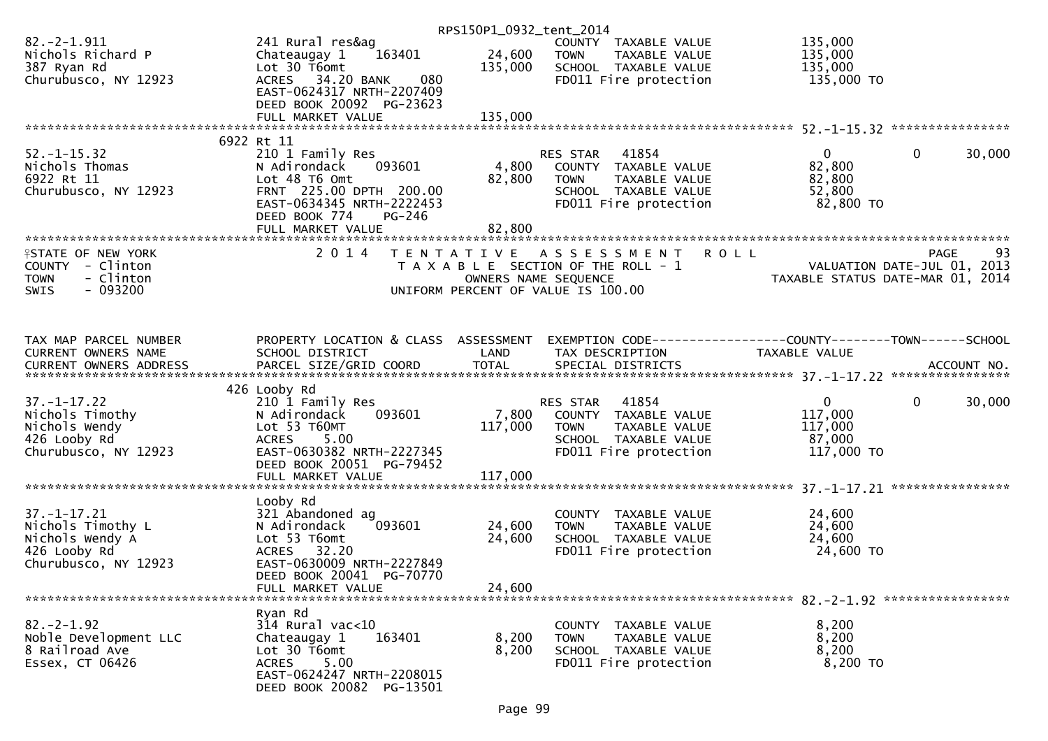RPS150P1_0932_tent_2014

```
82.-2-1.911                  241 Rural res&ag                       COUNTY  TAXABLE VALUE            135,000
Nichols Richard P            Chateaugay 1     163401      24,600    TOWN    TAXABLE VALUE            135,000
387 Ryan Rd                  Lot 30 T6omt                135,000    SCHOOL  TAXABLE VALUE            135,000
Churubusco, NY 12923         ACRES  34.20 BANK    080               FD011 Fire protection             135,000 TO
                             EAST-0624317 NRTH-2207409
                             DEED BOOK 20092  PG-23623
                             FULL MARKET VALUE           135,000
******************************************************************************************************* 52.-1-15.32 ****************
                           6922 Rt 11
52.-1-15.32                  210 1 Family Res                       RES STAR   41854                  0            0       30,000
Nichols Thomas               N Adirondack     093601       4,800    COUNTY  TAXABLE VALUE             82,800
6922 Rt 11                   Lot 48 T6 Omt                82,800    TOWN    TAXABLE VALUE             82,800
Churubusco, NY 12923         FRNT 225.00 DPTH 200.00                SCHOOL  TAXABLE VALUE             52,800
                             EAST-0634345 NRTH-2222453              FD011 Fire protection              82,800 TO
                             DEED BOOK 774    PG-246
                             FULL MARKET VALUE            82,800
************************************************************************************************************************************
STATE OF NEW YORK              2 0 1 4   T E N T A T I V E   A S S E S S M E N T   R O L L                              PAGE    93
COUNTY  - Clinton                       T A X A B L E  SECTION OF THE ROLL - 1                       VALUATION DATE-JUL 01, 2013
TOWN    - Clinton                               OWNERS NAME SEQUENCE                            TAXABLE STATUS DATE-MAR 01, 2014
SWIS    - 093200                        UNIFORM PERCENT OF VALUE IS 100.00


TAX MAP PARCEL NUMBER        PROPERTY LOCATION & CLASS  ASSESSMENT  EXEMPTION CODE------------------COUNTY--------TOWN------SCHOOL
CURRENT OWNERS NAME          SCHOOL DISTRICT              LAND      TAX DESCRIPTION              TAXABLE VALUE
CURRENT OWNERS ADDRESS       PARCEL SIZE/GRID COORD      TOTAL      SPECIAL DISTRICTS                                  ACCOUNT NO.
******************************************************************************************************* 37.-1-17.22 ****************
                           426 Looby Rd
37.-1-17.22                  210 1 Family Res                       RES STAR   41854                  0            0       30,000
Nichols Timothy              N Adirondack     093601       7,800    COUNTY  TAXABLE VALUE            117,000
Nichols Wendy                Lot 53 T60MT                117,000    TOWN    TAXABLE VALUE            117,000
426 Looby Rd                 ACRES   5.00                           SCHOOL  TAXABLE VALUE             87,000
Churubusco, NY 12923         EAST-0630382 NRTH-2227345              FD011 Fire protection             117,000 TO
                             DEED BOOK 20051  PG-79452
                             FULL MARKET VALUE           117,000
******************************************************************************************************* 37.-1-17.21 ****************
                             Looby Rd
37.-1-17.21                  321 Abandoned ag                       COUNTY  TAXABLE VALUE             24,600
Nichols Timothy L            N Adirondack     093601      24,600    TOWN    TAXABLE VALUE             24,600
Nichols Wendy A              Lot 53 T6omt                 24,600    SCHOOL  TAXABLE VALUE             24,600
426 Looby Rd                 ACRES  32.20                           FD011 Fire protection              24,600 TO
Churubusco, NY 12923         EAST-0630009 NRTH-2227849
                             DEED BOOK 20041  PG-70770
                             FULL MARKET VALUE            24,600
******************************************************************************************************* 82.-2-1.92 *****************
                             Ryan Rd
82.-2-1.92                   314 Rural vac<10                       COUNTY  TAXABLE VALUE              8,200
Noble Development LLC        Chateaugay 1     163401       8,200    TOWN    TAXABLE VALUE              8,200
8 Railroad Ave               Lot 30 T6omt                  8,200    SCHOOL  TAXABLE VALUE              8,200
Essex, CT 06426              ACRES   5.00                           FD011 Fire protection               8,200 TO
                             EAST-0624247 NRTH-2208015
                             DEED BOOK 20082  PG-13501
```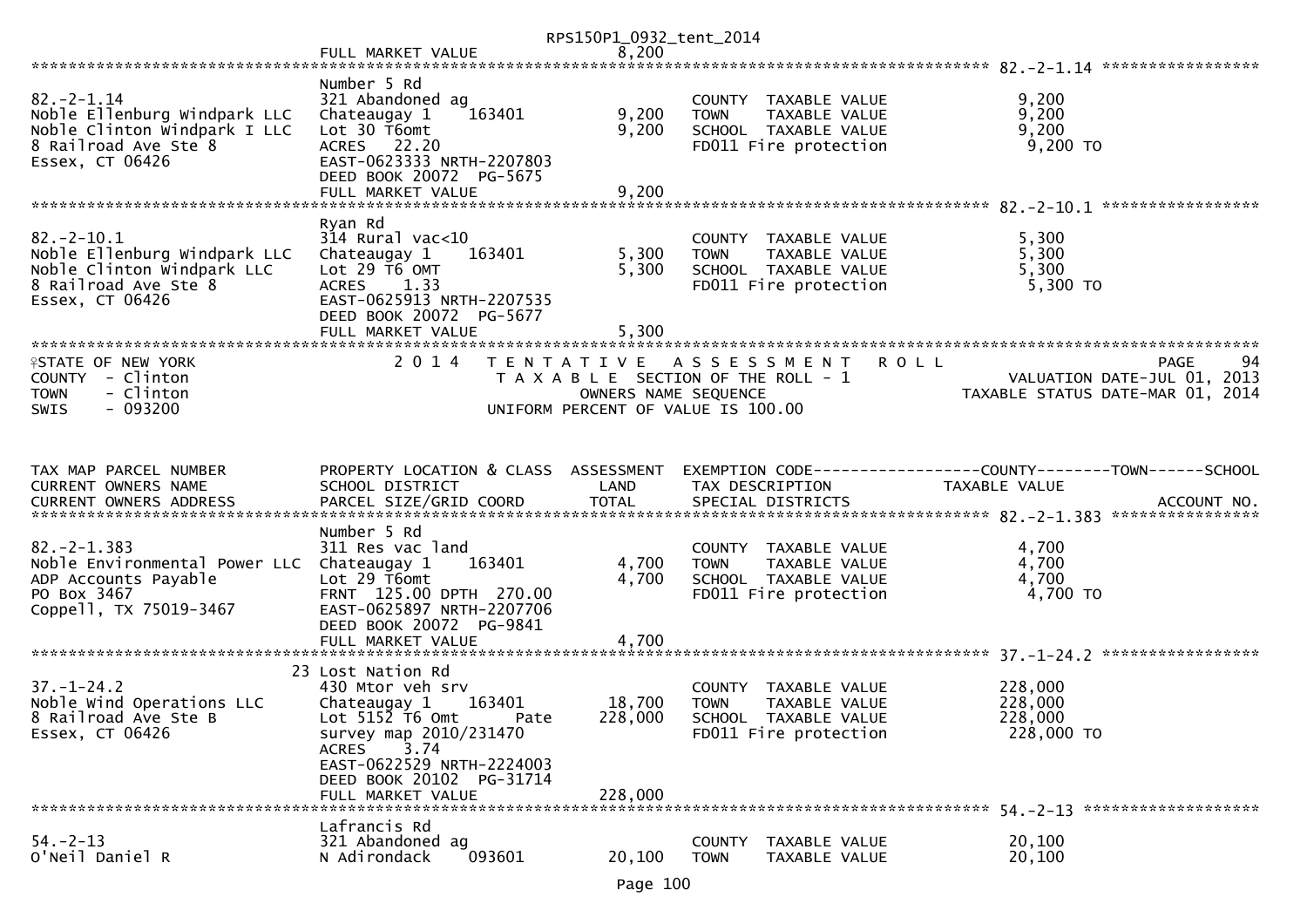```
                                                          RPS150P1_0932_tent_2014
                                FULL MARKET VALUE                8,200
******************************************************************************************************* 82.-2-1.14 *****************
                                Number 5 Rd
82.-2-1.14                      321 Abandoned ag                            COUNTY  TAXABLE VALUE              9,200
Noble Ellenburg Windpark LLC    Chateaugay 1     163401          9,200      TOWN    TAXABLE VALUE              9,200
Noble Clinton Windpark I LLC    Lot 30 T6omt                     9,200      SCHOOL  TAXABLE VALUE              9,200
8 Railroad Ave Ste 8            ACRES    22.20                              FD011 Fire protection               9,200 TO
Essex, CT 06426                 EAST-0623333 NRTH-2207803
                                DEED BOOK 20072  PG-5675
                                FULL MARKET VALUE                9,200
******************************************************************************************************* 82.-2-10.1 *****************
                                Ryan Rd
82.-2-10.1                      314 Rural vac<10                            COUNTY  TAXABLE VALUE              5,300
Noble Ellenburg Windpark LLC    Chateaugay 1     163401          5,300      TOWN    TAXABLE VALUE              5,300
Noble Clinton Windpark LLC      Lot 29 T6 OMT                    5,300      SCHOOL  TAXABLE VALUE              5,300
8 Railroad Ave Ste 8            ACRES     1.33                              FD011 Fire protection               5,300 TO
Essex, CT 06426                 EAST-0625913 NRTH-2207535
                                DEED BOOK 20072  PG-5677
                                FULL MARKET VALUE                5,300
*******************************************************************************************************************************************
STATE OF NEW YORK                    2 0 1 4   T E N T A T I V E   A S S E S S M E N T   R O L L                          PAGE     94
COUNTY  - Clinton                              T A X A B L E  SECTION OF THE ROLL - 1                     VALUATION DATE-JUL 01, 2013
TOWN    - Clinton                                    OWNERS NAME SEQUENCE                                TAXABLE STATUS DATE-MAR 01, 2014
SWIS    - 093200                              UNIFORM PERCENT OF VALUE IS 100.00


TAX MAP PARCEL NUMBER           PROPERTY LOCATION & CLASS  ASSESSMENT  EXEMPTION CODE------------------COUNTY--------TOWN------SCHOOL
CURRENT OWNERS NAME             SCHOOL DISTRICT               LAND      TAX DESCRIPTION                 TAXABLE VALUE
CURRENT OWNERS ADDRESS          PARCEL SIZE/GRID COORD        TOTAL     SPECIAL DISTRICTS                                   ACCOUNT NO.
******************************************************************************************************* 82.-2-1.383 ****************
                                Number 5 Rd
82.-2-1.383                     311 Res vac land                            COUNTY  TAXABLE VALUE              4,700
Noble Environmental Power LLC   Chateaugay 1     163401          4,700      TOWN    TAXABLE VALUE              4,700
ADP Accounts Payable            Lot 29 T6omt                     4,700      SCHOOL  TAXABLE VALUE              4,700
PO Box 3467                     FRNT 125.00 DPTH 270.00                     FD011 Fire protection               4,700 TO
Coppell, TX 75019-3467          EAST-0625897 NRTH-2207706
                                DEED BOOK 20072  PG-9841
                                FULL MARKET VALUE                4,700
******************************************************************************************************* 37.-1-24.2 *****************
                             23 Lost Nation Rd
37.-1-24.2                      430 Mtor veh srv                            COUNTY  TAXABLE VALUE            228,000
Noble Wind Operations LLC       Chateaugay 1     163401         18,700      TOWN    TAXABLE VALUE            228,000
8 Railroad Ave Ste B            Lot 5152 T6 Omt       Pate     228,000      SCHOOL  TAXABLE VALUE            228,000
Essex, CT 06426                 survey map 2010/231470                      FD011 Fire protection             228,000 TO
                                ACRES     3.74
                                EAST-0622529 NRTH-2224003
                                DEED BOOK 20102  PG-31714
                                FULL MARKET VALUE              228,000
******************************************************************************************************* 54.-2-13 *******************
                                Lafrancis Rd
54.-2-13                        321 Abandoned ag                            COUNTY  TAXABLE VALUE             20,100
O'Neil Daniel R                 N Adirondack     093601         20,100      TOWN    TAXABLE VALUE             20,100
```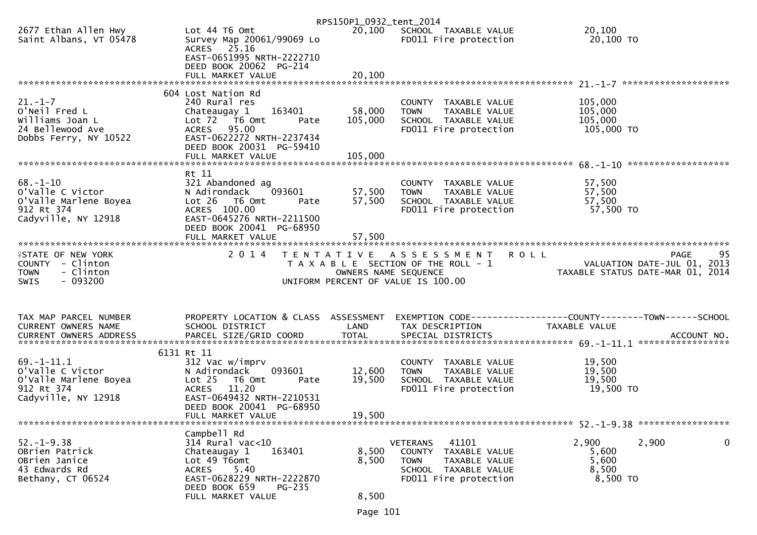RPS150P1_0932_tent_2014

```
2677 Ethan Allen Hwy          Lot 44 T6 Omt                  20,100   SCHOOL  TAXABLE VALUE             20,100
Saint Albans, VT 05478        Survey Map 20061/99069 Lo               FD011 Fire protection              20,100 TO
                              ACRES   25.16
                              EAST-0651995 NRTH-2222710
                              DEED BOOK 20062  PG-214
                              FULL MARKET VALUE              20,100
******************************************************************************************************* 21.-1-7 ********************
                          604 Lost Nation Rd
21.-1-7                       240 Rural res                           COUNTY  TAXABLE VALUE            105,000
O'Neil Fred L                 Chateaugay 1    163401         58,000   TOWN    TAXABLE VALUE            105,000
Williams Joan L               Lot 72  T6 Omt         Pate   105,000   SCHOOL  TAXABLE VALUE            105,000
24 Bellewood Ave              ACRES   95.00                           FD011 Fire protection             105,000 TO
Dobbs Ferry, NY 10522         EAST-0622272 NRTH-2237434
                              DEED BOOK 20031  PG-59410
                              FULL MARKET VALUE             105,000
******************************************************************************************************* 68.-1-10 *******************
                              Rt 11
68.-1-10                      321 Abandoned ag                        COUNTY  TAXABLE VALUE             57,500
O'Valle C Victor              N Adirondack    093601         57,500   TOWN    TAXABLE VALUE             57,500
O'Valle Marlene Boyea         Lot 26  T6 Omt         Pate    57,500   SCHOOL  TAXABLE VALUE             57,500
912 Rt 374                    ACRES  100.00                           FD011 Fire protection              57,500 TO
Cadyville, NY 12918           EAST-0645276 NRTH-2211500
                              DEED BOOK 20041  PG-68950
                              FULL MARKET VALUE              57,500
************************************************************************************************************************************
STATE OF NEW YORK                 2 0 1 4   T E N T A T I V E   A S S E S S M E N T   R O L L                          PAGE     95
COUNTY  - Clinton                           T A X A B L E  SECTION OF THE ROLL - 1                    VALUATION DATE-JUL 01, 2013
TOWN    - Clinton                                  OWNERS NAME SEQUENCE                         TAXABLE STATUS DATE-MAR 01, 2014
SWIS    - 093200                            UNIFORM PERCENT OF VALUE IS 100.00


TAX MAP PARCEL NUMBER         PROPERTY LOCATION & CLASS  ASSESSMENT  EXEMPTION CODE------------------COUNTY--------TOWN------SCHOOL
CURRENT OWNERS NAME           SCHOOL DISTRICT                 LAND   TAX DESCRIPTION                   TAXABLE VALUE
CURRENT OWNERS ADDRESS        PARCEL SIZE/GRID COORD         TOTAL   SPECIAL DISTRICTS                                     ACCOUNT NO.
******************************************************************************************************* 69.-1-11.1 *****************
                         6131 Rt 11
69.-1-11.1                    312 Vac w/imprv                         COUNTY  TAXABLE VALUE             19,500
O'Valle C Victor              N Adirondack    093601         12,600   TOWN    TAXABLE VALUE             19,500
O'Valle Marlene Boyea         Lot 25  T6 Omt         Pate    19,500   SCHOOL  TAXABLE VALUE             19,500
912 Rt 374                    ACRES   11.20                           FD011 Fire protection              19,500 TO
Cadyville, NY 12918           EAST-0649432 NRTH-2210531
                              DEED BOOK 20041  PG-68950
                              FULL MARKET VALUE              19,500
******************************************************************************************************* 52.-1-9.38 *****************
                              Campbell Rd
52.-1-9.38                    314 Rural vac<10                        VETERANS    41101              2,900       2,900            0
OBrien Patrick                Chateaugay 1    163401          8,500   COUNTY  TAXABLE VALUE              5,600
OBrien Janice                 Lot 49 T6omt                    8,500   TOWN    TAXABLE VALUE              5,600
43 Edwards Rd                 ACRES    5.40                           SCHOOL  TAXABLE VALUE              8,500
Bethany, CT 06524             EAST-0628229 NRTH-2222870               FD011 Fire protection               8,500 TO
                              DEED BOOK 659    PG-235
                              FULL MARKET VALUE               8,500
```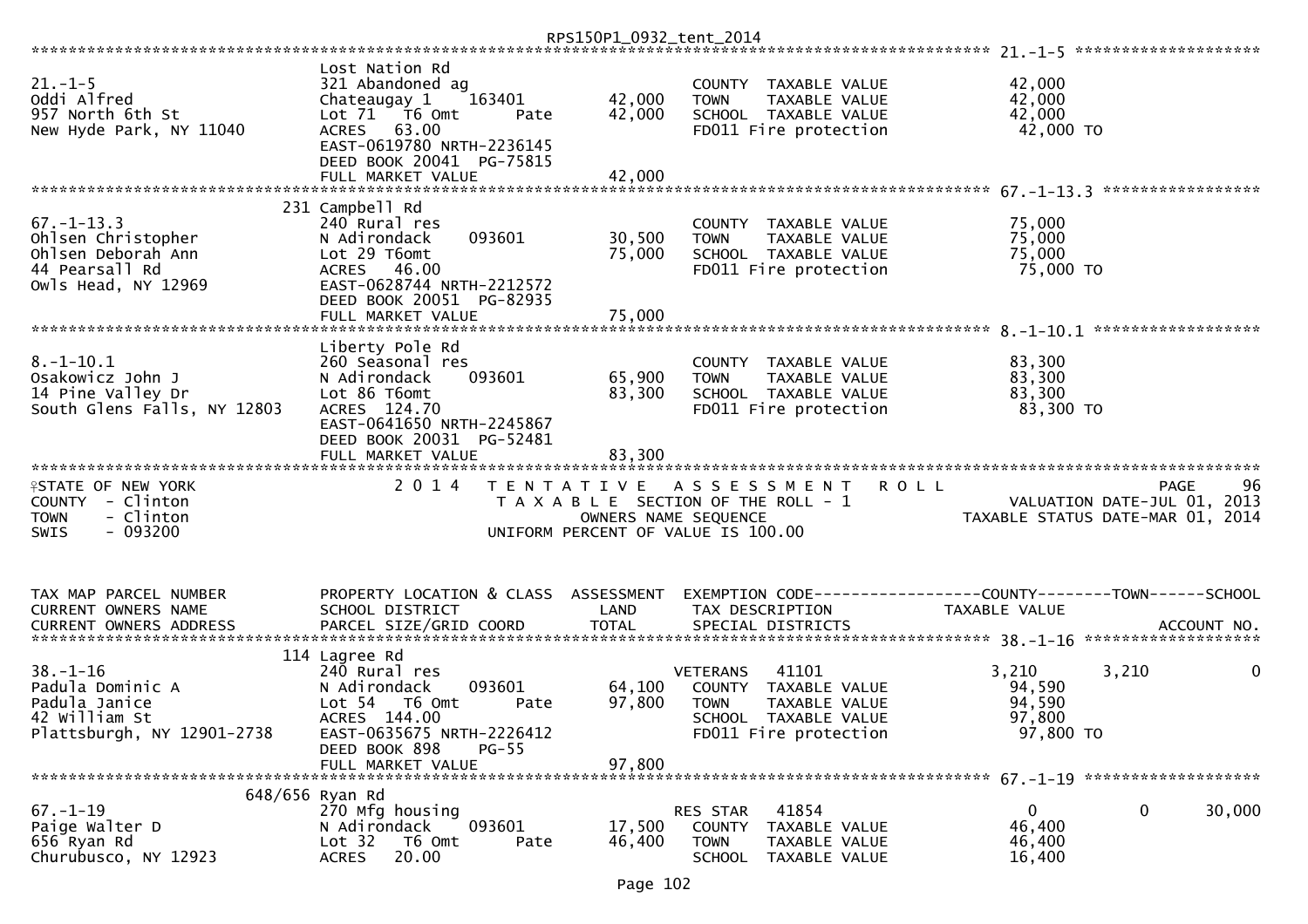RPS150P1_0932_tent_2014

```
********************************************************************************************************* 21.-1-5 ********************
                          Lost Nation Rd
21.-1-5                   321 Abandoned ag                       COUNTY  TAXABLE VALUE              42,000
Oddi Alfred               Chateaugay 1    163401        42,000   TOWN    TAXABLE VALUE              42,000
957 North 6th St          Lot 71  T6 Omt         Pate   42,000   SCHOOL  TAXABLE VALUE              42,000
New Hyde Park, NY 11040   ACRES  63.00                           FD011 Fire protection               42,000 TO
                          EAST-0619780 NRTH-2236145
                          DEED BOOK 20041  PG-75815
                          FULL MARKET VALUE             42,000
********************************************************************************************************* 67.-1-13.3 *****************
                      231 Campbell Rd
67.-1-13.3                240 Rural res                          COUNTY  TAXABLE VALUE              75,000
Ohlsen Christopher        N Adirondack    093601        30,500   TOWN    TAXABLE VALUE              75,000
Ohlsen Deborah Ann        Lot 29 T6omt                  75,000   SCHOOL  TAXABLE VALUE              75,000
44 Pearsall Rd            ACRES  46.00                           FD011 Fire protection               75,000 TO
Owls Head, NY 12969       EAST-0628744 NRTH-2212572
                          DEED BOOK 20051  PG-82935
                          FULL MARKET VALUE             75,000
********************************************************************************************************* 8.-1-10.1 ******************
                          Liberty Pole Rd
8.-1-10.1                 260 Seasonal res                       COUNTY  TAXABLE VALUE              83,300
Osakowicz John J          N Adirondack    093601        65,900   TOWN    TAXABLE VALUE              83,300
14 Pine Valley Dr         Lot 86 T6omt                  83,300   SCHOOL  TAXABLE VALUE              83,300
South Glens Falls, NY 12803  ACRES 124.70                        FD011 Fire protection               83,300 TO
                          EAST-0641650 NRTH-2245867
                          DEED BOOK 20031  PG-52481
                          FULL MARKET VALUE             83,300
**************************************************************************************************************************************
STATE OF NEW YORK              2 0 1 4   T E N T A T I V E   A S S E S S M E N T   R O L L                            PAGE     96
COUNTY  - Clinton                        T A X A B L E  SECTION OF THE ROLL - 1                     VALUATION DATE-JUL 01, 2013
TOWN    - Clinton                                 OWNERS NAME SEQUENCE                         TAXABLE STATUS DATE-MAR 01, 2014
SWIS    - 093200                          UNIFORM PERCENT OF VALUE IS 100.00


TAX MAP PARCEL NUMBER     PROPERTY LOCATION & CLASS  ASSESSMENT  EXEMPTION CODE------------------COUNTY--------TOWN------SCHOOL
CURRENT OWNERS NAME       SCHOOL DISTRICT               LAND     TAX DESCRIPTION            TAXABLE VALUE
CURRENT OWNERS ADDRESS    PARCEL SIZE/GRID COORD       TOTAL     SPECIAL DISTRICTS                                       ACCOUNT NO.
********************************************************************************************************* 38.-1-16 *******************
                      114 Lagree Rd
38.-1-16                  240 Rural res                          VETERANS   41101              3,210       3,210             0
Padula Dominic A          N Adirondack    093601        64,100   COUNTY  TAXABLE VALUE              94,590
Padula Janice             Lot 54  T6 Omt         Pate   97,800   TOWN    TAXABLE VALUE              94,590
42 William St             ACRES 144.00                           SCHOOL  TAXABLE VALUE              97,800
Plattsburgh, NY 12901-2738  EAST-0635675 NRTH-2226412            FD011 Fire protection               97,800 TO
                          DEED BOOK 898    PG-55
                          FULL MARKET VALUE             97,800
********************************************************************************************************* 67.-1-19 *******************
                  648/656 Ryan Rd
67.-1-19                  270 Mfg housing                        RES STAR   41854                  0           0        30,000
Paige Walter D            N Adirondack    093601        17,500   COUNTY  TAXABLE VALUE              46,400
656 Ryan Rd               Lot 32  T6 Omt         Pate   46,400   TOWN    TAXABLE VALUE              46,400
Churubusco, NY 12923      ACRES  20.00                           SCHOOL  TAXABLE VALUE              16,400
```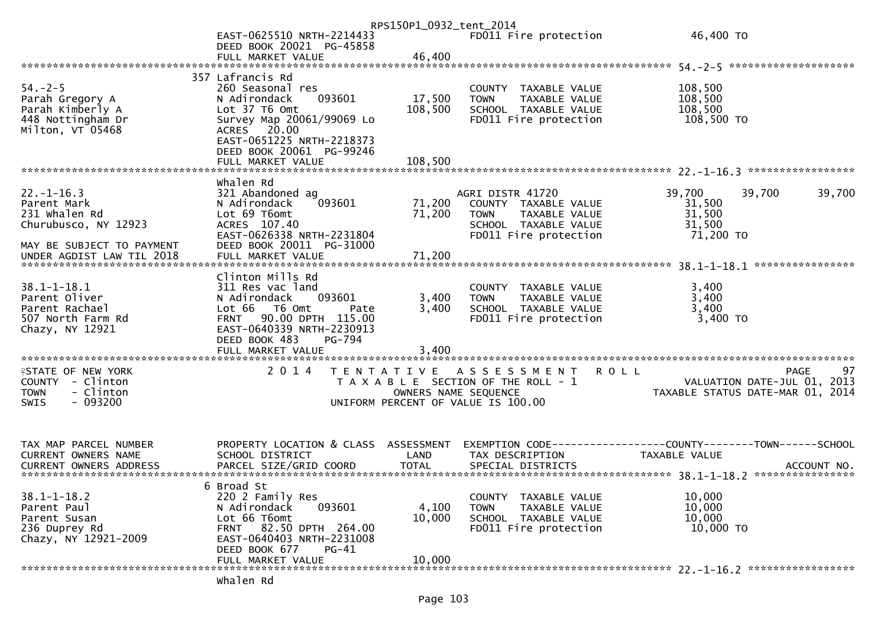RPS150P1_0932_tent_2014

```
                              EAST-0625510 NRTH-2214433                FD011 Fire protection              46,400 TO
                              DEED BOOK 20021 PG-45858
                              FULL MARKET VALUE              46,400
******************************************************************************************************* 54.-2-5 ********************
                          357 Lafrancis Rd
54.-2-5                       260 Seasonal res                          COUNTY  TAXABLE VALUE            108,500
Parah Gregory A               N Adirondack     093601        17,500     TOWN    TAXABLE VALUE            108,500
Parah Kimberly A              Lot 37 T6 Omt                 108,500     SCHOOL  TAXABLE VALUE            108,500
448 Nottingham Dr             Survey Map 20061/99069 Lo                 FD011 Fire protection            108,500 TO
Milton, VT 05468              ACRES   20.00
                              EAST-0651225 NRTH-2218373
                              DEED BOOK 20061 PG-99246
                              FULL MARKET VALUE             108,500
******************************************************************************************************* 22.-1-16.3 *****************
                              Whalen Rd
22.-1-16.3                    321 Abandoned ag                          AGRI DISTR 41720                 39,700      39,700      39,700
Parent Mark                   N Adirondack     093601        71,200     COUNTY  TAXABLE VALUE             31,500
231 Whalen Rd                 Lot 69 T6omt                   71,200     TOWN    TAXABLE VALUE             31,500
Churubusco, NY 12923          ACRES  107.40                             SCHOOL  TAXABLE VALUE             31,500
                              EAST-0626338 NRTH-2231804                 FD011 Fire protection             71,200 TO
MAY BE SUBJECT TO PAYMENT     DEED BOOK 20011 PG-31000
UNDER AGDIST LAW TIL 2018     FULL MARKET VALUE              71,200
******************************************************************************************************* 38.1-1-18.1 ****************
                              Clinton Mills Rd
38.1-1-18.1                   311 Res vac land                          COUNTY  TAXABLE VALUE              3,400
Parent Oliver                 N Adirondack     093601         3,400     TOWN    TAXABLE VALUE              3,400
Parent Rachael                Lot 66   T6 Omt         Pate    3,400     SCHOOL  TAXABLE VALUE              3,400
507 North Farm Rd             FRNT   90.00 DPTH  115.00                 FD011 Fire protection              3,400 TO
Chazy, NY 12921               EAST-0640339 NRTH-2230913
                              DEED BOOK 483    PG-794
                              FULL MARKET VALUE               3,400
************************************************************************************************************************************
STATE OF NEW YORK                 2 0 1 4   T E N T A T I V E   A S S E S S M E N T   R O L L                              PAGE     97
COUNTY  - Clinton                           T A X A B L E SECTION OF THE ROLL - 1                      VALUATION DATE-JUL 01, 2013
TOWN    - Clinton                                  OWNERS NAME SEQUENCE                             TAXABLE STATUS DATE-MAR 01, 2014
SWIS    - 093200                             UNIFORM PERCENT OF VALUE IS 100.00


TAX MAP PARCEL NUMBER         PROPERTY LOCATION & CLASS  ASSESSMENT  EXEMPTION CODE------------------COUNTY--------TOWN------SCHOOL
CURRENT OWNERS NAME           SCHOOL DISTRICT               LAND     TAX DESCRIPTION              TAXABLE VALUE
CURRENT OWNERS ADDRESS        PARCEL SIZE/GRID COORD       TOTAL     SPECIAL DISTRICTS                                   ACCOUNT NO.
******************************************************************************************************* 38.1-1-18.2 ****************
                            6 Broad St
38.1-1-18.2                   220 2 Family Res                          COUNTY  TAXABLE VALUE             10,000
Parent Paul                   N Adirondack     093601         4,100     TOWN    TAXABLE VALUE             10,000
Parent Susan                  Lot 66 T6omt                   10,000     SCHOOL  TAXABLE VALUE             10,000
236 Duprey Rd                 FRNT   82.50 DPTH  264.00                 FD011 Fire protection             10,000 TO
Chazy, NY 12921-2009          EAST-0640403 NRTH-2231008
                              DEED BOOK 677    PG-41
                              FULL MARKET VALUE              10,000
******************************************************************************************************* 22.-1-16.2 *****************
                              Whalen Rd
```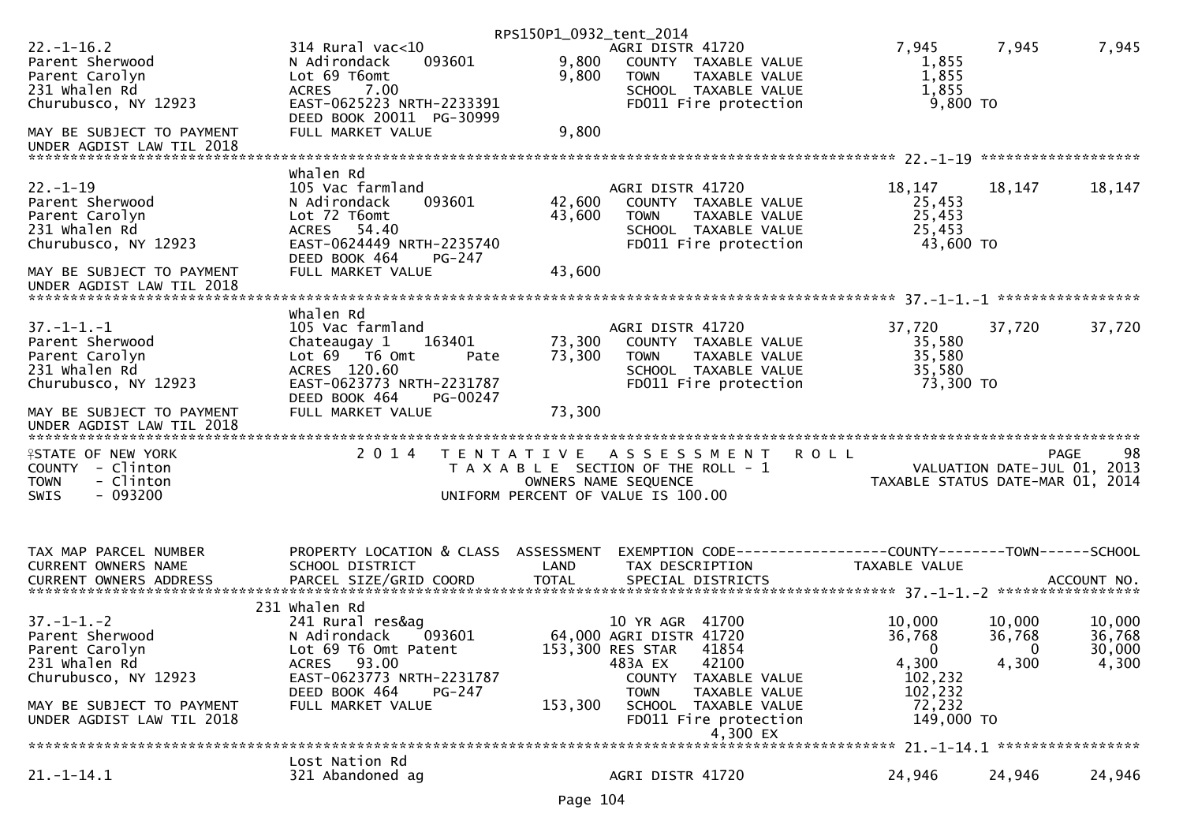RPS150P1_0932_tent_2014

```
22.-1-16.2                     314 Rural vac<10                     AGRI DISTR 41720           7,945      7,945      7,945
Parent Sherwood                N Adirondack     093601      9,800     COUNTY  TAXABLE VALUE       1,855
Parent Carolyn                 Lot 69 T6omt                 9,800     TOWN    TAXABLE VALUE       1,855
231 Whalen Rd                  ACRES    7.00                          SCHOOL  TAXABLE VALUE       1,855
Churubusco, NY 12923           EAST-0625223 NRTH-2233391              FD011 Fire protection        9,800 TO
                               DEED BOOK 20011  PG-30999
MAY BE SUBJECT TO PAYMENT      FULL MARKET VALUE            9,800
UNDER AGDIST LAW TIL 2018
******************************************************************************************* 22.-1-19 *******************
                               Whalen Rd
22.-1-19                       105 Vac farmland                     AGRI DISTR 41720          18,147     18,147     18,147
Parent Sherwood                N Adirondack     093601     42,600     COUNTY  TAXABLE VALUE      25,453
Parent Carolyn                 Lot 72 T6omt                43,600     TOWN    TAXABLE VALUE      25,453
231 Whalen Rd                  ACRES   54.40                          SCHOOL  TAXABLE VALUE      25,453
Churubusco, NY 12923           EAST-0624449 NRTH-2235740              FD011 Fire protection       43,600 TO
                               DEED BOOK 464    PG-247
MAY BE SUBJECT TO PAYMENT      FULL MARKET VALUE           43,600
UNDER AGDIST LAW TIL 2018
******************************************************************************************* 37.-1-1.-1 *****************
                               Whalen Rd
37.-1-1.-1                     105 Vac farmland                     AGRI DISTR 41720          37,720     37,720     37,720
Parent Sherwood                Chateaugay 1     163401     73,300     COUNTY  TAXABLE VALUE      35,580
Parent Carolyn                 Lot 69   T6 Omt      Pate   73,300     TOWN    TAXABLE VALUE      35,580
231 Whalen Rd                  ACRES  120.60                          SCHOOL  TAXABLE VALUE      35,580
Churubusco, NY 12923           EAST-0623773 NRTH-2231787              FD011 Fire protection       73,300 TO
                               DEED BOOK 464    PG-00247
MAY BE SUBJECT TO PAYMENT      FULL MARKET VALUE           73,300
UNDER AGDIST LAW TIL 2018
*************************************************************************************************************************
STATE OF NEW YORK                2 0 1 4   T E N T A T I V E   A S S E S S M E N T   R O L L                       PAGE    98
COUNTY  - Clinton                          T A X A B L E  SECTION OF THE ROLL - 1                VALUATION DATE-JUL 01, 2013
TOWN    - Clinton                                  OWNERS NAME SEQUENCE                      TAXABLE STATUS DATE-MAR 01, 2014
SWIS    - 093200                           UNIFORM PERCENT OF VALUE IS 100.00


TAX MAP PARCEL NUMBER          PROPERTY LOCATION & CLASS  ASSESSMENT  EXEMPTION CODE------------------COUNTY--------TOWN------SCHOOL
CURRENT OWNERS NAME            SCHOOL DISTRICT              LAND      TAX DESCRIPTION            TAXABLE VALUE
CURRENT OWNERS ADDRESS         PARCEL SIZE/GRID COORD       TOTAL     SPECIAL DISTRICTS                                 ACCOUNT NO.
******************************************************************************************* 37.-1-1.-2 *****************
                               231 Whalen Rd
37.-1-1.-2                     241 Rural res&ag                     10 YR AGR  41700          10,000     10,000     10,000
Parent Sherwood                N Adirondack     093601     64,000 AGRI DISTR 41720            36,768     36,768     36,768
Parent Carolyn                 Lot 69 T6 Omt Patent       153,300 RES STAR   41854                 0          0     30,000
231 Whalen Rd                  ACRES   93.00                      483A EX    42100             4,300      4,300      4,300
Churubusco, NY 12923           EAST-0623773 NRTH-2231787              COUNTY  TAXABLE VALUE     102,232
                               DEED BOOK 464    PG-247                TOWN    TAXABLE VALUE     102,232
MAY BE SUBJECT TO PAYMENT      FULL MARKET VALUE          153,300     SCHOOL  TAXABLE VALUE      72,232
UNDER AGDIST LAW TIL 2018                                             FD011 Fire protection      149,000 TO
                                                                             4,300 EX
******************************************************************************************* 21.-1-14.1 *****************
                               Lost Nation Rd
21.-1-14.1                     321 Abandoned ag                     AGRI DISTR 41720          24,946     24,946     24,946
```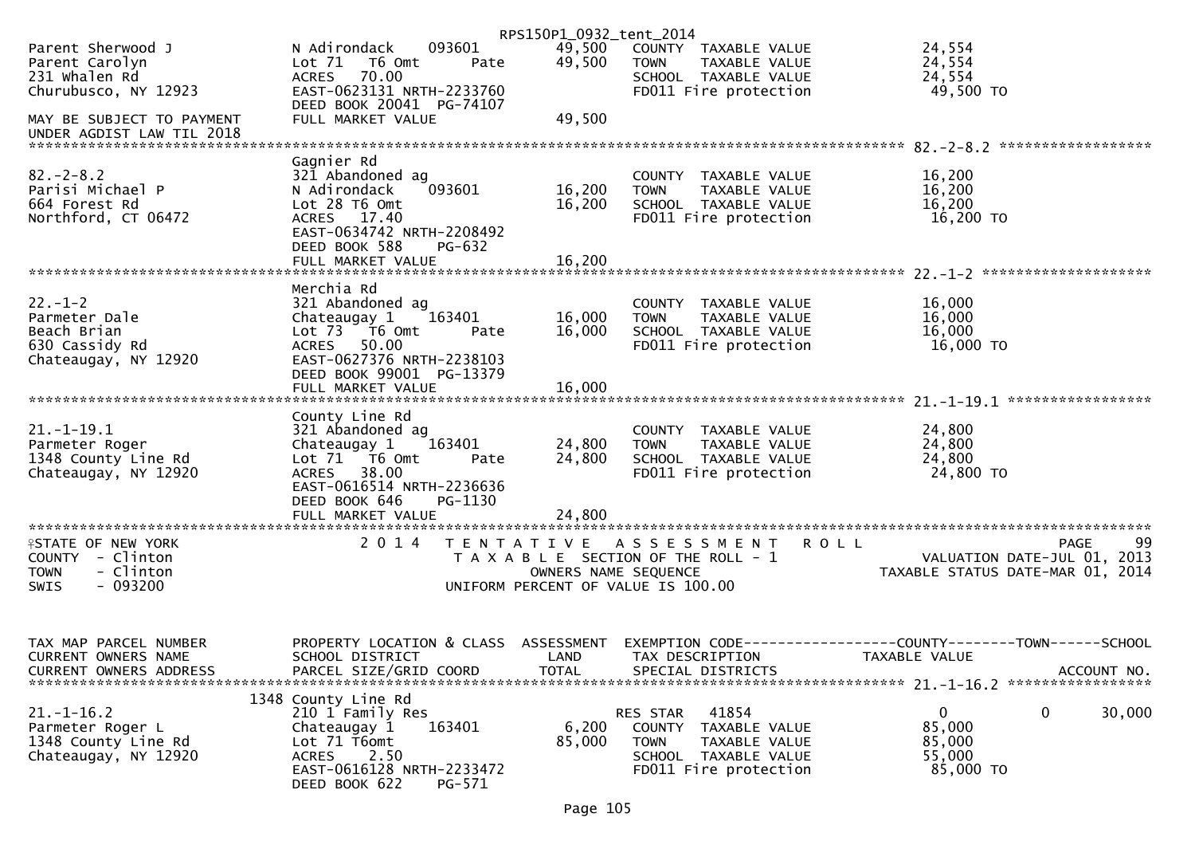RPS150P1_0932_tent_2014

```
Parent Sherwood J             N Adirondack    093601        49,500   COUNTY  TAXABLE VALUE            24,554
Parent Carolyn                Lot 71  T6 Omt       Pate     49,500   TOWN    TAXABLE VALUE            24,554
231 Whalen Rd                 ACRES   70.00                          SCHOOL  TAXABLE VALUE            24,554
Churubusco, NY 12923          EAST-0623131 NRTH-2233760              FD011 Fire protection             49,500 TO
                              DEED BOOK 20041  PG-74107
MAY BE SUBJECT TO PAYMENT     FULL MARKET VALUE             49,500
UNDER AGDIST LAW TIL 2018
******************************************************************************************************* 82.-2-8.2 ******************
                              Gagnier Rd
82.-2-8.2                     321 Abandoned ag                       COUNTY  TAXABLE VALUE            16,200
Parisi Michael P              N Adirondack    093601        16,200   TOWN    TAXABLE VALUE            16,200
664 Forest Rd                 Lot 28 T6 Omt                 16,200   SCHOOL  TAXABLE VALUE            16,200
Northford, CT 06472           ACRES   17.40                          FD011 Fire protection             16,200 TO
                              EAST-0634742 NRTH-2208492
                              DEED BOOK 588     PG-632
                              FULL MARKET VALUE             16,200
******************************************************************************************************* 22.-1-2 ********************
                              Merchia Rd
22.-1-2                       321 Abandoned ag                       COUNTY  TAXABLE VALUE            16,000
Parmeter Dale                 Chateaugay 1    163401        16,000   TOWN    TAXABLE VALUE            16,000
Beach Brian                   Lot 73  T6 Omt       Pate     16,000   SCHOOL  TAXABLE VALUE            16,000
630 Cassidy Rd                ACRES   50.00                          FD011 Fire protection             16,000 TO
Chateaugay, NY 12920          EAST-0627376 NRTH-2238103
                              DEED BOOK 99001  PG-13379
                              FULL MARKET VALUE             16,000
******************************************************************************************************* 21.-1-19.1 *****************
                              County Line Rd
21.-1-19.1                    321 Abandoned ag                       COUNTY  TAXABLE VALUE            24,800
Parmeter Roger                Chateaugay 1    163401        24,800   TOWN    TAXABLE VALUE            24,800
1348 County Line Rd           Lot 71  T6 Omt       Pate     24,800   SCHOOL  TAXABLE VALUE            24,800
Chateaugay, NY 12920          ACRES   38.00                          FD011 Fire protection             24,800 TO
                              EAST-0616514 NRTH-2236636
                              DEED BOOK 646     PG-1130
                              FULL MARKET VALUE             24,800
************************************************************************************************************************************
STATE OF NEW YORK                 2 0 1 4   T E N T A T I V E   A S S E S S M E N T   R O L L                          PAGE    99
COUNTY  - Clinton                           T A X A B L E  SECTION OF THE ROLL - 1                  VALUATION DATE-JUL 01, 2013
TOWN    - Clinton                                 OWNERS NAME SEQUENCE                         TAXABLE STATUS DATE-MAR 01, 2014
SWIS    - 093200                            UNIFORM PERCENT OF VALUE IS 100.00


TAX MAP PARCEL NUMBER         PROPERTY LOCATION & CLASS  ASSESSMENT  EXEMPTION CODE------------------COUNTY--------TOWN------SCHOOL
CURRENT OWNERS NAME           SCHOOL DISTRICT               LAND     TAX DESCRIPTION                TAXABLE VALUE
CURRENT OWNERS ADDRESS        PARCEL SIZE/GRID COORD        TOTAL    SPECIAL DISTRICTS                                    ACCOUNT NO.
******************************************************************************************************* 21.-1-16.2 *****************
                         1348 County Line Rd
21.-1-16.2                    210 1 Family Res                       RES STAR   41854                   0            0      30,000
Parmeter Roger L              Chateaugay 1    163401         6,200   COUNTY  TAXABLE VALUE            85,000
1348 County Line Rd           Lot 71 T6omt                  85,000   TOWN    TAXABLE VALUE            85,000
Chateaugay, NY 12920          ACRES    2.50                          SCHOOL  TAXABLE VALUE            55,000
                              EAST-0616128 NRTH-2233472              FD011 Fire protection             85,000 TO
                              DEED BOOK 622     PG-571
```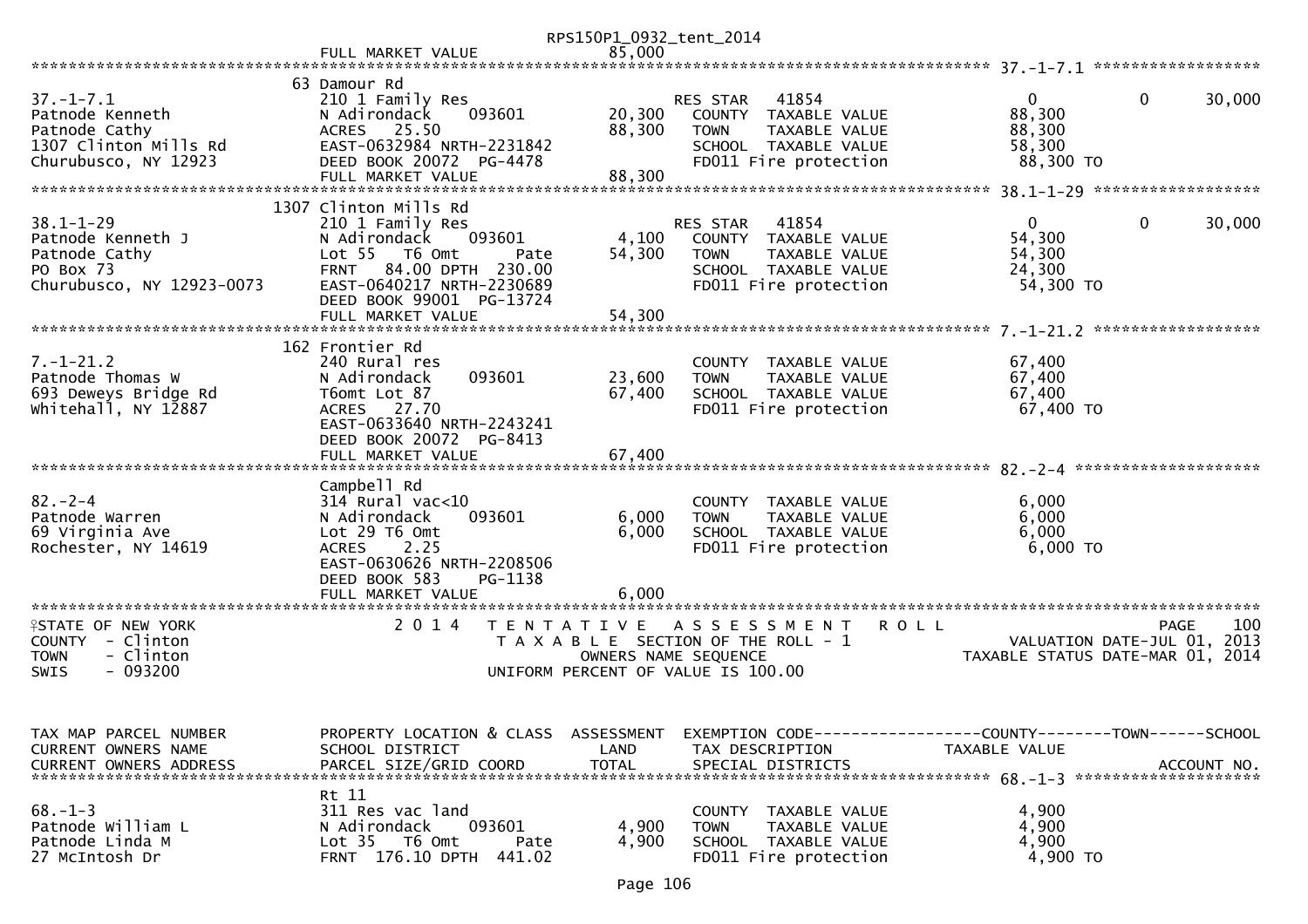| | FULL MARKET VALUE | 85,000 | | |
|---|---|---|---|---|

**37.-1-7.1**

| Parcel / Owner | Property Location & Class / School District / Parcel Size | Land / Total | Exemption / Tax Description | County | Town | School |
|---|---|---|---|---|---|---|
| 37.-1-7.1 | 63 Damour Rd | | | | | |
| Patnode Kenneth | 210 1 Family Res | | RES STAR 41854 | 0 | 0 | 30,000 |
| Patnode Cathy | N Adirondack 093601 | 20,300 | COUNTY TAXABLE VALUE | 88,300 | | |
| 1307 Clinton Mills Rd | ACRES 25.50 | 88,300 | TOWN TAXABLE VALUE | 88,300 | | |
| Churubusco, NY 12923 | EAST-0632984 NRTH-2231842 | | SCHOOL TAXABLE VALUE | 58,300 | | |
| | DEED BOOK 20072 PG-4478 | | FD011 Fire protection | 88,300 TO | | |
| | FULL MARKET VALUE | 88,300 | | | | |

**38.1-1-29**

| Parcel / Owner | Property Location & Class / School District / Parcel Size | Land / Total | Exemption / Tax Description | County | Town | School |
|---|---|---|---|---|---|---|
| 38.1-1-29 | 1307 Clinton Mills Rd | | | | | |
| Patnode Kenneth J | 210 1 Family Res | | RES STAR 41854 | 0 | 0 | 30,000 |
| Patnode Cathy | N Adirondack 093601 | 4,100 | COUNTY TAXABLE VALUE | 54,300 | | |
| PO Box 73 | Lot 55 T6 Omt Pate | 54,300 | TOWN TAXABLE VALUE | 54,300 | | |
| Churubusco, NY 12923-0073 | FRNT 84.00 DPTH 230.00 | | SCHOOL TAXABLE VALUE | 24,300 | | |
| | EAST-0640217 NRTH-2230689 | | FD011 Fire protection | 54,300 TO | | |
| | DEED BOOK 99001 PG-13724 | | | | | |
| | FULL MARKET VALUE | 54,300 | | | | |

**7.-1-21.2**

| Parcel / Owner | Property Location & Class / School District / Parcel Size | Land / Total | Tax Description | Taxable Value |
|---|---|---|---|---|
| 7.-1-21.2 | 162 Frontier Rd | | | |
| Patnode Thomas W | 240 Rural res | | COUNTY TAXABLE VALUE | 67,400 |
| 693 Deweys Bridge Rd | N Adirondack 093601 | 23,600 | TOWN TAXABLE VALUE | 67,400 |
| Whitehall, NY 12887 | T6omt Lot 87 | 67,400 | SCHOOL TAXABLE VALUE | 67,400 |
| | ACRES 27.70 | | FD011 Fire protection | 67,400 TO |
| | EAST-0633640 NRTH-2243241 | | | |
| | DEED BOOK 20072 PG-8413 | | | |
| | FULL MARKET VALUE | 67,400 | | |

**82.-2-4**

| Parcel / Owner | Property Location & Class / School District / Parcel Size | Land / Total | Tax Description | Taxable Value |
|---|---|---|---|---|
| 82.-2-4 | Campbell Rd | | | |
| Patnode Warren | 314 Rural vac<10 | | COUNTY TAXABLE VALUE | 6,000 |
| 69 Virginia Ave | N Adirondack 093601 | 6,000 | TOWN TAXABLE VALUE | 6,000 |
| Rochester, NY 14619 | Lot 29 T6 Omt | 6,000 | SCHOOL TAXABLE VALUE | 6,000 |
| | ACRES 2.25 | | FD011 Fire protection | 6,000 TO |
| | EAST-0630626 NRTH-2208506 | | | |
| | DEED BOOK 583 PG-1138 | | | |
| | FULL MARKET VALUE | 6,000 | | |

STATE OF NEW YORK — 2014 TENTATIVE ASSESSMENT ROLL — PAGE 100
COUNTY - Clinton — TAXABLE SECTION OF THE ROLL - 1 — VALUATION DATE-JUL 01, 2013
TOWN - Clinton — OWNERS NAME SEQUENCE — TAXABLE STATUS DATE-MAR 01, 2014
SWIS - 093200 — UNIFORM PERCENT OF VALUE IS 100.00

| TAX MAP PARCEL NUMBER / CURRENT OWNERS NAME / CURRENT OWNERS ADDRESS | PROPERTY LOCATION & CLASS / SCHOOL DISTRICT / PARCEL SIZE/GRID COORD | ASSESSMENT LAND / TOTAL | EXEMPTION CODE / TAX DESCRIPTION / SPECIAL DISTRICTS | TAXABLE VALUE (COUNTY / TOWN / SCHOOL) / ACCOUNT NO. |
|---|---|---|---|---|
| 68.-1-3 | Rt 11 | | | |
| Patnode William L | 311 Res vac land | | COUNTY TAXABLE VALUE | 4,900 |
| Patnode Linda M | N Adirondack 093601 | 4,900 | TOWN TAXABLE VALUE | 4,900 |
| 27 McIntosh Dr | Lot 35 T6 Omt Pate | 4,900 | SCHOOL TAXABLE VALUE | 4,900 |
| | FRNT 176.10 DPTH 441.02 | | FD011 Fire protection | 4,900 TO |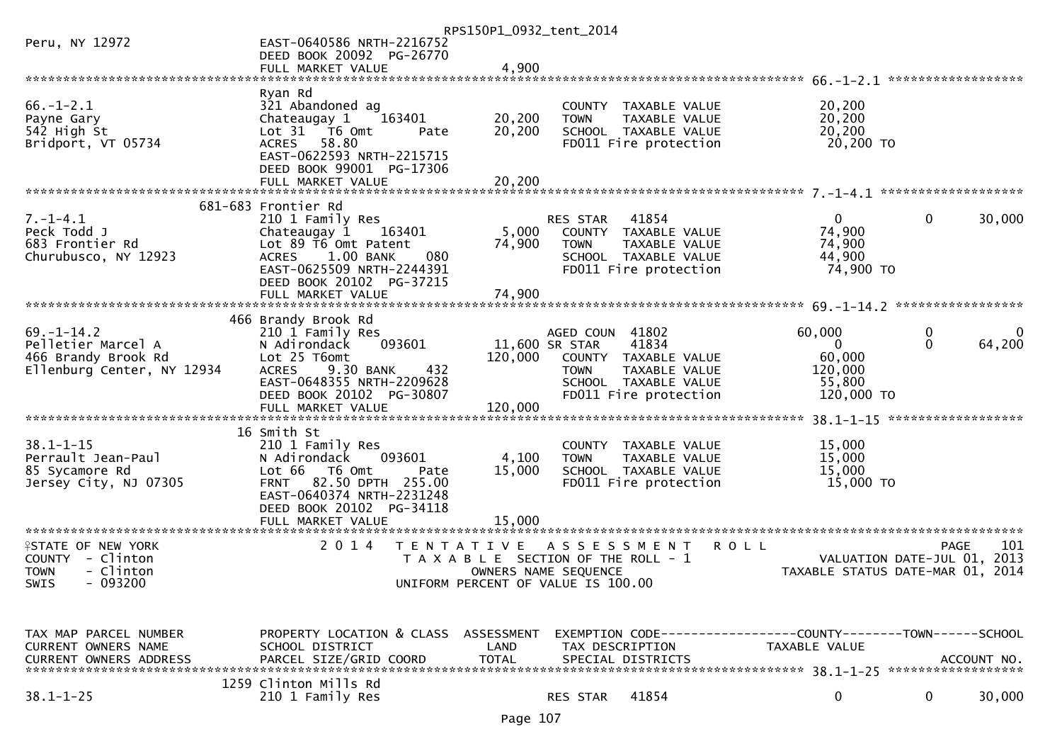Peru, NY 12972 EAST-0640586 NRTH-2216752
DEED BOOK 20092 PG-26770
FULL MARKET VALUE 4,900

```
******************************************************************************************************* 66.-1-2.1 ******************
                                Ryan Rd
66.-1-2.1                       321 Abandoned ag                         COUNTY  TAXABLE VALUE            20,200
Payne Gary                      Chateaugay 1    163401        20,200     TOWN    TAXABLE VALUE            20,200
542 High St                     Lot 31  T6 Omt        Pate    20,200     SCHOOL  TAXABLE VALUE            20,200
Bridport, VT 05734              ACRES   58.80                            FD011 Fire protection             20,200 TO
                                EAST-0622593 NRTH-2215715
                                DEED BOOK 99001 PG-17306
                                FULL MARKET VALUE             20,200
******************************************************************************************************* 7.-1-4.1 *******************
                            681-683 Frontier Rd
7.-1-4.1                        210 1 Family Res                         RES STAR   41854                   0            0     30,000
Peck Todd J                     Chateaugay 1    163401         5,000     COUNTY  TAXABLE VALUE            74,900
683 Frontier Rd                 Lot 89 T6 Omt Patent          74,900     TOWN    TAXABLE VALUE            74,900
Churubusco, NY 12923            ACRES    1.00 BANK    080                SCHOOL  TAXABLE VALUE            44,900
                                EAST-0625509 NRTH-2244391                FD011 Fire protection             74,900 TO
                                DEED BOOK 20102 PG-37215
                                FULL MARKET VALUE             74,900
******************************************************************************************************* 69.-1-14.2 *****************
                            466 Brandy Brook Rd
69.-1-14.2                      210 1 Family Res                         AGED COUN  41802              60,000            0          0
Pelletier Marcel A              N Adirondack    093601        11,600 SR STAR    41834                   0            0     64,200
466 Brandy Brook Rd             Lot 25 T6omt                 120,000     COUNTY  TAXABLE VALUE            60,000
Ellenburg Center, NY 12934      ACRES    9.30 BANK    432                TOWN    TAXABLE VALUE           120,000
                                EAST-0648355 NRTH-2209628                SCHOOL  TAXABLE VALUE            55,800
                                DEED BOOK 20102 PG-30807                 FD011 Fire protection            120,000 TO
                                FULL MARKET VALUE            120,000
******************************************************************************************************* 38.1-1-15 ******************
                             16 Smith St
38.1-1-15                       210 1 Family Res                         COUNTY  TAXABLE VALUE            15,000
Perrault Jean-Paul              N Adirondack    093601         4,100     TOWN    TAXABLE VALUE            15,000
85 Sycamore Rd                  Lot 66  T6 Omt        Pate    15,000     SCHOOL  TAXABLE VALUE            15,000
Jersey City, NJ 07305           FRNT   82.50 DPTH 255.00                 FD011 Fire protection             15,000 TO
                                EAST-0640374 NRTH-2231248
                                DEED BOOK 20102 PG-34118
                                FULL MARKET VALUE             15,000
************************************************************************************************************************************
```

STATE OF NEW YORK — 2014 TENTATIVE ASSESSMENT ROLL — PAGE 101
COUNTY - Clinton — TAXABLE SECTION OF THE ROLL - 1 — VALUATION DATE-JUL 01, 2013
TOWN - Clinton — OWNERS NAME SEQUENCE — TAXABLE STATUS DATE-MAR 01, 2014
SWIS - 093200 — UNIFORM PERCENT OF VALUE IS 100.00

```
TAX MAP PARCEL NUMBER           PROPERTY LOCATION & CLASS  ASSESSMENT  EXEMPTION CODE------------------COUNTY--------TOWN------SCHOOL
CURRENT OWNERS NAME             SCHOOL DISTRICT               LAND      TAX DESCRIPTION            TAXABLE VALUE
CURRENT OWNERS ADDRESS          PARCEL SIZE/GRID COORD       TOTAL      SPECIAL DISTRICTS                                  ACCOUNT NO.
******************************************************************************************************* 38.1-1-25 ******************
                           1259 Clinton Mills Rd
38.1-1-25                       210 1 Family Res                         RES STAR   41854                   0            0     30,000
```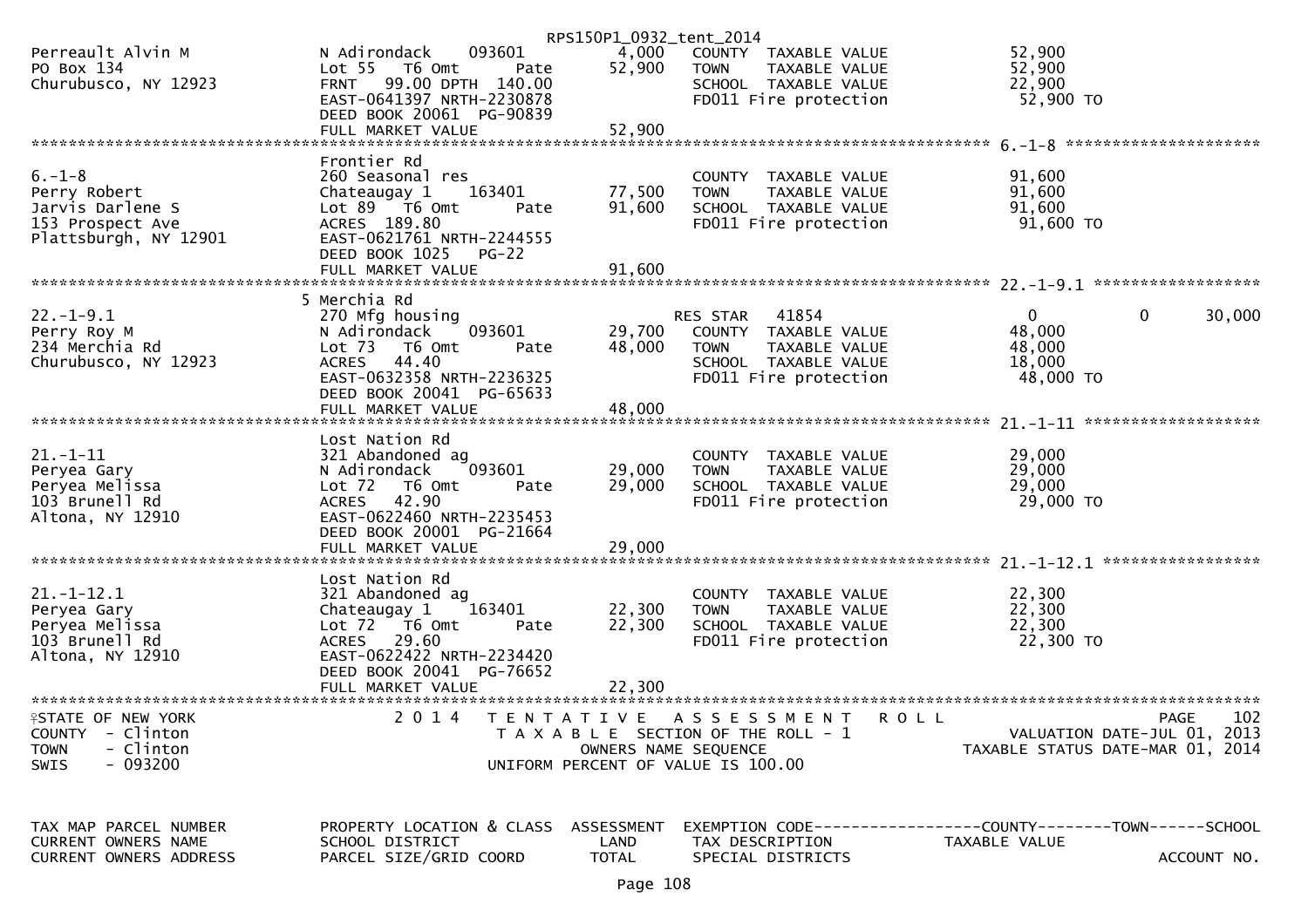RPS150P1_0932_tent_2014

```
Perreault Alvin M              N Adirondack    093601          4,000   COUNTY  TAXABLE VALUE             52,900
PO Box 134                     Lot 55   T6 Omt      Pate      52,900   TOWN    TAXABLE VALUE             52,900
Churubusco, NY 12923           FRNT   99.00 DPTH 140.00                SCHOOL  TAXABLE VALUE             22,900
                               EAST-0641397 NRTH-2230878               FD011 Fire protection              52,900 TO
                               DEED BOOK 20061 PG-90839
                               FULL MARKET VALUE              52,900
******************************************************************************************************* 6.-1-8 ********************
                               Frontier Rd
6.-1-8                         260 Seasonal res                        COUNTY  TAXABLE VALUE             91,600
Perry Robert                   Chateaugay 1    163401         77,500   TOWN    TAXABLE VALUE             91,600
Jarvis Darlene S               Lot 89   T6 Omt      Pate      91,600   SCHOOL  TAXABLE VALUE             91,600
153 Prospect Ave               ACRES 189.80                            FD011 Fire protection              91,600 TO
Plattsburgh, NY 12901          EAST-0621761 NRTH-2244555
                               DEED BOOK 1025   PG-22
                               FULL MARKET VALUE              91,600
******************************************************************************************************* 22.-1-9.1 ******************
                             5 Merchia Rd
22.-1-9.1                      270 Mfg housing                         RES STAR   41854                       0          0     30,000
Perry Roy M                    N Adirondack    093601         29,700   COUNTY  TAXABLE VALUE             48,000
234 Merchia Rd                 Lot 73   T6 Omt      Pate      48,000   TOWN    TAXABLE VALUE             48,000
Churubusco, NY 12923           ACRES  44.40                            SCHOOL  TAXABLE VALUE             18,000
                               EAST-0632358 NRTH-2236325               FD011 Fire protection              48,000 TO
                               DEED BOOK 20041 PG-65633
                               FULL MARKET VALUE              48,000
******************************************************************************************************* 21.-1-11 *******************
                               Lost Nation Rd
21.-1-11                       321 Abandoned ag                        COUNTY  TAXABLE VALUE             29,000
Peryea Gary                    N Adirondack    093601         29,000   TOWN    TAXABLE VALUE             29,000
Peryea Melissa                 Lot 72   T6 Omt      Pate      29,000   SCHOOL  TAXABLE VALUE             29,000
103 Brunell Rd                 ACRES  42.90                            FD011 Fire protection              29,000 TO
Altona, NY 12910               EAST-0622460 NRTH-2235453
                               DEED BOOK 20001 PG-21664
                               FULL MARKET VALUE              29,000
******************************************************************************************************* 21.-1-12.1 *****************
                               Lost Nation Rd
21.-1-12.1                     321 Abandoned ag                        COUNTY  TAXABLE VALUE             22,300
Peryea Gary                    Chateaugay 1    163401         22,300   TOWN    TAXABLE VALUE             22,300
Peryea Melissa                 Lot 72   T6 Omt      Pate      22,300   SCHOOL  TAXABLE VALUE             22,300
103 Brunell Rd                 ACRES  29.60                            FD011 Fire protection              22,300 TO
Altona, NY 12910               EAST-0622422 NRTH-2234420
                               DEED BOOK 20041 PG-76652
                               FULL MARKET VALUE              22,300
************************************************************************************************************************************
STATE OF NEW YORK                2 0 1 4   T E N T A T I V E   A S S E S S M E N T   R O L L                          PAGE    102
COUNTY  - Clinton                          T A X A B L E SECTION OF THE ROLL - 1                      VALUATION DATE-JUL 01, 2013
TOWN    - Clinton                                 OWNERS NAME SEQUENCE                             TAXABLE STATUS DATE-MAR 01, 2014
SWIS    - 093200                           UNIFORM PERCENT OF VALUE IS 100.00


TAX MAP PARCEL NUMBER          PROPERTY LOCATION & CLASS  ASSESSMENT  EXEMPTION CODE------------------COUNTY--------TOWN------SCHOOL
CURRENT OWNERS NAME            SCHOOL DISTRICT               LAND     TAX DESCRIPTION            TAXABLE VALUE
CURRENT OWNERS ADDRESS         PARCEL SIZE/GRID COORD        TOTAL    SPECIAL DISTRICTS                                 ACCOUNT NO.
```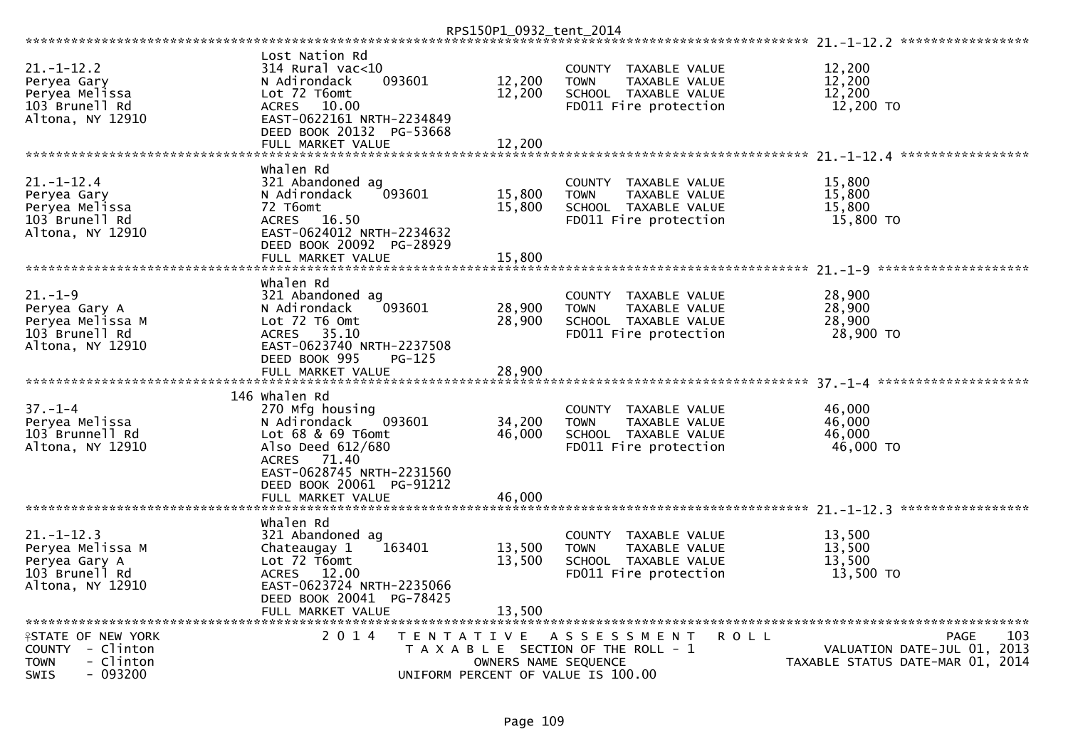RPS150P1_0932_tent_2014

| Parcel / Owner | Property Description | Land | Total | Taxable Value Type | Taxable Value |
|---|---|---|---|---|---|
| **21.-1-12.2** | Lost Nation Rd | | | | |
| Peryea Gary | 314 Rural vac<10 | | | COUNTY TAXABLE VALUE | 12,200 |
| Peryea Melissa | N Adirondack 093601 | 12,200 | | TOWN TAXABLE VALUE | 12,200 |
| 103 Brunell Rd | Lot 72 T6omt | | 12,200 | SCHOOL TAXABLE VALUE | 12,200 |
| Altona, NY 12910 | ACRES 10.00 | | | FD011 Fire protection | 12,200 TO |
| | EAST-0622161 NRTH-2234849 | | | | |
| | DEED BOOK 20132 PG-53668 | | | | |
| | FULL MARKET VALUE | | 12,200 | | |
| **21.-1-12.4** | Whalen Rd | | | | |
| Peryea Gary | 321 Abandoned ag | | | COUNTY TAXABLE VALUE | 15,800 |
| Peryea Melissa | N Adirondack 093601 | 15,800 | | TOWN TAXABLE VALUE | 15,800 |
| 103 Brunell Rd | 72 T6omt | | 15,800 | SCHOOL TAXABLE VALUE | 15,800 |
| Altona, NY 12910 | ACRES 16.50 | | | FD011 Fire protection | 15,800 TO |
| | EAST-0624012 NRTH-2234632 | | | | |
| | DEED BOOK 20092 PG-28929 | | | | |
| | FULL MARKET VALUE | | 15,800 | | |
| **21.-1-9** | Whalen Rd | | | | |
| Peryea Gary A | 321 Abandoned ag | | | COUNTY TAXABLE VALUE | 28,900 |
| Peryea Melissa M | N Adirondack 093601 | 28,900 | | TOWN TAXABLE VALUE | 28,900 |
| 103 Brunell Rd | Lot 72 T6 Omt | | 28,900 | SCHOOL TAXABLE VALUE | 28,900 |
| Altona, NY 12910 | ACRES 35.10 | | | FD011 Fire protection | 28,900 TO |
| | EAST-0623740 NRTH-2237508 | | | | |
| | DEED BOOK 995 PG-125 | | | | |
| | FULL MARKET VALUE | | 28,900 | | |
| **37.-1-4** | 146 Whalen Rd | | | | |
| Peryea Melissa | 270 Mfg housing | | | COUNTY TAXABLE VALUE | 46,000 |
| 103 Brunnell Rd | N Adirondack 093601 | 34,200 | | TOWN TAXABLE VALUE | 46,000 |
| Altona, NY 12910 | Lot 68 & 69 T6omt | | 46,000 | SCHOOL TAXABLE VALUE | 46,000 |
| | Also Deed 612/680 | | | FD011 Fire protection | 46,000 TO |
| | ACRES 71.40 | | | | |
| | EAST-0628745 NRTH-2231560 | | | | |
| | DEED BOOK 20061 PG-91212 | | | | |
| | FULL MARKET VALUE | | 46,000 | | |
| **21.-1-12.3** | Whalen Rd | | | | |
| Peryea Melissa M | 321 Abandoned ag | | | COUNTY TAXABLE VALUE | 13,500 |
| Peryea Gary A | Chateaugay 1 163401 | 13,500 | | TOWN TAXABLE VALUE | 13,500 |
| 103 Brunell Rd | Lot 72 T6omt | | 13,500 | SCHOOL TAXABLE VALUE | 13,500 |
| Altona, NY 12910 | ACRES 12.00 | | | FD011 Fire protection | 13,500 TO |
| | EAST-0623724 NRTH-2235066 | | | | |
| | DEED BOOK 20041 PG-78425 | | | | |
| | FULL MARKET VALUE | | 13,500 | | |

STATE OF NEW YORK — 2014 TENTATIVE ASSESSMENT ROLL — PAGE 103
COUNTY - Clinton — TAXABLE SECTION OF THE ROLL - 1 — VALUATION DATE-JUL 01, 2013
TOWN - Clinton — OWNERS NAME SEQUENCE — TAXABLE STATUS DATE-MAR 01, 2014
SWIS - 093200 — UNIFORM PERCENT OF VALUE IS 100.00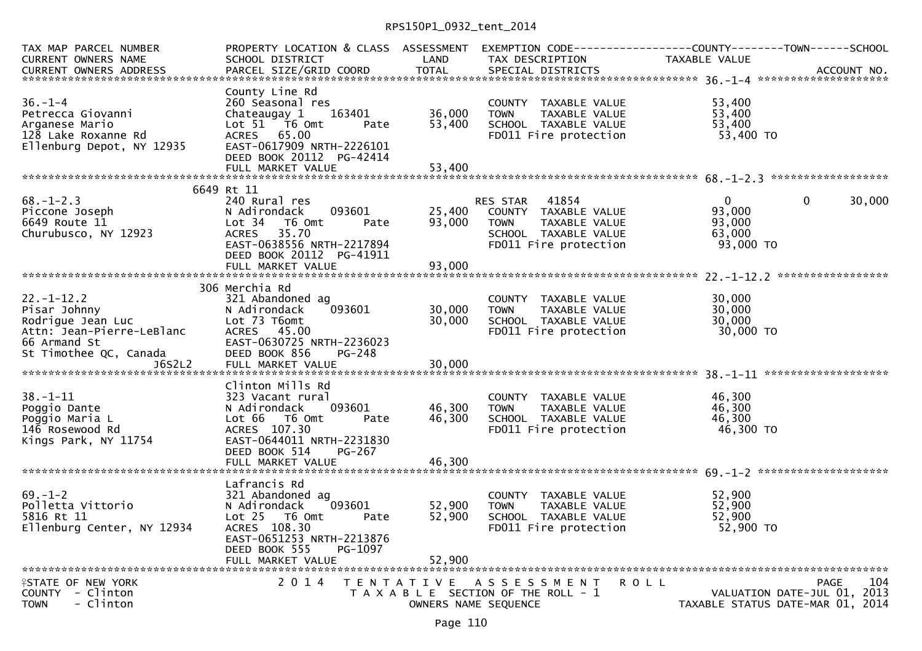RPS150P1_0932_tent_2014

| TAX MAP PARCEL NUMBER<br>CURRENT OWNERS NAME<br>CURRENT OWNERS ADDRESS | PROPERTY LOCATION & CLASS<br>SCHOOL DISTRICT<br>PARCEL SIZE/GRID COORD | ASSESSMENT<br>LAND<br>TOTAL | EXEMPTION CODE<br>TAX DESCRIPTION<br>SPECIAL DISTRICTS | COUNTY<br>TAXABLE VALUE | TOWN | SCHOOL<br>ACCOUNT NO. |
|---|---|---|---|---|---|---|
| **36.-1-4** | | | | | | |
| | County Line Rd | | | | | |
| 36.-1-4 | 260 Seasonal res | | COUNTY TAXABLE VALUE | 53,400 | | |
| Petrecca Giovanni | Chateaugay 1 163401 | 36,000 | TOWN TAXABLE VALUE | 53,400 | | |
| Arganese Mario | Lot 51 T6 Omt Pate | 53,400 | SCHOOL TAXABLE VALUE | 53,400 | | |
| 128 Lake Roxanne Rd | ACRES 65.00 | | FD011 Fire protection | 53,400 TO | | |
| Ellenburg Depot, NY 12935 | EAST-0617909 NRTH-2226101 | | | | | |
| | DEED BOOK 20112 PG-42414 | | | | | |
| | FULL MARKET VALUE | 53,400 | | | | |
| **68.-1-2.3** | | | | | | |
| | 6649 Rt 11 | | | | | |
| 68.-1-2.3 | 240 Rural res | | RES STAR 41854 | 0 | 0 | 30,000 |
| Piccone Joseph | N Adirondack 093601 | 25,400 | COUNTY TAXABLE VALUE | 93,000 | | |
| 6649 Route 11 | Lot 34 T6 Omt Pate | 93,000 | TOWN TAXABLE VALUE | 93,000 | | |
| Churubusco, NY 12923 | ACRES 35.70 | | SCHOOL TAXABLE VALUE | 63,000 | | |
| | EAST-0638556 NRTH-2217894 | | FD011 Fire protection | 93,000 TO | | |
| | DEED BOOK 20112 PG-41911 | | | | | |
| | FULL MARKET VALUE | 93,000 | | | | |
| **22.-1-12.2** | | | | | | |
| | 306 Merchia Rd | | | | | |
| 22.-1-12.2 | 321 Abandoned ag | | COUNTY TAXABLE VALUE | 30,000 | | |
| Pisar Johnny | N Adirondack 093601 | 30,000 | TOWN TAXABLE VALUE | 30,000 | | |
| Rodrigue Jean Luc | Lot 73 T6omt | 30,000 | SCHOOL TAXABLE VALUE | 30,000 | | |
| Attn: Jean-Pierre-LeBlanc | ACRES 45.00 | | FD011 Fire protection | 30,000 TO | | |
| 66 Armand St | EAST-0630725 NRTH-2236023 | | | | | |
| St Timothee QC, Canada | DEED BOOK 856 PG-248 | | | | | |
| J6S2L2 | FULL MARKET VALUE | 30,000 | | | | |
| **38.-1-11** | | | | | | |
| | Clinton Mills Rd | | | | | |
| 38.-1-11 | 323 Vacant rural | | COUNTY TAXABLE VALUE | 46,300 | | |
| Poggio Dante | N Adirondack 093601 | 46,300 | TOWN TAXABLE VALUE | 46,300 | | |
| Poggio Maria L | Lot 66 T6 Omt Pate | 46,300 | SCHOOL TAXABLE VALUE | 46,300 | | |
| 146 Rosewood Rd | ACRES 107.30 | | FD011 Fire protection | 46,300 TO | | |
| Kings Park, NY 11754 | EAST-0644011 NRTH-2231830 | | | | | |
| | DEED BOOK 514 PG-267 | | | | | |
| | FULL MARKET VALUE | 46,300 | | | | |
| **69.-1-2** | | | | | | |
| | Lafrancis Rd | | | | | |
| 69.-1-2 | 321 Abandoned ag | | COUNTY TAXABLE VALUE | 52,900 | | |
| Polletta Vittorio | N Adirondack 093601 | 52,900 | TOWN TAXABLE VALUE | 52,900 | | |
| 5816 Rt 11 | Lot 25 T6 Omt Pate | 52,900 | SCHOOL TAXABLE VALUE | 52,900 | | |
| Ellenburg Center, NY 12934 | ACRES 108.30 | | FD011 Fire protection | 52,900 TO | | |
| | EAST-0651253 NRTH-2213876 | | | | | |
| | DEED BOOK 555 PG-1097 | | | | | |
| | FULL MARKET VALUE | 52,900 | | | | |

STATE OF NEW YORK — 2014 TENTATIVE ASSESSMENT ROLL — PAGE 104
COUNTY - Clinton — TAXABLE SECTION OF THE ROLL - 1 — VALUATION DATE-JUL 01, 2013
TOWN - Clinton — OWNERS NAME SEQUENCE — TAXABLE STATUS DATE-MAR 01, 2014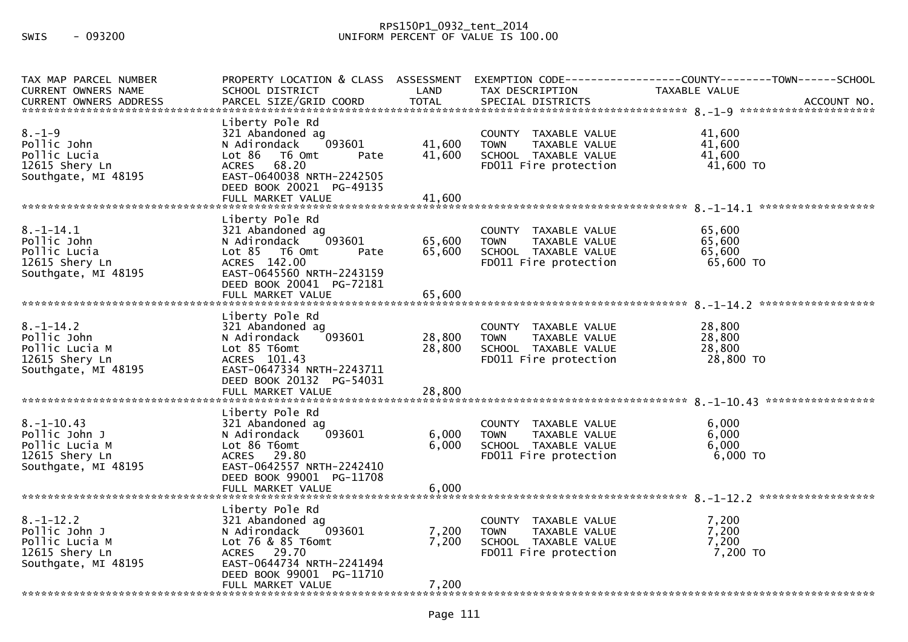SWIS - 093200

RPS150P1_0932_tent_2014
UNIFORM PERCENT OF VALUE IS 100.00

| TAX MAP PARCEL NUMBER / CURRENT OWNERS NAME / CURRENT OWNERS ADDRESS | PROPERTY LOCATION & CLASS / SCHOOL DISTRICT / PARCEL SIZE/GRID COORD | ASSESSMENT LAND | ASSESSMENT TOTAL | EXEMPTION CODE / TAX DESCRIPTION / SPECIAL DISTRICTS | TAXABLE VALUE (COUNTY / TOWN / SCHOOL) | ACCOUNT NO. |
|---|---|---|---|---|---|---|
| 8.-1-9 | Liberty Pole Rd | | | | | |
| | 321 Abandoned ag | | | COUNTY TAXABLE VALUE | 41,600 | |
| Pollic John | N Adirondack 093601 | 41,600 | | TOWN TAXABLE VALUE | 41,600 | |
| Pollic Lucia | Lot 86 T6 Omt Pate | | 41,600 | SCHOOL TAXABLE VALUE | 41,600 | |
| 12615 Shery Ln | ACRES 68.20 | | | FD011 Fire protection | 41,600 TO | |
| Southgate, MI 48195 | EAST-0640038 NRTH-2242505 | | | | | |
| | DEED BOOK 20021 PG-49135 | | | | | |
| | FULL MARKET VALUE | | 41,600 | | | |
| 8.-1-14.1 | Liberty Pole Rd | | | | | |
| | 321 Abandoned ag | | | COUNTY TAXABLE VALUE | 65,600 | |
| Pollic John | N Adirondack 093601 | 65,600 | | TOWN TAXABLE VALUE | 65,600 | |
| Pollic Lucia | Lot 85 T6 Omt Pate | | 65,600 | SCHOOL TAXABLE VALUE | 65,600 | |
| 12615 Shery Ln | ACRES 142.00 | | | FD011 Fire protection | 65,600 TO | |
| Southgate, MI 48195 | EAST-0645560 NRTH-2243159 | | | | | |
| | DEED BOOK 20041 PG-72181 | | | | | |
| | FULL MARKET VALUE | | 65,600 | | | |
| 8.-1-14.2 | Liberty Pole Rd | | | | | |
| | 321 Abandoned ag | | | COUNTY TAXABLE VALUE | 28,800 | |
| Pollic John | N Adirondack 093601 | 28,800 | | TOWN TAXABLE VALUE | 28,800 | |
| Pollic Lucia M | Lot 85 T6omt | | 28,800 | SCHOOL TAXABLE VALUE | 28,800 | |
| 12615 Shery Ln | ACRES 101.43 | | | FD011 Fire protection | 28,800 TO | |
| Southgate, MI 48195 | EAST-0647334 NRTH-2243711 | | | | | |
| | DEED BOOK 20132 PG-54031 | | | | | |
| | FULL MARKET VALUE | | 28,800 | | | |
| 8.-1-10.43 | Liberty Pole Rd | | | | | |
| | 321 Abandoned ag | | | COUNTY TAXABLE VALUE | 6,000 | |
| Pollic John J | N Adirondack 093601 | 6,000 | | TOWN TAXABLE VALUE | 6,000 | |
| Pollic Lucia M | Lot 86 T6omt | | 6,000 | SCHOOL TAXABLE VALUE | 6,000 | |
| 12615 Shery Ln | ACRES 29.80 | | | FD011 Fire protection | 6,000 TO | |
| Southgate, MI 48195 | EAST-0642557 NRTH-2242410 | | | | | |
| | DEED BOOK 99001 PG-11708 | | | | | |
| | FULL MARKET VALUE | | 6,000 | | | |
| 8.-1-12.2 | Liberty Pole Rd | | | | | |
| | 321 Abandoned ag | | | COUNTY TAXABLE VALUE | 7,200 | |
| Pollic John J | N Adirondack 093601 | 7,200 | | TOWN TAXABLE VALUE | 7,200 | |
| Pollic Lucia M | Lot 76 & 85 T6omt | | 7,200 | SCHOOL TAXABLE VALUE | 7,200 | |
| 12615 Shery Ln | ACRES 29.70 | | | FD011 Fire protection | 7,200 TO | |
| Southgate, MI 48195 | EAST-0644734 NRTH-2241494 | | | | | |
| | DEED BOOK 99001 PG-11710 | | | | | |
| | FULL MARKET VALUE | | 7,200 | | | |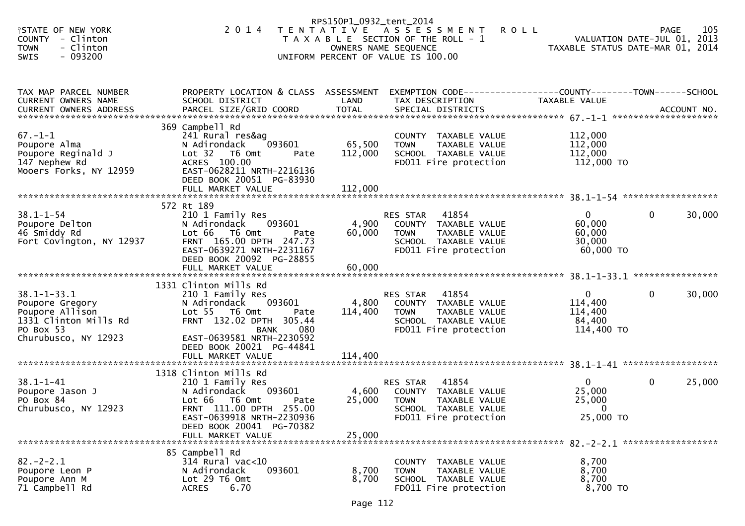RPS150P1_0932_tent_2014

STATE OF NEW YORK — 2014 TENTATIVE ASSESSMENT ROLL — PAGE 105
COUNTY - Clinton — TAXABLE SECTION OF THE ROLL - 1 — VALUATION DATE-JUL 01, 2013
TOWN - Clinton — OWNERS NAME SEQUENCE — TAXABLE STATUS DATE-MAR 01, 2014
SWIS - 093200 — UNIFORM PERCENT OF VALUE IS 100.00

| TAX MAP PARCEL NUMBER / CURRENT OWNERS NAME / CURRENT OWNERS ADDRESS | PROPERTY LOCATION & CLASS / SCHOOL DISTRICT / PARCEL SIZE/GRID COORD | ASSESSMENT LAND / TOTAL | EXEMPTION CODE / TAX DESCRIPTION / SPECIAL DISTRICTS | COUNTY / TAXABLE VALUE | TOWN | SCHOOL / ACCOUNT NO. |
|---|---|---|---|---|---|---|
| **67.-1-1** | 369 Campbell Rd | | | | | |
| 67.-1-1 | 241 Rural res&ag | | COUNTY TAXABLE VALUE | 112,000 | | |
| Poupore Alma | N Adirondack 093601 | 65,500 | TOWN TAXABLE VALUE | 112,000 | | |
| Poupore Reginald J | Lot 32 T6 Omt Pate | 112,000 | SCHOOL TAXABLE VALUE | 112,000 | | |
| 147 Nephew Rd | ACRES 100.00 | | FD011 Fire protection | 112,000 TO | | |
| Mooers Forks, NY 12959 | EAST-0628211 NRTH-2216136 | | | | | |
| | DEED BOOK 20051 PG-83930 | | | | | |
| | FULL MARKET VALUE | 112,000 | | | | |
| **38.1-1-54** | 572 Rt 189 | | | | | |
| 38.1-1-54 | 210 1 Family Res | | RES STAR 41854 | 0 | 0 | 30,000 |
| Poupore Delton | N Adirondack 093601 | 4,900 | COUNTY TAXABLE VALUE | 60,000 | | |
| 46 Smiddy Rd | Lot 66 T6 Omt Pate | 60,000 | TOWN TAXABLE VALUE | 60,000 | | |
| Fort Covington, NY 12937 | FRNT 165.00 DPTH 247.73 | | SCHOOL TAXABLE VALUE | 30,000 | | |
| | EAST-0639271 NRTH-2231167 | | FD011 Fire protection | 60,000 TO | | |
| | DEED BOOK 20092 PG-28855 | | | | | |
| | FULL MARKET VALUE | 60,000 | | | | |
| **38.1-1-33.1** | 1331 Clinton Mills Rd | | | | | |
| 38.1-1-33.1 | 210 1 Family Res | | RES STAR 41854 | 0 | 0 | 30,000 |
| Poupore Gregory | N Adirondack 093601 | 4,800 | COUNTY TAXABLE VALUE | 114,400 | | |
| Poupore Allison | Lot 55 T6 Omt Pate | 114,400 | TOWN TAXABLE VALUE | 114,400 | | |
| 1331 Clinton Mills Rd | FRNT 132.02 DPTH 305.44 | | SCHOOL TAXABLE VALUE | 84,400 | | |
| PO Box 53 | BANK 080 | | FD011 Fire protection | 114,400 TO | | |
| Churubusco, NY 12923 | EAST-0639581 NRTH-2230592 | | | | | |
| | DEED BOOK 20021 PG-44841 | | | | | |
| | FULL MARKET VALUE | 114,400 | | | | |
| **38.1-1-41** | 1318 Clinton Mills Rd | | | | | |
| 38.1-1-41 | 210 1 Family Res | | RES STAR 41854 | 0 | 0 | 25,000 |
| Poupore Jason J | N Adirondack 093601 | 4,600 | COUNTY TAXABLE VALUE | 25,000 | | |
| PO Box 84 | Lot 66 T6 Omt Pate | 25,000 | TOWN TAXABLE VALUE | 25,000 | | |
| Churubusco, NY 12923 | FRNT 111.00 DPTH 255.00 | | SCHOOL TAXABLE VALUE | 0 | | |
| | EAST-0639918 NRTH-2230936 | | FD011 Fire protection | 25,000 TO | | |
| | DEED BOOK 20041 PG-70382 | | | | | |
| | FULL MARKET VALUE | 25,000 | | | | |
| **82.-2-2.1** | 85 Campbell Rd | | | | | |
| 82.-2-2.1 | 314 Rural vac<10 | | COUNTY TAXABLE VALUE | 8,700 | | |
| Poupore Leon P | N Adirondack 093601 | 8,700 | TOWN TAXABLE VALUE | 8,700 | | |
| Poupore Ann M | Lot 29 T6 Omt | 8,700 | SCHOOL TAXABLE VALUE | 8,700 | | |
| 71 Campbell Rd | ACRES 6.70 | | FD011 Fire protection | 8,700 TO | | |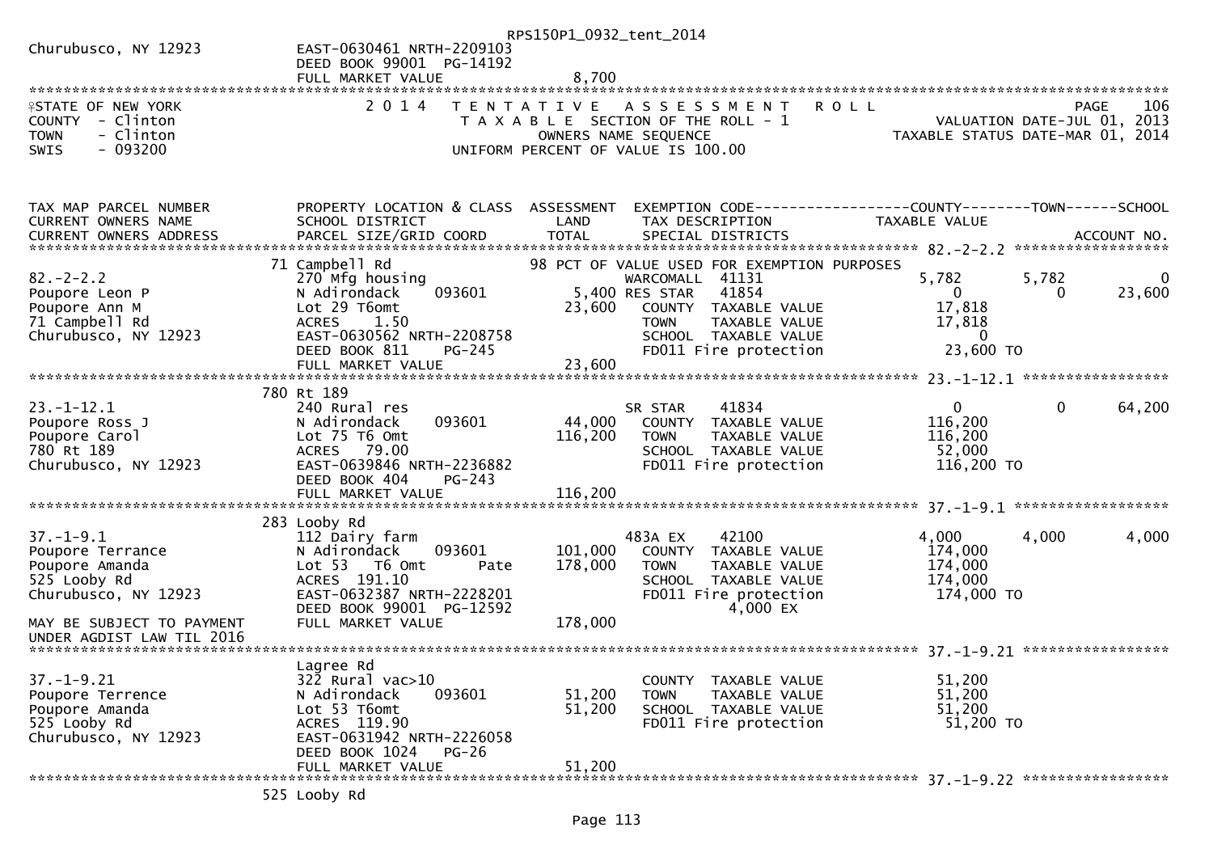RPS150P1_0932_tent_2014

```
Churubusco, NY 12923            EAST-0630461 NRTH-2209103
                                DEED BOOK 99001  PG-14192
                                FULL MARKET VALUE               8,700
******************************************************************************************************************************************
STATE OF NEW YORK                2014  TENTATIVE ASSESSMENT ROLL                                                            PAGE    106
COUNTY  - Clinton                      TAXABLE SECTION OF THE ROLL - 1                                      VALUATION DATE-JUL 01, 2013
TOWN    - Clinton                          OWNERS NAME SEQUENCE                                        TAXABLE STATUS DATE-MAR 01, 2014
SWIS    - 093200                    UNIFORM PERCENT OF VALUE IS 100.00


TAX MAP PARCEL NUMBER           PROPERTY LOCATION & CLASS  ASSESSMENT  EXEMPTION CODE------------------COUNTY--------TOWN------SCHOOL
CURRENT OWNERS NAME             SCHOOL DISTRICT               LAND      TAX DESCRIPTION              TAXABLE VALUE
CURRENT OWNERS ADDRESS          PARCEL SIZE/GRID COORD        TOTAL     SPECIAL DISTRICTS                                   ACCOUNT NO.
******************************************************************************************************************************************
                                71 Campbell Rd                 98 PCT OF VALUE USED FOR EXEMPTION PURPOSES
82.-2-2.2                       270 Mfg housing                        WARCOMALL  41131              5,782        5,782           0
Poupore Leon P                  N Adirondack      093601         5,400 RES STAR   41854                  0            0      23,600
Poupore Ann M                   Lot 29 T6omt                    23,600   COUNTY  TAXABLE VALUE        17,818
71 Campbell Rd                  ACRES    1.50                            TOWN    TAXABLE VALUE        17,818
Churubusco, NY 12923            EAST-0630562 NRTH-2208758                SCHOOL  TAXABLE VALUE             0
                                DEED BOOK 811     PG-245                 FD011 Fire protection         23,600 TO
                                FULL MARKET VALUE              23,600
******************************************************************************************************************************************
                                780 Rt 189
23.-1-12.1                      240 Rural res                          SR STAR    41834                  0            0      64,200
Poupore Ross J                  N Adirondack      093601        44,000   COUNTY  TAXABLE VALUE       116,200
Poupore Carol                   Lot 75 T6 Omt                  116,200   TOWN    TAXABLE VALUE       116,200
780 Rt 189                      ACRES   79.00                            SCHOOL  TAXABLE VALUE        52,000
Churubusco, NY 12923            EAST-0639846 NRTH-2236882                FD011 Fire protection        116,200 TO
                                DEED BOOK 404     PG-243
                                FULL MARKET VALUE             116,200
******************************************************************************************************************************************
                                283 Looby Rd
37.-1-9.1                       112 Dairy farm                         483A EX    42100              4,000        4,000       4,000
Poupore Terrance                N Adirondack      093601       101,000   COUNTY  TAXABLE VALUE       174,000
Poupore Amanda                  Lot 53   T6 Omt        Pate    178,000   TOWN    TAXABLE VALUE       174,000
525 Looby Rd                    ACRES  191.10                            SCHOOL  TAXABLE VALUE       174,000
Churubusco, NY 12923            EAST-0632387 NRTH-2228201                FD011 Fire protection        174,000 TO
                                DEED BOOK 99001  PG-12592                      4,000 EX
MAY BE SUBJECT TO PAYMENT       FULL MARKET VALUE             178,000
UNDER AGDIST LAW TIL 2016
******************************************************************************************************************************************
                                Lagree Rd
37.-1-9.21                      322 Rural vac>10                         COUNTY  TAXABLE VALUE        51,200
Poupore Terrence                N Adirondack      093601        51,200   TOWN    TAXABLE VALUE        51,200
Poupore Amanda                  Lot 53 T6omt                    51,200   SCHOOL  TAXABLE VALUE        51,200
525 Looby Rd                    ACRES  119.90                            FD011 Fire protection         51,200 TO
Churubusco, NY 12923            EAST-0631942 NRTH-2226058
                                DEED BOOK 1024    PG-26
                                FULL MARKET VALUE              51,200
******************************************************************************************************************************************
                                525 Looby Rd
```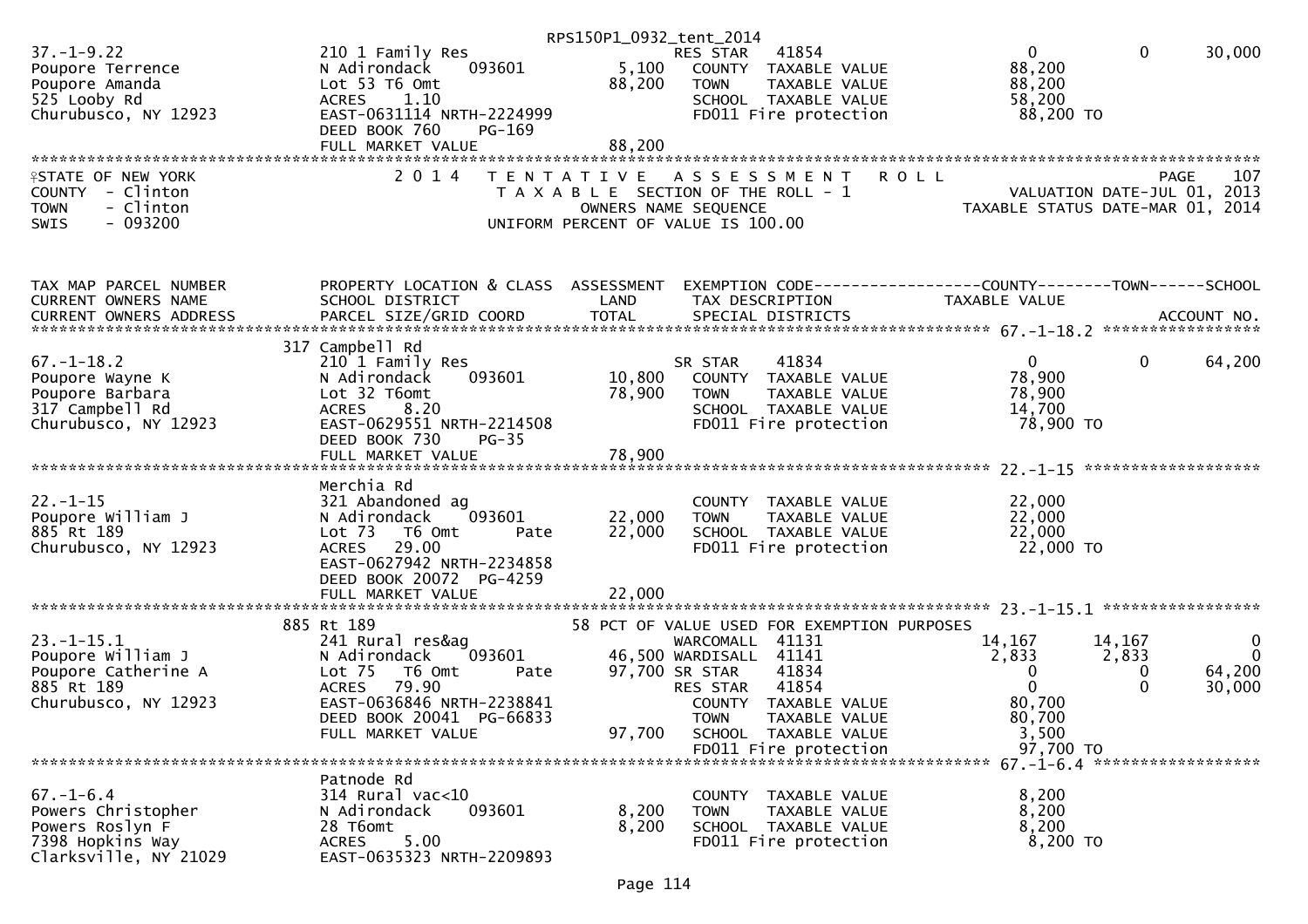RPS150P1_0932_tent_2014

```
37.-1-9.22                    210 1 Family Res                         RES STAR    41854                       0            0       30,000
Poupore Terrence              N Adirondack    093601          5,100    COUNTY  TAXABLE VALUE              88,200
Poupore Amanda                Lot 53 T6 Omt                  88,200    TOWN    TAXABLE VALUE              88,200
525 Looby Rd                  ACRES    1.10                            SCHOOL  TAXABLE VALUE              58,200
Churubusco, NY 12923          EAST-0631114 NRTH-2224999                FD011 Fire protection               88,200 TO
                              DEED BOOK 760     PG-169
                              FULL MARKET VALUE              88,200
```

STATE OF NEW YORK — 2014 TENTATIVE ASSESSMENT ROLL — PAGE 107
COUNTY - Clinton — TAXABLE SECTION OF THE ROLL - 1 — VALUATION DATE-JUL 01, 2013
TOWN - Clinton — OWNERS NAME SEQUENCE — TAXABLE STATUS DATE-MAR 01, 2014
SWIS - 093200 — UNIFORM PERCENT OF VALUE IS 100.00

```
TAX MAP PARCEL NUMBER         PROPERTY LOCATION & CLASS  ASSESSMENT  EXEMPTION CODE-----------------COUNTY--------TOWN------SCHOOL
CURRENT OWNERS NAME           SCHOOL DISTRICT               LAND      TAX DESCRIPTION            TAXABLE VALUE
CURRENT OWNERS ADDRESS        PARCEL SIZE/GRID COORD        TOTAL     SPECIAL DISTRICTS                                    ACCOUNT NO.
*********************************************************************************************** 67.-1-18.2 *****************
                              317 Campbell Rd
67.-1-18.2                    210 1 Family Res                         SR STAR     41834                       0            0       64,200
Poupore Wayne K               N Adirondack    093601         10,800    COUNTY  TAXABLE VALUE              78,900
Poupore Barbara               Lot 32 T6omt                   78,900    TOWN    TAXABLE VALUE              78,900
317 Campbell Rd               ACRES    8.20                            SCHOOL  TAXABLE VALUE              14,700
Churubusco, NY 12923          EAST-0629551 NRTH-2214508                FD011 Fire protection               78,900 TO
                              DEED BOOK 730     PG-35
                              FULL MARKET VALUE              78,900
*********************************************************************************************** 22.-1-15 *******************
                              Merchia Rd
22.-1-15                      321 Abandoned ag                         COUNTY  TAXABLE VALUE              22,000
Poupore William J             N Adirondack    093601         22,000    TOWN    TAXABLE VALUE              22,000
885 Rt 189                    Lot 73   T6 Omt       Pate     22,000    SCHOOL  TAXABLE VALUE              22,000
Churubusco, NY 12923          ACRES   29.00                            FD011 Fire protection               22,000 TO
                              EAST-0627942 NRTH-2234858
                              DEED BOOK 20072 PG-4259
                              FULL MARKET VALUE              22,000
*********************************************************************************************** 23.-1-15.1 *****************
                              885 Rt 189                 58 PCT OF VALUE USED FOR EXEMPTION PURPOSES
23.-1-15.1                    241 Rural res&ag                         WARCOMALL   41131                  14,167       14,167            0
Poupore William J             N Adirondack    093601         46,500    WARDISALL   41141                   2,833        2,833            0
Poupore Catherine A           Lot 75   T6 Omt       Pate     97,700    SR STAR     41834                       0            0       64,200
885 Rt 189                    ACRES   79.90                            RES STAR    41854                       0            0       30,000
Churubusco, NY 12923          EAST-0636846 NRTH-2238841                COUNTY  TAXABLE VALUE              80,700
                              DEED BOOK 20041 PG-66833                 TOWN    TAXABLE VALUE              80,700
                              FULL MARKET VALUE              97,700    SCHOOL  TAXABLE VALUE               3,500
                                                                       FD011 Fire protection               97,700 TO
*********************************************************************************************** 67.-1-6.4 ******************
                              Patnode Rd
67.-1-6.4                     314 Rural vac<10                         COUNTY  TAXABLE VALUE               8,200
Powers Christopher            N Adirondack    093601          8,200    TOWN    TAXABLE VALUE               8,200
Powers Roslyn F               28 T6omt                        8,200    SCHOOL  TAXABLE VALUE               8,200
7398 Hopkins Way              ACRES    5.00                            FD011 Fire protection                8,200 TO
Clarksville, NY 21029         EAST-0635323 NRTH-2209893
```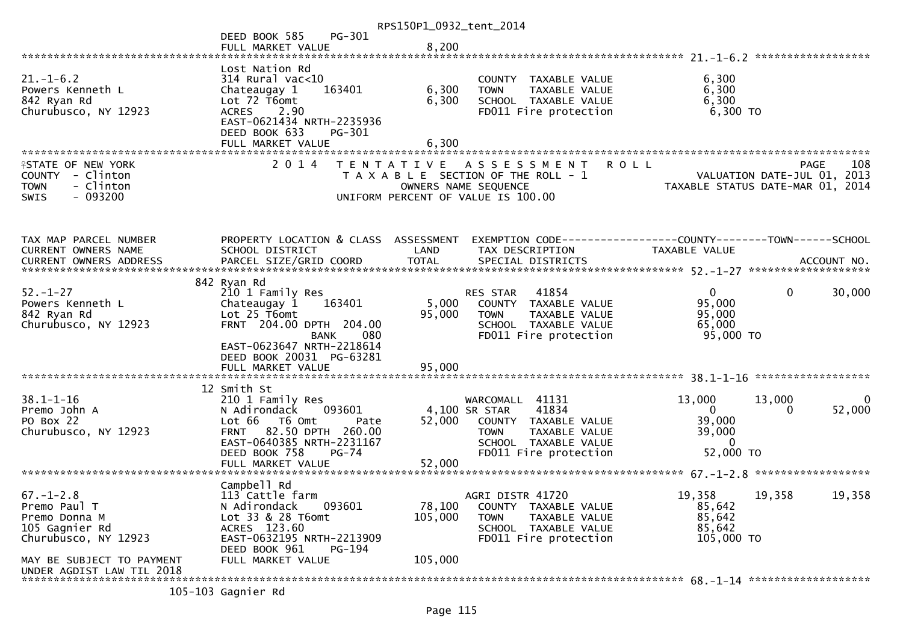RPS150P1_0932_tent_2014

DEED BOOK 585 PG-301
FULL MARKET VALUE 8,200

******************************************************************************************************* 21.-1-6.2 ******************

| | Lost Nation Rd | | | |
|---|---|---|---|---|
| 21.-1-6.2 | 314 Rural vac<10 | | COUNTY TAXABLE VALUE | 6,300 |
| Powers Kenneth L | Chateaugay 1 163401 | 6,300 | TOWN TAXABLE VALUE | 6,300 |
| 842 Ryan Rd | Lot 72 T6omt | 6,300 | SCHOOL TAXABLE VALUE | 6,300 |
| Churubusco, NY 12923 | ACRES 2.90 | | FD011 Fire protection | 6,300 TO |
| | EAST-0621434 NRTH-2235936 | | | |
| | DEED BOOK 633 PG-301 | | | |
| | FULL MARKET VALUE | 6,300 | | |

STATE OF NEW YORK — 2014 TENTATIVE ASSESSMENT ROLL — PAGE 108
COUNTY - Clinton — TAXABLE SECTION OF THE ROLL - 1 — VALUATION DATE-JUL 01, 2013
TOWN - Clinton — OWNERS NAME SEQUENCE — TAXABLE STATUS DATE-MAR 01, 2014
SWIS - 093200 — UNIFORM PERCENT OF VALUE IS 100.00

| TAX MAP PARCEL NUMBER / CURRENT OWNERS NAME / CURRENT OWNERS ADDRESS | PROPERTY LOCATION & CLASS / SCHOOL DISTRICT / PARCEL SIZE/GRID COORD | ASSESSMENT LAND / TOTAL | EXEMPTION CODE / TAX DESCRIPTION / SPECIAL DISTRICTS | COUNTY TAXABLE VALUE | TOWN | SCHOOL ACCOUNT NO. |
|---|---|---|---|---|---|---|
| **52.-1-27** | 842 Ryan Rd | | | | | |
| 52.-1-27 | 210 1 Family Res | | RES STAR 41854 | 0 | 0 | 30,000 |
| Powers Kenneth L | Chateaugay 1 163401 | 5,000 | COUNTY TAXABLE VALUE | 95,000 | | |
| 842 Ryan Rd | Lot 25 T6omt | 95,000 | TOWN TAXABLE VALUE | 95,000 | | |
| Churubusco, NY 12923 | FRNT 204.00 DPTH 204.00 | | SCHOOL TAXABLE VALUE | 65,000 | | |
| | BANK 080 | | FD011 Fire protection | 95,000 TO | | |
| | EAST-0623647 NRTH-2218614 | | | | | |
| | DEED BOOK 20031 PG-63281 | | | | | |
| | FULL MARKET VALUE | 95,000 | | | | |
| **38.1-1-16** | 12 Smith St | | | | | |
| 38.1-1-16 | 210 1 Family Res | | WARCOMALL 41131 | 13,000 | 13,000 | 0 |
| Premo John A | N Adirondack 093601 | 4,100 | SR STAR 41834 | 0 | 0 | 52,000 |
| PO Box 22 | Lot 66 T6 Omt Pate | 52,000 | COUNTY TAXABLE VALUE | 39,000 | | |
| Churubusco, NY 12923 | FRNT 82.50 DPTH 260.00 | | TOWN TAXABLE VALUE | 39,000 | | |
| | EAST-0640385 NRTH-2231167 | | SCHOOL TAXABLE VALUE | 0 | | |
| | DEED BOOK 758 PG-74 | | FD011 Fire protection | 52,000 TO | | |
| | FULL MARKET VALUE | 52,000 | | | | |
| **67.-1-2.8** | Campbell Rd | | | | | |
| 67.-1-2.8 | 113 Cattle farm | | AGRI DISTR 41720 | 19,358 | 19,358 | 19,358 |
| Premo Paul T | N Adirondack 093601 | 78,100 | COUNTY TAXABLE VALUE | 85,642 | | |
| Premo Donna M | Lot 33 & 28 T6omt | 105,000 | TOWN TAXABLE VALUE | 85,642 | | |
| 105 Gagnier Rd | ACRES 123.60 | | SCHOOL TAXABLE VALUE | 85,642 | | |
| Churubusco, NY 12923 | EAST-0632195 NRTH-2213909 | | FD011 Fire protection | 105,000 TO | | |
| | DEED BOOK 961 PG-194 | | | | | |
| MAY BE SUBJECT TO PAYMENT | FULL MARKET VALUE | 105,000 | | | | |
| UNDER AGDIST LAW TIL 2018 | | | | | | |

******************************************************************************************************* 68.-1-14 ******************

105-103 Gagnier Rd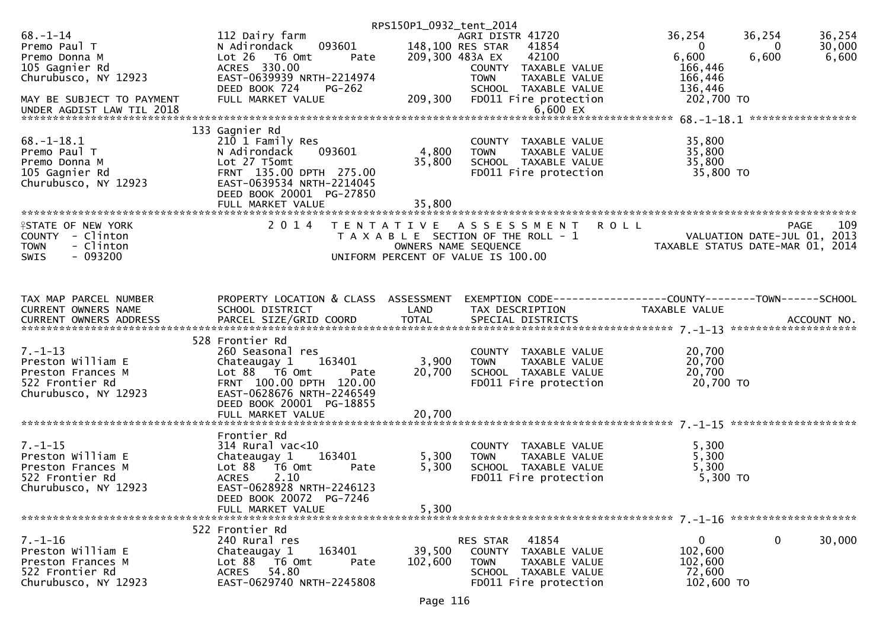```
                                                   RPS150P1_0932_tent_2014
68.-1-14                       112 Dairy farm                       AGRI DISTR 41720          36,254      36,254      36,254
Premo Paul T                   N Adirondack     093601       148,100 RES STAR   41854              0           0      30,000
Premo Donna M                  Lot 26  T6 Omt        Pate    209,300 483A EX    42100          6,600       6,600       6,600
105 Gagnier Rd                 ACRES  330.00                         COUNTY  TAXABLE VALUE       166,446
Churubusco, NY 12923           EAST-0639939 NRTH-2214974             TOWN    TAXABLE VALUE       166,446
                               DEED BOOK 724     PG-262              SCHOOL  TAXABLE VALUE       136,446
MAY BE SUBJECT TO PAYMENT      FULL MARKET VALUE             209,300  FD011 Fire protection       202,700 TO
UNDER AGDIST LAW TIL 2018                                                  6,600 EX
******************************************************************************************** 68.-1-18.1 *****************
                            133 Gagnier Rd
68.-1-18.1                     210 1 Family Res                      COUNTY  TAXABLE VALUE        35,800
Premo Paul T                   N Adirondack     093601         4,800  TOWN    TAXABLE VALUE        35,800
Premo Donna M                  Lot 27 T5omt                   35,800  SCHOOL  TAXABLE VALUE        35,800
105 Gagnier Rd                 FRNT 135.00 DPTH  275.00              FD011 Fire protection         35,800 TO
Churubusco, NY 12923           EAST-0639534 NRTH-2214045
                               DEED BOOK 20001  PG-27850
                               FULL MARKET VALUE              35,800
**************************************************************************************************************************
STATE OF NEW YORK                 2 0 1 4   T E N T A T I V E   A S S E S S M E N T   R O L L                  PAGE    109
COUNTY  - Clinton                        T A X A B L E  SECTION OF THE ROLL - 1                 VALUATION DATE-JUL 01, 2013
TOWN    - Clinton                               OWNERS NAME SEQUENCE                      TAXABLE STATUS DATE-MAR 01, 2014
SWIS    - 093200                          UNIFORM PERCENT OF VALUE IS 100.00


TAX MAP PARCEL NUMBER          PROPERTY LOCATION & CLASS  ASSESSMENT  EXEMPTION CODE------------------COUNTY--------TOWN------SCHOOL
CURRENT OWNERS NAME            SCHOOL DISTRICT               LAND      TAX DESCRIPTION              TAXABLE VALUE
CURRENT OWNERS ADDRESS         PARCEL SIZE/GRID COORD        TOTAL     SPECIAL DISTRICTS                                  ACCOUNT NO.
******************************************************************************************** 7.-1-13 ********************
                            528 Frontier Rd
7.-1-13                        260 Seasonal res                      COUNTY  TAXABLE VALUE        20,700
Preston William E              Chateaugay 1     163401         3,900  TOWN    TAXABLE VALUE        20,700
Preston Frances M              Lot 88  T6 Omt        Pate     20,700  SCHOOL  TAXABLE VALUE        20,700
522 Frontier Rd                FRNT 100.00 DPTH  120.00              FD011 Fire protection         20,700 TO
Churubusco, NY 12923           EAST-0628676 NRTH-2246549
                               DEED BOOK 20001  PG-18855
                               FULL MARKET VALUE              20,700
******************************************************************************************** 7.-1-15 ********************
                               Frontier Rd
7.-1-15                        314 Rural vac<10                      COUNTY  TAXABLE VALUE         5,300
Preston William E              Chateaugay 1     163401         5,300  TOWN    TAXABLE VALUE         5,300
Preston Frances M              Lot 88  T6 Omt        Pate      5,300  SCHOOL  TAXABLE VALUE         5,300
522 Frontier Rd                ACRES    2.10                         FD011 Fire protection          5,300 TO
Churubusco, NY 12923           EAST-0628928 NRTH-2246123
                               DEED BOOK 20072  PG-7246
                               FULL MARKET VALUE               5,300
******************************************************************************************** 7.-1-16 ********************
                            522 Frontier Rd
7.-1-16                        240 Rural res                         RES STAR   41854               0           0      30,000
Preston William E              Chateaugay 1     163401        39,500  COUNTY  TAXABLE VALUE       102,600
Preston Frances M              Lot 88  T6 Omt        Pate    102,600  TOWN    TAXABLE VALUE       102,600
522 Frontier Rd                ACRES   54.80                         SCHOOL  TAXABLE VALUE        72,600
Churubusco, NY 12923           EAST-0629740 NRTH-2245808             FD011 Fire protection        102,600 TO
```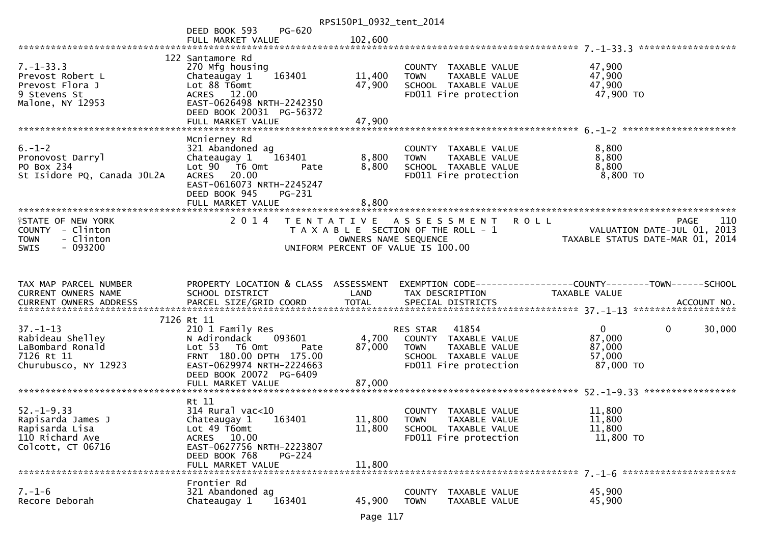DEED BOOK 593 PG-620
FULL MARKET VALUE 102,600

******************************************************************************************************* 7.-1-33.3 ******************

| | | | | |
|---|---|---|---|---|
| 7.-1-33.3 | 122 Santamore Rd | | | |
| Prevost Robert L | 270 Mfg housing | | COUNTY TAXABLE VALUE | 47,900 |
| Prevost Flora J | Chateaugay 1 163401 | 11,400 | TOWN TAXABLE VALUE | 47,900 |
| 9 Stevens St | Lot 88 T6omt | 47,900 | SCHOOL TAXABLE VALUE | 47,900 |
| Malone, NY 12953 | ACRES 12.00 | | FD011 Fire protection | 47,900 TO |
| | EAST-0626498 NRTH-2242350 | | | |
| | DEED BOOK 20031 PG-56372 | | | |
| | FULL MARKET VALUE | 47,900 | | |

******************************************************************************************************* 6.-1-2 *********************

| | | | | |
|---|---|---|---|---|
| 6.-1-2 | Mcnierney Rd | | | |
| Pronovost Darryl | 321 Abandoned ag | | COUNTY TAXABLE VALUE | 8,800 |
| PO Box 234 | Chateaugay 1 163401 | 8,800 | TOWN TAXABLE VALUE | 8,800 |
| St Isidore PQ, Canada J0L2A | Lot 90 T6 Omt Pate | 8,800 | SCHOOL TAXABLE VALUE | 8,800 |
| | ACRES 20.00 | | FD011 Fire protection | 8,800 TO |
| | EAST-0616073 NRTH-2245247 | | | |
| | DEED BOOK 945 PG-231 | | | |
| | FULL MARKET VALUE | 8,800 | | |

*******************************************************************************************************

STATE OF NEW YORK — 2014 TENTATIVE ASSESSMENT ROLL — PAGE 110
COUNTY - Clinton — TAXABLE SECTION OF THE ROLL - 1 — VALUATION DATE-JUL 01, 2013
TOWN - Clinton — OWNERS NAME SEQUENCE — TAXABLE STATUS DATE-MAR 01, 2014
SWIS - 093200 — UNIFORM PERCENT OF VALUE IS 100.00

| TAX MAP PARCEL NUMBER / CURRENT OWNERS NAME / CURRENT OWNERS ADDRESS | PROPERTY LOCATION & CLASS / SCHOOL DISTRICT / PARCEL SIZE/GRID COORD | ASSESSMENT LAND / TOTAL | EXEMPTION CODE / TAX DESCRIPTION / SPECIAL DISTRICTS | COUNTY / TAXABLE VALUE | TOWN | SCHOOL / ACCOUNT NO. |
|---|---|---|---|---|---|---|
| 37.-1-13 | 7126 Rt 11 | | | | | |
| 37.-1-13 | 210 1 Family Res | | RES STAR 41854 | 0 | 0 | 30,000 |
| Rabideau Shelley | N Adirondack 093601 | 4,700 | COUNTY TAXABLE VALUE | 87,000 | | |
| LaBombard Ronald | Lot 53 T6 Omt Pate | 87,000 | TOWN TAXABLE VALUE | 87,000 | | |
| 7126 Rt 11 | FRNT 180.00 DPTH 175.00 | | SCHOOL TAXABLE VALUE | 57,000 | | |
| Churubusco, NY 12923 | EAST-0629974 NRTH-2224663 | | FD011 Fire protection | 87,000 TO | | |
| | DEED BOOK 20072 PG-6409 | | | | | |
| | FULL MARKET VALUE | 87,000 | | | | |

******************************************************************************************************* 52.-1-9.33 *****************

| | | | | |
|---|---|---|---|---|
| 52.-1-9.33 | Rt 11 | | | |
| Rapisarda James J | 314 Rural vac<10 | | COUNTY TAXABLE VALUE | 11,800 |
| Rapisarda Lisa | Chateaugay 1 163401 | 11,800 | TOWN TAXABLE VALUE | 11,800 |
| 110 Richard Ave | Lot 49 T6omt | 11,800 | SCHOOL TAXABLE VALUE | 11,800 |
| Colcott, CT 06716 | ACRES 10.00 | | FD011 Fire protection | 11,800 TO |
| | EAST-0627756 NRTH-2223807 | | | |
| | DEED BOOK 768 PG-224 | | | |
| | FULL MARKET VALUE | 11,800 | | |

******************************************************************************************************* 7.-1-6 *********************

| | | | | |
|---|---|---|---|---|
| 7.-1-6 | Frontier Rd | | | |
| | 321 Abandoned ag | | COUNTY TAXABLE VALUE | 45,900 |
| Recore Deborah | Chateaugay 1 163401 | 45,900 | TOWN TAXABLE VALUE | 45,900 |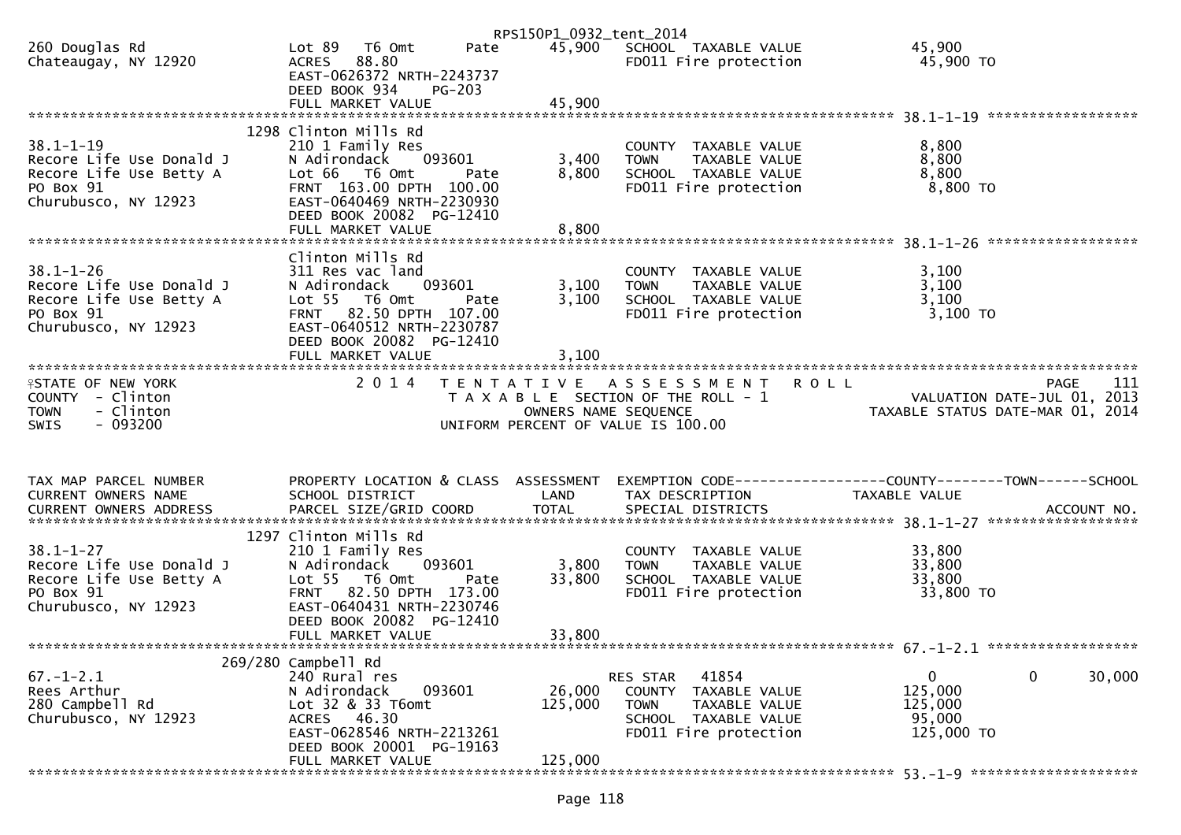RPS150P1_0932_tent_2014

```
260 Douglas Rd               Lot 89   T6 Omt      Pate       45,900   SCHOOL  TAXABLE VALUE               45,900
Chateaugay, NY 12920         ACRES   88.80                            FD011 Fire protection                45,900 TO
                             EAST-0626372 NRTH-2243737
                             DEED BOOK 934     PG-203
                             FULL MARKET VALUE               45,900
******************************************************************************************************* 38.1-1-19 ******************
                        1298 Clinton Mills Rd
38.1-1-19                    210 1 Family Res                         COUNTY  TAXABLE VALUE                8,800
Recore Life Use Donald J     N Adirondack     093601          3,400   TOWN    TAXABLE VALUE                8,800
Recore Life Use Betty A      Lot 66   T6 Omt      Pate        8,800   SCHOOL  TAXABLE VALUE                8,800
PO Box 91                    FRNT  163.00 DPTH  100.00                FD011 Fire protection                 8,800 TO
Churubusco, NY 12923         EAST-0640469 NRTH-2230930
                             DEED BOOK 20082  PG-12410
                             FULL MARKET VALUE                8,800
******************************************************************************************************* 38.1-1-26 ******************
                             Clinton Mills Rd
38.1-1-26                    311 Res vac land                         COUNTY  TAXABLE VALUE                3,100
Recore Life Use Donald J     N Adirondack     093601          3,100   TOWN    TAXABLE VALUE                3,100
Recore Life Use Betty A      Lot 55   T6 Omt      Pate        3,100   SCHOOL  TAXABLE VALUE                3,100
PO Box 91                    FRNT   82.50 DPTH  107.00                FD011 Fire protection                 3,100 TO
Churubusco, NY 12923         EAST-0640512 NRTH-2230787
                             DEED BOOK 20082  PG-12410
                             FULL MARKET VALUE                3,100
************************************************************************************************************************************
STATE OF NEW YORK               2 0 1 4   T E N T A T I V E   A S S E S S M E N T   R O L L                                PAGE    111
COUNTY  - Clinton                          T A X A B L E  SECTION OF THE ROLL - 1                    VALUATION DATE-JUL 01, 2013
TOWN    - Clinton                                OWNERS NAME SEQUENCE                          TAXABLE STATUS DATE-MAR 01, 2014
SWIS    - 093200                          UNIFORM PERCENT OF VALUE IS 100.00


TAX MAP PARCEL NUMBER        PROPERTY LOCATION & CLASS  ASSESSMENT  EXEMPTION CODE------------------COUNTY--------TOWN------SCHOOL
CURRENT OWNERS NAME          SCHOOL DISTRICT               LAND      TAX DESCRIPTION              TAXABLE VALUE
CURRENT OWNERS ADDRESS       PARCEL SIZE/GRID COORD        TOTAL     SPECIAL DISTRICTS                                  ACCOUNT NO.
******************************************************************************************************* 38.1-1-27 ******************
                        1297 Clinton Mills Rd
38.1-1-27                    210 1 Family Res                         COUNTY  TAXABLE VALUE               33,800
Recore Life Use Donald J     N Adirondack     093601          3,800   TOWN    TAXABLE VALUE               33,800
Recore Life Use Betty A      Lot 55   T6 Omt      Pate       33,800   SCHOOL  TAXABLE VALUE               33,800
PO Box 91                    FRNT   82.50 DPTH  173.00                FD011 Fire protection                33,800 TO
Churubusco, NY 12923         EAST-0640431 NRTH-2230746
                             DEED BOOK 20082  PG-12410
                             FULL MARKET VALUE               33,800
******************************************************************************************************* 67.-1-2.1 ******************
                     269/280 Campbell Rd
67.-1-2.1                    240 Rural res                            RES STAR    41854                     0            0      30,000
Rees Arthur                  N Adirondack     093601         26,000   COUNTY  TAXABLE VALUE              125,000
280 Campbell Rd              Lot 32 & 33 T6omt              125,000   TOWN    TAXABLE VALUE              125,000
Churubusco, NY 12923         ACRES   46.30                            SCHOOL  TAXABLE VALUE               95,000
                             EAST-0628546 NRTH-2213261                FD011 Fire protection               125,000 TO
                             DEED BOOK 20001  PG-19163
                             FULL MARKET VALUE              125,000
******************************************************************************************************* 53.-1-9 ********************
```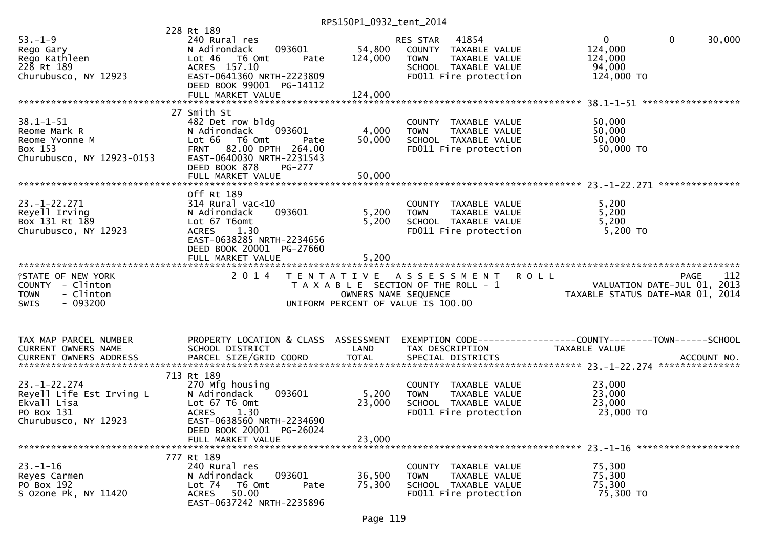```
                              228 Rt 189
53.-1-9                         240 Rural res                         RES STAR   41854                 0           0      30,000
Rego Gary                       N Adirondack     093601     54,800    COUNTY  TAXABLE VALUE          124,000
Rego Kathleen                   Lot 46  T6 Omt       Pate  124,000    TOWN    TAXABLE VALUE          124,000
228 Rt 189                      ACRES  157.10                          SCHOOL  TAXABLE VALUE           94,000
Churubusco, NY 12923            EAST-0641360 NRTH-2223809              FD011 Fire protection          124,000 TO
                                DEED BOOK 99001  PG-14112
                                FULL MARKET VALUE            124,000
******************************************************************************************************* 38.1-1-51 ******************
                              27 Smith St
38.1-1-51                       482 Det row bldg                       COUNTY  TAXABLE VALUE           50,000
Reome Mark R                    N Adirondack     093601      4,000    TOWN    TAXABLE VALUE           50,000
Reome Yvonne M                  Lot 66  T6 Omt       Pate   50,000    SCHOOL  TAXABLE VALUE           50,000
Box 153                         FRNT  82.00 DPTH  264.00               FD011 Fire protection           50,000 TO
Churubusco, NY 12923-0153       EAST-0640030 NRTH-2231543
                                DEED BOOK 878    PG-277
                                FULL MARKET VALUE             50,000
******************************************************************************************************* 23.-1-22.271 ***************
                                Off Rt 189
23.-1-22.271                    314 Rural vac<10                       COUNTY  TAXABLE VALUE            5,200
Reyell Irving                   N Adirondack     093601      5,200    TOWN    TAXABLE VALUE            5,200
Box 131 Rt 189                  Lot 67 T6omt                  5,200    SCHOOL  TAXABLE VALUE            5,200
Churubusco, NY 12923            ACRES    1.30                          FD011 Fire protection            5,200 TO
                                EAST-0638285 NRTH-2234656
                                DEED BOOK 20001  PG-27660
                                FULL MARKET VALUE              5,200
************************************************************************************************************************************
STATE OF NEW YORK                   2 0 1 4   T E N T A T I V E   A S S E S S M E N T   R O L L                     PAGE    112
COUNTY  - Clinton                          T A X A B L E  SECTION OF THE ROLL - 1                  VALUATION DATE-JUL 01, 2013
TOWN    - Clinton                                 OWNERS NAME SEQUENCE                        TAXABLE STATUS DATE-MAR 01, 2014
SWIS    - 093200                          UNIFORM PERCENT OF VALUE IS 100.00


TAX MAP PARCEL NUMBER           PROPERTY LOCATION & CLASS  ASSESSMENT  EXEMPTION CODE------------------COUNTY--------TOWN------SCHOOL
CURRENT OWNERS NAME             SCHOOL DISTRICT               LAND      TAX DESCRIPTION              TAXABLE VALUE
CURRENT OWNERS ADDRESS          PARCEL SIZE/GRID COORD        TOTAL     SPECIAL DISTRICTS                                ACCOUNT NO.
******************************************************************************************************* 23.-1-22.274 ***************
                              713 Rt 189
23.-1-22.274                    270 Mfg housing                        COUNTY  TAXABLE VALUE           23,000
Reyell Life Est Irving L        N Adirondack     093601      5,200    TOWN    TAXABLE VALUE           23,000
Ekvall Lisa                     Lot 67 T6 Omt                23,000    SCHOOL  TAXABLE VALUE           23,000
PO Box 131                      ACRES    1.30                          FD011 Fire protection           23,000 TO
Churubusco, NY 12923            EAST-0638560 NRTH-2234690
                                DEED BOOK 20001  PG-26024
                                FULL MARKET VALUE             23,000
******************************************************************************************************* 23.-1-16 *******************
                              777 Rt 189
23.-1-16                        240 Rural res                          COUNTY  TAXABLE VALUE           75,300
Reyes Carmen                    N Adirondack     093601     36,500    TOWN    TAXABLE VALUE           75,300
PO Box 192                      Lot 74  T6 Omt       Pate   75,300    SCHOOL  TAXABLE VALUE           75,300
S Ozone Pk, NY 11420            ACRES   50.00                          FD011 Fire protection           75,300 TO
                                EAST-0637242 NRTH-2235896
```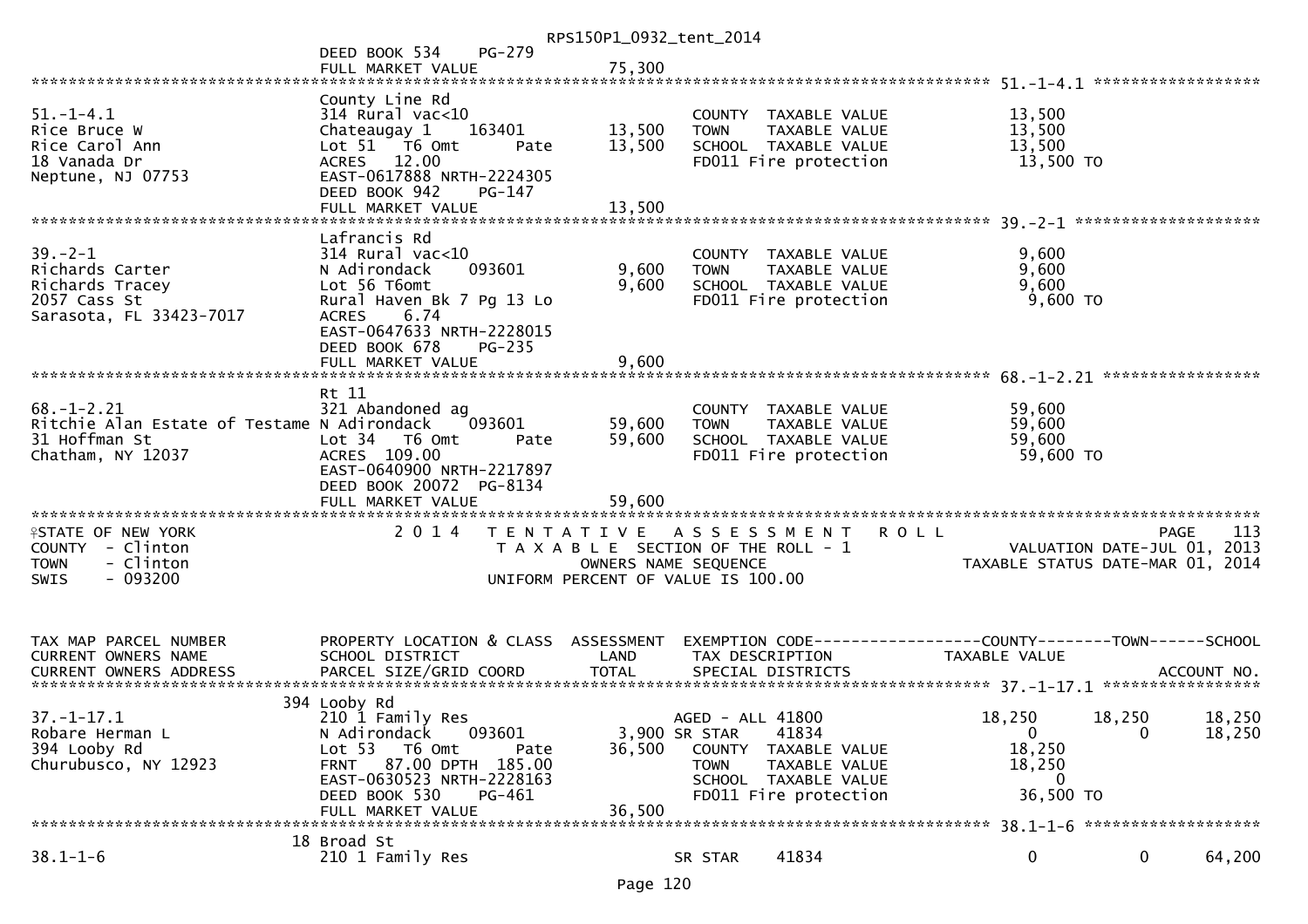```
                                                        RPS150P1_0932_tent_2014
                              DEED BOOK 534     PG-279
                              FULL MARKET VALUE              75,300
******************************************************************************************************* 51.-1-4.1 *****************
                              County Line Rd
51.-1-4.1                     314 Rural vac<10                          COUNTY  TAXABLE VALUE            13,500
Rice Bruce W                  Chateaugay 1      163401       13,500     TOWN    TAXABLE VALUE            13,500
Rice Carol Ann                Lot 51   T6 Omt        Pate    13,500     SCHOOL  TAXABLE VALUE            13,500
18 Vanada Dr                  ACRES   12.00                             FD011 Fire protection             13,500 TO
Neptune, NJ 07753             EAST-0617888 NRTH-2224305
                              DEED BOOK 942     PG-147
                              FULL MARKET VALUE              13,500
******************************************************************************************************* 39.-2-1 *******************
                              Lafrancis Rd
39.-2-1                       314 Rural vac<10                          COUNTY  TAXABLE VALUE             9,600
Richards Carter               N Adirondack      093601        9,600     TOWN    TAXABLE VALUE             9,600
Richards Tracey               Lot 56 T6omt                    9,600     SCHOOL  TAXABLE VALUE             9,600
2057 Cass St                  Rural Haven Bk 7 Pg 13 Lo                 FD011 Fire protection             9,600 TO
Sarasota, FL 33423-7017       ACRES    6.74
                              EAST-0647633 NRTH-2228015
                              DEED BOOK 678     PG-235
                              FULL MARKET VALUE               9,600
******************************************************************************************************* 68.-1-2.21 ****************
                              Rt 11
68.-1-2.21                    321 Abandoned ag                          COUNTY  TAXABLE VALUE            59,600
Ritchie Alan Estate of Testame N Adirondack     093601       59,600     TOWN    TAXABLE VALUE            59,600
31 Hoffman St                 Lot 34   T6 Omt        Pate    59,600     SCHOOL  TAXABLE VALUE            59,600
Chatham, NY 12037             ACRES  109.00                             FD011 Fire protection             59,600 TO
                              EAST-0640900 NRTH-2217897
                              DEED BOOK 20072 PG-8134
                              FULL MARKET VALUE              59,600
************************************************************************************************************************************
STATE OF NEW YORK                    2 0 1 4   T E N T A T I V E   A S S E S S M E N T   R O L L                      PAGE   113
COUNTY  - Clinton                          T A X A B L E  SECTION OF THE ROLL - 1                   VALUATION DATE-JUL 01, 2013
TOWN    - Clinton                                 OWNERS NAME SEQUENCE                         TAXABLE STATUS DATE-MAR 01, 2014
SWIS    - 093200                          UNIFORM PERCENT OF VALUE IS 100.00



TAX MAP PARCEL NUMBER         PROPERTY LOCATION & CLASS  ASSESSMENT  EXEMPTION CODE------------------COUNTY--------TOWN------SCHOOL
CURRENT OWNERS NAME           SCHOOL DISTRICT               LAND      TAX DESCRIPTION             TAXABLE VALUE
CURRENT OWNERS ADDRESS        PARCEL SIZE/GRID COORD        TOTAL     SPECIAL DISTRICTS                                   ACCOUNT NO.
******************************************************************************************************* 37.-1-17.1 ****************
                          394 Looby Rd
37.-1-17.1                    210 1 Family Res                          AGED - ALL 41800              18,250      18,250      18,250
Robare Herman L               N Adirondack      093601        3,900 SR STAR    41834                     0           0        18,250
394 Looby Rd                  Lot 53   T6 Omt        Pate    36,500     COUNTY  TAXABLE VALUE            18,250
Churubusco, NY 12923          FRNT   87.00 DPTH 185.00                  TOWN    TAXABLE VALUE            18,250
                              EAST-0630523 NRTH-2228163                 SCHOOL  TAXABLE VALUE                 0
                              DEED BOOK 530     PG-461                  FD011 Fire protection             36,500 TO
                              FULL MARKET VALUE              36,500
******************************************************************************************************* 38.1-1-6 ******************
                           18 Broad St
38.1-1-6                      210 1 Family Res                          SR STAR    41834                     0           0        64,200
```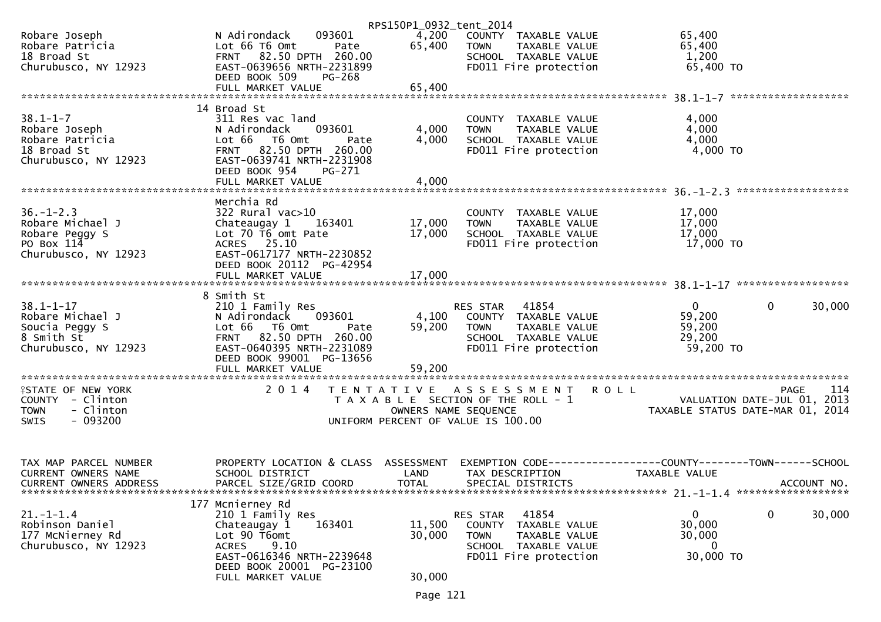```
                                                             RPS150P1_0932_tent_2014
Robare Joseph                  N Adirondack     093601          4,200   COUNTY  TAXABLE VALUE             65,400
Robare Patricia                Lot 66 T6 Omt        Pate       65,400   TOWN    TAXABLE VALUE             65,400
18 Broad St                    FRNT   82.50 DPTH 260.00                 SCHOOL  TAXABLE VALUE              1,200
Churubusco, NY 12923           EAST-0639656 NRTH-2231899                FD011 Fire protection             65,400 TO
                               DEED BOOK 509     PG-268
                               FULL MARKET VALUE               65,400
******************************************************************************************************* 38.1-1-7 ******************
                               14 Broad St
38.1-1-7                       311 Res vac land                         COUNTY  TAXABLE VALUE              4,000
Robare Joseph                  N Adirondack     093601          4,000   TOWN    TAXABLE VALUE              4,000
Robare Patricia                Lot 66   T6 Omt      Pate        4,000   SCHOOL  TAXABLE VALUE              4,000
18 Broad St                    FRNT   82.50 DPTH 260.00                 FD011 Fire protection              4,000 TO
Churubusco, NY 12923           EAST-0639741 NRTH-2231908
                               DEED BOOK 954     PG-271
                               FULL MARKET VALUE                4,000
******************************************************************************************************* 36.-1-2.3 *****************
                               Merchia Rd
36.-1-2.3                      322 Rural vac>10                         COUNTY  TAXABLE VALUE             17,000
Robare Michael J               Chateaugay 1     163401         17,000   TOWN    TAXABLE VALUE             17,000
Robare Peggy S                 Lot 70 T6 omt Pate              17,000   SCHOOL  TAXABLE VALUE             17,000
PO Box 114                     ACRES   25.10                            FD011 Fire protection             17,000 TO
Churubusco, NY 12923           EAST-0617177 NRTH-2230852
                               DEED BOOK 20112  PG-42954
                               FULL MARKET VALUE               17,000
******************************************************************************************************* 38.1-1-17 *****************
                               8 Smith St
38.1-1-17                      210 1 Family Res                         RES STAR   41854                    0            0      30,000
Robare Michael J               N Adirondack     093601          4,100   COUNTY  TAXABLE VALUE             59,200
Soucia Peggy S                 Lot 66   T6 Omt      Pate       59,200   TOWN    TAXABLE VALUE             59,200
8 Smith St                     FRNT   82.50 DPTH 260.00                 SCHOOL  TAXABLE VALUE             29,200
Churubusco, NY 12923           EAST-0640395 NRTH-2231089                FD011 Fire protection             59,200 TO
                               DEED BOOK 99001  PG-13656
                               FULL MARKET VALUE               59,200
************************************************************************************************************************************
STATE OF NEW YORK                  2 0 1 4   T E N T A T I V E   A S S E S S M E N T   R O L L                           PAGE    114
COUNTY  - Clinton                          T A X A B L E  SECTION OF THE ROLL - 1                        VALUATION DATE-JUL 01, 2013
TOWN    - Clinton                                  OWNERS NAME SEQUENCE                            TAXABLE STATUS DATE-MAR 01, 2014
SWIS    - 093200                          UNIFORM PERCENT OF VALUE IS 100.00


TAX MAP PARCEL NUMBER          PROPERTY LOCATION & CLASS  ASSESSMENT  EXEMPTION CODE-----------------COUNTY--------TOWN------SCHOOL
CURRENT OWNERS NAME            SCHOOL DISTRICT               LAND      TAX DESCRIPTION             TAXABLE VALUE
CURRENT OWNERS ADDRESS         PARCEL SIZE/GRID COORD        TOTAL     SPECIAL DISTRICTS                                  ACCOUNT NO.
******************************************************************************************************* 21.-1-1.4 *****************
                               177 Mcnierney Rd
21.-1-1.4                      210 1 Family Res                         RES STAR   41854                    0            0      30,000
Robinson Daniel                Chateaugay 1     163401         11,500   COUNTY  TAXABLE VALUE             30,000
177 McNierney Rd               Lot 90 T6omt                    30,000   TOWN    TAXABLE VALUE             30,000
Churubusco, NY 12923           ACRES    9.10                            SCHOOL  TAXABLE VALUE                  0
                               EAST-0616346 NRTH-2239648                FD011 Fire protection             30,000 TO
                               DEED BOOK 20001  PG-23100
                               FULL MARKET VALUE               30,000
```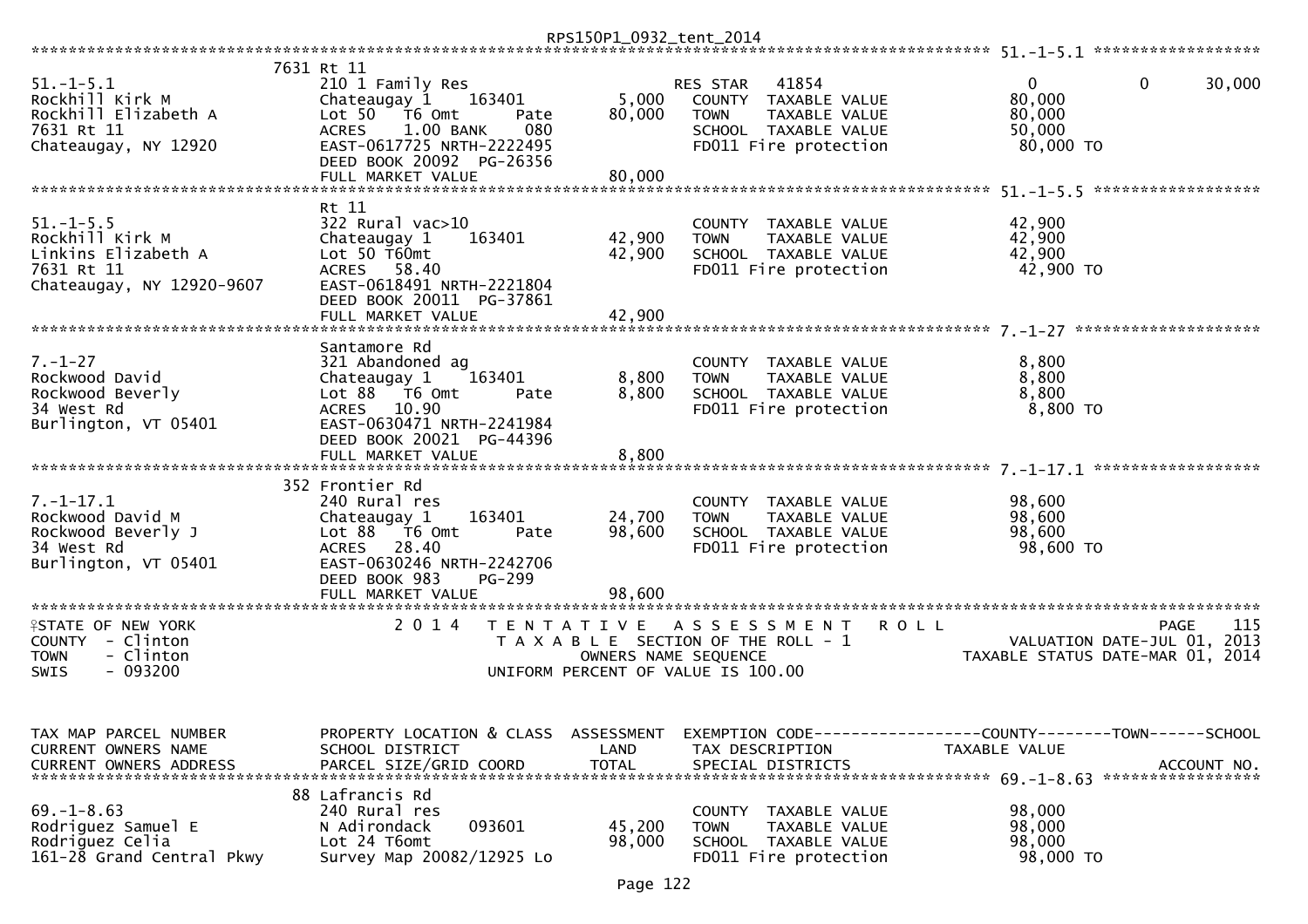```
******************************************************************************************************* 51.-1-5.1 ******************
                            7631 Rt 11
51.-1-5.1                   210 1 Family Res                         RES STAR    41854               0            0        30,000
Rockhill Kirk M             Chateaugay 1     163401        5,000     COUNTY  TAXABLE VALUE          80,000
Rockhill Elizabeth A        Lot 50   T6 Omt        Pate   80,000     TOWN    TAXABLE VALUE          80,000
7631 Rt 11                  ACRES    1.00 BANK     080               SCHOOL  TAXABLE VALUE          50,000
Chateaugay, NY 12920        EAST-0617725 NRTH-2222495                FD011 Fire protection           80,000 TO
                            DEED BOOK 20092  PG-26356
                            FULL MARKET VALUE             80,000
******************************************************************************************************* 51.-1-5.5 ******************
                            Rt 11
51.-1-5.5                   322 Rural vac>10                         COUNTY  TAXABLE VALUE          42,900
Rockhill Kirk M             Chateaugay 1     163401       42,900     TOWN    TAXABLE VALUE          42,900
Linkins Elizabeth A         Lot 50 T60mt                  42,900     SCHOOL  TAXABLE VALUE          42,900
7631 Rt 11                  ACRES   58.40                            FD011 Fire protection           42,900 TO
Chateaugay, NY 12920-9607   EAST-0618491 NRTH-2221804
                            DEED BOOK 20011  PG-37861
                            FULL MARKET VALUE             42,900
******************************************************************************************************* 7.-1-27 ********************
                            Santamore Rd
7.-1-27                     321 Abandoned ag                         COUNTY  TAXABLE VALUE           8,800
Rockwood David              Chateaugay 1     163401        8,800     TOWN    TAXABLE VALUE           8,800
Rockwood Beverly            Lot 88   T6 Omt        Pate    8,800     SCHOOL  TAXABLE VALUE           8,800
34 West Rd                  ACRES   10.90                            FD011 Fire protection            8,800 TO
Burlington, VT 05401        EAST-0630471 NRTH-2241984
                            DEED BOOK 20021  PG-44396
                            FULL MARKET VALUE              8,800
******************************************************************************************************* 7.-1-17.1 ******************
                            352 Frontier Rd
7.-1-17.1                   240 Rural res                            COUNTY  TAXABLE VALUE          98,600
Rockwood David M            Chateaugay 1     163401       24,700     TOWN    TAXABLE VALUE          98,600
Rockwood Beverly J          Lot 88   T6 Omt        Pate   98,600     SCHOOL  TAXABLE VALUE          98,600
34 West Rd                  ACRES   28.40                            FD011 Fire protection           98,600 TO
Burlington, VT 05401        EAST-0630246 NRTH-2242706
                            DEED BOOK 983    PG-299
                            FULL MARKET VALUE             98,600
************************************************************************************************************************************
STATE OF NEW YORK                 2 0 1 4   T E N T A T I V E   A S S E S S M E N T   R O L L                          PAGE    115
COUNTY  - Clinton                       T A X A B L E  SECTION OF THE ROLL - 1                    VALUATION DATE-JUL 01, 2013
TOWN    - Clinton                                 OWNERS NAME SEQUENCE                           TAXABLE STATUS DATE-MAR 01, 2014
SWIS    - 093200                         UNIFORM PERCENT OF VALUE IS 100.00


TAX MAP PARCEL NUMBER       PROPERTY LOCATION & CLASS  ASSESSMENT  EXEMPTION CODE------------------COUNTY--------TOWN------SCHOOL
CURRENT OWNERS NAME         SCHOOL DISTRICT               LAND     TAX DESCRIPTION              TAXABLE VALUE
CURRENT OWNERS ADDRESS      PARCEL SIZE/GRID COORD       TOTAL     SPECIAL DISTRICTS                                   ACCOUNT NO.
******************************************************************************************************* 69.-1-8.63 *****************
                            88 Lafrancis Rd
69.-1-8.63                  240 Rural res                            COUNTY  TAXABLE VALUE          98,000
Rodriguez Samuel E          N Adirondack     093601       45,200     TOWN    TAXABLE VALUE          98,000
Rodriguez Celia             Lot 24 T6omt                  98,000     SCHOOL  TAXABLE VALUE          98,000
161-28 Grand Central Pkwy   Survey Map 20082/12925 Lo                FD011 Fire protection           98,000 TO
```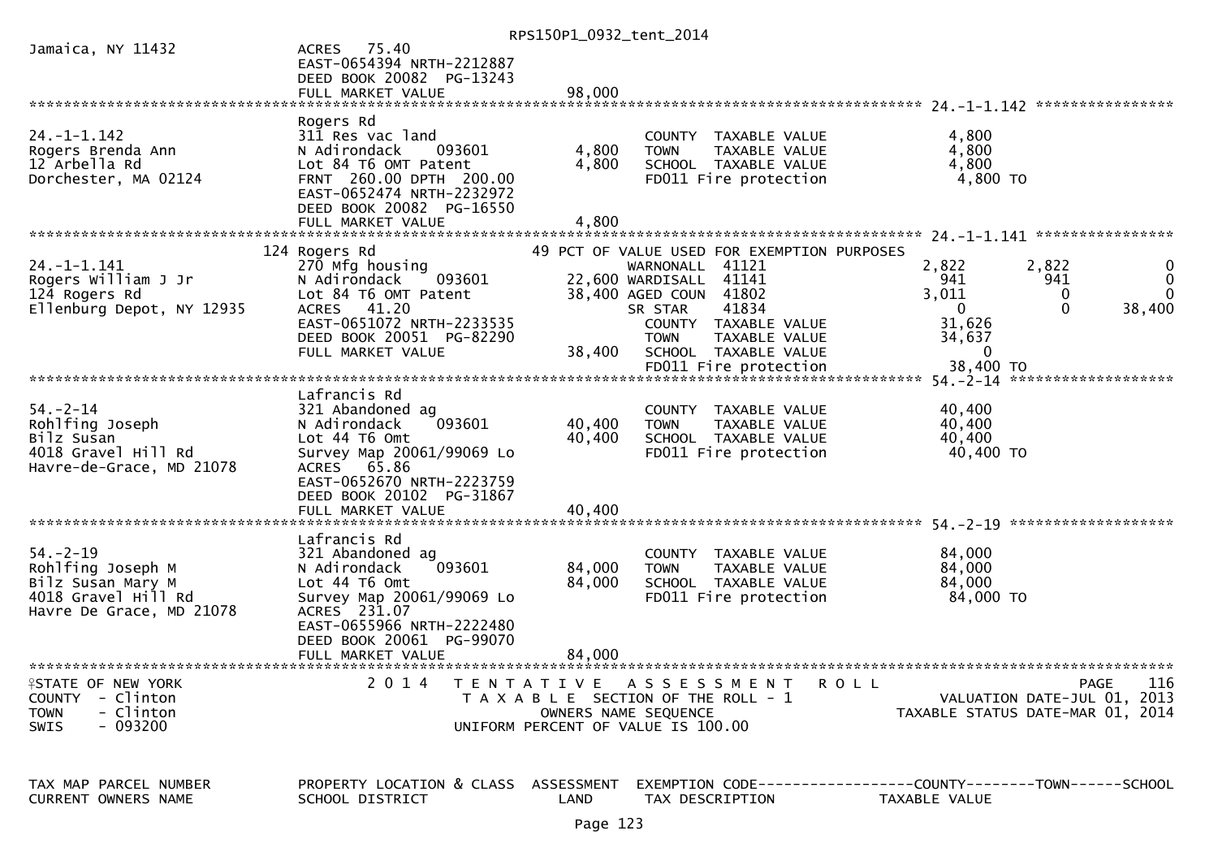```
Jamaica, NY 11432              ACRES   75.40
                               EAST-0654394 NRTH-2212887
                               DEED BOOK 20082  PG-13243
                               FULL MARKET VALUE              98,000
******************************************************************************************************* 24.-1-1.142 ****************
                               Rogers Rd
24.-1-1.142                    311 Res vac land                       COUNTY  TAXABLE VALUE              4,800
Rogers Brenda Ann              N Adirondack     093601       4,800    TOWN    TAXABLE VALUE              4,800
12 Arbella Rd                  Lot 84 T6 OMT Patent          4,800    SCHOOL  TAXABLE VALUE              4,800
Dorchester, MA 02124           FRNT 260.00 DPTH 200.00                FD011 Fire protection               4,800 TO
                               EAST-0652474 NRTH-2232972
                               DEED BOOK 20082  PG-16550
                               FULL MARKET VALUE               4,800
******************************************************************************************************* 24.-1-1.141 ****************
                           124 Rogers Rd                     49 PCT OF VALUE USED FOR EXEMPTION PURPOSES
24.-1-1.141                    270 Mfg housing                        WARNONALL  41121              2,822       2,822            0
Rogers William J Jr            N Adirondack     093601      22,600 WARDISALL  41141                941         941            0
124 Rogers Rd                  Lot 84 T6 OMT Patent         38,400 AGED COUN  41802              3,011           0            0
Ellenburg Depot, NY 12935      ACRES   41.20                          SR STAR    41834                  0           0       38,400
                               EAST-0651072 NRTH-2233535              COUNTY  TAXABLE VALUE             31,626
                               DEED BOOK 20051  PG-82290              TOWN    TAXABLE VALUE             34,637
                               FULL MARKET VALUE              38,400  SCHOOL  TAXABLE VALUE                  0
                                                                      FD011 Fire protection              38,400 TO
******************************************************************************************************* 54.-2-14 *******************
                               Lafrancis Rd
54.-2-14                       321 Abandoned ag                       COUNTY  TAXABLE VALUE             40,400
Rohlfing Joseph                N Adirondack     093601      40,400    TOWN    TAXABLE VALUE             40,400
Bilz Susan                     Lot 44 T6 OMT                40,400    SCHOOL  TAXABLE VALUE             40,400
4018 Gravel Hill Rd            Survey Map 20061/99069 Lo              FD011 Fire protection              40,400 TO
Havre-de-Grace, MD 21078       ACRES   65.86
                               EAST-0652670 NRTH-2223759
                               DEED BOOK 20102  PG-31867
                               FULL MARKET VALUE              40,400
******************************************************************************************************* 54.-2-19 *******************
                               Lafrancis Rd
54.-2-19                       321 Abandoned ag                       COUNTY  TAXABLE VALUE             84,000
Rohlfing Joseph M              N Adirondack     093601      84,000    TOWN    TAXABLE VALUE             84,000
Bilz Susan Mary M              Lot 44 T6 Omt                84,000    SCHOOL  TAXABLE VALUE             84,000
4018 Gravel Hill Rd            Survey Map 20061/99069 Lo              FD011 Fire protection              84,000 TO
Havre De Grace, MD 21078       ACRES  231.07
                               EAST-0655966 NRTH-2222480
                               DEED BOOK 20061  PG-99070
                               FULL MARKET VALUE              84,000
************************************************************************************************************************************
STATE OF NEW YORK                2 0 1 4   T E N T A T I V E   A S S E S S M E N T   R O L L                         PAGE    116
COUNTY  - Clinton                          T A X A B L E  SECTION OF THE ROLL - 1                     VALUATION DATE-JUL 01, 2013
TOWN    - Clinton                                  OWNERS NAME SEQUENCE                            TAXABLE STATUS DATE-MAR 01, 2014
SWIS    - 093200                                UNIFORM PERCENT OF VALUE IS 100.00


TAX MAP PARCEL NUMBER          PROPERTY LOCATION & CLASS  ASSESSMENT  EXEMPTION CODE------------------COUNTY--------TOWN------SCHOOL
CURRENT OWNERS NAME            SCHOOL DISTRICT               LAND      TAX DESCRIPTION            TAXABLE VALUE
```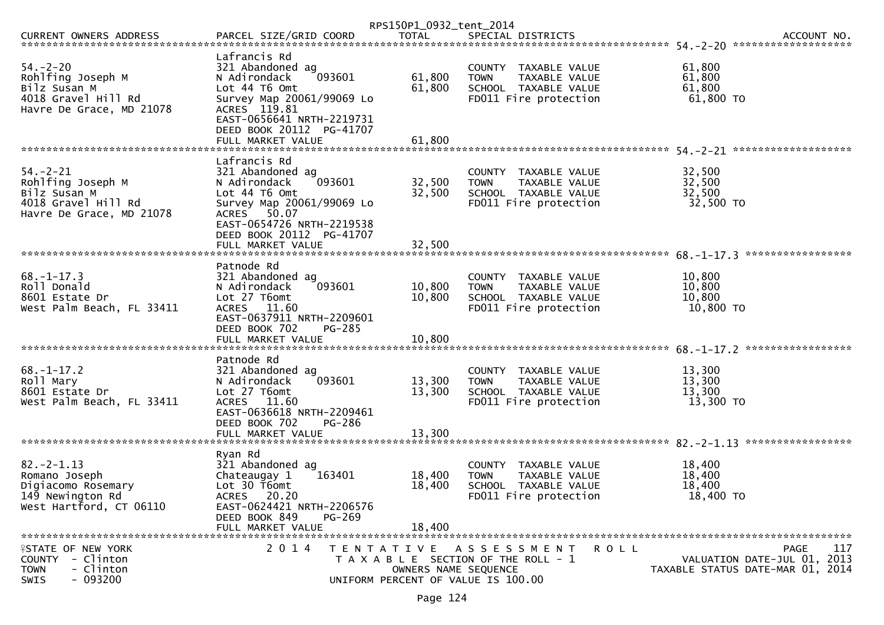RPS150P1_0932_tent_2014

| CURRENT OWNERS ADDRESS | PARCEL SIZE/GRID COORD | TOTAL | SPECIAL DISTRICTS | | ACCOUNT NO. |
|---|---|---|---|---|---|
| | | | | 54.-2-20 | |
| | Lafrancis Rd | | | | |
| 54.-2-20 | 321 Abandoned ag | | COUNTY TAXABLE VALUE | 61,800 | |
| Rohlfing Joseph M | N Adirondack 093601 | 61,800 | TOWN TAXABLE VALUE | 61,800 | |
| Bilz Susan M | Lot 44 T6 Omt | 61,800 | SCHOOL TAXABLE VALUE | 61,800 | |
| 4018 Gravel Hill Rd | Survey Map 20061/99069 Lo | | FD011 Fire protection | 61,800 TO | |
| Havre De Grace, MD 21078 | ACRES 119.81 | | | | |
| | EAST-0656641 NRTH-2219731 | | | | |
| | DEED BOOK 20112 PG-41707 | | | | |
| | FULL MARKET VALUE | 61,800 | | | |
| | | | | 54.-2-21 | |
| | Lafrancis Rd | | | | |
| 54.-2-21 | 321 Abandoned ag | | COUNTY TAXABLE VALUE | 32,500 | |
| Rohlfing Joseph M | N Adirondack 093601 | 32,500 | TOWN TAXABLE VALUE | 32,500 | |
| Bilz Susan M | Lot 44 T6 Omt | 32,500 | SCHOOL TAXABLE VALUE | 32,500 | |
| 4018 Gravel Hill Rd | Survey Map 20061/99069 Lo | | FD011 Fire protection | 32,500 TO | |
| Havre De Grace, MD 21078 | ACRES 50.07 | | | | |
| | EAST-0654726 NRTH-2219538 | | | | |
| | DEED BOOK 20112 PG-41707 | | | | |
| | FULL MARKET VALUE | 32,500 | | | |
| | | | | 68.-1-17.3 | |
| | Patnode Rd | | | | |
| 68.-1-17.3 | 321 Abandoned ag | | COUNTY TAXABLE VALUE | 10,800 | |
| Roll Donald | N Adirondack 093601 | 10,800 | TOWN TAXABLE VALUE | 10,800 | |
| 8601 Estate Dr | Lot 27 T6omt | 10,800 | SCHOOL TAXABLE VALUE | 10,800 | |
| West Palm Beach, FL 33411 | ACRES 11.60 | | FD011 Fire protection | 10,800 TO | |
| | EAST-0637911 NRTH-2209601 | | | | |
| | DEED BOOK 702 PG-285 | | | | |
| | FULL MARKET VALUE | 10,800 | | | |
| | | | | 68.-1-17.2 | |
| | Patnode Rd | | | | |
| 68.-1-17.2 | 321 Abandoned ag | | COUNTY TAXABLE VALUE | 13,300 | |
| Roll Mary | N Adirondack 093601 | 13,300 | TOWN TAXABLE VALUE | 13,300 | |
| 8601 Estate Dr | Lot 27 T6omt | 13,300 | SCHOOL TAXABLE VALUE | 13,300 | |
| West Palm Beach, FL 33411 | ACRES 11.60 | | FD011 Fire protection | 13,300 TO | |
| | EAST-0636618 NRTH-2209461 | | | | |
| | DEED BOOK 702 PG-286 | | | | |
| | FULL MARKET VALUE | 13,300 | | | |
| | | | | 82.-2-1.13 | |
| | Ryan Rd | | | | |
| 82.-2-1.13 | 321 Abandoned ag | | COUNTY TAXABLE VALUE | 18,400 | |
| Romano Joseph | Chateaugay 1 163401 | 18,400 | TOWN TAXABLE VALUE | 18,400 | |
| Digiacomo Rosemary | Lot 30 T6omt | 18,400 | SCHOOL TAXABLE VALUE | 18,400 | |
| 149 Newington Rd | ACRES 20.20 | | FD011 Fire protection | 18,400 TO | |
| West Hartford, CT 06110 | EAST-0624421 NRTH-2206576 | | | | |
| | DEED BOOK 849 PG-269 | | | | |
| | FULL MARKET VALUE | 18,400 | | | |

STATE OF NEW YORK
COUNTY - Clinton
TOWN - Clinton
SWIS - 093200

2014 TENTATIVE ASSESSMENT ROLL
TAXABLE SECTION OF THE ROLL - 1
OWNERS NAME SEQUENCE
UNIFORM PERCENT OF VALUE IS 100.00

PAGE 117
VALUATION DATE-JUL 01, 2013
TAXABLE STATUS DATE-MAR 01, 2014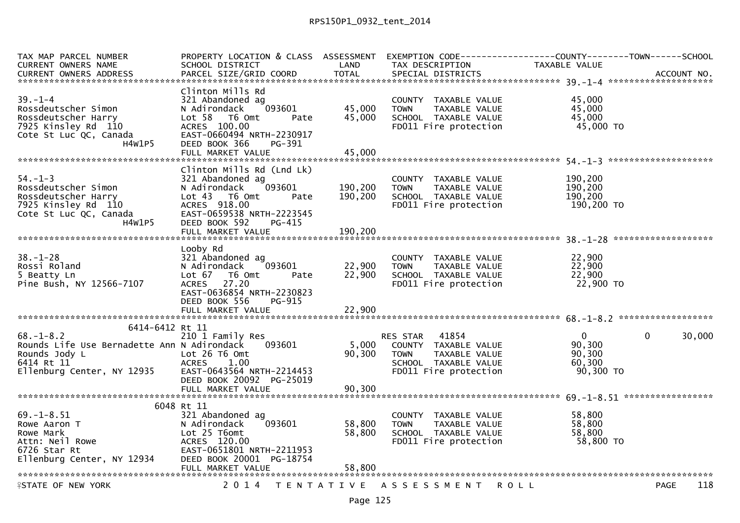RPS150P1_0932_tent_2014

| TAX MAP PARCEL NUMBER<br>CURRENT OWNERS NAME<br>CURRENT OWNERS ADDRESS | PROPERTY LOCATION & CLASS<br>SCHOOL DISTRICT<br>PARCEL SIZE/GRID COORD | ASSESSMENT<br>LAND<br>TOTAL | EXEMPTION CODE<br>TAX DESCRIPTION<br>SPECIAL DISTRICTS | COUNTY<br>TAXABLE VALUE | TOWN | SCHOOL<br>ACCOUNT NO. |
|---|---|---|---|---|---|---|
| **39.-1-4** | | | | | | |
| | Clinton Mills Rd | | | | | |
| 39.-1-4 | 321 Abandoned ag | | COUNTY TAXABLE VALUE | 45,000 | | |
| Rossdeutscher Simon | N Adirondack 093601 | 45,000 | TOWN TAXABLE VALUE | 45,000 | | |
| Rossdeutscher Harry | Lot 58 T6 Omt Pate | 45,000 | SCHOOL TAXABLE VALUE | 45,000 | | |
| 7925 Kinsley Rd 110 | ACRES 100.00 | | FD011 Fire protection | 45,000 TO | | |
| Cote St Luc QC, Canada | EAST-0660494 NRTH-2230917 | | | | | |
| H4W1P5 | DEED BOOK 366 PG-391 | | | | | |
| | FULL MARKET VALUE | 45,000 | | | | |
| **54.-1-3** | | | | | | |
| | Clinton Mills Rd (Lnd Lk) | | | | | |
| 54.-1-3 | 321 Abandoned ag | | COUNTY TAXABLE VALUE | 190,200 | | |
| Rossdeutscher Simon | N Adirondack 093601 | 190,200 | TOWN TAXABLE VALUE | 190,200 | | |
| Rossdeutscher Harry | Lot 43 T6 Omt Pate | 190,200 | SCHOOL TAXABLE VALUE | 190,200 | | |
| 7925 Kinsley Rd 110 | ACRES 918.00 | | FD011 Fire protection | 190,200 TO | | |
| Cote St Luc QC, Canada | EAST-0659538 NRTH-2223545 | | | | | |
| H4W1P5 | DEED BOOK 592 PG-415 | | | | | |
| | FULL MARKET VALUE | 190,200 | | | | |
| **38.-1-28** | | | | | | |
| | Looby Rd | | | | | |
| 38.-1-28 | 321 Abandoned ag | | COUNTY TAXABLE VALUE | 22,900 | | |
| Rossi Roland | N Adirondack 093601 | 22,900 | TOWN TAXABLE VALUE | 22,900 | | |
| 5 Beatty Ln | Lot 67 T6 Omt Pate | 22,900 | SCHOOL TAXABLE VALUE | 22,900 | | |
| Pine Bush, NY 12566-7107 | ACRES 27.20 | | FD011 Fire protection | 22,900 TO | | |
| | EAST-0636854 NRTH-2230823 | | | | | |
| | DEED BOOK 556 PG-915 | | | | | |
| | FULL MARKET VALUE | 22,900 | | | | |
| **68.-1-8.2** | | | | | | |
| | 6414-6412 Rt 11 | | | | | |
| 68.-1-8.2 | 210 1 Family Res | | RES STAR 41854 | 0 | 0 | 30,000 |
| Rounds Life Use Bernadette Ann | N Adirondack 093601 | 5,000 | COUNTY TAXABLE VALUE | 90,300 | | |
| Rounds Jody L | Lot 26 T6 Omt | 90,300 | TOWN TAXABLE VALUE | 90,300 | | |
| 6414 Rt 11 | ACRES 1.00 | | SCHOOL TAXABLE VALUE | 60,300 | | |
| Ellenburg Center, NY 12935 | EAST-0643564 NRTH-2214453 | | FD011 Fire protection | 90,300 TO | | |
| | DEED BOOK 20092 PG-25019 | | | | | |
| | FULL MARKET VALUE | 90,300 | | | | |
| **69.-1-8.51** | | | | | | |
| | 6048 Rt 11 | | | | | |
| 69.-1-8.51 | 321 Abandoned ag | | COUNTY TAXABLE VALUE | 58,800 | | |
| Rowe Aaron T | N Adirondack 093601 | 58,800 | TOWN TAXABLE VALUE | 58,800 | | |
| Rowe Mark | Lot 25 T6omt | 58,800 | SCHOOL TAXABLE VALUE | 58,800 | | |
| Attn: Neil Rowe | ACRES 120.00 | | FD011 Fire protection | 58,800 TO | | |
| 6726 Star Rt | EAST-0651801 NRTH-2211953 | | | | | |
| Ellenburg Center, NY 12934 | DEED BOOK 20001 PG-18754 | | | | | |
| | FULL MARKET VALUE | 58,800 | | | | |

STATE OF NEW YORK — 2014 TENTATIVE ASSESSMENT ROLL — PAGE 118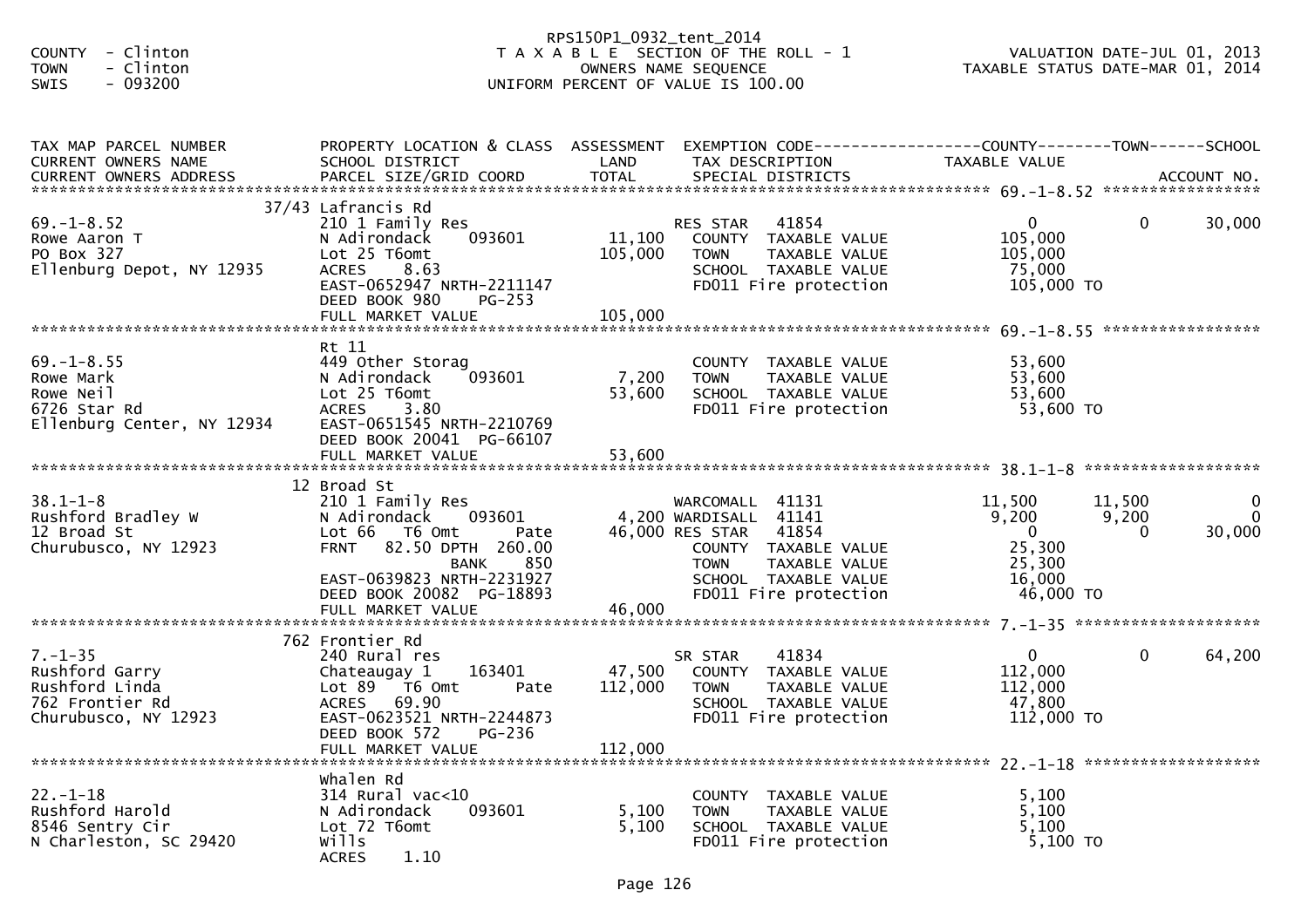COUNTY - Clinton
TOWN - Clinton
SWIS - 093200

RPS150P1_0932_tent_2014
T A X A B L E SECTION OF THE ROLL - 1
OWNERS NAME SEQUENCE
UNIFORM PERCENT OF VALUE IS 100.00

VALUATION DATE-JUL 01, 2013
TAXABLE STATUS DATE-MAR 01, 2014

| TAX MAP PARCEL NUMBER / CURRENT OWNERS NAME / CURRENT OWNERS ADDRESS | PROPERTY LOCATION & CLASS / SCHOOL DISTRICT / PARCEL SIZE/GRID COORD | ASSESSMENT LAND | ASSESSMENT TOTAL | EXEMPTION CODE / TAX DESCRIPTION / SPECIAL DISTRICTS | COUNTY TAXABLE VALUE | TOWN | SCHOOL |
|---|---|---|---|---|---|---|---|
| 69.-1-8.52 | 37/43 Lafrancis Rd | | | | | | |
| | 210 1 Family Res | | | RES STAR 41854 | 0 | 0 | 30,000 |
| Rowe Aaron T | N Adirondack 093601 | 11,100 | | COUNTY TAXABLE VALUE | 105,000 | | |
| PO Box 327 | Lot 25 T6omt | | 105,000 | TOWN TAXABLE VALUE | 105,000 | | |
| Ellenburg Depot, NY 12935 | ACRES 8.63 | | | SCHOOL TAXABLE VALUE | 75,000 | | |
| | EAST-0652947 NRTH-2211147 | | | FD011 Fire protection | 105,000 TO | | |
| | DEED BOOK 980 PG-253 | | | | | | |
| | FULL MARKET VALUE | | 105,000 | | | | |
| 69.-1-8.55 | Rt 11 | | | | | | |
| | 449 Other Storag | | | COUNTY TAXABLE VALUE | 53,600 | | |
| Rowe Mark | N Adirondack 093601 | 7,200 | | TOWN TAXABLE VALUE | 53,600 | | |
| Rowe Neil | Lot 25 T6omt | | 53,600 | SCHOOL TAXABLE VALUE | 53,600 | | |
| 6726 Star Rd | ACRES 3.80 | | | FD011 Fire protection | 53,600 TO | | |
| Ellenburg Center, NY 12934 | EAST-0651545 NRTH-2210769 | | | | | | |
| | DEED BOOK 20041 PG-66107 | | | | | | |
| | FULL MARKET VALUE | | 53,600 | | | | |
| 38.1-1-8 | 12 Broad St | | | | | | |
| | 210 1 Family Res | | | WARCOMALL 41131 | 11,500 | 11,500 | 0 |
| Rushford Bradley W | N Adirondack 093601 | 4,200 | | WARDISALL 41141 | 9,200 | 9,200 | 0 |
| 12 Broad St | Lot 66 T6 Omt Pate | | 46,000 | RES STAR 41854 | 0 | 0 | 30,000 |
| Churubusco, NY 12923 | FRNT 82.50 DPTH 260.00 | | | COUNTY TAXABLE VALUE | 25,300 | | |
| | BANK 850 | | | TOWN TAXABLE VALUE | 25,300 | | |
| | EAST-0639823 NRTH-2231927 | | | SCHOOL TAXABLE VALUE | 16,000 | | |
| | DEED BOOK 20082 PG-18893 | | | FD011 Fire protection | 46,000 TO | | |
| | FULL MARKET VALUE | | 46,000 | | | | |
| 7.-1-35 | 762 Frontier Rd | | | | | | |
| | 240 Rural res | | | SR STAR 41834 | 0 | 0 | 64,200 |
| Rushford Garry | Chateaugay 1 163401 | 47,500 | | COUNTY TAXABLE VALUE | 112,000 | | |
| Rushford Linda | Lot 89 T6 Omt Pate | | 112,000 | TOWN TAXABLE VALUE | 112,000 | | |
| 762 Frontier Rd | ACRES 69.90 | | | SCHOOL TAXABLE VALUE | 47,800 | | |
| Churubusco, NY 12923 | EAST-0623521 NRTH-2244873 | | | FD011 Fire protection | 112,000 TO | | |
| | DEED BOOK 572 PG-236 | | | | | | |
| | FULL MARKET VALUE | | 112,000 | | | | |
| 22.-1-18 | Whalen Rd | | | | | | |
| | 314 Rural vac<10 | | | COUNTY TAXABLE VALUE | 5,100 | | |
| Rushford Harold | N Adirondack 093601 | 5,100 | | TOWN TAXABLE VALUE | 5,100 | | |
| 8546 Sentry Cir | Lot 72 T6omt | | 5,100 | SCHOOL TAXABLE VALUE | 5,100 | | |
| N Charleston, SC 29420 | Wills | | | FD011 Fire protection | 5,100 TO | | |
| | ACRES 1.10 | | | | | | |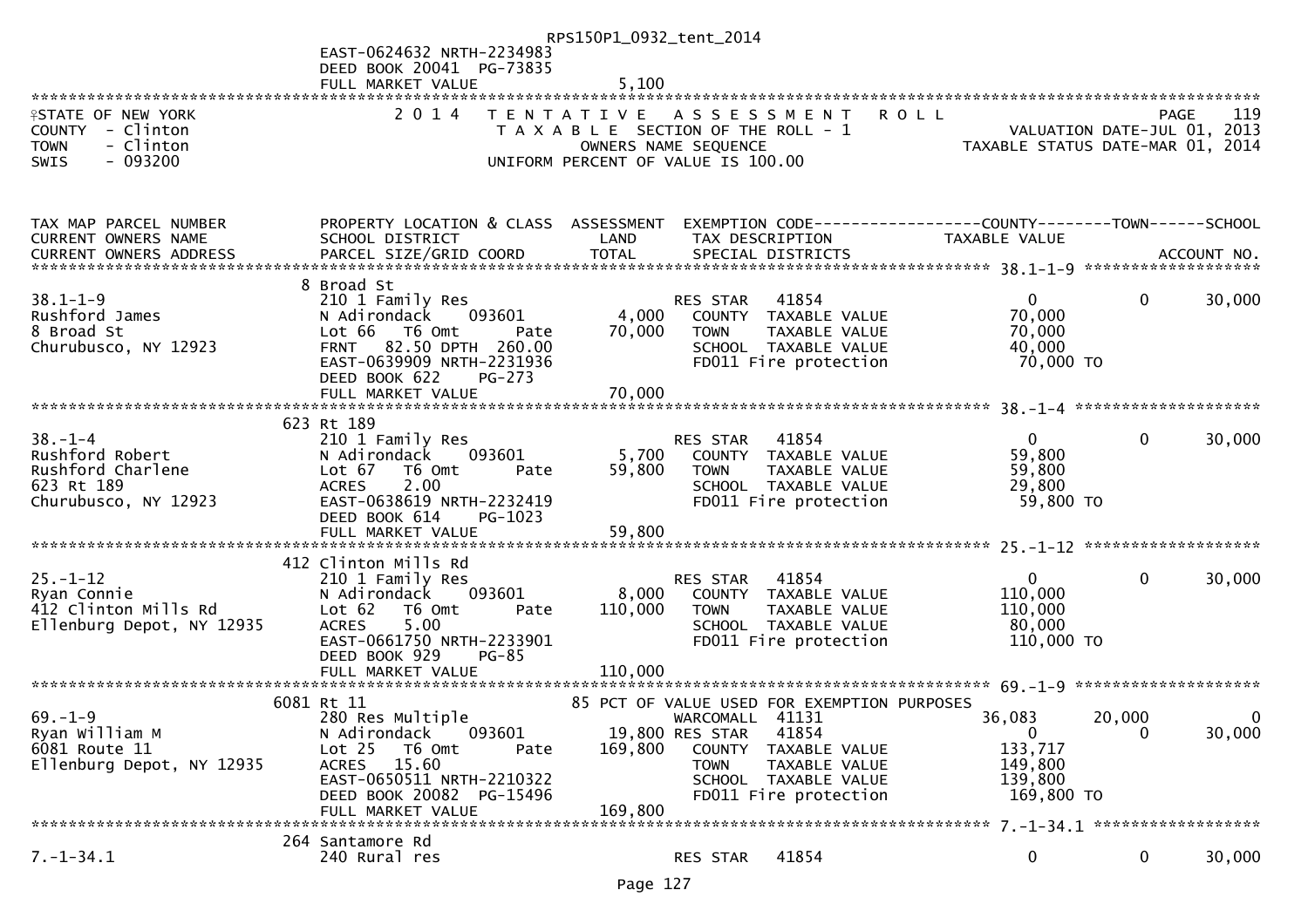EAST-0624632 NRTH-2234983
DEED BOOK 20041 PG-73835
FULL MARKET VALUE 5,100

STATE OF NEW YORK
COUNTY - Clinton
TOWN - Clinton
SWIS - 093200

2014 TENTATIVE ASSESSMENT ROLL
TAXABLE SECTION OF THE ROLL - 1
OWNERS NAME SEQUENCE
UNIFORM PERCENT OF VALUE IS 100.00

PAGE 119
VALUATION DATE-JUL 01, 2013
TAXABLE STATUS DATE-MAR 01, 2014

| TAX MAP PARCEL NUMBER / CURRENT OWNERS NAME / CURRENT OWNERS ADDRESS | PROPERTY LOCATION & CLASS / SCHOOL DISTRICT / PARCEL SIZE/GRID COORD | ASSESSMENT LAND / TOTAL | EXEMPTION CODE / TAX DESCRIPTION / SPECIAL DISTRICTS | COUNTY TAXABLE VALUE | TOWN | SCHOOL / ACCOUNT NO. |
|---|---|---|---|---|---|---|
| 38.1-1-9 | 8 Broad St | | | | | |
| | 210 1 Family Res | | RES STAR 41854 | 0 | 0 | 30,000 |
| Rushford James | N Adirondack 093601 | 4,000 | COUNTY TAXABLE VALUE | 70,000 | | |
| 8 Broad St | Lot 66 T6 Omt Pate | 70,000 | TOWN TAXABLE VALUE | 70,000 | | |
| Churubusco, NY 12923 | FRNT 82.50 DPTH 260.00 | | SCHOOL TAXABLE VALUE | 40,000 | | |
| | EAST-0639909 NRTH-2231936 | | FD011 Fire protection | 70,000 TO | | |
| | DEED BOOK 622 PG-273 | | | | | |
| | FULL MARKET VALUE | 70,000 | | | | |
| 38.-1-4 | 623 Rt 189 | | | | | |
| | 210 1 Family Res | | RES STAR 41854 | 0 | 0 | 30,000 |
| Rushford Robert | N Adirondack 093601 | 5,700 | COUNTY TAXABLE VALUE | 59,800 | | |
| Rushford Charlene | Lot 67 T6 Omt Pate | 59,800 | TOWN TAXABLE VALUE | 59,800 | | |
| 623 Rt 189 | ACRES 2.00 | | SCHOOL TAXABLE VALUE | 29,800 | | |
| Churubusco, NY 12923 | EAST-0638619 NRTH-2232419 | | FD011 Fire protection | 59,800 TO | | |
| | DEED BOOK 614 PG-1023 | | | | | |
| | FULL MARKET VALUE | 59,800 | | | | |
| 25.-1-12 | 412 Clinton Mills Rd | | | | | |
| | 210 1 Family Res | | RES STAR 41854 | 0 | 0 | 30,000 |
| Ryan Connie | N Adirondack 093601 | 8,000 | COUNTY TAXABLE VALUE | 110,000 | | |
| 412 Clinton Mills Rd | Lot 62 T6 Omt Pate | 110,000 | TOWN TAXABLE VALUE | 110,000 | | |
| Ellenburg Depot, NY 12935 | ACRES 5.00 | | SCHOOL TAXABLE VALUE | 80,000 | | |
| | EAST-0661750 NRTH-2233901 | | FD011 Fire protection | 110,000 TO | | |
| | DEED BOOK 929 PG-85 | | | | | |
| | FULL MARKET VALUE | 110,000 | | | | |
| 69.-1-9 | 6081 Rt 11 | | 85 PCT OF VALUE USED FOR EXEMPTION PURPOSES | | | |
| | 280 Res Multiple | | WARCOMALL 41131 | 36,083 | 20,000 | 0 |
| Ryan William M | N Adirondack 093601 | 19,800 | RES STAR 41854 | 0 | 0 | 30,000 |
| 6081 Route 11 | Lot 25 T6 Omt Pate | 169,800 | COUNTY TAXABLE VALUE | 133,717 | | |
| Ellenburg Depot, NY 12935 | ACRES 15.60 | | TOWN TAXABLE VALUE | 149,800 | | |
| | EAST-0650511 NRTH-2210322 | | SCHOOL TAXABLE VALUE | 139,800 | | |
| | DEED BOOK 20082 PG-15496 | | FD011 Fire protection | 169,800 TO | | |
| | FULL MARKET VALUE | 169,800 | | | | |
| 7.-1-34.1 | 264 Santamore Rd | | | | | |
| | 240 Rural res | | RES STAR 41854 | 0 | 0 | 30,000 |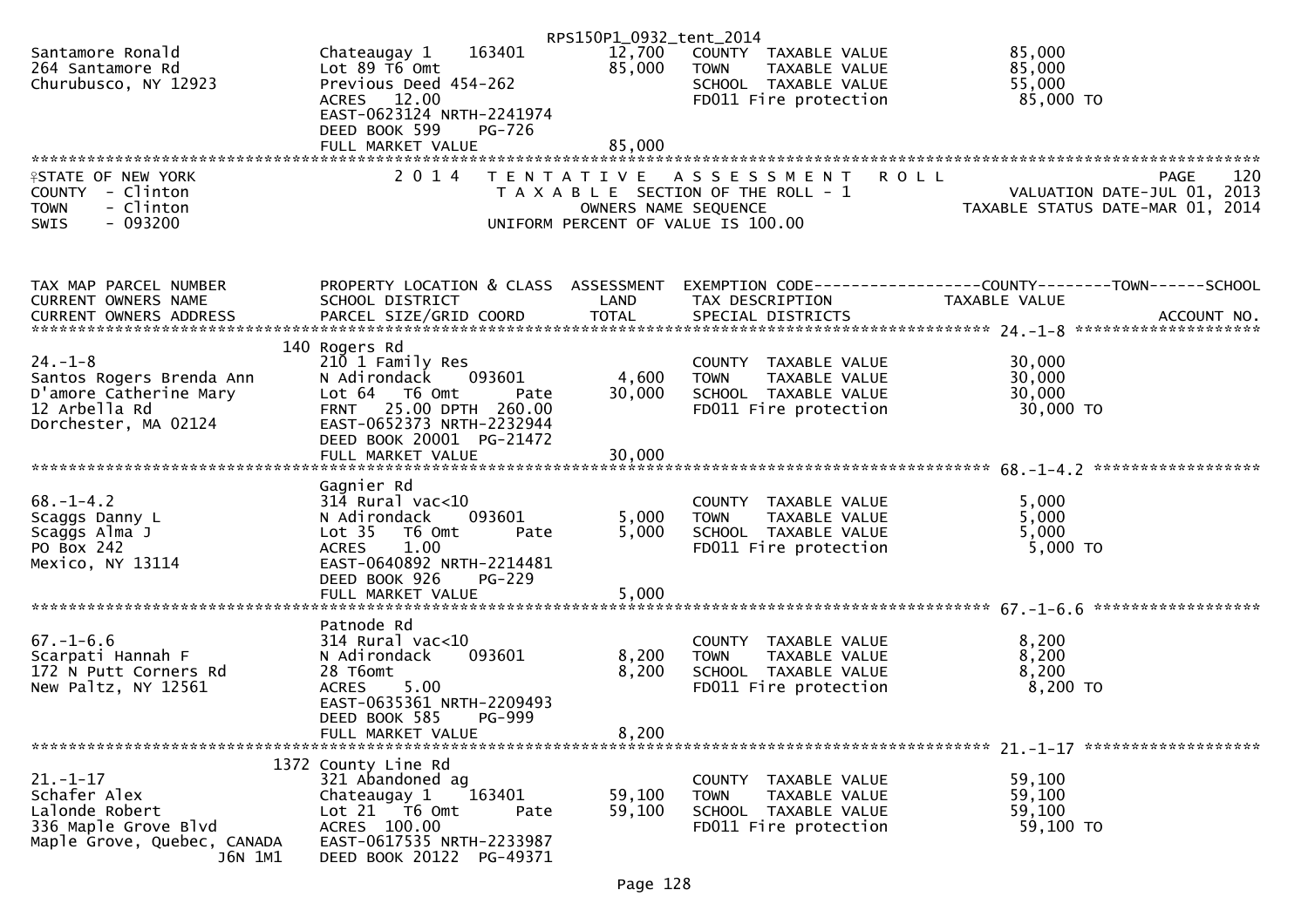```
                                                      RPS150P1_0932_tent_2014
Santamore Ronald              Chateaugay 1     163401        12,700    COUNTY  TAXABLE VALUE              85,000
264 Santamore Rd              Lot 89 T6 Omt                  85,000    TOWN    TAXABLE VALUE              85,000
Churubusco, NY 12923          Previous Deed 454-262                    SCHOOL  TAXABLE VALUE              55,000
                              ACRES  12.00                             FD011 Fire protection               85,000 TO
                              EAST-0623124 NRTH-2241974
                              DEED BOOK 599    PG-726
                              FULL MARKET VALUE              85,000
************************************************************************************************************************************
STATE OF NEW YORK                  2 0 1 4   T E N T A T I V E   A S S E S S M E N T   R O L L                            PAGE   120
COUNTY  - Clinton                            T A X A B L E SECTION OF THE ROLL - 1                        VALUATION DATE-JUL 01, 2013
TOWN    - Clinton                                  OWNERS NAME SEQUENCE                              TAXABLE STATUS DATE-MAR 01, 2014
SWIS    - 093200                            UNIFORM PERCENT OF VALUE IS 100.00


TAX MAP PARCEL NUMBER         PROPERTY LOCATION & CLASS  ASSESSMENT  EXEMPTION CODE------------------COUNTY--------TOWN------SCHOOL
CURRENT OWNERS NAME           SCHOOL DISTRICT               LAND      TAX DESCRIPTION                  TAXABLE VALUE
CURRENT OWNERS ADDRESS        PARCEL SIZE/GRID COORD        TOTAL     SPECIAL DISTRICTS                                    ACCOUNT NO.
******************************************************************************************************* 24.-1-8 ********************
                          140 Rogers Rd
24.-1-8                       210 1 Family Res                        COUNTY  TAXABLE VALUE              30,000
Santos Rogers Brenda Ann      N Adirondack     093601         4,600    TOWN    TAXABLE VALUE              30,000
D'amore Catherine Mary        Lot 64   T6 Omt       Pate     30,000    SCHOOL  TAXABLE VALUE              30,000
12 Arbella Rd                 FRNT   25.00 DPTH 260.00                 FD011 Fire protection               30,000 TO
Dorchester, MA 02124          EAST-0652373 NRTH-2232944
                              DEED BOOK 20001  PG-21472
                              FULL MARKET VALUE              30,000
******************************************************************************************************* 68.-1-4.2 ******************
                              Gagnier Rd
68.-1-4.2                     314 Rural vac<10                        COUNTY  TAXABLE VALUE               5,000
Scaggs Danny L                N Adirondack     093601         5,000    TOWN    TAXABLE VALUE               5,000
Scaggs Alma J                 Lot 35   T6 Omt       Pate      5,000    SCHOOL  TAXABLE VALUE               5,000
PO Box 242                    ACRES    1.00                            FD011 Fire protection                5,000 TO
Mexico, NY 13114              EAST-0640892 NRTH-2214481
                              DEED BOOK 926    PG-229
                              FULL MARKET VALUE               5,000
******************************************************************************************************* 67.-1-6.6 ******************
                              Patnode Rd
67.-1-6.6                     314 Rural vac<10                        COUNTY  TAXABLE VALUE               8,200
Scarpati Hannah F             N Adirondack     093601         8,200    TOWN    TAXABLE VALUE               8,200
172 N Putt Corners Rd         28 T6omt                        8,200    SCHOOL  TAXABLE VALUE               8,200
New Paltz, NY 12561           ACRES    5.00                            FD011 Fire protection                8,200 TO
                              EAST-0635361 NRTH-2209493
                              DEED BOOK 585    PG-999
                              FULL MARKET VALUE               8,200
******************************************************************************************************* 21.-1-17 *******************
                         1372 County Line Rd
21.-1-17                      321 Abandoned ag                        COUNTY  TAXABLE VALUE              59,100
Schafer Alex                  Chateaugay 1     163401        59,100    TOWN    TAXABLE VALUE              59,100
Lalonde Robert                Lot 21   T6 Omt       Pate     59,100    SCHOOL  TAXABLE VALUE              59,100
336 Maple Grove Blvd          ACRES  100.00                            FD011 Fire protection               59,100 TO
Maple Grove, Quebec, CANADA   EAST-0617535 NRTH-2233987
                   J6N 1M1    DEED BOOK 20122  PG-49371
```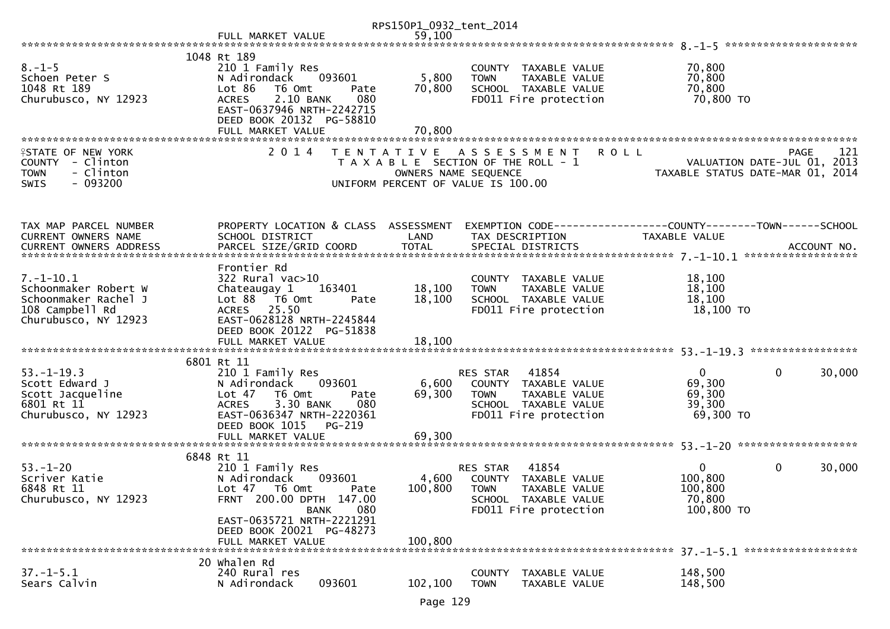| | | | | |
|---|---|---|---|---|
| | FULL MARKET VALUE | 59,100 | | |

************************************************************************************************ 8.-1-5 ********************

| | | | | |
|---|---|---|---|---|
| | 1048 Rt 189 | | | |
| 8.-1-5 | 210 1 Family Res | | COUNTY TAXABLE VALUE | 70,800 |
| Schoen Peter S | N Adirondack 093601 | 5,800 | TOWN TAXABLE VALUE | 70,800 |
| 1048 Rt 189 | Lot 86 T6 Omt Pate | 70,800 | SCHOOL TAXABLE VALUE | 70,800 |
| Churubusco, NY 12923 | ACRES 2.10 BANK 080 | | FD011 Fire protection | 70,800 TO |
| | EAST-0637946 NRTH-2242715 | | | |
| | DEED BOOK 20132 PG-58810 | | | |
| | FULL MARKET VALUE | 70,800 | | |

STATE OF NEW YORK — COUNTY - Clinton — TOWN - Clinton — SWIS - 093200

2 0 1 4 TENTATIVE ASSESSMENT ROLL — PAGE 121

TAXABLE SECTION OF THE ROLL - 1 — VALUATION DATE-JUL 01, 2013

OWNERS NAME SEQUENCE — TAXABLE STATUS DATE-MAR 01, 2014

UNIFORM PERCENT OF VALUE IS 100.00

| TAX MAP PARCEL NUMBER / CURRENT OWNERS NAME / CURRENT OWNERS ADDRESS | PROPERTY LOCATION & CLASS / SCHOOL DISTRICT / PARCEL SIZE/GRID COORD | ASSESSMENT LAND / TOTAL | EXEMPTION CODE / TAX DESCRIPTION / SPECIAL DISTRICTS | COUNTY TAXABLE VALUE | TOWN | SCHOOL / ACCOUNT NO. |
|---|---|---|---|---|---|---|
| **7.-1-10.1** | Frontier Rd | | | | | |
| 7.-1-10.1 | 322 Rural vac>10 | | COUNTY TAXABLE VALUE | 18,100 | | |
| Schoonmaker Robert W | Chateaugay 1 163401 | 18,100 | TOWN TAXABLE VALUE | 18,100 | | |
| Schoonmaker Rachel J | Lot 88 T6 Omt Pate | 18,100 | SCHOOL TAXABLE VALUE | 18,100 | | |
| 108 Campbell Rd | ACRES 25.50 | | FD011 Fire protection | 18,100 TO | | |
| Churubusco, NY 12923 | EAST-0628128 NRTH-2245844 | | | | | |
| | DEED BOOK 20122 PG-51838 | | | | | |
| | FULL MARKET VALUE | 18,100 | | | | |
| **53.-1-19.3** | 6801 Rt 11 | | | | | |
| 53.-1-19.3 | 210 1 Family Res | | RES STAR 41854 | 0 | 0 | 30,000 |
| Scott Edward J | N Adirondack 093601 | 6,600 | COUNTY TAXABLE VALUE | 69,300 | | |
| Scott Jacqueline | Lot 47 T6 Omt Pate | 69,300 | TOWN TAXABLE VALUE | 69,300 | | |
| 6801 Rt 11 | ACRES 3.30 BANK 080 | | SCHOOL TAXABLE VALUE | 39,300 | | |
| Churubusco, NY 12923 | EAST-0636347 NRTH-2220361 | | FD011 Fire protection | 69,300 TO | | |
| | DEED BOOK 1015 PG-219 | | | | | |
| | FULL MARKET VALUE | 69,300 | | | | |
| **53.-1-20** | 6848 Rt 11 | | | | | |
| 53.-1-20 | 210 1 Family Res | | RES STAR 41854 | 0 | 0 | 30,000 |
| Scriver Katie | N Adirondack 093601 | 4,600 | COUNTY TAXABLE VALUE | 100,800 | | |
| 6848 Rt 11 | Lot 47 T6 Omt Pate | 100,800 | TOWN TAXABLE VALUE | 100,800 | | |
| Churubusco, NY 12923 | FRNT 200.00 DPTH 147.00 | | SCHOOL TAXABLE VALUE | 70,800 | | |
| | BANK 080 | | FD011 Fire protection | 100,800 TO | | |
| | EAST-0635721 NRTH-2221291 | | | | | |
| | DEED BOOK 20021 PG-48273 | | | | | |
| | FULL MARKET VALUE | 100,800 | | | | |
| **37.-1-5.1** | 20 Whalen Rd | | | | | |
| 37.-1-5.1 | 240 Rural res | | COUNTY TAXABLE VALUE | 148,500 | | |
| Sears Calvin | N Adirondack 093601 | 102,100 | TOWN TAXABLE VALUE | 148,500 | | |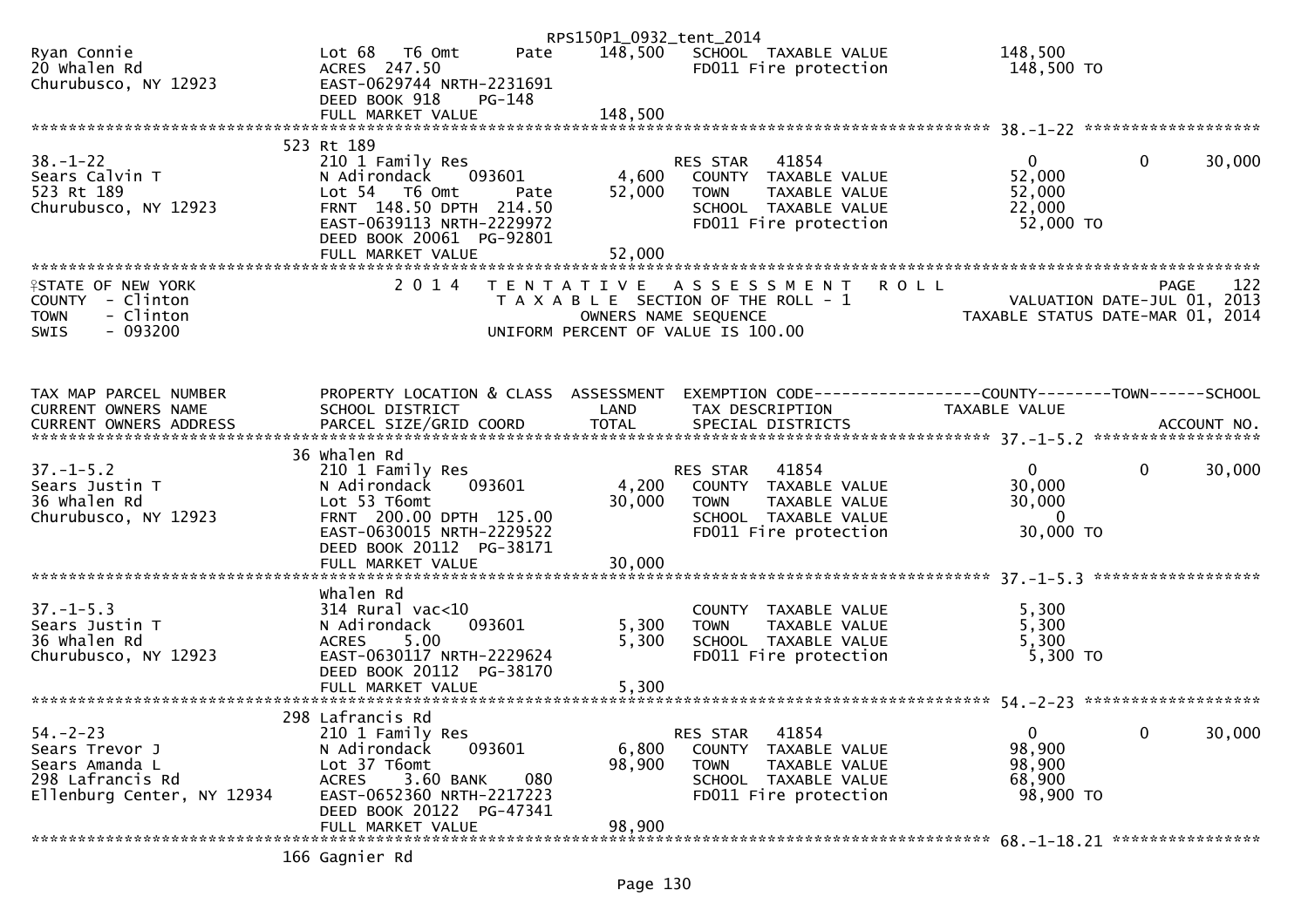| | | | | |
|---|---|---|---|---|
| Ryan Connie<br>20 Whalen Rd<br>Churubusco, NY 12923 | Lot 68 T6 Omt Pate<br>ACRES 247.50<br>EAST-0629744 NRTH-2231691<br>DEED BOOK 918 PG-148<br>FULL MARKET VALUE | 148,500<br><br><br><br>148,500 | SCHOOL TAXABLE VALUE<br>FD011 Fire protection | 148,500<br>148,500 TO |

**38.-1-22**

| | | | | | | |
|---|---|---|---|---|---|---|
| 38.-1-22<br>Sears Calvin T<br>523 Rt 189<br>Churubusco, NY 12923 | 523 Rt 189<br>210 1 Family Res<br>N Adirondack 093601<br>Lot 54 T6 Omt Pate<br>FRNT 148.50 DPTH 214.50<br>EAST-0639113 NRTH-2229972<br>DEED BOOK 20061 PG-92801<br>FULL MARKET VALUE | <br><br>4,600<br>52,000<br><br><br><br>52,000 | RES STAR 41854<br>COUNTY TAXABLE VALUE<br>TOWN TAXABLE VALUE<br>SCHOOL TAXABLE VALUE<br>FD011 Fire protection | 0<br>52,000<br>52,000<br>22,000<br>52,000 TO | 0 | 30,000 |

STATE OF NEW YORK — 2014 TENTATIVE ASSESSMENT ROLL — PAGE 122
COUNTY - Clinton — TAXABLE SECTION OF THE ROLL - 1 — VALUATION DATE-JUL 01, 2013
TOWN - Clinton — OWNERS NAME SEQUENCE — TAXABLE STATUS DATE-MAR 01, 2014
SWIS - 093200 — UNIFORM PERCENT OF VALUE IS 100.00

| TAX MAP PARCEL NUMBER<br>CURRENT OWNERS NAME<br>CURRENT OWNERS ADDRESS | PROPERTY LOCATION & CLASS<br>SCHOOL DISTRICT<br>PARCEL SIZE/GRID COORD | ASSESSMENT<br>LAND<br>TOTAL | EXEMPTION CODE<br>TAX DESCRIPTION<br>SPECIAL DISTRICTS | COUNTY<br>TAXABLE VALUE | TOWN | SCHOOL<br><br>ACCOUNT NO. |
|---|---|---|---|---|---|---|
| 37.-1-5.2<br>Sears Justin T<br>36 Whalen Rd<br>Churubusco, NY 12923 | 36 Whalen Rd<br>210 1 Family Res<br>N Adirondack 093601<br>Lot 53 T6omt<br>FRNT 200.00 DPTH 125.00<br>EAST-0630015 NRTH-2229522<br>DEED BOOK 20112 PG-38171<br>FULL MARKET VALUE | <br><br>4,200<br>30,000<br><br><br><br>30,000 | RES STAR 41854<br>COUNTY TAXABLE VALUE<br>TOWN TAXABLE VALUE<br>SCHOOL TAXABLE VALUE<br>FD011 Fire protection | 0<br>30,000<br>30,000<br>0<br>30,000 TO | 0 | 30,000 |
| 37.-1-5.3<br>Sears Justin T<br>36 Whalen Rd<br>Churubusco, NY 12923 | Whalen Rd<br>314 Rural vac<10<br>N Adirondack 093601<br>ACRES 5.00<br>EAST-0630117 NRTH-2229624<br>DEED BOOK 20112 PG-38170<br>FULL MARKET VALUE | <br><br>5,300<br>5,300<br><br><br>5,300 | COUNTY TAXABLE VALUE<br>TOWN TAXABLE VALUE<br>SCHOOL TAXABLE VALUE<br>FD011 Fire protection | 5,300<br>5,300<br>5,300<br>5,300 TO | | |
| 54.-2-23<br>Sears Trevor J<br>Sears Amanda L<br>298 Lafrancis Rd<br>Ellenburg Center, NY 12934 | 298 Lafrancis Rd<br>210 1 Family Res<br>N Adirondack 093601<br>Lot 37 T6omt<br>ACRES 3.60 BANK 080<br>EAST-0652360 NRTH-2217223<br>DEED BOOK 20122 PG-47341<br>FULL MARKET VALUE | <br><br>6,800<br>98,900<br><br><br><br>98,900 | RES STAR 41854<br>COUNTY TAXABLE VALUE<br>TOWN TAXABLE VALUE<br>SCHOOL TAXABLE VALUE<br>FD011 Fire protection | 0<br>98,900<br>98,900<br>68,900<br>98,900 TO | 0 | 30,000 |

**68.-1-18.21**

166 Gagnier Rd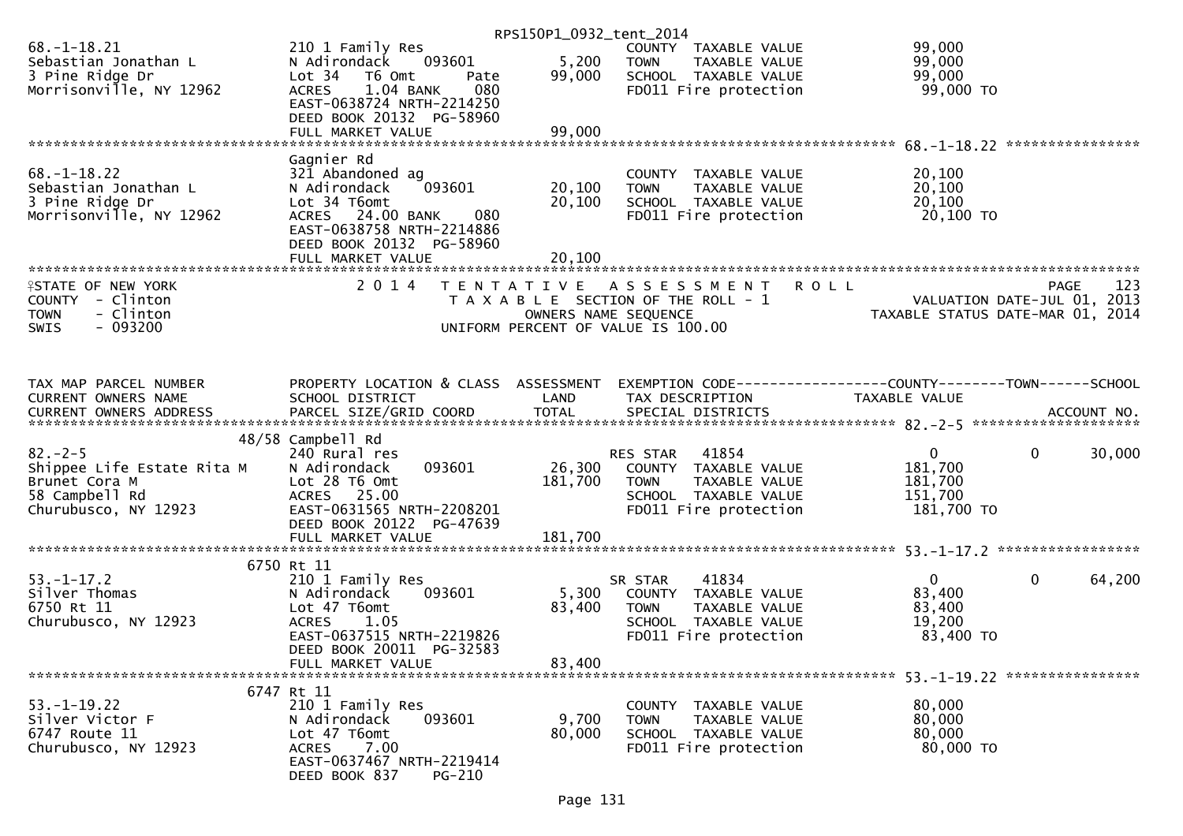RPS150P1_0932_tent_2014

```
68.-1-18.21                    210 1 Family Res                            COUNTY  TAXABLE VALUE            99,000
Sebastian Jonathan L           N Adirondack    093601       5,200    TOWN    TAXABLE VALUE            99,000
3 Pine Ridge Dr                Lot 34   T6 Omt        Pate    99,000    SCHOOL  TAXABLE VALUE            99,000
Morrisonville, NY 12962        ACRES    1.04 BANK     080              FD011 Fire protection             99,000 TO
                               EAST-0638724 NRTH-2214250
                               DEED BOOK 20132  PG-58960
                               FULL MARKET VALUE              99,000
******************************************************************************************************* 68.-1-18.22 ****************
                               Gagnier Rd
68.-1-18.22                    321 Abandoned ag                            COUNTY  TAXABLE VALUE            20,100
Sebastian Jonathan L           N Adirondack    093601      20,100    TOWN    TAXABLE VALUE            20,100
3 Pine Ridge Dr                Lot 34 T6omt                20,100    SCHOOL  TAXABLE VALUE            20,100
Morrisonville, NY 12962        ACRES   24.00 BANK     080              FD011 Fire protection             20,100 TO
                               EAST-0638758 NRTH-2214886
                               DEED BOOK 20132  PG-58960
                               FULL MARKET VALUE              20,100
************************************************************************************************************************************
```

STATE OF NEW YORK — 2014 TENTATIVE ASSESSMENT ROLL — PAGE 123
COUNTY - Clinton — TAXABLE SECTION OF THE ROLL - 1 — VALUATION DATE-JUL 01, 2013
TOWN - Clinton — OWNERS NAME SEQUENCE — TAXABLE STATUS DATE-MAR 01, 2014
SWIS - 093200 — UNIFORM PERCENT OF VALUE IS 100.00

```
TAX MAP PARCEL NUMBER          PROPERTY LOCATION & CLASS  ASSESSMENT  EXEMPTION CODE------------------COUNTY--------TOWN------SCHOOL
CURRENT OWNERS NAME            SCHOOL DISTRICT               LAND      TAX DESCRIPTION            TAXABLE VALUE
CURRENT OWNERS ADDRESS         PARCEL SIZE/GRID COORD        TOTAL     SPECIAL DISTRICTS                                  ACCOUNT NO.
******************************************************************************************************* 82.-2-5 ********************
                          48/58 Campbell Rd
82.-2-5                        240 Rural res                               RES STAR    41854              0              0        30,000
Shippee Life Estate Rita M     N Adirondack    093601      26,300    COUNTY  TAXABLE VALUE           181,700
Brunet Cora M                  Lot 28 T6 Omt              181,700    TOWN    TAXABLE VALUE           181,700
58 Campbell Rd                 ACRES   25.00                           SCHOOL  TAXABLE VALUE           151,700
Churubusco, NY 12923           EAST-0631565 NRTH-2208201               FD011 Fire protection            181,700 TO
                               DEED BOOK 20122  PG-47639
                               FULL MARKET VALUE             181,700
******************************************************************************************************* 53.-1-17.2 *****************
                          6750 Rt 11
53.-1-17.2                     210 1 Family Res                            SR STAR     41834              0              0        64,200
Silver Thomas                  N Adirondack    093601       5,300    COUNTY  TAXABLE VALUE            83,400
6750 Rt 11                     Lot 47 T6omt                83,400    TOWN    TAXABLE VALUE            83,400
Churubusco, NY 12923           ACRES    1.05                           SCHOOL  TAXABLE VALUE            19,200
                               EAST-0637515 NRTH-2219826               FD011 Fire protection             83,400 TO
                               DEED BOOK 20011  PG-32583
                               FULL MARKET VALUE              83,400
******************************************************************************************************* 53.-1-19.22 ****************
                          6747 Rt 11
53.-1-19.22                    210 1 Family Res                            COUNTY  TAXABLE VALUE            80,000
Silver Victor F                N Adirondack    093601       9,700    TOWN    TAXABLE VALUE            80,000
6747 Route 11                  Lot 47 T6omt                80,000    SCHOOL  TAXABLE VALUE            80,000
Churubusco, NY 12923           ACRES    7.00                           FD011 Fire protection             80,000 TO
                               EAST-0637467 NRTH-2219414
                               DEED BOOK 837    PG-210
```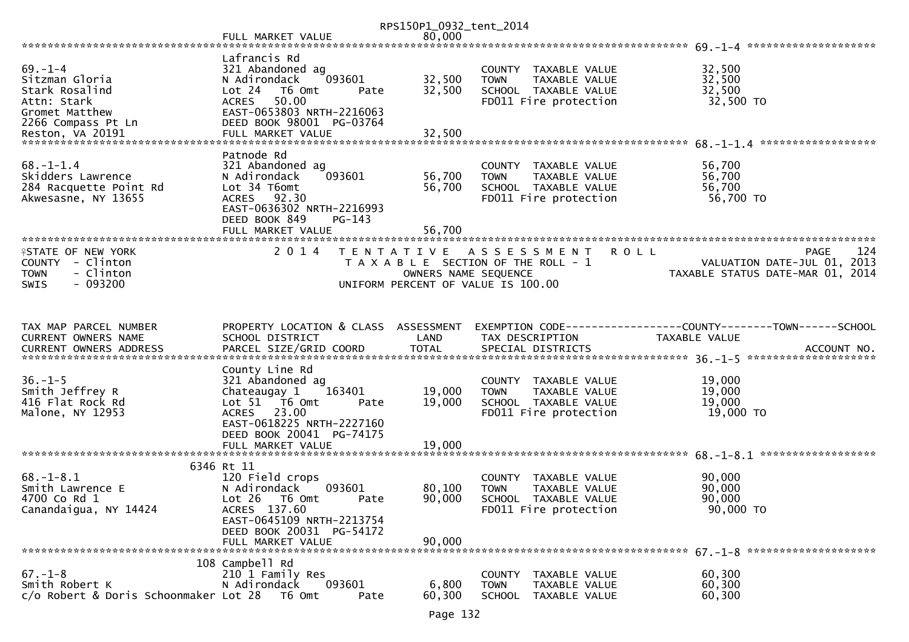| | | | | |
|---|---|---|---|---|
| | FULL MARKET VALUE | 80,000 | | |

**69.-1-4**

| | | | | |
|---|---|---|---|---|
| 69.-1-4 | Lafrancis Rd | | | |
| Sitzman Gloria | 321 Abandoned ag | | COUNTY TAXABLE VALUE | 32,500 |
| Stark Rosalind | N Adirondack 093601 | 32,500 | TOWN TAXABLE VALUE | 32,500 |
| Attn: Stark | Lot 24 T6 Omt Pate | 32,500 | SCHOOL TAXABLE VALUE | 32,500 |
| Gromet Matthew | ACRES 50.00 | | FD011 Fire protection | 32,500 TO |
| 2266 Compass Pt Ln | EAST-0653803 NRTH-2216063 | | | |
| Reston, VA 20191 | DEED BOOK 98001 PG-03764 | | | |
| | FULL MARKET VALUE | 32,500 | | |

**68.-1-1.4**

| | | | | |
|---|---|---|---|---|
| 68.-1-1.4 | Patnode Rd | | | |
| Skidders Lawrence | 321 Abandoned ag | | COUNTY TAXABLE VALUE | 56,700 |
| 284 Racquette Point Rd | N Adirondack 093601 | 56,700 | TOWN TAXABLE VALUE | 56,700 |
| Akwesasne, NY 13655 | Lot 34 T6omt | 56,700 | SCHOOL TAXABLE VALUE | 56,700 |
| | ACRES 92.30 | | FD011 Fire protection | 56,700 TO |
| | EAST-0636302 NRTH-2216993 | | | |
| | DEED BOOK 849 PG-143 | | | |
| | FULL MARKET VALUE | 56,700 | | |

STATE OF NEW YORK — 2 0 1 4 TENTATIVE ASSESSMENT ROLL — PAGE 124
COUNTY - Clinton — TAXABLE SECTION OF THE ROLL - 1 — VALUATION DATE-JUL 01, 2013
TOWN - Clinton — OWNERS NAME SEQUENCE — TAXABLE STATUS DATE-MAR 01, 2014
SWIS - 093200 — UNIFORM PERCENT OF VALUE IS 100.00

| TAX MAP PARCEL NUMBER / CURRENT OWNERS NAME / CURRENT OWNERS ADDRESS | PROPERTY LOCATION & CLASS / SCHOOL DISTRICT / PARCEL SIZE/GRID COORD | ASSESSMENT LAND / TOTAL | EXEMPTION CODE / TAX DESCRIPTION / SPECIAL DISTRICTS | COUNTY--------TOWN------SCHOOL / TAXABLE VALUE / ACCOUNT NO. |
|---|---|---|---|---|

**36.-1-5**

| | | | | |
|---|---|---|---|---|
| 36.-1-5 | County Line Rd | | | |
| Smith Jeffrey R | 321 Abandoned ag | | COUNTY TAXABLE VALUE | 19,000 |
| 416 Flat Rock Rd | Chateaugay 1 163401 | 19,000 | TOWN TAXABLE VALUE | 19,000 |
| Malone, NY 12953 | Lot 51 T6 Omt Pate | 19,000 | SCHOOL TAXABLE VALUE | 19,000 |
| | ACRES 23.00 | | FD011 Fire protection | 19,000 TO |
| | EAST-0618225 NRTH-2227160 | | | |
| | DEED BOOK 20041 PG-74175 | | | |
| | FULL MARKET VALUE | 19,000 | | |

**68.-1-8.1**

| | | | | |
|---|---|---|---|---|
| 68.-1-8.1 | 6346 Rt 11 | | | |
| Smith Lawrence E | 120 Field crops | | COUNTY TAXABLE VALUE | 90,000 |
| 4700 Co Rd 1 | N Adirondack 093601 | 80,100 | TOWN TAXABLE VALUE | 90,000 |
| Canandaigua, NY 14424 | Lot 26 T6 Omt Pate | 90,000 | SCHOOL TAXABLE VALUE | 90,000 |
| | ACRES 137.60 | | FD011 Fire protection | 90,000 TO |
| | EAST-0645109 NRTH-2213754 | | | |
| | DEED BOOK 20031 PG-54172 | | | |
| | FULL MARKET VALUE | 90,000 | | |

**67.-1-8**

| | | | | |
|---|---|---|---|---|
| 67.-1-8 | 108 Campbell Rd | | | |
| Smith Robert K | 210 1 Family Res | | COUNTY TAXABLE VALUE | 60,300 |
| c/o Robert & Doris Schoonmaker | N Adirondack 093601 | 6,800 | TOWN TAXABLE VALUE | 60,300 |
| | Lot 28 T6 Omt Pate | 60,300 | SCHOOL TAXABLE VALUE | 60,300 |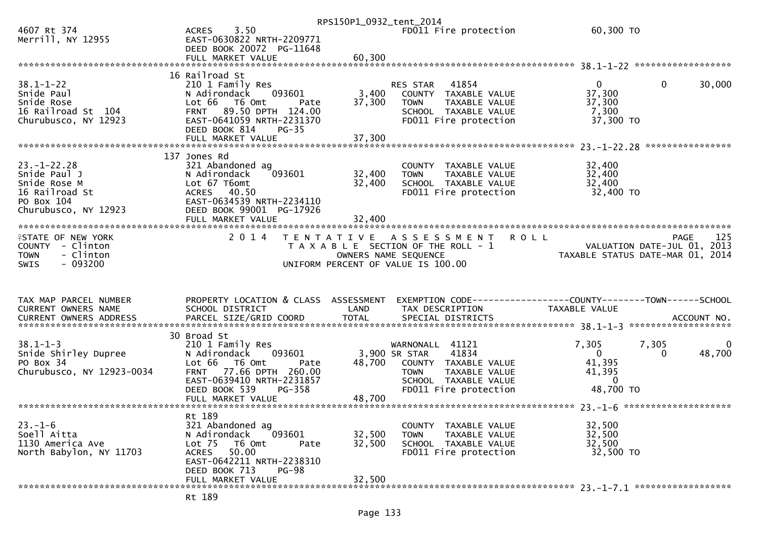RPS150P1_0932_tent_2014

```
4607 Rt 374                    ACRES     3.50                        FD011 Fire protection              60,300 TO
Merrill, NY 12955              EAST-0630822 NRTH-2209771
                               DEED BOOK 20072  PG-11648
                               FULL MARKET VALUE            60,300
******************************************************************************************************* 38.1-1-22 ******************
                              16 Railroad St
38.1-1-22                      210 1 Family Res                   RES STAR    41854                   0           0        30,000
Snide Paul                     N Adirondack     093601       3,400    COUNTY  TAXABLE VALUE            37,300
Snide Rose                     Lot 66   T6 Omt        Pate  37,300    TOWN    TAXABLE VALUE            37,300
16 Railroad St  104            FRNT   89.50 DPTH 124.00               SCHOOL  TAXABLE VALUE             7,300
Churubusco, NY 12923           EAST-0641059 NRTH-2231370              FD011 Fire protection            37,300 TO
                               DEED BOOK 814     PG-35
                               FULL MARKET VALUE            37,300
******************************************************************************************************* 23.-1-22.28 ****************
                             137 Jones Rd
23.-1-22.28                    321 Abandoned ag                       COUNTY  TAXABLE VALUE            32,400
Snide Paul J                   N Adirondack     093601      32,400    TOWN    TAXABLE VALUE            32,400
Snide Rose M                   Lot 67 T6omt                 32,400    SCHOOL  TAXABLE VALUE            32,400
16 Railroad St                 ACRES   40.50                          FD011 Fire protection            32,400 TO
PO Box 104                     EAST-0634539 NRTH-2234110
Churubusco, NY 12923           DEED BOOK 99001  PG-17926
                               FULL MARKET VALUE            32,400
*******************************************************************************************************************************
STATE OF NEW YORK                  2 0 1 4   T E N T A T I V E   A S S E S S M E N T   R O L L                        PAGE   125
COUNTY  - Clinton                            T A X A B L E  SECTION OF THE ROLL - 1                VALUATION DATE-JUL 01, 2013
TOWN    - Clinton                                  OWNERS NAME SEQUENCE                     TAXABLE STATUS DATE-MAR 01, 2014
SWIS    - 093200                           UNIFORM PERCENT OF VALUE IS 100.00


TAX MAP PARCEL NUMBER          PROPERTY LOCATION & CLASS  ASSESSMENT  EXEMPTION CODE------------------COUNTY--------TOWN------SCHOOL
CURRENT OWNERS NAME            SCHOOL DISTRICT               LAND     TAX DESCRIPTION                  TAXABLE VALUE
CURRENT OWNERS ADDRESS         PARCEL SIZE/GRID COORD        TOTAL    SPECIAL DISTRICTS                                  ACCOUNT NO.
******************************************************************************************************* 38.1-1-3 *******************
                              30 Broad St
38.1-1-3                       210 1 Family Res                   WARNONALL  41121                  7,305       7,305           0
Snide Shirley Dupree           N Adirondack     093601       3,900 SR STAR    41834                     0           0        48,700
PO Box 34                      Lot 66   T6 Omt        Pate  48,700    COUNTY  TAXABLE VALUE            41,395
Churubusco, NY 12923-0034      FRNT   77.66 DPTH 260.00               TOWN    TAXABLE VALUE            41,395
                               EAST-0639410 NRTH-2231857              SCHOOL  TAXABLE VALUE                 0
                               DEED BOOK 539     PG-358               FD011 Fire protection            48,700 TO
                               FULL MARKET VALUE            48,700
******************************************************************************************************* 23.-1-6 ********************
                               Rt 189
23.-1-6                        321 Abandoned ag                       COUNTY  TAXABLE VALUE            32,500
Soell Aitta                    N Adirondack     093601      32,500    TOWN    TAXABLE VALUE            32,500
1130 America Ave               Lot 75   T6 Omt        Pate  32,500    SCHOOL  TAXABLE VALUE            32,500
North Babylon, NY 11703        ACRES   50.00                          FD011 Fire protection            32,500 TO
                               EAST-0642211 NRTH-2238310
                               DEED BOOK 713     PG-98
                               FULL MARKET VALUE            32,500
******************************************************************************************************* 23.-1-7.1 ******************
                               Rt 189
```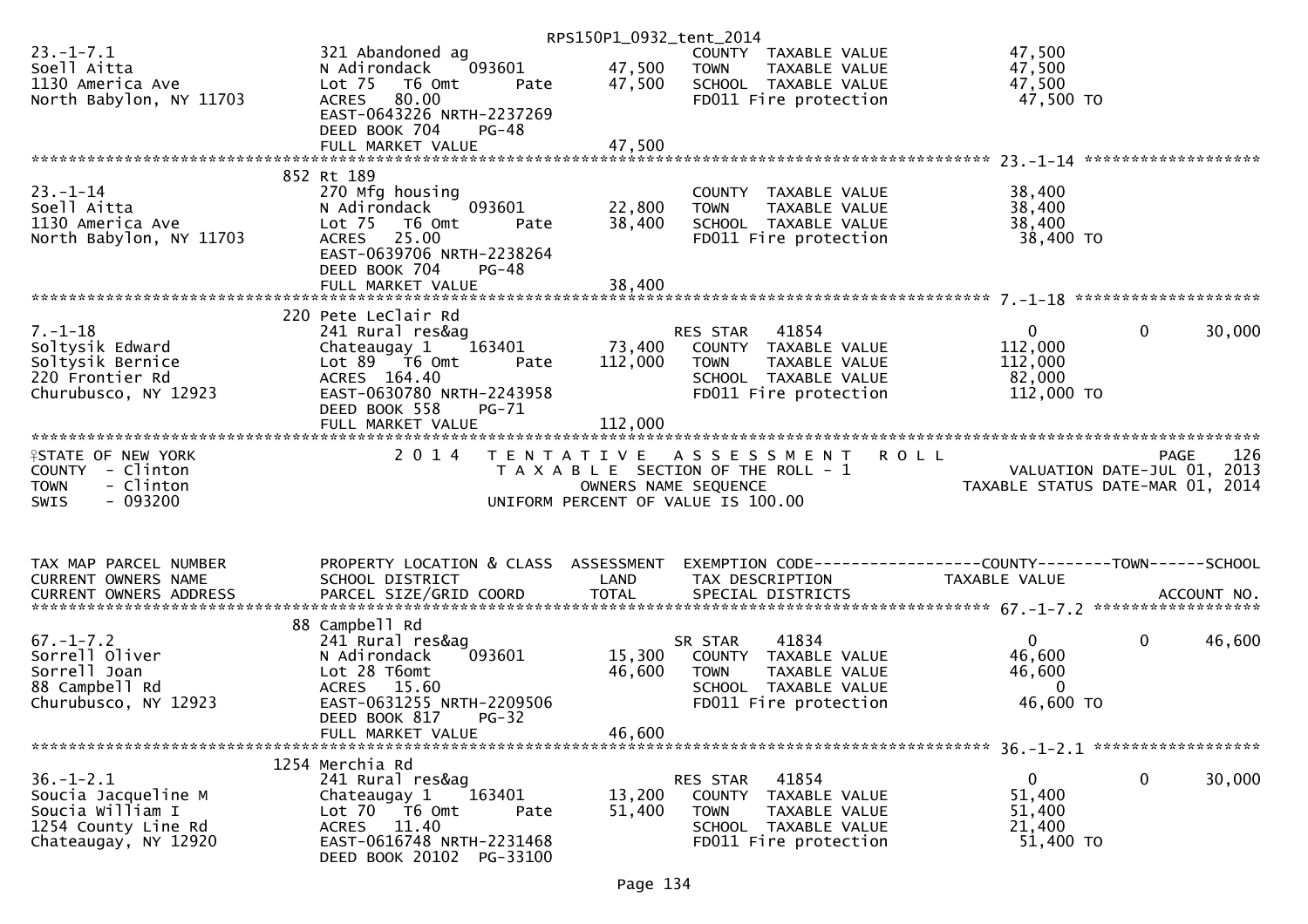```
                                                  RPS150P1_0932_tent_2014
23.-1-7.1                       321 Abandoned ag                       COUNTY  TAXABLE VALUE            47,500
Soell Aitta                     N Adirondack    093601       47,500    TOWN    TAXABLE VALUE            47,500
1130 America Ave                Lot 75  T6 Omt     Pate      47,500    SCHOOL  TAXABLE VALUE            47,500
North Babylon, NY 11703         ACRES   80.00                          FD011 Fire protection             47,500 TO
                                EAST-0643226 NRTH-2237269
                                DEED BOOK 704    PG-48
                                FULL MARKET VALUE            47,500
******************************************************************************************************* 23.-1-14 ******************
                                852 Rt 189
23.-1-14                        270 Mfg housing                        COUNTY  TAXABLE VALUE            38,400
Soell Aitta                     N Adirondack    093601       22,800    TOWN    TAXABLE VALUE            38,400
1130 America Ave                Lot 75  T6 Omt     Pate      38,400    SCHOOL  TAXABLE VALUE            38,400
North Babylon, NY 11703         ACRES   25.00                          FD011 Fire protection             38,400 TO
                                EAST-0639706 NRTH-2238264
                                DEED BOOK 704    PG-48
                                FULL MARKET VALUE            38,400
******************************************************************************************************* 7.-1-18 *******************
                                220 Pete LeClair Rd
7.-1-18                         241 Rural res&ag                       RES STAR   41854                    0         0      30,000
Soltysik Edward                 Chateaugay 1    163401       73,400    COUNTY  TAXABLE VALUE           112,000
Soltysik Bernice                Lot 89  T6 Omt     Pate     112,000    TOWN    TAXABLE VALUE           112,000
220 Frontier Rd                 ACRES  164.40                          SCHOOL  TAXABLE VALUE            82,000
Churubusco, NY 12923            EAST-0630780 NRTH-2243958              FD011 Fire protection            112,000 TO
                                DEED BOOK 558    PG-71
                                FULL MARKET VALUE           112,000
************************************************************************************************************************************
STATE OF NEW YORK                2014  TENTATIVE ASSESSMENT ROLL                                                   PAGE    126
COUNTY  - Clinton                      TAXABLE SECTION OF THE ROLL - 1                             VALUATION DATE-JUL 01, 2013
TOWN    - Clinton                           OWNERS NAME SEQUENCE                              TAXABLE STATUS DATE-MAR 01, 2014
SWIS    - 093200                    UNIFORM PERCENT OF VALUE IS 100.00


TAX MAP PARCEL NUMBER           PROPERTY LOCATION & CLASS  ASSESSMENT  EXEMPTION CODE------------------COUNTY--------TOWN------SCHOOL
CURRENT OWNERS NAME             SCHOOL DISTRICT               LAND     TAX DESCRIPTION              TAXABLE VALUE
CURRENT OWNERS ADDRESS          PARCEL SIZE/GRID COORD       TOTAL     SPECIAL DISTRICTS                                  ACCOUNT NO.
******************************************************************************************************* 67.-1-7.2 *****************
                                88 Campbell Rd
67.-1-7.2                       241 Rural res&ag                       SR STAR    41834                    0         0      46,600
Sorrell Oliver                  N Adirondack    093601       15,300    COUNTY  TAXABLE VALUE            46,600
Sorrell Joan                    Lot 28 T6omt                 46,600    TOWN    TAXABLE VALUE            46,600
88 Campbell Rd                  ACRES   15.60                          SCHOOL  TAXABLE VALUE                 0
Churubusco, NY 12923            EAST-0631255 NRTH-2209506              FD011 Fire protection             46,600 TO
                                DEED BOOK 817    PG-32
                                FULL MARKET VALUE            46,600
******************************************************************************************************* 36.-1-2.1 *****************
                                1254 Merchia Rd
36.-1-2.1                       241 Rural res&ag                       RES STAR   41854                    0         0      30,000
Soucia Jacqueline M             Chateaugay 1    163401       13,200    COUNTY  TAXABLE VALUE            51,400
Soucia William I                Lot 70  T6 Omt     Pate      51,400    TOWN    TAXABLE VALUE            51,400
1254 County Line Rd             ACRES   11.40                          SCHOOL  TAXABLE VALUE            21,400
Chateaugay, NY 12920            EAST-0616748 NRTH-2231468              FD011 Fire protection             51,400 TO
                                DEED BOOK 20102  PG-33100
```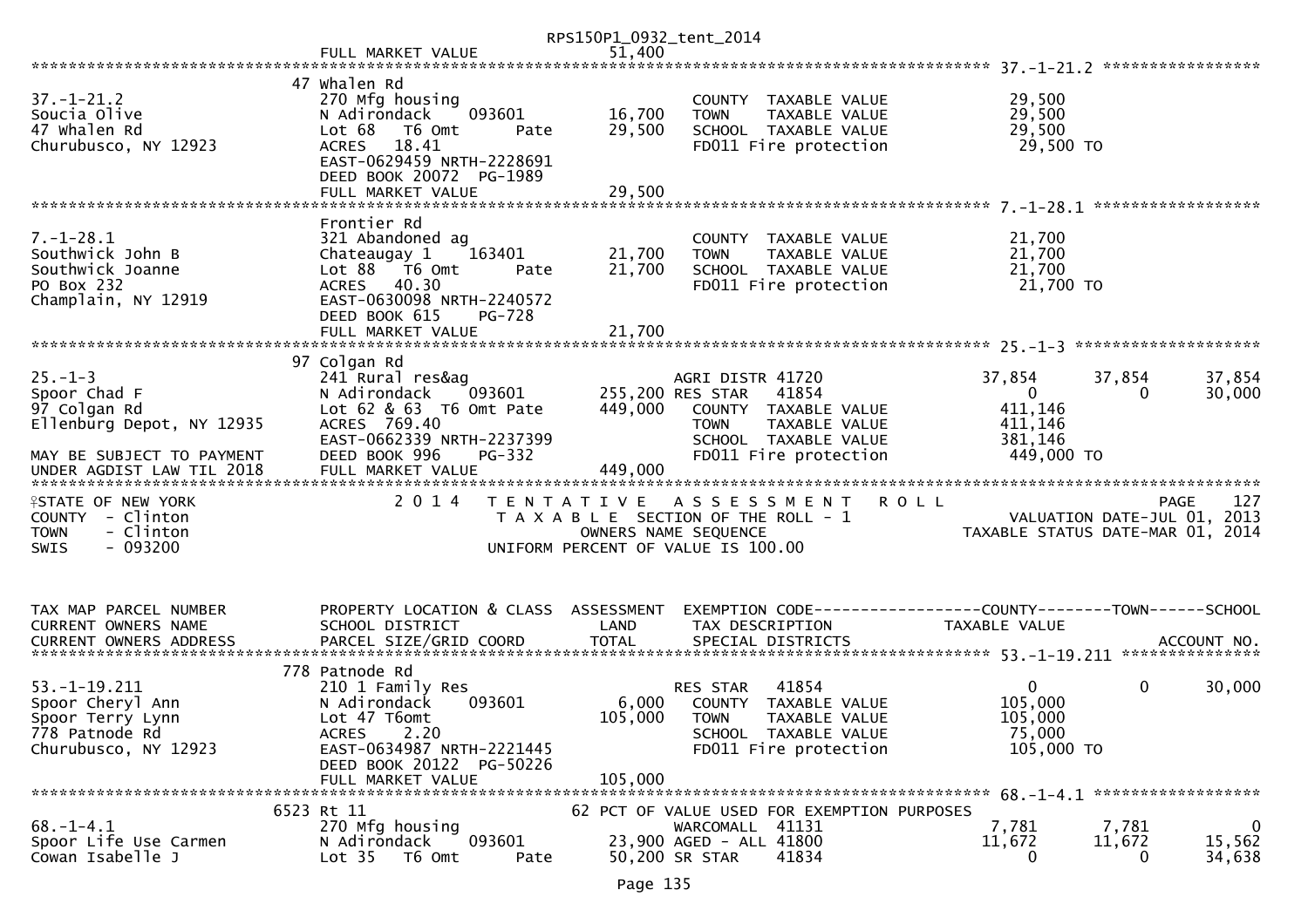RPS150P1_0932_tent_2014

FULL MARKET VALUE 51,400

```
******************************************************************************************************* 37.-1-21.2 *****************
                            47 Whalen Rd
37.-1-21.2                  270 Mfg housing                        COUNTY  TAXABLE VALUE              29,500
Soucia Olive                N Adirondack    093601      16,700     TOWN    TAXABLE VALUE              29,500
47 Whalen Rd                Lot 68   T6 Omt       Pate  29,500     SCHOOL  TAXABLE VALUE              29,500
Churubusco, NY 12923        ACRES   18.41                          FD011 Fire protection               29,500 TO
                            EAST-0629459 NRTH-2228691
                            DEED BOOK 20072  PG-1989
                            FULL MARKET VALUE           29,500
******************************************************************************************************* 7.-1-28.1 ******************
                            Frontier Rd
7.-1-28.1                   321 Abandoned ag                       COUNTY  TAXABLE VALUE              21,700
Southwick John B            Chateaugay 1    163401      21,700     TOWN    TAXABLE VALUE              21,700
Southwick Joanne            Lot 88   T6 Omt       Pate  21,700     SCHOOL  TAXABLE VALUE              21,700
PO Box 232                  ACRES   40.30                          FD011 Fire protection               21,700 TO
Champlain, NY 12919         EAST-0630098 NRTH-2240572
                            DEED BOOK 615     PG-728
                            FULL MARKET VALUE           21,700
******************************************************************************************************* 25.-1-3 ********************
                            97 Colgan Rd
25.-1-3                     241 Rural res&ag                       AGRI DISTR 41720           37,854       37,854       37,854
Spoor Chad F                N Adirondack    093601     255,200 RES STAR    41854                   0            0       30,000
97 Colgan Rd                Lot 62 & 63  T6 Omt Pate   449,000     COUNTY  TAXABLE VALUE             411,146
Ellenburg Depot, NY 12935   ACRES  769.40                          TOWN    TAXABLE VALUE             411,146
                            EAST-0662339 NRTH-2237399              SCHOOL  TAXABLE VALUE             381,146
MAY BE SUBJECT TO PAYMENT   DEED BOOK 996     PG-332               FD011 Fire protection              449,000 TO
UNDER AGDIST LAW TIL 2018   FULL MARKET VALUE          449,000
*************************************************************************************************************************************
```

STATE OF NEW YORK — 2014 TENTATIVE ASSESSMENT ROLL — PAGE 127
COUNTY - Clinton — TAXABLE SECTION OF THE ROLL - 1 — VALUATION DATE-JUL 01, 2013
TOWN - Clinton — OWNERS NAME SEQUENCE — TAXABLE STATUS DATE-MAR 01, 2014
SWIS - 093200 — UNIFORM PERCENT OF VALUE IS 100.00

```
TAX MAP PARCEL NUMBER       PROPERTY LOCATION & CLASS  ASSESSMENT  EXEMPTION CODE------------------COUNTY--------TOWN------SCHOOL
CURRENT OWNERS NAME         SCHOOL DISTRICT               LAND     TAX DESCRIPTION             TAXABLE VALUE
CURRENT OWNERS ADDRESS      PARCEL SIZE/GRID COORD        TOTAL    SPECIAL DISTRICTS                                  ACCOUNT NO.
******************************************************************************************************* 53.-1-19.211 ***************
                            778 Patnode Rd
53.-1-19.211                210 1 Family Res                       RES STAR    41854                   0            0       30,000
Spoor Cheryl Ann            N Adirondack    093601       6,000     COUNTY  TAXABLE VALUE             105,000
Spoor Terry Lynn            Lot 47 T6omt               105,000     TOWN    TAXABLE VALUE             105,000
778 Patnode Rd              ACRES    2.20                          SCHOOL  TAXABLE VALUE              75,000
Churubusco, NY 12923        EAST-0634987 NRTH-2221445              FD011 Fire protection              105,000 TO
                            DEED BOOK 20122  PG-50226
                            FULL MARKET VALUE          105,000
******************************************************************************************************* 68.-1-4.1 ******************
                            6523 Rt 11                          62 PCT OF VALUE USED FOR EXEMPTION PURPOSES
68.-1-4.1                   270 Mfg housing                        WARCOMALL   41131               7,781        7,781            0
Spoor Life Use Carmen       N Adirondack    093601      23,900 AGED - ALL  41800              11,672       11,672       15,562
Cowan Isabelle J            Lot 35   T6 Omt       Pate  50,200 SR STAR     41834                   0            0       34,638
```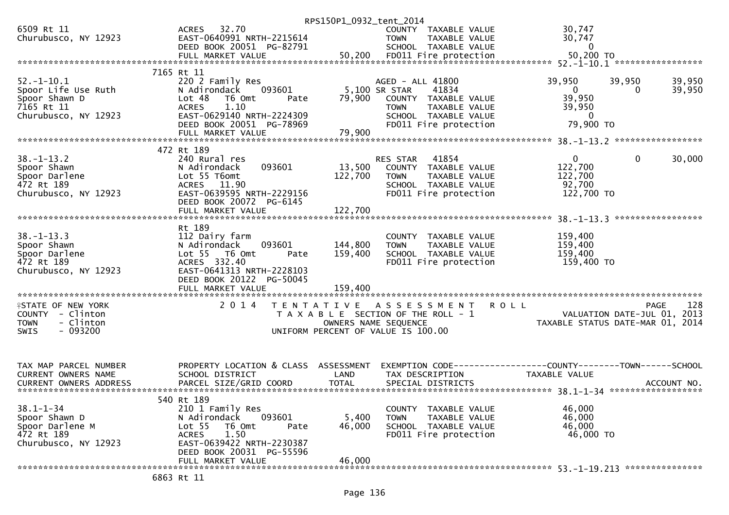```
6509 Rt 11                           ACRES   32.70                            COUNTY  TAXABLE VALUE            30,747
Churubusco, NY 12923                 EAST-0640991 NRTH-2215614                TOWN    TAXABLE VALUE            30,747
                                     DEED BOOK 20051  PG-82791                SCHOOL  TAXABLE VALUE                 0
                                     FULL MARKET VALUE              50,200    FD011 Fire protection            50,200 TO
******************************************************************************************************* 52.-1-10.1 *****************
                                7165 Rt 11
52.-1-10.1                           220 2 Family Res                         AGED - ALL 41800                 39,950      39,950      39,950
Spoor Life Use Ruth                  N Adirondack      093601        5,100 SR STAR      41834                      0           0       39,950
Spoor Shawn D                        Lot 48   T6 Omt        Pate    79,900    COUNTY  TAXABLE VALUE            39,950
7165 Rt 11                           ACRES    1.10                            TOWN    TAXABLE VALUE            39,950
Churubusco, NY 12923                 EAST-0629140 NRTH-2224309                SCHOOL  TAXABLE VALUE                 0
                                     DEED BOOK 20051  PG-78969                FD011 Fire protection            79,900 TO
                                     FULL MARKET VALUE              79,900
******************************************************************************************************* 38.-1-13.2 *****************
                                472 Rt 189
38.-1-13.2                           240 Rural res                            RES STAR     41854                    0           0       30,000
Spoor Shawn                          N Adirondack      093601       13,500    COUNTY  TAXABLE VALUE           122,700
Spoor Darlene                        Lot 55 T6omt                  122,700    TOWN    TAXABLE VALUE           122,700
472 Rt 189                           ACRES   11.90                            SCHOOL  TAXABLE VALUE            92,700
Churubusco, NY 12923                 EAST-0639595 NRTH-2229156                FD011 Fire protection           122,700 TO
                                     DEED BOOK 20072  PG-6145
                                     FULL MARKET VALUE             122,700
******************************************************************************************************* 38.-1-13.3 *****************
                                     Rt 189
38.-1-13.3                           112 Dairy farm                           COUNTY  TAXABLE VALUE           159,400
Spoor Shawn                          N Adirondack      093601      144,800    TOWN    TAXABLE VALUE           159,400
Spoor Darlene                        Lot 55   T6 Omt        Pate   159,400    SCHOOL  TAXABLE VALUE           159,400
472 Rt 189                           ACRES  332.40                            FD011 Fire protection           159,400 TO
Churubusco, NY 12923                 EAST-0641313 NRTH-2228103
                                     DEED BOOK 20122  PG-50045
                                     FULL MARKET VALUE             159,400
************************************************************************************************************************************
STATE OF NEW YORK                    2 0 1 4   T E N T A T I V E   A S S E S S M E N T   R O L L                          PAGE    128
COUNTY  - Clinton                           T A X A B L E  SECTION OF THE ROLL - 1                    VALUATION DATE-JUL 01, 2013
TOWN    - Clinton                                  OWNERS NAME SEQUENCE                         TAXABLE STATUS DATE-MAR 01, 2014
SWIS    - 093200                           UNIFORM PERCENT OF VALUE IS 100.00


TAX MAP PARCEL NUMBER                PROPERTY LOCATION & CLASS  ASSESSMENT  EXEMPTION CODE------------------COUNTY--------TOWN------SCHOOL
CURRENT OWNERS NAME                  SCHOOL DISTRICT               LAND     TAX DESCRIPTION             TAXABLE VALUE
CURRENT OWNERS ADDRESS               PARCEL SIZE/GRID COORD        TOTAL    SPECIAL DISTRICTS                                  ACCOUNT NO.
******************************************************************************************************* 38.1-1-34 ******************
                                540 Rt 189
38.1-1-34                            210 1 Family Res                         COUNTY  TAXABLE VALUE            46,000
Spoor Shawn D                        N Adirondack      093601        5,400    TOWN    TAXABLE VALUE            46,000
Spoor Darlene M                      Lot 55   T6 Omt        Pate    46,000    SCHOOL  TAXABLE VALUE            46,000
472 Rt 189                           ACRES    1.50                            FD011 Fire protection            46,000 TO
Churubusco, NY 12923                 EAST-0639422 NRTH-2230387
                                     DEED BOOK 20031  PG-55596
                                     FULL MARKET VALUE              46,000
******************************************************************************************************* 53.-1-19.213 ***************
                                6863 Rt 11
```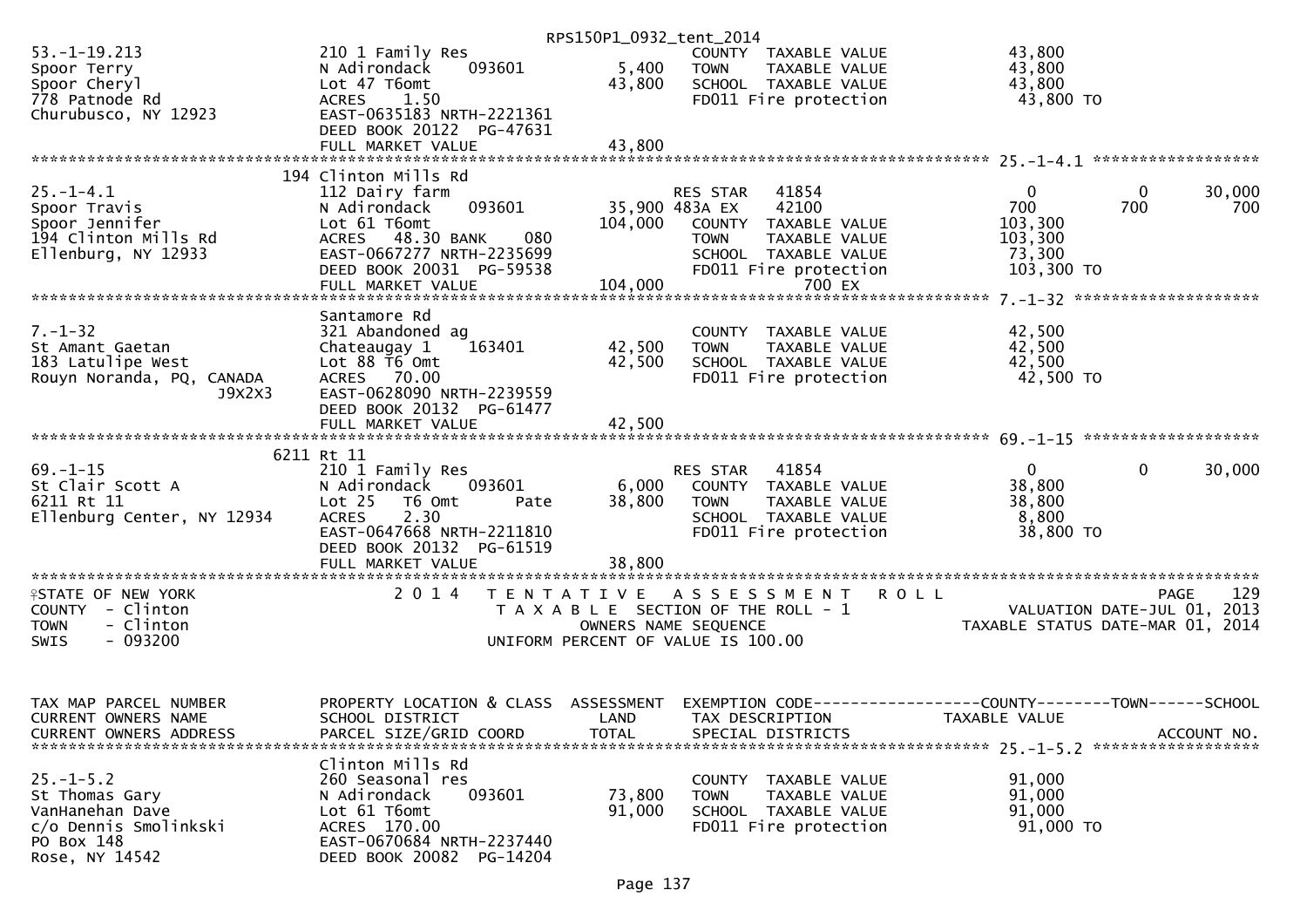```
                                                         RPS150P1_0932_tent_2014
53.-1-19.213                  210 1 Family Res                     COUNTY  TAXABLE VALUE             43,800
Spoor Terry                   N Adirondack    093601       5,400   TOWN    TAXABLE VALUE             43,800
Spoor Cheryl                  Lot 47 T6omt                43,800   SCHOOL  TAXABLE VALUE             43,800
778 Patnode Rd                ACRES    1.50                        FD011 Fire protection              43,800 TO
Churubusco, NY 12923          EAST-0635183 NRTH-2221361
                              DEED BOOK 20122  PG-47631
                              FULL MARKET VALUE           43,800
******************************************************************************************************* 25.-1-4.1 ******************
                         194 Clinton Mills Rd
25.-1-4.1                     112 Dairy farm                       RES STAR    41854                  0             0        30,000
Spoor Travis                  N Adirondack    093601      35,900 483A EX     42100                700           700           700
Spoor Jennifer                Lot 61 T6omt               104,000   COUNTY  TAXABLE VALUE            103,300
194 Clinton Mills Rd          ACRES   48.30 BANK     080           TOWN    TAXABLE VALUE            103,300
Ellenburg, NY 12933           EAST-0667277 NRTH-2235699            SCHOOL  TAXABLE VALUE             73,300
                              DEED BOOK 20031  PG-59538            FD011 Fire protection             103,300 TO
                              FULL MARKET VALUE          104,000              700 EX
******************************************************************************************************* 7.-1-32 ********************
                              Santamore Rd
7.-1-32                       321 Abandoned ag                     COUNTY  TAXABLE VALUE             42,500
St Amant Gaetan               Chateaugay 1    163401      42,500   TOWN    TAXABLE VALUE             42,500
183 Latulipe West             Lot 88 T6 Omt               42,500   SCHOOL  TAXABLE VALUE             42,500
Rouyn Noranda, PQ, CANADA     ACRES   70.00                        FD011 Fire protection              42,500 TO
                   J9X2X3     EAST-0628090 NRTH-2239559
                              DEED BOOK 20132  PG-61477
                              FULL MARKET VALUE           42,500
******************************************************************************************************* 69.-1-15 *******************
                         6211 Rt 11
69.-1-15                      210 1 Family Res                     RES STAR    41854                  0             0        30,000
St Clair Scott A              N Adirondack    093601       6,000   COUNTY  TAXABLE VALUE             38,800
6211 Rt 11                    Lot 25   T6 Omt       Pate  38,800   TOWN    TAXABLE VALUE             38,800
Ellenburg Center, NY 12934    ACRES    2.30                        SCHOOL  TAXABLE VALUE              8,800
                              EAST-0647668 NRTH-2211810            FD011 Fire protection              38,800 TO
                              DEED BOOK 20132  PG-61519
                              FULL MARKET VALUE           38,800
************************************************************************************************************************************
STATE OF NEW YORK                  2 0 1 4   T E N T A T I V E   A S S E S S M E N T   R O L L                        PAGE    129
COUNTY  - Clinton                           T A X A B L E  SECTION OF THE ROLL - 1                   VALUATION DATE-JUL 01, 2013
TOWN    - Clinton                                OWNERS NAME SEQUENCE                          TAXABLE STATUS DATE-MAR 01, 2014
SWIS    - 093200                         UNIFORM PERCENT OF VALUE IS 100.00


TAX MAP PARCEL NUMBER         PROPERTY LOCATION & CLASS  ASSESSMENT  EXEMPTION CODE------------------COUNTY--------TOWN------SCHOOL
CURRENT OWNERS NAME           SCHOOL DISTRICT               LAND     TAX DESCRIPTION            TAXABLE VALUE
CURRENT OWNERS ADDRESS        PARCEL SIZE/GRID COORD       TOTAL     SPECIAL DISTRICTS                                   ACCOUNT NO.
******************************************************************************************************* 25.-1-5.2 ******************
                              Clinton Mills Rd
25.-1-5.2                     260 Seasonal res                     COUNTY  TAXABLE VALUE             91,000
St Thomas Gary                N Adirondack    093601      73,800   TOWN    TAXABLE VALUE             91,000
VanHanehan Dave               Lot 61 T6omt                91,000   SCHOOL  TAXABLE VALUE             91,000
c/o Dennis Smolinkski         ACRES  170.00                        FD011 Fire protection              91,000 TO
PO Box 148                    EAST-0670684 NRTH-2237440
Rose, NY 14542                DEED BOOK 20082  PG-14204
```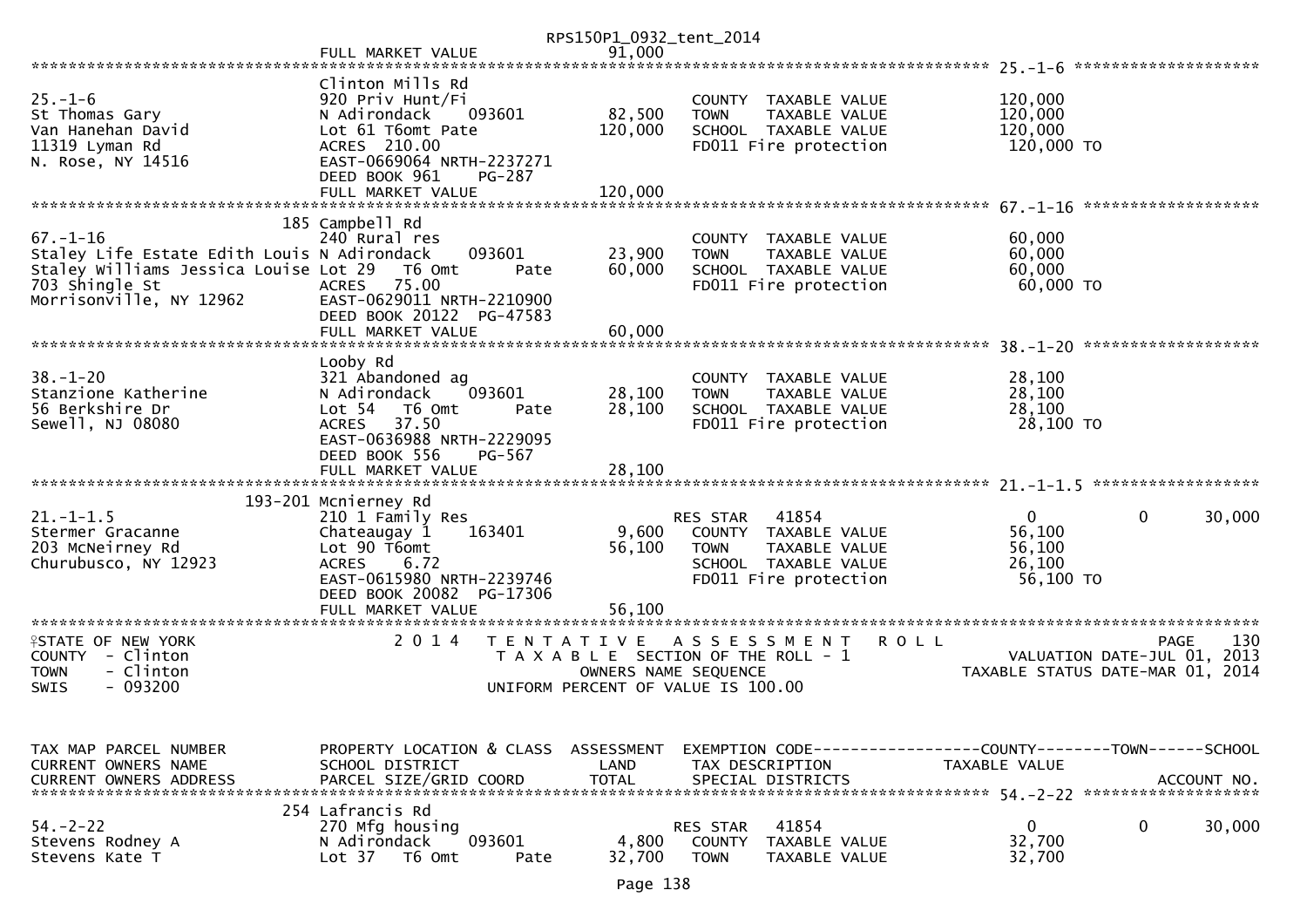```
                                                     RPS150P1_0932_tent_2014
                                 FULL MARKET VALUE                 91,000
********************************************************************************************************* 25.-1-6 ********************
                                 Clinton Mills Rd
25.-1-6                          920 Priv Hunt/Fi                          COUNTY  TAXABLE VALUE              120,000
St Thomas Gary                   N Adirondack     093601      82,500       TOWN    TAXABLE VALUE              120,000
Van Hanehan David                Lot 61 T6omt Pate           120,000       SCHOOL  TAXABLE VALUE              120,000
11319 Lyman Rd                   ACRES  210.00                             FD011 Fire protection              120,000 TO
N. Rose, NY 14516                EAST-0669064 NRTH-2237271
                                 DEED BOOK 961     PG-287
                                 FULL MARKET VALUE           120,000
********************************************************************************************************* 67.-1-16 *******************
                             185 Campbell Rd
67.-1-16                         240 Rural res                             COUNTY  TAXABLE VALUE               60,000
Staley Life Estate Edith Louis N Adirondack       093601      23,900       TOWN    TAXABLE VALUE               60,000
Staley Williams Jessica Louise Lot 29   T6 Omt       Pate     60,000       SCHOOL  TAXABLE VALUE               60,000
703 Shingle St                   ACRES   75.00                             FD011 Fire protection               60,000 TO
Morrisonville, NY 12962          EAST-0629011 NRTH-2210900
                                 DEED BOOK 20122  PG-47583
                                 FULL MARKET VALUE            60,000
********************************************************************************************************* 38.-1-20 *******************
                                 Looby Rd
38.-1-20                         321 Abandoned ag                          COUNTY  TAXABLE VALUE               28,100
Stanzione Katherine              N Adirondack     093601      28,100       TOWN    TAXABLE VALUE               28,100
56 Berkshire Dr                  Lot 54   T6 Omt       Pate   28,100       SCHOOL  TAXABLE VALUE               28,100
Sewell, NJ 08080                 ACRES   37.50                             FD011 Fire protection               28,100 TO
                                 EAST-0636988 NRTH-2229095
                                 DEED BOOK 556     PG-567
                                 FULL MARKET VALUE            28,100
********************************************************************************************************* 21.-1-1.5 ******************
                             193-201 Mcnierney Rd
21.-1-1.5                        210 1 Family Res                          RES STAR   41854                  0           0      30,000
Stermer Gracanne                 Chateaugay 1     163401       9,600       COUNTY  TAXABLE VALUE               56,100
203 McNeirney Rd                 Lot 90 T6omt                 56,100       TOWN    TAXABLE VALUE               56,100
Churubusco, NY 12923             ACRES    6.72                             SCHOOL  TAXABLE VALUE               26,100
                                 EAST-0615980 NRTH-2239746                 FD011 Fire protection               56,100 TO
                                 DEED BOOK 20082  PG-17306
                                 FULL MARKET VALUE            56,100
**************************************************************************************************************************************
STATE OF NEW YORK                    2 0 1 4    T E N T A T I V E   A S S E S S M E N T   R O L L                          PAGE    130
COUNTY  - Clinton                                 T A X A B L E  SECTION OF THE ROLL - 1                    VALUATION DATE-JUL 01, 2013
TOWN    - Clinton                                      OWNERS NAME SEQUENCE                           TAXABLE STATUS DATE-MAR 01, 2014
SWIS    - 093200                                UNIFORM PERCENT OF VALUE IS 100.00


TAX MAP PARCEL NUMBER            PROPERTY LOCATION & CLASS  ASSESSMENT  EXEMPTION CODE------------------COUNTY--------TOWN------SCHOOL
CURRENT OWNERS NAME              SCHOOL DISTRICT               LAND      TAX DESCRIPTION                 TAXABLE VALUE
CURRENT OWNERS ADDRESS           PARCEL SIZE/GRID COORD        TOTAL     SPECIAL DISTRICTS                                 ACCOUNT NO.
********************************************************************************************************* 54.-2-22 *******************
                             254 Lafrancis Rd
54.-2-22                         270 Mfg housing                           RES STAR   41854                  0           0      30,000
Stevens Rodney A                 N Adirondack     093601       4,800       COUNTY  TAXABLE VALUE               32,700
Stevens Kate T                   Lot 37   T6 Omt       Pate   32,700       TOWN    TAXABLE VALUE               32,700
```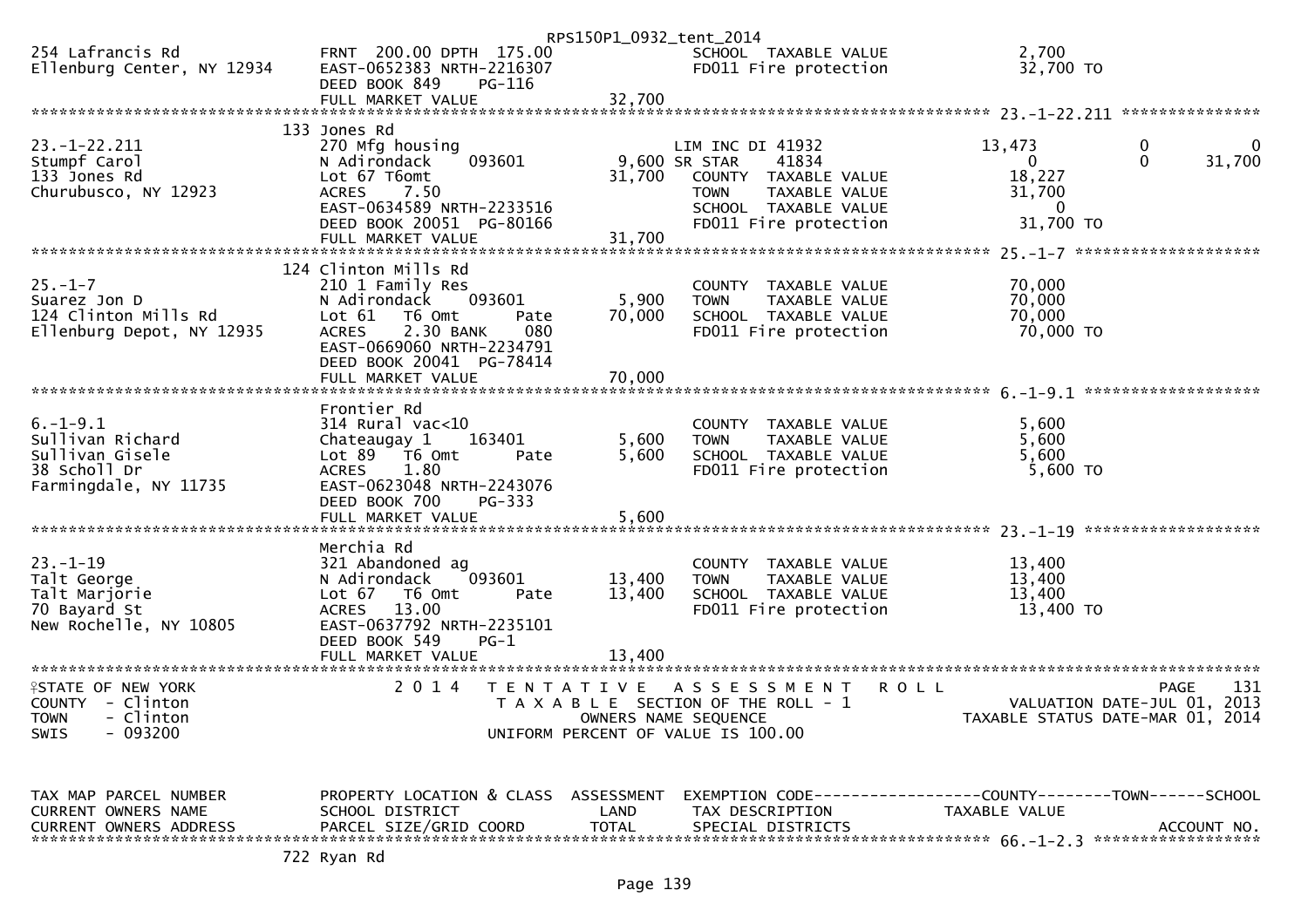```
254 Lafrancis Rd              FRNT 200.00 DPTH 175.00                    SCHOOL  TAXABLE VALUE                  2,700
Ellenburg Center, NY 12934    EAST-0652383 NRTH-2216307                  FD011 Fire protection                 32,700 TO
                              DEED BOOK 849    PG-116
                              FULL MARKET VALUE                 32,700
******************************************************************************************************* 23.-1-22.211 ***************
                              133 Jones Rd
23.-1-22.211                  270 Mfg housing                            LIM INC DI 41932                13,473            0             0
Stumpf Carol                  N Adirondack    093601         9,600 SR STAR     41834                      0            0        31,700
133 Jones Rd                  Lot 67 T6omt                  31,700   COUNTY  TAXABLE VALUE               18,227
Churubusco, NY 12923          ACRES     7.50                         TOWN    TAXABLE VALUE               31,700
                              EAST-0634589 NRTH-2233516              SCHOOL  TAXABLE VALUE                    0
                              DEED BOOK 20051 PG-80166               FD011 Fire protection                31,700 TO
                              FULL MARKET VALUE                 31,700
******************************************************************************************************* 25.-1-7 ********************
                              124 Clinton Mills Rd
25.-1-7                       210 1 Family Res                       COUNTY  TAXABLE VALUE               70,000
Suarez Jon D                  N Adirondack    093601         5,900   TOWN    TAXABLE VALUE               70,000
124 Clinton Mills Rd          Lot 61   T6 Omt       Pate    70,000   SCHOOL  TAXABLE VALUE               70,000
Ellenburg Depot, NY 12935     ACRES     2.30 BANK    080             FD011 Fire protection                70,000 TO
                              EAST-0669060 NRTH-2234791
                              DEED BOOK 20041 PG-78414
                              FULL MARKET VALUE                 70,000
******************************************************************************************************* 6.-1-9.1 *******************
                              Frontier Rd
6.-1-9.1                      314 Rural vac<10                       COUNTY  TAXABLE VALUE                5,600
Sullivan Richard              Chateaugay 1    163401         5,600   TOWN    TAXABLE VALUE                5,600
Sullivan Gisele               Lot 89   T6 Omt       Pate     5,600   SCHOOL  TAXABLE VALUE                5,600
38 Scholl Dr                  ACRES     1.80                         FD011 Fire protection                 5,600 TO
Farmingdale, NY 11735         EAST-0623048 NRTH-2243076
                              DEED BOOK 700    PG-333
                              FULL MARKET VALUE                  5,600
******************************************************************************************************* 23.-1-19 *******************
                              Merchia Rd
23.-1-19                      321 Abandoned ag                       COUNTY  TAXABLE VALUE               13,400
Talt George                   N Adirondack    093601        13,400   TOWN    TAXABLE VALUE               13,400
Talt Marjorie                 Lot 67   T6 Omt       Pate    13,400   SCHOOL  TAXABLE VALUE               13,400
70 Bayard St                  ACRES    13.00                         FD011 Fire protection                13,400 TO
New Rochelle, NY 10805        EAST-0637792 NRTH-2235101
                              DEED BOOK 549    PG-1
                              FULL MARKET VALUE                 13,400
************************************************************************************************************************************
STATE OF NEW YORK                   2 0 1 4   T E N T A T I V E   A S S E S S M E N T   R O L L                        PAGE     131
COUNTY  - Clinton                               T A X A B L E  SECTION OF THE ROLL - 1                 VALUATION DATE-JUL 01, 2013
TOWN    - Clinton                                     OWNERS NAME SEQUENCE                        TAXABLE STATUS DATE-MAR 01, 2014
SWIS    - 093200                                 UNIFORM PERCENT OF VALUE IS 100.00

TAX MAP PARCEL NUMBER         PROPERTY LOCATION & CLASS  ASSESSMENT  EXEMPTION CODE------------------COUNTY--------TOWN------SCHOOL
CURRENT OWNERS NAME           SCHOOL DISTRICT               LAND     TAX DESCRIPTION              TAXABLE VALUE
CURRENT OWNERS ADDRESS        PARCEL SIZE/GRID COORD        TOTAL    SPECIAL DISTRICTS                                 ACCOUNT NO.
******************************************************************************************************* 66.-1-2.3 ******************
                              722 Ryan Rd
```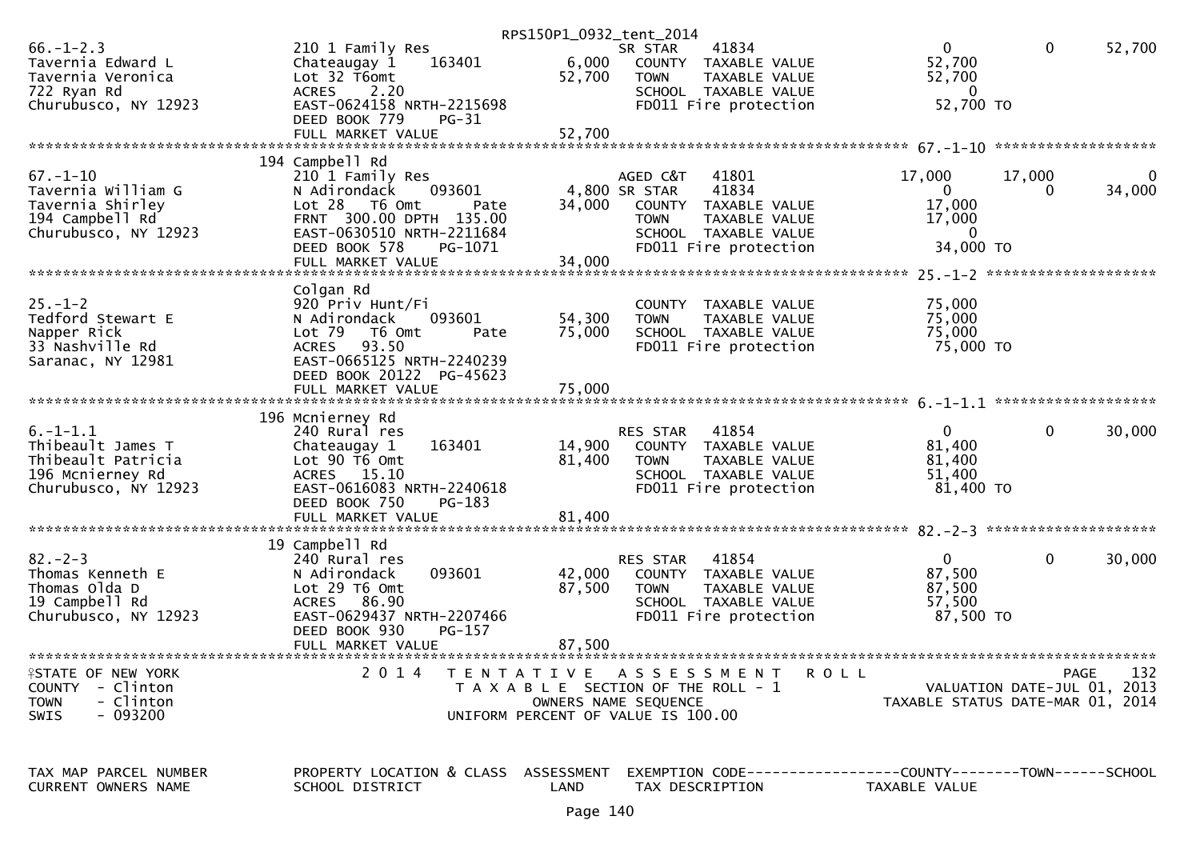RPS150P1_0932_tent_2014

```
66.-1-2.3            210 1 Family Res                    SR STAR    41834                  0          0     52,700
Tavernia Edward L    Chateaugay 1    163401     6,000   COUNTY  TAXABLE VALUE         52,700
Tavernia Veronica    Lot 32 T6omt              52,700   TOWN    TAXABLE VALUE         52,700
722 Ryan Rd          ACRES    2.20                      SCHOOL  TAXABLE VALUE              0
Churubusco, NY 12923 EAST-0624158 NRTH-2215698          FD011 Fire protection         52,700 TO
                     DEED BOOK 779    PG-31
                     FULL MARKET VALUE         52,700
******************************************************************************************* 67.-1-10 *******************
                     194 Campbell Rd
67.-1-10             210 1 Family Res                    AGED C&T   41801             17,000     17,000          0
Tavernia William G   N Adirondack    093601     4,800 SR STAR    41834                  0          0     34,000
Tavernia Shirley     Lot 28  T6 Omt       Pate 34,000   COUNTY  TAXABLE VALUE         17,000
194 Campbell Rd      FRNT 300.00 DPTH 135.00            TOWN    TAXABLE VALUE         17,000
Churubusco, NY 12923 EAST-0630510 NRTH-2211684          SCHOOL  TAXABLE VALUE              0
                     DEED BOOK 578    PG-1071           FD011 Fire protection         34,000 TO
                     FULL MARKET VALUE         34,000
******************************************************************************************* 25.-1-2 ********************
                     Colgan Rd
25.-1-2              920 Priv Hunt/Fi                    COUNTY  TAXABLE VALUE         75,000
Tedford Stewart E    N Adirondack    093601    54,300   TOWN    TAXABLE VALUE         75,000
Napper Rick          Lot 79  T6 Omt       Pate 75,000   SCHOOL  TAXABLE VALUE         75,000
33 Nashville Rd      ACRES   93.50                      FD011 Fire protection         75,000 TO
Saranac, NY 12981    EAST-0665125 NRTH-2240239
                     DEED BOOK 20122 PG-45623
                     FULL MARKET VALUE         75,000
******************************************************************************************* 6.-1-1.1 *******************
                     196 Mcnierney Rd
6.-1-1.1             240 Rural res                       RES STAR   41854                  0          0     30,000
Thibeault James T    Chateaugay 1    163401    14,900   COUNTY  TAXABLE VALUE         81,400
Thibeault Patricia   Lot 90 T6 Omt             81,400   TOWN    TAXABLE VALUE         81,400
196 Mcnierney Rd     ACRES   15.10                      SCHOOL  TAXABLE VALUE         51,400
Churubusco, NY 12923 EAST-0616083 NRTH-2240618          FD011 Fire protection         81,400 TO
                     DEED BOOK 750    PG-183
                     FULL MARKET VALUE         81,400
******************************************************************************************* 82.-2-3 ********************
                     19 Campbell Rd
82.-2-3              240 Rural res                       RES STAR   41854                  0          0     30,000
Thomas Kenneth E     N Adirondack    093601    42,000   COUNTY  TAXABLE VALUE         87,500
Thomas Olda D        Lot 29 T6 Omt             87,500   TOWN    TAXABLE VALUE         87,500
19 Campbell Rd       ACRES   86.90                      SCHOOL  TAXABLE VALUE         57,500
Churubusco, NY 12923 EAST-0629437 NRTH-2207466          FD011 Fire protection         87,500 TO
                     DEED BOOK 930    PG-157
                     FULL MARKET VALUE         87,500
************************************************************************************************************************
STATE OF NEW YORK          2 0 1 4   T E N T A T I V E   A S S E S S M E N T   R O L L                       PAGE   132
COUNTY  - Clinton                    T A X A B L E  SECTION OF THE ROLL - 1                VALUATION DATE-JUL 01, 2013
TOWN    - Clinton                          OWNERS NAME SEQUENCE                       TAXABLE STATUS DATE-MAR 01, 2014
SWIS    - 093200                    UNIFORM PERCENT OF VALUE IS 100.00

TAX MAP PARCEL NUMBER    PROPERTY LOCATION & CLASS  ASSESSMENT  EXEMPTION CODE------------------COUNTY--------TOWN------SCHOOL
CURRENT OWNERS NAME      SCHOOL DISTRICT               LAND      TAX DESCRIPTION            TAXABLE VALUE
```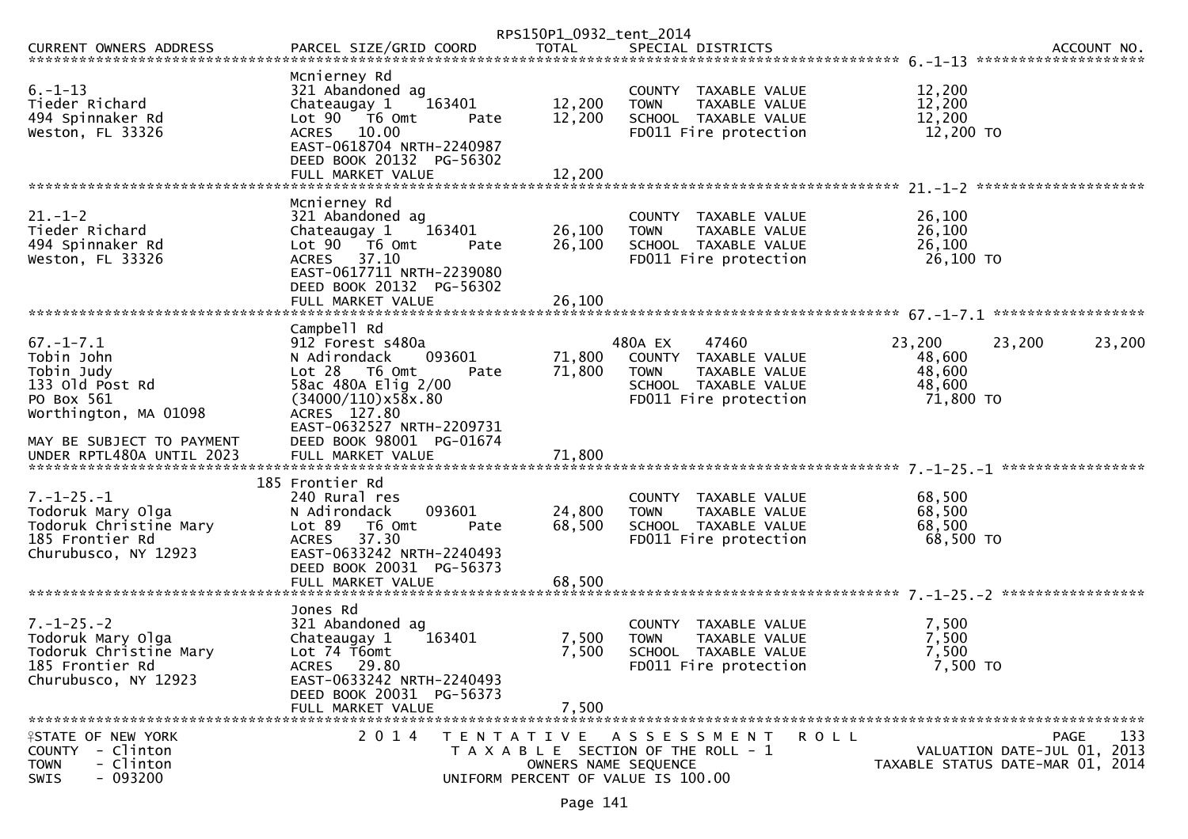RPS150P1_0932_tent_2014

| CURRENT OWNERS ADDRESS | PARCEL SIZE/GRID COORD | TOTAL | SPECIAL DISTRICTS | | | ACCOUNT NO. |
|---|---|---|---|---|---|---|
| **6.-1-13** | | | | | | |
| | Mcnierney Rd | | | | | |
| 6.-1-13 | 321 Abandoned ag | | COUNTY TAXABLE VALUE | 12,200 | | |
| Tieder Richard | Chateaugay 1 163401 | 12,200 | TOWN TAXABLE VALUE | 12,200 | | |
| 494 Spinnaker Rd | Lot 90 T6 Omt Pate | 12,200 | SCHOOL TAXABLE VALUE | 12,200 | | |
| Weston, FL 33326 | ACRES 10.00 | | FD011 Fire protection | 12,200 TO | | |
| | EAST-0618704 NRTH-2240987 | | | | | |
| | DEED BOOK 20132 PG-56302 | | | | | |
| | FULL MARKET VALUE | 12,200 | | | | |
| **21.-1-2** | | | | | | |
| | Mcnierney Rd | | | | | |
| 21.-1-2 | 321 Abandoned ag | | COUNTY TAXABLE VALUE | 26,100 | | |
| Tieder Richard | Chateaugay 1 163401 | 26,100 | TOWN TAXABLE VALUE | 26,100 | | |
| 494 Spinnaker Rd | Lot 90 T6 Omt Pate | 26,100 | SCHOOL TAXABLE VALUE | 26,100 | | |
| Weston, FL 33326 | ACRES 37.10 | | FD011 Fire protection | 26,100 TO | | |
| | EAST-0617711 NRTH-2239080 | | | | | |
| | DEED BOOK 20132 PG-56302 | | | | | |
| | FULL MARKET VALUE | 26,100 | | | | |
| **67.-1-7.1** | | | | | | |
| | Campbell Rd | | | | | |
| 67.-1-7.1 | 912 Forest s480a | | 480A EX 47460 | 23,200 | 23,200 | 23,200 |
| Tobin John | N Adirondack 093601 | 71,800 | COUNTY TAXABLE VALUE | 48,600 | | |
| Tobin Judy | Lot 28 T6 Omt Pate | 71,800 | TOWN TAXABLE VALUE | 48,600 | | |
| 133 Old Post Rd | 58ac 480A Elig 2/00 | | SCHOOL TAXABLE VALUE | 48,600 | | |
| PO Box 561 | (34000/110)x58x.80 | | FD011 Fire protection | 71,800 TO | | |
| Worthington, MA 01098 | ACRES 127.80 | | | | | |
| | EAST-0632527 NRTH-2209731 | | | | | |
| MAY BE SUBJECT TO PAYMENT | DEED BOOK 98001 PG-01674 | | | | | |
| UNDER RPTL480A UNTIL 2023 | FULL MARKET VALUE | 71,800 | | | | |
| **7.-1-25.-1** | | | | | | |
| | 185 Frontier Rd | | | | | |
| 7.-1-25.-1 | 240 Rural res | | COUNTY TAXABLE VALUE | 68,500 | | |
| Todoruk Mary Olga | N Adirondack 093601 | 24,800 | TOWN TAXABLE VALUE | 68,500 | | |
| Todoruk Christine Mary | Lot 89 T6 Omt Pate | 68,500 | SCHOOL TAXABLE VALUE | 68,500 | | |
| 185 Frontier Rd | ACRES 37.30 | | FD011 Fire protection | 68,500 TO | | |
| Churubusco, NY 12923 | EAST-0633242 NRTH-2240493 | | | | | |
| | DEED BOOK 20031 PG-56373 | | | | | |
| | FULL MARKET VALUE | 68,500 | | | | |
| **7.-1-25.-2** | | | | | | |
| | Jones Rd | | | | | |
| 7.-1-25.-2 | 321 Abandoned ag | | COUNTY TAXABLE VALUE | 7,500 | | |
| Todoruk Mary Olga | Chateaugay 1 163401 | 7,500 | TOWN TAXABLE VALUE | 7,500 | | |
| Todoruk Christine Mary | Lot 74 T6omt | 7,500 | SCHOOL TAXABLE VALUE | 7,500 | | |
| 185 Frontier Rd | ACRES 29.80 | | FD011 Fire protection | 7,500 TO | | |
| Churubusco, NY 12923 | EAST-0633242 NRTH-2240493 | | | | | |
| | DEED BOOK 20031 PG-56373 | | | | | |
| | FULL MARKET VALUE | 7,500 | | | | |

STATE OF NEW YORK
COUNTY - Clinton
TOWN - Clinton
SWIS - 093200

2014 TENTATIVE ASSESSMENT ROLL
TAXABLE SECTION OF THE ROLL - 1
OWNERS NAME SEQUENCE
UNIFORM PERCENT OF VALUE IS 100.00

PAGE 133
VALUATION DATE-JUL 01, 2013
TAXABLE STATUS DATE-MAR 01, 2014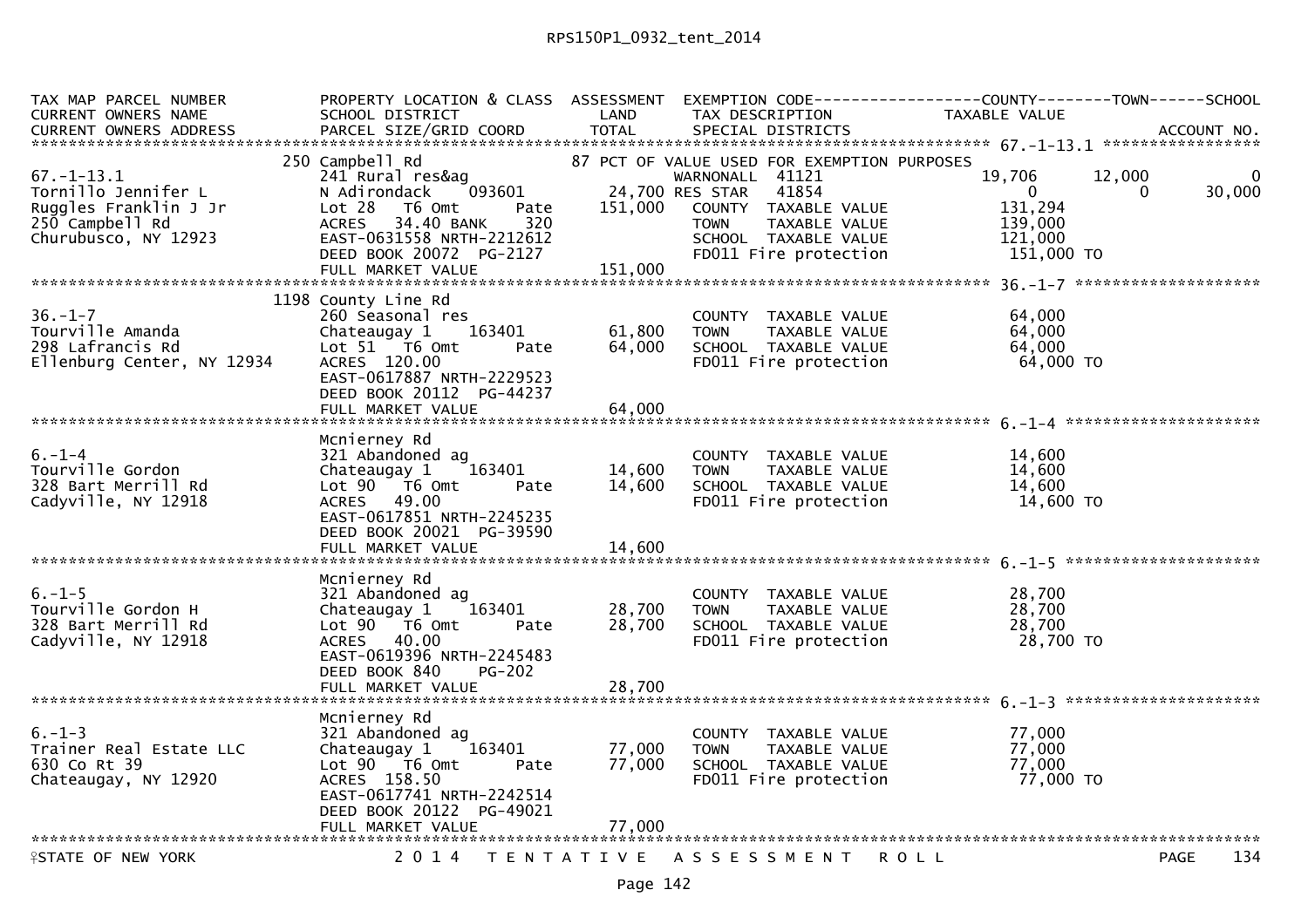RPS150P1_0932_tent_2014

| TAX MAP PARCEL NUMBER<br>CURRENT OWNERS NAME<br>CURRENT OWNERS ADDRESS | PROPERTY LOCATION & CLASS<br>SCHOOL DISTRICT<br>PARCEL SIZE/GRID COORD | ASSESSMENT<br>LAND<br>TOTAL | EXEMPTION CODE<br>TAX DESCRIPTION<br>SPECIAL DISTRICTS | COUNTY<br>TAXABLE VALUE | TOWN | SCHOOL<br>ACCOUNT NO. |
|---|---|---|---|---|---|---|
| **67.-1-13.1** | | | | | | |
| 67.-1-13.1 | 250 Campbell Rd | | 87 PCT OF VALUE USED FOR EXEMPTION PURPOSES | | | |
| Tornillo Jennifer L | 241 Rural res&ag | | WARNONALL 41121 | 19,706 | 12,000 | 0 |
| Ruggles Franklin J Jr | N Adirondack 093601 | 24,700 | RES STAR 41854 | 0 | 0 | 30,000 |
| 250 Campbell Rd | Lot 28 T6 Omt Pate | 151,000 | COUNTY TAXABLE VALUE | 131,294 | | |
| Churubusco, NY 12923 | ACRES 34.40 BANK 320 | | TOWN TAXABLE VALUE | 139,000 | | |
| | EAST-0631558 NRTH-2212612 | | SCHOOL TAXABLE VALUE | 121,000 | | |
| | DEED BOOK 20072 PG-2127 | | FD011 Fire protection | 151,000 TO | | |
| | FULL MARKET VALUE | 151,000 | | | | |
| **36.-1-7** | | | | | | |
| 36.-1-7 | 1198 County Line Rd | | | | | |
| Tourville Amanda | 260 Seasonal res | | COUNTY TAXABLE VALUE | 64,000 | | |
| 298 Lafrancis Rd | Chateaugay 1 163401 | 61,800 | TOWN TAXABLE VALUE | 64,000 | | |
| Ellenburg Center, NY 12934 | Lot 51 T6 Omt Pate | 64,000 | SCHOOL TAXABLE VALUE | 64,000 | | |
| | ACRES 120.00 | | FD011 Fire protection | 64,000 TO | | |
| | EAST-0617887 NRTH-2229523 | | | | | |
| | DEED BOOK 20112 PG-44237 | | | | | |
| | FULL MARKET VALUE | 64,000 | | | | |
| **6.-1-4** | | | | | | |
| 6.-1-4 | Mcnierney Rd | | | | | |
| Tourville Gordon | 321 Abandoned ag | | COUNTY TAXABLE VALUE | 14,600 | | |
| 328 Bart Merrill Rd | Chateaugay 1 163401 | 14,600 | TOWN TAXABLE VALUE | 14,600 | | |
| Cadyville, NY 12918 | Lot 90 T6 Omt Pate | 14,600 | SCHOOL TAXABLE VALUE | 14,600 | | |
| | ACRES 49.00 | | FD011 Fire protection | 14,600 TO | | |
| | EAST-0617851 NRTH-2245235 | | | | | |
| | DEED BOOK 20021 PG-39590 | | | | | |
| | FULL MARKET VALUE | 14,600 | | | | |
| **6.-1-5** | | | | | | |
| 6.-1-5 | Mcnierney Rd | | | | | |
| Tourville Gordon H | 321 Abandoned ag | | COUNTY TAXABLE VALUE | 28,700 | | |
| 328 Bart Merrill Rd | Chateaugay 1 163401 | 28,700 | TOWN TAXABLE VALUE | 28,700 | | |
| Cadyville, NY 12918 | Lot 90 T6 Omt Pate | 28,700 | SCHOOL TAXABLE VALUE | 28,700 | | |
| | ACRES 40.00 | | FD011 Fire protection | 28,700 TO | | |
| | EAST-0619396 NRTH-2245483 | | | | | |
| | DEED BOOK 840 PG-202 | | | | | |
| | FULL MARKET VALUE | 28,700 | | | | |
| **6.-1-3** | | | | | | |
| 6.-1-3 | Mcnierney Rd | | | | | |
| Trainer Real Estate LLC | 321 Abandoned ag | | COUNTY TAXABLE VALUE | 77,000 | | |
| 630 Co Rt 39 | Chateaugay 1 163401 | 77,000 | TOWN TAXABLE VALUE | 77,000 | | |
| Chateaugay, NY 12920 | Lot 90 T6 Omt Pate | 77,000 | SCHOOL TAXABLE VALUE | 77,000 | | |
| | ACRES 158.50 | | FD011 Fire protection | 77,000 TO | | |
| | EAST-0617741 NRTH-2242514 | | | | | |
| | DEED BOOK 20122 PG-49021 | | | | | |
| | FULL MARKET VALUE | 77,000 | | | | |

STATE OF NEW YORK — 2014 TENTATIVE ASSESSMENT ROLL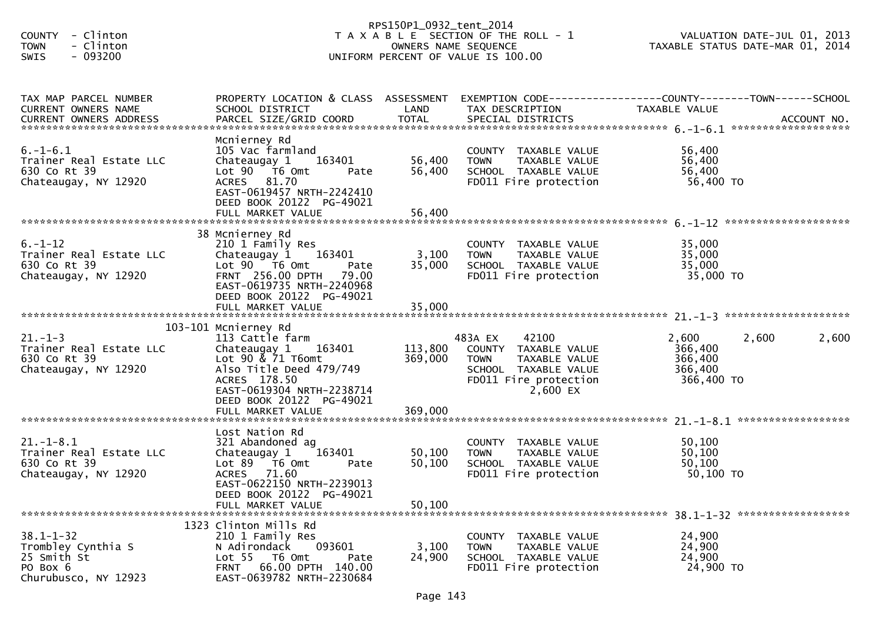COUNTY - Clinton
TOWN - Clinton
SWIS - 093200

RPS150P1_0932_tent_2014
T A X A B L E SECTION OF THE ROLL - 1
OWNERS NAME SEQUENCE
UNIFORM PERCENT OF VALUE IS 100.00

VALUATION DATE-JUL 01, 2013
TAXABLE STATUS DATE-MAR 01, 2014

| TAX MAP PARCEL NUMBER / CURRENT OWNERS NAME / CURRENT OWNERS ADDRESS | PROPERTY LOCATION & CLASS / SCHOOL DISTRICT / PARCEL SIZE/GRID COORD | ASSESSMENT LAND / TOTAL | EXEMPTION CODE / TAX DESCRIPTION / SPECIAL DISTRICTS | COUNTY TAXABLE VALUE | TOWN | SCHOOL / ACCOUNT NO. |
|---|---|---|---|---|---|---|
| **6.-1-6.1** | Mcnierney Rd | | | | | |
| 6.-1-6.1 | 105 Vac farmland | | COUNTY TAXABLE VALUE | 56,400 | | |
| Trainer Real Estate LLC | Chateaugay 1 163401 | 56,400 | TOWN TAXABLE VALUE | 56,400 | | |
| 630 Co Rt 39 | Lot 90 T6 Omt Pate | 56,400 | SCHOOL TAXABLE VALUE | 56,400 | | |
| Chateaugay, NY 12920 | ACRES 81.70 | | FD011 Fire protection | 56,400 TO | | |
| | EAST-0619457 NRTH-2242410 | | | | | |
| | DEED BOOK 20122 PG-49021 | | | | | |
| | FULL MARKET VALUE | 56,400 | | | | |
| **6.-1-12** | 38 Mcnierney Rd | | | | | |
| 6.-1-12 | 210 1 Family Res | | COUNTY TAXABLE VALUE | 35,000 | | |
| Trainer Real Estate LLC | Chateaugay 1 163401 | 3,100 | TOWN TAXABLE VALUE | 35,000 | | |
| 630 Co Rt 39 | Lot 90 T6 Omt Pate | 35,000 | SCHOOL TAXABLE VALUE | 35,000 | | |
| Chateaugay, NY 12920 | FRNT 256.00 DPTH 79.00 | | FD011 Fire protection | 35,000 TO | | |
| | EAST-0619735 NRTH-2240968 | | | | | |
| | DEED BOOK 20122 PG-49021 | | | | | |
| | FULL MARKET VALUE | 35,000 | | | | |
| **21.-1-3** | 103-101 Mcnierney Rd | | | | | |
| 21.-1-3 | 113 Cattle farm | | 483A EX 42100 | 2,600 | 2,600 | 2,600 |
| Trainer Real Estate LLC | Chateaugay 1 163401 | 113,800 | COUNTY TAXABLE VALUE | 366,400 | | |
| 630 Co Rt 39 | Lot 90 & 71 T6omt | 369,000 | TOWN TAXABLE VALUE | 366,400 | | |
| Chateaugay, NY 12920 | Also Title Deed 479/749 | | SCHOOL TAXABLE VALUE | 366,400 | | |
| | ACRES 178.50 | | FD011 Fire protection | 366,400 TO | | |
| | EAST-0619304 NRTH-2238714 | | 2,600 EX | | | |
| | DEED BOOK 20122 PG-49021 | | | | | |
| | FULL MARKET VALUE | 369,000 | | | | |
| **21.-1-8.1** | Lost Nation Rd | | | | | |
| 21.-1-8.1 | 321 Abandoned ag | | COUNTY TAXABLE VALUE | 50,100 | | |
| Trainer Real Estate LLC | Chateaugay 1 163401 | 50,100 | TOWN TAXABLE VALUE | 50,100 | | |
| 630 Co Rt 39 | Lot 89 T6 Omt Pate | 50,100 | SCHOOL TAXABLE VALUE | 50,100 | | |
| Chateaugay, NY 12920 | ACRES 71.60 | | FD011 Fire protection | 50,100 TO | | |
| | EAST-0622150 NRTH-2239013 | | | | | |
| | DEED BOOK 20122 PG-49021 | | | | | |
| | FULL MARKET VALUE | 50,100 | | | | |
| **38.1-1-32** | 1323 Clinton Mills Rd | | | | | |
| 38.1-1-32 | 210 1 Family Res | | COUNTY TAXABLE VALUE | 24,900 | | |
| Trombley Cynthia S | N Adirondack 093601 | 3,100 | TOWN TAXABLE VALUE | 24,900 | | |
| 25 Smith St | Lot 55 T6 Omt Pate | 24,900 | SCHOOL TAXABLE VALUE | 24,900 | | |
| PO Box 6 | FRNT 66.00 DPTH 140.00 | | FD011 Fire protection | 24,900 TO | | |
| Churubusco, NY 12923 | EAST-0639782 NRTH-2230684 | | | | | |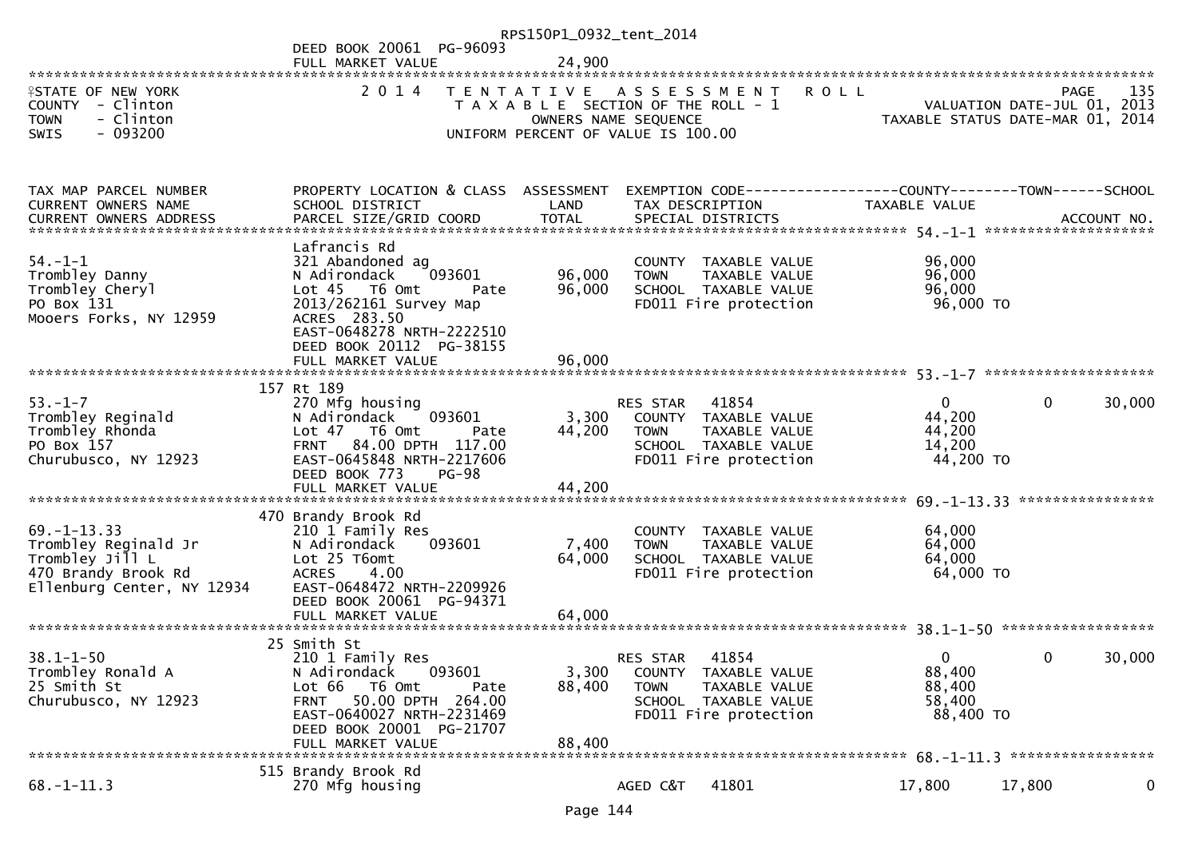RPS150P1_0932_tent_2014

DEED BOOK 20061 PG-96093
FULL MARKET VALUE 24,900

STATE OF NEW YORK — 2014 TENTATIVE ASSESSMENT ROLL — PAGE 135
COUNTY - Clinton — TAXABLE SECTION OF THE ROLL - 1 — VALUATION DATE-JUL 01, 2013
TOWN - Clinton — OWNERS NAME SEQUENCE — TAXABLE STATUS DATE-MAR 01, 2014
SWIS - 093200 — UNIFORM PERCENT OF VALUE IS 100.00

| TAX MAP PARCEL NUMBER / CURRENT OWNERS NAME / CURRENT OWNERS ADDRESS | PROPERTY LOCATION & CLASS / SCHOOL DISTRICT / PARCEL SIZE/GRID COORD | ASSESSMENT LAND | ASSESSMENT TOTAL | EXEMPTION CODE / TAX DESCRIPTION / SPECIAL DISTRICTS | COUNTY TAXABLE VALUE | TOWN | SCHOOL / ACCOUNT NO. |
|---|---|---|---|---|---|---|---|
| 54.-1-1 | Lafrancis Rd | | | | | | |
| | 321 Abandoned ag | | | COUNTY TAXABLE VALUE | 96,000 | | |
| Trombley Danny | N Adirondack 093601 | 96,000 | | TOWN TAXABLE VALUE | 96,000 | | |
| Trombley Cheryl | Lot 45 T6 Omt Pate | | 96,000 | SCHOOL TAXABLE VALUE | 96,000 | | |
| PO Box 131 | 2013/262161 Survey Map | | | FD011 Fire protection | 96,000 TO | | |
| Mooers Forks, NY 12959 | ACRES 283.50 | | | | | | |
| | EAST-0648278 NRTH-2222510 | | | | | | |
| | DEED BOOK 20112 PG-38155 | | | | | | |
| | FULL MARKET VALUE | | 96,000 | | | | |
| 53.-1-7 | 157 Rt 189 | | | | | | |
| | 270 Mfg housing | | | RES STAR 41854 | 0 | 0 | 30,000 |
| Trombley Reginald | N Adirondack 093601 | 3,300 | | COUNTY TAXABLE VALUE | 44,200 | | |
| Trombley Rhonda | Lot 47 T6 Omt Pate | | 44,200 | TOWN TAXABLE VALUE | 44,200 | | |
| PO Box 157 | FRNT 84.00 DPTH 117.00 | | | SCHOOL TAXABLE VALUE | 14,200 | | |
| Churubusco, NY 12923 | EAST-0645848 NRTH-2217606 | | | FD011 Fire protection | 44,200 TO | | |
| | DEED BOOK 773 PG-98 | | | | | | |
| | FULL MARKET VALUE | | 44,200 | | | | |
| 69.-1-13.33 | 470 Brandy Brook Rd | | | | | | |
| | 210 1 Family Res | | | COUNTY TAXABLE VALUE | 64,000 | | |
| Trombley Reginald Jr | N Adirondack 093601 | 7,400 | | TOWN TAXABLE VALUE | 64,000 | | |
| Trombley Jill L | Lot 25 T6omt | | 64,000 | SCHOOL TAXABLE VALUE | 64,000 | | |
| 470 Brandy Brook Rd | ACRES 4.00 | | | FD011 Fire protection | 64,000 TO | | |
| Ellenburg Center, NY 12934 | EAST-0648472 NRTH-2209926 | | | | | | |
| | DEED BOOK 20061 PG-94371 | | | | | | |
| | FULL MARKET VALUE | | 64,000 | | | | |
| 38.1-1-50 | 25 Smith St | | | | | | |
| | 210 1 Family Res | | | RES STAR 41854 | 0 | 0 | 30,000 |
| Trombley Ronald A | N Adirondack 093601 | 3,300 | | COUNTY TAXABLE VALUE | 88,400 | | |
| 25 Smith St | Lot 66 T6 Omt Pate | | 88,400 | TOWN TAXABLE VALUE | 88,400 | | |
| Churubusco, NY 12923 | FRNT 50.00 DPTH 264.00 | | | SCHOOL TAXABLE VALUE | 58,400 | | |
| | EAST-0640027 NRTH-2231469 | | | FD011 Fire protection | 88,400 TO | | |
| | DEED BOOK 20001 PG-21707 | | | | | | |
| | FULL MARKET VALUE | | 88,400 | | | | |
| 68.-1-11.3 | 515 Brandy Brook Rd | | | | | | |
| | 270 Mfg housing | | | AGED C&T 41801 | 17,800 | 17,800 | 0 |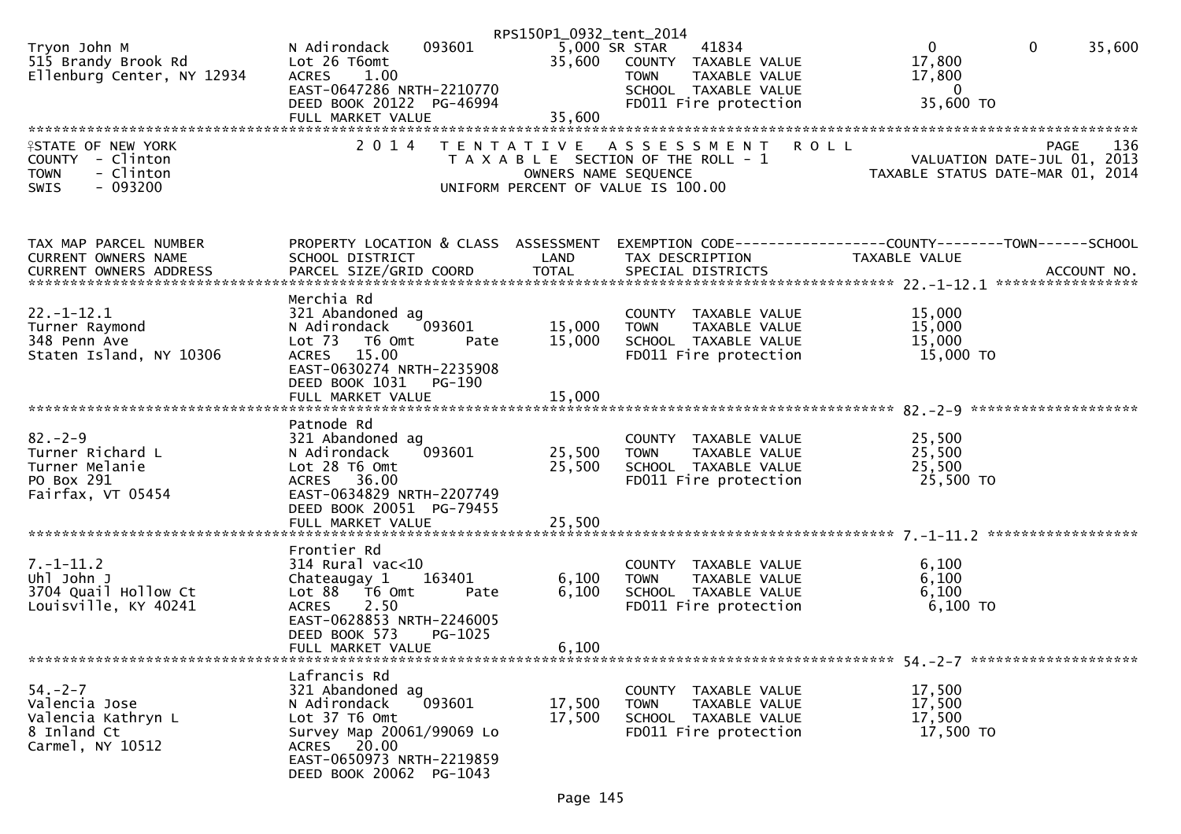RPS150P1_0932_tent_2014

```
Tryon John M                 N Adirondack     093601         5,000 SR STAR      41834                    0          0     35,600
515 Brandy Brook Rd          Lot 26 T6omt                   35,600   COUNTY  TAXABLE VALUE          17,800
Ellenburg Center, NY 12934   ACRES    1.00                           TOWN    TAXABLE VALUE          17,800
                             EAST-0647286 NRTH-2210770               SCHOOL  TAXABLE VALUE               0
                             DEED BOOK 20122  PG-46994               FD011 Fire protection          35,600 TO
                             FULL MARKET VALUE              35,600
```

STATE OF NEW YORK — 2014 TENTATIVE ASSESSMENT ROLL — PAGE 136
COUNTY - Clinton — TAXABLE SECTION OF THE ROLL - 1 — VALUATION DATE-JUL 01, 2013
TOWN - Clinton — OWNERS NAME SEQUENCE — TAXABLE STATUS DATE-MAR 01, 2014
SWIS - 093200 — UNIFORM PERCENT OF VALUE IS 100.00

| TAX MAP PARCEL NUMBER / CURRENT OWNERS NAME / CURRENT OWNERS ADDRESS | PROPERTY LOCATION & CLASS / SCHOOL DISTRICT / PARCEL SIZE/GRID COORD | ASSESSMENT LAND | TOTAL | EXEMPTION CODE / TAX DESCRIPTION / SPECIAL DISTRICTS | COUNTY / TAXABLE VALUE | TOWN | SCHOOL / ACCOUNT NO. |
|---|---|---|---|---|---|---|---|
| 22.-1-12.1 | Merchia Rd | | | | | | |
| | 321 Abandoned ag | | | COUNTY TAXABLE VALUE | 15,000 | | |
| Turner Raymond | N Adirondack 093601 | 15,000 | | TOWN TAXABLE VALUE | 15,000 | | |
| 348 Penn Ave | Lot 73 T6 Omt Pate | | 15,000 | SCHOOL TAXABLE VALUE | 15,000 | | |
| Staten Island, NY 10306 | ACRES 15.00 | | | FD011 Fire protection | 15,000 TO | | |
| | EAST-0630274 NRTH-2235908 | | | | | | |
| | DEED BOOK 1031 PG-190 | | | | | | |
| | FULL MARKET VALUE | | 15,000 | | | | |
| 82.-2-9 | Patnode Rd | | | | | | |
| | 321 Abandoned ag | | | COUNTY TAXABLE VALUE | 25,500 | | |
| Turner Richard L | N Adirondack 093601 | 25,500 | | TOWN TAXABLE VALUE | 25,500 | | |
| Turner Melanie | Lot 28 T6 Omt | | 25,500 | SCHOOL TAXABLE VALUE | 25,500 | | |
| PO Box 291 | ACRES 36.00 | | | FD011 Fire protection | 25,500 TO | | |
| Fairfax, VT 05454 | EAST-0634829 NRTH-2207749 | | | | | | |
| | DEED BOOK 20051 PG-79455 | | | | | | |
| | FULL MARKET VALUE | | 25,500 | | | | |
| 7.-1-11.2 | Frontier Rd | | | | | | |
| | 314 Rural vac<10 | | | COUNTY TAXABLE VALUE | 6,100 | | |
| Uhl John J | Chateaugay 1 163401 | 6,100 | | TOWN TAXABLE VALUE | 6,100 | | |
| 3704 Quail Hollow Ct | Lot 88 T6 Omt Pate | | 6,100 | SCHOOL TAXABLE VALUE | 6,100 | | |
| Louisville, KY 40241 | ACRES 2.50 | | | FD011 Fire protection | 6,100 TO | | |
| | EAST-0628853 NRTH-2246005 | | | | | | |
| | DEED BOOK 573 PG-1025 | | | | | | |
| | FULL MARKET VALUE | | 6,100 | | | | |
| 54.-2-7 | Lafrancis Rd | | | | | | |
| | 321 Abandoned ag | | | COUNTY TAXABLE VALUE | 17,500 | | |
| Valencia Jose | N Adirondack 093601 | 17,500 | | TOWN TAXABLE VALUE | 17,500 | | |
| Valencia Kathryn L | Lot 37 T6 Omt | | 17,500 | SCHOOL TAXABLE VALUE | 17,500 | | |
| 8 Inland Ct | Survey Map 20061/99069 Lo | | | FD011 Fire protection | 17,500 TO | | |
| Carmel, NY 10512 | ACRES 20.00 | | | | | | |
| | EAST-0650973 NRTH-2219859 | | | | | | |
| | DEED BOOK 20062 PG-1043 | | | | | | |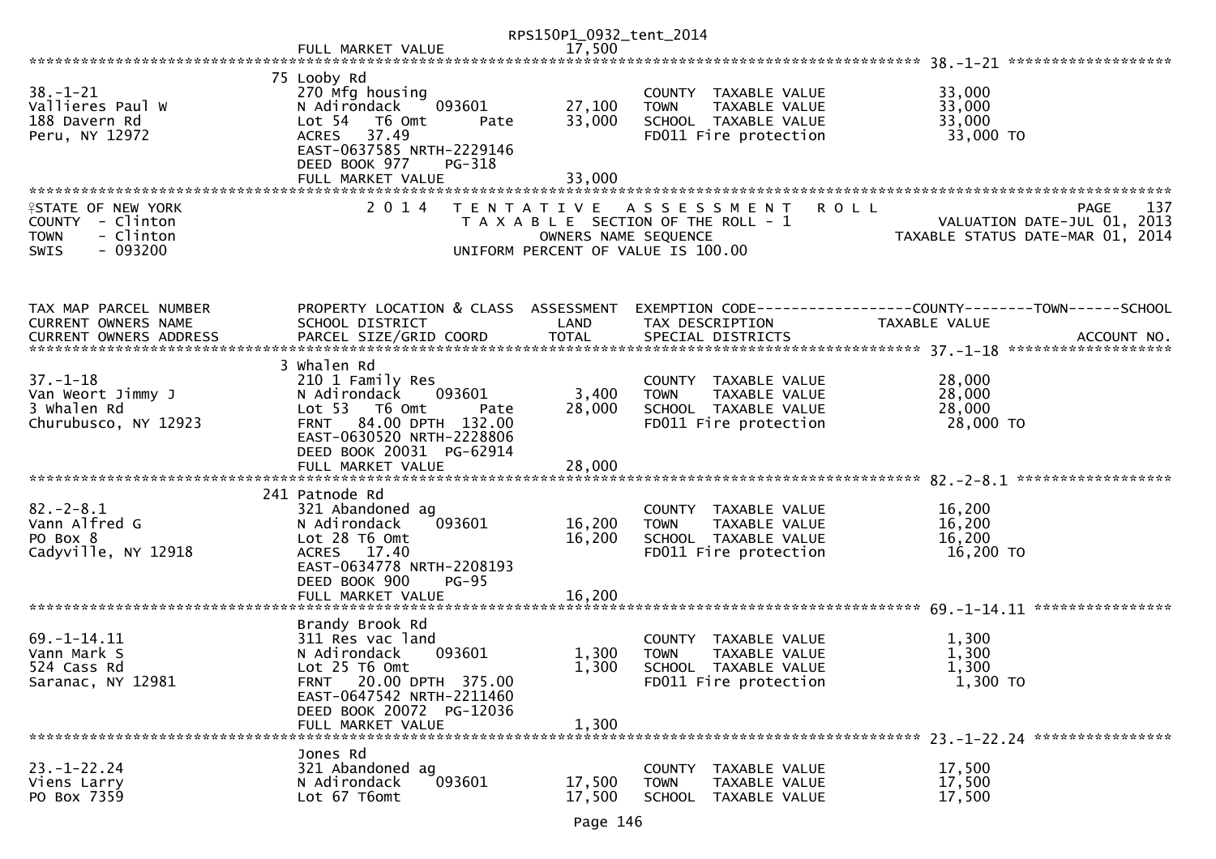RPS150P1_0932_tent_2014

FULL MARKET VALUE 17,500

******************************************************************************************************* 38.-1-21 *******************

| | | | | |
|---|---|---|---|---|
| 38.-1-21 | 75 Looby Rd | | | |
| Vallieres Paul W | 270 Mfg housing | | COUNTY TAXABLE VALUE | 33,000 |
| 188 Davern Rd | N Adirondack 093601 | 27,100 | TOWN TAXABLE VALUE | 33,000 |
| Peru, NY 12972 | Lot 54 T6 Omt Pate | 33,000 | SCHOOL TAXABLE VALUE | 33,000 |
| | ACRES 37.49 | | FD011 Fire protection | 33,000 TO |
| | EAST-0637585 NRTH-2229146 | | | |
| | DEED BOOK 977 PG-318 | | | |
| | FULL MARKET VALUE | 33,000 | | |

STATE OF NEW YORK
COUNTY - Clinton
TOWN - Clinton
SWIS - 093200

2 0 1 4 T E N T A T I V E A S S E S S M E N T R O L L
T A X A B L E SECTION OF THE ROLL - 1
OWNERS NAME SEQUENCE
UNIFORM PERCENT OF VALUE IS 100.00

PAGE 137
VALUATION DATE-JUL 01, 2013
TAXABLE STATUS DATE-MAR 01, 2014

| TAX MAP PARCEL NUMBER / CURRENT OWNERS NAME / CURRENT OWNERS ADDRESS | PROPERTY LOCATION & CLASS / SCHOOL DISTRICT / PARCEL SIZE/GRID COORD | ASSESSMENT LAND / TOTAL | EXEMPTION CODE / TAX DESCRIPTION / SPECIAL DISTRICTS | COUNTY--------TOWN------SCHOOL TAXABLE VALUE / ACCOUNT NO. |
|---|---|---|---|---|
| **37.-1-18** | 3 Whalen Rd | | | |
| 37.-1-18 | 210 1 Family Res | | COUNTY TAXABLE VALUE | 28,000 |
| Van Weort Jimmy J | N Adirondack 093601 | 3,400 | TOWN TAXABLE VALUE | 28,000 |
| 3 Whalen Rd | Lot 53 T6 Omt Pate | 28,000 | SCHOOL TAXABLE VALUE | 28,000 |
| Churubusco, NY 12923 | FRNT 84.00 DPTH 132.00 | | FD011 Fire protection | 28,000 TO |
| | EAST-0630520 NRTH-2228806 | | | |
| | DEED BOOK 20031 PG-62914 | | | |
| | FULL MARKET VALUE | 28,000 | | |
| **82.-2-8.1** | 241 Patnode Rd | | | |
| 82.-2-8.1 | 321 Abandoned ag | | COUNTY TAXABLE VALUE | 16,200 |
| Vann Alfred G | N Adirondack 093601 | 16,200 | TOWN TAXABLE VALUE | 16,200 |
| PO Box 8 | Lot 28 T6 Omt | 16,200 | SCHOOL TAXABLE VALUE | 16,200 |
| Cadyville, NY 12918 | ACRES 17.40 | | FD011 Fire protection | 16,200 TO |
| | EAST-0634778 NRTH-2208193 | | | |
| | DEED BOOK 900 PG-95 | | | |
| | FULL MARKET VALUE | 16,200 | | |
| **69.-1-14.11** | Brandy Brook Rd | | | |
| 69.-1-14.11 | 311 Res vac land | | COUNTY TAXABLE VALUE | 1,300 |
| Vann Mark S | N Adirondack 093601 | 1,300 | TOWN TAXABLE VALUE | 1,300 |
| 524 Cass Rd | Lot 25 T6 Omt | 1,300 | SCHOOL TAXABLE VALUE | 1,300 |
| Saranac, NY 12981 | FRNT 20.00 DPTH 375.00 | | FD011 Fire protection | 1,300 TO |
| | EAST-0647542 NRTH-2211460 | | | |
| | DEED BOOK 20072 PG-12036 | | | |
| | FULL MARKET VALUE | 1,300 | | |
| **23.-1-22.24** | Jones Rd | | | |
| 23.-1-22.24 | 321 Abandoned ag | | COUNTY TAXABLE VALUE | 17,500 |
| Viens Larry | N Adirondack 093601 | 17,500 | TOWN TAXABLE VALUE | 17,500 |
| PO Box 7359 | Lot 67 T6omt | 17,500 | SCHOOL TAXABLE VALUE | 17,500 |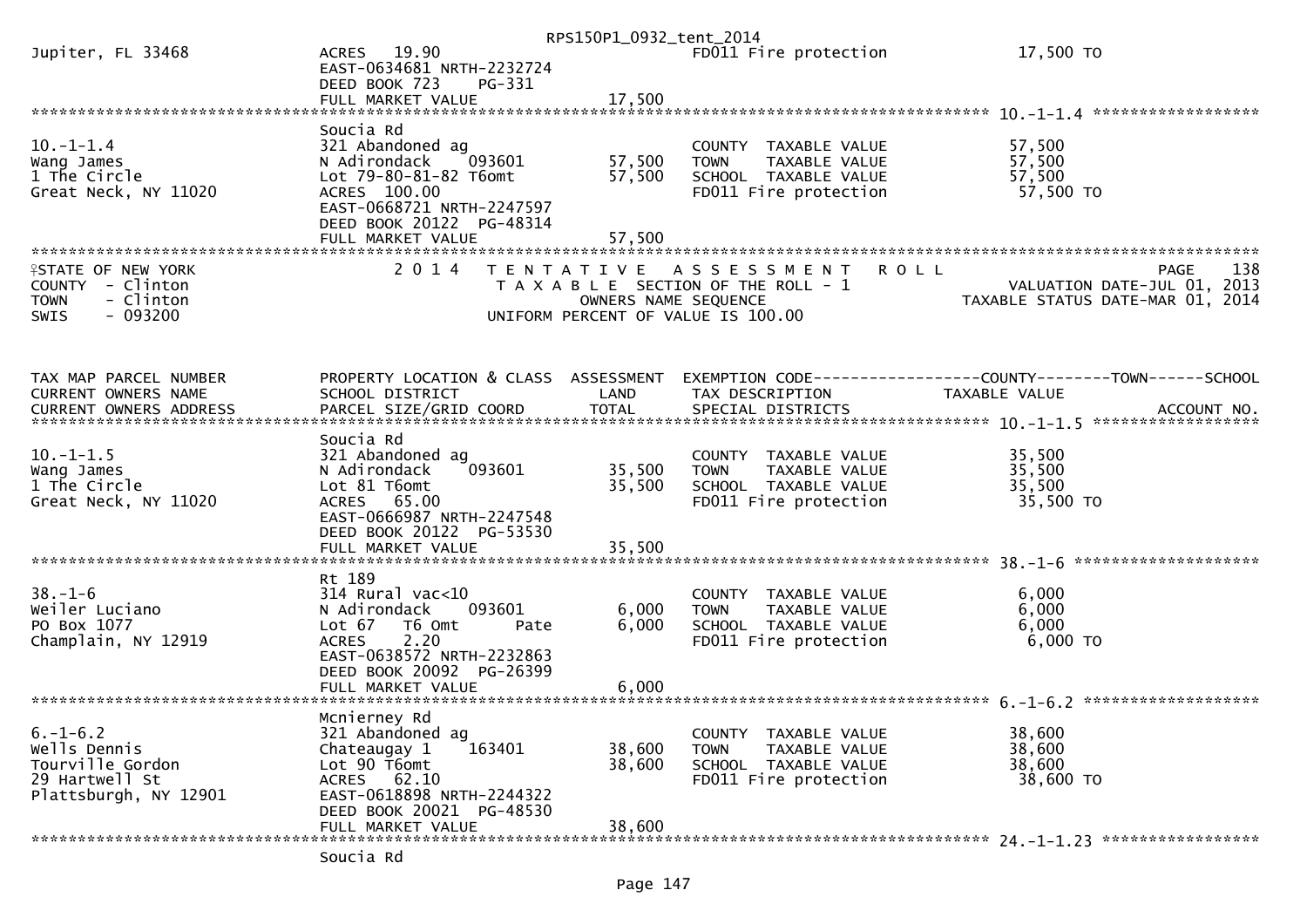| | | | | |
|---|---|---|---|---|
| Jupiter, FL 33468 | ACRES 19.90<br>EAST-0634681 NRTH-2232724<br>DEED BOOK 723 PG-331<br>FULL MARKET VALUE | 17,500 | FD011 Fire protection | 17,500 TO |

******************************************************************************************************* 10.-1-1.4 ******************

| TAX MAP PARCEL NUMBER / CURRENT OWNERS NAME / CURRENT OWNERS ADDRESS | PROPERTY LOCATION & CLASS / SCHOOL DISTRICT / PARCEL SIZE/GRID COORD | ASSESSMENT LAND | TOTAL | TAX DESCRIPTION / SPECIAL DISTRICTS | TAXABLE VALUE |
|---|---|---|---|---|---|
| 10.-1-1.4<br>Wang James<br>1 The Circle<br>Great Neck, NY 11020 | Soucia Rd<br>321 Abandoned ag<br>N Adirondack 093601<br>Lot 79-80-81-82 T6omt<br>ACRES 100.00<br>EAST-0668721 NRTH-2247597<br>DEED BOOK 20122 PG-48314<br>FULL MARKET VALUE 57,500 | 57,500 | 57,500 | COUNTY TAXABLE VALUE<br>TOWN TAXABLE VALUE<br>SCHOOL TAXABLE VALUE<br>FD011 Fire protection | 57,500<br>57,500<br>57,500<br>57,500 TO |

*******************************************************************************************************

STATE OF NEW YORK — 2014 TENTATIVE ASSESSMENT ROLL — PAGE 138
COUNTY - Clinton — TAXABLE SECTION OF THE ROLL - 1 — VALUATION DATE-JUL 01, 2013
TOWN - Clinton — OWNERS NAME SEQUENCE — TAXABLE STATUS DATE-MAR 01, 2014
SWIS - 093200 — UNIFORM PERCENT OF VALUE IS 100.00

| TAX MAP PARCEL NUMBER<br>CURRENT OWNERS NAME<br>CURRENT OWNERS ADDRESS | PROPERTY LOCATION & CLASS<br>SCHOOL DISTRICT<br>PARCEL SIZE/GRID COORD | ASSESSMENT<br>LAND | TOTAL | EXEMPTION CODE------COUNTY--------TOWN------SCHOOL<br>TAX DESCRIPTION<br>SPECIAL DISTRICTS | TAXABLE VALUE<br>ACCOUNT NO. |
|---|---|---|---|---|---|
| **10.-1-1.5** | | | | | |
| 10.-1-1.5<br>Wang James<br>1 The Circle<br>Great Neck, NY 11020 | Soucia Rd<br>321 Abandoned ag<br>N Adirondack 093601<br>Lot 81 T6omt<br>ACRES 65.00<br>EAST-0666987 NRTH-2247548<br>DEED BOOK 20122 PG-53530<br>FULL MARKET VALUE 35,500 | 35,500 | 35,500 | COUNTY TAXABLE VALUE<br>TOWN TAXABLE VALUE<br>SCHOOL TAXABLE VALUE<br>FD011 Fire protection | 35,500<br>35,500<br>35,500<br>35,500 TO |
| **38.-1-6** | | | | | |
| 38.-1-6<br>Weiler Luciano<br>PO Box 1077<br>Champlain, NY 12919 | Rt 189<br>314 Rural vac<10<br>N Adirondack 093601<br>Lot 67 T6 Omt Pate<br>ACRES 2.20<br>EAST-0638572 NRTH-2232863<br>DEED BOOK 20092 PG-26399<br>FULL MARKET VALUE 6,000 | 6,000 | 6,000 | COUNTY TAXABLE VALUE<br>TOWN TAXABLE VALUE<br>SCHOOL TAXABLE VALUE<br>FD011 Fire protection | 6,000<br>6,000<br>6,000<br>6,000 TO |
| **6.-1-6.2** | | | | | |
| 6.-1-6.2<br>Wells Dennis<br>Tourville Gordon<br>29 Hartwell St<br>Plattsburgh, NY 12901 | Mcnierney Rd<br>321 Abandoned ag<br>Chateaugay 1 163401<br>Lot 90 T6omt<br>ACRES 62.10<br>EAST-0618898 NRTH-2244322<br>DEED BOOK 20021 PG-48530<br>FULL MARKET VALUE 38,600 | 38,600 | 38,600 | COUNTY TAXABLE VALUE<br>TOWN TAXABLE VALUE<br>SCHOOL TAXABLE VALUE<br>FD011 Fire protection | 38,600<br>38,600<br>38,600<br>38,600 TO |
| **24.-1-1.23** | | | | | |
| | Soucia Rd | | | | |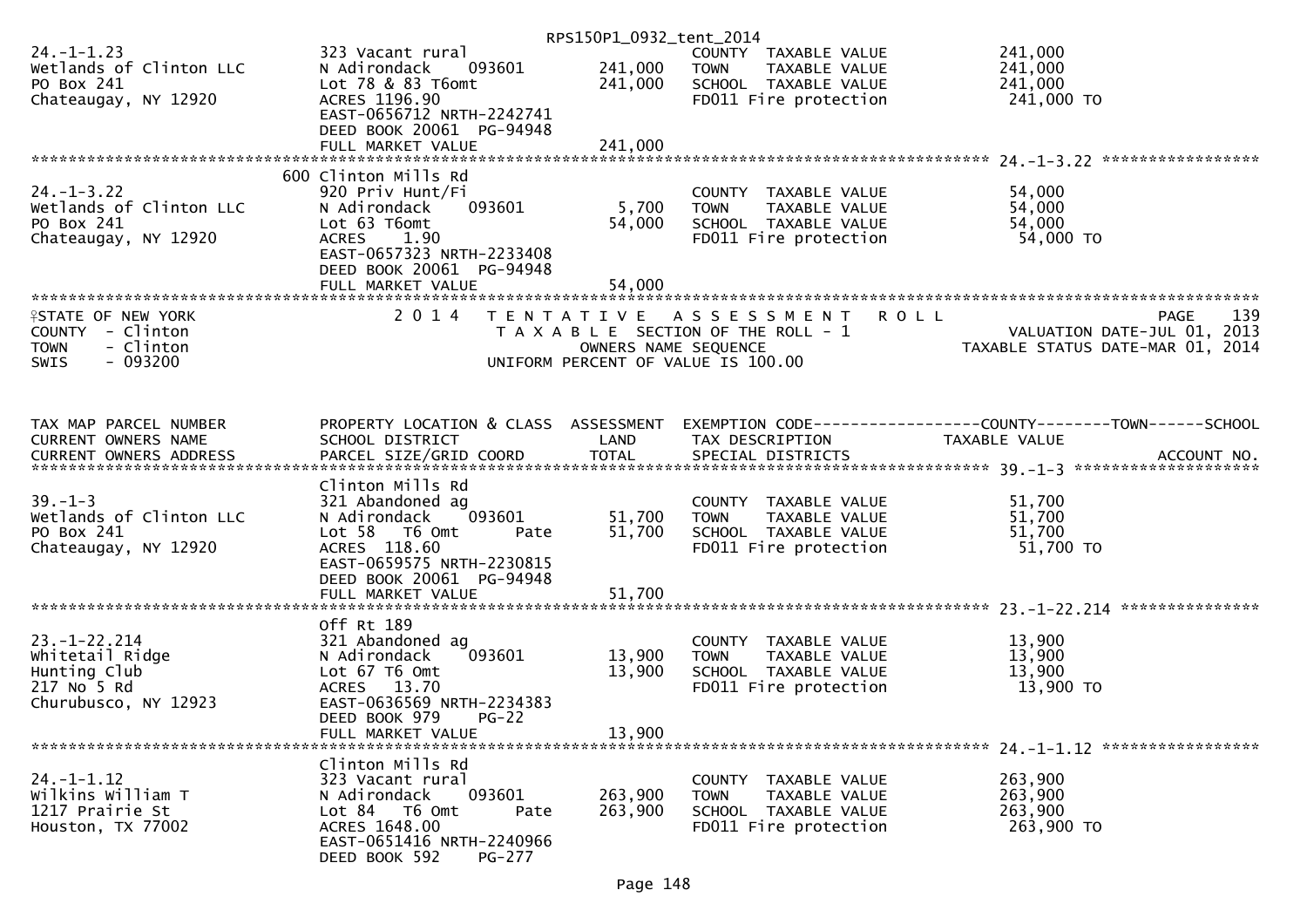```
24.-1-1.23                     323 Vacant rural                         COUNTY  TAXABLE VALUE            241,000
Wetlands of Clinton LLC        N Adirondack     093601         241,000   TOWN    TAXABLE VALUE            241,000
PO Box 241                     Lot 78 & 83 T6omt               241,000   SCHOOL  TAXABLE VALUE            241,000
Chateaugay, NY 12920           ACRES 1196.90                             FD011 Fire protection             241,000 TO
                               EAST-0656712 NRTH-2242741
                               DEED BOOK 20061  PG-94948
                               FULL MARKET VALUE               241,000
******************************************************************************************************* 24.-1-3.22 *****************
                               600 Clinton Mills Rd
24.-1-3.22                     920 Priv Hunt/Fi                         COUNTY  TAXABLE VALUE             54,000
Wetlands of Clinton LLC        N Adirondack     093601           5,700   TOWN    TAXABLE VALUE             54,000
PO Box 241                     Lot 63 T6omt                     54,000   SCHOOL  TAXABLE VALUE             54,000
Chateaugay, NY 12920           ACRES    1.90                             FD011 Fire protection              54,000 TO
                               EAST-0657323 NRTH-2233408
                               DEED BOOK 20061  PG-94948
                               FULL MARKET VALUE                54,000
************************************************************************************************************************************
STATE OF NEW YORK              2 0 1 4   T E N T A T I V E   A S S E S S M E N T   R O L L                               PAGE    139
COUNTY  - Clinton                        T A X A B L E  SECTION OF THE ROLL - 1                        VALUATION DATE-JUL 01, 2013
TOWN    - Clinton                                 OWNERS NAME SEQUENCE                               TAXABLE STATUS DATE-MAR 01, 2014
SWIS    - 093200                          UNIFORM PERCENT OF VALUE IS 100.00


TAX MAP PARCEL NUMBER          PROPERTY LOCATION & CLASS  ASSESSMENT  EXEMPTION CODE------------------COUNTY--------TOWN------SCHOOL
CURRENT OWNERS NAME            SCHOOL DISTRICT               LAND      TAX DESCRIPTION              TAXABLE VALUE
CURRENT OWNERS ADDRESS         PARCEL SIZE/GRID COORD        TOTAL     SPECIAL DISTRICTS                                    ACCOUNT NO.
******************************************************************************************************* 39.-1-3 ********************
                               Clinton Mills Rd
39.-1-3                        321 Abandoned ag                         COUNTY  TAXABLE VALUE             51,700
Wetlands of Clinton LLC        N Adirondack     093601          51,700   TOWN    TAXABLE VALUE             51,700
PO Box 241                     Lot 58   T6 Omt         Pate     51,700   SCHOOL  TAXABLE VALUE             51,700
Chateaugay, NY 12920           ACRES  118.60                             FD011 Fire protection              51,700 TO
                               EAST-0659575 NRTH-2230815
                               DEED BOOK 20061  PG-94948
                               FULL MARKET VALUE                51,700
******************************************************************************************************* 23.-1-22.214 ***************
                               Off Rt 189
23.-1-22.214                   321 Abandoned ag                         COUNTY  TAXABLE VALUE             13,900
Whitetail Ridge                N Adirondack     093601          13,900   TOWN    TAXABLE VALUE             13,900
Hunting Club                   Lot 67 T6 Omt                    13,900   SCHOOL  TAXABLE VALUE             13,900
217 No 5 Rd                    ACRES   13.70                             FD011 Fire protection              13,900 TO
Churubusco, NY 12923           EAST-0636569 NRTH-2234383
                               DEED BOOK 979     PG-22
                               FULL MARKET VALUE                13,900
******************************************************************************************************* 24.-1-1.12 *****************
                               Clinton Mills Rd
24.-1-1.12                     323 Vacant rural                         COUNTY  TAXABLE VALUE            263,900
Wilkins William T              N Adirondack     093601         263,900   TOWN    TAXABLE VALUE            263,900
1217 Prairie St                Lot 84   T6 Omt         Pate    263,900   SCHOOL  TAXABLE VALUE            263,900
Houston, TX 77002              ACRES 1648.00                             FD011 Fire protection             263,900 TO
                               EAST-0651416 NRTH-2240966
                               DEED BOOK 592     PG-277
```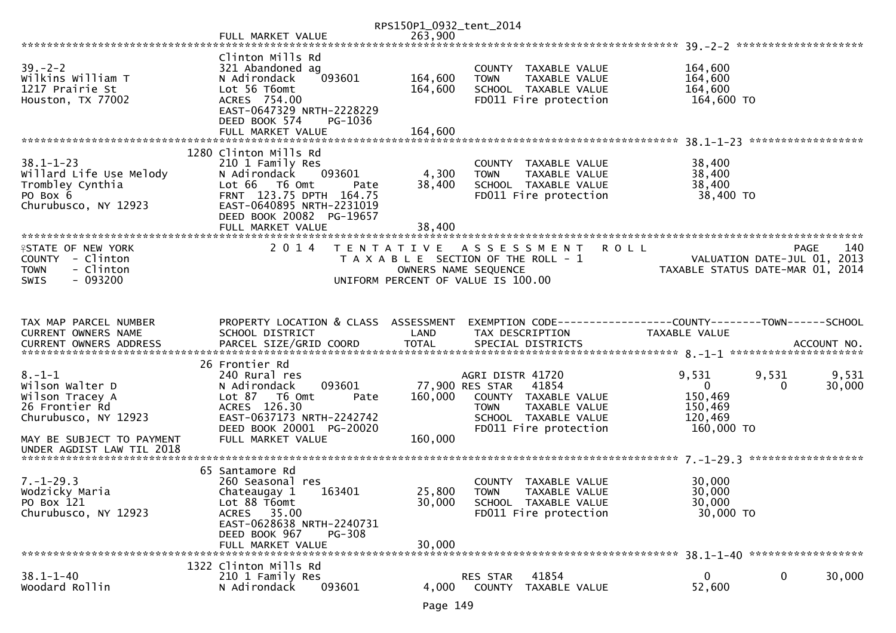RPS150P1_0932_tent_2014

FULL MARKET VALUE 263,900

```
******************************************************************************************************* 39.-2-2 ********************
                          Clinton Mills Rd
39.-2-2                   321 Abandoned ag                       COUNTY  TAXABLE VALUE           164,600
Wilkins William T         N Adirondack    093601      164,600    TOWN    TAXABLE VALUE           164,600
1217 Prairie St           Lot 56 T6omt                164,600    SCHOOL  TAXABLE VALUE           164,600
Houston, TX 77002         ACRES  754.00                          FD011 Fire protection            164,600 TO
                          EAST-0647329 NRTH-2228229
                          DEED BOOK 574     PG-1036
                          FULL MARKET VALUE           164,600
******************************************************************************************************* 38.1-1-23 ******************
                     1280 Clinton Mills Rd
38.1-1-23                 210 1 Family Res                       COUNTY  TAXABLE VALUE            38,400
Willard Life Use Melody   N Adirondack    093601        4,300    TOWN    TAXABLE VALUE            38,400
Trombley Cynthia          Lot 66   T6 Omt       Pate   38,400    SCHOOL  TAXABLE VALUE            38,400
PO Box 6                  FRNT 123.75 DPTH 164.75                FD011 Fire protection             38,400 TO
Churubusco, NY 12923      EAST-0640895 NRTH-2231019
                          DEED BOOK 20082 PG-19657
                          FULL MARKET VALUE            38,400
************************************************************************************************************************************
```

```
STATE OF NEW YORK              2 0 1 4   T E N T A T I V E   A S S E S S M E N T   R O L L                    PAGE   140
COUNTY  - Clinton                        T A X A B L E  SECTION OF THE ROLL - 1                VALUATION DATE-JUL 01, 2013
TOWN    - Clinton                               OWNERS NAME SEQUENCE                          TAXABLE STATUS DATE-MAR 01, 2014
SWIS    - 093200                         UNIFORM PERCENT OF VALUE IS 100.00
```

```
TAX MAP PARCEL NUMBER     PROPERTY LOCATION & CLASS  ASSESSMENT  EXEMPTION CODE------------------COUNTY--------TOWN------SCHOOL
CURRENT OWNERS NAME       SCHOOL DISTRICT               LAND     TAX DESCRIPTION                 TAXABLE VALUE
CURRENT OWNERS ADDRESS    PARCEL SIZE/GRID COORD       TOTAL     SPECIAL DISTRICTS                                     ACCOUNT NO.
******************************************************************************************************* 8.-1-1 *********************
                       26 Frontier Rd
8.-1-1                    240 Rural res                          AGRI DISTR 41720                  9,531      9,531       9,531
Wilson Walter D           N Adirondack    093601       77,900 RES STAR   41854                      0          0         30,000
Wilson Tracey A           Lot 87   T6 Omt       Pate  160,000    COUNTY  TAXABLE VALUE           150,469
26 Frontier Rd            ACRES  126.30                          TOWN    TAXABLE VALUE           150,469
Churubusco, NY 12923      EAST-0637173 NRTH-2242742              SCHOOL  TAXABLE VALUE           120,469
                          DEED BOOK 20001 PG-20020               FD011 Fire protection            160,000 TO
MAY BE SUBJECT TO PAYMENT FULL MARKET VALUE           160,000
UNDER AGDIST LAW TIL 2018
******************************************************************************************************* 7.-1-29.3 ******************
                       65 Santamore Rd
7.-1-29.3                 260 Seasonal res                       COUNTY  TAXABLE VALUE            30,000
Wodzicky Maria            Chateaugay 1    163401       25,800    TOWN    TAXABLE VALUE            30,000
PO Box 121                Lot 88 T6omt                 30,000    SCHOOL  TAXABLE VALUE            30,000
Churubusco, NY 12923      ACRES   35.00                          FD011 Fire protection             30,000 TO
                          EAST-0628638 NRTH-2240731
                          DEED BOOK 967     PG-308
                          FULL MARKET VALUE            30,000
******************************************************************************************************* 38.1-1-40 ******************
                     1322 Clinton Mills Rd
38.1-1-40                 210 1 Family Res                       RES STAR   41854                      0          0         30,000
Woodard Rollin            N Adirondack    093601        4,000    COUNTY  TAXABLE VALUE            52,600
```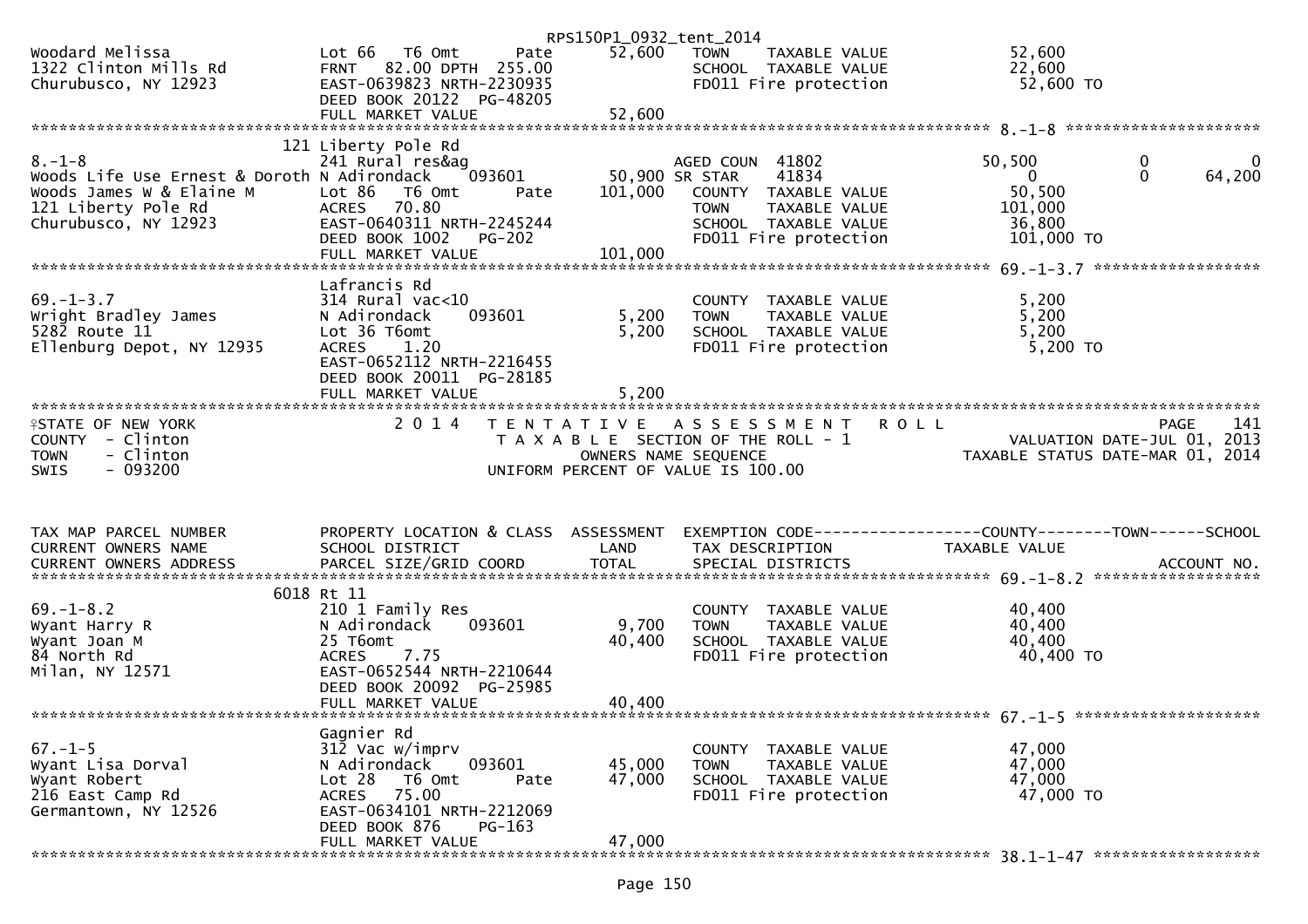RPS150P1_0932_tent_2014

```
Woodard Melissa               Lot 66   T6 Omt       Pate    52,600   TOWN     TAXABLE VALUE          52,600
1322 Clinton Mills Rd         FRNT   82.00 DPTH 255.00               SCHOOL  TAXABLE VALUE           22,600
Churubusco, NY 12923          EAST-0639823 NRTH-2230935              FD011 Fire protection            52,600 TO
                              DEED BOOK 20122  PG-48205
                              FULL MARKET VALUE             52,600
******************************************************************************************************* 8.-1-8 **********************
                          121 Liberty Pole Rd
8.-1-8                        241 Rural res&ag                       AGED COUN  41802              50,500            0            0
Woods Life Use Ernest & Doroth N Adirondack    093601       50,900 SR STAR    41834                   0            0       64,200
Woods James W & Elaine M      Lot 86   T6 Omt       Pate   101,000   COUNTY  TAXABLE VALUE           50,500
121 Liberty Pole Rd           ACRES   70.80                          TOWN     TAXABLE VALUE         101,000
Churubusco, NY 12923          EAST-0640311 NRTH-2245244              SCHOOL  TAXABLE VALUE           36,800
                              DEED BOOK 1002   PG-202                FD011 Fire protection           101,000 TO
                              FULL MARKET VALUE            101,000
******************************************************************************************************* 69.-1-3.7 *****************
                              Lafrancis Rd
69.-1-3.7                     314 Rural vac<10                       COUNTY  TAXABLE VALUE            5,200
Wright Bradley James          N Adirondack    093601        5,200   TOWN     TAXABLE VALUE            5,200
5282 Route 11                 Lot 36 T6omt                  5,200   SCHOOL  TAXABLE VALUE            5,200
Ellenburg Depot, NY 12935     ACRES    1.20                          FD011 Fire protection             5,200 TO
                              EAST-0652112 NRTH-2216455
                              DEED BOOK 20011  PG-28185
                              FULL MARKET VALUE              5,200
*************************************************************************************************************************************
STATE OF NEW YORK                2 0 1 4   T E N T A T I V E   A S S E S S M E N T   R O L L                              PAGE    141
COUNTY  - Clinton                          T A X A B L E  SECTION OF THE ROLL - 1                      VALUATION DATE-JUL 01, 2013
TOWN    - Clinton                              OWNERS NAME SEQUENCE                               TAXABLE STATUS DATE-MAR 01, 2014
SWIS    - 093200                          UNIFORM PERCENT OF VALUE IS 100.00


TAX MAP PARCEL NUMBER         PROPERTY LOCATION & CLASS  ASSESSMENT  EXEMPTION CODE------------------COUNTY--------TOWN------SCHOOL
CURRENT OWNERS NAME           SCHOOL DISTRICT               LAND      TAX DESCRIPTION              TAXABLE VALUE
CURRENT OWNERS ADDRESS        PARCEL SIZE/GRID COORD        TOTAL     SPECIAL DISTRICTS                                    ACCOUNT NO.
******************************************************************************************************* 69.-1-8.2 *****************
                          6018 Rt 11
69.-1-8.2                     210 1 Family Res                       COUNTY  TAXABLE VALUE           40,400
Wyant Harry R                 N Adirondack    093601        9,700   TOWN     TAXABLE VALUE           40,400
Wyant Joan M                  25 T6omt                     40,400   SCHOOL  TAXABLE VALUE           40,400
84 North Rd                   ACRES    7.75                          FD011 Fire protection            40,400 TO
Milan, NY 12571               EAST-0652544 NRTH-2210644
                              DEED BOOK 20092  PG-25985
                              FULL MARKET VALUE             40,400
******************************************************************************************************* 67.-1-5 *******************
                              Gagnier Rd
67.-1-5                       312 Vac w/imprv                        COUNTY  TAXABLE VALUE           47,000
Wyant Lisa Dorval             N Adirondack    093601       45,000   TOWN     TAXABLE VALUE           47,000
Wyant Robert                  Lot 28   T6 Omt       Pate    47,000   SCHOOL  TAXABLE VALUE           47,000
216 East Camp Rd              ACRES   75.00                          FD011 Fire protection            47,000 TO
Germantown, NY 12526          EAST-0634101 NRTH-2212069
                              DEED BOOK 876    PG-163
                              FULL MARKET VALUE             47,000
******************************************************************************************************* 38.1-1-47 *****************
```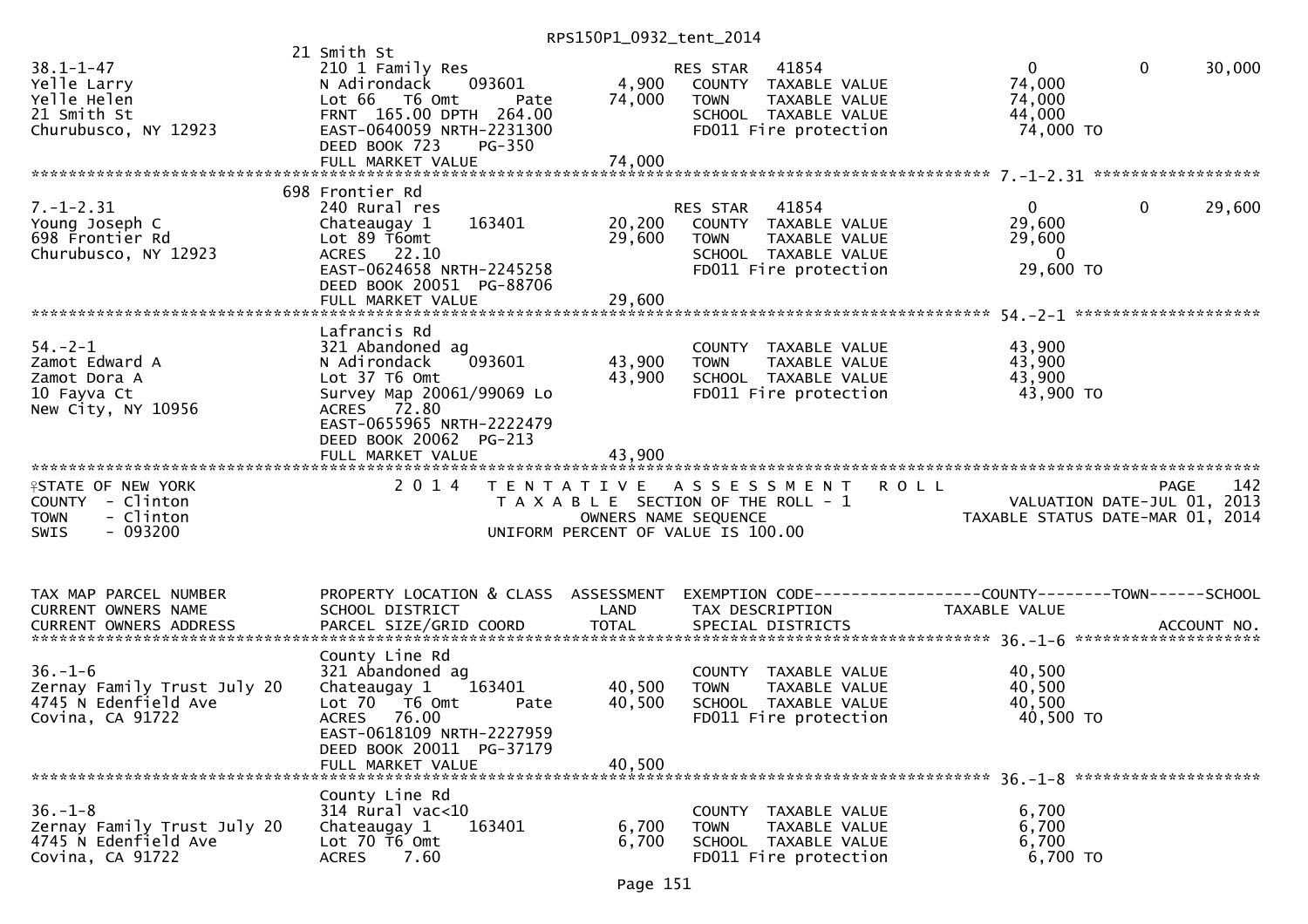RPS150P1_0932_tent_2014

| | 21 Smith St | | | | | |
|---|---|---|---|---|---|---|
| 38.1-1-47 | 210 1 Family Res | | RES STAR 41854 | 0 | 0 | 30,000 |
| Yelle Larry | N Adirondack 093601 | 4,900 | COUNTY TAXABLE VALUE | 74,000 | | |
| Yelle Helen | Lot 66 T6 Omt Pate | 74,000 | TOWN TAXABLE VALUE | 74,000 | | |
| 21 Smith St | FRNT 165.00 DPTH 264.00 | | SCHOOL TAXABLE VALUE | 44,000 | | |
| Churubusco, NY 12923 | EAST-0640059 NRTH-2231300 | | FD011 Fire protection | 74,000 TO | | |
| | DEED BOOK 723 PG-350 | | | | | |
| | FULL MARKET VALUE | 74,000 | | | | |

************************************************************************************************************** 7.-1-2.31 ******************

| | 698 Frontier Rd | | | | | |
|---|---|---|---|---|---|---|
| 7.-1-2.31 | 240 Rural res | | RES STAR 41854 | 0 | 0 | 29,600 |
| Young Joseph C | Chateaugay 1 163401 | 20,200 | COUNTY TAXABLE VALUE | 29,600 | | |
| 698 Frontier Rd | Lot 89 T6omt | 29,600 | TOWN TAXABLE VALUE | 29,600 | | |
| Churubusco, NY 12923 | ACRES 22.10 | | SCHOOL TAXABLE VALUE | 0 | | |
| | EAST-0624658 NRTH-2245258 | | FD011 Fire protection | 29,600 TO | | |
| | DEED BOOK 20051 PG-88706 | | | | | |
| | FULL MARKET VALUE | 29,600 | | | | |

************************************************************************************************************** 54.-2-1 ********************

| | Lafrancis Rd | | | |
|---|---|---|---|---|
| 54.-2-1 | 321 Abandoned ag | | COUNTY TAXABLE VALUE | 43,900 |
| Zamot Edward A | N Adirondack 093601 | 43,900 | TOWN TAXABLE VALUE | 43,900 |
| Zamot Dora A | Lot 37 T6 Omt | 43,900 | SCHOOL TAXABLE VALUE | 43,900 |
| 10 Fayva Ct | Survey Map 20061/99069 Lo | | FD011 Fire protection | 43,900 TO |
| New City, NY 10956 | ACRES 72.80 | | | |
| | EAST-0655965 NRTH-2222479 | | | |
| | DEED BOOK 20062 PG-213 | | | |
| | FULL MARKET VALUE | 43,900 | | |

**************************************************************************************************************************************

STATE OF NEW YORK — 2014 TENTATIVE ASSESSMENT ROLL — PAGE 142
COUNTY - Clinton — TAXABLE SECTION OF THE ROLL - 1 — VALUATION DATE-JUL 01, 2013
TOWN - Clinton — OWNERS NAME SEQUENCE — TAXABLE STATUS DATE-MAR 01, 2014
SWIS - 093200 — UNIFORM PERCENT OF VALUE IS 100.00

| TAX MAP PARCEL NUMBER / CURRENT OWNERS NAME / CURRENT OWNERS ADDRESS | PROPERTY LOCATION & CLASS / SCHOOL DISTRICT / PARCEL SIZE/GRID COORD | ASSESSMENT LAND / TOTAL | EXEMPTION CODE / TAX DESCRIPTION / SPECIAL DISTRICTS | COUNTY--------TOWN------SCHOOL TAXABLE VALUE / ACCOUNT NO. |
|---|---|---|---|---|

************************************************************************************************************** 36.-1-6 ********************

| | County Line Rd | | | |
|---|---|---|---|---|
| 36.-1-6 | 321 Abandoned ag | | COUNTY TAXABLE VALUE | 40,500 |
| Zernay Family Trust July 20 | Chateaugay 1 163401 | 40,500 | TOWN TAXABLE VALUE | 40,500 |
| 4745 N Edenfield Ave | Lot 70 T6 Omt Pate | 40,500 | SCHOOL TAXABLE VALUE | 40,500 |
| Covina, CA 91722 | ACRES 76.00 | | FD011 Fire protection | 40,500 TO |
| | EAST-0618109 NRTH-2227959 | | | |
| | DEED BOOK 20011 PG-37179 | | | |
| | FULL MARKET VALUE | 40,500 | | |

************************************************************************************************************** 36.-1-8 ********************

| | County Line Rd | | | |
|---|---|---|---|---|
| 36.-1-8 | 314 Rural vac<10 | | COUNTY TAXABLE VALUE | 6,700 |
| Zernay Family Trust July 20 | Chateaugay 1 163401 | 6,700 | TOWN TAXABLE VALUE | 6,700 |
| 4745 N Edenfield Ave | Lot 70 T6 Omt | 6,700 | SCHOOL TAXABLE VALUE | 6,700 |
| Covina, CA 91722 | ACRES 7.60 | | FD011 Fire protection | 6,700 TO |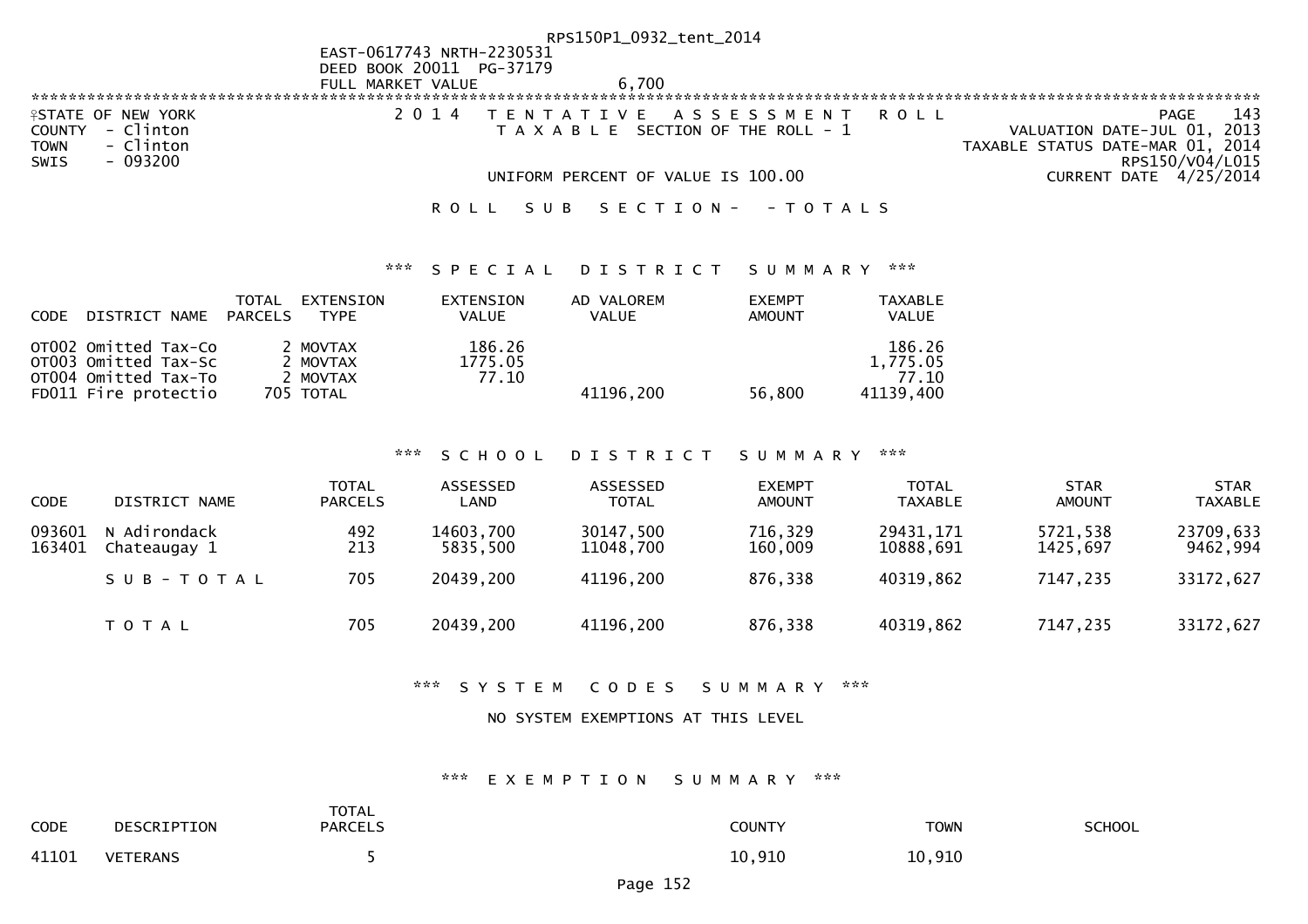RPS150P1_0932_tent_2014

EAST-0617743 NRTH-2230531
DEED BOOK 20011 PG-37179
FULL MARKET VALUE 6,700

************************************************************************************************************************************

STATE OF NEW YORK
COUNTY - Clinton
TOWN - Clinton
SWIS - 093200

2 0 1 4 T E N T A T I V E A S S E S S M E N T R O L L
T A X A B L E SECTION OF THE ROLL - 1

UNIFORM PERCENT OF VALUE IS 100.00

PAGE 143
VALUATION DATE-JUL 01, 2013
TAXABLE STATUS DATE-MAR 01, 2014
RPS150/V04/L015
CURRENT DATE 4/25/2014

R O L L S U B S E C T I O N - - T O T A L S

### *** S P E C I A L D I S T R I C T S U M M A R Y ***

| CODE | DISTRICT NAME | TOTAL PARCELS | EXTENSION TYPE | EXTENSION VALUE | AD VALOREM VALUE | EXEMPT AMOUNT | TAXABLE VALUE |
|---|---|---|---|---|---|---|---|
| OT002 | Omitted Tax-Co | 2 | MOVTAX | 186.26 | | | 186.26 |
| OT003 | Omitted Tax-Sc | 2 | MOVTAX | 1775.05 | | | 1,775.05 |
| OT004 | Omitted Tax-To | 2 | MOVTAX | 77.10 | | | 77.10 |
| FD011 | Fire protectio | 705 | TOTAL | | 41196,200 | 56,800 | 41139,400 |

### *** S C H O O L D I S T R I C T S U M M A R Y ***

| CODE | DISTRICT NAME | TOTAL PARCELS | ASSESSED LAND | ASSESSED TOTAL | EXEMPT AMOUNT | TOTAL TAXABLE | STAR AMOUNT | STAR TAXABLE |
|---|---|---|---|---|---|---|---|---|
| 093601 | N Adirondack | 492 | 14603,700 | 30147,500 | 716,329 | 29431,171 | 5721,538 | 23709,633 |
| 163401 | Chateaugay 1 | 213 | 5835,500 | 11048,700 | 160,009 | 10888,691 | 1425,697 | 9462,994 |
| | S U B - T O T A L | 705 | 20439,200 | 41196,200 | 876,338 | 40319,862 | 7147,235 | 33172,627 |
| | T O T A L | 705 | 20439,200 | 41196,200 | 876,338 | 40319,862 | 7147,235 | 33172,627 |

### *** S Y S T E M C O D E S S U M M A R Y ***

NO SYSTEM EXEMPTIONS AT THIS LEVEL

### *** E X E M P T I O N S U M M A R Y ***

| CODE | DESCRIPTION | TOTAL PARCELS | COUNTY | TOWN | SCHOOL |
|---|---|---|---|---|---|
| 41101 | VETERANS | 5 | 10,910 | 10,910 | |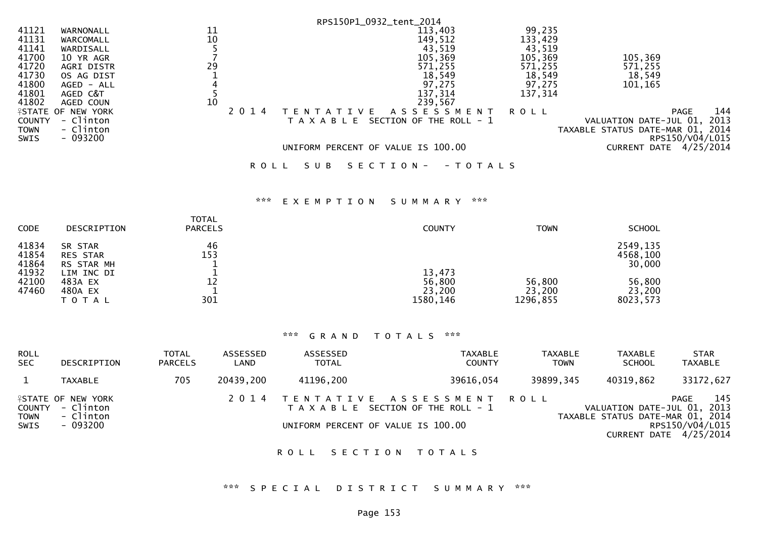RPS150P1_0932_tent_2014

| CODE | DESCRIPTION | TOTAL PARCELS | COUNTY | TOWN | SCHOOL |
|---|---|---|---|---|---|
| 41121 | WARNONALL | 11 | 113,403 | 99,235 | |
| 41131 | WARCOMALL | 10 | 149,512 | 133,429 | |
| 41141 | WARDISALL | 5 | 43,519 | 43,519 | |
| 41700 | 10 YR AGR | 7 | 105,369 | 105,369 | 105,369 |
| 41720 | AGRI DISTR | 29 | 571,255 | 571,255 | 571,255 |
| 41730 | OS AG DIST | 1 | 18,549 | 18,549 | 18,549 |
| 41800 | AGED - ALL | 4 | 97,275 | 97,275 | 101,165 |
| 41801 | AGED C&T | 5 | 137,314 | 137,314 | |
| 41802 | AGED COUN | 10 | 239,567 | | |

STATE OF NEW YORK
COUNTY - Clinton
TOWN - Clinton
SWIS - 093200

2014 TENTATIVE ASSESSMENT ROLL
TAXABLE SECTION OF THE ROLL - 1

UNIFORM PERCENT OF VALUE IS 100.00

PAGE 144
VALUATION DATE-JUL 01, 2013
TAXABLE STATUS DATE-MAR 01, 2014
RPS150/V04/L015
CURRENT DATE 4/25/2014

ROLL SUB SECTION- - TOTALS

*** EXEMPTION SUMMARY ***

| CODE | DESCRIPTION | TOTAL PARCELS | COUNTY | TOWN | SCHOOL |
|---|---|---|---|---|---|
| 41834 | SR STAR | 46 | | | 2549,135 |
| 41854 | RES STAR | 153 | | | 4568,100 |
| 41864 | RS STAR MH | 1 | | | 30,000 |
| 41932 | LIM INC DI | 1 | 13,473 | | |
| 42100 | 483A EX | 12 | 56,800 | 56,800 | 56,800 |
| 47460 | 480A EX | 1 | 23,200 | 23,200 | 23,200 |
| | TOTAL | 301 | 1580,146 | 1296,855 | 8023,573 |

*** GRAND TOTALS ***

| ROLL SEC | DESCRIPTION | TOTAL PARCELS | ASSESSED LAND | ASSESSED TOTAL | TAXABLE COUNTY | TAXABLE TOWN | TAXABLE SCHOOL | STAR TAXABLE |
|---|---|---|---|---|---|---|---|---|
| 1 | TAXABLE | 705 | 20439,200 | 41196,200 | 39616,054 | 39899,345 | 40319,862 | 33172,627 |

STATE OF NEW YORK
COUNTY - Clinton
TOWN - Clinton
SWIS - 093200

2014 TENTATIVE ASSESSMENT ROLL
TAXABLE SECTION OF THE ROLL - 1

UNIFORM PERCENT OF VALUE IS 100.00

PAGE 145
VALUATION DATE-JUL 01, 2013
TAXABLE STATUS DATE-MAR 01, 2014
RPS150/V04/L015
CURRENT DATE 4/25/2014

ROLL SECTION TOTALS

*** SPECIAL DISTRICT SUMMARY ***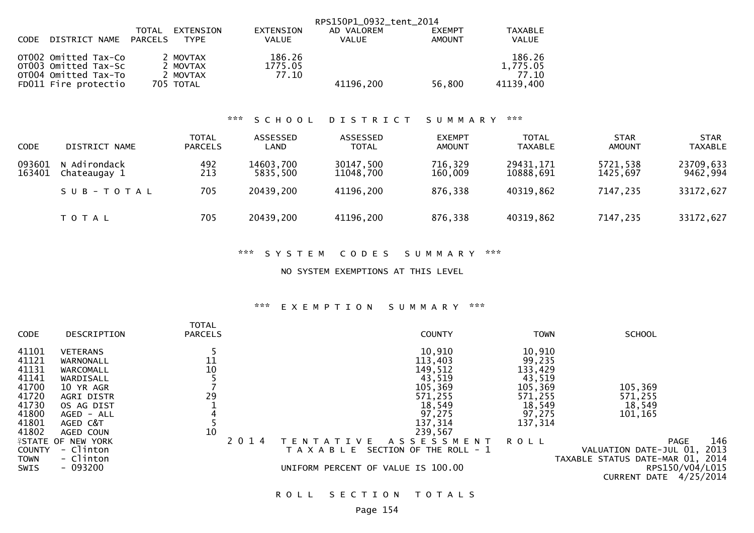RPS150P1_0932_tent_2014

| CODE | DISTRICT NAME | TOTAL PARCELS | EXTENSION TYPE | EXTENSION VALUE | AD VALOREM VALUE | EXEMPT AMOUNT | TAXABLE VALUE |
|---|---|---|---|---|---|---|---|
| OT002 | Omitted Tax-Co | 2 | MOVTAX | 186.26 | | | 186.26 |
| OT003 | Omitted Tax-Sc | 2 | MOVTAX | 1775.05 | | | 1,775.05 |
| OT004 | Omitted Tax-To | 2 | MOVTAX | 77.10 | | | 77.10 |
| FD011 | Fire protectio | 705 | TOTAL | | 41196,200 | 56,800 | 41139,400 |

## *** S C H O O L D I S T R I C T S U M M A R Y ***

| CODE | DISTRICT NAME | TOTAL PARCELS | ASSESSED LAND | ASSESSED TOTAL | EXEMPT AMOUNT | TOTAL TAXABLE | STAR AMOUNT | STAR TAXABLE |
|---|---|---|---|---|---|---|---|---|
| 093601 | N Adirondack | 492 | 14603,700 | 30147,500 | 716,329 | 29431,171 | 5721,538 | 23709,633 |
| 163401 | Chateaugay 1 | 213 | 5835,500 | 11048,700 | 160,009 | 10888,691 | 1425,697 | 9462,994 |
| | S U B - T O T A L | 705 | 20439,200 | 41196,200 | 876,338 | 40319,862 | 7147,235 | 33172,627 |
| | T O T A L | 705 | 20439,200 | 41196,200 | 876,338 | 40319,862 | 7147,235 | 33172,627 |

## *** S Y S T E M C O D E S S U M M A R Y ***

NO SYSTEM EXEMPTIONS AT THIS LEVEL

## *** E X E M P T I O N S U M M A R Y ***

| CODE | DESCRIPTION | TOTAL PARCELS | COUNTY | TOWN | SCHOOL |
|---|---|---|---|---|---|
| 41101 | VETERANS | 5 | 10,910 | 10,910 | |
| 41121 | WARNONALL | 11 | 113,403 | 99,235 | |
| 41131 | WARCOMALL | 10 | 149,512 | 133,429 | |
| 41141 | WARDISALL | 5 | 43,519 | 43,519 | |
| 41700 | 10 YR AGR | 7 | 105,369 | 105,369 | 105,369 |
| 41720 | AGRI DISTR | 29 | 571,255 | 571,255 | 571,255 |
| 41730 | OS AG DIST | 1 | 18,549 | 18,549 | 18,549 |
| 41800 | AGED - ALL | 4 | 97,275 | 97,275 | 101,165 |
| 41801 | AGED C&T | 5 | 137,314 | 137,314 | |
| 41802 | AGED COUN | 10 | 239,567 | | |

STATE OF NEW YORK
COUNTY - Clinton
TOWN - Clinton
SWIS - 093200

2 0 1 4 T E N T A T I V E A S S E S S M E N T R O L L
T A X A B L E SECTION OF THE ROLL - 1
UNIFORM PERCENT OF VALUE IS 100.00

PAGE 146
VALUATION DATE-JUL 01, 2013
TAXABLE STATUS DATE-MAR 01, 2014
RPS150/V04/L015
CURRENT DATE 4/25/2014

R O L L S E C T I O N T O T A L S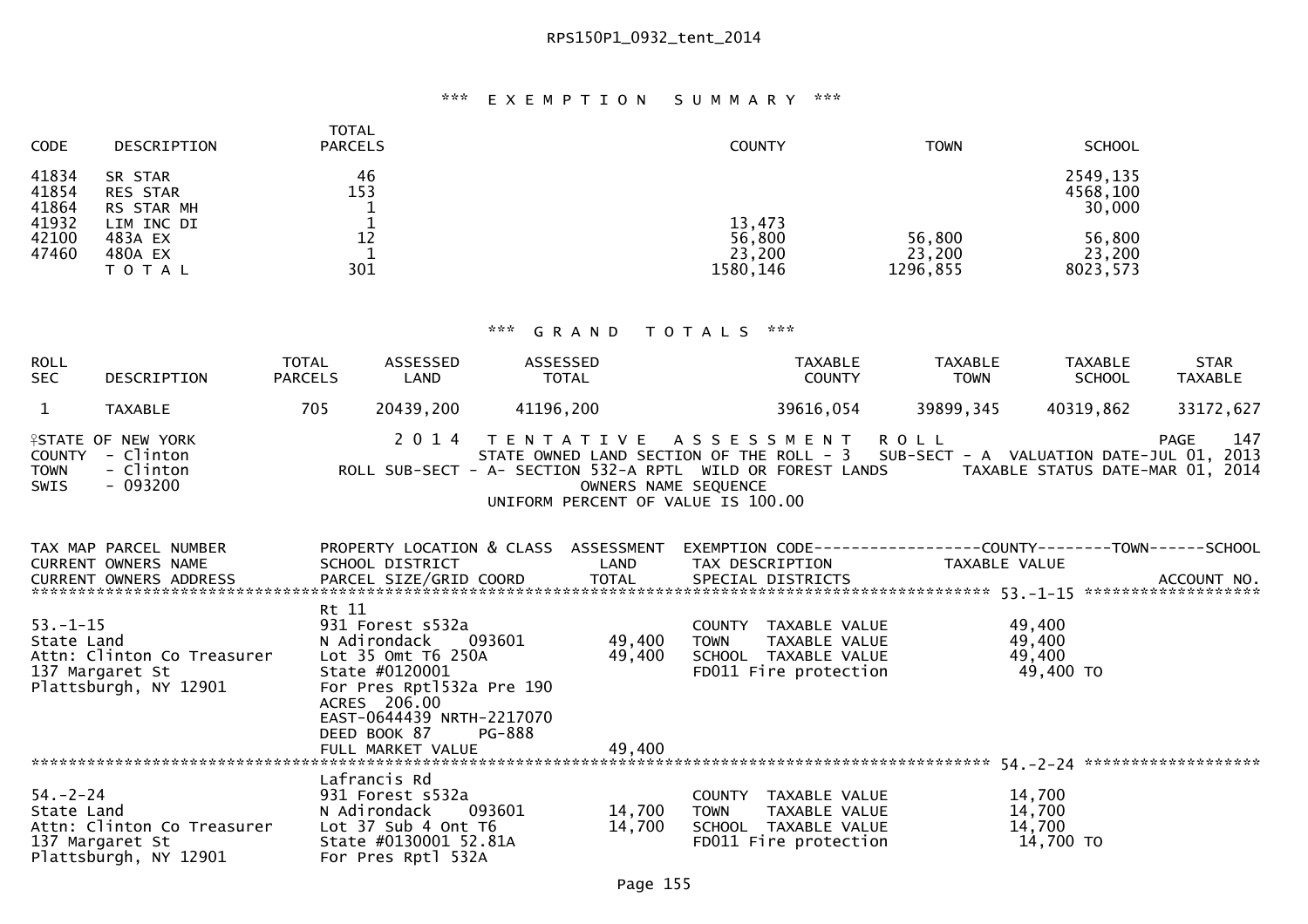### *** EXEMPTION SUMMARY ***

| CODE | DESCRIPTION | TOTAL PARCELS | COUNTY | TOWN | SCHOOL |
|---|---|---|---|---|---|
| 41834 | SR STAR | 46 | | | 2549,135 |
| 41854 | RES STAR | 153 | | | 4568,100 |
| 41864 | RS STAR MH | 1 | | | 30,000 |
| 41932 | LIM INC DI | 1 | 13,473 | | |
| 42100 | 483A EX | 12 | 56,800 | 56,800 | 56,800 |
| 47460 | 480A EX | 1 | 23,200 | 23,200 | 23,200 |
| | T O T A L | 301 | 1580,146 | 1296,855 | 8023,573 |

### *** GRAND TOTALS ***

| ROLL SEC | DESCRIPTION | TOTAL PARCELS | ASSESSED LAND | ASSESSED TOTAL | TAXABLE COUNTY | TAXABLE TOWN | TAXABLE SCHOOL | STAR TAXABLE |
|---|---|---|---|---|---|---|---|---|
| 1 | TAXABLE | 705 | 20439,200 | 41196,200 | 39616,054 | 39899,345 | 40319,862 | 33172,627 |

STATE OF NEW YORK
COUNTY - Clinton
TOWN - Clinton
SWIS - 093200

2014 TENTATIVE ASSESSMENT ROLL
STATE OWNED LAND SECTION OF THE ROLL - 3 SUB-SECT - A VALUATION DATE-JUL 01, 2013
ROLL SUB-SECT - A- SECTION 532-A RPTL WILD OR FOREST LANDS TAXABLE STATUS DATE-MAR 01, 2014
OWNERS NAME SEQUENCE
UNIFORM PERCENT OF VALUE IS 100.00

PAGE 147

```
TAX MAP PARCEL NUMBER          PROPERTY LOCATION & CLASS  ASSESSMENT  EXEMPTION CODE------------------COUNTY--------TOWN------SCHOOL
CURRENT OWNERS NAME            SCHOOL DISTRICT               LAND      TAX DESCRIPTION            TAXABLE VALUE
CURRENT OWNERS ADDRESS         PARCEL SIZE/GRID COORD        TOTAL     SPECIAL DISTRICTS                                     ACCOUNT NO.
********************************************************************************************************* 53.-1-15 *******************
                               Rt 11
53.-1-15                       931 Forest s532a                         COUNTY  TAXABLE VALUE           49,400
State Land                     N Adirondack    093601       49,400      TOWN    TAXABLE VALUE           49,400
Attn: Clinton Co Treasurer     Lot 35 Omt T6 250A           49,400      SCHOOL  TAXABLE VALUE           49,400
137 Margaret St                State #0120001                           FD011 Fire protection            49,400 TO
Plattsburgh, NY 12901          For Pres Rptl532a Pre 190
                               ACRES 206.00
                               EAST-0644439 NRTH-2217070
                               DEED BOOK 87      PG-888
                               FULL MARKET VALUE            49,400
********************************************************************************************************* 54.-2-24 *******************
                               Lafrancis Rd
54.-2-24                       931 Forest s532a                         COUNTY  TAXABLE VALUE           14,700
State Land                     N Adirondack    093601       14,700      TOWN    TAXABLE VALUE           14,700
Attn: Clinton Co Treasurer     Lot 37 Sub 4 Ont T6          14,700      SCHOOL  TAXABLE VALUE           14,700
137 Margaret St                State #0130001 52.81A                    FD011 Fire protection            14,700 TO
Plattsburgh, NY 12901          For Pres Rptl 532A
```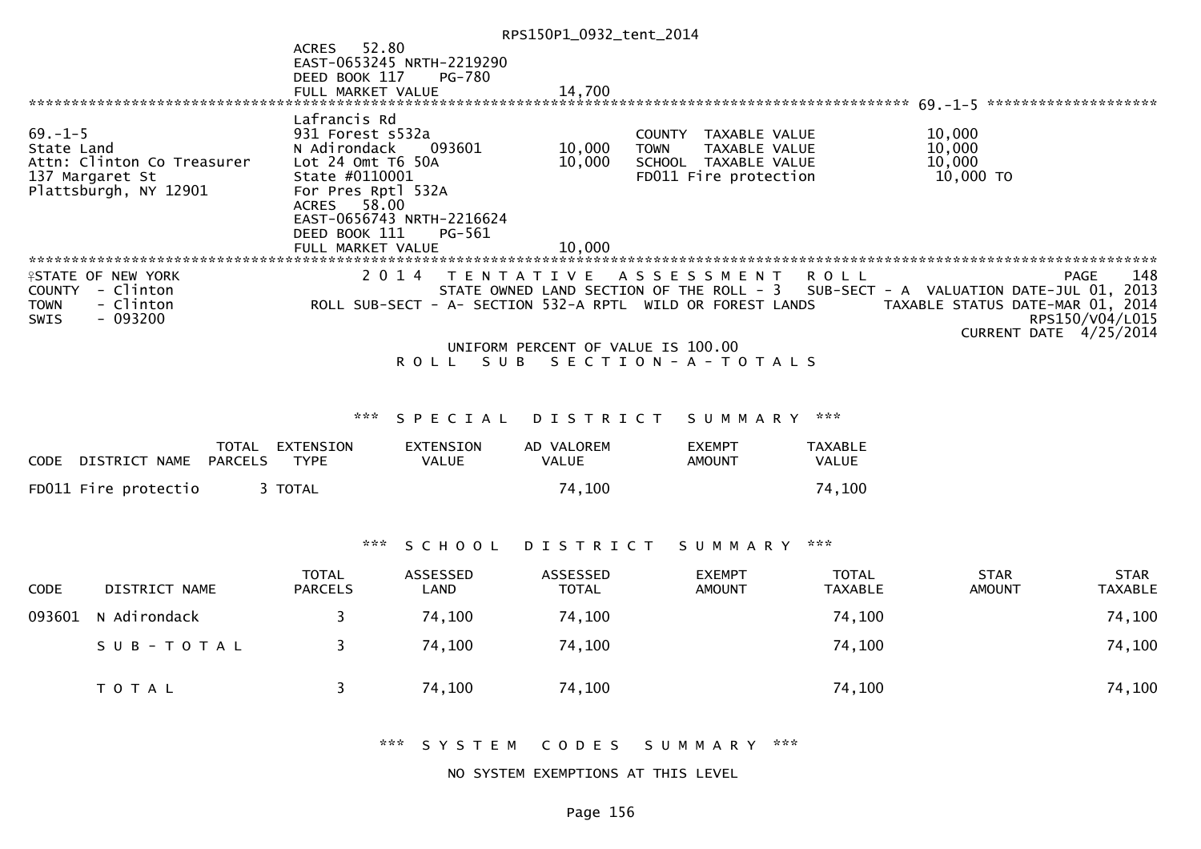RPS150P1_0932_tent_2014

```
                               ACRES    52.80
                               EAST-0653245 NRTH-2219290
                               DEED BOOK 117     PG-780
                               FULL MARKET VALUE              14,700
******************************************************************************************************* 69.-1-5 ********************
                               Lafrancis Rd
69.-1-5                        931 Forest s532a                         COUNTY  TAXABLE VALUE            10,000
State Land                     N Adirondack     093601       10,000     TOWN    TAXABLE VALUE            10,000
Attn: Clinton Co Treasurer     Lot 24 Omt T6 50A             10,000     SCHOOL  TAXABLE VALUE            10,000
137 Margaret St                State #0110001                           FD011 Fire protection             10,000 TO
Plattsburgh, NY 12901          For Pres Rptl 532A
                               ACRES    58.00
                               EAST-0656743 NRTH-2216624
                               DEED BOOK 111     PG-561
                               FULL MARKET VALUE              10,000
************************************************************************************************************************************
```

STATE OF NEW YORK — 2014 TENTATIVE ASSESSMENT ROLL — PAGE 148

COUNTY - Clinton — STATE OWNED LAND SECTION OF THE ROLL - 3 SUB-SECT - A VALUATION DATE-JUL 01, 2013

TOWN - Clinton — ROLL SUB-SECT - A- SECTION 532-A RPTL WILD OR FOREST LANDS — TAXABLE STATUS DATE-MAR 01, 2014

SWIS - 093200 — RPS150/V04/L015

CURRENT DATE 4/25/2014

UNIFORM PERCENT OF VALUE IS 100.00

ROLL SUB SECTION-A-TOTALS

*** SPECIAL DISTRICT SUMMARY ***

| CODE DISTRICT NAME | TOTAL PARCELS | EXTENSION TYPE | EXTENSION VALUE | AD VALOREM VALUE | EXEMPT AMOUNT | TAXABLE VALUE |
|---|---|---|---|---|---|---|
| FD011 Fire protectio | 3 | TOTAL | | 74,100 | | 74,100 |

*** SCHOOL DISTRICT SUMMARY ***

| CODE | DISTRICT NAME | TOTAL PARCELS | ASSESSED LAND | ASSESSED TOTAL | EXEMPT AMOUNT | TOTAL TAXABLE | STAR AMOUNT | STAR TAXABLE |
|---|---|---|---|---|---|---|---|---|
| 093601 | N Adirondack | 3 | 74,100 | 74,100 | | 74,100 | | 74,100 |
| | SUB-TOTAL | 3 | 74,100 | 74,100 | | 74,100 | | 74,100 |
| | TOTAL | 3 | 74,100 | 74,100 | | 74,100 | | 74,100 |

*** SYSTEM CODES SUMMARY ***

NO SYSTEM EXEMPTIONS AT THIS LEVEL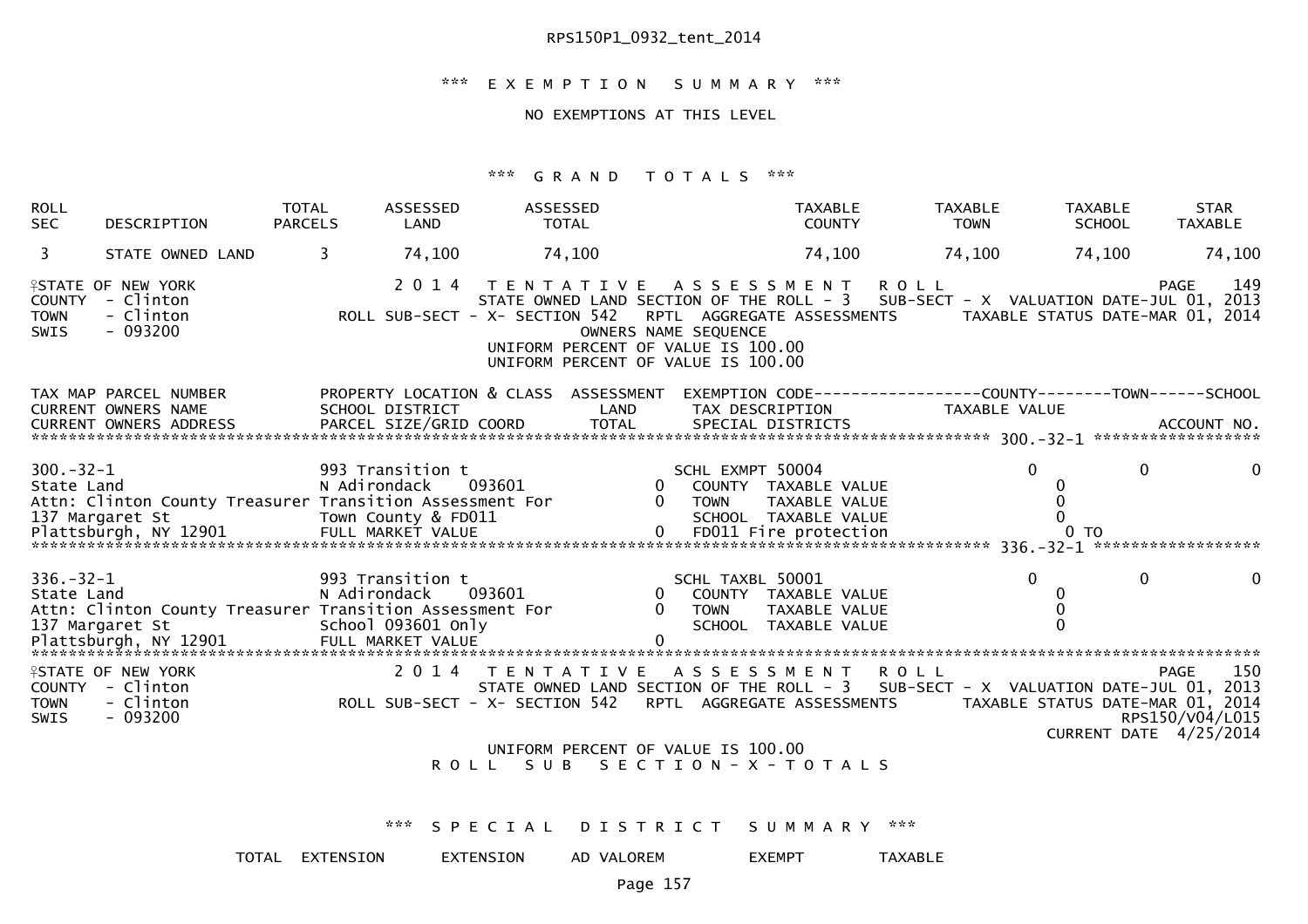*** EXEMPTION SUMMARY ***

NO EXEMPTIONS AT THIS LEVEL

*** GRAND TOTALS ***

| ROLL SEC | DESCRIPTION | TOTAL PARCELS | ASSESSED LAND | ASSESSED TOTAL | TAXABLE COUNTY | TAXABLE TOWN | TAXABLE SCHOOL | STAR TAXABLE |
|---|---|---|---|---|---|---|---|---|
| 3 | STATE OWNED LAND | 3 | 74,100 | 74,100 | 74,100 | 74,100 | 74,100 | 74,100 |

STATE OF NEW YORK — 2014 TENTATIVE ASSESSMENT ROLL — PAGE 149
COUNTY - Clinton — STATE OWNED LAND SECTION OF THE ROLL - 3 — SUB-SECT - X VALUATION DATE-JUL 01, 2013
TOWN - Clinton — ROLL SUB-SECT - X- SECTION 542 RPTL AGGREGATE ASSESSMENTS — TAXABLE STATUS DATE-MAR 01, 2014
SWIS - 093200 — OWNERS NAME SEQUENCE
UNIFORM PERCENT OF VALUE IS 100.00
UNIFORM PERCENT OF VALUE IS 100.00

```
TAX MAP PARCEL NUMBER          PROPERTY LOCATION & CLASS  ASSESSMENT  EXEMPTION CODE------------------COUNTY--------TOWN------SCHOOL
CURRENT OWNERS NAME            SCHOOL DISTRICT               LAND      TAX DESCRIPTION            TAXABLE VALUE
CURRENT OWNERS ADDRESS         PARCEL SIZE/GRID COORD       TOTAL      SPECIAL DISTRICTS                                  ACCOUNT NO.
******************************************************************************************** 300.-32-1 ******************
300.-32-1                      993 Transition t                        SCHL EXMPT 50004             0             0            0
State Land                     N Adirondack     093601          0      COUNTY  TAXABLE VALUE            0
Attn: Clinton County Treasurer Transition Assessment For        0      TOWN    TAXABLE VALUE            0
137 Margaret St                Town County & FD011                     SCHOOL  TAXABLE VALUE            0
Plattsburgh, NY 12901          FULL MARKET VALUE                0      FD011 Fire protection            0 TO
******************************************************************************************** 336.-32-1 ******************
336.-32-1                      993 Transition t                        SCHL TAXBL 50001             0             0            0
State Land                     N Adirondack     093601          0      COUNTY  TAXABLE VALUE            0
Attn: Clinton County Treasurer Transition Assessment For        0      TOWN    TAXABLE VALUE            0
137 Margaret St                School 093601 Only                      SCHOOL  TAXABLE VALUE            0
Plattsburgh, NY 12901          FULL MARKET VALUE                0
****************************************************************************************************************************
```

STATE OF NEW YORK — 2014 TENTATIVE ASSESSMENT ROLL — PAGE 150
COUNTY - Clinton — STATE OWNED LAND SECTION OF THE ROLL - 3 — SUB-SECT - X VALUATION DATE-JUL 01, 2013
TOWN - Clinton — ROLL SUB-SECT - X- SECTION 542 RPTL AGGREGATE ASSESSMENTS — TAXABLE STATUS DATE-MAR 01, 2014
SWIS - 093200 — RPS150/V04/L015
CURRENT DATE 4/25/2014

UNIFORM PERCENT OF VALUE IS 100.00
ROLL SUB SECTION-X-TOTALS

*** SPECIAL DISTRICT SUMMARY ***

| TOTAL | EXTENSION | EXTENSION | AD VALOREM | EXEMPT | TAXABLE |
|---|---|---|---|---|---|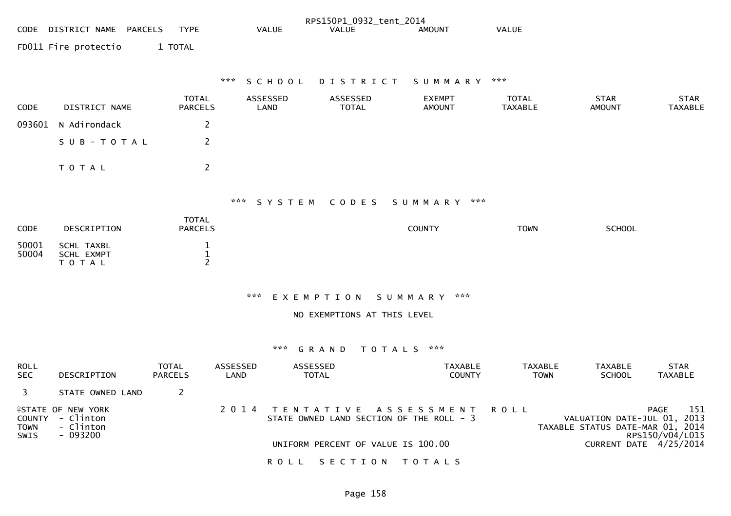RPS150P1_0932_tent_2014

| CODE | DISTRICT NAME | PARCELS | TYPE | VALUE | VALUE | AMOUNT | VALUE |
|---|---|---|---|---|---|---|---|
| FD011 | Fire protectio | 1 | TOTAL | | | | |

### *** S C H O O L   D I S T R I C T   S U M M A R Y ***

| CODE | DISTRICT NAME | TOTAL PARCELS | ASSESSED LAND | ASSESSED TOTAL | EXEMPT AMOUNT | TOTAL TAXABLE | STAR AMOUNT | STAR TAXABLE |
|---|---|---|---|---|---|---|---|---|
| 093601 | N Adirondack | 2 | | | | | | |
| | S U B - T O T A L | 2 | | | | | | |
| | T O T A L | 2 | | | | | | |

### *** S Y S T E M   C O D E S   S U M M A R Y ***

| CODE | DESCRIPTION | TOTAL PARCELS | COUNTY | TOWN | SCHOOL |
|---|---|---|---|---|---|
| 50001 | SCHL TAXBL | 1 | | | |
| 50004 | SCHL EXMPT | 1 | | | |
| | T O T A L | 2 | | | |

### *** E X E M P T I O N   S U M M A R Y ***

NO EXEMPTIONS AT THIS LEVEL

### *** G R A N D   T O T A L S ***

| ROLL SEC | DESCRIPTION | TOTAL PARCELS | ASSESSED LAND | ASSESSED TOTAL | TAXABLE COUNTY | TAXABLE TOWN | TAXABLE SCHOOL | STAR TAXABLE |
|---|---|---|---|---|---|---|---|---|
| 3 | STATE OWNED LAND | 2 | | | | | | |

STATE OF NEW YORK
COUNTY - Clinton
TOWN - Clinton
SWIS - 093200

2 0 1 4 T E N T A T I V E   A S S E S S M E N T   R O L L
STATE OWNED LAND SECTION OF THE ROLL - 3

UNIFORM PERCENT OF VALUE IS 100.00

PAGE 151
VALUATION DATE-JUL 01, 2013
TAXABLE STATUS DATE-MAR 01, 2014
RPS150/V04/L015
CURRENT DATE 4/25/2014

R O L L   S E C T I O N   T O T A L S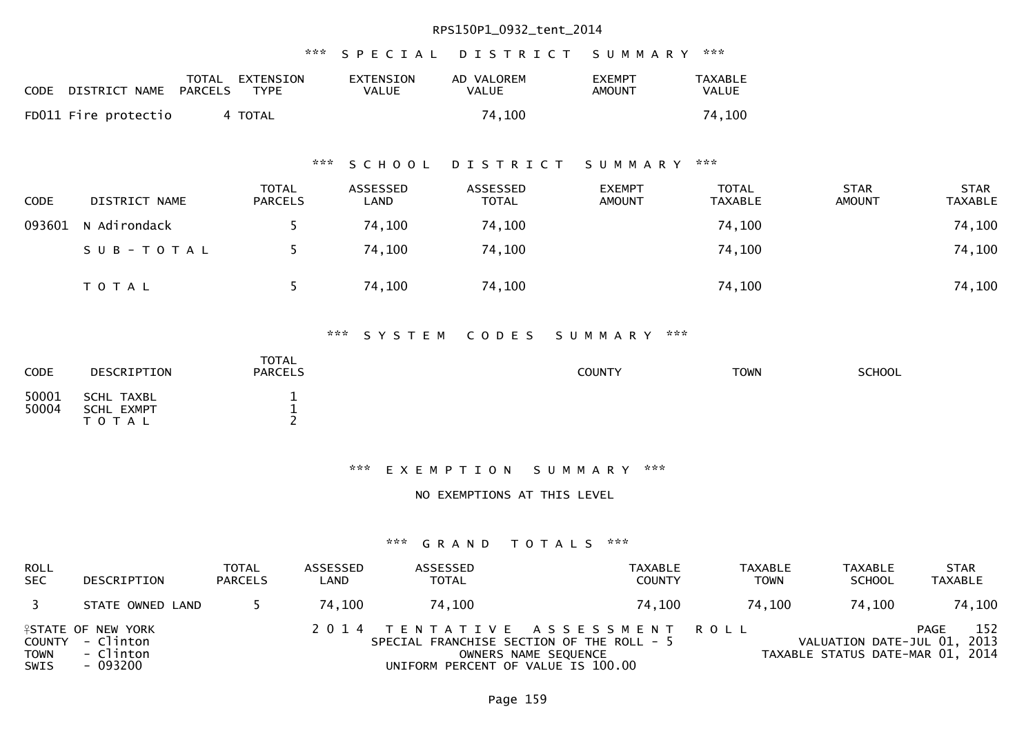RPS150P1_0932_tent_2014

### *** SPECIAL DISTRICT SUMMARY ***

| CODE | DISTRICT NAME | TOTAL PARCELS | EXTENSION TYPE | EXTENSION VALUE | AD VALOREM VALUE | EXEMPT AMOUNT | TAXABLE VALUE |
|---|---|---|---|---|---|---|---|
| FD011 | Fire protectio | 4 | TOTAL | | 74,100 | | 74,100 |

### *** SCHOOL DISTRICT SUMMARY ***

| CODE | DISTRICT NAME | TOTAL PARCELS | ASSESSED LAND | ASSESSED TOTAL | EXEMPT AMOUNT | TOTAL TAXABLE | STAR AMOUNT | STAR TAXABLE |
|---|---|---|---|---|---|---|---|---|
| 093601 | N Adirondack | 5 | 74,100 | 74,100 | | 74,100 | | 74,100 |
| | S U B - T O T A L | 5 | 74,100 | 74,100 | | 74,100 | | 74,100 |
| | T O T A L | 5 | 74,100 | 74,100 | | 74,100 | | 74,100 |

### *** SYSTEM CODES SUMMARY ***

| CODE | DESCRIPTION | TOTAL PARCELS | COUNTY | TOWN | SCHOOL |
|---|---|---|---|---|---|
| 50001 | SCHL TAXBL | 1 | | | |
| 50004 | SCHL EXMPT | 1 | | | |
| | T O T A L | 2 | | | |

### *** EXEMPTION SUMMARY ***

NO EXEMPTIONS AT THIS LEVEL

### *** GRAND TOTALS ***

| ROLL SEC | DESCRIPTION | TOTAL PARCELS | ASSESSED LAND | ASSESSED TOTAL | TAXABLE COUNTY | TAXABLE TOWN | TAXABLE SCHOOL | STAR TAXABLE |
|---|---|---|---|---|---|---|---|---|
| 3 | STATE OWNED LAND | 5 | 74,100 | 74,100 | 74,100 | 74,100 | 74,100 | 74,100 |

STATE OF NEW YORK
COUNTY - Clinton
TOWN - Clinton
SWIS - 093200

2014 TENTATIVE ASSESSMENT ROLL
SPECIAL FRANCHISE SECTION OF THE ROLL - 5
OWNERS NAME SEQUENCE
UNIFORM PERCENT OF VALUE IS 100.00

PAGE 152
VALUATION DATE-JUL 01, 2013
TAXABLE STATUS DATE-MAR 01, 2014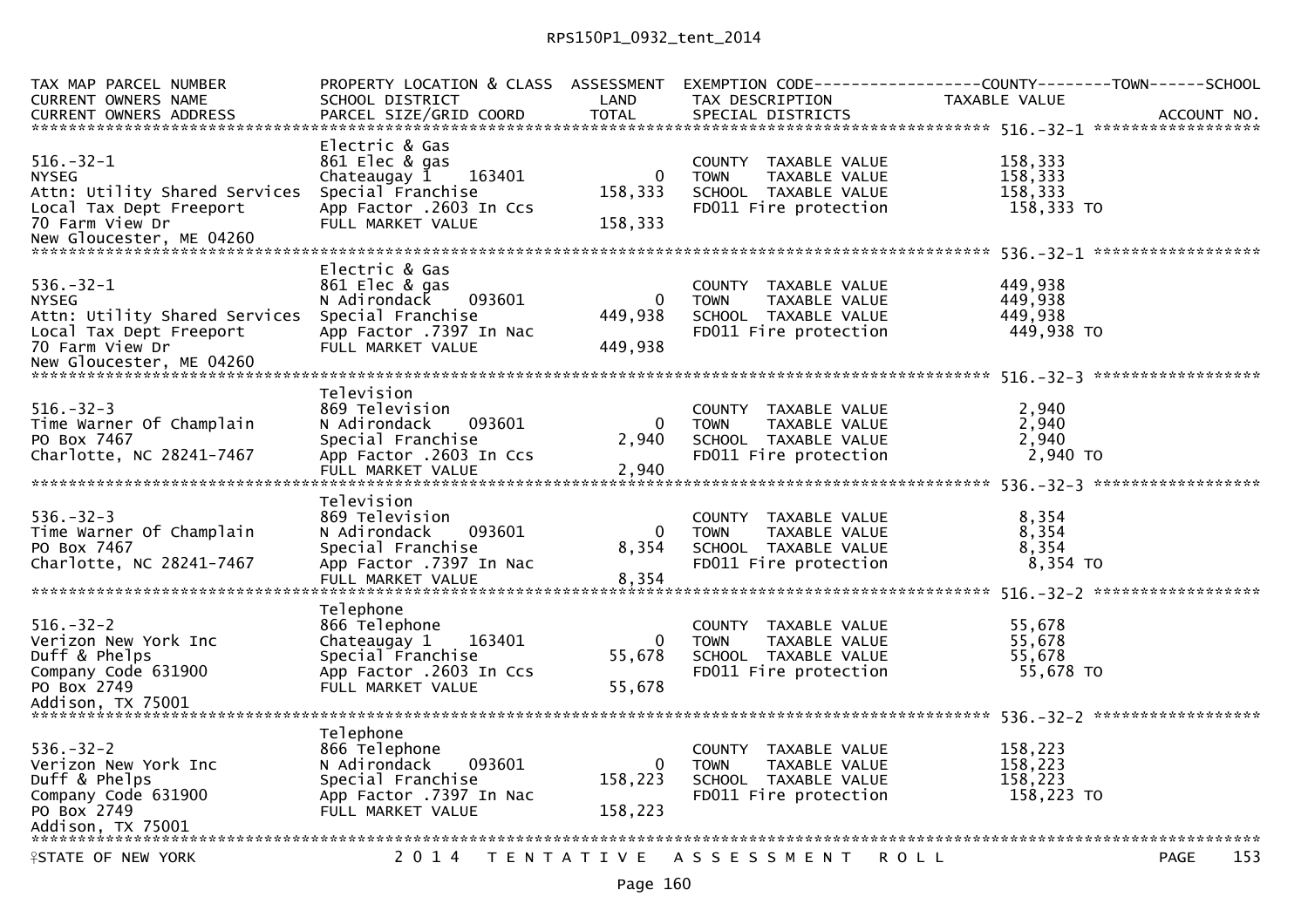RPS150P1_0932_tent_2014

| TAX MAP PARCEL NUMBER<br>CURRENT OWNERS NAME<br>CURRENT OWNERS ADDRESS | PROPERTY LOCATION & CLASS<br>SCHOOL DISTRICT<br>PARCEL SIZE/GRID COORD | ASSESSMENT<br>LAND<br>TOTAL | EXEMPTION CODE------------------COUNTY--------TOWN------SCHOOL<br>TAX DESCRIPTION<br>SPECIAL DISTRICTS | TAXABLE VALUE | ACCOUNT NO. |
|---|---|---|---|---|---|
| ****************** 516.-32-1 ****************** | | | | | |
| 516.-32-1<br>NYSEG<br>Attn: Utility Shared Services<br>Local Tax Dept Freeport<br>70 Farm View Dr<br>New Gloucester, ME 04260 | Electric & Gas<br>861 Elec & gas<br>Chateaugay 1 163401<br>Special Franchise<br>App Factor .2603 In Ccs<br>FULL MARKET VALUE | 0<br>158,333<br>158,333 | COUNTY TAXABLE VALUE<br>TOWN TAXABLE VALUE<br>SCHOOL TAXABLE VALUE<br>FD011 Fire protection | 158,333<br>158,333<br>158,333<br>158,333 TO | |
| ****************** 536.-32-1 ****************** | | | | | |
| 536.-32-1<br>NYSEG<br>Attn: Utility Shared Services<br>Local Tax Dept Freeport<br>70 Farm View Dr<br>New Gloucester, ME 04260 | Electric & Gas<br>861 Elec & gas<br>N Adirondack 093601<br>Special Franchise<br>App Factor .7397 In Nac<br>FULL MARKET VALUE | 0<br>449,938<br>449,938 | COUNTY TAXABLE VALUE<br>TOWN TAXABLE VALUE<br>SCHOOL TAXABLE VALUE<br>FD011 Fire protection | 449,938<br>449,938<br>449,938<br>449,938 TO | |
| ****************** 516.-32-3 ****************** | | | | | |
| 516.-32-3<br>Time Warner Of Champlain<br>PO Box 7467<br>Charlotte, NC 28241-7467 | Television<br>869 Television<br>N Adirondack 093601<br>Special Franchise<br>App Factor .2603 In Ccs<br>FULL MARKET VALUE | 0<br>2,940<br>2,940 | COUNTY TAXABLE VALUE<br>TOWN TAXABLE VALUE<br>SCHOOL TAXABLE VALUE<br>FD011 Fire protection | 2,940<br>2,940<br>2,940<br>2,940 TO | |
| ****************** 536.-32-3 ****************** | | | | | |
| 536.-32-3<br>Time Warner Of Champlain<br>PO Box 7467<br>Charlotte, NC 28241-7467 | Television<br>869 Television<br>N Adirondack 093601<br>Special Franchise<br>App Factor .7397 In Nac<br>FULL MARKET VALUE | 0<br>8,354<br>8,354 | COUNTY TAXABLE VALUE<br>TOWN TAXABLE VALUE<br>SCHOOL TAXABLE VALUE<br>FD011 Fire protection | 8,354<br>8,354<br>8,354<br>8,354 TO | |
| ****************** 516.-32-2 ****************** | | | | | |
| 516.-32-2<br>Verizon New York Inc<br>Duff & Phelps<br>Company Code 631900<br>PO Box 2749<br>Addison, TX 75001 | Telephone<br>866 Telephone<br>Chateaugay 1 163401<br>Special Franchise<br>App Factor .2603 In Ccs<br>FULL MARKET VALUE | 0<br>55,678<br>55,678 | COUNTY TAXABLE VALUE<br>TOWN TAXABLE VALUE<br>SCHOOL TAXABLE VALUE<br>FD011 Fire protection | 55,678<br>55,678<br>55,678<br>55,678 TO | |
| ****************** 536.-32-2 ****************** | | | | | |
| 536.-32-2<br>Verizon New York Inc<br>Duff & Phelps<br>Company Code 631900<br>PO Box 2749<br>Addison, TX 75001 | Telephone<br>866 Telephone<br>N Adirondack 093601<br>Special Franchise<br>App Factor .7397 In Nac<br>FULL MARKET VALUE | 0<br>158,223<br>158,223 | COUNTY TAXABLE VALUE<br>TOWN TAXABLE VALUE<br>SCHOOL TAXABLE VALUE<br>FD011 Fire protection | 158,223<br>158,223<br>158,223<br>158,223 TO | |

STATE OF NEW YORK — 2014 TENTATIVE ASSESSMENT ROLL — PAGE 153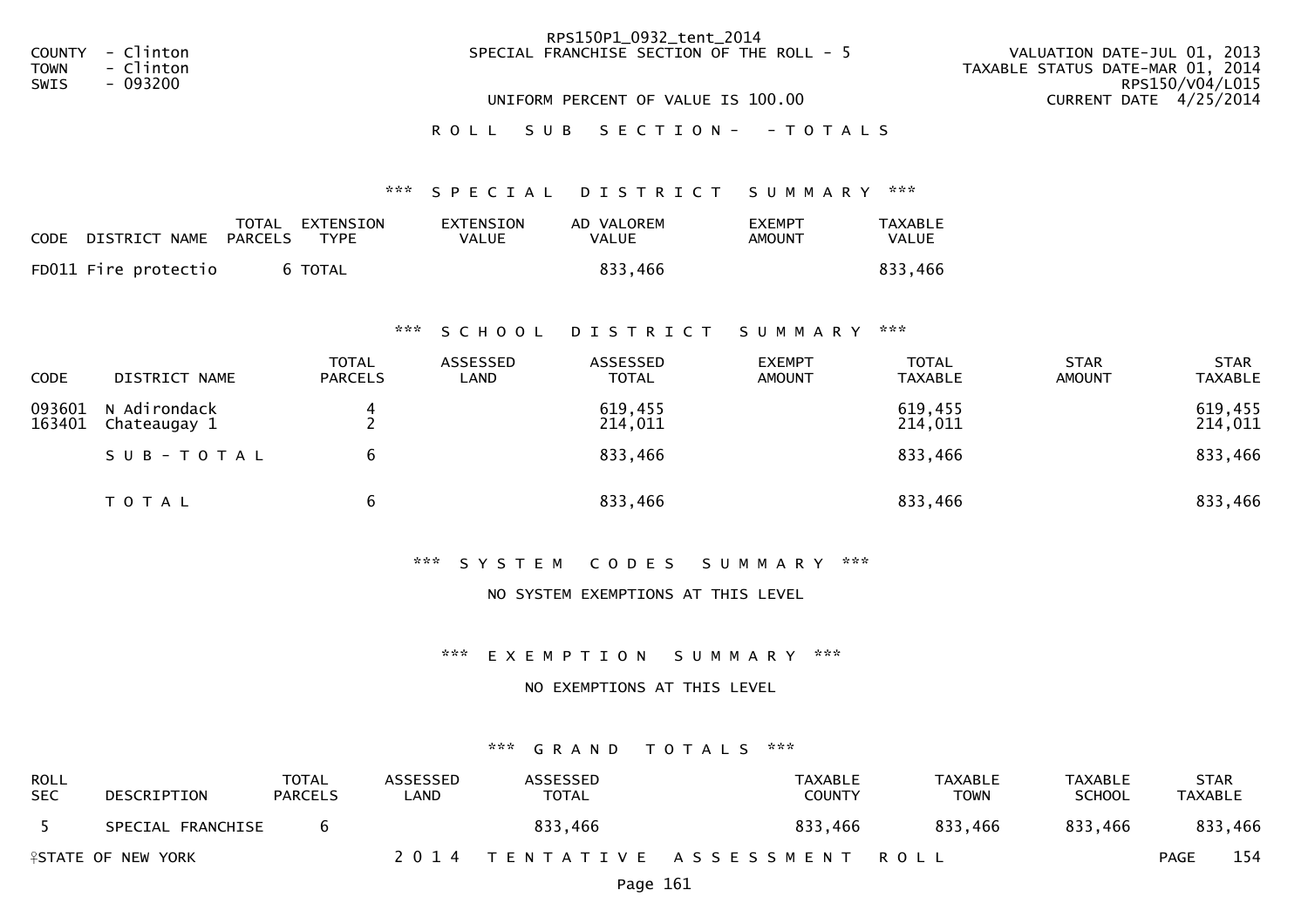COUNTY - Clinton
TOWN - Clinton
SWIS - 093200

RPS150P1_0932_tent_2014
SPECIAL FRANCHISE SECTION OF THE ROLL - 5

UNIFORM PERCENT OF VALUE IS 100.00

VALUATION DATE-JUL 01, 2013
TAXABLE STATUS DATE-MAR 01, 2014
RPS150/V04/L015
CURRENT DATE 4/25/2014

R O L L   S U B   S E C T I O N -   - T O T A L S

### *** S P E C I A L   D I S T R I C T   S U M M A R Y ***

| CODE | DISTRICT NAME | TOTAL PARCELS | EXTENSION TYPE | EXTENSION VALUE | AD VALOREM VALUE | EXEMPT AMOUNT | TAXABLE VALUE |
|---|---|---|---|---|---|---|---|
| FD011 | Fire protectio | 6 | TOTAL | | 833,466 | | 833,466 |

### *** S C H O O L   D I S T R I C T   S U M M A R Y ***

| CODE | DISTRICT NAME | TOTAL PARCELS | ASSESSED LAND | ASSESSED TOTAL | EXEMPT AMOUNT | TOTAL TAXABLE | STAR AMOUNT | STAR TAXABLE |
|---|---|---|---|---|---|---|---|---|
| 093601 | N Adirondack | 4 | | 619,455 | | 619,455 | | 619,455 |
| 163401 | Chateaugay 1 | 2 | | 214,011 | | 214,011 | | 214,011 |
| | S U B - T O T A L | 6 | | 833,466 | | 833,466 | | 833,466 |
| | T O T A L | 6 | | 833,466 | | 833,466 | | 833,466 |

### *** S Y S T E M   C O D E S   S U M M A R Y ***

NO SYSTEM EXEMPTIONS AT THIS LEVEL

### *** E X E M P T I O N   S U M M A R Y ***

NO EXEMPTIONS AT THIS LEVEL

### *** G R A N D   T O T A L S ***

| ROLL SEC | DESCRIPTION | TOTAL PARCELS | ASSESSED LAND | ASSESSED TOTAL | TAXABLE COUNTY | TAXABLE TOWN | TAXABLE SCHOOL | STAR TAXABLE |
|---|---|---|---|---|---|---|---|---|
| 5 | SPECIAL FRANCHISE | 6 | | 833,466 | 833,466 | 833,466 | 833,466 | 833,466 |

STATE OF NEW YORK   2 0 1 4   T E N T A T I V E   A S S E S S M E N T   R O L L   PAGE 154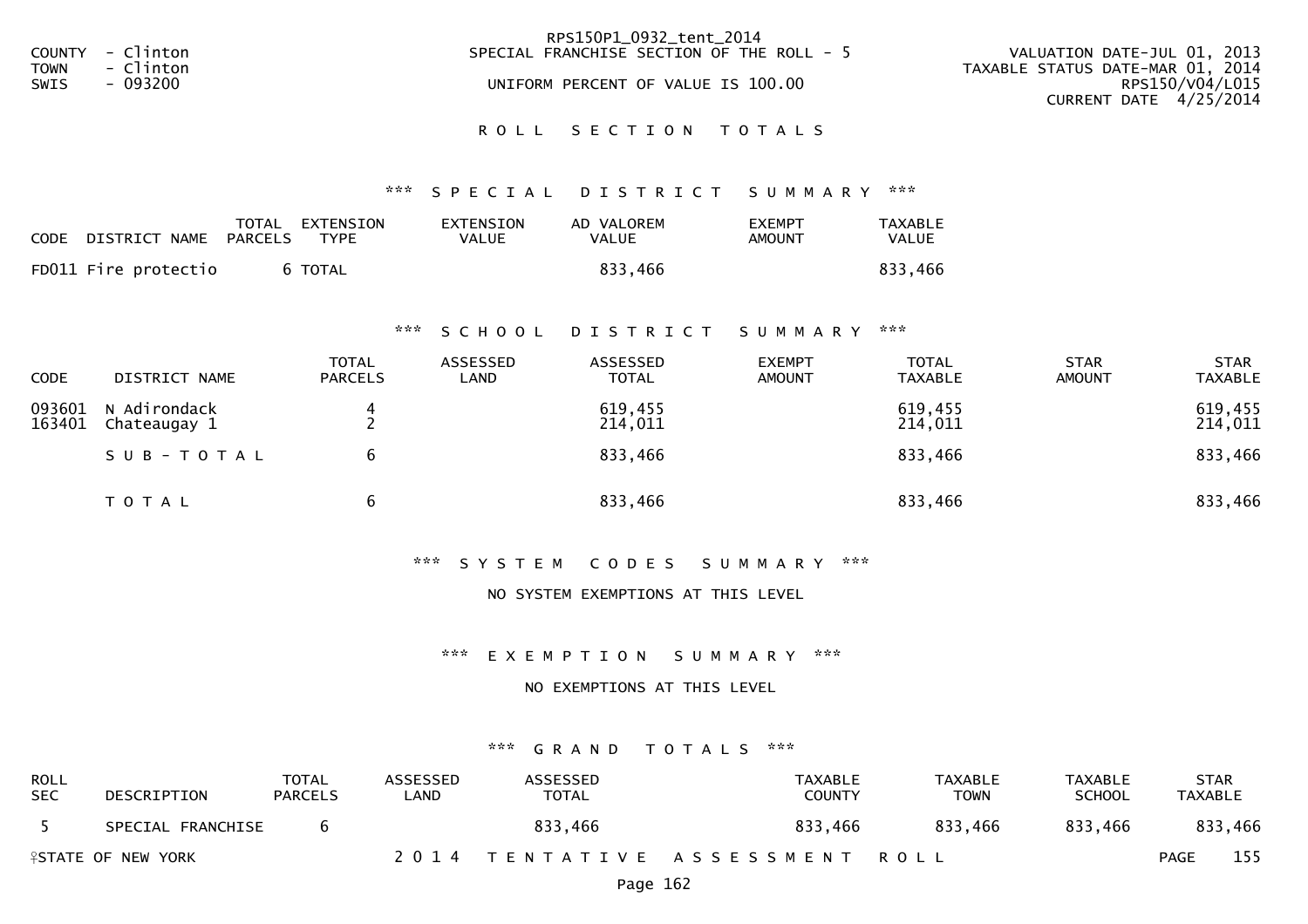COUNTY - Clinton
TOWN - Clinton
SWIS - 093200

RPS150P1_0932_tent_2014
SPECIAL FRANCHISE SECTION OF THE ROLL - 5

UNIFORM PERCENT OF VALUE IS 100.00

VALUATION DATE-JUL 01, 2013
TAXABLE STATUS DATE-MAR 01, 2014
RPS150/V04/L015
CURRENT DATE 4/25/2014

## R O L L  S E C T I O N  T O T A L S

### *** S P E C I A L  D I S T R I C T  S U M M A R Y ***

| CODE | DISTRICT NAME | TOTAL PARCELS | EXTENSION TYPE | EXTENSION VALUE | AD VALOREM VALUE | EXEMPT AMOUNT | TAXABLE VALUE |
|---|---|---|---|---|---|---|---|
| FD011 | Fire protectio | 6 | TOTAL | | 833,466 | | 833,466 |

### *** S C H O O L  D I S T R I C T  S U M M A R Y ***

| CODE | DISTRICT NAME | TOTAL PARCELS | ASSESSED LAND | ASSESSED TOTAL | EXEMPT AMOUNT | TOTAL TAXABLE | STAR AMOUNT | STAR TAXABLE |
|---|---|---|---|---|---|---|---|---|
| 093601 | N Adirondack | 4 | | 619,455 | | 619,455 | | 619,455 |
| 163401 | Chateaugay 1 | 2 | | 214,011 | | 214,011 | | 214,011 |
| | S U B - T O T A L | 6 | | 833,466 | | 833,466 | | 833,466 |
| | T O T A L | 6 | | 833,466 | | 833,466 | | 833,466 |

### *** S Y S T E M  C O D E S  S U M M A R Y ***

NO SYSTEM EXEMPTIONS AT THIS LEVEL

### *** E X E M P T I O N  S U M M A R Y ***

NO EXEMPTIONS AT THIS LEVEL

### *** G R A N D  T O T A L S ***

| ROLL SEC | DESCRIPTION | TOTAL PARCELS | ASSESSED LAND | ASSESSED TOTAL | TAXABLE COUNTY | TAXABLE TOWN | TAXABLE SCHOOL | STAR TAXABLE |
|---|---|---|---|---|---|---|---|---|
| 5 | SPECIAL FRANCHISE | 6 | | 833,466 | 833,466 | 833,466 | 833,466 | 833,466 |

STATE OF NEW YORK  2 0 1 4  T E N T A T I V E  A S S E S S M E N T  R O L L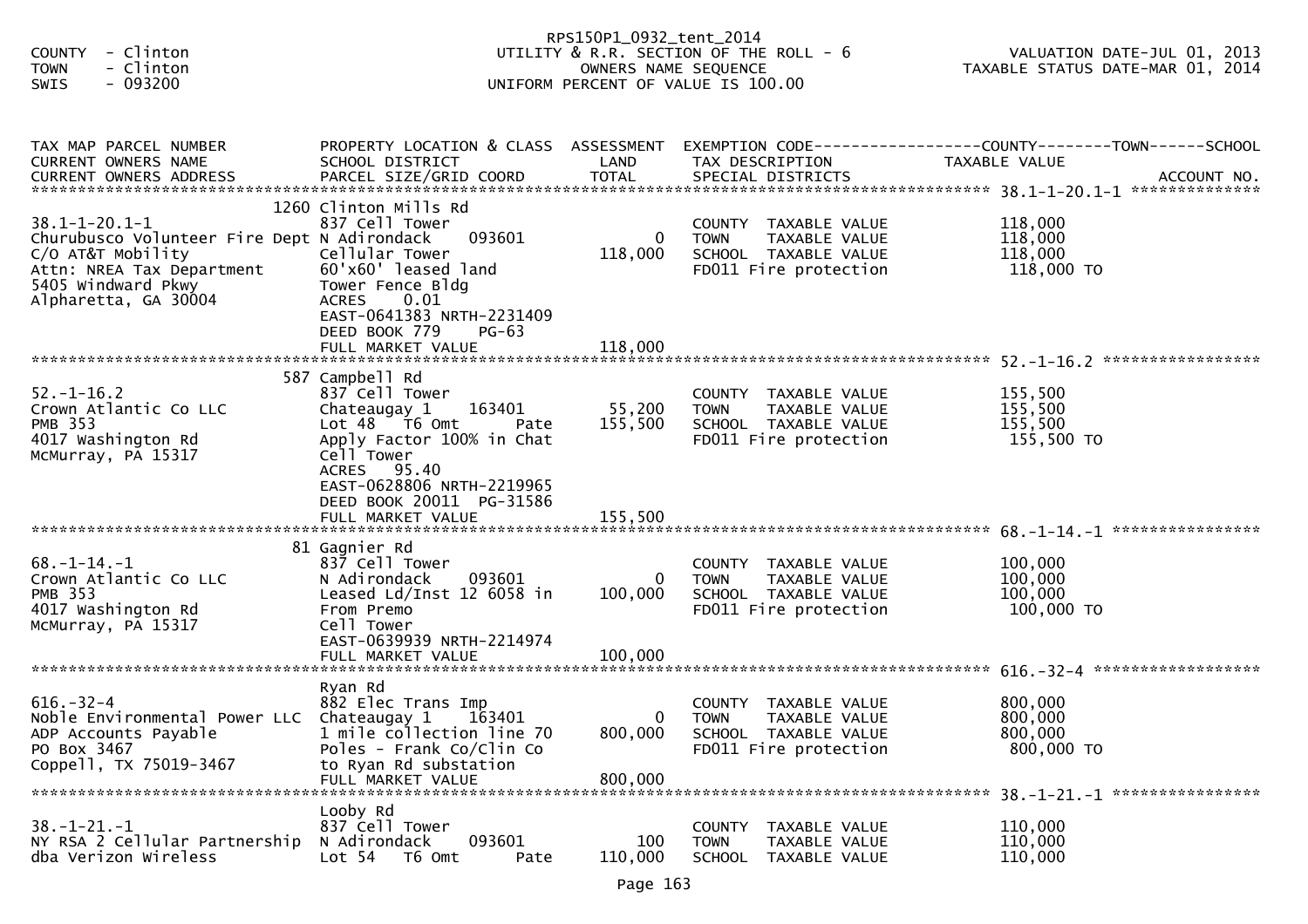COUNTY - Clinton
TOWN - Clinton
SWIS - 093200

RPS150P1_0932_tent_2014
UTILITY & R.R. SECTION OF THE ROLL - 6
OWNERS NAME SEQUENCE
UNIFORM PERCENT OF VALUE IS 100.00

VALUATION DATE-JUL 01, 2013
TAXABLE STATUS DATE-MAR 01, 2014

| TAX MAP PARCEL NUMBER / CURRENT OWNERS NAME / CURRENT OWNERS ADDRESS | PROPERTY LOCATION & CLASS / SCHOOL DISTRICT / PARCEL SIZE/GRID COORD | ASSESSMENT LAND | ASSESSMENT TOTAL | EXEMPTION CODE / TAX DESCRIPTION / SPECIAL DISTRICTS | TAXABLE VALUE (COUNTY / TOWN / SCHOOL) | ACCOUNT NO. |
|---|---|---|---|---|---|---|
| **38.1-1-20.1-1** | 1260 Clinton Mills Rd | | | | | |
| 38.1-1-20.1-1 | 837 Cell Tower | | | COUNTY TAXABLE VALUE | 118,000 | |
| Churubusco Volunteer Fire Dept | N Adirondack 093601 | 0 | | TOWN TAXABLE VALUE | 118,000 | |
| C/O AT&T Mobility | Cellular Tower | | 118,000 | SCHOOL TAXABLE VALUE | 118,000 | |
| Attn: NREA Tax Department | 60'x60' leased land | | | FD011 Fire protection | 118,000 TO | |
| 5405 Windward Pkwy | Tower Fence Bldg | | | | | |
| Alpharetta, GA 30004 | ACRES 0.01 | | | | | |
| | EAST-0641383 NRTH-2231409 | | | | | |
| | DEED BOOK 779 PG-63 | | | | | |
| | FULL MARKET VALUE | | 118,000 | | | |
| **52.-1-16.2** | 587 Campbell Rd | | | | | |
| 52.-1-16.2 | 837 Cell Tower | | | COUNTY TAXABLE VALUE | 155,500 | |
| Crown Atlantic Co LLC | Chateaugay 1 163401 | 55,200 | | TOWN TAXABLE VALUE | 155,500 | |
| PMB 353 | Lot 48 T6 Omt Pate | | 155,500 | SCHOOL TAXABLE VALUE | 155,500 | |
| 4017 Washington Rd | Apply Factor 100% in Chat | | | FD011 Fire protection | 155,500 TO | |
| McMurray, PA 15317 | Cell Tower | | | | | |
| | ACRES 95.40 | | | | | |
| | EAST-0628806 NRTH-2219965 | | | | | |
| | DEED BOOK 20011 PG-31586 | | | | | |
| | FULL MARKET VALUE | | 155,500 | | | |
| **68.-1-14.-1** | 81 Gagnier Rd | | | | | |
| 68.-1-14.-1 | 837 Cell Tower | | | COUNTY TAXABLE VALUE | 100,000 | |
| Crown Atlantic Co LLC | N Adirondack 093601 | 0 | | TOWN TAXABLE VALUE | 100,000 | |
| PMB 353 | Leased Ld/Inst 12 6058 in | | 100,000 | SCHOOL TAXABLE VALUE | 100,000 | |
| 4017 Washington Rd | From Premo | | | FD011 Fire protection | 100,000 TO | |
| McMurray, PA 15317 | Cell Tower | | | | | |
| | EAST-0639939 NRTH-2214974 | | | | | |
| | FULL MARKET VALUE | | 100,000 | | | |
| **616.-32-4** | Ryan Rd | | | | | |
| 616.-32-4 | 882 Elec Trans Imp | | | COUNTY TAXABLE VALUE | 800,000 | |
| Noble Environmental Power LLC | Chateaugay 1 163401 | 0 | | TOWN TAXABLE VALUE | 800,000 | |
| ADP Accounts Payable | 1 mile collection line 70 | | 800,000 | SCHOOL TAXABLE VALUE | 800,000 | |
| PO Box 3467 | Poles - Frank Co/Clin Co | | | FD011 Fire protection | 800,000 TO | |
| Coppell, TX 75019-3467 | to Ryan Rd substation | | | | | |
| | FULL MARKET VALUE | | 800,000 | | | |
| **38.-1-21.-1** | Looby Rd | | | | | |
| 38.-1-21.-1 | 837 Cell Tower | | | COUNTY TAXABLE VALUE | 110,000 | |
| NY RSA 2 Cellular Partnership | N Adirondack 093601 | 100 | | TOWN TAXABLE VALUE | 110,000 | |
| dba Verizon Wireless | Lot 54 T6 Omt Pate | | 110,000 | SCHOOL TAXABLE VALUE | 110,000 | |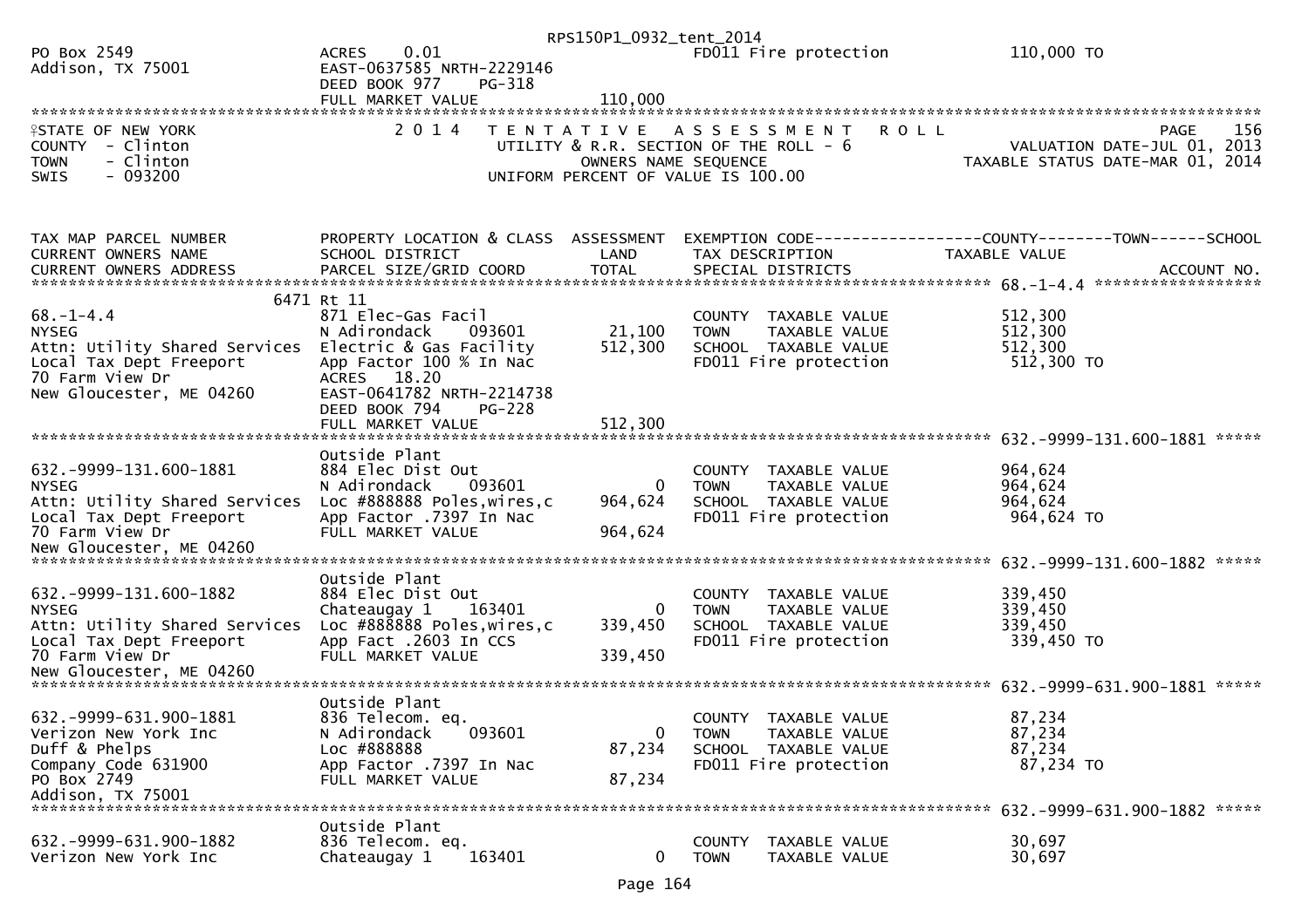```
PO Box 2549                    ACRES      0.01                          FD011 Fire protection           110,000 TO
Addison, TX 75001              EAST-0637585 NRTH-2229146
                               DEED BOOK 977     PG-318
                               FULL MARKET VALUE            110,000
********************************************************************************************************************************
```

**STATE OF NEW YORK** — 2 0 1 4 TENTATIVE ASSESSMENT ROLL — PAGE 156

COUNTY - Clinton — UTILITY & R.R. SECTION OF THE ROLL - 6 — VALUATION DATE-JUL 01, 2013

TOWN - Clinton — OWNERS NAME SEQUENCE — TAXABLE STATUS DATE-MAR 01, 2014

SWIS - 093200 — UNIFORM PERCENT OF VALUE IS 100.00

```
TAX MAP PARCEL NUMBER          PROPERTY LOCATION & CLASS  ASSESSMENT  EXEMPTION CODE------------------COUNTY--------TOWN------SCHOOL
CURRENT OWNERS NAME            SCHOOL DISTRICT               LAND      TAX DESCRIPTION                 TAXABLE VALUE
CURRENT OWNERS ADDRESS         PARCEL SIZE/GRID COORD        TOTAL     SPECIAL DISTRICTS                                     ACCOUNT NO.
*********************************************************************************************** 68.-1-4.4 ******************
                         6471 Rt 11
68.-1-4.4                      871 Elec-Gas Facil                      COUNTY  TAXABLE VALUE            512,300
NYSEG                          N Adirondack     093601      21,100     TOWN    TAXABLE VALUE            512,300
Attn: Utility Shared Services  Electric & Gas Facility     512,300     SCHOOL  TAXABLE VALUE            512,300
Local Tax Dept Freeport        App Factor 100 % In Nac                 FD011 Fire protection             512,300 TO
70 Farm View Dr                ACRES     18.20
New Gloucester, ME 04260       EAST-0641782 NRTH-2214738
                               DEED BOOK 794     PG-228
                               FULL MARKET VALUE            512,300
*********************************************************************************************** 632.-9999-131.600-1881 *****
                               Outside Plant
632.-9999-131.600-1881         884 Elec Dist Out                       COUNTY  TAXABLE VALUE            964,624
NYSEG                          N Adirondack     093601           0     TOWN    TAXABLE VALUE            964,624
Attn: Utility Shared Services  Loc #888888 Poles,wires,c   964,624     SCHOOL  TAXABLE VALUE            964,624
Local Tax Dept Freeport        App Factor .7397 In Nac                 FD011 Fire protection             964,624 TO
70 Farm View Dr                FULL MARKET VALUE            964,624
New Gloucester, ME 04260
*********************************************************************************************** 632.-9999-131.600-1882 *****
                               Outside Plant
632.-9999-131.600-1882         884 Elec Dist Out                       COUNTY  TAXABLE VALUE            339,450
NYSEG                          Chateaugay 1     163401           0     TOWN    TAXABLE VALUE            339,450
Attn: Utility Shared Services  Loc #888888 Poles,wires,c   339,450     SCHOOL  TAXABLE VALUE            339,450
Local Tax Dept Freeport        App Fact .2603 In CCS                   FD011 Fire protection             339,450 TO
70 Farm View Dr                FULL MARKET VALUE            339,450
New Gloucester, ME 04260
*********************************************************************************************** 632.-9999-631.900-1881 *****
                               Outside Plant
632.-9999-631.900-1881         836 Telecom. eq.                        COUNTY  TAXABLE VALUE             87,234
Verizon New York Inc           N Adirondack     093601           0     TOWN    TAXABLE VALUE             87,234
Duff & Phelps                  Loc #888888                  87,234     SCHOOL  TAXABLE VALUE             87,234
Company Code 631900            App Factor .7397 In Nac                 FD011 Fire protection              87,234 TO
PO Box 2749                    FULL MARKET VALUE             87,234
Addison, TX 75001
*********************************************************************************************** 632.-9999-631.900-1882 *****
                               Outside Plant
632.-9999-631.900-1882         836 Telecom. eq.                        COUNTY  TAXABLE VALUE             30,697
Verizon New York Inc           Chateaugay 1     163401           0     TOWN    TAXABLE VALUE             30,697
```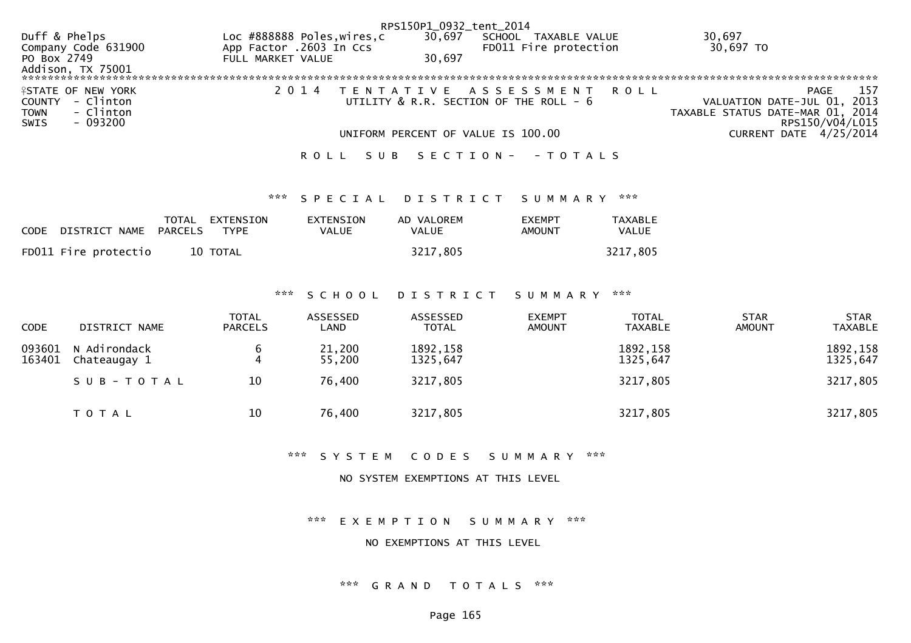Duff & Phelps
Company Code 631900
PO Box 2749
Addison, TX 75001

Loc #888888 Poles,wires,c 30,697 SCHOOL TAXABLE VALUE 30,697
App Factor .2603 In Ccs FD011 Fire protection 30,697 TO
FULL MARKET VALUE 30,697

STATE OF NEW YORK
COUNTY - Clinton
TOWN - Clinton
SWIS - 093200

2014 TENTATIVE ASSESSMENT ROLL
UTILITY & R.R. SECTION OF THE ROLL - 6

VALUATION DATE-JUL 01, 2013
TAXABLE STATUS DATE-MAR 01, 2014
RPS150/V04/L015
CURRENT DATE 4/25/2014

UNIFORM PERCENT OF VALUE IS 100.00

ROLL SUB SECTION- - TOTALS

*** SPECIAL DISTRICT SUMMARY ***

| CODE | DISTRICT NAME | TOTAL PARCELS | EXTENSION TYPE | EXTENSION VALUE | AD VALOREM VALUE | EXEMPT AMOUNT | TAXABLE VALUE |
|---|---|---|---|---|---|---|---|
| FD011 | Fire protectio | 10 | TOTAL | | 3217,805 | | 3217,805 |

*** SCHOOL DISTRICT SUMMARY ***

| CODE | DISTRICT NAME | TOTAL PARCELS | ASSESSED LAND | ASSESSED TOTAL | EXEMPT AMOUNT | TOTAL TAXABLE | STAR AMOUNT | STAR TAXABLE |
|---|---|---|---|---|---|---|---|---|
| 093601 | N Adirondack | 6 | 21,200 | 1892,158 | | 1892,158 | | 1892,158 |
| 163401 | Chateaugay 1 | 4 | 55,200 | 1325,647 | | 1325,647 | | 1325,647 |
| | SUB-TOTAL | 10 | 76,400 | 3217,805 | | 3217,805 | | 3217,805 |
| | TOTAL | 10 | 76,400 | 3217,805 | | 3217,805 | | 3217,805 |

*** SYSTEM CODES SUMMARY ***

NO SYSTEM EXEMPTIONS AT THIS LEVEL

*** EXEMPTION SUMMARY ***

NO EXEMPTIONS AT THIS LEVEL

*** GRAND TOTALS ***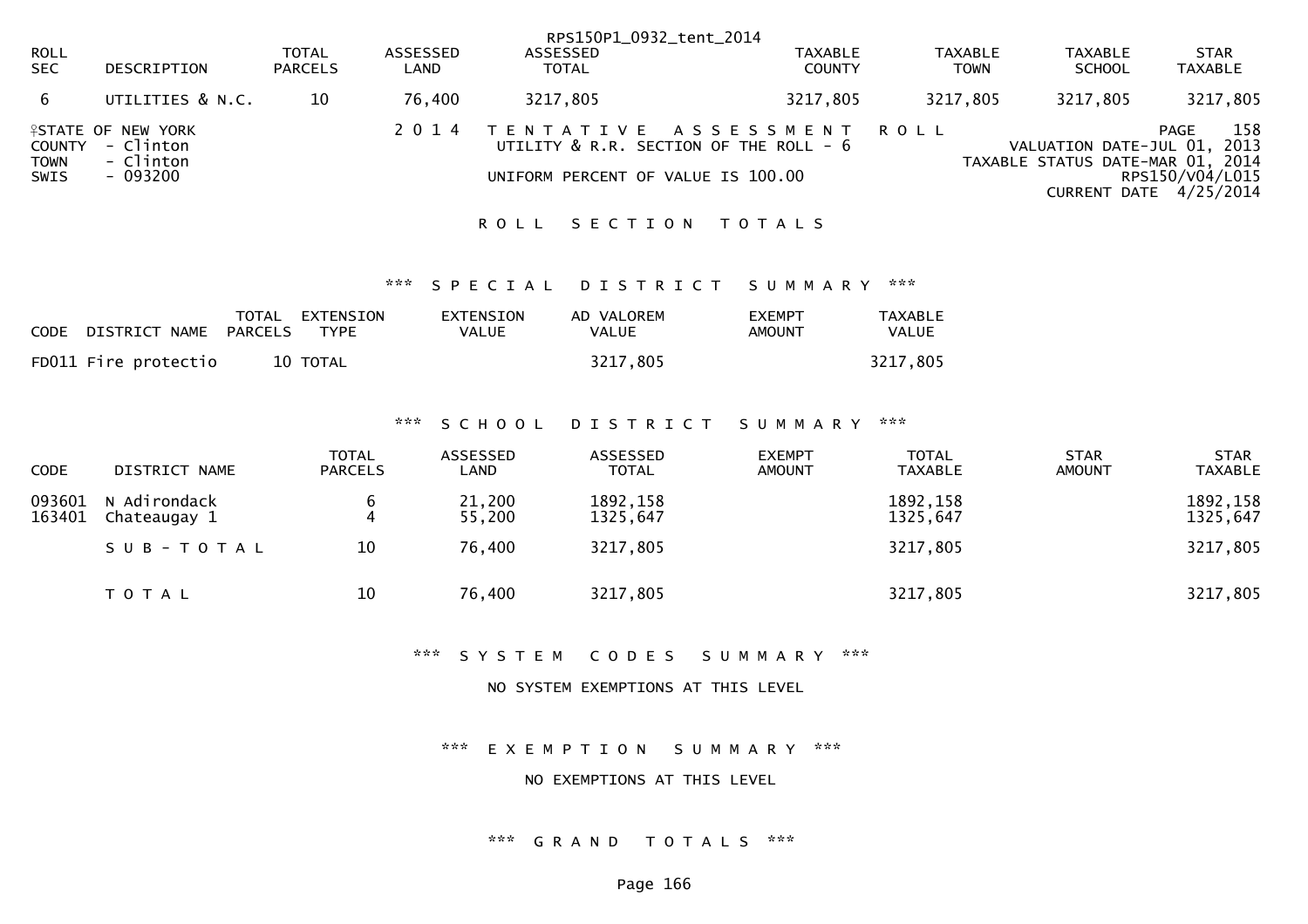RPS150P1_0932_tent_2014

| ROLL SEC | DESCRIPTION | TOTAL PARCELS | ASSESSED LAND | ASSESSED TOTAL | TAXABLE COUNTY | TAXABLE TOWN | TAXABLE SCHOOL | STAR TAXABLE |
|---|---|---|---|---|---|---|---|---|
| 6 | UTILITIES & N.C. | 10 | 76,400 | 3217,805 | 3217,805 | 3217,805 | 3217,805 | 3217,805 |

STATE OF NEW YORK
COUNTY - Clinton
TOWN - Clinton
SWIS - 093200

2014 TENTATIVE ASSESSMENT ROLL
UTILITY & R.R. SECTION OF THE ROLL - 6
UNIFORM PERCENT OF VALUE IS 100.00

PAGE 158
VALUATION DATE-JUL 01, 2013
TAXABLE STATUS DATE-MAR 01, 2014
RPS150/V04/L015
CURRENT DATE 4/25/2014

## ROLL SECTION TOTALS

### *** SPECIAL DISTRICT SUMMARY ***

| CODE | DISTRICT NAME | TOTAL PARCELS | EXTENSION TYPE | EXTENSION VALUE | AD VALOREM VALUE | EXEMPT AMOUNT | TAXABLE VALUE |
|---|---|---|---|---|---|---|---|
| FD011 | Fire protectio | 10 | TOTAL | | 3217,805 | | 3217,805 |

### *** SCHOOL DISTRICT SUMMARY ***

| CODE | DISTRICT NAME | TOTAL PARCELS | ASSESSED LAND | ASSESSED TOTAL | EXEMPT AMOUNT | TOTAL TAXABLE | STAR AMOUNT | STAR TAXABLE |
|---|---|---|---|---|---|---|---|---|
| 093601 | N Adirondack | 6 | 21,200 | 1892,158 | | 1892,158 | | 1892,158 |
| 163401 | Chateaugay 1 | 4 | 55,200 | 1325,647 | | 1325,647 | | 1325,647 |
| | SUB-TOTAL | 10 | 76,400 | 3217,805 | | 3217,805 | | 3217,805 |
| | TOTAL | 10 | 76,400 | 3217,805 | | 3217,805 | | 3217,805 |

### *** SYSTEM CODES SUMMARY ***

NO SYSTEM EXEMPTIONS AT THIS LEVEL

### *** EXEMPTION SUMMARY ***

NO EXEMPTIONS AT THIS LEVEL

### *** GRAND TOTALS ***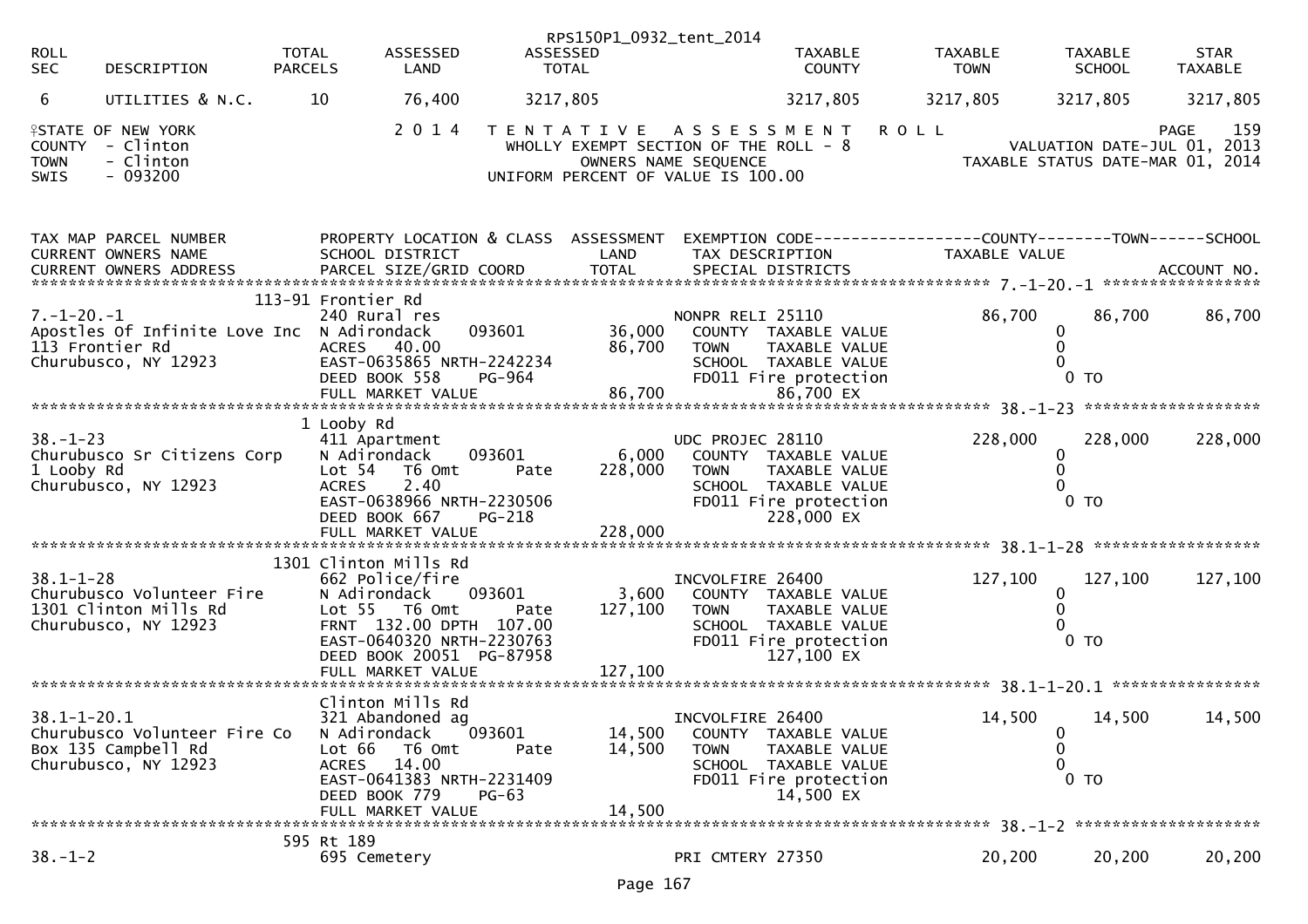RPS150P1_0932_tent_2014

| ROLL SEC | DESCRIPTION | TOTAL PARCELS | ASSESSED LAND | ASSESSED TOTAL | TAXABLE COUNTY | TAXABLE TOWN | TAXABLE SCHOOL | STAR TAXABLE |
|---|---|---|---|---|---|---|---|---|
| 6 | UTILITIES & N.C. | 10 | 76,400 | 3217,805 | 3217,805 | 3217,805 | 3217,805 | 3217,805 |

STATE OF NEW YORK
COUNTY - Clinton
TOWN - Clinton
SWIS - 093200

2014 TENTATIVE ASSESSMENT ROLL
WHOLLY EXEMPT SECTION OF THE ROLL - 8
OWNERS NAME SEQUENCE
UNIFORM PERCENT OF VALUE IS 100.00

PAGE 159
VALUATION DATE-JUL 01, 2013
TAXABLE STATUS DATE-MAR 01, 2014

```
TAX MAP PARCEL NUMBER          PROPERTY LOCATION & CLASS  ASSESSMENT  EXEMPTION CODE------------------COUNTY--------TOWN------SCHOOL
CURRENT OWNERS NAME            SCHOOL DISTRICT               LAND      TAX DESCRIPTION             TAXABLE VALUE
CURRENT OWNERS ADDRESS         PARCEL SIZE/GRID COORD        TOTAL     SPECIAL DISTRICTS                                         ACCOUNT NO.
******************************************************************************************************* 7.-1-20.-1 *****************
                               113-91 Frontier Rd
7.-1-20.-1                     240 Rural res                           NONPR RELI 25110              86,700      86,700      86,700
Apostles Of Infinite Love Inc  N Adirondack      093601       36,000     COUNTY  TAXABLE VALUE                 0
113 Frontier Rd                ACRES  40.00                   86,700     TOWN    TAXABLE VALUE                 0
Churubusco, NY 12923           EAST-0635865 NRTH-2242234                 SCHOOL  TAXABLE VALUE                 0
                               DEED BOOK 558     PG-964                  FD011 Fire protection                  0 TO
                               FULL MARKET VALUE              86,700              86,700 EX
******************************************************************************************************* 38.-1-23 *******************
                               1 Looby Rd
38.-1-23                       411 Apartment                           UDC PROJEC 28110             228,000     228,000     228,000
Churubusco Sr Citizens Corp    N Adirondack      093601        6,000     COUNTY  TAXABLE VALUE                 0
1 Looby Rd                     Lot 54   T6 Omt       Pate    228,000     TOWN    TAXABLE VALUE                 0
Churubusco, NY 12923           ACRES     2.40                            SCHOOL  TAXABLE VALUE                 0
                               EAST-0638966 NRTH-2230506                 FD011 Fire protection                  0 TO
                               DEED BOOK 667     PG-218                          228,000 EX
                               FULL MARKET VALUE             228,000
******************************************************************************************************* 38.1-1-28 ******************
                               1301 Clinton Mills Rd
38.1-1-28                      662 Police/fire                         INCVOLFIRE 26400             127,100     127,100     127,100
Churubusco Volunteer Fire      N Adirondack      093601        3,600     COUNTY  TAXABLE VALUE                 0
1301 Clinton Mills Rd          Lot 55   T6 Omt       Pate    127,100     TOWN    TAXABLE VALUE                 0
Churubusco, NY 12923           FRNT 132.00 DPTH 107.00                   SCHOOL  TAXABLE VALUE                 0
                               EAST-0640320 NRTH-2230763                 FD011 Fire protection                  0 TO
                               DEED BOOK 20051 PG-87958                          127,100 EX
                               FULL MARKET VALUE             127,100
******************************************************************************************************* 38.1-1-20.1 ****************
                               Clinton Mills Rd
38.1-1-20.1                    321 Abandoned ag                        INCVOLFIRE 26400              14,500      14,500      14,500
Churubusco Volunteer Fire Co   N Adirondack      093601       14,500     COUNTY  TAXABLE VALUE                 0
Box 135 Campbell Rd            Lot 66   T6 Omt       Pate     14,500     TOWN    TAXABLE VALUE                 0
Churubusco, NY 12923           ACRES  14.00                              SCHOOL  TAXABLE VALUE                 0
                               EAST-0641383 NRTH-2231409                 FD011 Fire protection                  0 TO
                               DEED BOOK 779     PG-63                            14,500 EX
                               FULL MARKET VALUE              14,500
******************************************************************************************************* 38.-1-2 ********************
                               595 Rt 189
38.-1-2                        695 Cemetery                            PRI CMTERY 27350              20,200      20,200      20,200
```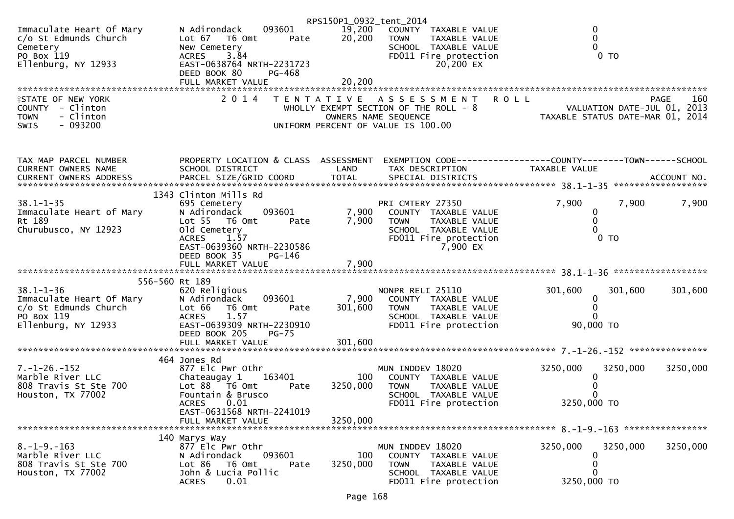RPS150P1_0932_tent_2014

```
Immaculate Heart Of Mary       N Adirondack    093601        19,200   COUNTY  TAXABLE VALUE                    0
c/o St Edmunds Church          Lot 67   T6 Omt      Pate     20,200   TOWN    TAXABLE VALUE                    0
Cemetery                       New Cemetery                           SCHOOL  TAXABLE VALUE                    0
PO Box 119                     ACRES    3.84                          FD011 Fire protection                     0 TO
Ellenburg, NY 12933            EAST-0638764 NRTH-2231723                        20,200 EX
                               DEED BOOK 80     PG-468
                               FULL MARKET VALUE             20,200
```

STATE OF NEW YORK — 2014 TENTATIVE ASSESSMENT ROLL — PAGE 160
COUNTY - Clinton — WHOLLY EXEMPT SECTION OF THE ROLL - 8 — VALUATION DATE-JUL 01, 2013
TOWN - Clinton — OWNERS NAME SEQUENCE — TAXABLE STATUS DATE-MAR 01, 2014
SWIS - 093200 — UNIFORM PERCENT OF VALUE IS 100.00

```
TAX MAP PARCEL NUMBER          PROPERTY LOCATION & CLASS  ASSESSMENT  EXEMPTION CODE------------------COUNTY--------TOWN------SCHOOL
CURRENT OWNERS NAME            SCHOOL DISTRICT               LAND     TAX DESCRIPTION                  TAXABLE VALUE
CURRENT OWNERS ADDRESS         PARCEL SIZE/GRID COORD        TOTAL    SPECIAL DISTRICTS                                        ACCOUNT NO.
************************************************************************************************* 38.1-1-35 ******************
                       1343 Clinton Mills Rd
38.1-1-35                      695 Cemetery                           PRI CMTERY 27350                  7,900        7,900       7,900
Immaculate Heart of Mary       N Adirondack    093601         7,900   COUNTY  TAXABLE VALUE                    0
Rt 189                         Lot 55   T6 Omt      Pate      7,900   TOWN    TAXABLE VALUE                    0
Churubusco, NY 12923           Old Cemetery                           SCHOOL  TAXABLE VALUE                    0
                               ACRES    1.57                          FD011 Fire protection                     0 TO
                               EAST-0639360 NRTH-2230586                         7,900 EX
                               DEED BOOK 35     PG-146
                               FULL MARKET VALUE              7,900
************************************************************************************************* 38.1-1-36 ******************
                     556-560 Rt 189
38.1-1-36                      620 Religious                          NONPR RELI 25110                301,600      301,600     301,600
Immaculate Heart Of Mary       N Adirondack    093601         7,900   COUNTY  TAXABLE VALUE                    0
c/o St Edmunds Church          Lot 66   T6 Omt      Pate    301,600   TOWN    TAXABLE VALUE                    0
PO Box 119                     ACRES    1.57                          SCHOOL  TAXABLE VALUE                    0
Ellenburg, NY 12933            EAST-0639309 NRTH-2230910              FD011 Fire protection                90,000 TO
                               DEED BOOK 205    PG-75
                               FULL MARKET VALUE            301,600
************************************************************************************************* 7.-1-26.-152 ***************
                        464 Jones Rd
7.-1-26.-152                   877 Elc Pwr Othr                       MUN INDDEV 18020               3250,000     3250,000    3250,000
Marble River LLC               Chateaugay 1    163401           100   COUNTY  TAXABLE VALUE                    0
808 Travis St Ste 700          Lot 88   T6 Omt      Pate   3250,000   TOWN    TAXABLE VALUE                    0
Houston, TX 77002              Fountain & Brusco                      SCHOOL  TAXABLE VALUE                    0
                               ACRES    0.01                          FD011 Fire protection              3250,000 TO
                               EAST-0631568 NRTH-2241019
                               FULL MARKET VALUE           3250,000
************************************************************************************************* 8.-1-9.-163 ****************
                        140 Marys Way
8.-1-9.-163                    877 Elc Pwr Othr                       MUN INDDEV 18020               3250,000     3250,000    3250,000
Marble River LLC               N Adirondack    093601           100   COUNTY  TAXABLE VALUE                    0
808 Travis St Ste 700          Lot 86   T6 Omt      Pate   3250,000   TOWN    TAXABLE VALUE                    0
Houston, TX 77002              John & Lucia Pollic                    SCHOOL  TAXABLE VALUE                    0
                               ACRES    0.01                          FD011 Fire protection              3250,000 TO
```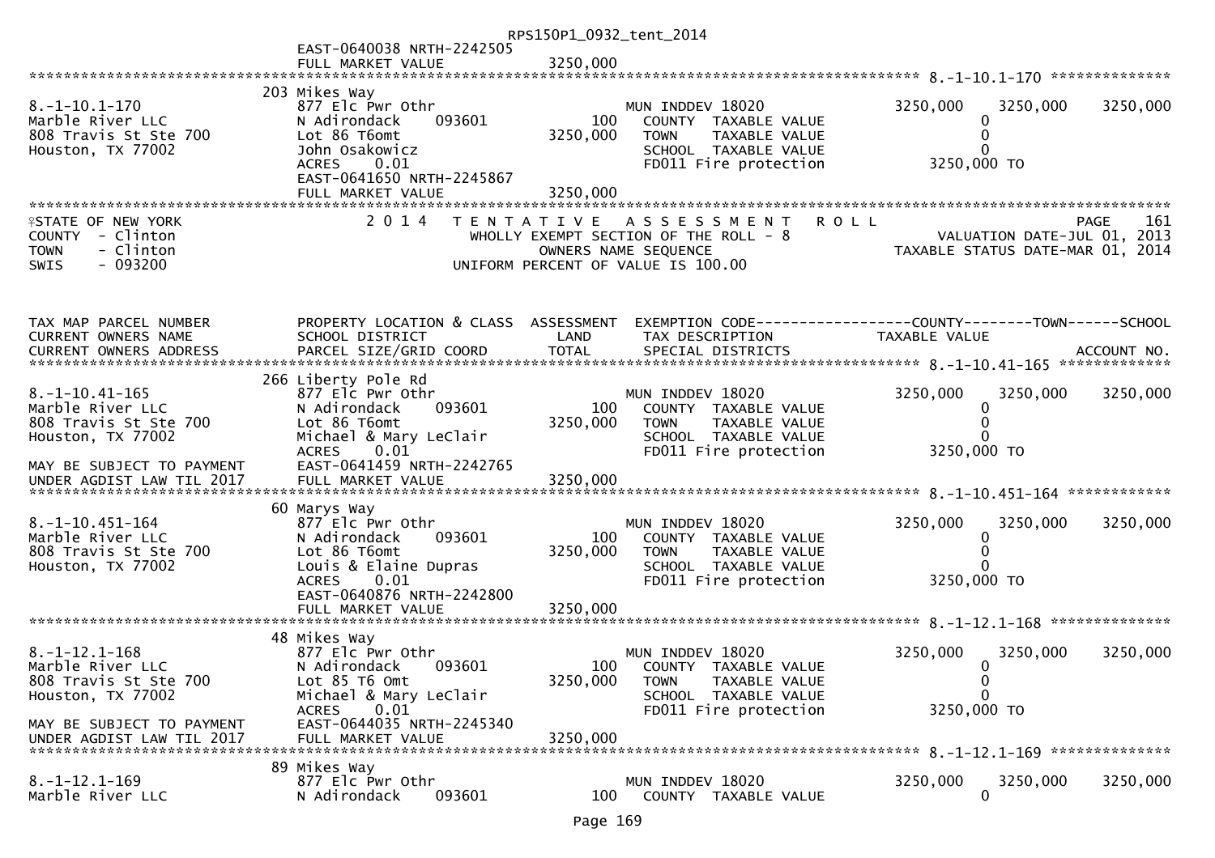RPS150P1_0932_tent_2014

EAST-0640038 NRTH-2242505
FULL MARKET VALUE 3250,000

******************************************************************************************************* 8.-1-10.1-170 **************

| | | | | | | |
|---|---|---|---|---|---|---|
| 8.-1-10.1-170 | 203 Mikes Way | | | | | |
| Marble River LLC | 877 Elc Pwr Othr | | MUN INDDEV 18020 | 3250,000 | 3250,000 | 3250,000 |
| 808 Travis St Ste 700 | N Adirondack 093601 | 100 | COUNTY TAXABLE VALUE | 0 | | |
| Houston, TX 77002 | Lot 86 T6omt | 3250,000 | TOWN TAXABLE VALUE | 0 | | |
| | John Osakowicz | | SCHOOL TAXABLE VALUE | 0 | | |
| | ACRES 0.01 | | FD011 Fire protection | 3250,000 TO | | |
| | EAST-0641650 NRTH-2245867 | | | | | |
| | FULL MARKET VALUE | 3250,000 | | | | |

STATE OF NEW YORK — 2014 TENTATIVE ASSESSMENT ROLL — PAGE 161
COUNTY - Clinton — WHOLLY EXEMPT SECTION OF THE ROLL - 8 — VALUATION DATE-JUL 01, 2013
TOWN - Clinton — OWNERS NAME SEQUENCE — TAXABLE STATUS DATE-MAR 01, 2014
SWIS - 093200 — UNIFORM PERCENT OF VALUE IS 100.00

| TAX MAP PARCEL NUMBER / CURRENT OWNERS NAME / CURRENT OWNERS ADDRESS | PROPERTY LOCATION & CLASS / SCHOOL DISTRICT / PARCEL SIZE/GRID COORD | ASSESSMENT LAND / TOTAL | EXEMPTION CODE / TAX DESCRIPTION / SPECIAL DISTRICTS | COUNTY / TAXABLE VALUE | TOWN | SCHOOL / ACCOUNT NO. |
|---|---|---|---|---|---|---|
| **8.-1-10.41-165** | 266 Liberty Pole Rd | | | | | |
| 8.-1-10.41-165 | 877 Elc Pwr Othr | | MUN INDDEV 18020 | 3250,000 | 3250,000 | 3250,000 |
| Marble River LLC | N Adirondack 093601 | 100 | COUNTY TAXABLE VALUE | 0 | | |
| 808 Travis St Ste 700 | Lot 86 T6omt | 3250,000 | TOWN TAXABLE VALUE | 0 | | |
| Houston, TX 77002 | Michael & Mary LeClair | | SCHOOL TAXABLE VALUE | 0 | | |
| | ACRES 0.01 | | FD011 Fire protection | 3250,000 TO | | |
| MAY BE SUBJECT TO PAYMENT | EAST-0641459 NRTH-2242765 | | | | | |
| UNDER AGDIST LAW TIL 2017 | FULL MARKET VALUE | 3250,000 | | | | |
| **8.-1-10.451-164** | 60 Marys Way | | | | | |
| 8.-1-10.451-164 | 877 Elc Pwr Othr | | MUN INDDEV 18020 | 3250,000 | 3250,000 | 3250,000 |
| Marble River LLC | N Adirondack 093601 | 100 | COUNTY TAXABLE VALUE | 0 | | |
| 808 Travis St Ste 700 | Lot 86 T6omt | 3250,000 | TOWN TAXABLE VALUE | 0 | | |
| Houston, TX 77002 | Louis & Elaine Dupras | | SCHOOL TAXABLE VALUE | 0 | | |
| | ACRES 0.01 | | FD011 Fire protection | 3250,000 TO | | |
| | EAST-0640876 NRTH-2242800 | | | | | |
| | FULL MARKET VALUE | 3250,000 | | | | |
| **8.-1-12.1-168** | 48 Mikes Way | | | | | |
| 8.-1-12.1-168 | 877 Elc Pwr Othr | | MUN INDDEV 18020 | 3250,000 | 3250,000 | 3250,000 |
| Marble River LLC | N Adirondack 093601 | 100 | COUNTY TAXABLE VALUE | 0 | | |
| 808 Travis St Ste 700 | Lot 85 T6 Omt | 3250,000 | TOWN TAXABLE VALUE | 0 | | |
| Houston, TX 77002 | Michael & Mary LeClair | | SCHOOL TAXABLE VALUE | 0 | | |
| | ACRES 0.01 | | FD011 Fire protection | 3250,000 TO | | |
| MAY BE SUBJECT TO PAYMENT | EAST-0644035 NRTH-2245340 | | | | | |
| UNDER AGDIST LAW TIL 2017 | FULL MARKET VALUE | 3250,000 | | | | |
| **8.-1-12.1-169** | 89 Mikes Way | | | | | |
| 8.-1-12.1-169 | 877 Elc Pwr Othr | | MUN INDDEV 18020 | 3250,000 | 3250,000 | 3250,000 |
| Marble River LLC | N Adirondack 093601 | 100 | COUNTY TAXABLE VALUE | 0 | | |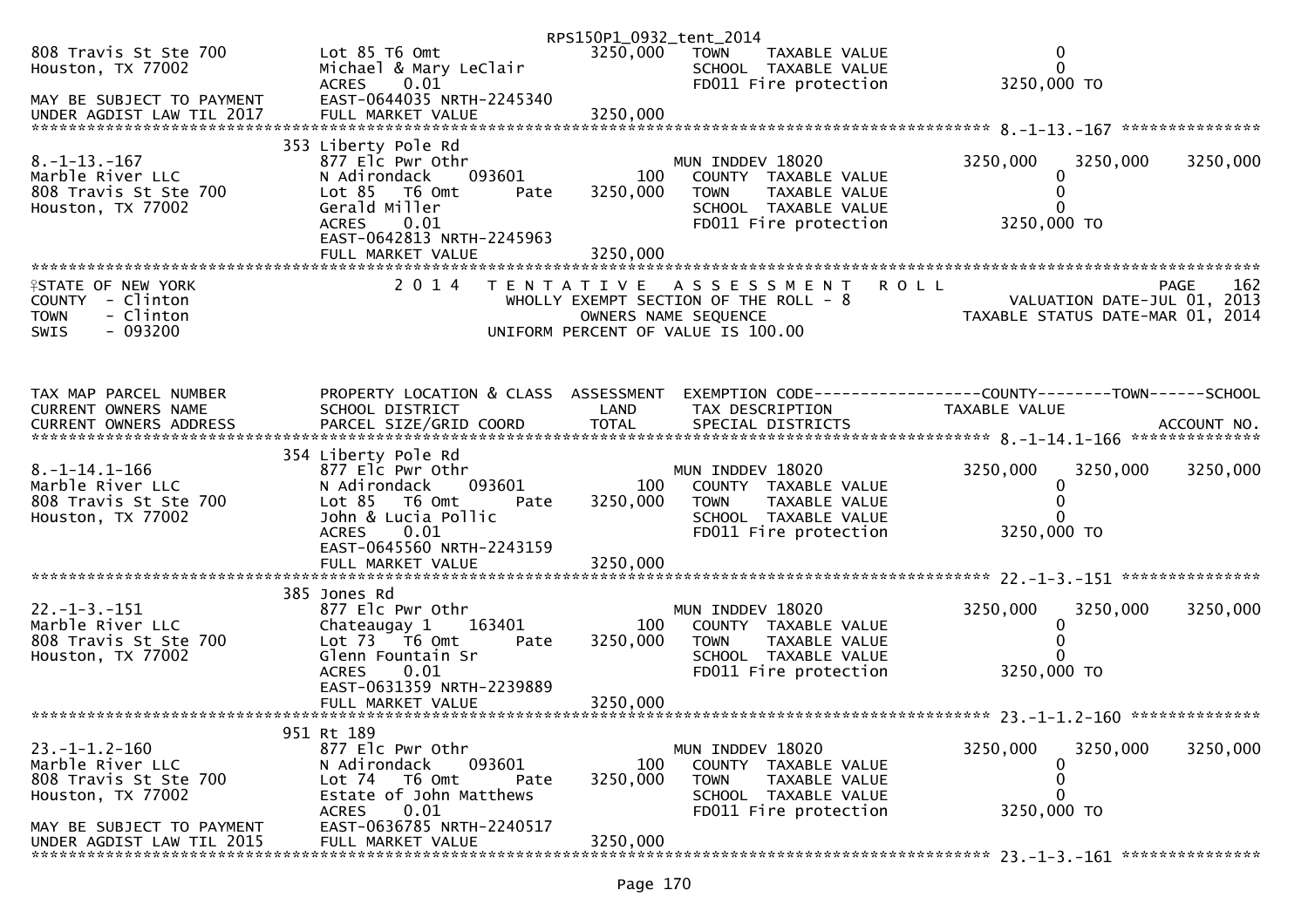RPS150P1_0932_tent_2014

```
808 Travis St Ste 700         Lot 85 T6 Omt                   3250,000   TOWN     TAXABLE VALUE                   0
Houston, TX 77002             Michael & Mary LeClair                     SCHOOL   TAXABLE VALUE                   0
                              ACRES     0.01                             FD011 Fire protection              3250,000 TO
MAY BE SUBJECT TO PAYMENT     EAST-0644035 NRTH-2245340
UNDER AGDIST LAW TIL 2017     FULL MARKET VALUE               3250,000
******************************************************************************************************* 8.-1-13.-167 ***************
                              353 Liberty Pole Rd
8.-1-13.-167                  877 Elc Pwr Othr                           MUN INDDEV 18020                3250,000    3250,000    3250,000
Marble River LLC              N Adirondack      093601             100    COUNTY   TAXABLE VALUE                   0
808 Travis St Ste 700         Lot 85   T6 Omt           Pate  3250,000    TOWN     TAXABLE VALUE                   0
Houston, TX 77002             Gerald Miller                               SCHOOL   TAXABLE VALUE                   0
                              ACRES     0.01                              FD011 Fire protection              3250,000 TO
                              EAST-0642813 NRTH-2245963
                              FULL MARKET VALUE               3250,000
************************************************************************************************************************************
```

STATE OF NEW YORK — 2014 TENTATIVE ASSESSMENT ROLL — PAGE 162
COUNTY - Clinton — WHOLLY EXEMPT SECTION OF THE ROLL - 8 — VALUATION DATE-JUL 01, 2013
TOWN - Clinton — OWNERS NAME SEQUENCE — TAXABLE STATUS DATE-MAR 01, 2014
SWIS - 093200 — UNIFORM PERCENT OF VALUE IS 100.00

```
TAX MAP PARCEL NUMBER         PROPERTY LOCATION & CLASS  ASSESSMENT  EXEMPTION CODE------------------COUNTY--------TOWN------SCHOOL
CURRENT OWNERS NAME           SCHOOL DISTRICT               LAND      TAX DESCRIPTION             TAXABLE VALUE
CURRENT OWNERS ADDRESS        PARCEL SIZE/GRID COORD        TOTAL     SPECIAL DISTRICTS                                   ACCOUNT NO.
******************************************************************************************************* 8.-1-14.1-166 **************
                              354 Liberty Pole Rd
8.-1-14.1-166                 877 Elc Pwr Othr                           MUN INDDEV 18020                3250,000    3250,000    3250,000
Marble River LLC              N Adirondack      093601             100    COUNTY   TAXABLE VALUE                   0
808 Travis St Ste 700         Lot 85   T6 Omt           Pate  3250,000    TOWN     TAXABLE VALUE                   0
Houston, TX 77002             John & Lucia Pollic                         SCHOOL   TAXABLE VALUE                   0
                              ACRES     0.01                              FD011 Fire protection              3250,000 TO
                              EAST-0645560 NRTH-2243159
                              FULL MARKET VALUE               3250,000
******************************************************************************************************* 22.-1-3.-151 ***************
                              385 Jones Rd
22.-1-3.-151                  877 Elc Pwr Othr                           MUN INDDEV 18020                3250,000    3250,000    3250,000
Marble River LLC              Chateaugay 1      163401             100    COUNTY   TAXABLE VALUE                   0
808 Travis St Ste 700         Lot 73   T6 Omt           Pate  3250,000    TOWN     TAXABLE VALUE                   0
Houston, TX 77002             Glenn Fountain Sr                           SCHOOL   TAXABLE VALUE                   0
                              ACRES     0.01                              FD011 Fire protection              3250,000 TO
                              EAST-0631359 NRTH-2239889
                              FULL MARKET VALUE               3250,000
******************************************************************************************************* 23.-1-1.2-160 **************
                              951 Rt 189
23.-1-1.2-160                 877 Elc Pwr Othr                           MUN INDDEV 18020                3250,000    3250,000    3250,000
Marble River LLC              N Adirondack      093601             100    COUNTY   TAXABLE VALUE                   0
808 Travis St Ste 700         Lot 74   T6 Omt           Pate  3250,000    TOWN     TAXABLE VALUE                   0
Houston, TX 77002             Estate of John Matthews                     SCHOOL   TAXABLE VALUE                   0
                              ACRES     0.01                              FD011 Fire protection              3250,000 TO
MAY BE SUBJECT TO PAYMENT     EAST-0636785 NRTH-2240517
UNDER AGDIST LAW TIL 2015     FULL MARKET VALUE               3250,000
******************************************************************************************************* 23.-1-3.-161 ***************
```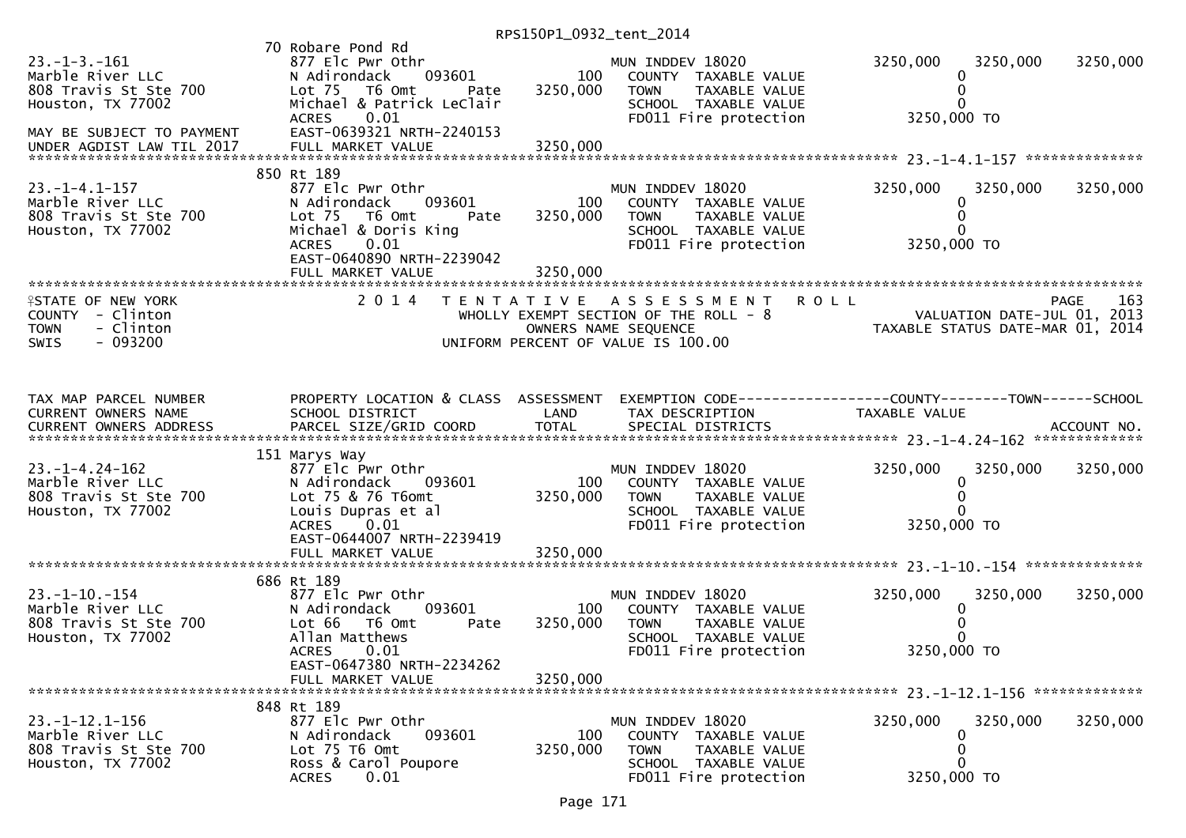RPS150P1_0932_tent_2014

```
                              70 Robare Pond Rd
23.-1-3.-161                  877 Elc Pwr Othr                        MUN INDDEV 18020            3250,000    3250,000    3250,000
Marble River LLC              N Adirondack      093601         100     COUNTY  TAXABLE VALUE             0
808 Travis St Ste 700         Lot 75   T6 Omt        Pate   3250,000    TOWN    TAXABLE VALUE             0
Houston, TX 77002             Michael & Patrick LeClair                SCHOOL  TAXABLE VALUE             0
                              ACRES     0.01                           FD011 Fire protection       3250,000 TO
MAY BE SUBJECT TO PAYMENT     EAST-0639321 NRTH-2240153
UNDER AGDIST LAW TIL 2017     FULL MARKET VALUE            3250,000
******************************************************************************************************* 23.-1-4.1-157 **************
                              850 Rt 189
23.-1-4.1-157                 877 Elc Pwr Othr                        MUN INDDEV 18020            3250,000    3250,000    3250,000
Marble River LLC              N Adirondack      093601         100     COUNTY  TAXABLE VALUE             0
808 Travis St Ste 700         Lot 75   T6 Omt        Pate   3250,000    TOWN    TAXABLE VALUE             0
Houston, TX 77002             Michael & Doris King                     SCHOOL  TAXABLE VALUE             0
                              ACRES     0.01                           FD011 Fire protection       3250,000 TO
                              EAST-0640890 NRTH-2239042
                              FULL MARKET VALUE            3250,000
************************************************************************************************************************************
STATE OF NEW YORK                   2 0 1 4   T E N T A T I V E   A S S E S S M E N T   R O L L                         PAGE   163
COUNTY  - Clinton                             WHOLLY EXEMPT SECTION OF THE ROLL - 8                    VALUATION DATE-JUL 01, 2013
TOWN    - Clinton                                    OWNERS NAME SEQUENCE                         TAXABLE STATUS DATE-MAR 01, 2014
SWIS    - 093200                              UNIFORM PERCENT OF VALUE IS 100.00



TAX MAP PARCEL NUMBER         PROPERTY LOCATION & CLASS  ASSESSMENT  EXEMPTION CODE------------------COUNTY--------TOWN------SCHOOL
CURRENT OWNERS NAME           SCHOOL DISTRICT               LAND      TAX DESCRIPTION            TAXABLE VALUE
CURRENT OWNERS ADDRESS        PARCEL SIZE/GRID COORD        TOTAL     SPECIAL DISTRICTS                                  ACCOUNT NO.
******************************************************************************************************* 23.-1-4.24-162 *************
                              151 Marys Way
23.-1-4.24-162                877 Elc Pwr Othr                        MUN INDDEV 18020            3250,000    3250,000    3250,000
Marble River LLC              N Adirondack      093601         100     COUNTY  TAXABLE VALUE             0
808 Travis St Ste 700         Lot 75 & 76 T6omt             3250,000    TOWN    TAXABLE VALUE             0
Houston, TX 77002             Louis Dupras et al                       SCHOOL  TAXABLE VALUE             0
                              ACRES     0.01                           FD011 Fire protection       3250,000 TO
                              EAST-0644007 NRTH-2239419
                              FULL MARKET VALUE            3250,000
******************************************************************************************************* 23.-1-10.-154 **************
                              686 Rt 189
23.-1-10.-154                 877 Elc Pwr Othr                        MUN INDDEV 18020            3250,000    3250,000    3250,000
Marble River LLC              N Adirondack      093601         100     COUNTY  TAXABLE VALUE             0
808 Travis St Ste 700         Lot 66   T6 Omt        Pate   3250,000    TOWN    TAXABLE VALUE             0
Houston, TX 77002             Allan Matthews                           SCHOOL  TAXABLE VALUE             0
                              ACRES     0.01                           FD011 Fire protection       3250,000 TO
                              EAST-0647380 NRTH-2234262
                              FULL MARKET VALUE            3250,000
******************************************************************************************************* 23.-1-12.1-156 *************
                              848 Rt 189
23.-1-12.1-156                877 Elc Pwr Othr                        MUN INDDEV 18020            3250,000    3250,000    3250,000
Marble River LLC              N Adirondack      093601         100     COUNTY  TAXABLE VALUE             0
808 Travis St Ste 700         Lot 75 T6 Omt                 3250,000    TOWN    TAXABLE VALUE             0
Houston, TX 77002             Ross & Carol Poupore                     SCHOOL  TAXABLE VALUE             0
                              ACRES     0.01                           FD011 Fire protection       3250,000 TO
```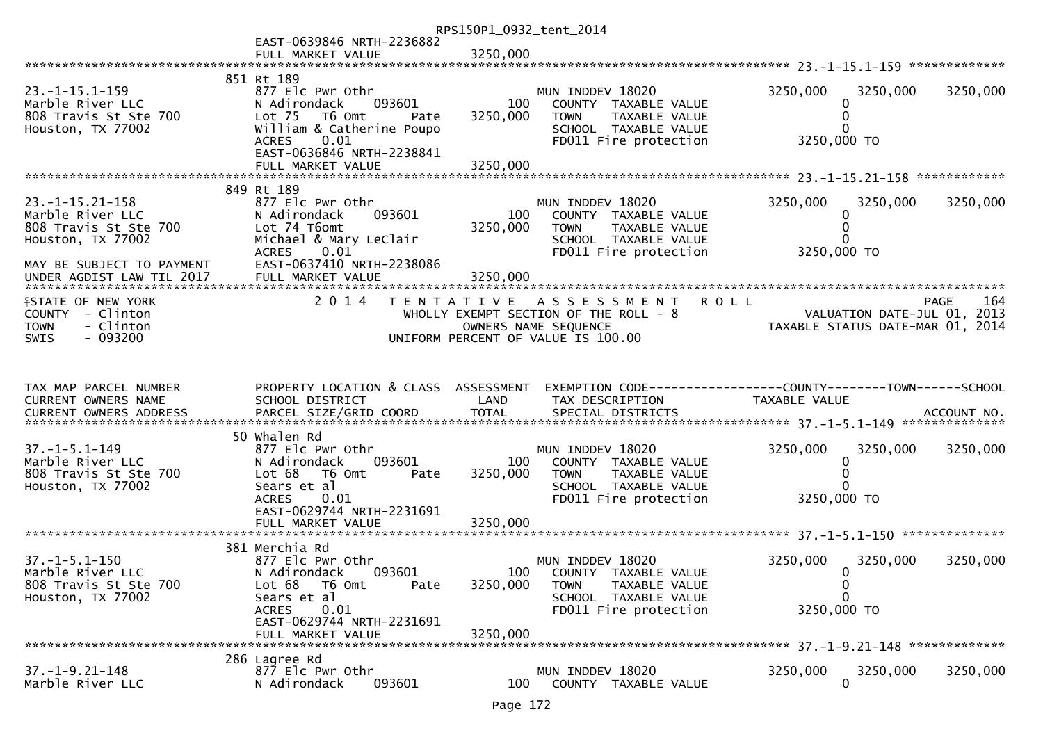EAST-0639846 NRTH-2236882
FULL MARKET VALUE 3250,000

******************************************************************************************************* 23.-1-15.1-159 *************

| | 851 Rt 189 | | | | | |
|---|---|---|---|---|---|---|
| 23.-1-15.1-159 | 877 Elc Pwr Othr | | MUN INDDEV 18020 | 3250,000 | 3250,000 | 3250,000 |
| Marble River LLC | N Adirondack 093601 | 100 | COUNTY TAXABLE VALUE | 0 | | |
| 808 Travis St Ste 700 | Lot 75 T6 Omt Pate | 3250,000 | TOWN TAXABLE VALUE | 0 | | |
| Houston, TX 77002 | William & Catherine Poupo | | SCHOOL TAXABLE VALUE | 0 | | |
| | ACRES 0.01 | | FD011 Fire protection | 3250,000 TO | | |
| | EAST-0636846 NRTH-2238841 | | | | | |
| | FULL MARKET VALUE | 3250,000 | | | | |

******************************************************************************************************* 23.-1-15.21-158 ************

| | 849 Rt 189 | | | | | |
|---|---|---|---|---|---|---|
| 23.-1-15.21-158 | 877 Elc Pwr Othr | | MUN INDDEV 18020 | 3250,000 | 3250,000 | 3250,000 |
| Marble River LLC | N Adirondack 093601 | 100 | COUNTY TAXABLE VALUE | 0 | | |
| 808 Travis St Ste 700 | Lot 74 T6omt | 3250,000 | TOWN TAXABLE VALUE | 0 | | |
| Houston, TX 77002 | Michael & Mary LeClair | | SCHOOL TAXABLE VALUE | 0 | | |
| | ACRES 0.01 | | FD011 Fire protection | 3250,000 TO | | |
| MAY BE SUBJECT TO PAYMENT | EAST-0637410 NRTH-2238086 | | | | | |
| UNDER AGDIST LAW TIL 2017 | FULL MARKET VALUE | 3250,000 | | | | |

*******************************************************************************************************

STATE OF NEW YORK 2 0 1 4 T E N T A T I V E A S S E S S M E N T R O L L PAGE 164
COUNTY - Clinton WHOLLY EXEMPT SECTION OF THE ROLL - 8 VALUATION DATE-JUL 01, 2013
TOWN - Clinton OWNERS NAME SEQUENCE TAXABLE STATUS DATE-MAR 01, 2014
SWIS - 093200 UNIFORM PERCENT OF VALUE IS 100.00

| TAX MAP PARCEL NUMBER | PROPERTY LOCATION & CLASS | ASSESSMENT | EXEMPTION CODE------------------COUNTY--------TOWN------SCHOOL | | | |
|---|---|---|---|---|---|---|
| CURRENT OWNERS NAME | SCHOOL DISTRICT | LAND | TAX DESCRIPTION | TAXABLE VALUE | | |
| CURRENT OWNERS ADDRESS | PARCEL SIZE/GRID COORD | TOTAL | SPECIAL DISTRICTS | | | ACCOUNT NO. |

******************************************************************************************************* 37.-1-5.1-149 **************

| | 50 Whalen Rd | | | | | |
|---|---|---|---|---|---|---|
| 37.-1-5.1-149 | 877 Elc Pwr Othr | | MUN INDDEV 18020 | 3250,000 | 3250,000 | 3250,000 |
| Marble River LLC | N Adirondack 093601 | 100 | COUNTY TAXABLE VALUE | 0 | | |
| 808 Travis St Ste 700 | Lot 68 T6 Omt Pate | 3250,000 | TOWN TAXABLE VALUE | 0 | | |
| Houston, TX 77002 | Sears et al | | SCHOOL TAXABLE VALUE | 0 | | |
| | ACRES 0.01 | | FD011 Fire protection | 3250,000 TO | | |
| | EAST-0629744 NRTH-2231691 | | | | | |
| | FULL MARKET VALUE | 3250,000 | | | | |

******************************************************************************************************* 37.-1-5.1-150 **************

| | 381 Merchia Rd | | | | | |
|---|---|---|---|---|---|---|
| 37.-1-5.1-150 | 877 Elc Pwr Othr | | MUN INDDEV 18020 | 3250,000 | 3250,000 | 3250,000 |
| Marble River LLC | N Adirondack 093601 | 100 | COUNTY TAXABLE VALUE | 0 | | |
| 808 Travis St Ste 700 | Lot 68 T6 Omt Pate | 3250,000 | TOWN TAXABLE VALUE | 0 | | |
| Houston, TX 77002 | Sears et al | | SCHOOL TAXABLE VALUE | 0 | | |
| | ACRES 0.01 | | FD011 Fire protection | 3250,000 TO | | |
| | EAST-0629744 NRTH-2231691 | | | | | |
| | FULL MARKET VALUE | 3250,000 | | | | |

******************************************************************************************************* 37.-1-9.21-148 *************

| | 286 Lagree Rd | | | | | |
|---|---|---|---|---|---|---|
| 37.-1-9.21-148 | 877 Elc Pwr Othr | | MUN INDDEV 18020 | 3250,000 | 3250,000 | 3250,000 |
| Marble River LLC | N Adirondack 093601 | 100 | COUNTY TAXABLE VALUE | 0 | | |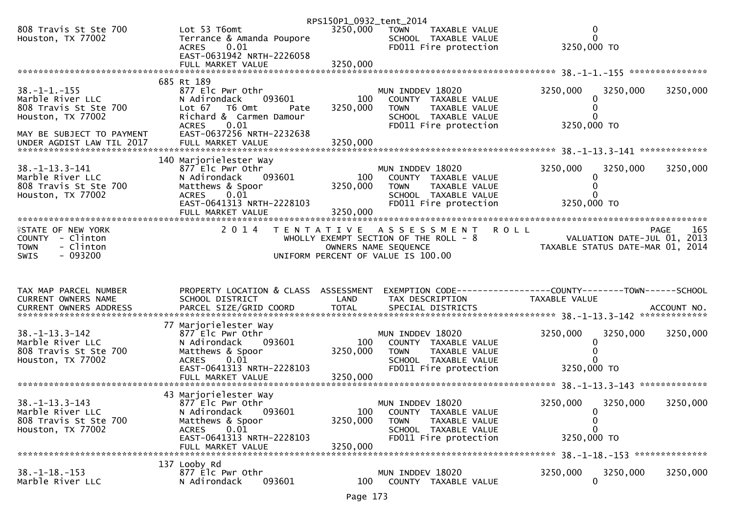RPS150P1_0932_tent_2014

```
808 Travis St Ste 700          Lot 53 T6omt                       3250,000   TOWN     TAXABLE VALUE               0
Houston, TX 77002              Terrance & Amanda Poupore                     SCHOOL   TAXABLE VALUE               0
                               ACRES     0.01                                FD011 Fire protection          3250,000 TO
                               EAST-0631942 NRTH-2226058
                               FULL MARKET VALUE                  3250,000
******************************************************************************************************* 38.-1-1.-155 ***************
                             685 Rt 189
38.-1-1.-155                   877 Elc Pwr Othr                              MUN INDDEV 18020              3250,000   3250,000   3250,000
Marble River LLC               N Adirondack     093601                100      COUNTY   TAXABLE VALUE               0
808 Travis St Ste 700          Lot 67   T6 Omt           Pate      3250,000    TOWN     TAXABLE VALUE               0
Houston, TX 77002              Richard &  Carmen Damour                        SCHOOL   TAXABLE VALUE               0
                               ACRES     0.01                                  FD011 Fire protection          3250,000 TO
MAY BE SUBJECT TO PAYMENT      EAST-0637256 NRTH-2232638
UNDER AGDIST LAW TIL 2017      FULL MARKET VALUE                  3250,000
******************************************************************************************************* 38.-1-13.3-141 *************
                             140 Marjorielester Way
38.-1-13.3-141                 877 Elc Pwr Othr                              MUN INDDEV 18020              3250,000   3250,000   3250,000
Marble River LLC               N Adirondack     093601                100      COUNTY   TAXABLE VALUE               0
808 Travis St Ste 700          Matthews & Spoor                    3250,000    TOWN     TAXABLE VALUE               0
Houston, TX 77002              ACRES     0.01                                  SCHOOL   TAXABLE VALUE               0
                               EAST-0641313 NRTH-2228103                       FD011 Fire protection          3250,000 TO
                               FULL MARKET VALUE                  3250,000
************************************************************************************************************************************
STATE OF NEW YORK                     2 0 1 4   T E N T A T I V E   A S S E S S M E N T   R O L L                           PAGE    165
COUNTY  - Clinton                          WHOLLY EXEMPT SECTION OF THE ROLL - 8                        VALUATION DATE-JUL 01, 2013
TOWN    - Clinton                                 OWNERS NAME SEQUENCE                           TAXABLE STATUS DATE-MAR 01, 2014
SWIS    - 093200                            UNIFORM PERCENT OF VALUE IS 100.00


TAX MAP PARCEL NUMBER          PROPERTY LOCATION & CLASS  ASSESSMENT  EXEMPTION CODE------------------COUNTY--------TOWN------SCHOOL
CURRENT OWNERS NAME            SCHOOL DISTRICT               LAND      TAX DESCRIPTION              TAXABLE VALUE
CURRENT OWNERS ADDRESS         PARCEL SIZE/GRID COORD       TOTAL      SPECIAL DISTRICTS                                  ACCOUNT NO.
******************************************************************************************************* 38.-1-13.3-142 *************
                              77 Marjorielester Way
38.-1-13.3-142                 877 Elc Pwr Othr                              MUN INDDEV 18020              3250,000   3250,000   3250,000
Marble River LLC               N Adirondack     093601                100      COUNTY   TAXABLE VALUE               0
808 Travis St Ste 700          Matthews & Spoor                    3250,000    TOWN     TAXABLE VALUE               0
Houston, TX 77002              ACRES     0.01                                  SCHOOL   TAXABLE VALUE               0
                               EAST-0641313 NRTH-2228103                       FD011 Fire protection          3250,000 TO
                               FULL MARKET VALUE                  3250,000
******************************************************************************************************* 38.-1-13.3-143 *************
                              43 Marjorielester Way
38.-1-13.3-143                 877 Elc Pwr Othr                              MUN INDDEV 18020              3250,000   3250,000   3250,000
Marble River LLC               N Adirondack     093601                100      COUNTY   TAXABLE VALUE               0
808 Travis St Ste 700          Matthews & Spoor                    3250,000    TOWN     TAXABLE VALUE               0
Houston, TX 77002              ACRES     0.01                                  SCHOOL   TAXABLE VALUE               0
                               EAST-0641313 NRTH-2228103                       FD011 Fire protection          3250,000 TO
                               FULL MARKET VALUE                  3250,000
******************************************************************************************************* 38.-1-18.-153 **************
                             137 Looby Rd
38.-1-18.-153                  877 Elc Pwr Othr                              MUN INDDEV 18020              3250,000   3250,000   3250,000
Marble River LLC               N Adirondack     093601                100      COUNTY   TAXABLE VALUE               0
```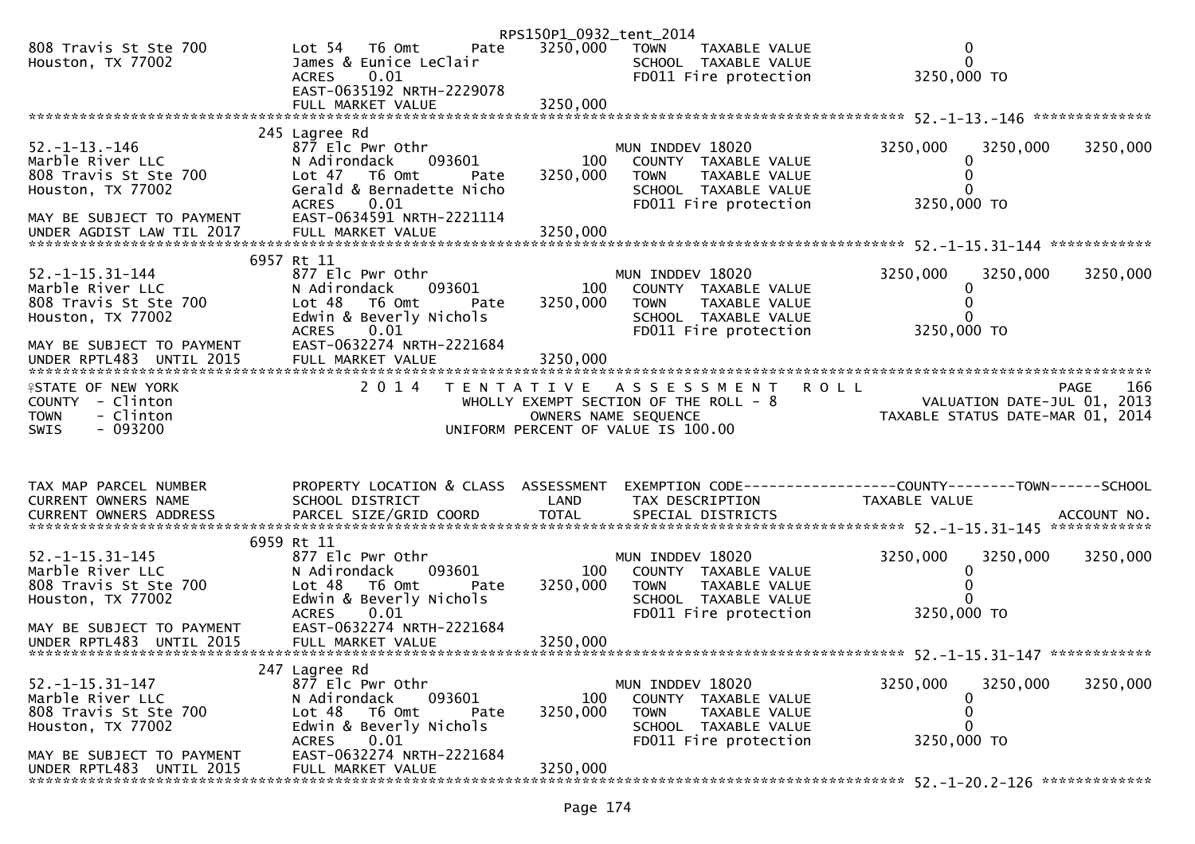```
                                                   RPS150P1_0932_tent_2014
808 Travis St Ste 700          Lot 54   T6 Omt       Pate    3250,000   TOWN     TAXABLE VALUE                  0
Houston, TX 77002              James & Eunice LeClair                   SCHOOL  TAXABLE VALUE                  0
                               ACRES     0.01                           FD011 Fire protection            3250,000 TO
                               EAST-0635192 NRTH-2229078
                               FULL MARKET VALUE            3250,000
******************************************************************************************************* 52.-1-13.-146 **************
                           245 Lagree Rd
52.-1-13.-146                  877 Elc Pwr Othr                         MUN INDDEV 18020              3250,000    3250,000    3250,000
Marble River LLC               N Adirondack      093601          100      COUNTY  TAXABLE VALUE                 0
808 Travis St Ste 700          Lot 47   T6 Omt       Pate    3250,000     TOWN    TAXABLE VALUE                 0
Houston, TX 77002              Gerald & Bernadette Nicho                  SCHOOL  TAXABLE VALUE                 0
                               ACRES     0.01                             FD011 Fire protection          3250,000 TO
MAY BE SUBJECT TO PAYMENT      EAST-0634591 NRTH-2221114
UNDER AGDIST LAW TIL 2017      FULL MARKET VALUE            3250,000
******************************************************************************************************* 52.-1-15.31-144 ************
                          6957 Rt 11
52.-1-15.31-144                877 Elc Pwr Othr                         MUN INDDEV 18020              3250,000    3250,000    3250,000
Marble River LLC               N Adirondack      093601          100      COUNTY  TAXABLE VALUE                 0
808 Travis St Ste 700          Lot 48   T6 Omt       Pate    3250,000     TOWN    TAXABLE VALUE                 0
Houston, TX 77002              Edwin & Beverly Nichols                    SCHOOL  TAXABLE VALUE                 0
                               ACRES     0.01                             FD011 Fire protection          3250,000 TO
MAY BE SUBJECT TO PAYMENT      EAST-0632274 NRTH-2221684
UNDER RPTL483  UNTIL 2015      FULL MARKET VALUE            3250,000
************************************************************************************************************************************
STATE OF NEW YORK                  2 0 1 4   T E N T A T I V E   A S S E S S M E N T   R O L L                               PAGE     166
COUNTY  - Clinton                               WHOLLY EXEMPT SECTION OF THE ROLL - 8                       VALUATION DATE-JUL 01, 2013
TOWN    - Clinton                                   OWNERS NAME SEQUENCE                                TAXABLE STATUS DATE-MAR 01, 2014
SWIS    - 093200                               UNIFORM PERCENT OF VALUE IS 100.00


TAX MAP PARCEL NUMBER          PROPERTY LOCATION & CLASS  ASSESSMENT  EXEMPTION CODE------------------COUNTY--------TOWN------SCHOOL
CURRENT OWNERS NAME            SCHOOL DISTRICT               LAND      TAX DESCRIPTION                TAXABLE VALUE
CURRENT OWNERS ADDRESS         PARCEL SIZE/GRID COORD        TOTAL     SPECIAL DISTRICTS                                   ACCOUNT NO.
******************************************************************************************************* 52.-1-15.31-145 ************
                          6959 Rt 11
52.-1-15.31-145                877 Elc Pwr Othr                         MUN INDDEV 18020              3250,000    3250,000    3250,000
Marble River LLC               N Adirondack      093601          100      COUNTY  TAXABLE VALUE                 0
808 Travis St Ste 700          Lot 48   T6 Omt       Pate    3250,000     TOWN    TAXABLE VALUE                 0
Houston, TX 77002              Edwin & Beverly Nichols                    SCHOOL  TAXABLE VALUE                 0
                               ACRES     0.01                             FD011 Fire protection          3250,000 TO
MAY BE SUBJECT TO PAYMENT      EAST-0632274 NRTH-2221684
UNDER RPTL483  UNTIL 2015      FULL MARKET VALUE            3250,000
******************************************************************************************************* 52.-1-15.31-147 ************
                           247 Lagree Rd
52.-1-15.31-147                877 Elc Pwr Othr                         MUN INDDEV 18020              3250,000    3250,000    3250,000
Marble River LLC               N Adirondack      093601          100      COUNTY  TAXABLE VALUE                 0
808 Travis St Ste 700          Lot 48   T6 Omt       Pate    3250,000     TOWN    TAXABLE VALUE                 0
Houston, TX 77002              Edwin & Beverly Nichols                    SCHOOL  TAXABLE VALUE                 0
                               ACRES     0.01                             FD011 Fire protection          3250,000 TO
MAY BE SUBJECT TO PAYMENT      EAST-0632274 NRTH-2221684
UNDER RPTL483  UNTIL 2015      FULL MARKET VALUE            3250,000
******************************************************************************************************* 52.-1-20.2-126 *************
```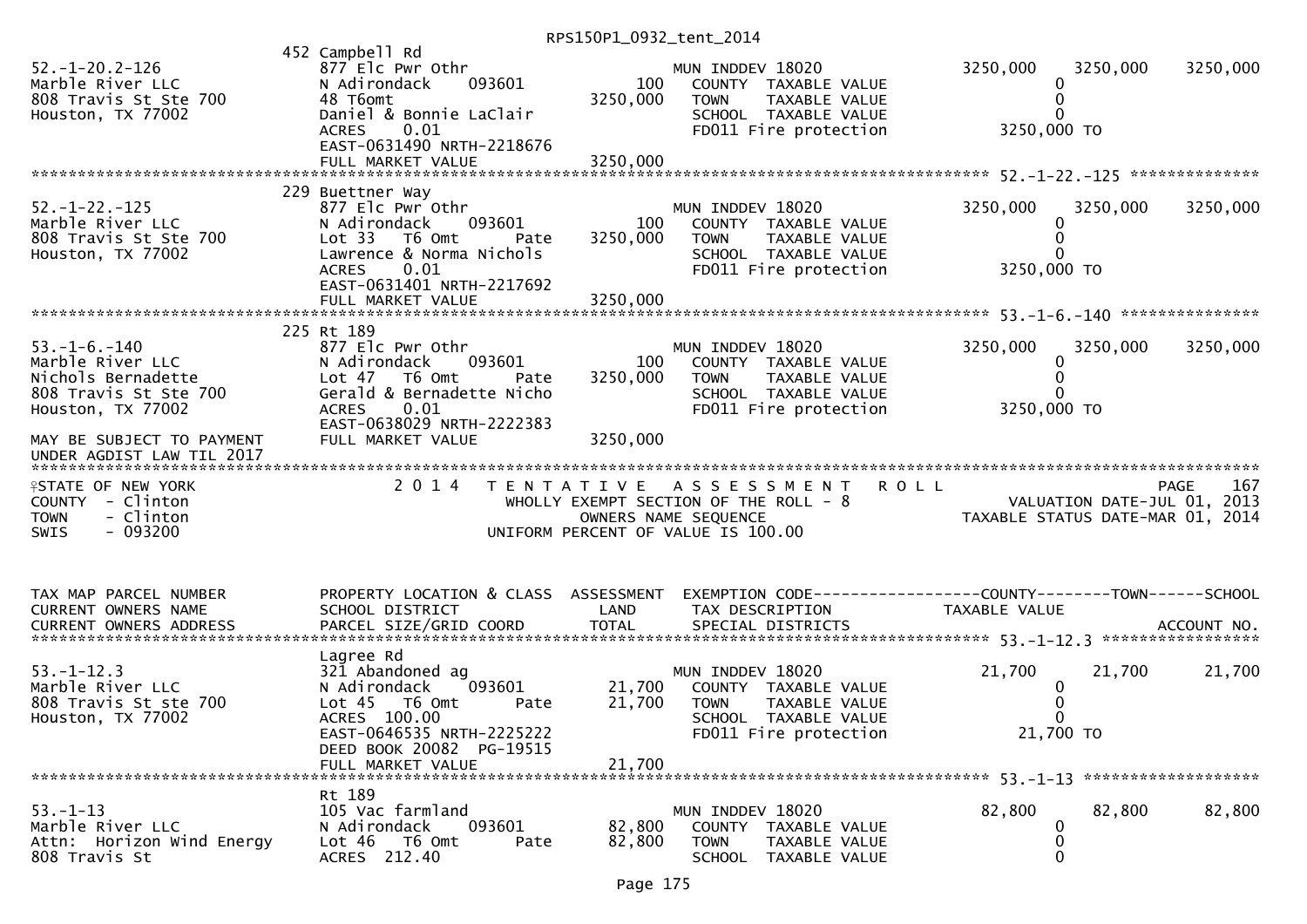RPS150P1_0932_tent_2014

```
                              452 Campbell Rd
52.-1-20.2-126                877 Elc Pwr Othr                        MUN INDDEV 18020              3250,000    3250,000    3250,000
Marble River LLC              N Adirondack      093601          100    COUNTY  TAXABLE VALUE               0
808 Travis St Ste 700         48 T6omt                      3250,000    TOWN    TAXABLE VALUE               0
Houston, TX 77002             Daniel & Bonnie LaClair                  SCHOOL  TAXABLE VALUE               0
                              ACRES    0.01                            FD011 Fire protection          3250,000 TO
                              EAST-0631490 NRTH-2218676
                              FULL MARKET VALUE            3250,000
******************************************************************************************************* 52.-1-22.-125 **************
                              229 Buettner Way
52.-1-22.-125                 877 Elc Pwr Othr                        MUN INDDEV 18020              3250,000    3250,000    3250,000
Marble River LLC              N Adirondack      093601          100    COUNTY  TAXABLE VALUE               0
808 Travis St Ste 700         Lot 33   T6 Omt        Pate   3250,000    TOWN    TAXABLE VALUE               0
Houston, TX 77002             Lawrence & Norma Nichols                 SCHOOL  TAXABLE VALUE               0
                              ACRES    0.01                            FD011 Fire protection          3250,000 TO
                              EAST-0631401 NRTH-2217692
                              FULL MARKET VALUE            3250,000
******************************************************************************************************* 53.-1-6.-140 ***************
                              225 Rt 189
53.-1-6.-140                  877 Elc Pwr Othr                        MUN INDDEV 18020              3250,000    3250,000    3250,000
Marble River LLC              N Adirondack      093601          100    COUNTY  TAXABLE VALUE               0
Nichols Bernadette            Lot 47   T6 Omt        Pate   3250,000    TOWN    TAXABLE VALUE               0
808 Travis St Ste 700         Gerald & Bernadette Nicho                SCHOOL  TAXABLE VALUE               0
Houston, TX 77002             ACRES    0.01                            FD011 Fire protection          3250,000 TO
                              EAST-0638029 NRTH-2222383
MAY BE SUBJECT TO PAYMENT     FULL MARKET VALUE            3250,000
UNDER AGDIST LAW TIL 2017
************************************************************************************************************************************
STATE OF NEW YORK                   2 0 1 4   T E N T A T I V E   A S S E S S M E N T   R O L L                          PAGE   167
COUNTY  - Clinton                              WHOLLY EXEMPT SECTION OF THE ROLL - 8                   VALUATION DATE-JUL 01, 2013
TOWN    - Clinton                                      OWNERS NAME SEQUENCE                          TAXABLE STATUS DATE-MAR 01, 2014
SWIS    - 093200                                UNIFORM PERCENT OF VALUE IS 100.00


TAX MAP PARCEL NUMBER         PROPERTY LOCATION & CLASS  ASSESSMENT  EXEMPTION CODE------------------COUNTY--------TOWN------SCHOOL
CURRENT OWNERS NAME           SCHOOL DISTRICT               LAND      TAX DESCRIPTION               TAXABLE VALUE
CURRENT OWNERS ADDRESS        PARCEL SIZE/GRID COORD        TOTAL     SPECIAL DISTRICTS                                 ACCOUNT NO.
******************************************************************************************************* 53.-1-12.3 *****************
                              Lagree Rd
53.-1-12.3                    321 Abandoned ag                        MUN INDDEV 18020                21,700      21,700      21,700
Marble River LLC              N Adirondack      093601       21,700    COUNTY  TAXABLE VALUE               0
808 Travis St ste 700         Lot 45   T6 Omt        Pate     21,700    TOWN    TAXABLE VALUE               0
Houston, TX 77002             ACRES  100.00                            SCHOOL  TAXABLE VALUE               0
                              EAST-0646535 NRTH-2225222                FD011 Fire protection            21,700 TO
                              DEED BOOK 20082  PG-19515
                              FULL MARKET VALUE              21,700
******************************************************************************************************* 53.-1-13 *******************
                              Rt 189
53.-1-13                      105 Vac farmland                        MUN INDDEV 18020                82,800      82,800      82,800
Marble River LLC              N Adirondack      093601       82,800    COUNTY  TAXABLE VALUE               0
Attn:  Horizon Wind Energy    Lot 46   T6 Omt        Pate     82,800    TOWN    TAXABLE VALUE               0
808 Travis St                 ACRES  212.40                            SCHOOL  TAXABLE VALUE               0
```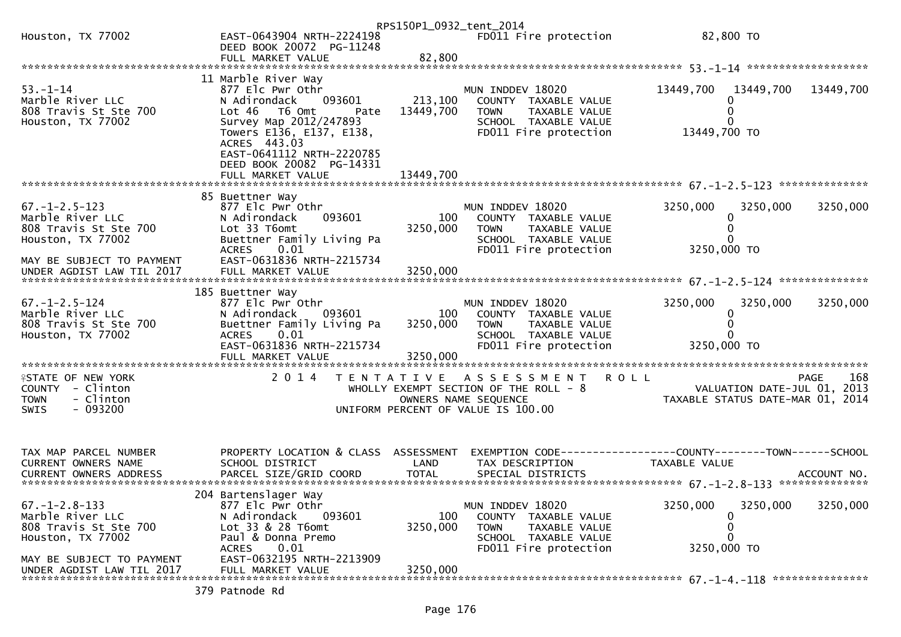| | | | | |
|---|---|---|---|---|
| Houston, TX 77002 | EAST-0643904 NRTH-2224198<br>DEED BOOK 20072 PG-11248<br>FULL MARKET VALUE | 82,800 | FD011 Fire protection | 82,800 TO |

******************************************************************************************************* 53.-1-14 *******************

| | | | | | | |
|---|---|---|---|---|---|---|
| | 11 Marble River Way | | | | | |
| 53.-1-14 | 877 Elc Pwr Othr | | MUN INDDEV 18020 | 13449,700 | 13449,700 | 13449,700 |
| Marble River LLC | N Adirondack 093601 | 213,100 | COUNTY TAXABLE VALUE | 0 | | |
| 808 Travis St Ste 700 | Lot 46 T6 Omt Pate | 13449,700 | TOWN TAXABLE VALUE | 0 | | |
| Houston, TX 77002 | Survey Map 2012/247893 | | SCHOOL TAXABLE VALUE | 0 | | |
| | Towers E136, E137, E138, | | FD011 Fire protection | 13449,700 TO | | |
| | ACRES 443.03 | | | | | |
| | EAST-0641112 NRTH-2220785 | | | | | |
| | DEED BOOK 20082 PG-14331 | | | | | |
| | FULL MARKET VALUE | 13449,700 | | | | |

******************************************************************************************************* 67.-1-2.5-123 **************

| | | | | | | |
|---|---|---|---|---|---|---|
| | 85 Buettner Way | | | | | |
| 67.-1-2.5-123 | 877 Elc Pwr Othr | | MUN INDDEV 18020 | 3250,000 | 3250,000 | 3250,000 |
| Marble River LLC | N Adirondack 093601 | 100 | COUNTY TAXABLE VALUE | 0 | | |
| 808 Travis St Ste 700 | Lot 33 T6omt | 3250,000 | TOWN TAXABLE VALUE | 0 | | |
| Houston, TX 77002 | Buettner Family Living Pa | | SCHOOL TAXABLE VALUE | 0 | | |
| | ACRES 0.01 | | FD011 Fire protection | 3250,000 TO | | |
| MAY BE SUBJECT TO PAYMENT | EAST-0631836 NRTH-2215734 | | | | | |
| UNDER AGDIST LAW TIL 2017 | FULL MARKET VALUE | 3250,000 | | | | |

******************************************************************************************************* 67.-1-2.5-124 **************

| | | | | | | |
|---|---|---|---|---|---|---|
| | 185 Buettner Way | | | | | |
| 67.-1-2.5-124 | 877 Elc Pwr Othr | | MUN INDDEV 18020 | 3250,000 | 3250,000 | 3250,000 |
| Marble River LLC | N Adirondack 093601 | 100 | COUNTY TAXABLE VALUE | 0 | | |
| 808 Travis St Ste 700 | Buettner Family Living Pa | 3250,000 | TOWN TAXABLE VALUE | 0 | | |
| Houston, TX 77002 | ACRES 0.01 | | SCHOOL TAXABLE VALUE | 0 | | |
| | EAST-0631836 NRTH-2215734 | | FD011 Fire protection | 3250,000 TO | | |
| | FULL MARKET VALUE | 3250,000 | | | | |

*******************************************************************************************************

STATE OF NEW YORK — 2014 TENTATIVE ASSESSMENT ROLL — PAGE 168
COUNTY - Clinton — WHOLLY EXEMPT SECTION OF THE ROLL - 8 — VALUATION DATE-JUL 01, 2013
TOWN - Clinton — OWNERS NAME SEQUENCE — TAXABLE STATUS DATE-MAR 01, 2014
SWIS - 093200 — UNIFORM PERCENT OF VALUE IS 100.00

| TAX MAP PARCEL NUMBER<br>CURRENT OWNERS NAME<br>CURRENT OWNERS ADDRESS | PROPERTY LOCATION & CLASS<br>SCHOOL DISTRICT<br>PARCEL SIZE/GRID COORD | ASSESSMENT<br>LAND<br>TOTAL | EXEMPTION CODE<br>TAX DESCRIPTION<br>SPECIAL DISTRICTS | COUNTY<br>TAXABLE VALUE | TOWN | SCHOOL<br>ACCOUNT NO. |
|---|---|---|---|---|---|---|
| | 204 Bartenslager Way | | | | | |
| 67.-1-2.8-133 | 877 Elc Pwr Othr | | MUN INDDEV 18020 | 3250,000 | 3250,000 | 3250,000 |
| Marble River LLC | N Adirondack 093601 | 100 | COUNTY TAXABLE VALUE | 0 | | |
| 808 Travis St Ste 700 | Lot 33 & 28 T6omt | 3250,000 | TOWN TAXABLE VALUE | 0 | | |
| Houston, TX 77002 | Paul & Donna Premo | | SCHOOL TAXABLE VALUE | 0 | | |
| | ACRES 0.01 | | FD011 Fire protection | 3250,000 TO | | |
| MAY BE SUBJECT TO PAYMENT | EAST-0632195 NRTH-2213909 | | | | | |
| UNDER AGDIST LAW TIL 2017 | FULL MARKET VALUE | 3250,000 | | | | |

******************************************************************************************************* 67.-1-4.-118 ***************

379 Patnode Rd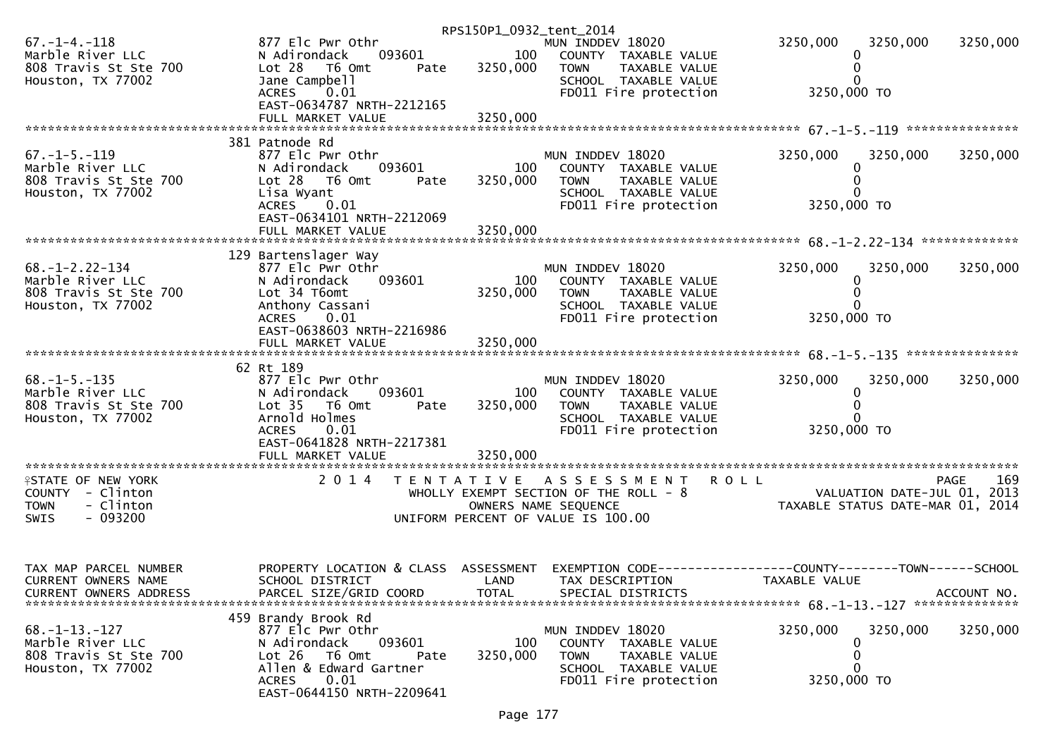RPS150P1_0932_tent_2014

| | | | | |
|---|---|---|---|---|
| 67.-1-4.-118 | 877 Elc Pwr Othr | | MUN INDDEV 18020 | 3250,000 3250,000 3250,000 |
| Marble River LLC | N Adirondack 093601 | 100 | COUNTY TAXABLE VALUE | 0 |
| 808 Travis St Ste 700 | Lot 28 T6 Omt Pate | 3250,000 | TOWN TAXABLE VALUE | 0 |
| Houston, TX 77002 | Jane Campbell | | SCHOOL TAXABLE VALUE | 0 |
| | ACRES 0.01 | | FD011 Fire protection | 3250,000 TO |
| | EAST-0634787 NRTH-2212165 | | | |
| | FULL MARKET VALUE | 3250,000 | | |

******************************************************************************************************** 67.-1-5.-119 ***************

| | | | | |
|---|---|---|---|---|
| | 381 Patnode Rd | | | |
| 67.-1-5.-119 | 877 Elc Pwr Othr | | MUN INDDEV 18020 | 3250,000 3250,000 3250,000 |
| Marble River LLC | N Adirondack 093601 | 100 | COUNTY TAXABLE VALUE | 0 |
| 808 Travis St Ste 700 | Lot 28 T6 Omt Pate | 3250,000 | TOWN TAXABLE VALUE | 0 |
| Houston, TX 77002 | Lisa Wyant | | SCHOOL TAXABLE VALUE | 0 |
| | ACRES 0.01 | | FD011 Fire protection | 3250,000 TO |
| | EAST-0634101 NRTH-2212069 | | | |
| | FULL MARKET VALUE | 3250,000 | | |

******************************************************************************************************** 68.-1-2.22-134 *************

| | | | | |
|---|---|---|---|---|
| | 129 Bartenslager Way | | | |
| 68.-1-2.22-134 | 877 Elc Pwr Othr | | MUN INDDEV 18020 | 3250,000 3250,000 3250,000 |
| Marble River LLC | N Adirondack 093601 | 100 | COUNTY TAXABLE VALUE | 0 |
| 808 Travis St Ste 700 | Lot 34 T6omt | 3250,000 | TOWN TAXABLE VALUE | 0 |
| Houston, TX 77002 | Anthony Cassani | | SCHOOL TAXABLE VALUE | 0 |
| | ACRES 0.01 | | FD011 Fire protection | 3250,000 TO |
| | EAST-0638603 NRTH-2216986 | | | |
| | FULL MARKET VALUE | 3250,000 | | |

******************************************************************************************************** 68.-1-5.-135 ***************

| | | | | |
|---|---|---|---|---|
| | 62 Rt 189 | | | |
| 68.-1-5.-135 | 877 Elc Pwr Othr | | MUN INDDEV 18020 | 3250,000 3250,000 3250,000 |
| Marble River LLC | N Adirondack 093601 | 100 | COUNTY TAXABLE VALUE | 0 |
| 808 Travis St Ste 700 | Lot 35 T6 Omt Pate | 3250,000 | TOWN TAXABLE VALUE | 0 |
| Houston, TX 77002 | Arnold Holmes | | SCHOOL TAXABLE VALUE | 0 |
| | ACRES 0.01 | | FD011 Fire protection | 3250,000 TO |
| | EAST-0641828 NRTH-2217381 | | | |
| | FULL MARKET VALUE | 3250,000 | | |

********************************************************************************************************************************

STATE OF NEW YORK — 2014 TENTATIVE ASSESSMENT ROLL — PAGE 169
COUNTY - Clinton — WHOLLY EXEMPT SECTION OF THE ROLL - 8 — VALUATION DATE-JUL 01, 2013
TOWN - Clinton — OWNERS NAME SEQUENCE — TAXABLE STATUS DATE-MAR 01, 2014
SWIS - 093200 — UNIFORM PERCENT OF VALUE IS 100.00

| TAX MAP PARCEL NUMBER / CURRENT OWNERS NAME / CURRENT OWNERS ADDRESS | PROPERTY LOCATION & CLASS / SCHOOL DISTRICT / PARCEL SIZE/GRID COORD | ASSESSMENT LAND / TOTAL | EXEMPTION CODE / TAX DESCRIPTION / SPECIAL DISTRICTS | COUNTY--------TOWN------SCHOOL / TAXABLE VALUE / ACCOUNT NO. |
|---|---|---|---|---|

******************************************************************************************************** 68.-1-13.-127 **************

| | | | | |
|---|---|---|---|---|
| | 459 Brandy Brook Rd | | | |
| 68.-1-13.-127 | 877 Elc Pwr Othr | | MUN INDDEV 18020 | 3250,000 3250,000 3250,000 |
| Marble River LLC | N Adirondack 093601 | 100 | COUNTY TAXABLE VALUE | 0 |
| 808 Travis St Ste 700 | Lot 26 T6 Omt Pate | 3250,000 | TOWN TAXABLE VALUE | 0 |
| Houston, TX 77002 | Allen & Edward Gartner | | SCHOOL TAXABLE VALUE | 0 |
| | ACRES 0.01 | | FD011 Fire protection | 3250,000 TO |
| | EAST-0644150 NRTH-2209641 | | | |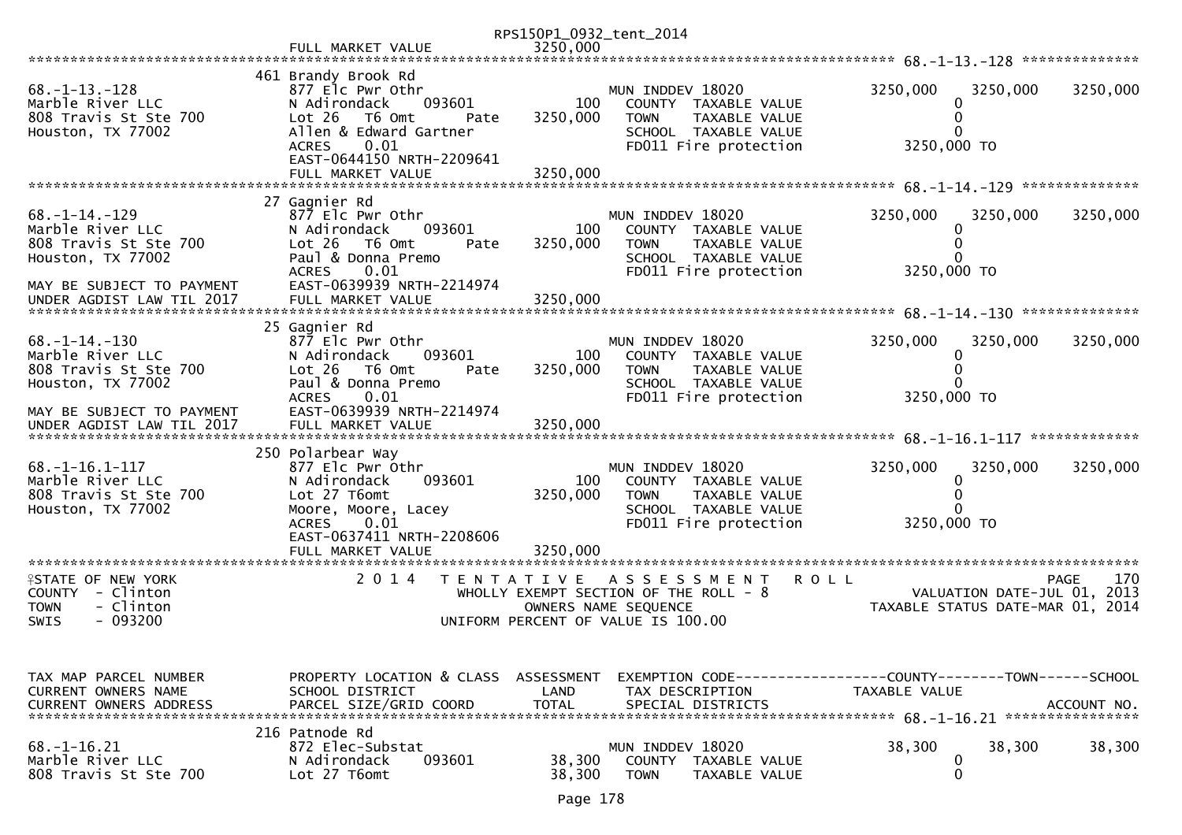```
                                                 RPS150P1_0932_tent_2014
                                FULL MARKET VALUE              3250,000
******************************************************************************************************* 68.-1-13.-128 **************
                              461 Brandy Brook Rd
68.-1-13.-128                  877 Elc Pwr Othr                      MUN INDDEV 18020             3250,000    3250,000    3250,000
Marble River LLC               N Adirondack     093601         100     COUNTY  TAXABLE VALUE               0
808 Travis St Ste 700          Lot 26   T6 Omt      Pate      3250,000   TOWN    TAXABLE VALUE               0
Houston, TX 77002              Allen & Edward Gartner                  SCHOOL  TAXABLE VALUE               0
                               ACRES    0.01                           FD011 Fire protection          3250,000 TO
                               EAST-0644150 NRTH-2209641
                               FULL MARKET VALUE              3250,000
******************************************************************************************************* 68.-1-14.-129 **************
                              27 Gagnier Rd
68.-1-14.-129                  877 Elc Pwr Othr                      MUN INDDEV 18020             3250,000    3250,000    3250,000
Marble River LLC               N Adirondack     093601         100     COUNTY  TAXABLE VALUE               0
808 Travis St Ste 700          Lot 26   T6 Omt      Pate      3250,000   TOWN    TAXABLE VALUE               0
Houston, TX 77002              Paul & Donna Premo                      SCHOOL  TAXABLE VALUE               0
                               ACRES    0.01                           FD011 Fire protection          3250,000 TO
MAY BE SUBJECT TO PAYMENT      EAST-0639939 NRTH-2214974
UNDER AGDIST LAW TIL 2017      FULL MARKET VALUE              3250,000
******************************************************************************************************* 68.-1-14.-130 **************
                              25 Gagnier Rd
68.-1-14.-130                  877 Elc Pwr Othr                      MUN INDDEV 18020             3250,000    3250,000    3250,000
Marble River LLC               N Adirondack     093601         100     COUNTY  TAXABLE VALUE               0
808 Travis St Ste 700          Lot 26   T6 Omt      Pate      3250,000   TOWN    TAXABLE VALUE               0
Houston, TX 77002              Paul & Donna Premo                      SCHOOL  TAXABLE VALUE               0
                               ACRES    0.01                           FD011 Fire protection          3250,000 TO
MAY BE SUBJECT TO PAYMENT      EAST-0639939 NRTH-2214974
UNDER AGDIST LAW TIL 2017      FULL MARKET VALUE              3250,000
******************************************************************************************************* 68.-1-16.1-117 *************
                              250 Polarbear Way
68.-1-16.1-117                 877 Elc Pwr Othr                      MUN INDDEV 18020             3250,000    3250,000    3250,000
Marble River LLC               N Adirondack     093601         100     COUNTY  TAXABLE VALUE               0
808 Travis St Ste 700          Lot 27 T6omt                   3250,000   TOWN    TAXABLE VALUE               0
Houston, TX 77002              Moore, Moore, Lacey                     SCHOOL  TAXABLE VALUE               0
                               ACRES    0.01                           FD011 Fire protection          3250,000 TO
                               EAST-0637411 NRTH-2208606
                               FULL MARKET VALUE              3250,000
************************************************************************************************************************************
STATE OF NEW YORK                  2 0 1 4   T E N T A T I V E   A S S E S S M E N T   R O L L                          PAGE    170
COUNTY  - Clinton                              WHOLLY EXEMPT SECTION OF THE ROLL - 8                  VALUATION DATE-JUL 01, 2013
TOWN    - Clinton                                  OWNERS NAME SEQUENCE                         TAXABLE STATUS DATE-MAR 01, 2014
SWIS    - 093200                              UNIFORM PERCENT OF VALUE IS 100.00



TAX MAP PARCEL NUMBER          PROPERTY LOCATION & CLASS  ASSESSMENT  EXEMPTION CODE------------------COUNTY--------TOWN------SCHOOL
CURRENT OWNERS NAME            SCHOOL DISTRICT               LAND      TAX DESCRIPTION             TAXABLE VALUE
CURRENT OWNERS ADDRESS         PARCEL SIZE/GRID COORD        TOTAL     SPECIAL DISTRICTS                                 ACCOUNT NO.
******************************************************************************************************* 68.-1-16.21 ****************
                              216 Patnode Rd
68.-1-16.21                    872 Elec-Substat                      MUN INDDEV 18020               38,300      38,300      38,300
Marble River LLC               N Adirondack     093601       38,300    COUNTY  TAXABLE VALUE               0
808 Travis St Ste 700          Lot 27 T6omt                   38,300   TOWN    TAXABLE VALUE               0
```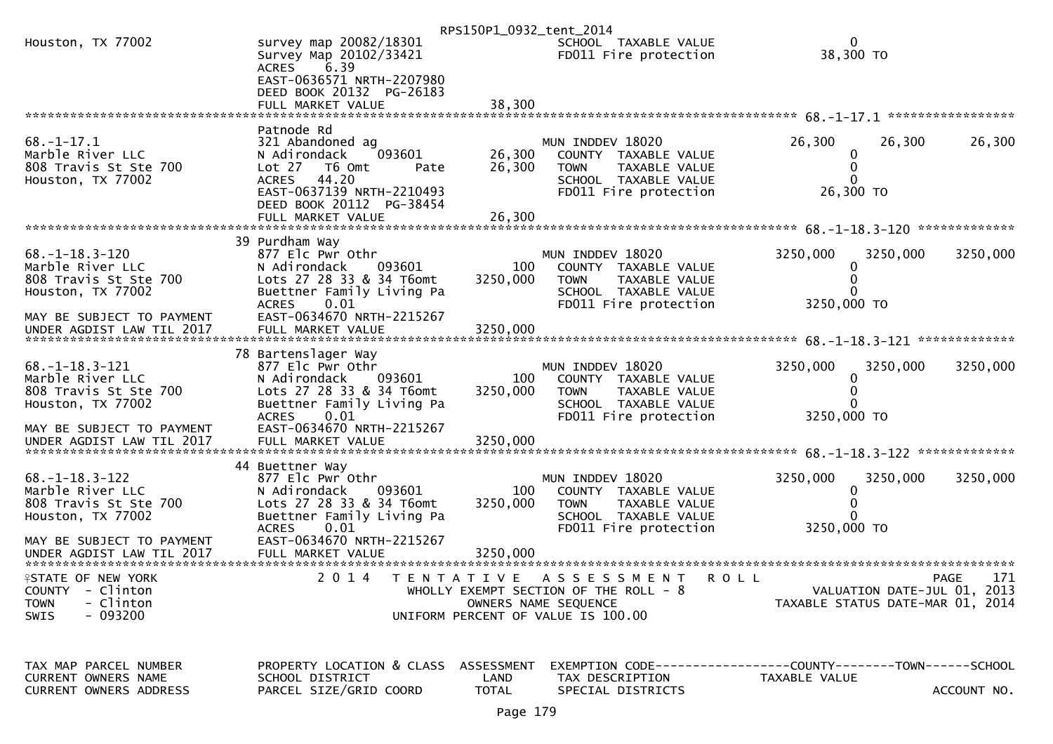RPS150P1_0932_tent_2014

```
Houston, TX 77002            survey map 20082/18301                          SCHOOL  TAXABLE VALUE                  0
                             Survey Map 20102/33421                          FD011 Fire protection            38,300 TO
                             ACRES     6.39
                             EAST-0636571 NRTH-2207980
                             DEED BOOK 20132  PG-26183
                             FULL MARKET VALUE                 38,300
******************************************************************************************************* 68.-1-17.1 *****************
                             Patnode Rd
68.-1-17.1                   321 Abandoned ag                                MUN INDDEV 18020                26,300      26,300      26,300
Marble River LLC             N Adirondack     093601           26,300        COUNTY  TAXABLE VALUE                  0
808 Travis St Ste 700        Lot 27   T6 Omt       Pate        26,300        TOWN    TAXABLE VALUE                  0
Houston, TX 77002            ACRES    44.20                                  SCHOOL  TAXABLE VALUE                  0
                             EAST-0637139 NRTH-2210493                       FD011 Fire protection            26,300 TO
                             DEED BOOK 20112  PG-38454
                             FULL MARKET VALUE                 26,300
******************************************************************************************************* 68.-1-18.3-120 *************
                             39 Purdham Way
68.-1-18.3-120               877 Elc Pwr Othr                                MUN INDDEV 18020              3250,000    3250,000    3250,000
Marble River LLC             N Adirondack     093601              100        COUNTY  TAXABLE VALUE                  0
808 Travis St Ste 700        Lots 27 28 33 & 34 T6omt       3250,000         TOWN    TAXABLE VALUE                  0
Houston, TX 77002            Buettner Family Living Pa                       SCHOOL  TAXABLE VALUE                  0
                             ACRES     0.01                                  FD011 Fire protection          3250,000 TO
MAY BE SUBJECT TO PAYMENT    EAST-0634670 NRTH-2215267
UNDER AGDIST LAW TIL 2017    FULL MARKET VALUE               3250,000
******************************************************************************************************* 68.-1-18.3-121 *************
                             78 Bartenslager Way
68.-1-18.3-121               877 Elc Pwr Othr                                MUN INDDEV 18020              3250,000    3250,000    3250,000
Marble River LLC             N Adirondack     093601              100        COUNTY  TAXABLE VALUE                  0
808 Travis St Ste 700        Lots 27 28 33 & 34 T6omt       3250,000         TOWN    TAXABLE VALUE                  0
Houston, TX 77002            Buettner Family Living Pa                       SCHOOL  TAXABLE VALUE                  0
                             ACRES     0.01                                  FD011 Fire protection          3250,000 TO
MAY BE SUBJECT TO PAYMENT    EAST-0634670 NRTH-2215267
UNDER AGDIST LAW TIL 2017    FULL MARKET VALUE               3250,000
******************************************************************************************************* 68.-1-18.3-122 *************
                             44 Buettner Way
68.-1-18.3-122               877 Elc Pwr Othr                                MUN INDDEV 18020              3250,000    3250,000    3250,000
Marble River LLC             N Adirondack     093601              100        COUNTY  TAXABLE VALUE                  0
808 Travis St Ste 700        Lots 27 28 33 & 34 T6omt       3250,000         TOWN    TAXABLE VALUE                  0
Houston, TX 77002            Buettner Family Living Pa                       SCHOOL  TAXABLE VALUE                  0
                             ACRES     0.01                                  FD011 Fire protection          3250,000 TO
MAY BE SUBJECT TO PAYMENT    EAST-0634670 NRTH-2215267
UNDER AGDIST LAW TIL 2017    FULL MARKET VALUE               3250,000
************************************************************************************************************************************
STATE OF NEW YORK                 2 0 1 4   T E N T A T I V E   A S S E S S M E N T   R O L L                              PAGE   171
COUNTY  - Clinton                         WHOLLY EXEMPT SECTION OF THE ROLL - 8                      VALUATION DATE-JUL 01, 2013
TOWN    - Clinton                                OWNERS NAME SEQUENCE                           TAXABLE STATUS DATE-MAR 01, 2014
SWIS    - 093200                          UNIFORM PERCENT OF VALUE IS 100.00


TAX MAP PARCEL NUMBER        PROPERTY LOCATION & CLASS  ASSESSMENT  EXEMPTION CODE------------------COUNTY--------TOWN------SCHOOL
CURRENT OWNERS NAME          SCHOOL DISTRICT               LAND      TAX DESCRIPTION             TAXABLE VALUE
CURRENT OWNERS ADDRESS       PARCEL SIZE/GRID COORD       TOTAL      SPECIAL DISTRICTS                                  ACCOUNT NO.
```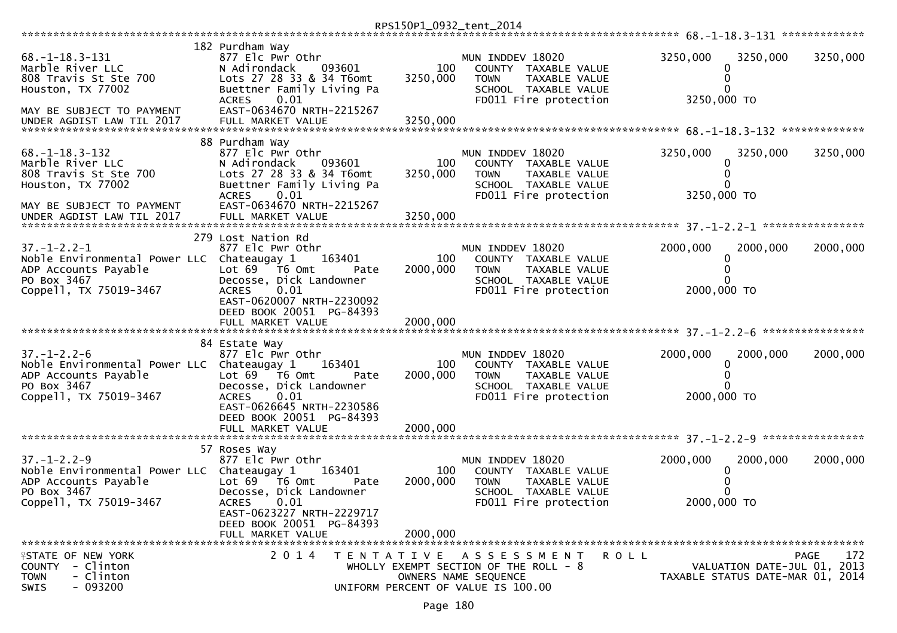```
************************************************************************************************************ 68.-1-18.3-131 *************
                          182 Purdham Way
68.-1-18.3-131             877 Elc Pwr Othr                         MUN INDDEV 18020            3250,000     3250,000     3250,000
Marble River LLC           N Adirondack     093601          100       COUNTY  TAXABLE VALUE              0
808 Travis St Ste 700      Lots 27 28 33 & 34 T6omt     3250,000      TOWN    TAXABLE VALUE              0
Houston, TX 77002          Buettner Family Living Pa                  SCHOOL  TAXABLE VALUE              0
                           ACRES     0.01                             FD011 Fire protection         3250,000 TO
MAY BE SUBJECT TO PAYMENT  EAST-0634670 NRTH-2215267
UNDER AGDIST LAW TIL 2017  FULL MARKET VALUE            3250,000
************************************************************************************************************ 68.-1-18.3-132 *************
                          88 Purdham Way
68.-1-18.3-132             877 Elc Pwr Othr                         MUN INDDEV 18020            3250,000     3250,000     3250,000
Marble River LLC           N Adirondack     093601          100       COUNTY  TAXABLE VALUE              0
808 Travis St Ste 700      Lots 27 28 33 & 34 T6omt     3250,000      TOWN    TAXABLE VALUE              0
Houston, TX 77002          Buettner Family Living Pa                  SCHOOL  TAXABLE VALUE              0
                           ACRES     0.01                             FD011 Fire protection         3250,000 TO
MAY BE SUBJECT TO PAYMENT  EAST-0634670 NRTH-2215267
UNDER AGDIST LAW TIL 2017  FULL MARKET VALUE            3250,000
************************************************************************************************************ 37.-1-2.2-1 ****************
                          279 Lost Nation Rd
37.-1-2.2-1                877 Elc Pwr Othr                         MUN INDDEV 18020            2000,000     2000,000     2000,000
Noble Environmental Power LLC  Chateaugay 1   163401        100       COUNTY  TAXABLE VALUE              0
ADP Accounts Payable       Lot 69   T6 Omt       Pate   2000,000      TOWN    TAXABLE VALUE              0
PO Box 3467                Decosse, Dick Landowner                    SCHOOL  TAXABLE VALUE              0
Coppell, TX 75019-3467     ACRES     0.01                             FD011 Fire protection         2000,000 TO
                           EAST-0620007 NRTH-2230092
                           DEED BOOK 20051  PG-84393
                           FULL MARKET VALUE            2000,000
************************************************************************************************************ 37.-1-2.2-6 ****************
                          84 Estate Way
37.-1-2.2-6                877 Elc Pwr Othr                         MUN INDDEV 18020            2000,000     2000,000     2000,000
Noble Environmental Power LLC  Chateaugay 1   163401        100       COUNTY  TAXABLE VALUE              0
ADP Accounts Payable       Lot 69   T6 Omt       Pate   2000,000      TOWN    TAXABLE VALUE              0
PO Box 3467                Decosse, Dick Landowner                    SCHOOL  TAXABLE VALUE              0
Coppell, TX 75019-3467     ACRES     0.01                             FD011 Fire protection         2000,000 TO
                           EAST-0626645 NRTH-2230586
                           DEED BOOK 20051  PG-84393
                           FULL MARKET VALUE            2000,000
************************************************************************************************************ 37.-1-2.2-9 ****************
                          57 Roses Way
37.-1-2.2-9                877 Elc Pwr Othr                         MUN INDDEV 18020            2000,000     2000,000     2000,000
Noble Environmental Power LLC  Chateaugay 1   163401        100       COUNTY  TAXABLE VALUE              0
ADP Accounts Payable       Lot 69   T6 Omt       Pate   2000,000      TOWN    TAXABLE VALUE              0
PO Box 3467                Decosse, Dick Landowner                    SCHOOL  TAXABLE VALUE              0
Coppell, TX 75019-3467     ACRES     0.01                             FD011 Fire protection         2000,000 TO
                           EAST-0623227 NRTH-2229717
                           DEED BOOK 20051  PG-84393
                           FULL MARKET VALUE            2000,000
******************************************************************************************************************************************
STATE OF NEW YORK               2 0 1 4   T E N T A T I V E   A S S E S S M E N T   R O L L                               PAGE    172
COUNTY  - Clinton                           WHOLLY EXEMPT SECTION OF THE ROLL - 8                      VALUATION DATE-JUL 01, 2013
TOWN    - Clinton                                 OWNERS NAME SEQUENCE                            TAXABLE STATUS DATE-MAR 01, 2014
SWIS    - 093200                           UNIFORM PERCENT OF VALUE IS 100.00
```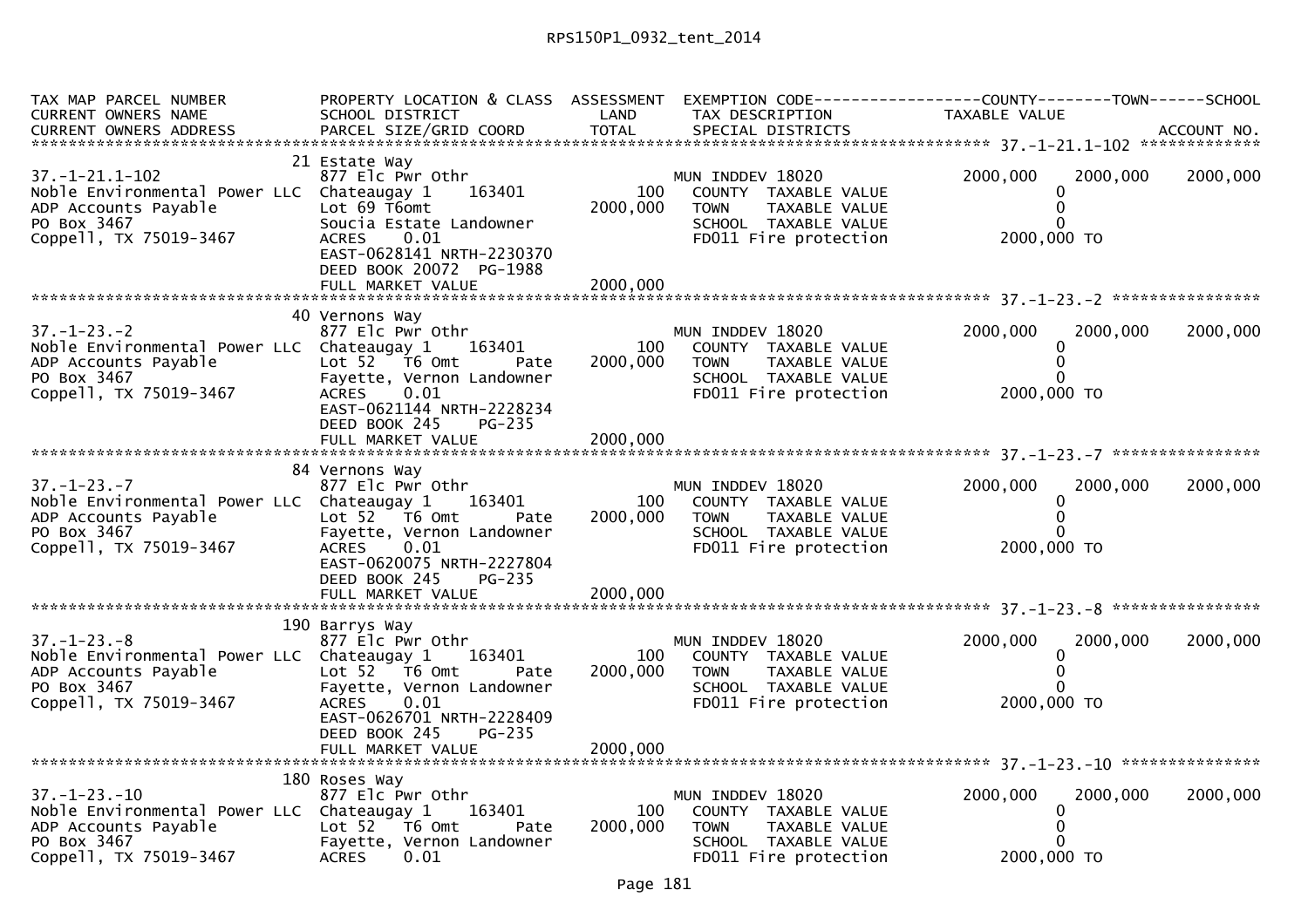RPS150P1_0932_tent_2014

```
TAX MAP PARCEL NUMBER          PROPERTY LOCATION & CLASS  ASSESSMENT  EXEMPTION CODE------------------COUNTY--------TOWN------SCHOOL
CURRENT OWNERS NAME            SCHOOL DISTRICT               LAND      TAX DESCRIPTION              TAXABLE VALUE
CURRENT OWNERS ADDRESS         PARCEL SIZE/GRID COORD       TOTAL      SPECIAL DISTRICTS                                         ACCOUNT NO.
******************************************************************************************************* 37.-1-21.1-102 *************
                               21 Estate Way
37.-1-21.1-102                 877 Elc Pwr Othr                      MUN INDDEV 18020               2000,000    2000,000    2000,000
Noble Environmental Power LLC  Chateaugay 1     163401          100    COUNTY  TAXABLE VALUE               0
ADP Accounts Payable           Lot 69 T6omt                 2000,000   TOWN    TAXABLE VALUE               0
PO Box 3467                    Soucia Estate Landowner                 SCHOOL  TAXABLE VALUE               0
Coppell, TX 75019-3467         ACRES    0.01                           FD011 Fire protection          2000,000 TO
                               EAST-0628141 NRTH-2230370
                               DEED BOOK 20072  PG-1988
                               FULL MARKET VALUE            2000,000
******************************************************************************************************* 37.-1-23.-2 ****************
                               40 Vernons Way
37.-1-23.-2                    877 Elc Pwr Othr                      MUN INDDEV 18020               2000,000    2000,000    2000,000
Noble Environmental Power LLC  Chateaugay 1     163401          100    COUNTY  TAXABLE VALUE               0
ADP Accounts Payable           Lot 52  T6 Omt        Pate   2000,000   TOWN    TAXABLE VALUE               0
PO Box 3467                    Fayette, Vernon Landowner               SCHOOL  TAXABLE VALUE               0
Coppell, TX 75019-3467         ACRES    0.01                           FD011 Fire protection          2000,000 TO
                               EAST-0621144 NRTH-2228234
                               DEED BOOK 245    PG-235
                               FULL MARKET VALUE            2000,000
******************************************************************************************************* 37.-1-23.-7 ****************
                               84 Vernons Way
37.-1-23.-7                    877 Elc Pwr Othr                      MUN INDDEV 18020               2000,000    2000,000    2000,000
Noble Environmental Power LLC  Chateaugay 1     163401          100    COUNTY  TAXABLE VALUE               0
ADP Accounts Payable           Lot 52  T6 Omt        Pate   2000,000   TOWN    TAXABLE VALUE               0
PO Box 3467                    Fayette, Vernon Landowner               SCHOOL  TAXABLE VALUE               0
Coppell, TX 75019-3467         ACRES    0.01                           FD011 Fire protection          2000,000 TO
                               EAST-0620075 NRTH-2227804
                               DEED BOOK 245    PG-235
                               FULL MARKET VALUE            2000,000
******************************************************************************************************* 37.-1-23.-8 ****************
                               190 Barrys Way
37.-1-23.-8                    877 Elc Pwr Othr                      MUN INDDEV 18020               2000,000    2000,000    2000,000
Noble Environmental Power LLC  Chateaugay 1     163401          100    COUNTY  TAXABLE VALUE               0
ADP Accounts Payable           Lot 52  T6 Omt        Pate   2000,000   TOWN    TAXABLE VALUE               0
PO Box 3467                    Fayette, Vernon Landowner               SCHOOL  TAXABLE VALUE               0
Coppell, TX 75019-3467         ACRES    0.01                           FD011 Fire protection          2000,000 TO
                               EAST-0626701 NRTH-2228409
                               DEED BOOK 245    PG-235
                               FULL MARKET VALUE            2000,000
******************************************************************************************************* 37.-1-23.-10 ***************
                               180 Roses Way
37.-1-23.-10                   877 Elc Pwr Othr                      MUN INDDEV 18020               2000,000    2000,000    2000,000
Noble Environmental Power LLC  Chateaugay 1     163401          100    COUNTY  TAXABLE VALUE               0
ADP Accounts Payable           Lot 52  T6 Omt        Pate   2000,000   TOWN    TAXABLE VALUE               0
PO Box 3467                    Fayette, Vernon Landowner               SCHOOL  TAXABLE VALUE               0
Coppell, TX 75019-3467         ACRES    0.01                           FD011 Fire protection          2000,000 TO
```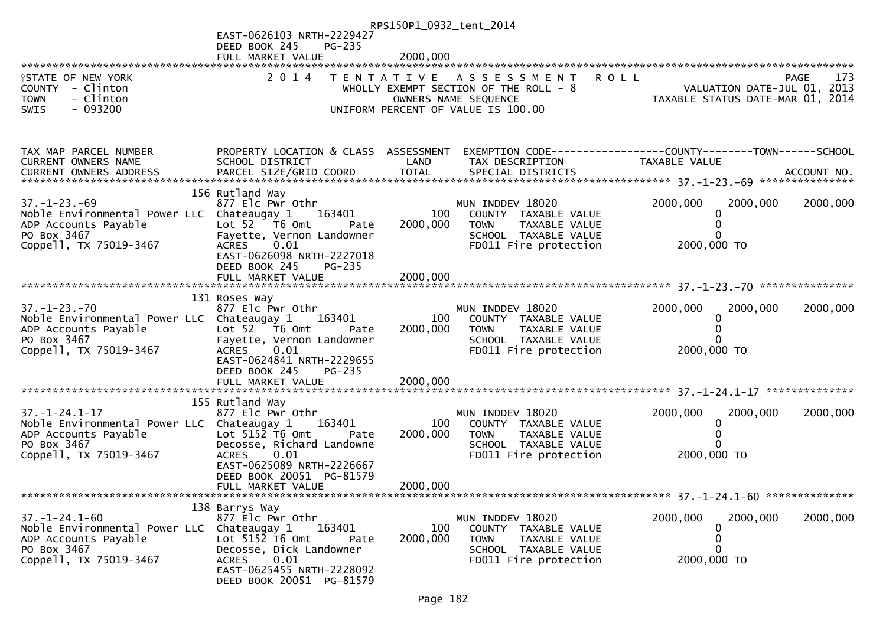EAST-0626103 NRTH-2229427
DEED BOOK 245 PG-235
FULL MARKET VALUE 2000,000

STATE OF NEW YORK — 2014 TENTATIVE ASSESSMENT ROLL — PAGE 173
COUNTY - Clinton — WHOLLY EXEMPT SECTION OF THE ROLL - 8 — VALUATION DATE-JUL 01, 2013
TOWN - Clinton — OWNERS NAME SEQUENCE — TAXABLE STATUS DATE-MAR 01, 2014
SWIS - 093200 — UNIFORM PERCENT OF VALUE IS 100.00

| TAX MAP PARCEL NUMBER / CURRENT OWNERS NAME / CURRENT OWNERS ADDRESS | PROPERTY LOCATION & CLASS / SCHOOL DISTRICT / PARCEL SIZE/GRID COORD | ASSESSMENT LAND / TOTAL | EXEMPTION CODE / TAX DESCRIPTION / SPECIAL DISTRICTS | COUNTY | TOWN | SCHOOL |
|---|---|---|---|---|---|---|
| 37.-1-23.-69 | 156 Rutland Way | | | | | |
| | 877 Elc Pwr Othr | | MUN INDDEV 18020 | 2000,000 | 2000,000 | 2000,000 |
| Noble Environmental Power LLC | Chateaugay 1 163401 | 100 | COUNTY TAXABLE VALUE | 0 | | |
| ADP Accounts Payable | Lot 52 T6 Omt Pate | 2000,000 | TOWN TAXABLE VALUE | 0 | | |
| PO Box 3467 | Fayette, Vernon Landowner | | SCHOOL TAXABLE VALUE | 0 | | |
| Coppell, TX 75019-3467 | ACRES 0.01 | | FD011 Fire protection | 2000,000 TO | | |
| | EAST-0626098 NRTH-2227018 | | | | | |
| | DEED BOOK 245 PG-235 | | | | | |
| | FULL MARKET VALUE | 2000,000 | | | | |
| 37.-1-23.-70 | 131 Roses Way | | | | | |
| | 877 Elc Pwr Othr | | MUN INDDEV 18020 | 2000,000 | 2000,000 | 2000,000 |
| Noble Environmental Power LLC | Chateaugay 1 163401 | 100 | COUNTY TAXABLE VALUE | 0 | | |
| ADP Accounts Payable | Lot 52 T6 Omt Pate | 2000,000 | TOWN TAXABLE VALUE | 0 | | |
| PO Box 3467 | Fayette, Vernon Landowner | | SCHOOL TAXABLE VALUE | 0 | | |
| Coppell, TX 75019-3467 | ACRES 0.01 | | FD011 Fire protection | 2000,000 TO | | |
| | EAST-0624841 NRTH-2229655 | | | | | |
| | DEED BOOK 245 PG-235 | | | | | |
| | FULL MARKET VALUE | 2000,000 | | | | |
| 37.-1-24.1-17 | 155 Rutland Way | | | | | |
| | 877 Elc Pwr Othr | | MUN INDDEV 18020 | 2000,000 | 2000,000 | 2000,000 |
| Noble Environmental Power LLC | Chateaugay 1 163401 | 100 | COUNTY TAXABLE VALUE | 0 | | |
| ADP Accounts Payable | Lot 5152 T6 Omt Pate | 2000,000 | TOWN TAXABLE VALUE | 0 | | |
| PO Box 3467 | Decosse, Richard Landowne | | SCHOOL TAXABLE VALUE | 0 | | |
| Coppell, TX 75019-3467 | ACRES 0.01 | | FD011 Fire protection | 2000,000 TO | | |
| | EAST-0625089 NRTH-2226667 | | | | | |
| | DEED BOOK 20051 PG-81579 | | | | | |
| | FULL MARKET VALUE | 2000,000 | | | | |
| 37.-1-24.1-60 | 138 Barrys Way | | | | | |
| | 877 Elc Pwr Othr | | MUN INDDEV 18020 | 2000,000 | 2000,000 | 2000,000 |
| Noble Environmental Power LLC | Chateaugay 1 163401 | 100 | COUNTY TAXABLE VALUE | 0 | | |
| ADP Accounts Payable | Lot 5152 T6 Omt Pate | 2000,000 | TOWN TAXABLE VALUE | 0 | | |
| PO Box 3467 | Decosse, Dick Landowner | | SCHOOL TAXABLE VALUE | 0 | | |
| Coppell, TX 75019-3467 | ACRES 0.01 | | FD011 Fire protection | 2000,000 TO | | |
| | EAST-0625455 NRTH-2228092 | | | | | |
| | DEED BOOK 20051 PG-81579 | | | | | |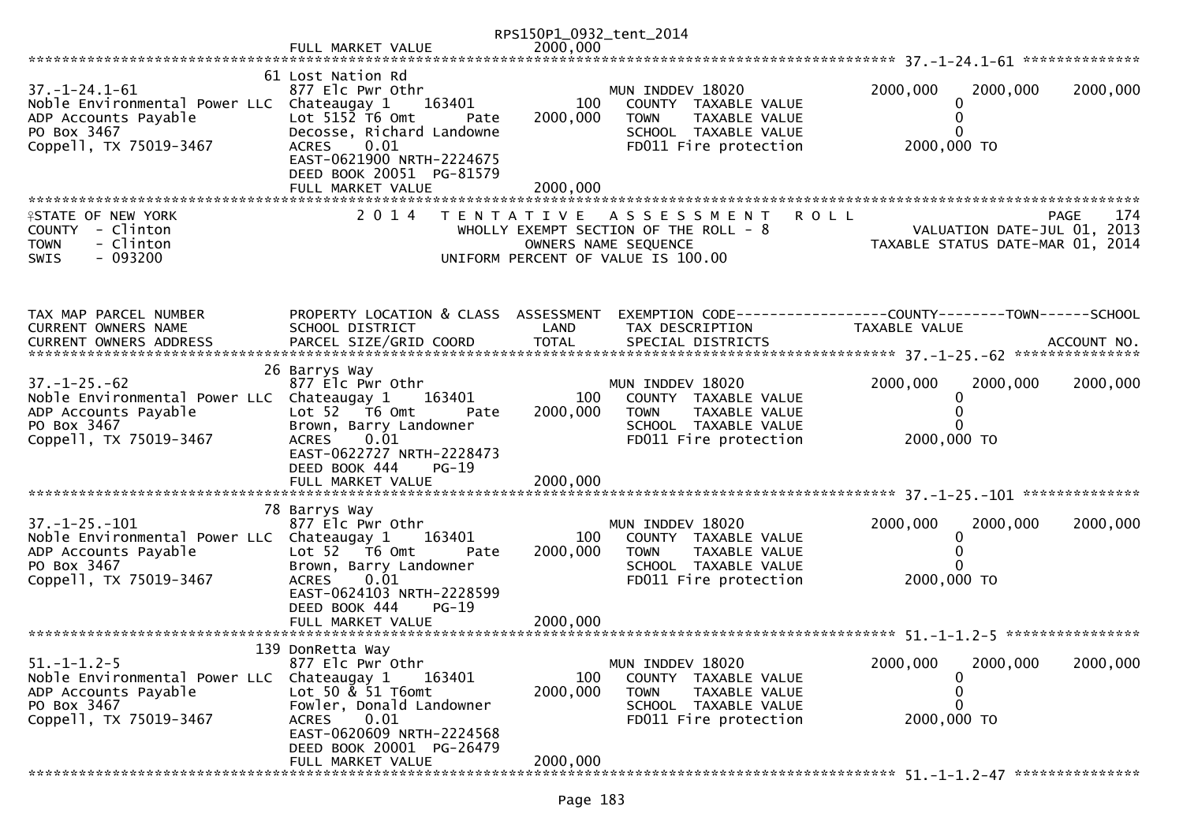FULL MARKET VALUE 2000,000

******************************************************************************************************* 37.-1-24.1-61 **************

| | | | | |
|---|---|---|---|---|
| 37.-1-24.1-61 | 61 Lost Nation Rd<br>877 Elc Pwr Othr | | MUN INDDEV 18020 | 2000,000 2000,000 2000,000 |
| Noble Environmental Power LLC | Chateaugay 1 163401 | 100 | COUNTY TAXABLE VALUE | 0 |
| ADP Accounts Payable | Lot 5152 T6 Omt Pate | 2000,000 | TOWN TAXABLE VALUE | 0 |
| PO Box 3467 | Decosse, Richard Landowne | | SCHOOL TAXABLE VALUE | 0 |
| Coppell, TX 75019-3467 | ACRES 0.01 | | FD011 Fire protection | 2000,000 TO |
| | EAST-0621900 NRTH-2224675 | | | |
| | DEED BOOK 20051 PG-81579 | | | |
| | FULL MARKET VALUE | 2000,000 | | |

STATE OF NEW YORK
COUNTY - Clinton
TOWN - Clinton
SWIS - 093200

2014 TENTATIVE ASSESSMENT ROLL
WHOLLY EXEMPT SECTION OF THE ROLL - 8
OWNERS NAME SEQUENCE
UNIFORM PERCENT OF VALUE IS 100.00

PAGE 174
VALUATION DATE-JUL 01, 2013
TAXABLE STATUS DATE-MAR 01, 2014

| TAX MAP PARCEL NUMBER<br>CURRENT OWNERS NAME<br>CURRENT OWNERS ADDRESS | PROPERTY LOCATION & CLASS<br>SCHOOL DISTRICT<br>PARCEL SIZE/GRID COORD | ASSESSMENT<br>LAND<br>TOTAL | EXEMPTION CODE<br>TAX DESCRIPTION<br>SPECIAL DISTRICTS | COUNTY--------TOWN------SCHOOL<br>TAXABLE VALUE<br>ACCOUNT NO. |
|---|---|---|---|---|
| **37.-1-25.-62** | 26 Barrys Way<br>877 Elc Pwr Othr | | MUN INDDEV 18020 | 2000,000 2000,000 2000,000 |
| Noble Environmental Power LLC | Chateaugay 1 163401 | 100 | COUNTY TAXABLE VALUE | 0 |
| ADP Accounts Payable | Lot 52 T6 Omt Pate | 2000,000 | TOWN TAXABLE VALUE | 0 |
| PO Box 3467 | Brown, Barry Landowner | | SCHOOL TAXABLE VALUE | 0 |
| Coppell, TX 75019-3467 | ACRES 0.01 | | FD011 Fire protection | 2000,000 TO |
| | EAST-0622727 NRTH-2228473 | | | |
| | DEED BOOK 444 PG-19 | | | |
| | FULL MARKET VALUE | 2000,000 | | |
| **37.-1-25.-101** | 78 Barrys Way<br>877 Elc Pwr Othr | | MUN INDDEV 18020 | 2000,000 2000,000 2000,000 |
| Noble Environmental Power LLC | Chateaugay 1 163401 | 100 | COUNTY TAXABLE VALUE | 0 |
| ADP Accounts Payable | Lot 52 T6 Omt Pate | 2000,000 | TOWN TAXABLE VALUE | 0 |
| PO Box 3467 | Brown, Barry Landowner | | SCHOOL TAXABLE VALUE | 0 |
| Coppell, TX 75019-3467 | ACRES 0.01 | | FD011 Fire protection | 2000,000 TO |
| | EAST-0624103 NRTH-2228599 | | | |
| | DEED BOOK 444 PG-19 | | | |
| | FULL MARKET VALUE | 2000,000 | | |
| **51.-1-1.2-5** | 139 DonRetta Way<br>877 Elc Pwr Othr | | MUN INDDEV 18020 | 2000,000 2000,000 2000,000 |
| Noble Environmental Power LLC | Chateaugay 1 163401 | 100 | COUNTY TAXABLE VALUE | 0 |
| ADP Accounts Payable | Lot 50 & 51 T6omt | 2000,000 | TOWN TAXABLE VALUE | 0 |
| PO Box 3467 | Fowler, Donald Landowner | | SCHOOL TAXABLE VALUE | 0 |
| Coppell, TX 75019-3467 | ACRES 0.01 | | FD011 Fire protection | 2000,000 TO |
| | EAST-0620609 NRTH-2224568 | | | |
| | DEED BOOK 20001 PG-26479 | | | |
| | FULL MARKET VALUE | 2000,000 | | |

******************************************************************************************************* 51.-1-1.2-47 ***************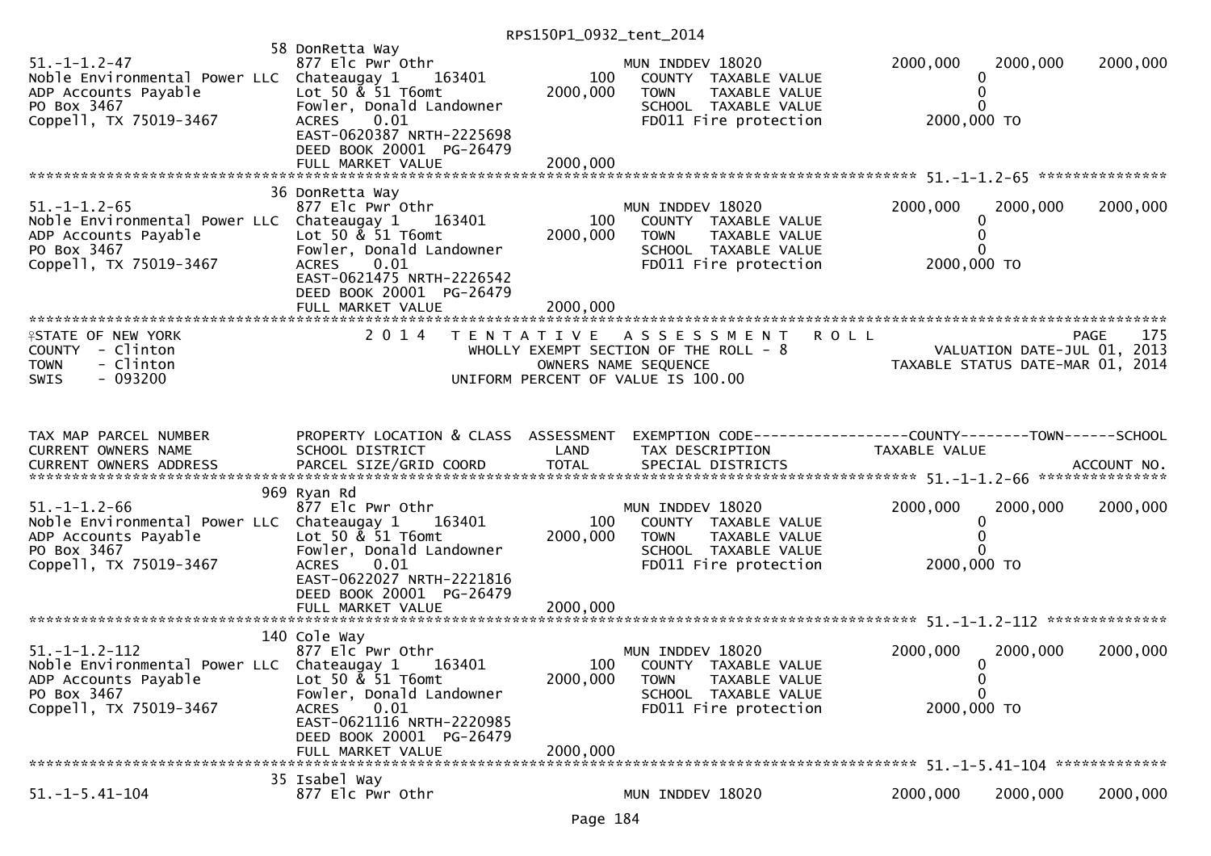RPS150P1_0932_tent_2014

| | 58 DonRetta Way | | | | | |
|---|---|---|---|---|---|---|
| 51.-1-1.2-47 | 877 Elc Pwr Othr | | MUN INDDEV 18020 | 2000,000 | 2000,000 | 2000,000 |
| Noble Environmental Power LLC | Chateaugay 1 163401 | 100 | COUNTY TAXABLE VALUE | 0 | | |
| ADP Accounts Payable | Lot 50 & 51 T6omt | 2000,000 | TOWN TAXABLE VALUE | 0 | | |
| PO Box 3467 | Fowler, Donald Landowner | | SCHOOL TAXABLE VALUE | 0 | | |
| Coppell, TX 75019-3467 | ACRES 0.01 | | FD011 Fire protection | 2000,000 TO | | |
| | EAST-0620387 NRTH-2225698 | | | | | |
| | DEED BOOK 20001 PG-26479 | | | | | |
| | FULL MARKET VALUE | 2000,000 | | | | |

************************************************************************************************** 51.-1-1.2-65 ***************

| | 36 DonRetta Way | | | | | |
|---|---|---|---|---|---|---|
| 51.-1-1.2-65 | 877 Elc Pwr Othr | | MUN INDDEV 18020 | 2000,000 | 2000,000 | 2000,000 |
| Noble Environmental Power LLC | Chateaugay 1 163401 | 100 | COUNTY TAXABLE VALUE | 0 | | |
| ADP Accounts Payable | Lot 50 & 51 T6omt | 2000,000 | TOWN TAXABLE VALUE | 0 | | |
| PO Box 3467 | Fowler, Donald Landowner | | SCHOOL TAXABLE VALUE | 0 | | |
| Coppell, TX 75019-3467 | ACRES 0.01 | | FD011 Fire protection | 2000,000 TO | | |
| | EAST-0621475 NRTH-2226542 | | | | | |
| | DEED BOOK 20001 PG-26479 | | | | | |
| | FULL MARKET VALUE | 2000,000 | | | | |

STATE OF NEW YORK — 2014 TENTATIVE ASSESSMENT ROLL — PAGE 175
COUNTY - Clinton — WHOLLY EXEMPT SECTION OF THE ROLL - 8 — VALUATION DATE-JUL 01, 2013
TOWN - Clinton — OWNERS NAME SEQUENCE — TAXABLE STATUS DATE-MAR 01, 2014
SWIS - 093200 — UNIFORM PERCENT OF VALUE IS 100.00

| TAX MAP PARCEL NUMBER / CURRENT OWNERS NAME / CURRENT OWNERS ADDRESS | PROPERTY LOCATION & CLASS / SCHOOL DISTRICT / PARCEL SIZE/GRID COORD | ASSESSMENT LAND / TOTAL | EXEMPTION CODE / TAX DESCRIPTION / SPECIAL DISTRICTS | COUNTY / TAXABLE VALUE | TOWN | SCHOOL / ACCOUNT NO. |
|---|---|---|---|---|---|---|
| | 969 Ryan Rd | | | | | |
| 51.-1-1.2-66 | 877 Elc Pwr Othr | | MUN INDDEV 18020 | 2000,000 | 2000,000 | 2000,000 |
| Noble Environmental Power LLC | Chateaugay 1 163401 | 100 | COUNTY TAXABLE VALUE | 0 | | |
| ADP Accounts Payable | Lot 50 & 51 T6omt | 2000,000 | TOWN TAXABLE VALUE | 0 | | |
| PO Box 3467 | Fowler, Donald Landowner | | SCHOOL TAXABLE VALUE | 0 | | |
| Coppell, TX 75019-3467 | ACRES 0.01 | | FD011 Fire protection | 2000,000 TO | | |
| | EAST-0622027 NRTH-2221816 | | | | | |
| | DEED BOOK 20001 PG-26479 | | | | | |
| | FULL MARKET VALUE | 2000,000 | | | | |

************************************************************************************************** 51.-1-1.2-112 **************

| | 140 Cole Way | | | | | |
|---|---|---|---|---|---|---|
| 51.-1-1.2-112 | 877 Elc Pwr Othr | | MUN INDDEV 18020 | 2000,000 | 2000,000 | 2000,000 |
| Noble Environmental Power LLC | Chateaugay 1 163401 | 100 | COUNTY TAXABLE VALUE | 0 | | |
| ADP Accounts Payable | Lot 50 & 51 T6omt | 2000,000 | TOWN TAXABLE VALUE | 0 | | |
| PO Box 3467 | Fowler, Donald Landowner | | SCHOOL TAXABLE VALUE | 0 | | |
| Coppell, TX 75019-3467 | ACRES 0.01 | | FD011 Fire protection | 2000,000 TO | | |
| | EAST-0621116 NRTH-2220985 | | | | | |
| | DEED BOOK 20001 PG-26479 | | | | | |
| | FULL MARKET VALUE | 2000,000 | | | | |

************************************************************************************************** 51.-1-5.41-104 *************

| | 35 Isabel Way | | | | | |
|---|---|---|---|---|---|---|
| 51.-1-5.41-104 | 877 Elc Pwr Othr | | MUN INDDEV 18020 | 2000,000 | 2000,000 | 2000,000 |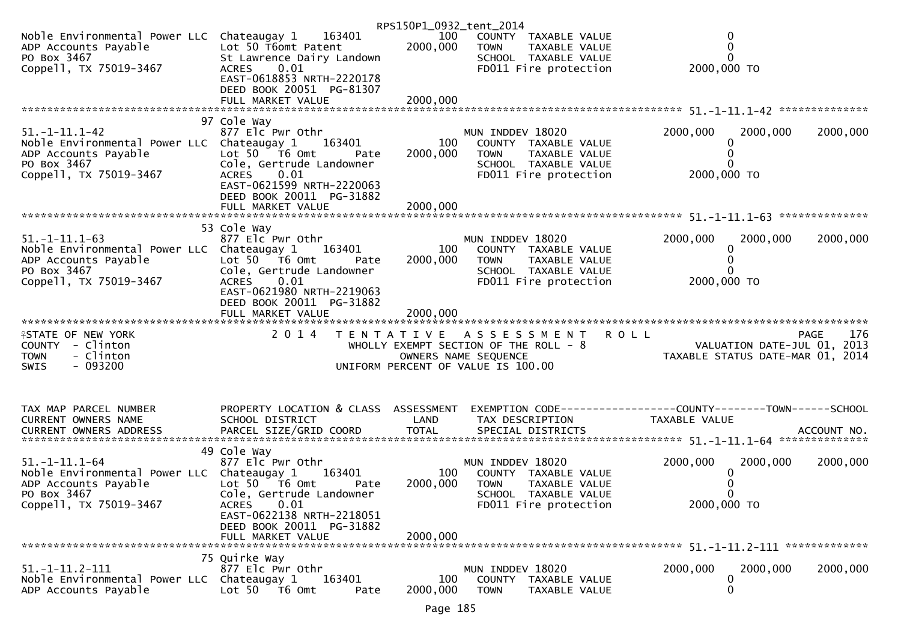RPS150P1_0932_tent_2014

```
Noble Environmental Power LLC  Chateaugay 1     163401          100    COUNTY  TAXABLE VALUE                    0
ADP Accounts Payable           Lot 50 T6omt Patent          2000,000   TOWN    TAXABLE VALUE                    0
PO Box 3467                    St Lawrence Dairy Landown               SCHOOL  TAXABLE VALUE                    0
Coppell, TX 75019-3467         ACRES    0.01                           FD011 Fire protection              2000,000 TO
                               EAST-0618853 NRTH-2220178
                               DEED BOOK 20051  PG-81307
                               FULL MARKET VALUE            2000,000
******************************************************************************************************* 51.-1-11.1-42 **************
                            97 Cole Way
51.-1-11.1-42                  877 Elc Pwr Othr                        MUN INDDEV 18020                2000,000    2000,000    2000,000
Noble Environmental Power LLC  Chateaugay 1     163401          100    COUNTY  TAXABLE VALUE                    0
ADP Accounts Payable           Lot 50   T6 Omt        Pate  2000,000   TOWN    TAXABLE VALUE                    0
PO Box 3467                    Cole, Gertrude Landowner                SCHOOL  TAXABLE VALUE                    0
Coppell, TX 75019-3467         ACRES    0.01                           FD011 Fire protection              2000,000 TO
                               EAST-0621599 NRTH-2220063
                               DEED BOOK 20011  PG-31882
                               FULL MARKET VALUE            2000,000
******************************************************************************************************* 51.-1-11.1-63 **************
                            53 Cole Way
51.-1-11.1-63                  877 Elc Pwr Othr                        MUN INDDEV 18020                2000,000    2000,000    2000,000
Noble Environmental Power LLC  Chateaugay 1     163401          100    COUNTY  TAXABLE VALUE                    0
ADP Accounts Payable           Lot 50   T6 Omt        Pate  2000,000   TOWN    TAXABLE VALUE                    0
PO Box 3467                    Cole, Gertrude Landowner                SCHOOL  TAXABLE VALUE                    0
Coppell, TX 75019-3467         ACRES    0.01                           FD011 Fire protection              2000,000 TO
                               EAST-0621980 NRTH-2219063
                               DEED BOOK 20011  PG-31882
                               FULL MARKET VALUE            2000,000
************************************************************************************************************************************
STATE OF NEW YORK                  2 0 1 4   T E N T A T I V E   A S S E S S M E N T   R O L L                               PAGE   176
COUNTY  - Clinton                          WHOLLY EXEMPT SECTION OF THE ROLL - 8                      VALUATION DATE-JUL 01, 2013
TOWN    - Clinton                                   OWNERS NAME SEQUENCE                          TAXABLE STATUS DATE-MAR 01, 2014
SWIS    - 093200                               UNIFORM PERCENT OF VALUE IS 100.00


TAX MAP PARCEL NUMBER          PROPERTY LOCATION & CLASS  ASSESSMENT  EXEMPTION CODE------------------COUNTY--------TOWN------SCHOOL
CURRENT OWNERS NAME            SCHOOL DISTRICT               LAND      TAX DESCRIPTION                 TAXABLE VALUE
CURRENT OWNERS ADDRESS         PARCEL SIZE/GRID COORD        TOTAL     SPECIAL DISTRICTS                                    ACCOUNT NO.
******************************************************************************************************* 51.-1-11.1-64 **************
                            49 Cole Way
51.-1-11.1-64                  877 Elc Pwr Othr                        MUN INDDEV 18020                2000,000    2000,000    2000,000
Noble Environmental Power LLC  Chateaugay 1     163401          100    COUNTY  TAXABLE VALUE                    0
ADP Accounts Payable           Lot 50   T6 Omt        Pate  2000,000   TOWN    TAXABLE VALUE                    0
PO Box 3467                    Cole, Gertrude Landowner                SCHOOL  TAXABLE VALUE                    0
Coppell, TX 75019-3467         ACRES    0.01                           FD011 Fire protection              2000,000 TO
                               EAST-0622138 NRTH-2218051
                               DEED BOOK 20011  PG-31882
                               FULL MARKET VALUE            2000,000
******************************************************************************************************* 51.-1-11.2-111 *************
                            75 Quirke Way
51.-1-11.2-111                 877 Elc Pwr Othr                        MUN INDDEV 18020                2000,000    2000,000    2000,000
Noble Environmental Power LLC  Chateaugay 1     163401          100    COUNTY  TAXABLE VALUE                    0
ADP Accounts Payable           Lot 50   T6 Omt        Pate  2000,000   TOWN    TAXABLE VALUE                    0
```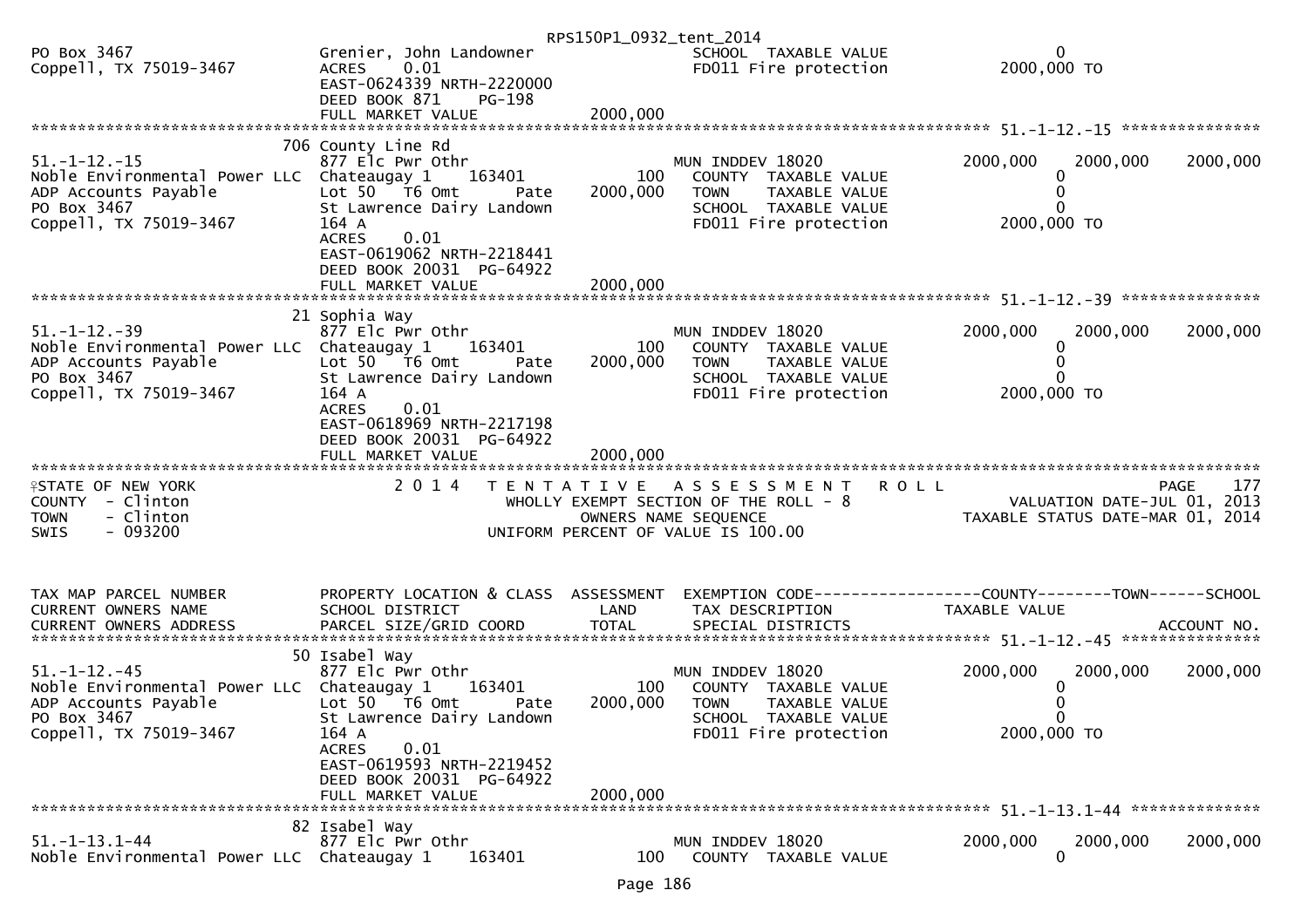```
                                                        RPS150P1_0932_tent_2014
PO Box 3467                    Grenier, John Landowner                      SCHOOL  TAXABLE VALUE                   0
Coppell, TX 75019-3467         ACRES     0.01                               FD011 Fire protection             2000,000 TO
                               EAST-0624339 NRTH-2220000
                               DEED BOOK 871     PG-198
                               FULL MARKET VALUE              2000,000
******************************************************************************************************* 51.-1-12.-15 ***************
                            706 County Line Rd
51.-1-12.-15                   877 Elc Pwr Othr                             MUN INDDEV 18020                  2000,000    2000,000    2000,000
Noble Environmental Power LLC  Chateaugay 1      163401          100       COUNTY  TAXABLE VALUE                   0
ADP Accounts Payable           Lot 50   T6 Omt       Pate      2000,000    TOWN    TAXABLE VALUE                   0
PO Box 3467                    St Lawrence Dairy Landown                   SCHOOL  TAXABLE VALUE                   0
Coppell, TX 75019-3467         164 A                                       FD011 Fire protection             2000,000 TO
                               ACRES     0.01
                               EAST-0619062 NRTH-2218441
                               DEED BOOK 20031  PG-64922
                               FULL MARKET VALUE              2000,000
******************************************************************************************************* 51.-1-12.-39 ***************
                             21 Sophia Way
51.-1-12.-39                   877 Elc Pwr Othr                             MUN INDDEV 18020                  2000,000    2000,000    2000,000
Noble Environmental Power LLC  Chateaugay 1      163401          100       COUNTY  TAXABLE VALUE                   0
ADP Accounts Payable           Lot 50   T6 Omt       Pate      2000,000    TOWN    TAXABLE VALUE                   0
PO Box 3467                    St Lawrence Dairy Landown                   SCHOOL  TAXABLE VALUE                   0
Coppell, TX 75019-3467         164 A                                       FD011 Fire protection             2000,000 TO
                               ACRES     0.01
                               EAST-0618969 NRTH-2217198
                               DEED BOOK 20031  PG-64922
                               FULL MARKET VALUE              2000,000
************************************************************************************************************************************
STATE OF NEW YORK                2 0 1 4   T E N T A T I V E   A S S E S S M E N T   R O L L                               PAGE   177
COUNTY  - Clinton                           WHOLLY EXEMPT SECTION OF THE ROLL - 8                          VALUATION DATE-JUL 01, 2013
TOWN    - Clinton                                 OWNERS NAME SEQUENCE                                 TAXABLE STATUS DATE-MAR 01, 2014
SWIS    - 093200                           UNIFORM PERCENT OF VALUE IS 100.00



TAX MAP PARCEL NUMBER          PROPERTY LOCATION & CLASS  ASSESSMENT  EXEMPTION CODE------------------COUNTY--------TOWN------SCHOOL
CURRENT OWNERS NAME            SCHOOL DISTRICT               LAND      TAX DESCRIPTION                 TAXABLE VALUE
CURRENT OWNERS ADDRESS         PARCEL SIZE/GRID COORD        TOTAL     SPECIAL DISTRICTS                                         ACCOUNT NO.
******************************************************************************************************* 51.-1-12.-45 ***************
                             50 Isabel Way
51.-1-12.-45                   877 Elc Pwr Othr                             MUN INDDEV 18020                  2000,000    2000,000    2000,000
Noble Environmental Power LLC  Chateaugay 1      163401          100       COUNTY  TAXABLE VALUE                   0
ADP Accounts Payable           Lot 50   T6 Omt       Pate      2000,000    TOWN    TAXABLE VALUE                   0
PO Box 3467                    St Lawrence Dairy Landown                   SCHOOL  TAXABLE VALUE                   0
Coppell, TX 75019-3467         164 A                                       FD011 Fire protection             2000,000 TO
                               ACRES     0.01
                               EAST-0619593 NRTH-2219452
                               DEED BOOK 20031  PG-64922
                               FULL MARKET VALUE              2000,000
******************************************************************************************************* 51.-1-13.1-44 **************
                             82 Isabel Way
51.-1-13.1-44                  877 Elc Pwr Othr                             MUN INDDEV 18020                  2000,000    2000,000    2000,000
Noble Environmental Power LLC  Chateaugay 1      163401          100       COUNTY  TAXABLE VALUE                   0
```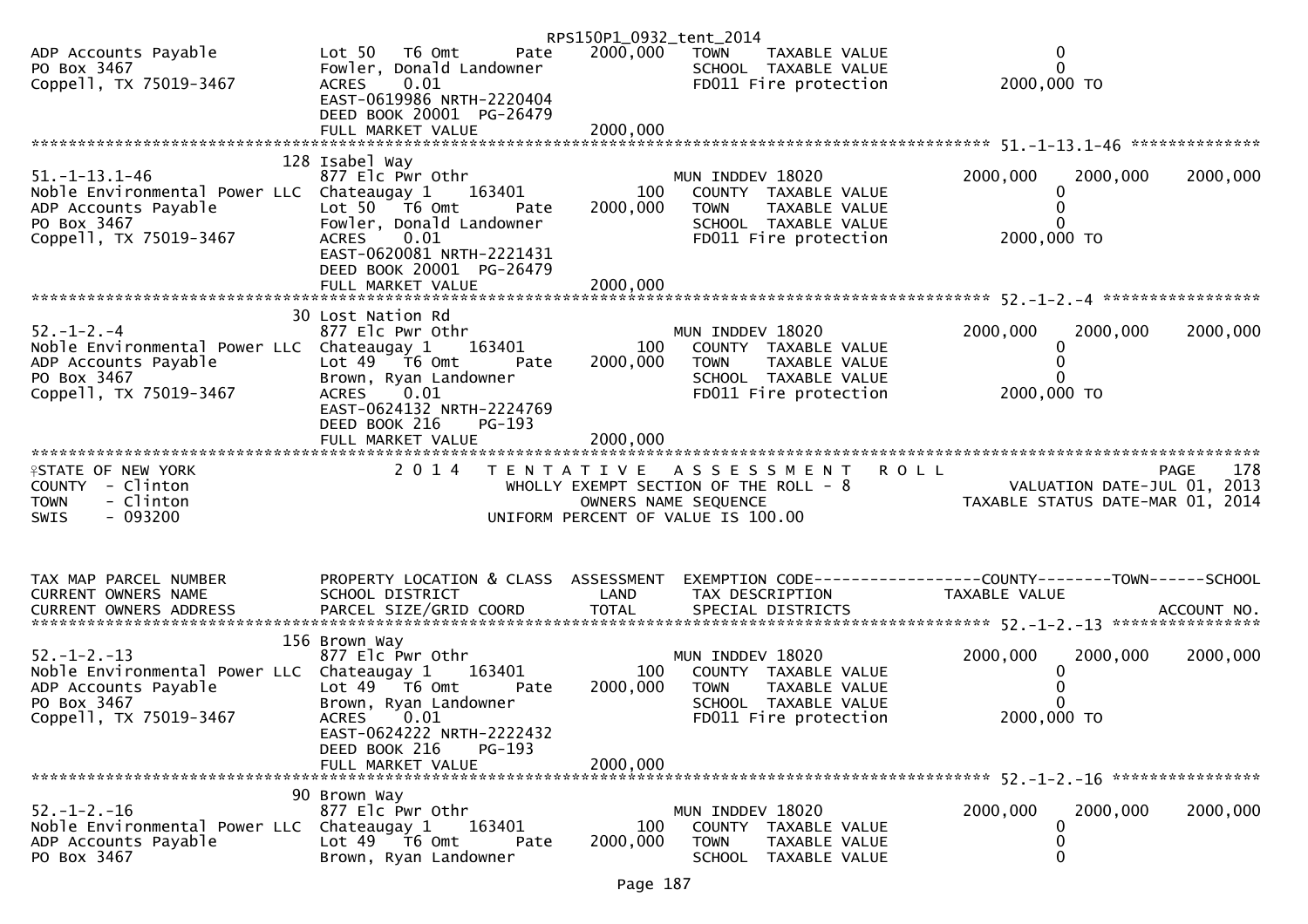```
                                                         RPS150P1_0932_tent_2014
ADP Accounts Payable           Lot 50   T6 Omt       Pate    2000,000   TOWN     TAXABLE VALUE                    0
PO Box 3467                    Fowler, Donald Landowner                 SCHOOL  TAXABLE VALUE                    0
Coppell, TX 75019-3467         ACRES    0.01                            FD011 Fire protection              2000,000 TO
                               EAST-0619986 NRTH-2220404
                               DEED BOOK 20001  PG-26479
                               FULL MARKET VALUE             2000,000
******************************************************************************************************* 51.-1-13.1-46 **************
                           128 Isabel Way
51.-1-13.1-46                  877 Elc Pwr Othr                         MUN INDDEV 18020               2000,000     2000,000     2000,000
Noble Environmental Power LLC  Chateaugay 1     163401          100     COUNTY  TAXABLE VALUE                    0
ADP Accounts Payable           Lot 50   T6 Omt       Pate    2000,000   TOWN     TAXABLE VALUE                    0
PO Box 3467                    Fowler, Donald Landowner                 SCHOOL  TAXABLE VALUE                    0
Coppell, TX 75019-3467         ACRES    0.01                            FD011 Fire protection              2000,000 TO
                               EAST-0620081 NRTH-2221431
                               DEED BOOK 20001  PG-26479
                               FULL MARKET VALUE             2000,000
******************************************************************************************************* 52.-1-2.-4 *****************
                            30 Lost Nation Rd
52.-1-2.-4                     877 Elc Pwr Othr                         MUN INDDEV 18020               2000,000     2000,000     2000,000
Noble Environmental Power LLC  Chateaugay 1     163401          100     COUNTY  TAXABLE VALUE                    0
ADP Accounts Payable           Lot 49   T6 Omt       Pate    2000,000   TOWN     TAXABLE VALUE                    0
PO Box 3467                    Brown, Ryan Landowner                    SCHOOL  TAXABLE VALUE                    0
Coppell, TX 75019-3467         ACRES    0.01                            FD011 Fire protection              2000,000 TO
                               EAST-0624132 NRTH-2224769
                               DEED BOOK 216     PG-193
                               FULL MARKET VALUE             2000,000
************************************************************************************************************************************
STATE OF NEW YORK                   2 0 1 4    T E N T A T I V E   A S S E S S M E N T   R O L L                             PAGE   178
COUNTY  - Clinton                              WHOLLY EXEMPT SECTION OF THE ROLL - 8                       VALUATION DATE-JUL 01, 2013
TOWN    - Clinton                                    OWNERS NAME SEQUENCE                            TAXABLE STATUS DATE-MAR 01, 2014
SWIS    - 093200                               UNIFORM PERCENT OF VALUE IS 100.00



TAX MAP PARCEL NUMBER          PROPERTY LOCATION & CLASS  ASSESSMENT  EXEMPTION CODE------------------COUNTY--------TOWN------SCHOOL
CURRENT OWNERS NAME            SCHOOL DISTRICT               LAND     TAX DESCRIPTION              TAXABLE VALUE
CURRENT OWNERS ADDRESS         PARCEL SIZE/GRID COORD        TOTAL    SPECIAL DISTRICTS                                    ACCOUNT NO.
******************************************************************************************************* 52.-1-2.-13 ****************
                           156 Brown Way
52.-1-2.-13                    877 Elc Pwr Othr                         MUN INDDEV 18020               2000,000     2000,000     2000,000
Noble Environmental Power LLC  Chateaugay 1     163401          100     COUNTY  TAXABLE VALUE                    0
ADP Accounts Payable           Lot 49   T6 Omt       Pate    2000,000   TOWN     TAXABLE VALUE                    0
PO Box 3467                    Brown, Ryan Landowner                    SCHOOL  TAXABLE VALUE                    0
Coppell, TX 75019-3467         ACRES    0.01                            FD011 Fire protection              2000,000 TO
                               EAST-0624222 NRTH-2222432
                               DEED BOOK 216     PG-193
                               FULL MARKET VALUE             2000,000
******************************************************************************************************* 52.-1-2.-16 ****************
                            90 Brown Way
52.-1-2.-16                    877 Elc Pwr Othr                         MUN INDDEV 18020               2000,000     2000,000     2000,000
Noble Environmental Power LLC  Chateaugay 1     163401          100     COUNTY  TAXABLE VALUE                    0
ADP Accounts Payable           Lot 49   T6 Omt       Pate    2000,000   TOWN     TAXABLE VALUE                    0
PO Box 3467                    Brown, Ryan Landowner                    SCHOOL  TAXABLE VALUE                    0
```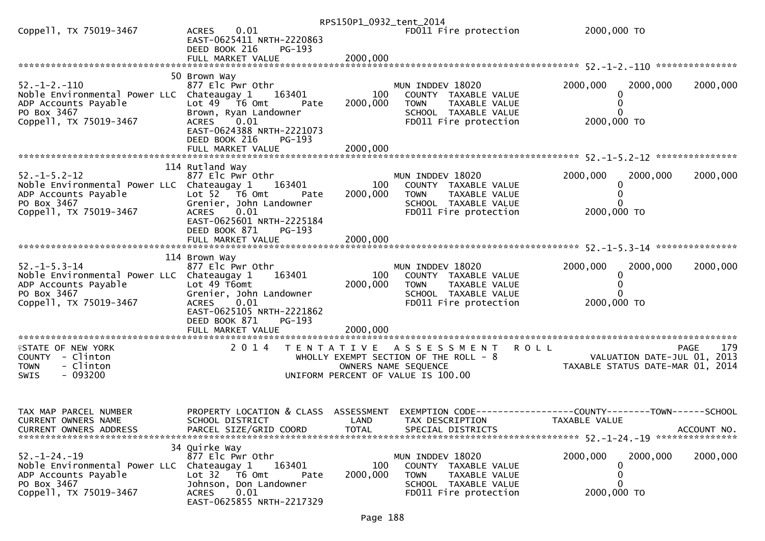```
Coppell, TX 75019-3467        ACRES     0.01                          FD011 Fire protection          2000,000 TO
                              EAST-0625411 NRTH-2220863
                              DEED BOOK 216     PG-193
                              FULL MARKET VALUE             2000,000
******************************************************************************************************* 52.-1-2.-110 ***************
                              50 Brown Way
52.-1-2.-110                  877 Elc Pwr Othr                         MUN INDDEV 18020              2000,000     2000,000     2000,000
Noble Environmental Power LLC  Chateaugay 1     163401          100       COUNTY  TAXABLE VALUE            0
ADP Accounts Payable          Lot 49   T6 Omt        Pate     2000,000    TOWN    TAXABLE VALUE            0
PO Box 3467                   Brown, Ryan Landowner                    SCHOOL  TAXABLE VALUE            0
Coppell, TX 75019-3467        ACRES     0.01                           FD011 Fire protection          2000,000 TO
                              EAST-0624388 NRTH-2221073
                              DEED BOOK 216     PG-193
                              FULL MARKET VALUE             2000,000
******************************************************************************************************* 52.-1-5.2-12 ***************
                              114 Rutland Way
52.-1-5.2-12                  877 Elc Pwr Othr                         MUN INDDEV 18020              2000,000     2000,000     2000,000
Noble Environmental Power LLC  Chateaugay 1     163401          100       COUNTY  TAXABLE VALUE            0
ADP Accounts Payable          Lot 52   T6 Omt        Pate     2000,000    TOWN    TAXABLE VALUE            0
PO Box 3467                   Grenier, John Landowner                  SCHOOL  TAXABLE VALUE            0
Coppell, TX 75019-3467        ACRES     0.01                           FD011 Fire protection          2000,000 TO
                              EAST-0625601 NRTH-2225184
                              DEED BOOK 871     PG-193
                              FULL MARKET VALUE             2000,000
******************************************************************************************************* 52.-1-5.3-14 ***************
                              114 Brown Way
52.-1-5.3-14                  877 Elc Pwr Othr                         MUN INDDEV 18020              2000,000     2000,000     2000,000
Noble Environmental Power LLC  Chateaugay 1     163401          100       COUNTY  TAXABLE VALUE            0
ADP Accounts Payable          Lot 49 T6omt                    2000,000    TOWN    TAXABLE VALUE            0
PO Box 3467                   Grenier, John Landowner                  SCHOOL  TAXABLE VALUE            0
Coppell, TX 75019-3467        ACRES     0.01                           FD011 Fire protection          2000,000 TO
                              EAST-0625105 NRTH-2221862
                              DEED BOOK 871     PG-193
                              FULL MARKET VALUE             2000,000
************************************************************************************************************************************
STATE OF NEW YORK              2 0 1 4   T E N T A T I V E   A S S E S S M E N T   R O L L                              PAGE     179
COUNTY  - Clinton                           WHOLLY EXEMPT SECTION OF THE ROLL - 8                     VALUATION DATE-JUL 01, 2013
TOWN    - Clinton                                 OWNERS NAME SEQUENCE                          TAXABLE STATUS DATE-MAR 01, 2014
SWIS    - 093200                            UNIFORM PERCENT OF VALUE IS 100.00


TAX MAP PARCEL NUMBER          PROPERTY LOCATION & CLASS  ASSESSMENT  EXEMPTION CODE------------------COUNTY--------TOWN------SCHOOL
CURRENT OWNERS NAME            SCHOOL DISTRICT               LAND      TAX DESCRIPTION              TAXABLE VALUE
CURRENT OWNERS ADDRESS         PARCEL SIZE/GRID COORD        TOTAL     SPECIAL DISTRICTS                                 ACCOUNT NO.
******************************************************************************************************* 52.-1-24.-19 ***************
                              34 Quirke Way
52.-1-24.-19                  877 Elc Pwr Othr                         MUN INDDEV 18020              2000,000     2000,000     2000,000
Noble Environmental Power LLC  Chateaugay 1     163401          100       COUNTY  TAXABLE VALUE            0
ADP Accounts Payable          Lot 32   T6 Omt        Pate     2000,000    TOWN    TAXABLE VALUE            0
PO Box 3467                   Johnson, Don Landowner                   SCHOOL  TAXABLE VALUE            0
Coppell, TX 75019-3467        ACRES     0.01                           FD011 Fire protection          2000,000 TO
                              EAST-0625855 NRTH-2217329
```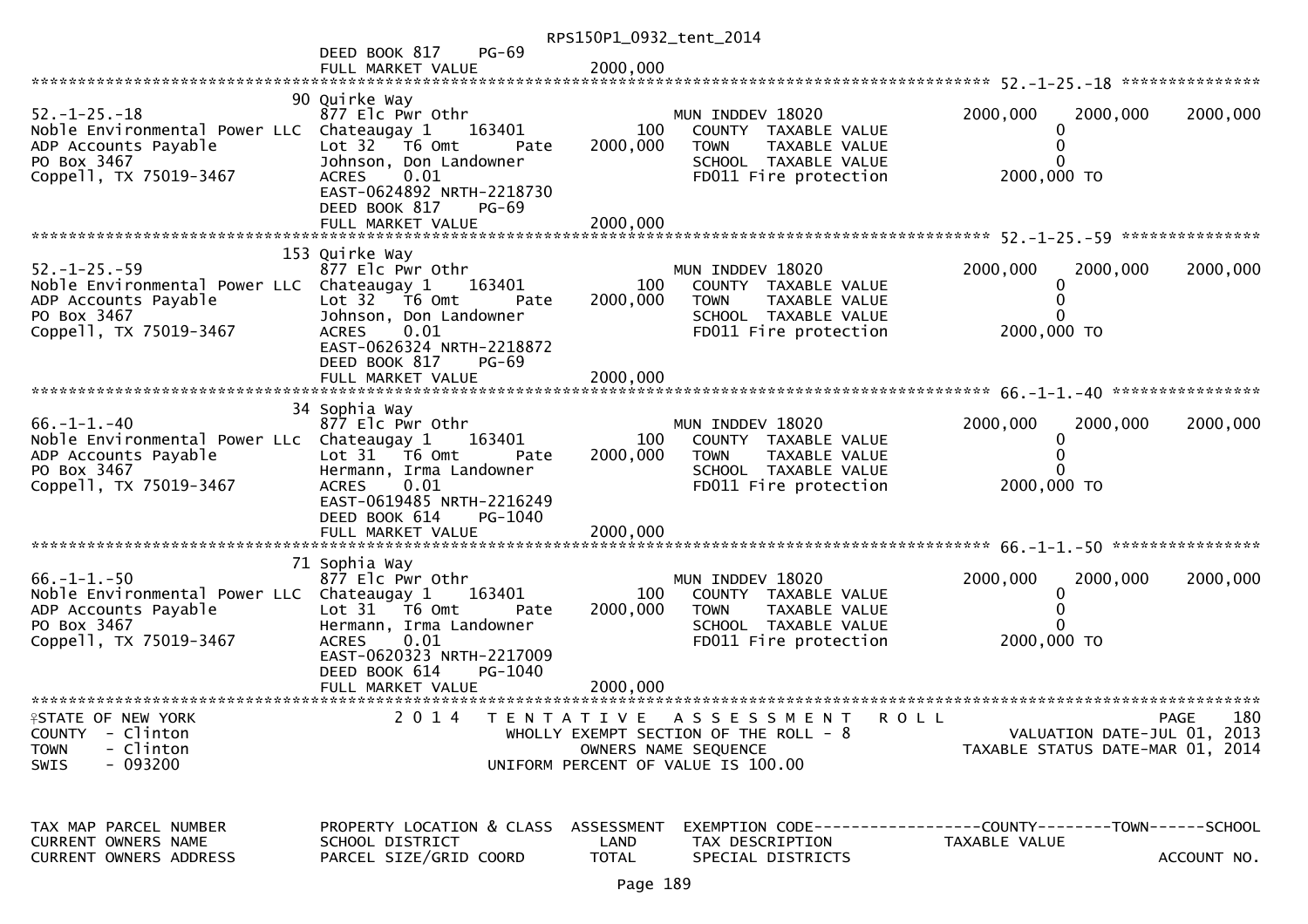DEED BOOK 817 PG-69
FULL MARKET VALUE 2000,000

******************************************************************************************************* 52.-1-25.-18 ***************

| | 90 Quirke Way | | | | | |
|---|---|---|---|---|---|---|
| 52.-1-25.-18 | 877 Elc Pwr Othr | | MUN INDDEV 18020 | 2000,000 | 2000,000 | 2000,000 |
| Noble Environmental Power LLC | Chateaugay 1 163401 | 100 | COUNTY TAXABLE VALUE | 0 | | |
| ADP Accounts Payable | Lot 32 T6 Omt Pate | 2000,000 | TOWN TAXABLE VALUE | 0 | | |
| PO Box 3467 | Johnson, Don Landowner | | SCHOOL TAXABLE VALUE | 0 | | |
| Coppell, TX 75019-3467 | ACRES 0.01 | | FD011 Fire protection | 2000,000 TO | | |
| | EAST-0624892 NRTH-2218730 | | | | | |
| | DEED BOOK 817 PG-69 | | | | | |
| | FULL MARKET VALUE | 2000,000 | | | | |

******************************************************************************************************* 52.-1-25.-59 ***************

| | 153 Quirke Way | | | | | |
|---|---|---|---|---|---|---|
| 52.-1-25.-59 | 877 Elc Pwr Othr | | MUN INDDEV 18020 | 2000,000 | 2000,000 | 2000,000 |
| Noble Environmental Power LLC | Chateaugay 1 163401 | 100 | COUNTY TAXABLE VALUE | 0 | | |
| ADP Accounts Payable | Lot 32 T6 Omt Pate | 2000,000 | TOWN TAXABLE VALUE | 0 | | |
| PO Box 3467 | Johnson, Don Landowner | | SCHOOL TAXABLE VALUE | 0 | | |
| Coppell, TX 75019-3467 | ACRES 0.01 | | FD011 Fire protection | 2000,000 TO | | |
| | EAST-0626324 NRTH-2218872 | | | | | |
| | DEED BOOK 817 PG-69 | | | | | |
| | FULL MARKET VALUE | 2000,000 | | | | |

******************************************************************************************************* 66.-1-1.-40 ****************

| | 34 Sophia Way | | | | | |
|---|---|---|---|---|---|---|
| 66.-1-1.-40 | 877 Elc Pwr Othr | | MUN INDDEV 18020 | 2000,000 | 2000,000 | 2000,000 |
| Noble Environmental Power LLC | Chateaugay 1 163401 | 100 | COUNTY TAXABLE VALUE | 0 | | |
| ADP Accounts Payable | Lot 31 T6 Omt Pate | 2000,000 | TOWN TAXABLE VALUE | 0 | | |
| PO Box 3467 | Hermann, Irma Landowner | | SCHOOL TAXABLE VALUE | 0 | | |
| Coppell, TX 75019-3467 | ACRES 0.01 | | FD011 Fire protection | 2000,000 TO | | |
| | EAST-0619485 NRTH-2216249 | | | | | |
| | DEED BOOK 614 PG-1040 | | | | | |
| | FULL MARKET VALUE | 2000,000 | | | | |

******************************************************************************************************* 66.-1-1.-50 ****************

| | 71 Sophia Way | | | | | |
|---|---|---|---|---|---|---|
| 66.-1-1.-50 | 877 Elc Pwr Othr | | MUN INDDEV 18020 | 2000,000 | 2000,000 | 2000,000 |
| Noble Environmental Power LLC | Chateaugay 1 163401 | 100 | COUNTY TAXABLE VALUE | 0 | | |
| ADP Accounts Payable | Lot 31 T6 Omt Pate | 2000,000 | TOWN TAXABLE VALUE | 0 | | |
| PO Box 3467 | Hermann, Irma Landowner | | SCHOOL TAXABLE VALUE | 0 | | |
| Coppell, TX 75019-3467 | ACRES 0.01 | | FD011 Fire protection | 2000,000 TO | | |
| | EAST-0620323 NRTH-2217009 | | | | | |
| | DEED BOOK 614 PG-1040 | | | | | |
| | FULL MARKET VALUE | 2000,000 | | | | |

*******************************************************************************************************************************************

STATE OF NEW YORK — 2014 TENTATIVE ASSESSMENT ROLL — PAGE 180
COUNTY - Clinton — WHOLLY EXEMPT SECTION OF THE ROLL - 8 — VALUATION DATE-JUL 01, 2013
TOWN - Clinton — OWNERS NAME SEQUENCE — TAXABLE STATUS DATE-MAR 01, 2014
SWIS - 093200 — UNIFORM PERCENT OF VALUE IS 100.00

| TAX MAP PARCEL NUMBER | PROPERTY LOCATION & CLASS | ASSESSMENT | EXEMPTION CODE------------------COUNTY--------TOWN------SCHOOL |
|---|---|---|---|
| CURRENT OWNERS NAME | SCHOOL DISTRICT | LAND | TAX DESCRIPTION TAXABLE VALUE |
| CURRENT OWNERS ADDRESS | PARCEL SIZE/GRID COORD | TOTAL | SPECIAL DISTRICTS ACCOUNT NO. |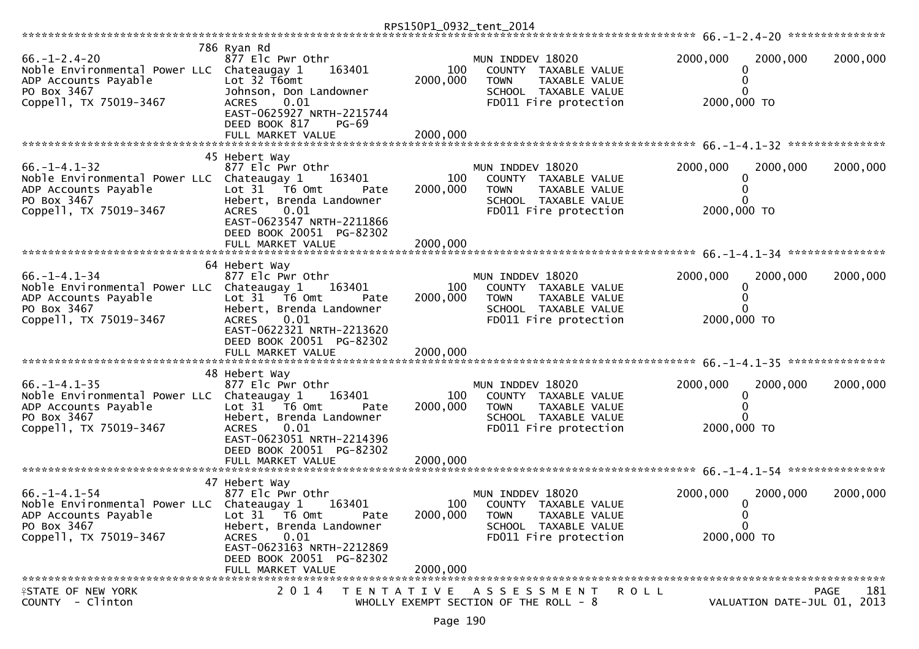RPS150P1_0932_tent_2014

```
********************************************************************************************************* 66.-1-2.4-20 ***************
                          786 Ryan Rd
66.-1-2.4-20                  877 Elc Pwr Othr                      MUN INDDEV 18020          2000,000     2000,000     2000,000
Noble Environmental Power LLC Chateaugay 1     163401          100     COUNTY  TAXABLE VALUE                  0
ADP Accounts Payable          Lot 32 T6omt                  2000,000   TOWN    TAXABLE VALUE                  0
PO Box 3467                   Johnson, Don Landowner                   SCHOOL  TAXABLE VALUE                  0
Coppell, TX 75019-3467        ACRES     0.01                           FD011 Fire protection          2000,000 TO
                              EAST-0625927 NRTH-2215744
                              DEED BOOK 817     PG-69
                              FULL MARKET VALUE             2000,000
********************************************************************************************************* 66.-1-4.1-32 ***************
                          45 Hebert Way
66.-1-4.1-32                  877 Elc Pwr Othr                      MUN INDDEV 18020          2000,000     2000,000     2000,000
Noble Environmental Power LLC Chateaugay 1     163401          100     COUNTY  TAXABLE VALUE                  0
ADP Accounts Payable          Lot 31  T6 Omt         Pate   2000,000   TOWN    TAXABLE VALUE                  0
PO Box 3467                   Hebert, Brenda Landowner                 SCHOOL  TAXABLE VALUE                  0
Coppell, TX 75019-3467        ACRES     0.01                           FD011 Fire protection          2000,000 TO
                              EAST-0623547 NRTH-2211866
                              DEED BOOK 20051  PG-82302
                              FULL MARKET VALUE             2000,000
********************************************************************************************************* 66.-1-4.1-34 ***************
                          64 Hebert Way
66.-1-4.1-34                  877 Elc Pwr Othr                      MUN INDDEV 18020          2000,000     2000,000     2000,000
Noble Environmental Power LLC Chateaugay 1     163401          100     COUNTY  TAXABLE VALUE                  0
ADP Accounts Payable          Lot 31  T6 Omt         Pate   2000,000   TOWN    TAXABLE VALUE                  0
PO Box 3467                   Hebert, Brenda Landowner                 SCHOOL  TAXABLE VALUE                  0
Coppell, TX 75019-3467        ACRES     0.01                           FD011 Fire protection          2000,000 TO
                              EAST-0622321 NRTH-2213620
                              DEED BOOK 20051  PG-82302
                              FULL MARKET VALUE             2000,000
********************************************************************************************************* 66.-1-4.1-35 ***************
                          48 Hebert Way
66.-1-4.1-35                  877 Elc Pwr Othr                      MUN INDDEV 18020          2000,000     2000,000     2000,000
Noble Environmental Power LLC Chateaugay 1     163401          100     COUNTY  TAXABLE VALUE                  0
ADP Accounts Payable          Lot 31  T6 Omt         Pate   2000,000   TOWN    TAXABLE VALUE                  0
PO Box 3467                   Hebert, Brenda Landowner                 SCHOOL  TAXABLE VALUE                  0
Coppell, TX 75019-3467        ACRES     0.01                           FD011 Fire protection          2000,000 TO
                              EAST-0623051 NRTH-2214396
                              DEED BOOK 20051  PG-82302
                              FULL MARKET VALUE             2000,000
********************************************************************************************************* 66.-1-4.1-54 ***************
                          47 Hebert Way
66.-1-4.1-54                  877 Elc Pwr Othr                      MUN INDDEV 18020          2000,000     2000,000     2000,000
Noble Environmental Power LLC Chateaugay 1     163401          100     COUNTY  TAXABLE VALUE                  0
ADP Accounts Payable          Lot 31  T6 Omt         Pate   2000,000   TOWN    TAXABLE VALUE                  0
PO Box 3467                   Hebert, Brenda Landowner                 SCHOOL  TAXABLE VALUE                  0
Coppell, TX 75019-3467        ACRES     0.01                           FD011 Fire protection          2000,000 TO
                              EAST-0623163 NRTH-2212869
                              DEED BOOK 20051  PG-82302
                              FULL MARKET VALUE             2000,000
***************************************************************************************************************************************
STATE OF NEW YORK                 2 0 1 4   T E N T A T I V E   A S S E S S M E N T   R O L L                          PAGE    181
COUNTY  - Clinton                           WHOLLY EXEMPT SECTION OF THE ROLL - 8                           VALUATION DATE-JUL 01, 2013
```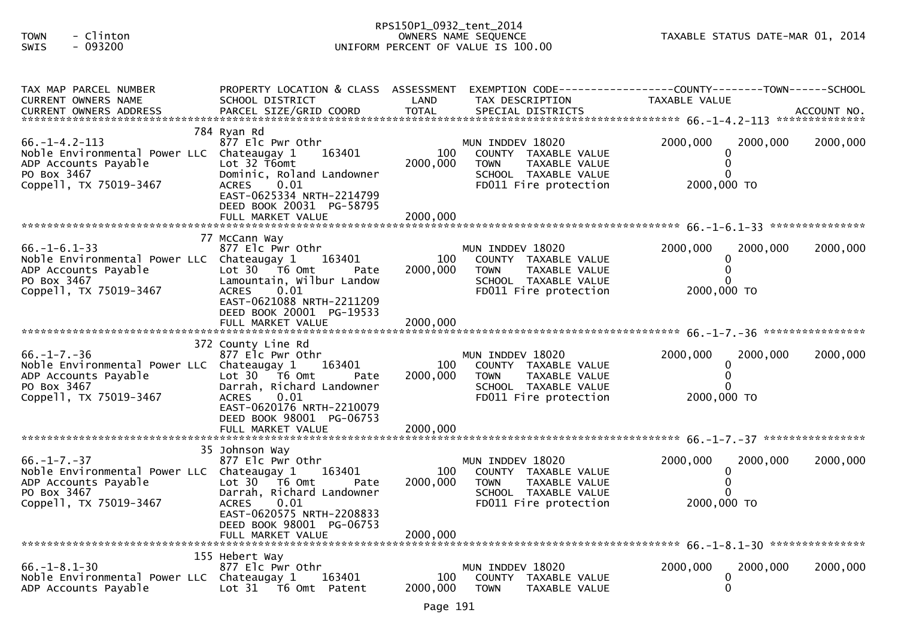TOWN - Clinton
SWIS - 093200

RPS150P1_0932_tent_2014
OWNERS NAME SEQUENCE
UNIFORM PERCENT OF VALUE IS 100.00

TAXABLE STATUS DATE-MAR 01, 2014

| TAX MAP PARCEL NUMBER / CURRENT OWNERS NAME / CURRENT OWNERS ADDRESS | PROPERTY LOCATION & CLASS / SCHOOL DISTRICT / PARCEL SIZE/GRID COORD | ASSESSMENT LAND / TOTAL | EXEMPTION CODE / TAX DESCRIPTION / SPECIAL DISTRICTS | COUNTY | TOWN | SCHOOL |
|---|---|---|---|---|---|---|
| ******** 66.-1-4.2-113 ******** | | | | | | |
| | 784 Ryan Rd | | | | | |
| 66.-1-4.2-113 | 877 Elc Pwr Othr | | MUN INDDEV 18020 | 2000,000 | 2000,000 | 2000,000 |
| Noble Environmental Power LLC | Chateaugay 1 163401 | 100 | COUNTY TAXABLE VALUE | 0 | | |
| ADP Accounts Payable | Lot 32 T6omt | 2000,000 | TOWN TAXABLE VALUE | 0 | | |
| PO Box 3467 | Dominic, Roland Landowner | | SCHOOL TAXABLE VALUE | 0 | | |
| Coppell, TX 75019-3467 | ACRES 0.01 | | FD011 Fire protection | 2000,000 TO | | |
| | EAST-0625334 NRTH-2214799 | | | | | |
| | DEED BOOK 20031 PG-58795 | | | | | |
| | FULL MARKET VALUE | 2000,000 | | | | |
| ******** 66.-1-6.1-33 ******** | | | | | | |
| | 77 McCann Way | | | | | |
| 66.-1-6.1-33 | 877 Elc Pwr Othr | | MUN INDDEV 18020 | 2000,000 | 2000,000 | 2000,000 |
| Noble Environmental Power LLC | Chateaugay 1 163401 | 100 | COUNTY TAXABLE VALUE | 0 | | |
| ADP Accounts Payable | Lot 30 T6 Omt Pate | 2000,000 | TOWN TAXABLE VALUE | 0 | | |
| PO Box 3467 | Lamountain, Wilbur Landow | | SCHOOL TAXABLE VALUE | 0 | | |
| Coppell, TX 75019-3467 | ACRES 0.01 | | FD011 Fire protection | 2000,000 TO | | |
| | EAST-0621088 NRTH-2211209 | | | | | |
| | DEED BOOK 20001 PG-19533 | | | | | |
| | FULL MARKET VALUE | 2000,000 | | | | |
| ******** 66.-1-7.-36 ******** | | | | | | |
| | 372 County Line Rd | | | | | |
| 66.-1-7.-36 | 877 Elc Pwr Othr | | MUN INDDEV 18020 | 2000,000 | 2000,000 | 2000,000 |
| Noble Environmental Power LLC | Chateaugay 1 163401 | 100 | COUNTY TAXABLE VALUE | 0 | | |
| ADP Accounts Payable | Lot 30 T6 Omt Pate | 2000,000 | TOWN TAXABLE VALUE | 0 | | |
| PO Box 3467 | Darrah, Richard Landowner | | SCHOOL TAXABLE VALUE | 0 | | |
| Coppell, TX 75019-3467 | ACRES 0.01 | | FD011 Fire protection | 2000,000 TO | | |
| | EAST-0620176 NRTH-2210079 | | | | | |
| | DEED BOOK 98001 PG-06753 | | | | | |
| | FULL MARKET VALUE | 2000,000 | | | | |
| ******** 66.-1-7.-37 ******** | | | | | | |
| | 35 Johnson Way | | | | | |
| 66.-1-7.-37 | 877 Elc Pwr Othr | | MUN INDDEV 18020 | 2000,000 | 2000,000 | 2000,000 |
| Noble Environmental Power LLC | Chateaugay 1 163401 | 100 | COUNTY TAXABLE VALUE | 0 | | |
| ADP Accounts Payable | Lot 30 T6 Omt Pate | 2000,000 | TOWN TAXABLE VALUE | 0 | | |
| PO Box 3467 | Darrah, Richard Landowner | | SCHOOL TAXABLE VALUE | 0 | | |
| Coppell, TX 75019-3467 | ACRES 0.01 | | FD011 Fire protection | 2000,000 TO | | |
| | EAST-0620575 NRTH-2208833 | | | | | |
| | DEED BOOK 98001 PG-06753 | | | | | |
| | FULL MARKET VALUE | 2000,000 | | | | |
| ******** 66.-1-8.1-30 ******** | | | | | | |
| | 155 Hebert Way | | | | | |
| 66.-1-8.1-30 | 877 Elc Pwr Othr | | MUN INDDEV 18020 | 2000,000 | 2000,000 | 2000,000 |
| Noble Environmental Power LLC | Chateaugay 1 163401 | 100 | COUNTY TAXABLE VALUE | 0 | | |
| ADP Accounts Payable | Lot 31 T6 Omt Patent | 2000,000 | TOWN TAXABLE VALUE | 0 | | |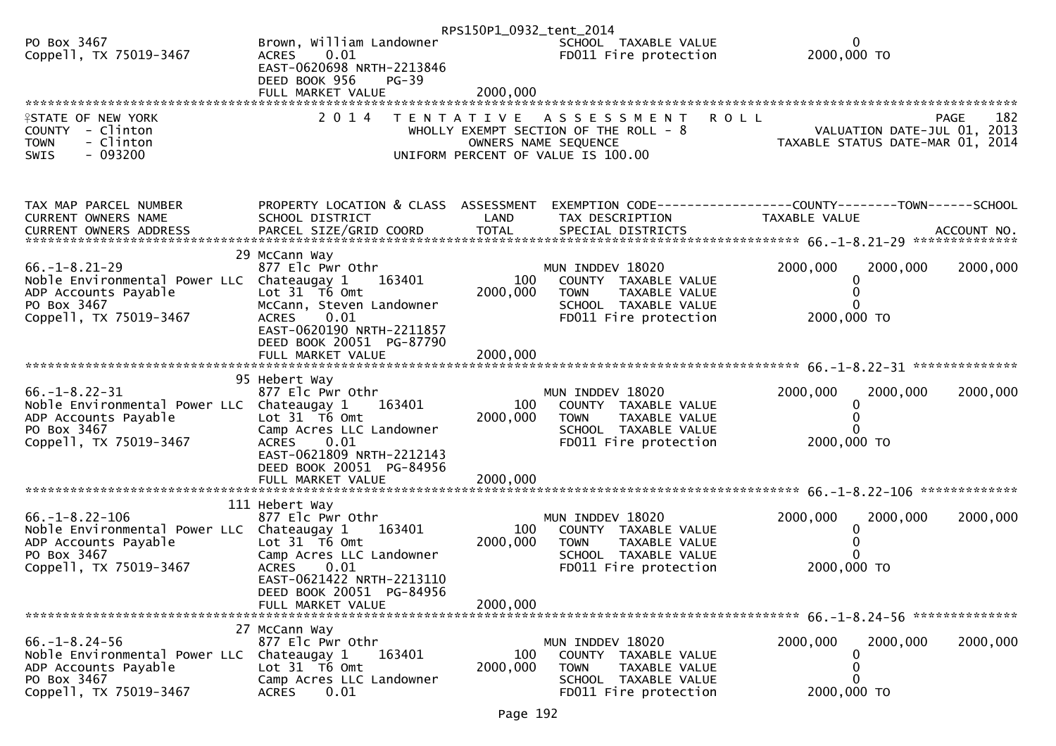```
PO Box 3467                     Brown, William Landowner                   SCHOOL  TAXABLE VALUE                   0
Coppell, TX 75019-3467          ACRES     0.01                             FD011 Fire protection             2000,000 TO
                                EAST-0620698 NRTH-2213846
                                DEED BOOK 956     PG-39
                                FULL MARKET VALUE             2000,000
******************************************************************************************************************************************
```

STATE OF NEW YORK — 2014 TENTATIVE ASSESSMENT ROLL — PAGE 182
COUNTY - Clinton — WHOLLY EXEMPT SECTION OF THE ROLL - 8 — VALUATION DATE-JUL 01, 2013
TOWN - Clinton — OWNERS NAME SEQUENCE — TAXABLE STATUS DATE-MAR 01, 2014
SWIS - 093200 — UNIFORM PERCENT OF VALUE IS 100.00

```
TAX MAP PARCEL NUMBER          PROPERTY LOCATION & CLASS  ASSESSMENT  EXEMPTION CODE------------------COUNTY--------TOWN------SCHOOL
CURRENT OWNERS NAME            SCHOOL DISTRICT              LAND      TAX DESCRIPTION               TAXABLE VALUE
CURRENT OWNERS ADDRESS         PARCEL SIZE/GRID COORD       TOTAL     SPECIAL DISTRICTS                                    ACCOUNT NO.
******************************************************************************************************** 66.-1-8.21-29 **************
                               29 McCann Way
66.-1-8.21-29                  877 Elc Pwr Othr                       MUN INDDEV 18020               2000,000    2000,000    2000,000
Noble Environmental Power LLC  Chateaugay 1      163401        100     COUNTY  TAXABLE VALUE               0
ADP Accounts Payable           Lot 31  T6 Omt             2000,000     TOWN    TAXABLE VALUE               0
PO Box 3467                    McCann, Steven Landowner                SCHOOL  TAXABLE VALUE               0
Coppell, TX 75019-3467         ACRES     0.01                          FD011 Fire protection         2000,000 TO
                               EAST-0620190 NRTH-2211857
                               DEED BOOK 20051  PG-87790
                               FULL MARKET VALUE          2000,000
******************************************************************************************************** 66.-1-8.22-31 **************
                               95 Hebert Way
66.-1-8.22-31                  877 Elc Pwr Othr                       MUN INDDEV 18020               2000,000    2000,000    2000,000
Noble Environmental Power LLC  Chateaugay 1      163401        100     COUNTY  TAXABLE VALUE               0
ADP Accounts Payable           Lot 31  T6 Omt             2000,000     TOWN    TAXABLE VALUE               0
PO Box 3467                    Camp Acres LLC Landowner                SCHOOL  TAXABLE VALUE               0
Coppell, TX 75019-3467         ACRES     0.01                          FD011 Fire protection         2000,000 TO
                               EAST-0621809 NRTH-2212143
                               DEED BOOK 20051  PG-84956
                               FULL MARKET VALUE          2000,000
******************************************************************************************************** 66.-1-8.22-106 *************
                               111 Hebert Way
66.-1-8.22-106                 877 Elc Pwr Othr                       MUN INDDEV 18020               2000,000    2000,000    2000,000
Noble Environmental Power LLC  Chateaugay 1      163401        100     COUNTY  TAXABLE VALUE               0
ADP Accounts Payable           Lot 31  T6 Omt             2000,000     TOWN    TAXABLE VALUE               0
PO Box 3467                    Camp Acres LLC Landowner                SCHOOL  TAXABLE VALUE               0
Coppell, TX 75019-3467         ACRES     0.01                          FD011 Fire protection         2000,000 TO
                               EAST-0621422 NRTH-2213110
                               DEED BOOK 20051  PG-84956
                               FULL MARKET VALUE          2000,000
******************************************************************************************************** 66.-1-8.24-56 **************
                               27 McCann Way
66.-1-8.24-56                  877 Elc Pwr Othr                       MUN INDDEV 18020               2000,000    2000,000    2000,000
Noble Environmental Power LLC  Chateaugay 1      163401        100     COUNTY  TAXABLE VALUE               0
ADP Accounts Payable           Lot 31  T6 Omt             2000,000     TOWN    TAXABLE VALUE               0
PO Box 3467                    Camp Acres LLC Landowner                SCHOOL  TAXABLE VALUE               0
Coppell, TX 75019-3467         ACRES     0.01                          FD011 Fire protection         2000,000 TO
```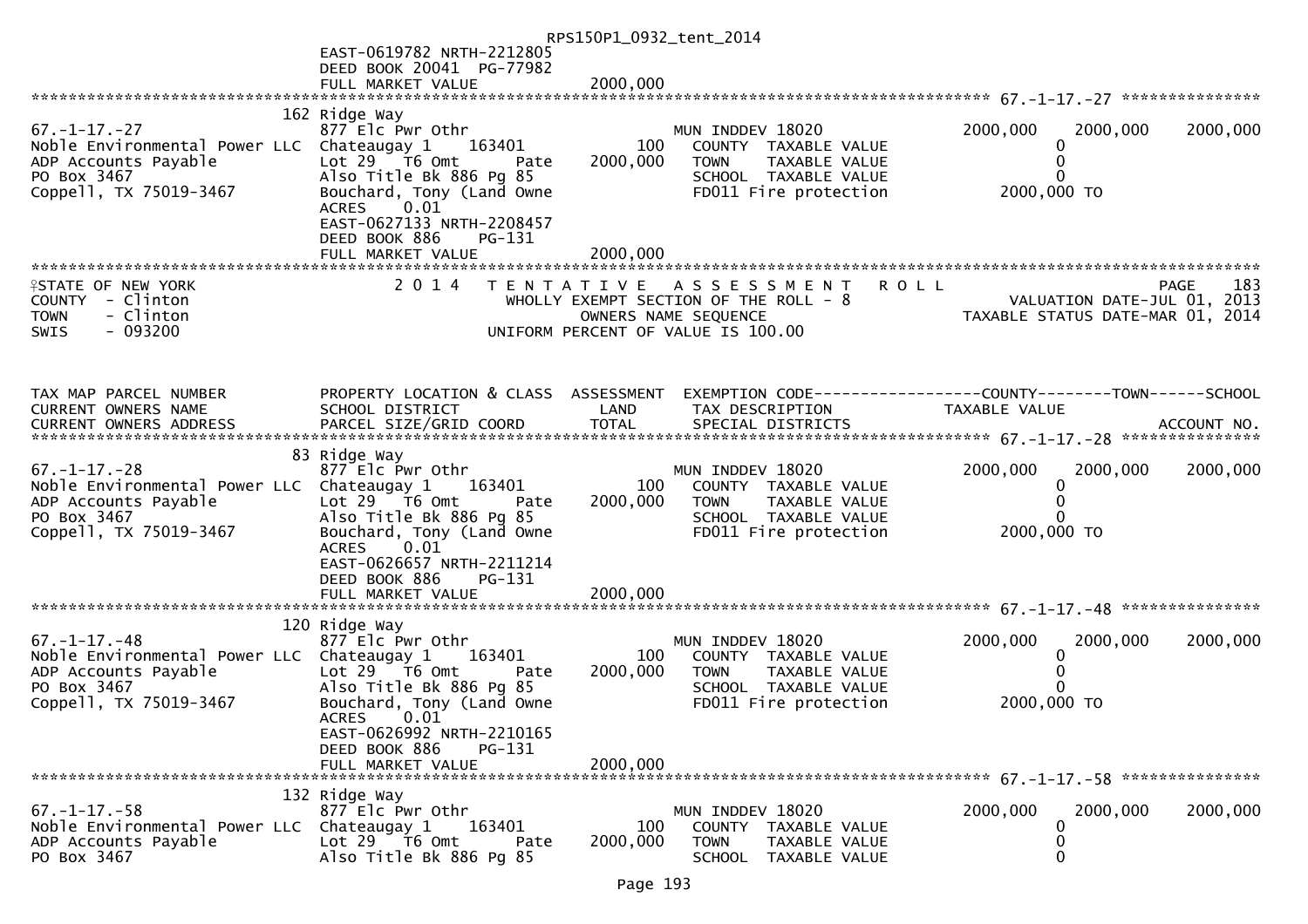EAST-0619782 NRTH-2212805
DEED BOOK 20041 PG-77982
FULL MARKET VALUE 2000,000

********************************************************************************************* 67.-1-17.-27 ***************

```
                               162 Ridge Way
67.-1-17.-27                   877 Elc Pwr Othr                       MUN INDDEV 18020              2000,000    2000,000    2000,000
Noble Environmental Power LLC  Chateaugay 1     163401        100       COUNTY  TAXABLE VALUE              0
ADP Accounts Payable           Lot 29   T6 Omt       Pate  2000,000     TOWN    TAXABLE VALUE              0
PO Box 3467                    Also Title Bk 886 Pg 85                  SCHOOL  TAXABLE VALUE              0
Coppell, TX 75019-3467         Bouchard, Tony (Land Owne                FD011 Fire protection       2000,000 TO
                               ACRES    0.01
                               EAST-0627133 NRTH-2208457
                               DEED BOOK 886     PG-131
                               FULL MARKET VALUE           2000,000
```

*********************************************************************************************************************************

STATE OF NEW YORK — 2014 TENTATIVE ASSESSMENT ROLL — PAGE 183
COUNTY - Clinton — WHOLLY EXEMPT SECTION OF THE ROLL - 8 — VALUATION DATE-JUL 01, 2013
TOWN - Clinton — OWNERS NAME SEQUENCE — TAXABLE STATUS DATE-MAR 01, 2014
SWIS - 093200 — UNIFORM PERCENT OF VALUE IS 100.00

```
TAX MAP PARCEL NUMBER          PROPERTY LOCATION & CLASS  ASSESSMENT  EXEMPTION CODE------------------COUNTY--------TOWN------SCHOOL
CURRENT OWNERS NAME            SCHOOL DISTRICT               LAND      TAX DESCRIPTION             TAXABLE VALUE
CURRENT OWNERS ADDRESS         PARCEL SIZE/GRID COORD        TOTAL     SPECIAL DISTRICTS                                  ACCOUNT NO.
********************************************************************************************* 67.-1-17.-28 ***************
                               83 Ridge Way
67.-1-17.-28                   877 Elc Pwr Othr                       MUN INDDEV 18020              2000,000    2000,000    2000,000
Noble Environmental Power LLC  Chateaugay 1     163401        100       COUNTY  TAXABLE VALUE              0
ADP Accounts Payable           Lot 29   T6 Omt       Pate  2000,000     TOWN    TAXABLE VALUE              0
PO Box 3467                    Also Title Bk 886 Pg 85                  SCHOOL  TAXABLE VALUE              0
Coppell, TX 75019-3467         Bouchard, Tony (Land Owne                FD011 Fire protection       2000,000 TO
                               ACRES    0.01
                               EAST-0626657 NRTH-2211214
                               DEED BOOK 886     PG-131
                               FULL MARKET VALUE           2000,000
********************************************************************************************* 67.-1-17.-48 ***************
                               120 Ridge Way
67.-1-17.-48                   877 Elc Pwr Othr                       MUN INDDEV 18020              2000,000    2000,000    2000,000
Noble Environmental Power LLC  Chateaugay 1     163401        100       COUNTY  TAXABLE VALUE              0
ADP Accounts Payable           Lot 29   T6 Omt       Pate  2000,000     TOWN    TAXABLE VALUE              0
PO Box 3467                    Also Title Bk 886 Pg 85                  SCHOOL  TAXABLE VALUE              0
Coppell, TX 75019-3467         Bouchard, Tony (Land Owne                FD011 Fire protection       2000,000 TO
                               ACRES    0.01
                               EAST-0626992 NRTH-2210165
                               DEED BOOK 886     PG-131
                               FULL MARKET VALUE           2000,000
********************************************************************************************* 67.-1-17.-58 ***************
                               132 Ridge Way
67.-1-17.-58                   877 Elc Pwr Othr                       MUN INDDEV 18020              2000,000    2000,000    2000,000
Noble Environmental Power LLC  Chateaugay 1     163401        100       COUNTY  TAXABLE VALUE              0
ADP Accounts Payable           Lot 29   T6 Omt       Pate  2000,000     TOWN    TAXABLE VALUE              0
PO Box 3467                    Also Title Bk 886 Pg 85                  SCHOOL  TAXABLE VALUE              0
```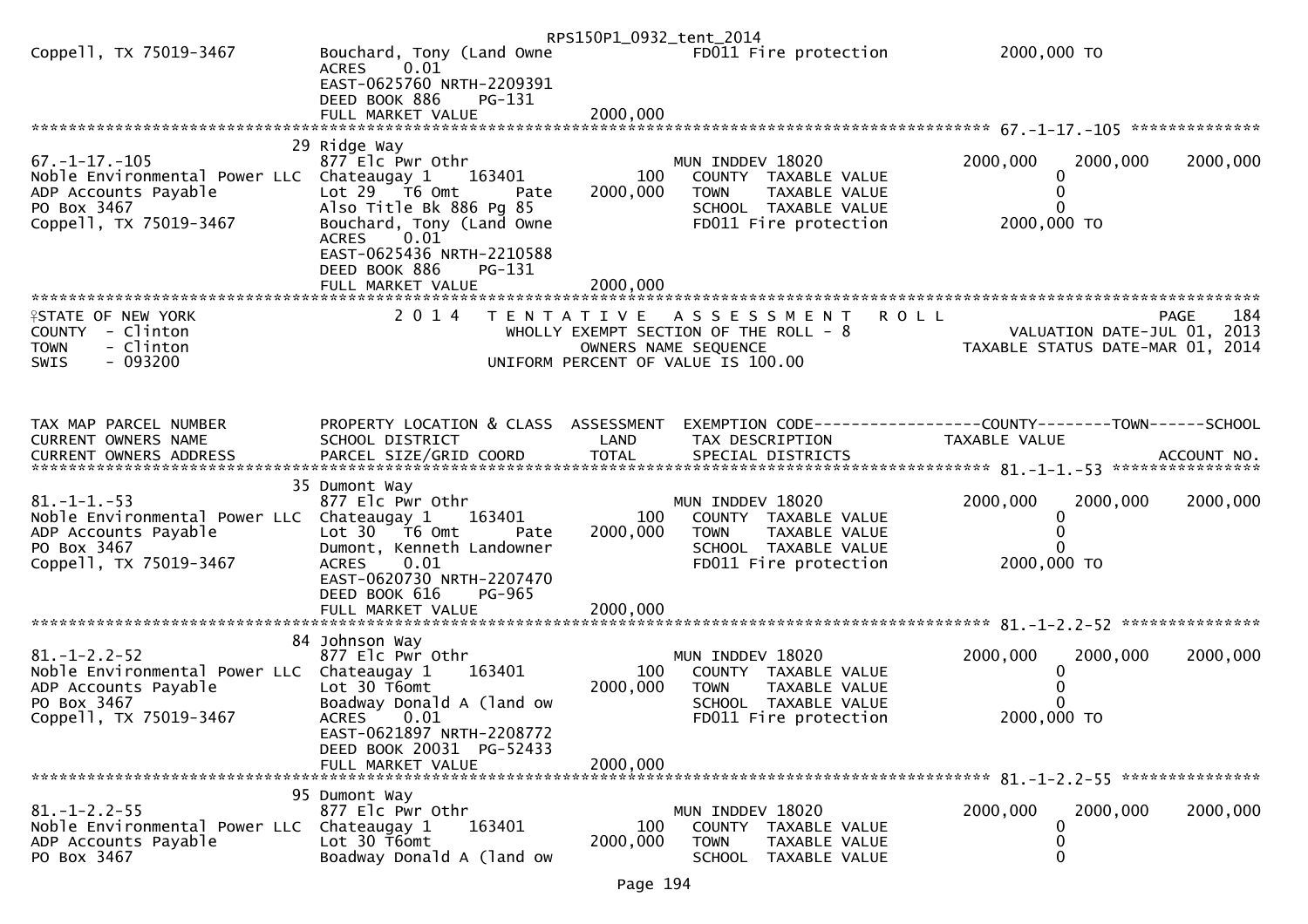```
Coppell, TX 75019-3467        Bouchard, Tony (Land Owne                 FD011 Fire protection          2000,000 TO
                              ACRES     0.01
                              EAST-0625760 NRTH-2209391
                              DEED BOOK 886    PG-131
                              FULL MARKET VALUE            2000,000
******************************************************************************************************* 67.-1-17.-105 **************
                              29 Ridge Way
67.-1-17.-105                 877 Elc Pwr Othr                          MUN INDDEV 18020               2000,000     2000,000     2000,000
Noble Environmental Power LLC Chateaugay 1     163401           100       COUNTY  TAXABLE VALUE              0
ADP Accounts Payable          Lot 29   T6 Omt       Pate    2000,000      TOWN    TAXABLE VALUE              0
PO Box 3467                   Also Title Bk 886 Pg 85                     SCHOOL  TAXABLE VALUE              0
Coppell, TX 75019-3467        Bouchard, Tony (Land Owne                   FD011 Fire protection          2000,000 TO
                              ACRES     0.01
                              EAST-0625436 NRTH-2210588
                              DEED BOOK 886    PG-131
                              FULL MARKET VALUE            2000,000
************************************************************************************************************************************
STATE OF NEW YORK             2 0 1 4   T E N T A T I V E   A S S E S S M E N T   R O L L                                PAGE    184
COUNTY  - Clinton                          WHOLLY EXEMPT SECTION OF THE ROLL - 8                      VALUATION DATE-JUL 01, 2013
TOWN    - Clinton                                OWNERS NAME SEQUENCE                            TAXABLE STATUS DATE-MAR 01, 2014
SWIS    - 093200                          UNIFORM PERCENT OF VALUE IS 100.00



TAX MAP PARCEL NUMBER         PROPERTY LOCATION & CLASS  ASSESSMENT  EXEMPTION CODE------------------COUNTY--------TOWN------SCHOOL
CURRENT OWNERS NAME           SCHOOL DISTRICT               LAND      TAX DESCRIPTION                TAXABLE VALUE
CURRENT OWNERS ADDRESS        PARCEL SIZE/GRID COORD        TOTAL     SPECIAL DISTRICTS                                    ACCOUNT NO.
******************************************************************************************************* 81.-1-1.-53 ****************
                              35 Dumont Way
81.-1-1.-53                   877 Elc Pwr Othr                          MUN INDDEV 18020               2000,000     2000,000     2000,000
Noble Environmental Power LLC Chateaugay 1     163401           100       COUNTY  TAXABLE VALUE              0
ADP Accounts Payable          Lot 30   T6 Omt       Pate    2000,000      TOWN    TAXABLE VALUE              0
PO Box 3467                   Dumont, Kenneth Landowner                   SCHOOL  TAXABLE VALUE              0
Coppell, TX 75019-3467        ACRES     0.01                              FD011 Fire protection          2000,000 TO
                              EAST-0620730 NRTH-2207470
                              DEED BOOK 616    PG-965
                              FULL MARKET VALUE            2000,000
******************************************************************************************************* 81.-1-2.2-52 ***************
                              84 Johnson Way
81.-1-2.2-52                  877 Elc Pwr Othr                          MUN INDDEV 18020               2000,000     2000,000     2000,000
Noble Environmental Power LLC Chateaugay 1     163401           100       COUNTY  TAXABLE VALUE              0
ADP Accounts Payable          Lot 30 T6omt                  2000,000      TOWN    TAXABLE VALUE              0
PO Box 3467                   Boadway Donald A (land ow                   SCHOOL  TAXABLE VALUE              0
Coppell, TX 75019-3467        ACRES     0.01                              FD011 Fire protection          2000,000 TO
                              EAST-0621897 NRTH-2208772
                              DEED BOOK 20031  PG-52433
                              FULL MARKET VALUE            2000,000
******************************************************************************************************* 81.-1-2.2-55 ***************
                              95 Dumont Way
81.-1-2.2-55                  877 Elc Pwr Othr                          MUN INDDEV 18020               2000,000     2000,000     2000,000
Noble Environmental Power LLC Chateaugay 1     163401           100       COUNTY  TAXABLE VALUE              0
ADP Accounts Payable          Lot 30 T6omt                  2000,000      TOWN    TAXABLE VALUE              0
PO Box 3467                   Boadway Donald A (land ow                   SCHOOL  TAXABLE VALUE              0
```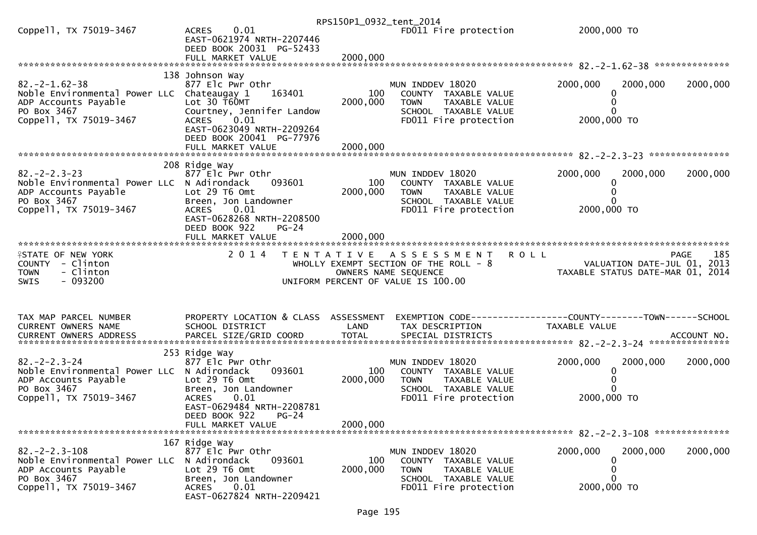```
Coppell, TX 75019-3467        ACRES     0.01                              FD011 Fire protection            2000,000 TO
                              EAST-0621974 NRTH-2207446
                              DEED BOOK 20031  PG-52433
                              FULL MARKET VALUE              2000,000
******************************************************************************************************* 82.-2-1.62-38 **************
                        138 Johnson Way
82.-2-1.62-38                 877 Elc Pwr Othr                           MUN INDDEV 18020                  2000,000     2000,000    2000,000
Noble Environmental Power LLC Chateaugay 1     163401          100       COUNTY  TAXABLE VALUE                    0
ADP Accounts Payable          Lot 30 T60MT                 2000,000      TOWN    TAXABLE VALUE                    0
PO Box 3467                   Courtney, Jennifer Landow                  SCHOOL  TAXABLE VALUE                    0
Coppell, TX 75019-3467        ACRES     0.01                             FD011 Fire protection            2000,000 TO
                              EAST-0623049 NRTH-2209264
                              DEED BOOK 20041  PG-77976
                              FULL MARKET VALUE              2000,000
******************************************************************************************************* 82.-2-2.3-23 ***************
                        208 Ridge Way
82.-2-2.3-23                  877 Elc Pwr Othr                           MUN INDDEV 18020                  2000,000     2000,000    2000,000
Noble Environmental Power LLC N Adirondack     093601          100       COUNTY  TAXABLE VALUE                    0
ADP Accounts Payable          Lot 29 T6 Omt                2000,000      TOWN    TAXABLE VALUE                    0
PO Box 3467                   Breen, Jon Landowner                       SCHOOL  TAXABLE VALUE                    0
Coppell, TX 75019-3467        ACRES     0.01                             FD011 Fire protection            2000,000 TO
                              EAST-0628268 NRTH-2208500
                              DEED BOOK 922    PG-24
                              FULL MARKET VALUE              2000,000
************************************************************************************************************************************
STATE OF NEW YORK                 2 0 1 4   T E N T A T I V E   A S S E S S M E N T   R O L L                              PAGE    185
COUNTY  - Clinton                              WHOLLY EXEMPT SECTION OF THE ROLL - 8                    VALUATION DATE-JUL 01, 2013
TOWN    - Clinton                                    OWNERS NAME SEQUENCE                          TAXABLE STATUS DATE-MAR 01, 2014
SWIS    - 093200                               UNIFORM PERCENT OF VALUE IS 100.00


TAX MAP PARCEL NUMBER         PROPERTY LOCATION & CLASS  ASSESSMENT  EXEMPTION CODE------------------COUNTY--------TOWN------SCHOOL
CURRENT OWNERS NAME           SCHOOL DISTRICT               LAND      TAX DESCRIPTION                  TAXABLE VALUE
CURRENT OWNERS ADDRESS        PARCEL SIZE/GRID COORD        TOTAL     SPECIAL DISTRICTS                                        ACCOUNT NO.
******************************************************************************************************* 82.-2-2.3-24 ***************
                        253 Ridge Way
82.-2-2.3-24                  877 Elc Pwr Othr                           MUN INDDEV 18020                  2000,000     2000,000    2000,000
Noble Environmental Power LLC N Adirondack     093601          100       COUNTY  TAXABLE VALUE                    0
ADP Accounts Payable          Lot 29 T6 Omt                2000,000      TOWN    TAXABLE VALUE                    0
PO Box 3467                   Breen, Jon Landowner                       SCHOOL  TAXABLE VALUE                    0
Coppell, TX 75019-3467        ACRES     0.01                             FD011 Fire protection            2000,000 TO
                              EAST-0629484 NRTH-2208781
                              DEED BOOK 922    PG-24
                              FULL MARKET VALUE              2000,000
******************************************************************************************************* 82.-2-2.3-108 **************
                        167 Ridge Way
82.-2-2.3-108                 877 Elc Pwr Othr                           MUN INDDEV 18020                  2000,000     2000,000    2000,000
Noble Environmental Power LLC N Adirondack     093601          100       COUNTY  TAXABLE VALUE                    0
ADP Accounts Payable          Lot 29 T6 Omt                2000,000      TOWN    TAXABLE VALUE                    0
PO Box 3467                   Breen, Jon Landowner                       SCHOOL  TAXABLE VALUE                    0
Coppell, TX 75019-3467        ACRES     0.01                             FD011 Fire protection            2000,000 TO
                              EAST-0627824 NRTH-2209421
```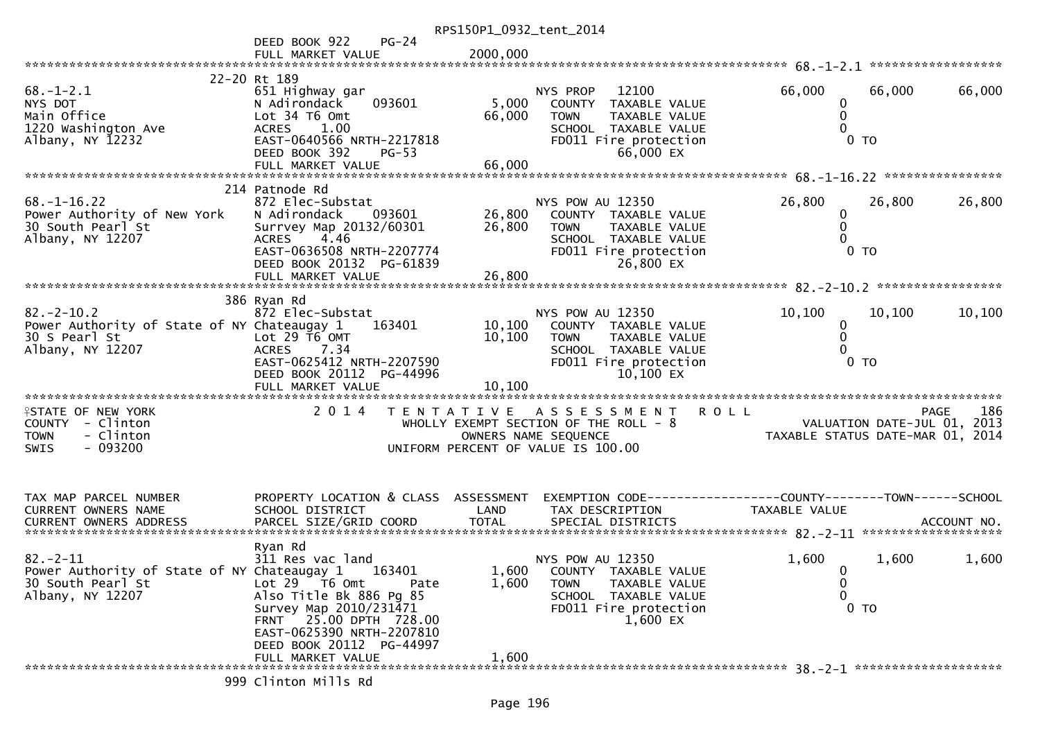RPS150P1_0932_tent_2014

DEED BOOK 922 PG-24
FULL MARKET VALUE 2000,000

68.-1-2.1

| | | | | | | |
|---|---|---|---|---|---|---|
| 68.-1-2.1 | 22-20 Rt 189 | | | | | |
| NYS DOT | 651 Highway gar | | NYS PROP 12100 | 66,000 | 66,000 | 66,000 |
| Main Office | N Adirondack 093601 | 5,000 | COUNTY TAXABLE VALUE | 0 | | |
| 1220 Washington Ave | Lot 34 T6 Omt | 66,000 | TOWN TAXABLE VALUE | 0 | | |
| Albany, NY 12232 | ACRES 1.00 | | SCHOOL TAXABLE VALUE | 0 | | |
| | EAST-0640566 NRTH-2217818 | | FD011 Fire protection | 0 TO | | |
| | DEED BOOK 392 PG-53 | | 66,000 EX | | | |
| | FULL MARKET VALUE | 66,000 | | | | |

68.-1-16.22

| | | | | | | |
|---|---|---|---|---|---|---|
| 68.-1-16.22 | 214 Patnode Rd | | | | | |
| Power Authority of New York | 872 Elec-Substat | | NYS POW AU 12350 | 26,800 | 26,800 | 26,800 |
| 30 South Pearl St | N Adirondack 093601 | 26,800 | COUNTY TAXABLE VALUE | 0 | | |
| Albany, NY 12207 | Surrvey Map 20132/60301 | 26,800 | TOWN TAXABLE VALUE | 0 | | |
| | ACRES 4.46 | | SCHOOL TAXABLE VALUE | 0 | | |
| | EAST-0636508 NRTH-2207774 | | FD011 Fire protection | 0 TO | | |
| | DEED BOOK 20132 PG-61839 | | 26,800 EX | | | |
| | FULL MARKET VALUE | 26,800 | | | | |

82.-2-10.2

| | | | | | | |
|---|---|---|---|---|---|---|
| 82.-2-10.2 | 386 Ryan Rd | | | | | |
| Power Authority of State of NY | 872 Elec-Substat | | NYS POW AU 12350 | 10,100 | 10,100 | 10,100 |
| 30 S Pearl St | Chateaugay 1 163401 | 10,100 | COUNTY TAXABLE VALUE | 0 | | |
| Albany, NY 12207 | Lot 29 T6 OMT | 10,100 | TOWN TAXABLE VALUE | 0 | | |
| | ACRES 7.34 | | SCHOOL TAXABLE VALUE | 0 | | |
| | EAST-0625412 NRTH-2207590 | | FD011 Fire protection | 0 TO | | |
| | DEED BOOK 20112 PG-44996 | | 10,100 EX | | | |
| | FULL MARKET VALUE | 10,100 | | | | |

STATE OF NEW YORK
COUNTY - Clinton
TOWN - Clinton
SWIS - 093200

2014 TENTATIVE ASSESSMENT ROLL
WHOLLY EXEMPT SECTION OF THE ROLL - 8
OWNERS NAME SEQUENCE
UNIFORM PERCENT OF VALUE IS 100.00

PAGE 186
VALUATION DATE-JUL 01, 2013
TAXABLE STATUS DATE-MAR 01, 2014

| TAX MAP PARCEL NUMBER / CURRENT OWNERS NAME / CURRENT OWNERS ADDRESS | PROPERTY LOCATION & CLASS / SCHOOL DISTRICT / PARCEL SIZE/GRID COORD | ASSESSMENT LAND / TOTAL | EXEMPTION CODE / TAX DESCRIPTION / SPECIAL DISTRICTS | COUNTY / TAXABLE VALUE | TOWN | SCHOOL / ACCOUNT NO. |
|---|---|---|---|---|---|---|
| 82.-2-11 | Ryan Rd | | | | | |
| Power Authority of State of NY | 311 Res vac land | | NYS POW AU 12350 | 1,600 | 1,600 | 1,600 |
| 30 South Pearl St | Chateaugay 1 163401 | 1,600 | COUNTY TAXABLE VALUE | 0 | | |
| Albany, NY 12207 | Lot 29 T6 Omt Pate | 1,600 | TOWN TAXABLE VALUE | 0 | | |
| | Also Title Bk 886 Pg 85 | | SCHOOL TAXABLE VALUE | 0 | | |
| | Survey Map 2010/231471 | | FD011 Fire protection | 0 TO | | |
| | FRNT 25.00 DPTH 728.00 | | 1,600 EX | | | |
| | EAST-0625390 NRTH-2207810 | | | | | |
| | DEED BOOK 20112 PG-44997 | | | | | |
| | FULL MARKET VALUE | 1,600 | | | | |

38.-2-1

999 Clinton Mills Rd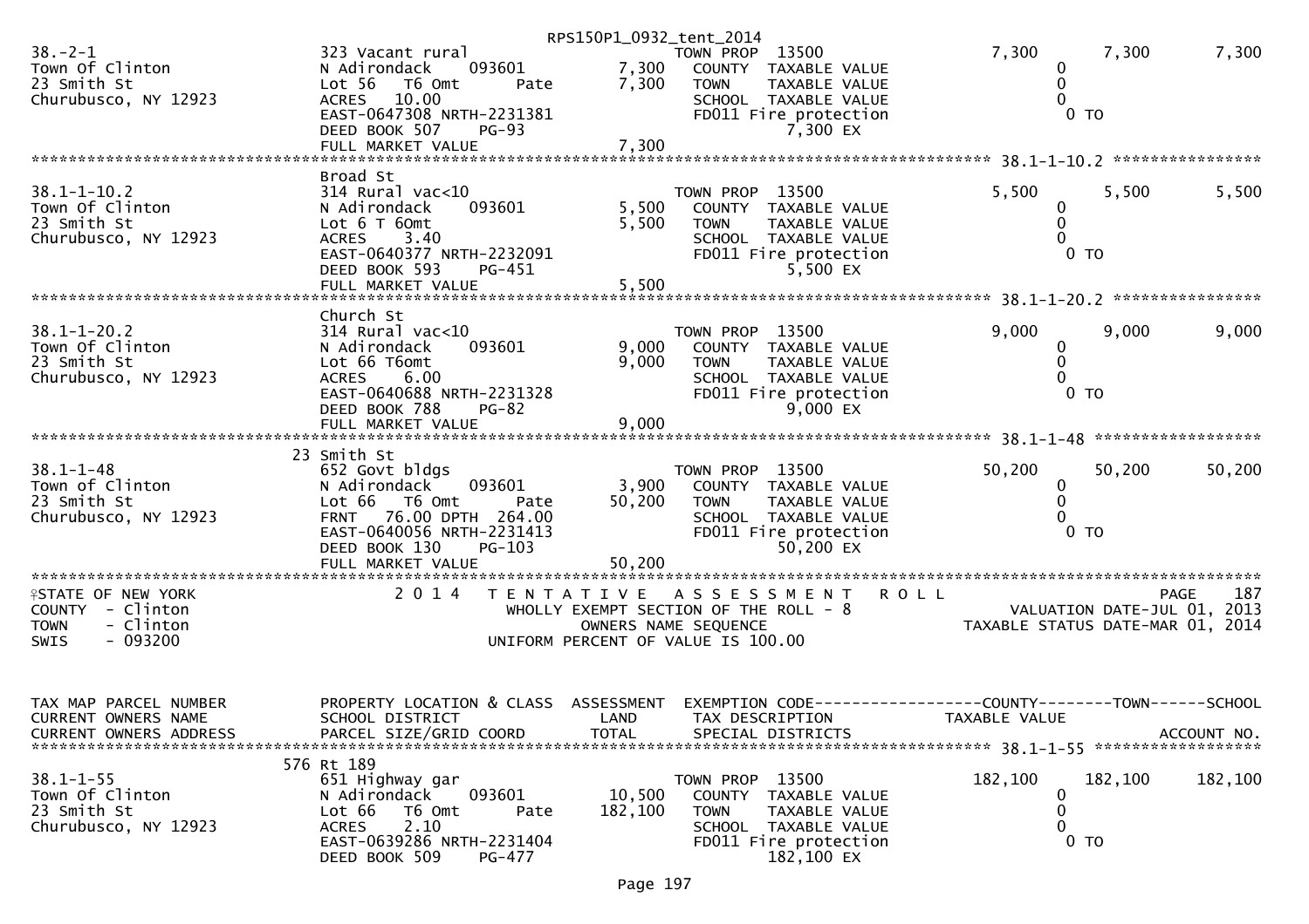RPS150P1_0932_tent_2014

```
38.-2-1                        323 Vacant rural                         TOWN PROP  13500                   7,300        7,300        7,300
Town Of Clinton                N Adirondack     093601         7,300    COUNTY  TAXABLE VALUE                  0
23 Smith St                    Lot 56  T6 Omt         Pate     7,300    TOWN    TAXABLE VALUE                  0
Churubusco, NY 12923           ACRES   10.00                            SCHOOL  TAXABLE VALUE                  0
                               EAST-0647308 NRTH-2231381                FD011 Fire protection                  0 TO
                               DEED BOOK 507     PG-93                             7,300 EX
                               FULL MARKET VALUE              7,300
******************************************************************************************************* 38.1-1-10.2 ****************
                               Broad St
38.1-1-10.2                    314 Rural vac<10                         TOWN PROP  13500                   5,500        5,500        5,500
Town Of Clinton                N Adirondack     093601         5,500    COUNTY  TAXABLE VALUE                  0
23 Smith St                    Lot 6 T 6Omt                    5,500    TOWN    TAXABLE VALUE                  0
Churubusco, NY 12923           ACRES    3.40                            SCHOOL  TAXABLE VALUE                  0
                               EAST-0640377 NRTH-2232091                FD011 Fire protection                  0 TO
                               DEED BOOK 593     PG-451                            5,500 EX
                               FULL MARKET VALUE              5,500
******************************************************************************************************* 38.1-1-20.2 ****************
                               Church St
38.1-1-20.2                    314 Rural vac<10                         TOWN PROP  13500                   9,000        9,000        9,000
Town Of Clinton                N Adirondack     093601         9,000    COUNTY  TAXABLE VALUE                  0
23 Smith St                    Lot 66 T6omt                    9,000    TOWN    TAXABLE VALUE                  0
Churubusco, NY 12923           ACRES    6.00                            SCHOOL  TAXABLE VALUE                  0
                               EAST-0640688 NRTH-2231328                FD011 Fire protection                  0 TO
                               DEED BOOK 788     PG-82                             9,000 EX
                               FULL MARKET VALUE              9,000
******************************************************************************************************* 38.1-1-48 ******************
                             23 Smith St
38.1-1-48                      652 Govt bldgs                           TOWN PROP  13500                  50,200       50,200       50,200
Town of Clinton                N Adirondack     093601         3,900    COUNTY  TAXABLE VALUE                  0
23 Smith St                    Lot 66  T6 Omt         Pate    50,200    TOWN    TAXABLE VALUE                  0
Churubusco, NY 12923           FRNT  76.00 DPTH 264.00                  SCHOOL  TAXABLE VALUE                  0
                               EAST-0640056 NRTH-2231413                FD011 Fire protection                  0 TO
                               DEED BOOK 130     PG-103                           50,200 EX
                               FULL MARKET VALUE             50,200
************************************************************************************************************************************
STATE OF NEW YORK                2014   T E N T A T I V E   A S S E S S M E N T   R O L L                                PAGE   187
COUNTY  - Clinton                          WHOLLY EXEMPT SECTION OF THE ROLL - 8                      VALUATION DATE-JUL 01, 2013
TOWN    - Clinton                                OWNERS NAME SEQUENCE                           TAXABLE STATUS DATE-MAR 01, 2014
SWIS    - 093200                          UNIFORM PERCENT OF VALUE IS 100.00


TAX MAP PARCEL NUMBER          PROPERTY LOCATION & CLASS  ASSESSMENT  EXEMPTION CODE------------------COUNTY--------TOWN------SCHOOL
CURRENT OWNERS NAME            SCHOOL DISTRICT               LAND     TAX DESCRIPTION              TAXABLE VALUE
CURRENT OWNERS ADDRESS         PARCEL SIZE/GRID COORD        TOTAL    SPECIAL DISTRICTS                                  ACCOUNT NO.
******************************************************************************************************* 38.1-1-55 ******************
                           576 Rt 189
38.1-1-55                      651 Highway gar                          TOWN PROP  13500                 182,100      182,100      182,100
Town Of Clinton                N Adirondack     093601        10,500    COUNTY  TAXABLE VALUE                  0
23 Smith St                    Lot 66  T6 Omt         Pate   182,100    TOWN    TAXABLE VALUE                  0
Churubusco, NY 12923           ACRES    2.10                            SCHOOL  TAXABLE VALUE                  0
                               EAST-0639286 NRTH-2231404                FD011 Fire protection                  0 TO
                               DEED BOOK 509     PG-477                          182,100 EX
```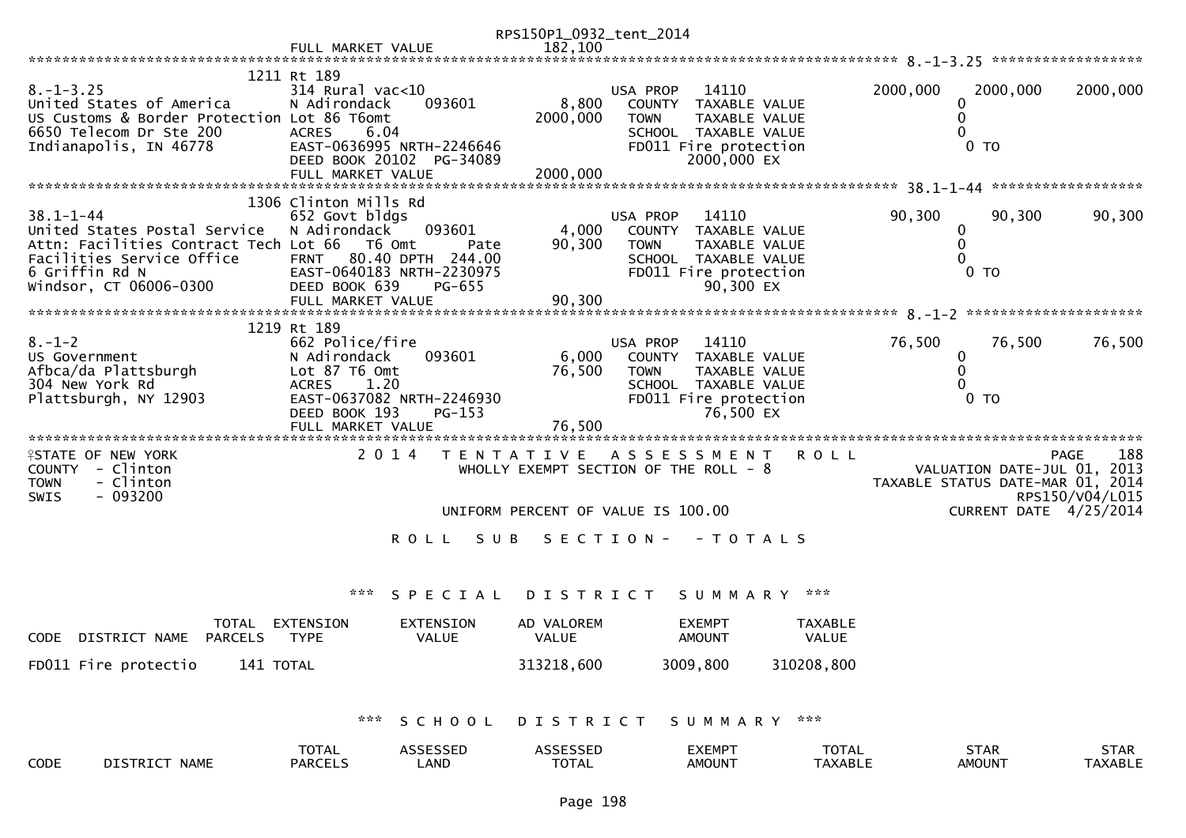```
                                                     FULL MARKET VALUE          182,100
******************************************************************************************************* 8.-1-3.25 ******************
                                   1211 Rt 189
8.-1-3.25                          314 Rural vac<10                              USA PROP    14110                2000,000    2000,000    2000,000
United States of America           N Adirondack      093601          8,800         COUNTY  TAXABLE VALUE                   0
US Customs & Border Protection     Lot 86 T6omt                   2000,000         TOWN    TAXABLE VALUE                   0
6650 Telecom Dr Ste 200            ACRES     6.04                                  SCHOOL  TAXABLE VALUE                   0
Indianapolis, IN 46778             EAST-0636995 NRTH-2246646                       FD011 Fire protection                  0 TO
                                   DEED BOOK 20102  PG-34089                              2000,000 EX
                                   FULL MARKET VALUE            2000,000
******************************************************************************************************* 38.1-1-44 ******************
                                   1306 Clinton Mills Rd
38.1-1-44                          652 Govt bldgs                                USA PROP    14110                 90,300      90,300      90,300
United States Postal Service       N Adirondack      093601          4,000         COUNTY  TAXABLE VALUE                   0
Attn: Facilities Contract Tech     Lot 66   T6 Omt        Pate      90,300         TOWN    TAXABLE VALUE                   0
Facilities Service Office          FRNT   80.40 DPTH  244.00                       SCHOOL  TAXABLE VALUE                   0
6 Griffin Rd N                     EAST-0640183 NRTH-2230975                       FD011 Fire protection                  0 TO
Windsor, CT 06006-0300             DEED BOOK 639     PG-655                                90,300 EX
                                   FULL MARKET VALUE              90,300
******************************************************************************************************* 8.-1-2 *********************
                                   1219 Rt 189
8.-1-2                             662 Police/fire                               USA PROP    14110                 76,500      76,500      76,500
US Government                      N Adirondack      093601          6,000         COUNTY  TAXABLE VALUE                   0
Afbca/da Plattsburgh               Lot 87 T6 Omt                    76,500         TOWN    TAXABLE VALUE                   0
304 New York Rd                    ACRES     1.20                                  SCHOOL  TAXABLE VALUE                   0
Plattsburgh, NY 12903              EAST-0637082 NRTH-2246930                       FD011 Fire protection                  0 TO
                                   DEED BOOK 193     PG-153                                76,500 EX
                                   FULL MARKET VALUE              76,500
************************************************************************************************************************************
STATE OF NEW YORK                  2 0 1 4   T E N T A T I V E   A S S E S S M E N T   R O L L                           PAGE   188
COUNTY  - Clinton                           WHOLLY EXEMPT SECTION OF THE ROLL - 8                       VALUATION DATE-JUL 01, 2013
TOWN    - Clinton                                                                                   TAXABLE STATUS DATE-MAR 01, 2014
SWIS    - 093200                                                                                                     RPS150/V04/L015
                                            UNIFORM PERCENT OF VALUE IS 100.00                               CURRENT DATE  4/25/2014

                                       R O L L   S U B   S E C T I O N -   - T O T A L S
```

*** S P E C I A L   D I S T R I C T   S U M M A R Y ***

| CODE DISTRICT NAME | TOTAL PARCELS | EXTENSION TYPE | EXTENSION VALUE | AD VALOREM VALUE | EXEMPT AMOUNT | TAXABLE VALUE |
|---|---|---|---|---|---|---|
| FD011 Fire protectio | 141 | TOTAL | | 313218,600 | 3009,800 | 310208,800 |

*** S C H O O L   D I S T R I C T   S U M M A R Y ***

| CODE | DISTRICT NAME | TOTAL PARCELS | ASSESSED LAND | ASSESSED TOTAL | EXEMPT AMOUNT | TOTAL TAXABLE | STAR AMOUNT | STAR TAXABLE |
|---|---|---|---|---|---|---|---|---|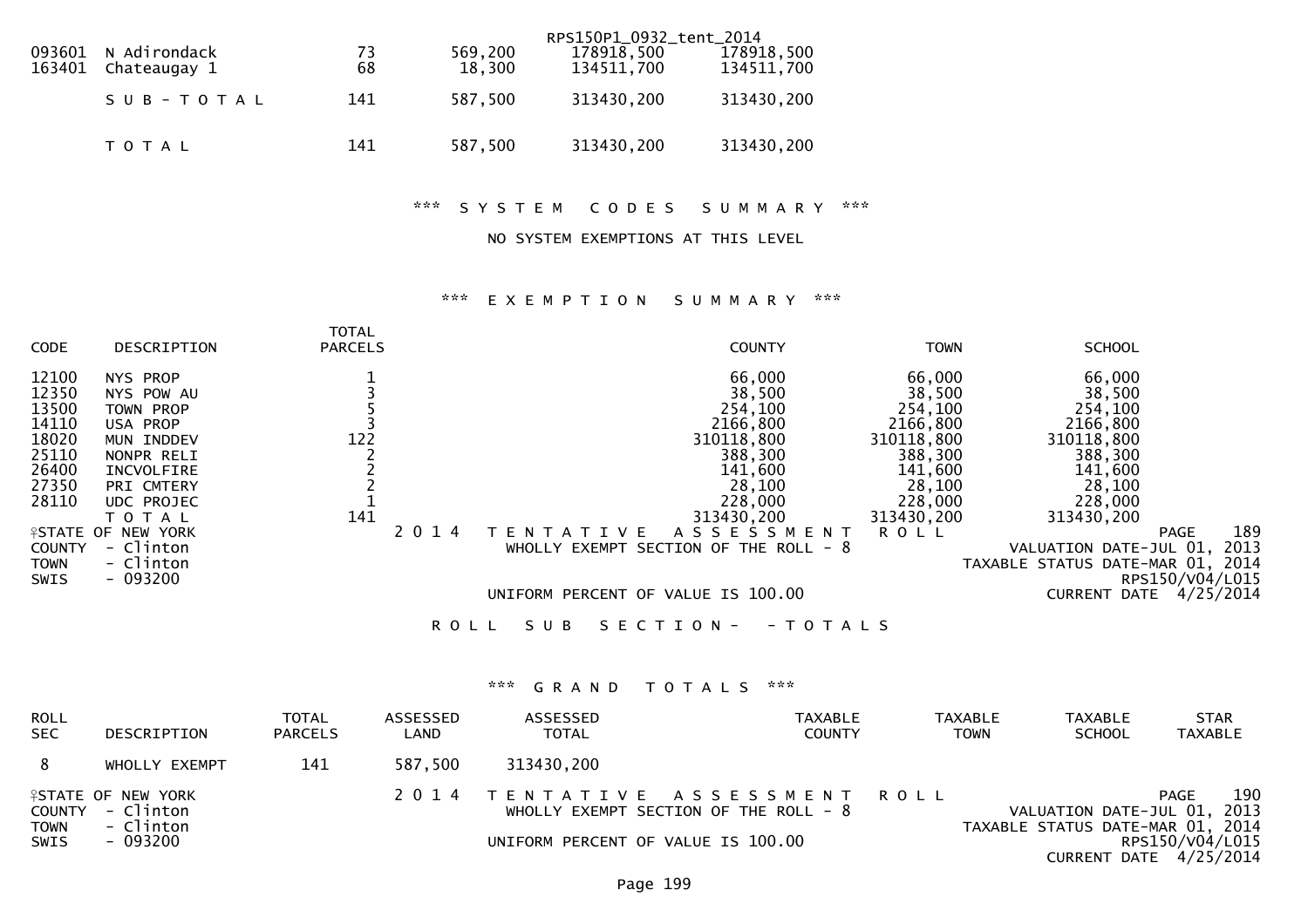RPS150P1_0932_tent_2014

| | | | | | |
|---|---|---|---|---|---|
| 093601 | N Adirondack | 73 | 569,200 | 178918,500 | 178918,500 |
| 163401 | Chateaugay 1 | 68 | 18,300 | 134511,700 | 134511,700 |
| | S U B - T O T A L | 141 | 587,500 | 313430,200 | 313430,200 |
| | T O T A L | 141 | 587,500 | 313430,200 | 313430,200 |

*** S Y S T E M C O D E S S U M M A R Y ***

NO SYSTEM EXEMPTIONS AT THIS LEVEL

*** E X E M P T I O N S U M M A R Y ***

| CODE | DESCRIPTION | TOTAL PARCELS | COUNTY | TOWN | SCHOOL |
|---|---|---|---|---|---|
| 12100 | NYS PROP | 1 | 66,000 | 66,000 | 66,000 |
| 12350 | NYS POW AU | 3 | 38,500 | 38,500 | 38,500 |
| 13500 | TOWN PROP | 5 | 254,100 | 254,100 | 254,100 |
| 14110 | USA PROP | 3 | 2166,800 | 2166,800 | 2166,800 |
| 18020 | MUN INDDEV | 122 | 310118,800 | 310118,800 | 310118,800 |
| 25110 | NONPR RELI | 2 | 388,300 | 388,300 | 388,300 |
| 26400 | INCVOLFIRE | 2 | 141,600 | 141,600 | 141,600 |
| 27350 | PRI CMTERY | 2 | 28,100 | 28,100 | 28,100 |
| 28110 | UDC PROJEC | 1 | 228,000 | 228,000 | 228,000 |
| | T O T A L | 141 | 313430,200 | 313430,200 | 313430,200 |

STATE OF NEW YORK — 2 0 1 4 T E N T A T I V E A S S E S S M E N T R O L L — PAGE 189
COUNTY - Clinton — WHOLLY EXEMPT SECTION OF THE ROLL - 8 — VALUATION DATE-JUL 01, 2013
TOWN - Clinton — TAXABLE STATUS DATE-MAR 01, 2014
SWIS - 093200 — RPS150/V04/L015
UNIFORM PERCENT OF VALUE IS 100.00 — CURRENT DATE 4/25/2014

R O L L S U B S E C T I O N - - T O T A L S

*** G R A N D T O T A L S ***

| ROLL SEC | DESCRIPTION | TOTAL PARCELS | ASSESSED LAND | ASSESSED TOTAL | TAXABLE COUNTY | TAXABLE TOWN | TAXABLE SCHOOL | STAR TAXABLE |
|---|---|---|---|---|---|---|---|---|
| 8 | WHOLLY EXEMPT | 141 | 587,500 | 313430,200 | | | | |

STATE OF NEW YORK — 2 0 1 4 T E N T A T I V E A S S E S S M E N T R O L L — PAGE 190
COUNTY - Clinton — WHOLLY EXEMPT SECTION OF THE ROLL - 8 — VALUATION DATE-JUL 01, 2013
TOWN - Clinton — TAXABLE STATUS DATE-MAR 01, 2014
SWIS - 093200 — RPS150/V04/L015
UNIFORM PERCENT OF VALUE IS 100.00 — CURRENT DATE 4/25/2014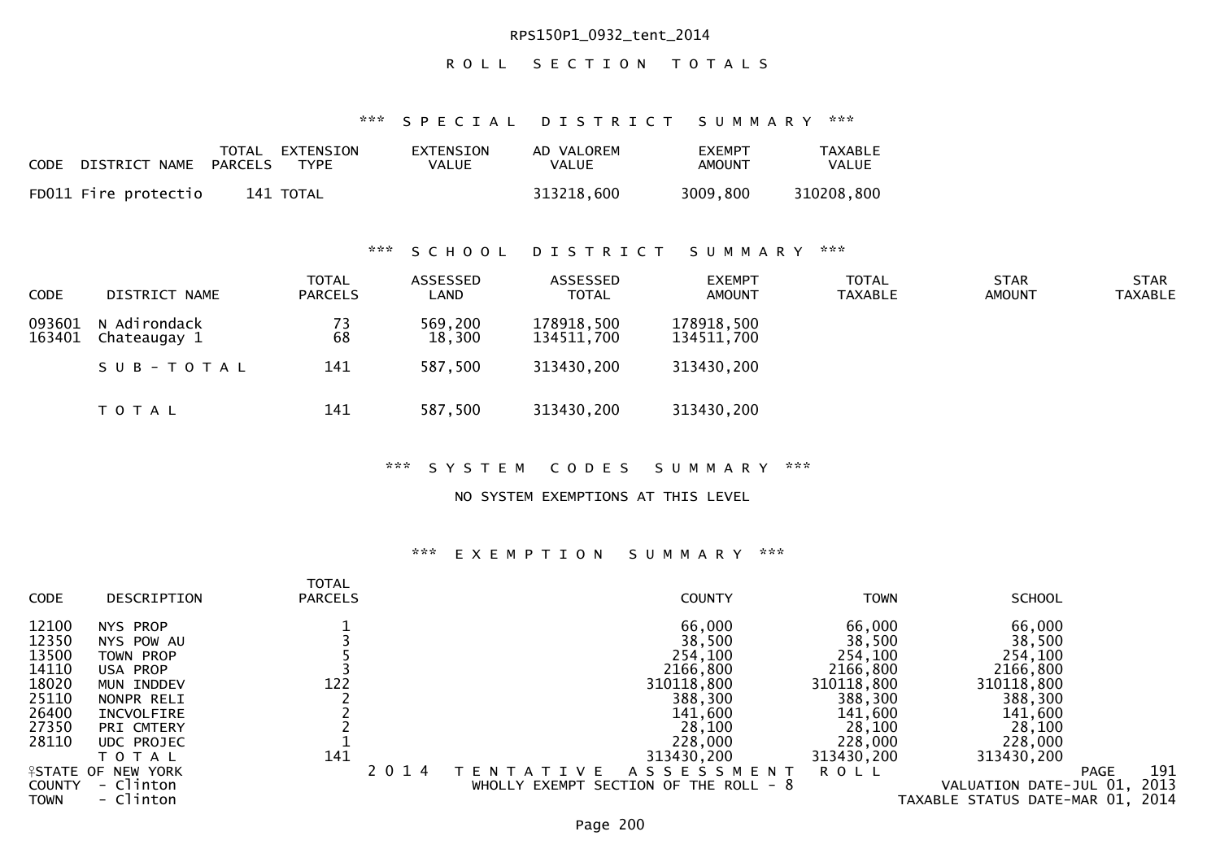RPS150P1_0932_tent_2014

# R O L L S E C T I O N T O T A L S

## *** S P E C I A L D I S T R I C T S U M M A R Y ***

| CODE | DISTRICT NAME | TOTAL PARCELS | EXTENSION TYPE | EXTENSION VALUE | AD VALOREM VALUE | EXEMPT AMOUNT | TAXABLE VALUE |
|---|---|---|---|---|---|---|---|
| FD011 | Fire protectio | 141 | TOTAL | | 313218,600 | 3009,800 | 310208,800 |

## *** S C H O O L D I S T R I C T S U M M A R Y ***

| CODE | DISTRICT NAME | TOTAL PARCELS | ASSESSED LAND | ASSESSED TOTAL | EXEMPT AMOUNT | TOTAL TAXABLE | STAR AMOUNT | STAR TAXABLE |
|---|---|---|---|---|---|---|---|---|
| 093601 | N Adirondack | 73 | 569,200 | 178918,500 | 178918,500 | | | |
| 163401 | Chateaugay 1 | 68 | 18,300 | 134511,700 | 134511,700 | | | |
| | S U B - T O T A L | 141 | 587,500 | 313430,200 | 313430,200 | | | |
| | T O T A L | 141 | 587,500 | 313430,200 | 313430,200 | | | |

## *** S Y S T E M C O D E S S U M M A R Y ***

NO SYSTEM EXEMPTIONS AT THIS LEVEL

## *** E X E M P T I O N S U M M A R Y ***

| CODE | DESCRIPTION | TOTAL PARCELS | COUNTY | TOWN | SCHOOL |
|---|---|---|---|---|---|
| 12100 | NYS PROP | 1 | 66,000 | 66,000 | 66,000 |
| 12350 | NYS POW AU | 3 | 38,500 | 38,500 | 38,500 |
| 13500 | TOWN PROP | 5 | 254,100 | 254,100 | 254,100 |
| 14110 | USA PROP | 3 | 2166,800 | 2166,800 | 2166,800 |
| 18020 | MUN INDDEV | 122 | 310118,800 | 310118,800 | 310118,800 |
| 25110 | NONPR RELI | 2 | 388,300 | 388,300 | 388,300 |
| 26400 | INCVOLFIRE | 2 | 141,600 | 141,600 | 141,600 |
| 27350 | PRI CMTERY | 2 | 28,100 | 28,100 | 28,100 |
| 28110 | UDC PROJEC | 1 | 228,000 | 228,000 | 228,000 |
| | T O T A L | 141 | 313430,200 | 313430,200 | 313430,200 |

STATE OF NEW YORK — 2 0 1 4 T E N T A T I V E A S S E S S M E N T R O L L — PAGE 191
COUNTY - Clinton — WHOLLY EXEMPT SECTION OF THE ROLL - 8 — VALUATION DATE-JUL 01, 2013
TOWN - Clinton — TAXABLE STATUS DATE-MAR 01, 2014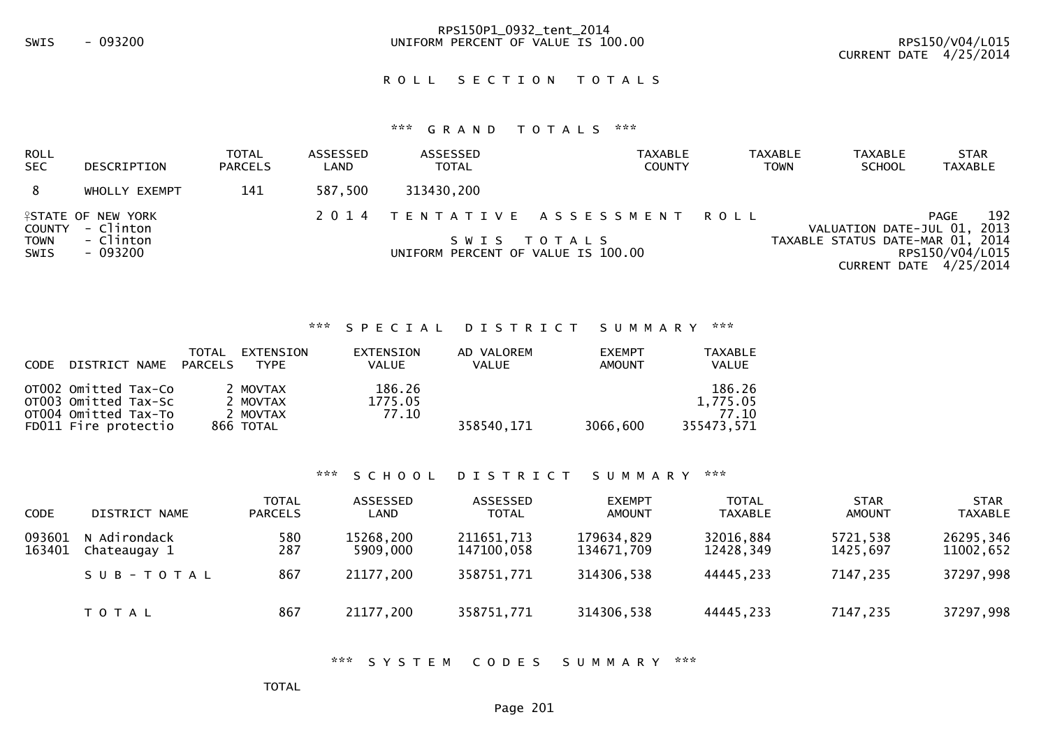SWIS - 093200

RPS150P1_0932_tent_2014
UNIFORM PERCENT OF VALUE IS 100.00

RPS150/V04/L015
CURRENT DATE 4/25/2014

## R O L L S E C T I O N T O T A L S

### *** G R A N D T O T A L S ***

| ROLL SEC | DESCRIPTION | TOTAL PARCELS | ASSESSED LAND | ASSESSED TOTAL | TAXABLE COUNTY | TAXABLE TOWN | TAXABLE SCHOOL | STAR TAXABLE |
|---|---|---|---|---|---|---|---|---|
| 8 | WHOLLY EXEMPT | 141 | 587,500 | 313430,200 | | | | |

STATE OF NEW YORK
COUNTY - Clinton
TOWN - Clinton
SWIS - 093200

2 0 1 4 T E N T A T I V E A S S E S S M E N T R O L L

S W I S T O T A L S
UNIFORM PERCENT OF VALUE IS 100.00

PAGE 192
VALUATION DATE-JUL 01, 2013
TAXABLE STATUS DATE-MAR 01, 2014
RPS150/V04/L015
CURRENT DATE 4/25/2014

### *** S P E C I A L D I S T R I C T S U M M A R Y ***

| CODE | DISTRICT NAME | TOTAL PARCELS | EXTENSION TYPE | EXTENSION VALUE | AD VALOREM VALUE | EXEMPT AMOUNT | TAXABLE VALUE |
|---|---|---|---|---|---|---|---|
| OT002 | Omitted Tax-Co | 2 | MOVTAX | 186.26 | | | 186.26 |
| OT003 | Omitted Tax-Sc | 2 | MOVTAX | 1775.05 | | | 1,775.05 |
| OT004 | Omitted Tax-To | 2 | MOVTAX | 77.10 | | | 77.10 |
| FD011 | Fire protectio | 866 | TOTAL | | 358540,171 | 3066,600 | 355473,571 |

### *** S C H O O L D I S T R I C T S U M M A R Y ***

| CODE | DISTRICT NAME | TOTAL PARCELS | ASSESSED LAND | ASSESSED TOTAL | EXEMPT AMOUNT | TOTAL TAXABLE | STAR AMOUNT | STAR TAXABLE |
|---|---|---|---|---|---|---|---|---|
| 093601 | N Adirondack | 580 | 15268,200 | 211651,713 | 179634,829 | 32016,884 | 5721,538 | 26295,346 |
| 163401 | Chateaugay 1 | 287 | 5909,000 | 147100,058 | 134671,709 | 12428,349 | 1425,697 | 11002,652 |
| | S U B - T O T A L | 867 | 21177,200 | 358751,771 | 314306,538 | 44445,233 | 7147,235 | 37297,998 |
| | T O T A L | 867 | 21177,200 | 358751,771 | 314306,538 | 44445,233 | 7147,235 | 37297,998 |

### *** S Y S T E M C O D E S S U M M A R Y ***

TOTAL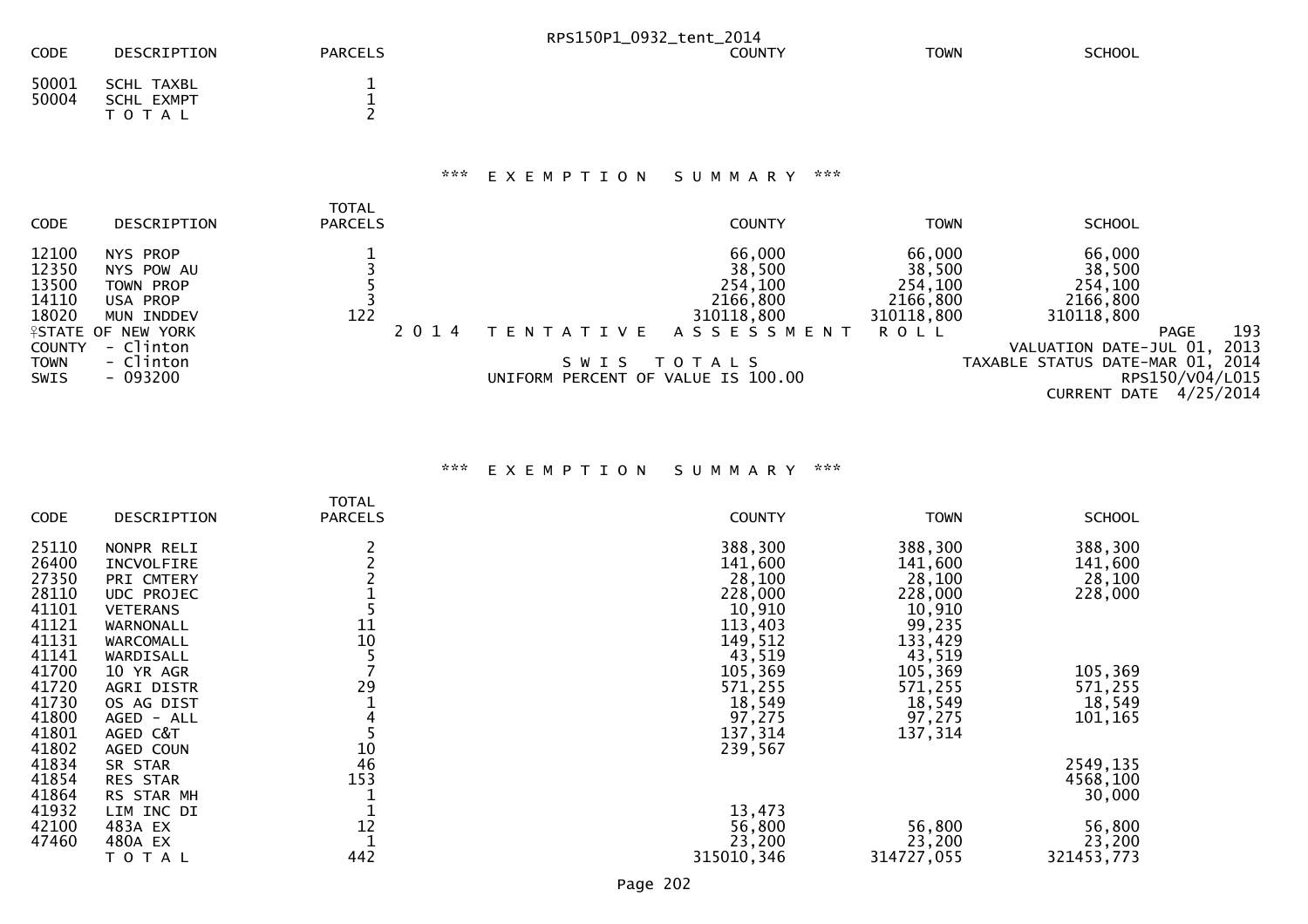RPS150P1_0932_tent_2014

| CODE | DESCRIPTION | PARCELS | COUNTY | TOWN | SCHOOL |
|---|---|---|---|---|---|
| 50001 | SCHL TAXBL | 1 | | | |
| 50004 | SCHL EXMPT | 1 | | | |
| | T O T A L | 2 | | | |

### \*\*\* E X E M P T I O N   S U M M A R Y \*\*\*

| CODE | DESCRIPTION | TOTAL PARCELS | COUNTY | TOWN | SCHOOL |
|---|---|---|---|---|---|
| 12100 | NYS PROP | 1 | 66,000 | 66,000 | 66,000 |
| 12350 | NYS POW AU | 3 | 38,500 | 38,500 | 38,500 |
| 13500 | TOWN PROP | 5 | 254,100 | 254,100 | 254,100 |
| 14110 | USA PROP | 3 | 2166,800 | 2166,800 | 2166,800 |
| 18020 | MUN INDDEV | 122 | 310118,800 | 310118,800 | 310118,800 |

STATE OF NEW YORK
COUNTY - Clinton
TOWN - Clinton
SWIS - 093200

2 0 1 4   T E N T A T I V E   A S S E S S M E N T   R O L L

S W I S   T O T A L S

UNIFORM PERCENT OF VALUE IS 100.00

PAGE 193
VALUATION DATE-JUL 01, 2013
TAXABLE STATUS DATE-MAR 01, 2014
RPS150/V04/L015
CURRENT DATE 4/25/2014

### \*\*\* E X E M P T I O N   S U M M A R Y \*\*\*

| CODE | DESCRIPTION | TOTAL PARCELS | COUNTY | TOWN | SCHOOL |
|---|---|---|---|---|---|
| 25110 | NONPR RELI | 2 | 388,300 | 388,300 | 388,300 |
| 26400 | INCVOLFIRE | 2 | 141,600 | 141,600 | 141,600 |
| 27350 | PRI CMTERY | 2 | 28,100 | 28,100 | 28,100 |
| 28110 | UDC PROJEC | 1 | 228,000 | 228,000 | 228,000 |
| 41101 | VETERANS | 5 | 10,910 | 10,910 | |
| 41121 | WARNONALL | 11 | 113,403 | 99,235 | |
| 41131 | WARCOMALL | 10 | 149,512 | 133,429 | |
| 41141 | WARDISALL | 5 | 43,519 | 43,519 | |
| 41700 | 10 YR AGR | 7 | 105,369 | 105,369 | 105,369 |
| 41720 | AGRI DISTR | 29 | 571,255 | 571,255 | 571,255 |
| 41730 | OS AG DIST | 1 | 18,549 | 18,549 | 18,549 |
| 41800 | AGED - ALL | 4 | 97,275 | 97,275 | 101,165 |
| 41801 | AGED C&T | 5 | 137,314 | 137,314 | |
| 41802 | AGED COUN | 10 | 239,567 | | |
| 41834 | SR STAR | 46 | | | 2549,135 |
| 41854 | RES STAR | 153 | | | 4568,100 |
| 41864 | RS STAR MH | 1 | | | 30,000 |
| 41932 | LIM INC DI | 1 | 13,473 | | |
| 42100 | 483A EX | 12 | 56,800 | 56,800 | 56,800 |
| 47460 | 480A EX | 1 | 23,200 | 23,200 | 23,200 |
| | T O T A L | 442 | 315010,346 | 314727,055 | 321453,773 |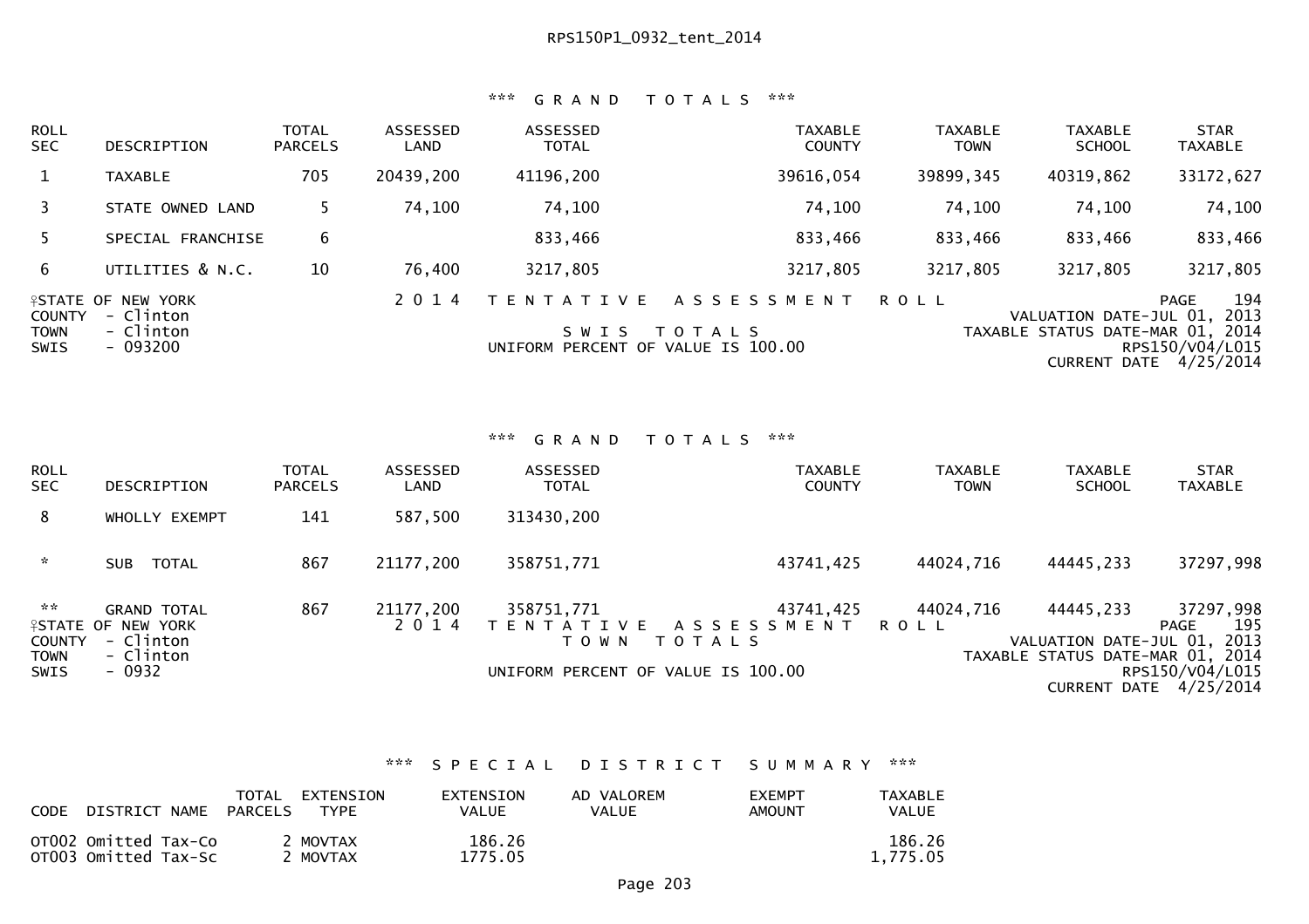RPS150P1_0932_tent_2014

*** G R A N D   T O T A L S ***

| ROLL SEC | DESCRIPTION | TOTAL PARCELS | ASSESSED LAND | ASSESSED TOTAL | TAXABLE COUNTY | TAXABLE TOWN | TAXABLE SCHOOL | STAR TAXABLE |
|---|---|---|---|---|---|---|---|---|
| 1 | TAXABLE | 705 | 20439,200 | 41196,200 | 39616,054 | 39899,345 | 40319,862 | 33172,627 |
| 3 | STATE OWNED LAND | 5 | 74,100 | 74,100 | 74,100 | 74,100 | 74,100 | 74,100 |
| 5 | SPECIAL FRANCHISE | 6 | | 833,466 | 833,466 | 833,466 | 833,466 | 833,466 |
| 6 | UTILITIES & N.C. | 10 | 76,400 | 3217,805 | 3217,805 | 3217,805 | 3217,805 | 3217,805 |

STATE OF NEW YORK — 2 0 1 4 T E N T A T I V E A S S E S S M E N T R O L L — PAGE 194
COUNTY - Clinton — VALUATION DATE-JUL 01, 2013
TOWN - Clinton — S W I S T O T A L S — TAXABLE STATUS DATE-MAR 01, 2014
SWIS - 093200 — UNIFORM PERCENT OF VALUE IS 100.00 — RPS150/V04/L015
CURRENT DATE 4/25/2014

*** G R A N D   T O T A L S ***

| ROLL SEC | DESCRIPTION | TOTAL PARCELS | ASSESSED LAND | ASSESSED TOTAL | TAXABLE COUNTY | TAXABLE TOWN | TAXABLE SCHOOL | STAR TAXABLE |
|---|---|---|---|---|---|---|---|---|
| 8 | WHOLLY EXEMPT | 141 | 587,500 | 313430,200 | | | | |
| * | SUB TOTAL | 867 | 21177,200 | 358751,771 | 43741,425 | 44024,716 | 44445,233 | 37297,998 |
| ** | GRAND TOTAL | 867 | 21177,200 | 358751,771 | 43741,425 | 44024,716 | 44445,233 | 37297,998 |

STATE OF NEW YORK — 2 0 1 4 T E N T A T I V E A S S E S S M E N T R O L L — PAGE 195
COUNTY - Clinton — T O W N T O T A L S — VALUATION DATE-JUL 01, 2013
TOWN - Clinton — TAXABLE STATUS DATE-MAR 01, 2014
SWIS - 0932 — UNIFORM PERCENT OF VALUE IS 100.00 — RPS150/V04/L015
CURRENT DATE 4/25/2014

*** S P E C I A L   D I S T R I C T   S U M M A R Y ***

| CODE | DISTRICT NAME | TOTAL PARCELS | EXTENSION TYPE | EXTENSION VALUE | AD VALOREM VALUE | EXEMPT AMOUNT | TAXABLE VALUE |
|---|---|---|---|---|---|---|---|
| OT002 | Omitted Tax-Co | | 2 MOVTAX | 186.26 | | | 186.26 |
| OT003 | Omitted Tax-Sc | | 2 MOVTAX | 1775.05 | | | 1,775.05 |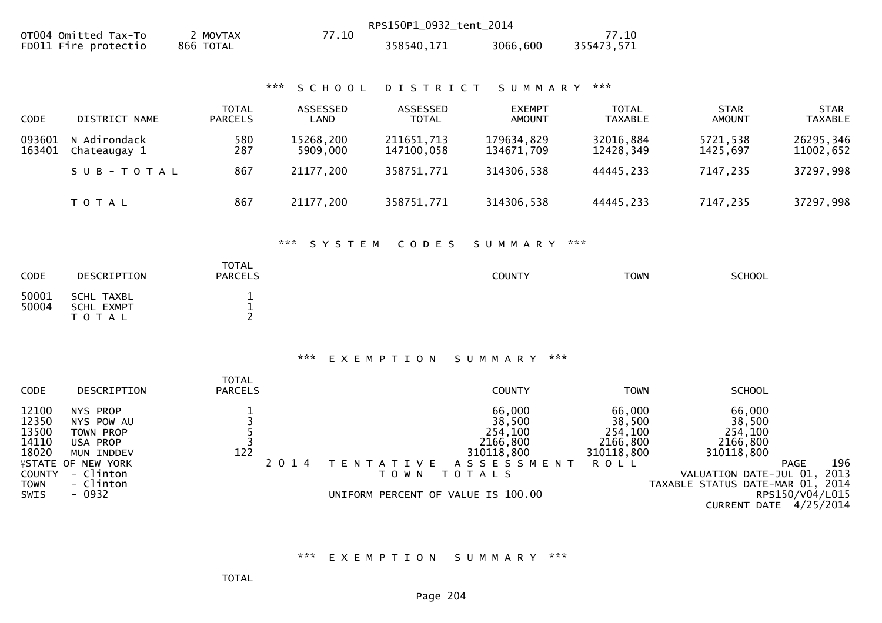| | | | | | |
|---|---|---|---|---|---|
| OT004 Omitted Tax-To | 2 MOVTAX | 77.10 | | | 77.10 |
| FD011 Fire protectio | 866 TOTAL | | 358540,171 | 3066,600 | 355473,571 |

### *** S C H O O L   D I S T R I C T   S U M M A R Y ***

| CODE | DISTRICT NAME | TOTAL PARCELS | ASSESSED LAND | ASSESSED TOTAL | EXEMPT AMOUNT | TOTAL TAXABLE | STAR AMOUNT | STAR TAXABLE |
|---|---|---|---|---|---|---|---|---|
| 093601 | N Adirondack | 580 | 15268,200 | 211651,713 | 179634,829 | 32016,884 | 5721,538 | 26295,346 |
| 163401 | Chateaugay 1 | 287 | 5909,000 | 147100,058 | 134671,709 | 12428,349 | 1425,697 | 11002,652 |
| | S U B - T O T A L | 867 | 21177,200 | 358751,771 | 314306,538 | 44445,233 | 7147,235 | 37297,998 |
| | T O T A L | 867 | 21177,200 | 358751,771 | 314306,538 | 44445,233 | 7147,235 | 37297,998 |

### *** S Y S T E M   C O D E S   S U M M A R Y ***

| CODE | DESCRIPTION | TOTAL PARCELS | COUNTY | TOWN | SCHOOL |
|---|---|---|---|---|---|
| 50001 | SCHL TAXBL | 1 | | | |
| 50004 | SCHL EXMPT | 1 | | | |
| | T O T A L | 2 | | | |

### *** E X E M P T I O N   S U M M A R Y ***

| CODE | DESCRIPTION | TOTAL PARCELS | COUNTY | TOWN | SCHOOL |
|---|---|---|---|---|---|
| 12100 | NYS PROP | 1 | 66,000 | 66,000 | 66,000 |
| 12350 | NYS POW AU | 3 | 38,500 | 38,500 | 38,500 |
| 13500 | TOWN PROP | 5 | 254,100 | 254,100 | 254,100 |
| 14110 | USA PROP | 3 | 2166,800 | 2166,800 | 2166,800 |
| 18020 | MUN INDDEV | 122 | 310118,800 | 310118,800 | 310118,800 |

STATE OF NEW YORK — 2 0 1 4   T E N T A T I V E   A S S E S S M E N T   R O L L — PAGE 196
COUNTY - Clinton — T O W N   T O T A L S — VALUATION DATE-JUL 01, 2013
TOWN - Clinton — TAXABLE STATUS DATE-MAR 01, 2014
SWIS - 0932 — UNIFORM PERCENT OF VALUE IS 100.00 — RPS150/V04/L015
CURRENT DATE 4/25/2014

### *** E X E M P T I O N   S U M M A R Y ***

TOTAL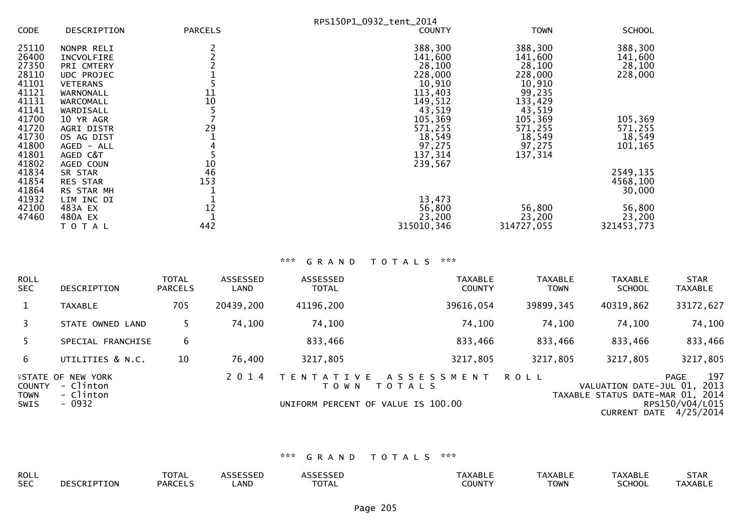RPS150P1_0932_tent_2014

| CODE | DESCRIPTION | PARCELS | COUNTY | TOWN | SCHOOL |
|---|---|---|---|---|---|
| 25110 | NONPR RELI | 2 | 388,300 | 388,300 | 388,300 |
| 26400 | INCVOLFIRE | 2 | 141,600 | 141,600 | 141,600 |
| 27350 | PRI CMTERY | 2 | 28,100 | 28,100 | 28,100 |
| 28110 | UDC PROJEC | 1 | 228,000 | 228,000 | 228,000 |
| 41101 | VETERANS | 5 | 10,910 | 10,910 | |
| 41121 | WARNONALL | 11 | 113,403 | 99,235 | |
| 41131 | WARCOMALL | 10 | 149,512 | 133,429 | |
| 41141 | WARDISALL | 5 | 43,519 | 43,519 | |
| 41700 | 10 YR AGR | 7 | 105,369 | 105,369 | 105,369 |
| 41720 | AGRI DISTR | 29 | 571,255 | 571,255 | 571,255 |
| 41730 | OS AG DIST | 1 | 18,549 | 18,549 | 18,549 |
| 41800 | AGED - ALL | 4 | 97,275 | 97,275 | 101,165 |
| 41801 | AGED C&T | 5 | 137,314 | 137,314 | |
| 41802 | AGED COUN | 10 | 239,567 | | |
| 41834 | SR STAR | 46 | | | 2549,135 |
| 41854 | RES STAR | 153 | | | 4568,100 |
| 41864 | RS STAR MH | 1 | | | 30,000 |
| 41932 | LIM INC DI | 1 | 13,473 | | |
| 42100 | 483A EX | 12 | 56,800 | 56,800 | 56,800 |
| 47460 | 480A EX | 1 | 23,200 | 23,200 | 23,200 |
| | T O T A L | 442 | 315010,346 | 314727,055 | 321453,773 |

*** G R A N D   T O T A L S ***

| ROLL SEC | DESCRIPTION | TOTAL PARCELS | ASSESSED LAND | ASSESSED TOTAL | TAXABLE COUNTY | TAXABLE TOWN | TAXABLE SCHOOL | STAR TAXABLE |
|---|---|---|---|---|---|---|---|---|
| 1 | TAXABLE | 705 | 20439,200 | 41196,200 | 39616,054 | 39899,345 | 40319,862 | 33172,627 |
| 3 | STATE OWNED LAND | 5 | 74,100 | 74,100 | 74,100 | 74,100 | 74,100 | 74,100 |
| 5 | SPECIAL FRANCHISE | 6 | | 833,466 | 833,466 | 833,466 | 833,466 | 833,466 |
| 6 | UTILITIES & N.C. | 10 | 76,400 | 3217,805 | 3217,805 | 3217,805 | 3217,805 | 3217,805 |

STATE OF NEW YORK — 2 0 1 4 T E N T A T I V E A S S E S S M E N T R O L L — PAGE 197
COUNTY - Clinton — T O W N T O T A L S — VALUATION DATE-JUL 01, 2013
TOWN - Clinton — TAXABLE STATUS DATE-MAR 01, 2014
SWIS - 0932 — UNIFORM PERCENT OF VALUE IS 100.00 — RPS150/V04/L015
CURRENT DATE 4/25/2014

*** G R A N D   T O T A L S ***

| ROLL SEC | DESCRIPTION | TOTAL PARCELS | ASSESSED LAND | ASSESSED TOTAL | TAXABLE COUNTY | TAXABLE TOWN | TAXABLE SCHOOL | STAR TAXABLE |
|---|---|---|---|---|---|---|---|---|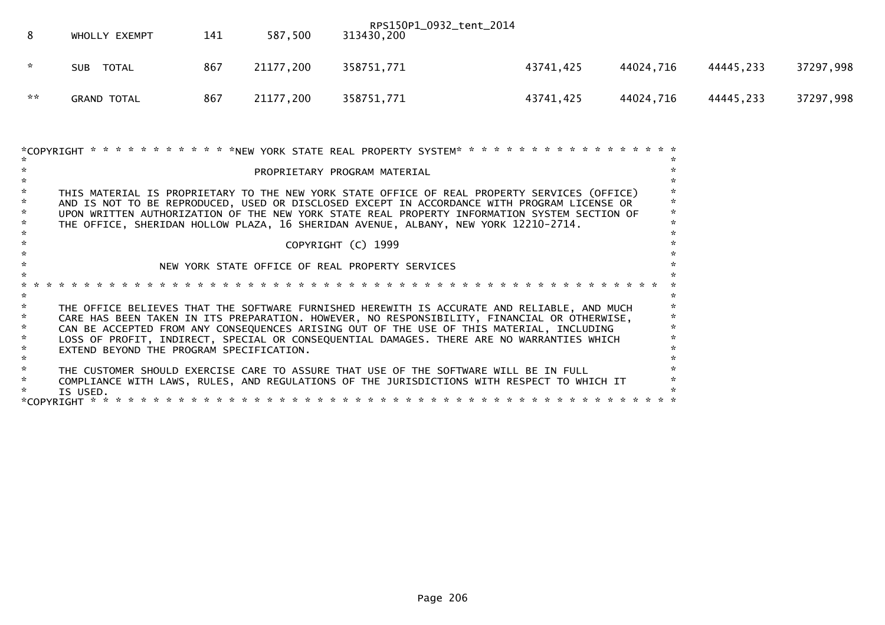RPS150P1_0932_tent_2014

| | | | | | | | | |
|---|---|---|---|---|---|---|---|---|
| 8 | WHOLLY EXEMPT | 141 | 587,500 | 313430,200 | | | | |
| * | SUB TOTAL | 867 | 21177,200 | 358751,771 | 43741,425 | 44024,716 | 44445,233 | 37297,998 |
| ** | GRAND TOTAL | 867 | 21177,200 | 358751,771 | 43741,425 | 44024,716 | 44445,233 | 37297,998 |

```
*COPYRIGHT * * * * * * * * * * * *NEW YORK STATE REAL PROPERTY SYSTEM* * * * * * * * * * * * * * * * * *
*                                                                                                        *
*                                  PROPRIETARY PROGRAM MATERIAL                                          *
*                                                                                                        *
*     THIS MATERIAL IS PROPRIETARY TO THE NEW YORK STATE OFFICE OF REAL PROPERTY SERVICES (OFFICE)       *
*     AND IS NOT TO BE REPRODUCED, USED OR DISCLOSED EXCEPT IN ACCORDANCE WITH PROGRAM LICENSE OR        *
*     UPON WRITTEN AUTHORIZATION OF THE NEW YORK STATE REAL PROPERTY INFORMATION SYSTEM SECTION OF       *
*     THE OFFICE, SHERIDAN HOLLOW PLAZA, 16 SHERIDAN AVENUE, ALBANY, NEW YORK 12210-2714.                *
*                                                                                                        *
*                                       COPYRIGHT (C) 1999                                               *
*                                                                                                        *
*                      NEW YORK STATE OFFICE OF REAL PROPERTY SERVICES                                   *
*                                                                                                        *
* * * * * * * * * * * * * * * * * * * * * * * * * * * * * * * * * * * * * * * * * * * * * * * * * * * * *
*                                                                                                        *
*     THE OFFICE BELIEVES THAT THE SOFTWARE FURNISHED HEREWITH IS ACCURATE AND RELIABLE, AND MUCH         *
*     CARE HAS BEEN TAKEN IN ITS PREPARATION. HOWEVER, NO RESPONSIBILITY, FINANCIAL OR OTHERWISE,        *
*     CAN BE ACCEPTED FROM ANY CONSEQUENCES ARISING OUT OF THE USE OF THIS MATERIAL, INCLUDING           *
*     LOSS OF PROFIT, INDIRECT, SPECIAL OR CONSEQUENTIAL DAMAGES. THERE ARE NO WARRANTIES WHICH          *
*     EXTEND BEYOND THE PROGRAM SPECIFICATION.                                                           *
*                                                                                                        *
*     THE CUSTOMER SHOULD EXERCISE CARE TO ASSURE THAT USE OF THE SOFTWARE WILL BE IN FULL               *
*     COMPLIANCE WITH LAWS, RULES, AND REGULATIONS OF THE JURISDICTIONS WITH RESPECT TO WHICH IT         *
*     IS USED.                                                                                           *
*COPYRIGHT * * * * * * * * * * * * * * * * * * * * * * * * * * * * * * * * * * * * * * * * * * * * * * *
```